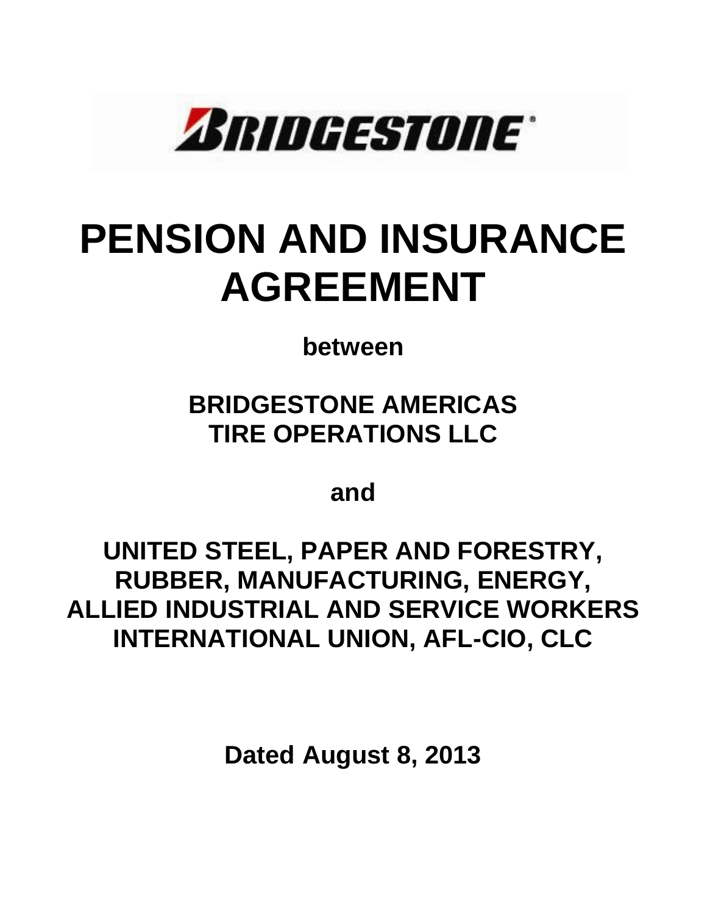BRIDGESTONE

# PENSION AND INSURANCE AGREEMENT

**between**

**BRIDGESTONE AMERICAS TIRE OPERATIONS LLC**

**and**

**UNITED STEEL, PAPER AND FORESTRY, RUBBER, MANUFACTURING, ENERGY, ALLIED INDUSTRIAL AND SERVICE WORKERS INTERNATIONAL UNION, AFL-CIO, CLC**

**Dated August 8, 2013**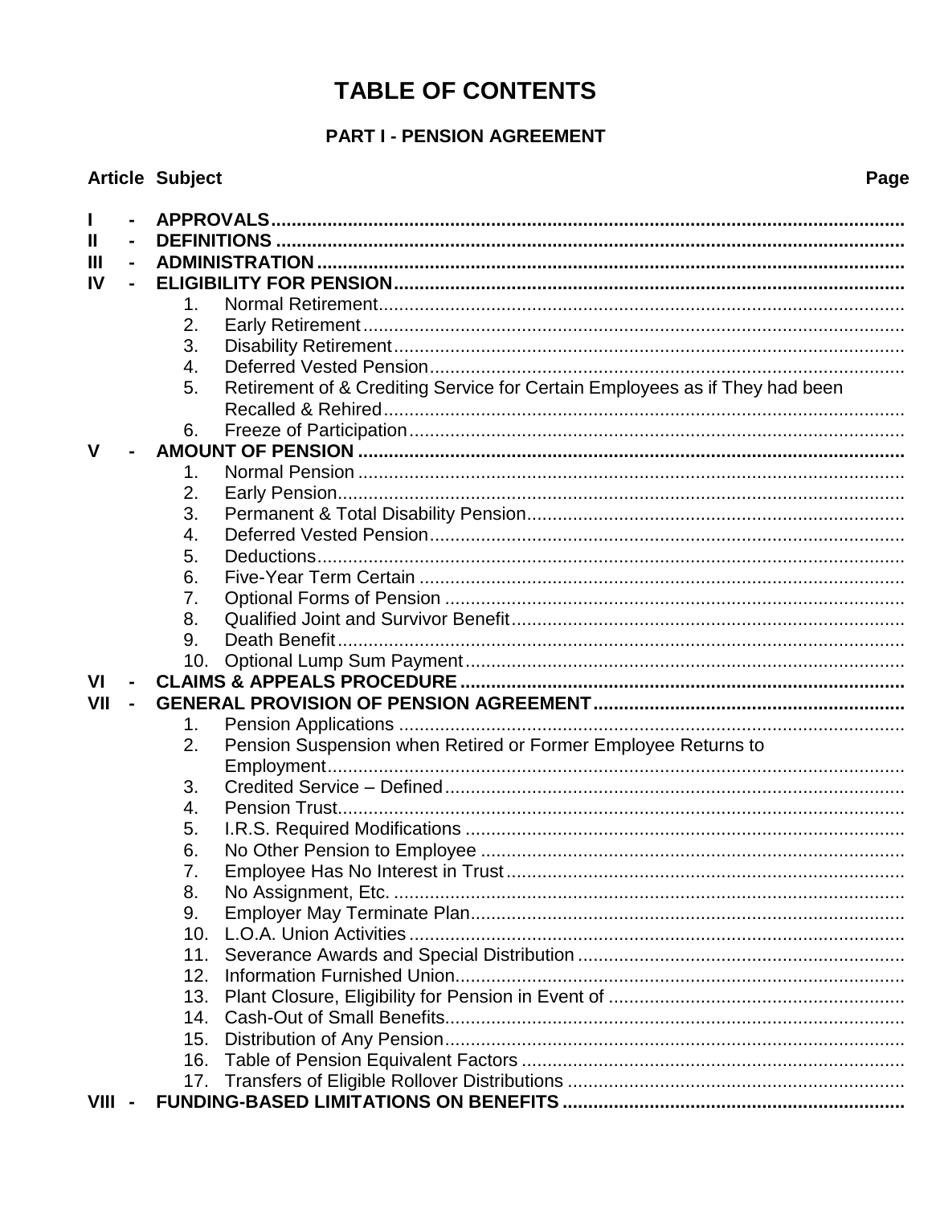# TABLE OF CONTENTS

## PART I - PENSION AGREEMENT

**Article Subject** **Page**

**I - APPROVALS**

**II - DEFINITIONS**

**III - ADMINISTRATION**

**IV - ELIGIBILITY FOR PENSION**

1. Normal Retirement
2. Early Retirement
3. Disability Retirement
4. Deferred Vested Pension
5. Retirement of & Crediting Service for Certain Employees as if They had been Recalled & Rehired
6. Freeze of Participation

**V - AMOUNT OF PENSION**

1. Normal Pension
2. Early Pension
3. Permanent & Total Disability Pension
4. Deferred Vested Pension
5. Deductions
6. Five-Year Term Certain
7. Optional Forms of Pension
8. Qualified Joint and Survivor Benefit
9. Death Benefit
10. Optional Lump Sum Payment

**VI - CLAIMS & APPEALS PROCEDURE**

**VII - GENERAL PROVISION OF PENSION AGREEMENT**

1. Pension Applications
2. Pension Suspension when Retired or Former Employee Returns to Employment
3. Credited Service – Defined
4. Pension Trust
5. I.R.S. Required Modifications
6. No Other Pension to Employee
7. Employee Has No Interest in Trust
8. No Assignment, Etc.
9. Employer May Terminate Plan
10. L.O.A. Union Activities
11. Severance Awards and Special Distribution
12. Information Furnished Union
13. Plant Closure, Eligibility for Pension in Event of
14. Cash-Out of Small Benefits
15. Distribution of Any Pension
16. Table of Pension Equivalent Factors
17. Transfers of Eligible Rollover Distributions

**VIII - FUNDING-BASED LIMITATIONS ON BENEFITS**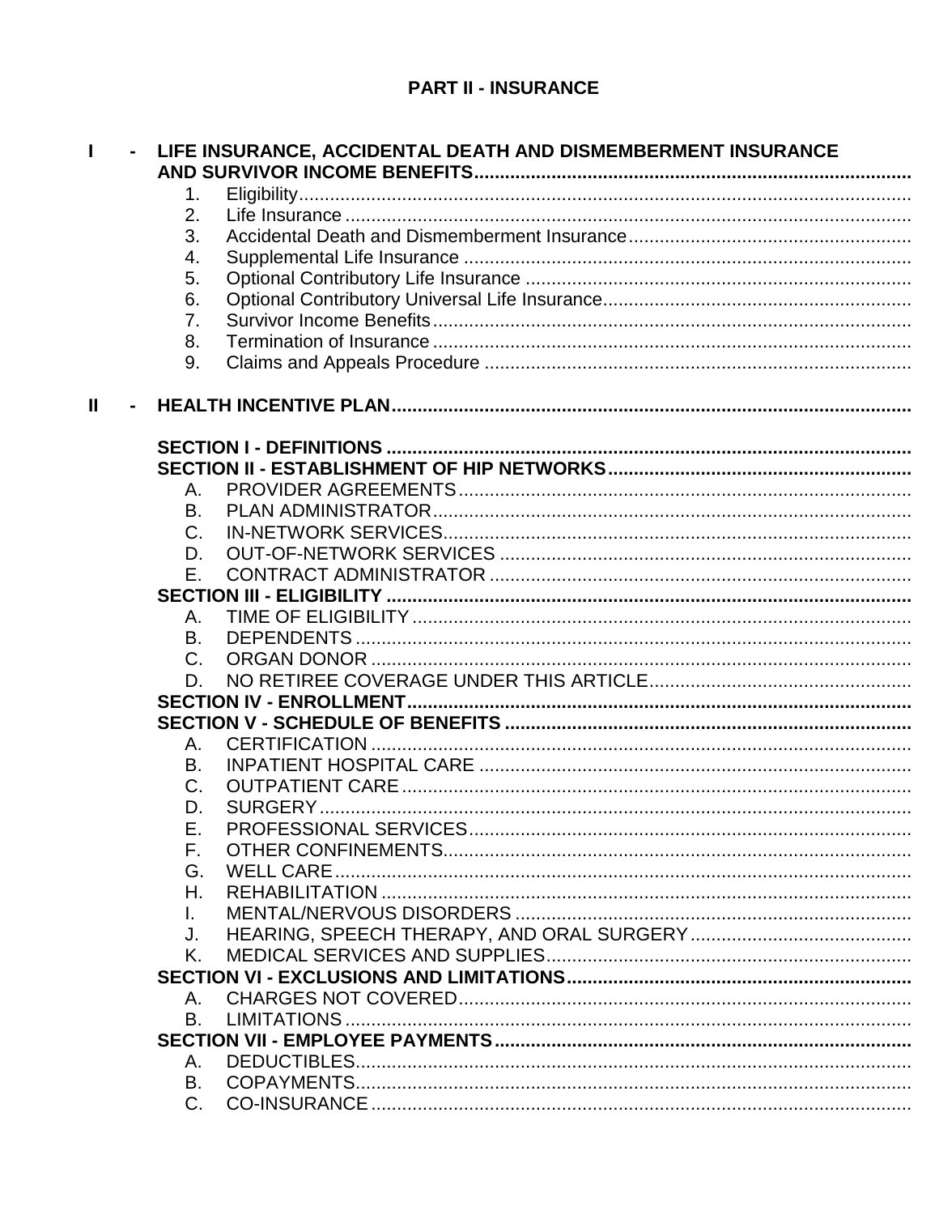# PART II - INSURANCE

**I - LIFE INSURANCE, ACCIDENTAL DEATH AND DISMEMBERMENT INSURANCE AND SURVIVOR INCOME BENEFITS**

1. Eligibility
2. Life Insurance
3. Accidental Death and Dismemberment Insurance
4. Supplemental Life Insurance
5. Optional Contributory Life Insurance
6. Optional Contributory Universal Life Insurance
7. Survivor Income Benefits
8. Termination of Insurance
9. Claims and Appeals Procedure

**II - HEALTH INCENTIVE PLAN**

**SECTION I - DEFINITIONS**

**SECTION II - ESTABLISHMENT OF HIP NETWORKS**

- A. PROVIDER AGREEMENTS
- B. PLAN ADMINISTRATOR
- C. IN-NETWORK SERVICES
- D. OUT-OF-NETWORK SERVICES
- E. CONTRACT ADMINISTRATOR

**SECTION III - ELIGIBILITY**

- A. TIME OF ELIGIBILITY
- B. DEPENDENTS
- C. ORGAN DONOR
- D. NO RETIREE COVERAGE UNDER THIS ARTICLE

**SECTION IV - ENROLLMENT**

**SECTION V - SCHEDULE OF BENEFITS**

- A. CERTIFICATION
- B. INPATIENT HOSPITAL CARE
- C. OUTPATIENT CARE
- D. SURGERY
- E. PROFESSIONAL SERVICES
- F. OTHER CONFINEMENTS
- G. WELL CARE
- H. REHABILITATION
- I. MENTAL/NERVOUS DISORDERS
- J. HEARING, SPEECH THERAPY, AND ORAL SURGERY
- K. MEDICAL SERVICES AND SUPPLIES

**SECTION VI - EXCLUSIONS AND LIMITATIONS**

- A. CHARGES NOT COVERED
- B. LIMITATIONS

**SECTION VII - EMPLOYEE PAYMENTS**

- A. DEDUCTIBLES
- B. COPAYMENTS
- C. CO-INSURANCE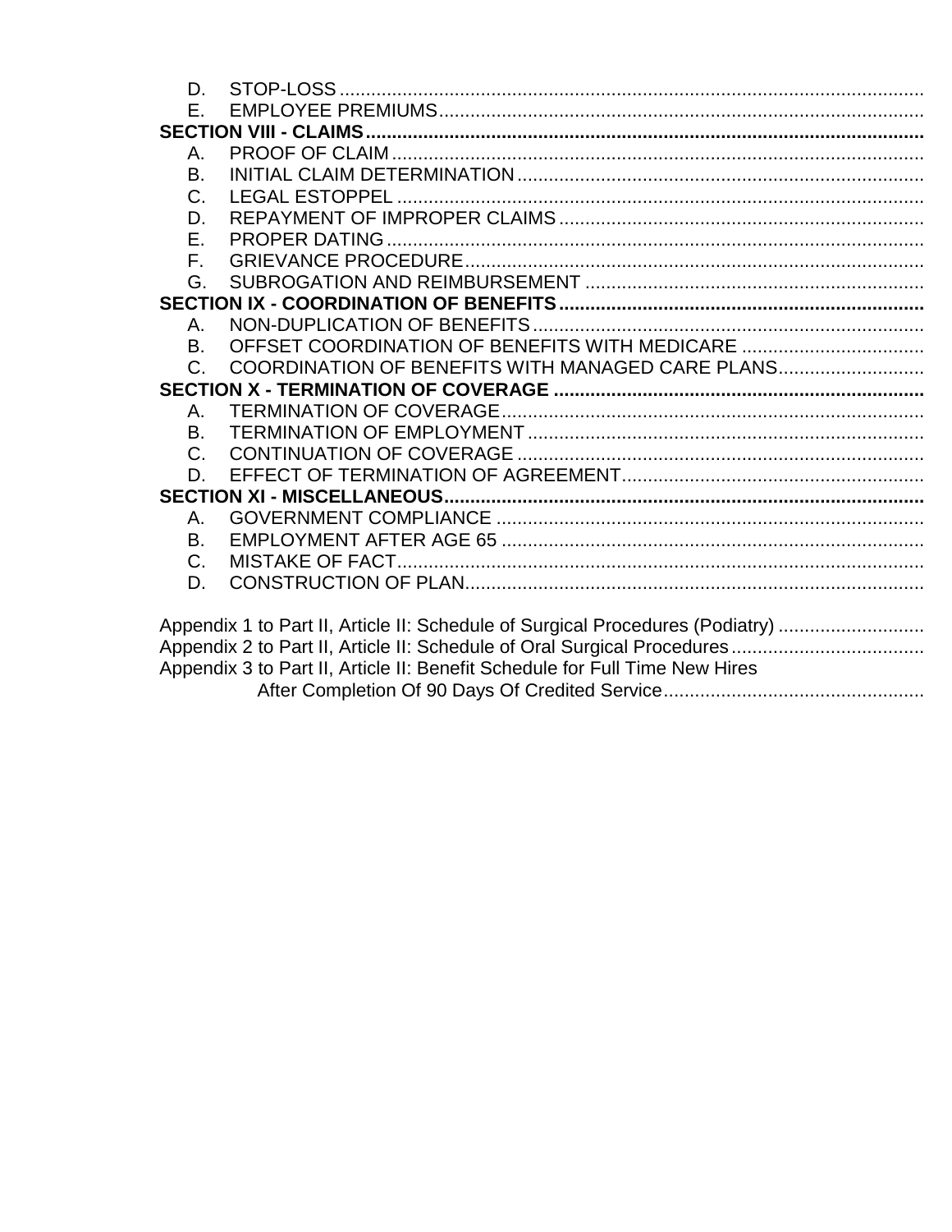D. STOP-LOSS

E. EMPLOYEE PREMIUMS

**SECTION VIII - CLAIMS**

A. PROOF OF CLAIM

B. INITIAL CLAIM DETERMINATION

C. LEGAL ESTOPPEL

D. REPAYMENT OF IMPROPER CLAIMS

E. PROPER DATING

F. GRIEVANCE PROCEDURE

G. SUBROGATION AND REIMBURSEMENT

**SECTION IX - COORDINATION OF BENEFITS**

A. NON-DUPLICATION OF BENEFITS

B. OFFSET COORDINATION OF BENEFITS WITH MEDICARE

C. COORDINATION OF BENEFITS WITH MANAGED CARE PLANS

**SECTION X - TERMINATION OF COVERAGE**

A. TERMINATION OF COVERAGE

B. TERMINATION OF EMPLOYMENT

C. CONTINUATION OF COVERAGE

D. EFFECT OF TERMINATION OF AGREEMENT

**SECTION XI - MISCELLANEOUS**

A. GOVERNMENT COMPLIANCE

B. EMPLOYMENT AFTER AGE 65

C. MISTAKE OF FACT

D. CONSTRUCTION OF PLAN

Appendix 1 to Part II, Article II: Schedule of Surgical Procedures (Podiatry)

Appendix 2 to Part II, Article II: Schedule of Oral Surgical Procedures

Appendix 3 to Part II, Article II: Benefit Schedule for Full Time New Hires After Completion Of 90 Days Of Credited Service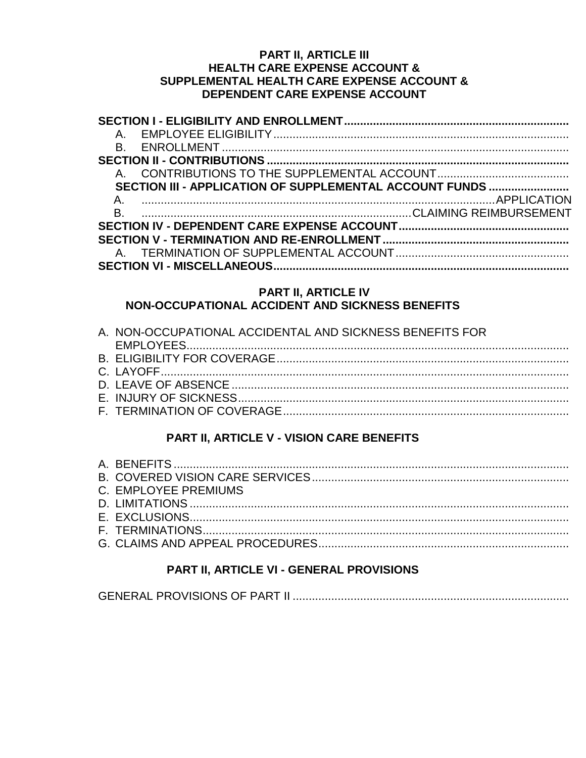## PART II, ARTICLE III
## HEALTH CARE EXPENSE ACCOUNT &
## SUPPLEMENTAL HEALTH CARE EXPENSE ACCOUNT &
## DEPENDENT CARE EXPENSE ACCOUNT

**SECTION I - ELIGIBILITY AND ENROLLMENT**

- A. EMPLOYEE ELIGIBILITY
- B. ENROLLMENT

**SECTION II - CONTRIBUTIONS**

- A. CONTRIBUTIONS TO THE SUPPLEMENTAL ACCOUNT

**SECTION III - APPLICATION OF SUPPLEMENTAL ACCOUNT FUNDS**

- A. APPLICATION
- B. CLAIMING REIMBURSEMENT

**SECTION IV - DEPENDENT CARE EXPENSE ACCOUNT**

**SECTION V - TERMINATION AND RE-ENROLLMENT**

- A. TERMINATION OF SUPPLEMENTAL ACCOUNT

**SECTION VI - MISCELLANEOUS**

## PART II, ARTICLE IV
## NON-OCCUPATIONAL ACCIDENT AND SICKNESS BENEFITS

- A. NON-OCCUPATIONAL ACCIDENTAL AND SICKNESS BENEFITS FOR EMPLOYEES
- B. ELIGIBILITY FOR COVERAGE
- C. LAYOFF
- D. LEAVE OF ABSENCE
- E. INJURY OF SICKNESS
- F. TERMINATION OF COVERAGE

## PART II, ARTICLE V - VISION CARE BENEFITS

- A. BENEFITS
- B. COVERED VISION CARE SERVICES
- C. EMPLOYEE PREMIUMS
- D. LIMITATIONS
- E. EXCLUSIONS
- F. TERMINATIONS
- G. CLAIMS AND APPEAL PROCEDURES

## PART II, ARTICLE VI - GENERAL PROVISIONS

GENERAL PROVISIONS OF PART II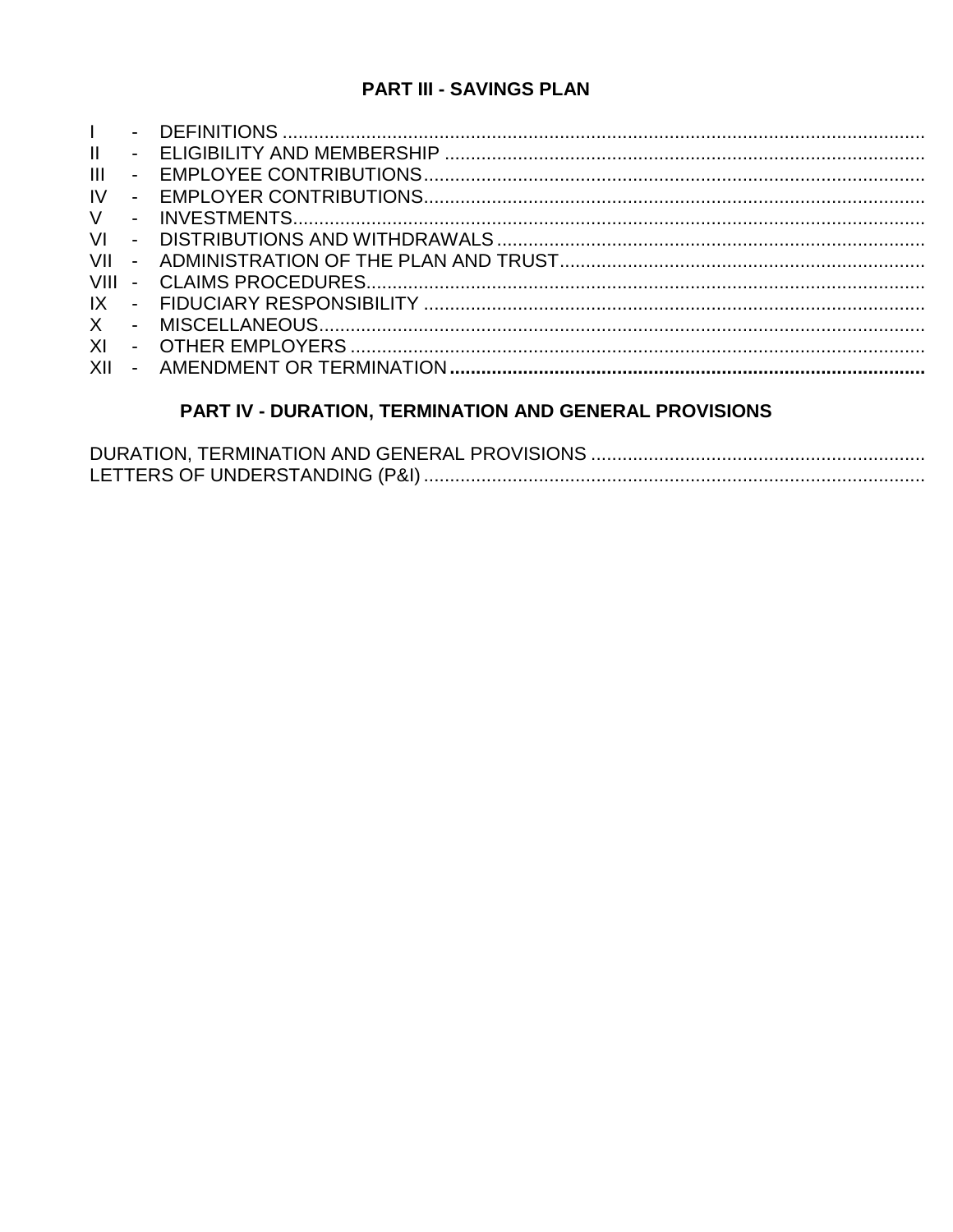## PART III - SAVINGS PLAN

I - DEFINITIONS
II - ELIGIBILITY AND MEMBERSHIP
III - EMPLOYEE CONTRIBUTIONS
IV - EMPLOYER CONTRIBUTIONS
V - INVESTMENTS
VI - DISTRIBUTIONS AND WITHDRAWALS
VII - ADMINISTRATION OF THE PLAN AND TRUST
VIII - CLAIMS PROCEDURES
IX - FIDUCIARY RESPONSIBILITY
X - MISCELLANEOUS
XI - OTHER EMPLOYERS
XII - AMENDMENT OR TERMINATION

## PART IV - DURATION, TERMINATION AND GENERAL PROVISIONS

DURATION, TERMINATION AND GENERAL PROVISIONS
LETTERS OF UNDERSTANDING (P&I)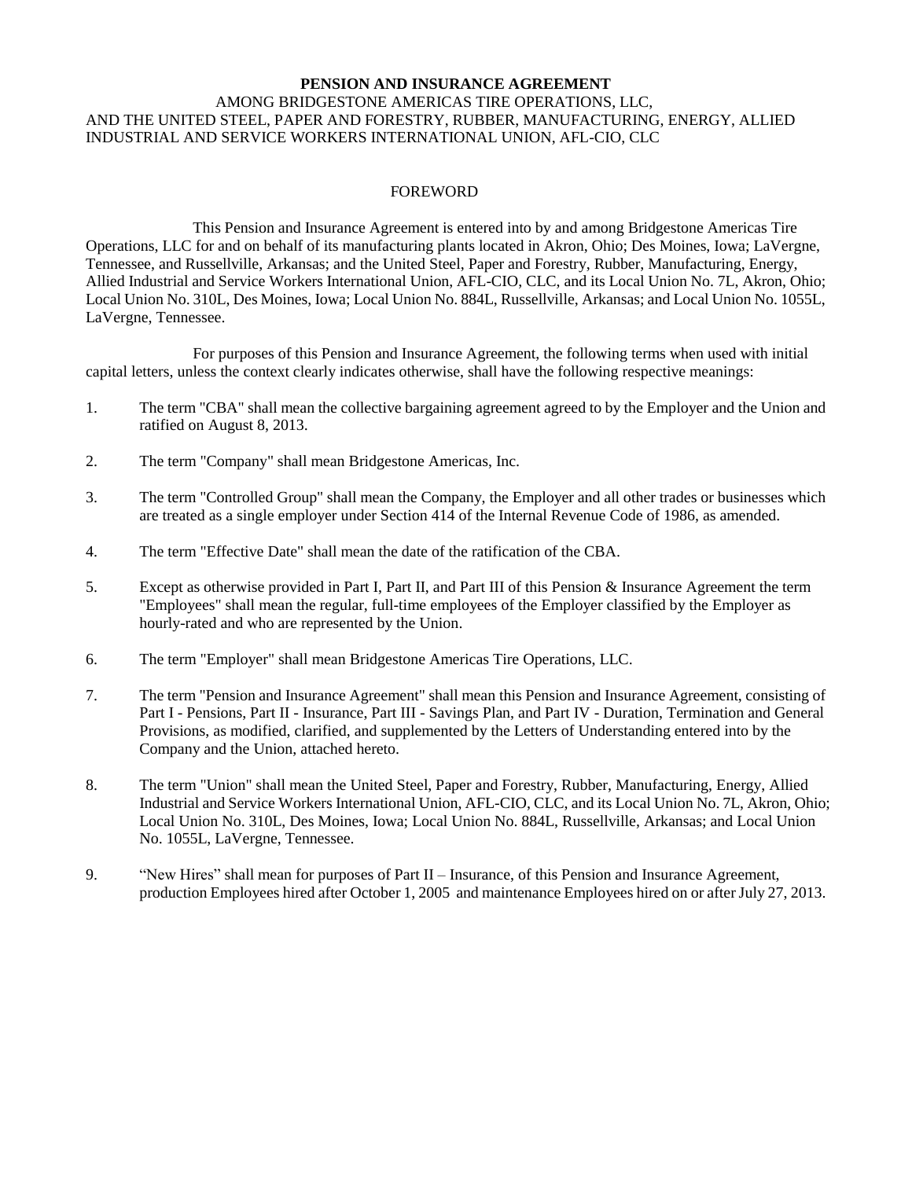**PENSION AND INSURANCE AGREEMENT**
AMONG BRIDGESTONE AMERICAS TIRE OPERATIONS, LLC,
AND THE UNITED STEEL, PAPER AND FORESTRY, RUBBER, MANUFACTURING, ENERGY, ALLIED INDUSTRIAL AND SERVICE WORKERS INTERNATIONAL UNION, AFL-CIO, CLC

FOREWORD

This Pension and Insurance Agreement is entered into by and among Bridgestone Americas Tire Operations, LLC for and on behalf of its manufacturing plants located in Akron, Ohio; Des Moines, Iowa; LaVergne, Tennessee, and Russellville, Arkansas; and the United Steel, Paper and Forestry, Rubber, Manufacturing, Energy, Allied Industrial and Service Workers International Union, AFL-CIO, CLC, and its Local Union No. 7L, Akron, Ohio; Local Union No. 310L, Des Moines, Iowa; Local Union No. 884L, Russellville, Arkansas; and Local Union No. 1055L, LaVergne, Tennessee.

For purposes of this Pension and Insurance Agreement, the following terms when used with initial capital letters, unless the context clearly indicates otherwise, shall have the following respective meanings:

1. The term "CBA" shall mean the collective bargaining agreement agreed to by the Employer and the Union and ratified on August 8, 2013.

2. The term "Company" shall mean Bridgestone Americas, Inc.

3. The term "Controlled Group" shall mean the Company, the Employer and all other trades or businesses which are treated as a single employer under Section 414 of the Internal Revenue Code of 1986, as amended.

4. The term "Effective Date" shall mean the date of the ratification of the CBA.

5. Except as otherwise provided in Part I, Part II, and Part III of this Pension & Insurance Agreement the term "Employees" shall mean the regular, full-time employees of the Employer classified by the Employer as hourly-rated and who are represented by the Union.

6. The term "Employer" shall mean Bridgestone Americas Tire Operations, LLC.

7. The term "Pension and Insurance Agreement" shall mean this Pension and Insurance Agreement, consisting of Part I - Pensions, Part II - Insurance, Part III - Savings Plan, and Part IV - Duration, Termination and General Provisions, as modified, clarified, and supplemented by the Letters of Understanding entered into by the Company and the Union, attached hereto.

8. The term "Union" shall mean the United Steel, Paper and Forestry, Rubber, Manufacturing, Energy, Allied Industrial and Service Workers International Union, AFL-CIO, CLC, and its Local Union No. 7L, Akron, Ohio; Local Union No. 310L, Des Moines, Iowa; Local Union No. 884L, Russellville, Arkansas; and Local Union No. 1055L, LaVergne, Tennessee.

9. "New Hires" shall mean for purposes of Part II – Insurance, of this Pension and Insurance Agreement, production Employees hired after October 1, 2005 and maintenance Employees hired on or after July 27, 2013.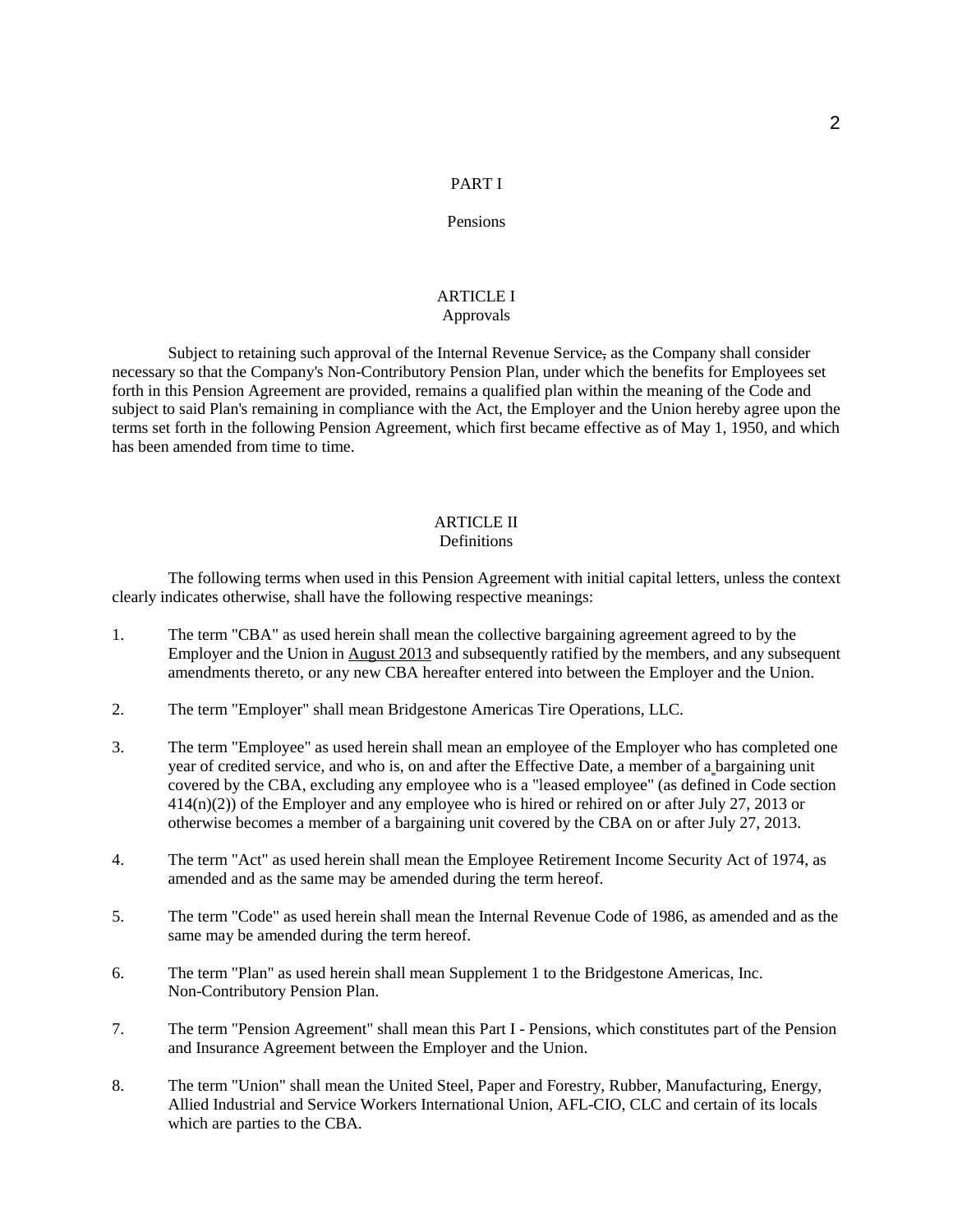# PART I

## Pensions

### ARTICLE I
### Approvals

Subject to retaining such approval of the Internal Revenue Service, as the Company shall consider necessary so that the Company's Non-Contributory Pension Plan, under which the benefits for Employees set forth in this Pension Agreement are provided, remains a qualified plan within the meaning of the Code and subject to said Plan's remaining in compliance with the Act, the Employer and the Union hereby agree upon the terms set forth in the following Pension Agreement, which first became effective as of May 1, 1950, and which has been amended from time to time.

### ARTICLE II
### Definitions

The following terms when used in this Pension Agreement with initial capital letters, unless the context clearly indicates otherwise, shall have the following respective meanings:

1. The term "CBA" as used herein shall mean the collective bargaining agreement agreed to by the Employer and the Union in August 2013 and subsequently ratified by the members, and any subsequent amendments thereto, or any new CBA hereafter entered into between the Employer and the Union.

2. The term "Employer" shall mean Bridgestone Americas Tire Operations, LLC.

3. The term "Employee" as used herein shall mean an employee of the Employer who has completed one year of credited service, and who is, on and after the Effective Date, a member of a bargaining unit covered by the CBA, excluding any employee who is a "leased employee" (as defined in Code section 414(n)(2)) of the Employer and any employee who is hired or rehired on or after July 27, 2013 or otherwise becomes a member of a bargaining unit covered by the CBA on or after July 27, 2013.

4. The term "Act" as used herein shall mean the Employee Retirement Income Security Act of 1974, as amended and as the same may be amended during the term hereof.

5. The term "Code" as used herein shall mean the Internal Revenue Code of 1986, as amended and as the same may be amended during the term hereof.

6. The term "Plan" as used herein shall mean Supplement 1 to the Bridgestone Americas, Inc. Non-Contributory Pension Plan.

7. The term "Pension Agreement" shall mean this Part I - Pensions, which constitutes part of the Pension and Insurance Agreement between the Employer and the Union.

8. The term "Union" shall mean the United Steel, Paper and Forestry, Rubber, Manufacturing, Energy, Allied Industrial and Service Workers International Union, AFL-CIO, CLC and certain of its locals which are parties to the CBA.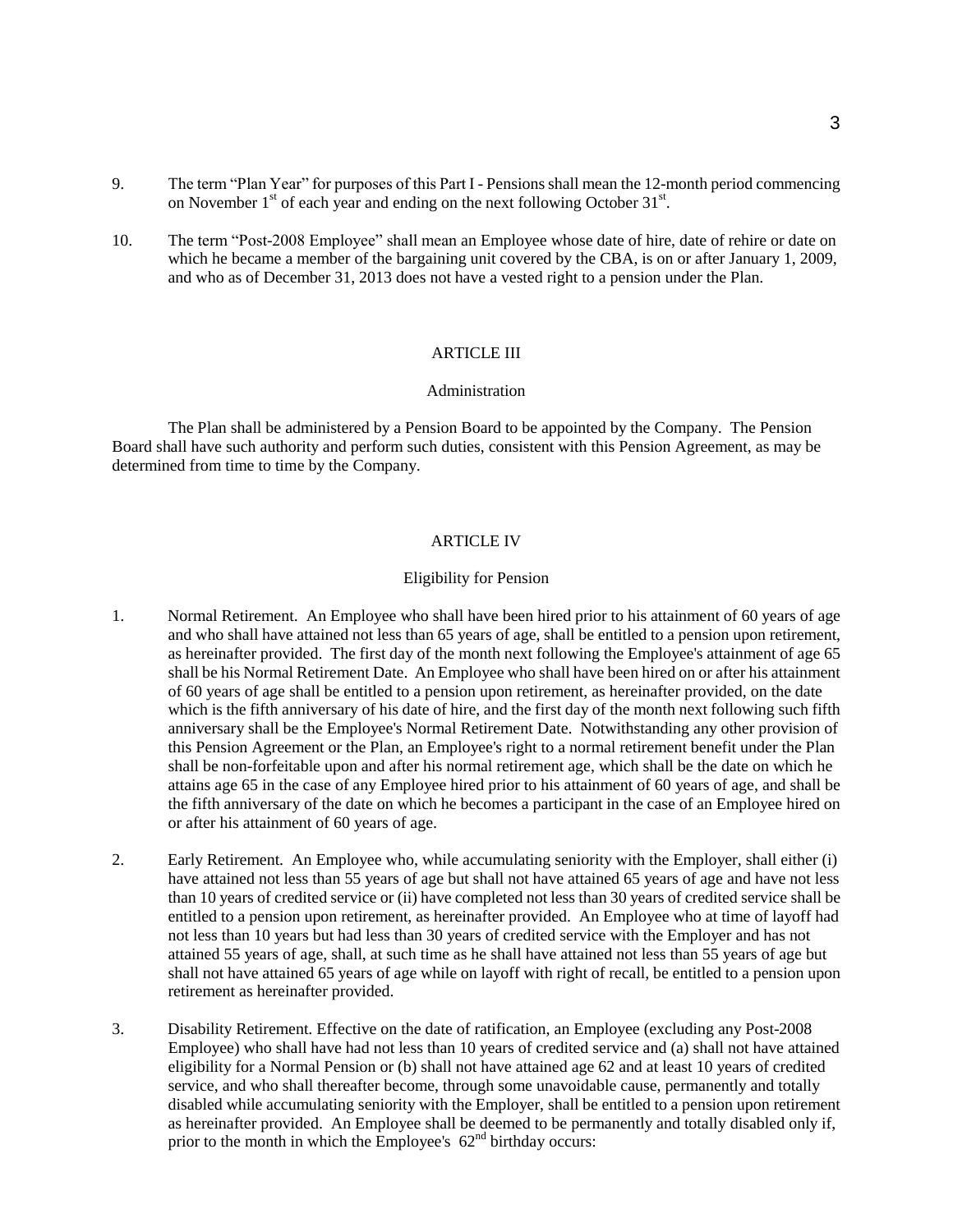9. The term "Plan Year" for purposes of this Part I - Pensions shall mean the 12-month period commencing on November 1st of each year and ending on the next following October 31st.

10. The term "Post-2008 Employee" shall mean an Employee whose date of hire, date of rehire or date on which he became a member of the bargaining unit covered by the CBA, is on or after January 1, 2009, and who as of December 31, 2013 does not have a vested right to a pension under the Plan.

## ARTICLE III

### Administration

The Plan shall be administered by a Pension Board to be appointed by the Company. The Pension Board shall have such authority and perform such duties, consistent with this Pension Agreement, as may be determined from time to time by the Company.

## ARTICLE IV

### Eligibility for Pension

1. Normal Retirement. An Employee who shall have been hired prior to his attainment of 60 years of age and who shall have attained not less than 65 years of age, shall be entitled to a pension upon retirement, as hereinafter provided. The first day of the month next following the Employee's attainment of age 65 shall be his Normal Retirement Date. An Employee who shall have been hired on or after his attainment of 60 years of age shall be entitled to a pension upon retirement, as hereinafter provided, on the date which is the fifth anniversary of his date of hire, and the first day of the month next following such fifth anniversary shall be the Employee's Normal Retirement Date. Notwithstanding any other provision of this Pension Agreement or the Plan, an Employee's right to a normal retirement benefit under the Plan shall be non-forfeitable upon and after his normal retirement age, which shall be the date on which he attains age 65 in the case of any Employee hired prior to his attainment of 60 years of age, and shall be the fifth anniversary of the date on which he becomes a participant in the case of an Employee hired on or after his attainment of 60 years of age.

2. Early Retirement. An Employee who, while accumulating seniority with the Employer, shall either (i) have attained not less than 55 years of age but shall not have attained 65 years of age and have not less than 10 years of credited service or (ii) have completed not less than 30 years of credited service shall be entitled to a pension upon retirement, as hereinafter provided. An Employee who at time of layoff had not less than 10 years but had less than 30 years of credited service with the Employer and has not attained 55 years of age, shall, at such time as he shall have attained not less than 55 years of age but shall not have attained 65 years of age while on layoff with right of recall, be entitled to a pension upon retirement as hereinafter provided.

3. Disability Retirement. Effective on the date of ratification, an Employee (excluding any Post-2008 Employee) who shall have had not less than 10 years of credited service and (a) shall not have attained eligibility for a Normal Pension or (b) shall not have attained age 62 and at least 10 years of credited service, and who shall thereafter become, through some unavoidable cause, permanently and totally disabled while accumulating seniority with the Employer, shall be entitled to a pension upon retirement as hereinafter provided. An Employee shall be deemed to be permanently and totally disabled only if, prior to the month in which the Employee's 62nd birthday occurs: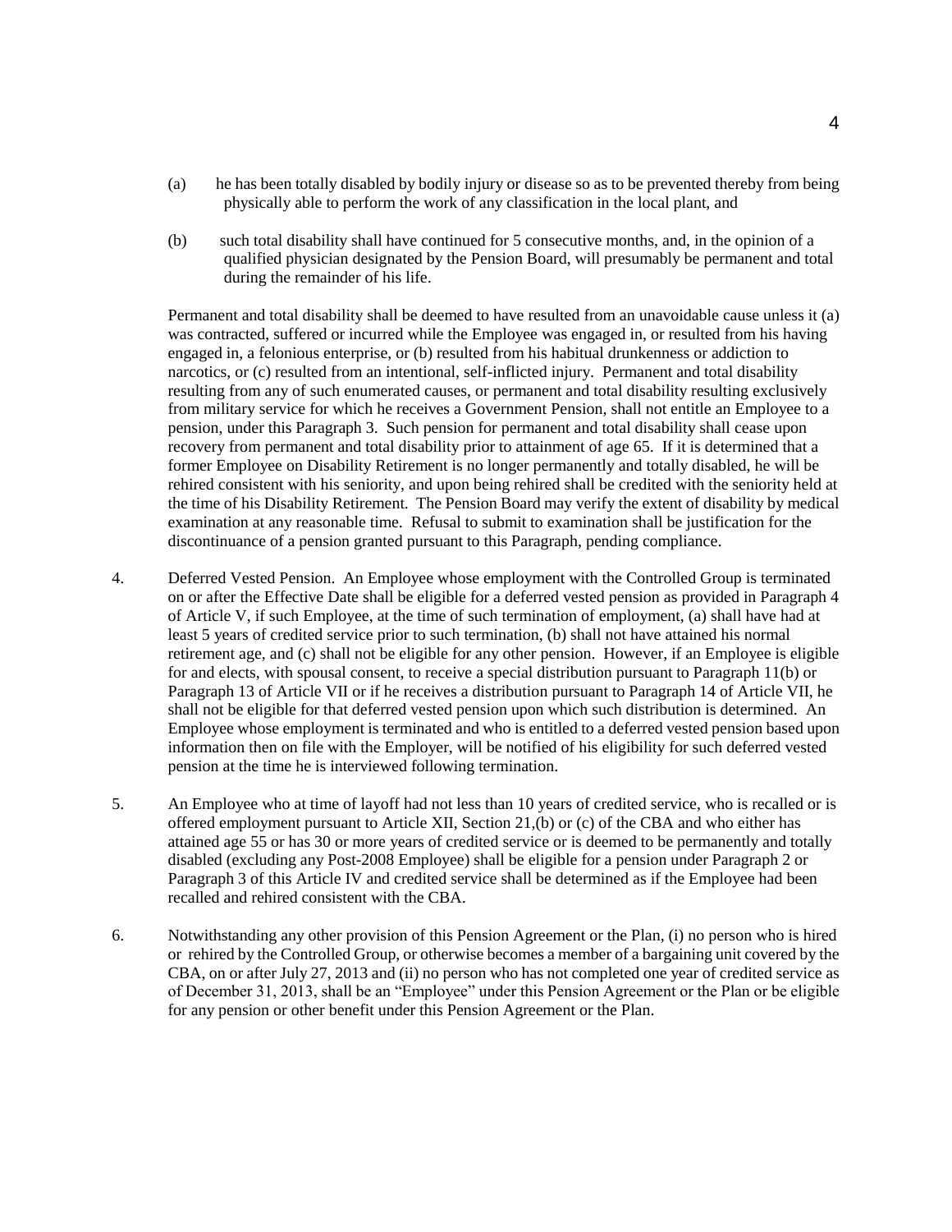(a) he has been totally disabled by bodily injury or disease so as to be prevented thereby from being physically able to perform the work of any classification in the local plant, and

(b) such total disability shall have continued for 5 consecutive months, and, in the opinion of a qualified physician designated by the Pension Board, will presumably be permanent and total during the remainder of his life.

Permanent and total disability shall be deemed to have resulted from an unavoidable cause unless it (a) was contracted, suffered or incurred while the Employee was engaged in, or resulted from his having engaged in, a felonious enterprise, or (b) resulted from his habitual drunkenness or addiction to narcotics, or (c) resulted from an intentional, self-inflicted injury. Permanent and total disability resulting from any of such enumerated causes, or permanent and total disability resulting exclusively from military service for which he receives a Government Pension, shall not entitle an Employee to a pension, under this Paragraph 3. Such pension for permanent and total disability shall cease upon recovery from permanent and total disability prior to attainment of age 65. If it is determined that a former Employee on Disability Retirement is no longer permanently and totally disabled, he will be rehired consistent with his seniority, and upon being rehired shall be credited with the seniority held at the time of his Disability Retirement. The Pension Board may verify the extent of disability by medical examination at any reasonable time. Refusal to submit to examination shall be justification for the discontinuance of a pension granted pursuant to this Paragraph, pending compliance.

4. Deferred Vested Pension. An Employee whose employment with the Controlled Group is terminated on or after the Effective Date shall be eligible for a deferred vested pension as provided in Paragraph 4 of Article V, if such Employee, at the time of such termination of employment, (a) shall have had at least 5 years of credited service prior to such termination, (b) shall not have attained his normal retirement age, and (c) shall not be eligible for any other pension. However, if an Employee is eligible for and elects, with spousal consent, to receive a special distribution pursuant to Paragraph 11(b) or Paragraph 13 of Article VII or if he receives a distribution pursuant to Paragraph 14 of Article VII, he shall not be eligible for that deferred vested pension upon which such distribution is determined. An Employee whose employment is terminated and who is entitled to a deferred vested pension based upon information then on file with the Employer, will be notified of his eligibility for such deferred vested pension at the time he is interviewed following termination.

5. An Employee who at time of layoff had not less than 10 years of credited service, who is recalled or is offered employment pursuant to Article XII, Section 21,(b) or (c) of the CBA and who either has attained age 55 or has 30 or more years of credited service or is deemed to be permanently and totally disabled (excluding any Post-2008 Employee) shall be eligible for a pension under Paragraph 2 or Paragraph 3 of this Article IV and credited service shall be determined as if the Employee had been recalled and rehired consistent with the CBA.

6. Notwithstanding any other provision of this Pension Agreement or the Plan, (i) no person who is hired or rehired by the Controlled Group, or otherwise becomes a member of a bargaining unit covered by the CBA, on or after July 27, 2013 and (ii) no person who has not completed one year of credited service as of December 31, 2013, shall be an "Employee" under this Pension Agreement or the Plan or be eligible for any pension or other benefit under this Pension Agreement or the Plan.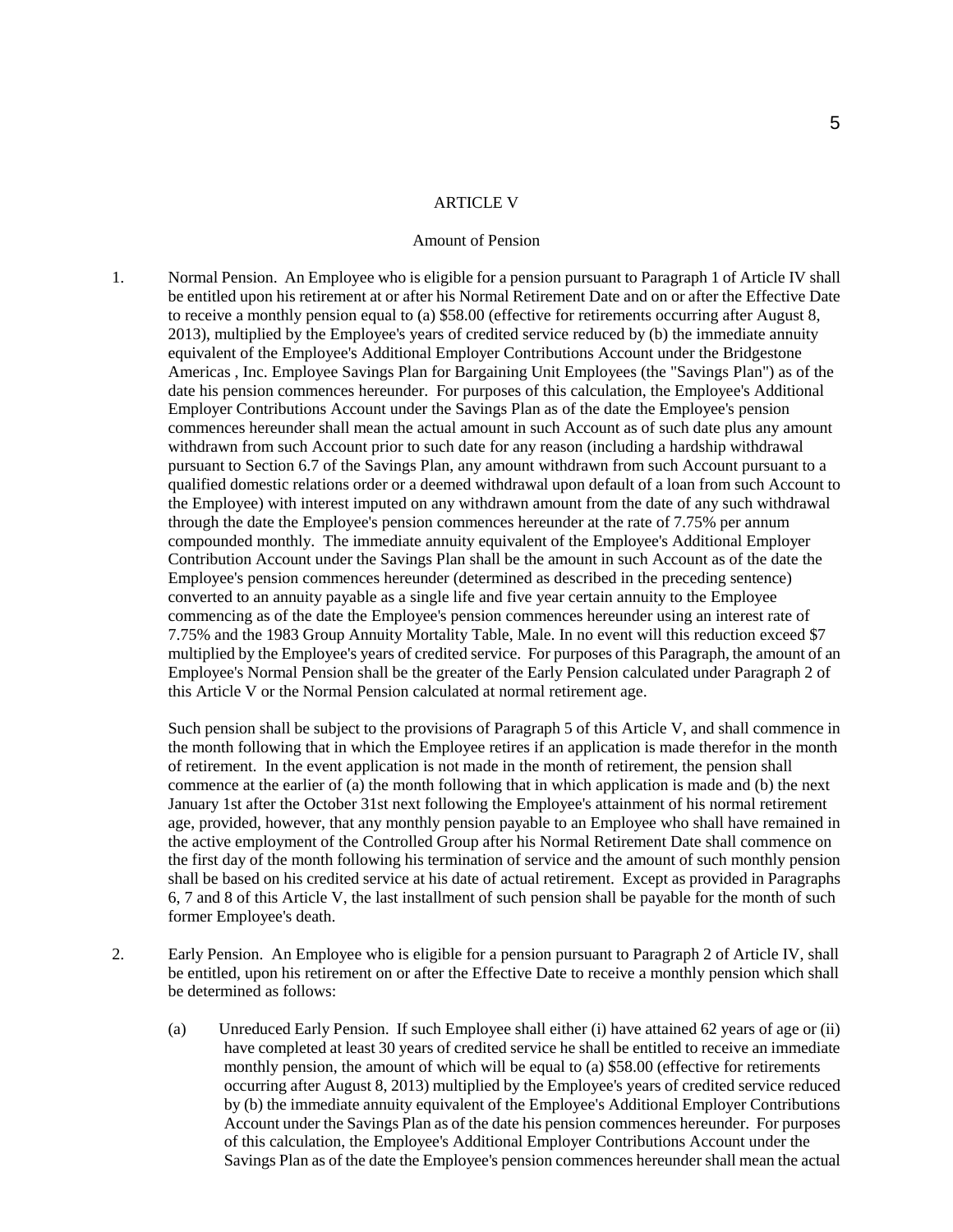## ARTICLE V

### Amount of Pension

1. Normal Pension. An Employee who is eligible for a pension pursuant to Paragraph 1 of Article IV shall be entitled upon his retirement at or after his Normal Retirement Date and on or after the Effective Date to receive a monthly pension equal to (a) $58.00 (effective for retirements occurring after August 8, 2013), multiplied by the Employee's years of credited service reduced by (b) the immediate annuity equivalent of the Employee's Additional Employer Contributions Account under the Bridgestone Americas , Inc. Employee Savings Plan for Bargaining Unit Employees (the "Savings Plan") as of the date his pension commences hereunder. For purposes of this calculation, the Employee's Additional Employer Contributions Account under the Savings Plan as of the date the Employee's pension commences hereunder shall mean the actual amount in such Account as of such date plus any amount withdrawn from such Account prior to such date for any reason (including a hardship withdrawal pursuant to Section 6.7 of the Savings Plan, any amount withdrawn from such Account pursuant to a qualified domestic relations order or a deemed withdrawal upon default of a loan from such Account to the Employee) with interest imputed on any withdrawn amount from the date of any such withdrawal through the date the Employee's pension commences hereunder at the rate of 7.75% per annum compounded monthly. The immediate annuity equivalent of the Employee's Additional Employer Contribution Account under the Savings Plan shall be the amount in such Account as of the date the Employee's pension commences hereunder (determined as described in the preceding sentence) converted to an annuity payable as a single life and five year certain annuity to the Employee commencing as of the date the Employee's pension commences hereunder using an interest rate of 7.75% and the 1983 Group Annuity Mortality Table, Male. In no event will this reduction exceed $7 multiplied by the Employee's years of credited service. For purposes of this Paragraph, the amount of an Employee's Normal Pension shall be the greater of the Early Pension calculated under Paragraph 2 of this Article V or the Normal Pension calculated at normal retirement age.

   Such pension shall be subject to the provisions of Paragraph 5 of this Article V, and shall commence in the month following that in which the Employee retires if an application is made therefor in the month of retirement. In the event application is not made in the month of retirement, the pension shall commence at the earlier of (a) the month following that in which application is made and (b) the next January 1st after the October 31st next following the Employee's attainment of his normal retirement age, provided, however, that any monthly pension payable to an Employee who shall have remained in the active employment of the Controlled Group after his Normal Retirement Date shall commence on the first day of the month following his termination of service and the amount of such monthly pension shall be based on his credited service at his date of actual retirement. Except as provided in Paragraphs 6, 7 and 8 of this Article V, the last installment of such pension shall be payable for the month of such former Employee's death.

2. Early Pension. An Employee who is eligible for a pension pursuant to Paragraph 2 of Article IV, shall be entitled, upon his retirement on or after the Effective Date to receive a monthly pension which shall be determined as follows:

   (a) Unreduced Early Pension. If such Employee shall either (i) have attained 62 years of age or (ii) have completed at least 30 years of credited service he shall be entitled to receive an immediate monthly pension, the amount of which will be equal to (a) $58.00 (effective for retirements occurring after August 8, 2013) multiplied by the Employee's years of credited service reduced by (b) the immediate annuity equivalent of the Employee's Additional Employer Contributions Account under the Savings Plan as of the date his pension commences hereunder. For purposes of this calculation, the Employee's Additional Employer Contributions Account under the Savings Plan as of the date the Employee's pension commences hereunder shall mean the actual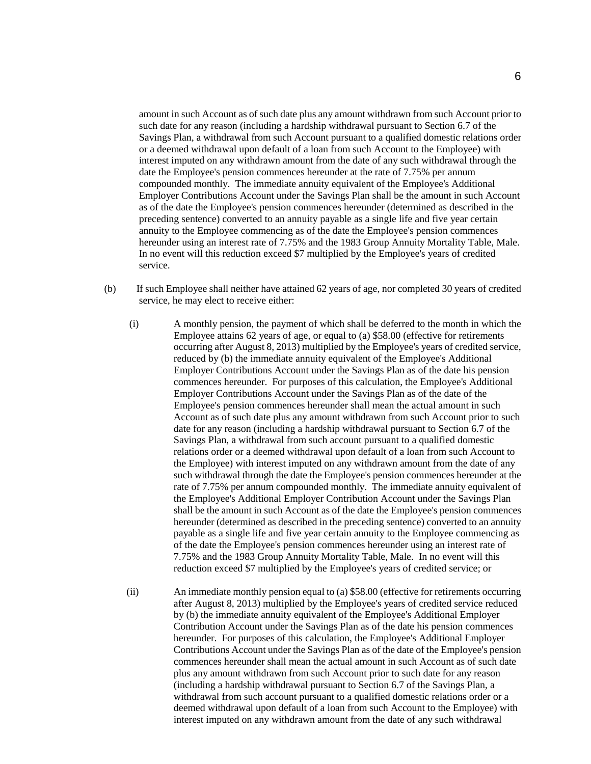amount in such Account as of such date plus any amount withdrawn from such Account prior to such date for any reason (including a hardship withdrawal pursuant to Section 6.7 of the Savings Plan, a withdrawal from such Account pursuant to a qualified domestic relations order or a deemed withdrawal upon default of a loan from such Account to the Employee) with interest imputed on any withdrawn amount from the date of any such withdrawal through the date the Employee's pension commences hereunder at the rate of 7.75% per annum compounded monthly. The immediate annuity equivalent of the Employee's Additional Employer Contributions Account under the Savings Plan shall be the amount in such Account as of the date the Employee's pension commences hereunder (determined as described in the preceding sentence) converted to an annuity payable as a single life and five year certain annuity to the Employee commencing as of the date the Employee's pension commences hereunder using an interest rate of 7.75% and the 1983 Group Annuity Mortality Table, Male. In no event will this reduction exceed $7 multiplied by the Employee's years of credited service.

(b) If such Employee shall neither have attained 62 years of age, nor completed 30 years of credited service, he may elect to receive either:

(i) A monthly pension, the payment of which shall be deferred to the month in which the Employee attains 62 years of age, or equal to (a) $58.00 (effective for retirements occurring after August 8, 2013) multiplied by the Employee's years of credited service, reduced by (b) the immediate annuity equivalent of the Employee's Additional Employer Contributions Account under the Savings Plan as of the date his pension commences hereunder. For purposes of this calculation, the Employee's Additional Employer Contributions Account under the Savings Plan as of the date of the Employee's pension commences hereunder shall mean the actual amount in such Account as of such date plus any amount withdrawn from such Account prior to such date for any reason (including a hardship withdrawal pursuant to Section 6.7 of the Savings Plan, a withdrawal from such account pursuant to a qualified domestic relations order or a deemed withdrawal upon default of a loan from such Account to the Employee) with interest imputed on any withdrawn amount from the date of any such withdrawal through the date the Employee's pension commences hereunder at the rate of 7.75% per annum compounded monthly. The immediate annuity equivalent of the Employee's Additional Employer Contribution Account under the Savings Plan shall be the amount in such Account as of the date the Employee's pension commences hereunder (determined as described in the preceding sentence) converted to an annuity payable as a single life and five year certain annuity to the Employee commencing as of the date the Employee's pension commences hereunder using an interest rate of 7.75% and the 1983 Group Annuity Mortality Table, Male. In no event will this reduction exceed $7 multiplied by the Employee's years of credited service; or

(ii) An immediate monthly pension equal to (a) $58.00 (effective for retirements occurring after August 8, 2013) multiplied by the Employee's years of credited service reduced by (b) the immediate annuity equivalent of the Employee's Additional Employer Contribution Account under the Savings Plan as of the date his pension commences hereunder. For purposes of this calculation, the Employee's Additional Employer Contributions Account under the Savings Plan as of the date of the Employee's pension commences hereunder shall mean the actual amount in such Account as of such date plus any amount withdrawn from such Account prior to such date for any reason (including a hardship withdrawal pursuant to Section 6.7 of the Savings Plan, a withdrawal from such account pursuant to a qualified domestic relations order or a deemed withdrawal upon default of a loan from such Account to the Employee) with interest imputed on any withdrawn amount from the date of any such withdrawal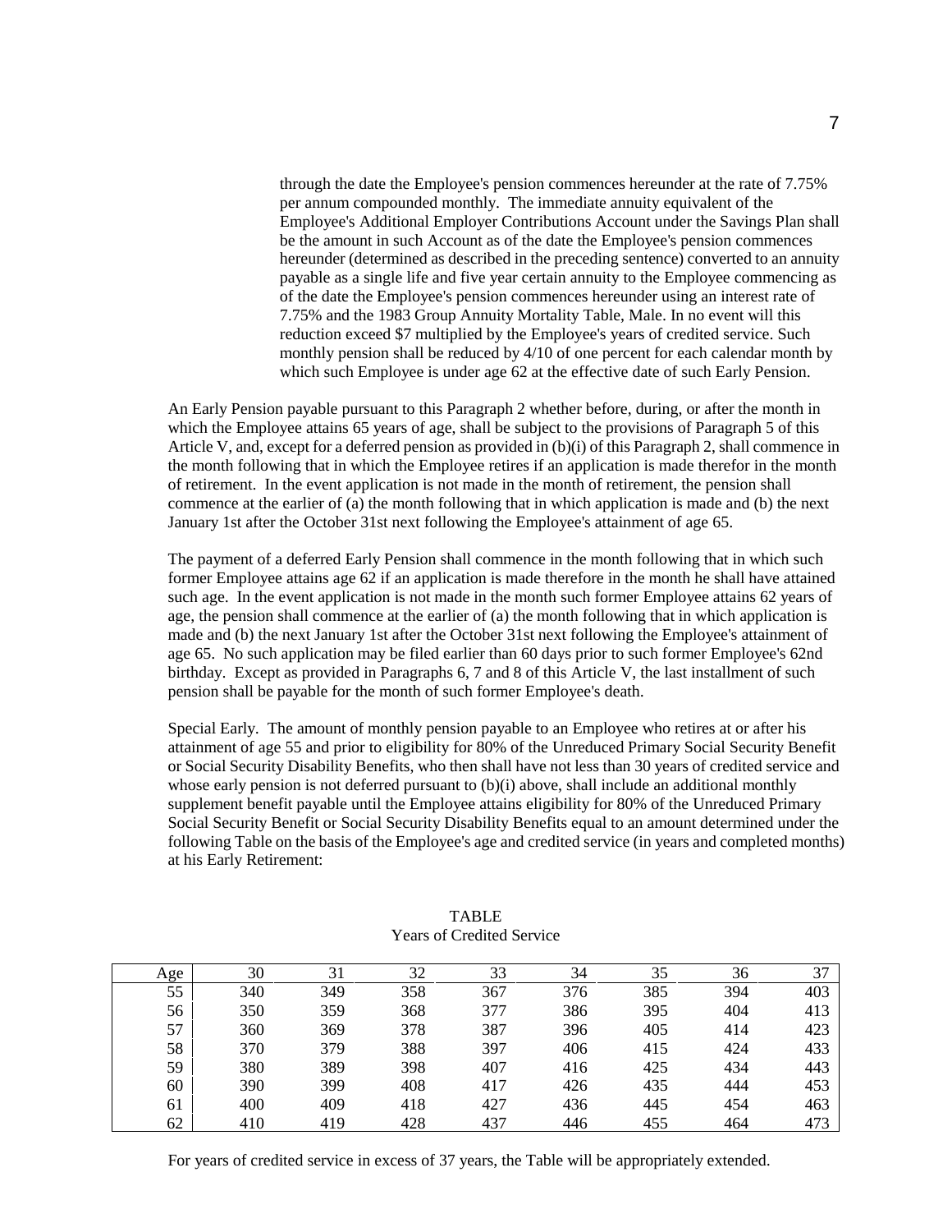through the date the Employee's pension commences hereunder at the rate of 7.75% per annum compounded monthly. The immediate annuity equivalent of the Employee's Additional Employer Contributions Account under the Savings Plan shall be the amount in such Account as of the date the Employee's pension commences hereunder (determined as described in the preceding sentence) converted to an annuity payable as a single life and five year certain annuity to the Employee commencing as of the date the Employee's pension commences hereunder using an interest rate of 7.75% and the 1983 Group Annuity Mortality Table, Male. In no event will this reduction exceed $7 multiplied by the Employee's years of credited service. Such monthly pension shall be reduced by 4/10 of one percent for each calendar month by which such Employee is under age 62 at the effective date of such Early Pension.

An Early Pension payable pursuant to this Paragraph 2 whether before, during, or after the month in which the Employee attains 65 years of age, shall be subject to the provisions of Paragraph 5 of this Article V, and, except for a deferred pension as provided in (b)(i) of this Paragraph 2, shall commence in the month following that in which the Employee retires if an application is made therefor in the month of retirement. In the event application is not made in the month of retirement, the pension shall commence at the earlier of (a) the month following that in which application is made and (b) the next January 1st after the October 31st next following the Employee's attainment of age 65.

The payment of a deferred Early Pension shall commence in the month following that in which such former Employee attains age 62 if an application is made therefore in the month he shall have attained such age. In the event application is not made in the month such former Employee attains 62 years of age, the pension shall commence at the earlier of (a) the month following that in which application is made and (b) the next January 1st after the October 31st next following the Employee's attainment of age 65. No such application may be filed earlier than 60 days prior to such former Employee's 62nd birthday. Except as provided in Paragraphs 6, 7 and 8 of this Article V, the last installment of such pension shall be payable for the month of such former Employee's death.

Special Early. The amount of monthly pension payable to an Employee who retires at or after his attainment of age 55 and prior to eligibility for 80% of the Unreduced Primary Social Security Benefit or Social Security Disability Benefits, who then shall have not less than 30 years of credited service and whose early pension is not deferred pursuant to (b)(i) above, shall include an additional monthly supplement benefit payable until the Employee attains eligibility for 80% of the Unreduced Primary Social Security Benefit or Social Security Disability Benefits equal to an amount determined under the following Table on the basis of the Employee's age and credited service (in years and completed months) at his Early Retirement:

TABLE
Years of Credited Service

| Age | 30 | 31 | 32 | 33 | 34 | 35 | 36 | 37 |
|---|---|---|---|---|---|---|---|---|
| 55 | 340 | 349 | 358 | 367 | 376 | 385 | 394 | 403 |
| 56 | 350 | 359 | 368 | 377 | 386 | 395 | 404 | 413 |
| 57 | 360 | 369 | 378 | 387 | 396 | 405 | 414 | 423 |
| 58 | 370 | 379 | 388 | 397 | 406 | 415 | 424 | 433 |
| 59 | 380 | 389 | 398 | 407 | 416 | 425 | 434 | 443 |
| 60 | 390 | 399 | 408 | 417 | 426 | 435 | 444 | 453 |
| 61 | 400 | 409 | 418 | 427 | 436 | 445 | 454 | 463 |
| 62 | 410 | 419 | 428 | 437 | 446 | 455 | 464 | 473 |

For years of credited service in excess of 37 years, the Table will be appropriately extended.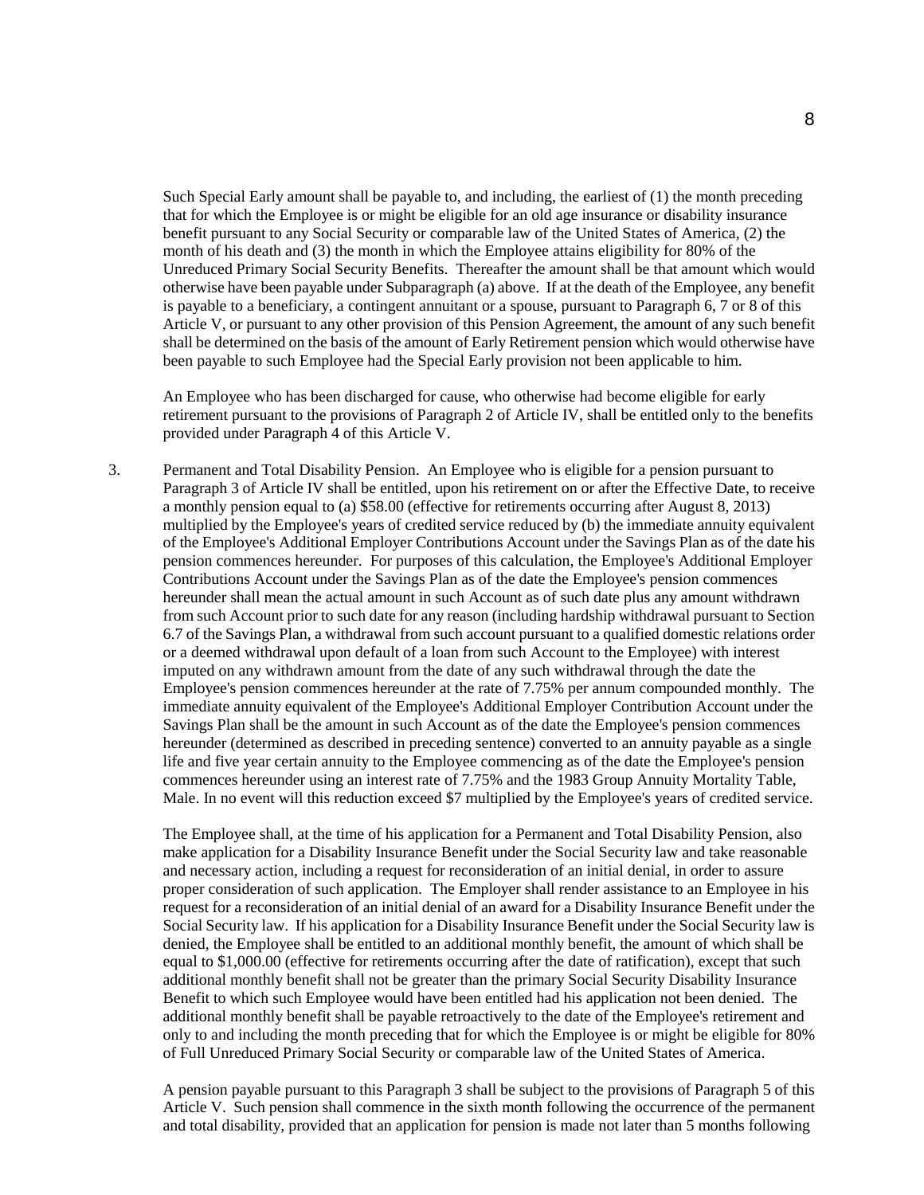Such Special Early amount shall be payable to, and including, the earliest of (1) the month preceding that for which the Employee is or might be eligible for an old age insurance or disability insurance benefit pursuant to any Social Security or comparable law of the United States of America, (2) the month of his death and (3) the month in which the Employee attains eligibility for 80% of the Unreduced Primary Social Security Benefits. Thereafter the amount shall be that amount which would otherwise have been payable under Subparagraph (a) above. If at the death of the Employee, any benefit is payable to a beneficiary, a contingent annuitant or a spouse, pursuant to Paragraph 6, 7 or 8 of this Article V, or pursuant to any other provision of this Pension Agreement, the amount of any such benefit shall be determined on the basis of the amount of Early Retirement pension which would otherwise have been payable to such Employee had the Special Early provision not been applicable to him.

An Employee who has been discharged for cause, who otherwise had become eligible for early retirement pursuant to the provisions of Paragraph 2 of Article IV, shall be entitled only to the benefits provided under Paragraph 4 of this Article V.

3. Permanent and Total Disability Pension. An Employee who is eligible for a pension pursuant to Paragraph 3 of Article IV shall be entitled, upon his retirement on or after the Effective Date, to receive a monthly pension equal to (a) $58.00 (effective for retirements occurring after August 8, 2013) multiplied by the Employee's years of credited service reduced by (b) the immediate annuity equivalent of the Employee's Additional Employer Contributions Account under the Savings Plan as of the date his pension commences hereunder. For purposes of this calculation, the Employee's Additional Employer Contributions Account under the Savings Plan as of the date the Employee's pension commences hereunder shall mean the actual amount in such Account as of such date plus any amount withdrawn from such Account prior to such date for any reason (including hardship withdrawal pursuant to Section 6.7 of the Savings Plan, a withdrawal from such account pursuant to a qualified domestic relations order or a deemed withdrawal upon default of a loan from such Account to the Employee) with interest imputed on any withdrawn amount from the date of any such withdrawal through the date the Employee's pension commences hereunder at the rate of 7.75% per annum compounded monthly. The immediate annuity equivalent of the Employee's Additional Employer Contribution Account under the Savings Plan shall be the amount in such Account as of the date the Employee's pension commences hereunder (determined as described in preceding sentence) converted to an annuity payable as a single life and five year certain annuity to the Employee commencing as of the date the Employee's pension commences hereunder using an interest rate of 7.75% and the 1983 Group Annuity Mortality Table, Male. In no event will this reduction exceed $7 multiplied by the Employee's years of credited service.

The Employee shall, at the time of his application for a Permanent and Total Disability Pension, also make application for a Disability Insurance Benefit under the Social Security law and take reasonable and necessary action, including a request for reconsideration of an initial denial, in order to assure proper consideration of such application. The Employer shall render assistance to an Employee in his request for a reconsideration of an initial denial of an award for a Disability Insurance Benefit under the Social Security law. If his application for a Disability Insurance Benefit under the Social Security law is denied, the Employee shall be entitled to an additional monthly benefit, the amount of which shall be equal to $1,000.00 (effective for retirements occurring after the date of ratification), except that such additional monthly benefit shall not be greater than the primary Social Security Disability Insurance Benefit to which such Employee would have been entitled had his application not been denied. The additional monthly benefit shall be payable retroactively to the date of the Employee's retirement and only to and including the month preceding that for which the Employee is or might be eligible for 80% of Full Unreduced Primary Social Security or comparable law of the United States of America.

A pension payable pursuant to this Paragraph 3 shall be subject to the provisions of Paragraph 5 of this Article V. Such pension shall commence in the sixth month following the occurrence of the permanent and total disability, provided that an application for pension is made not later than 5 months following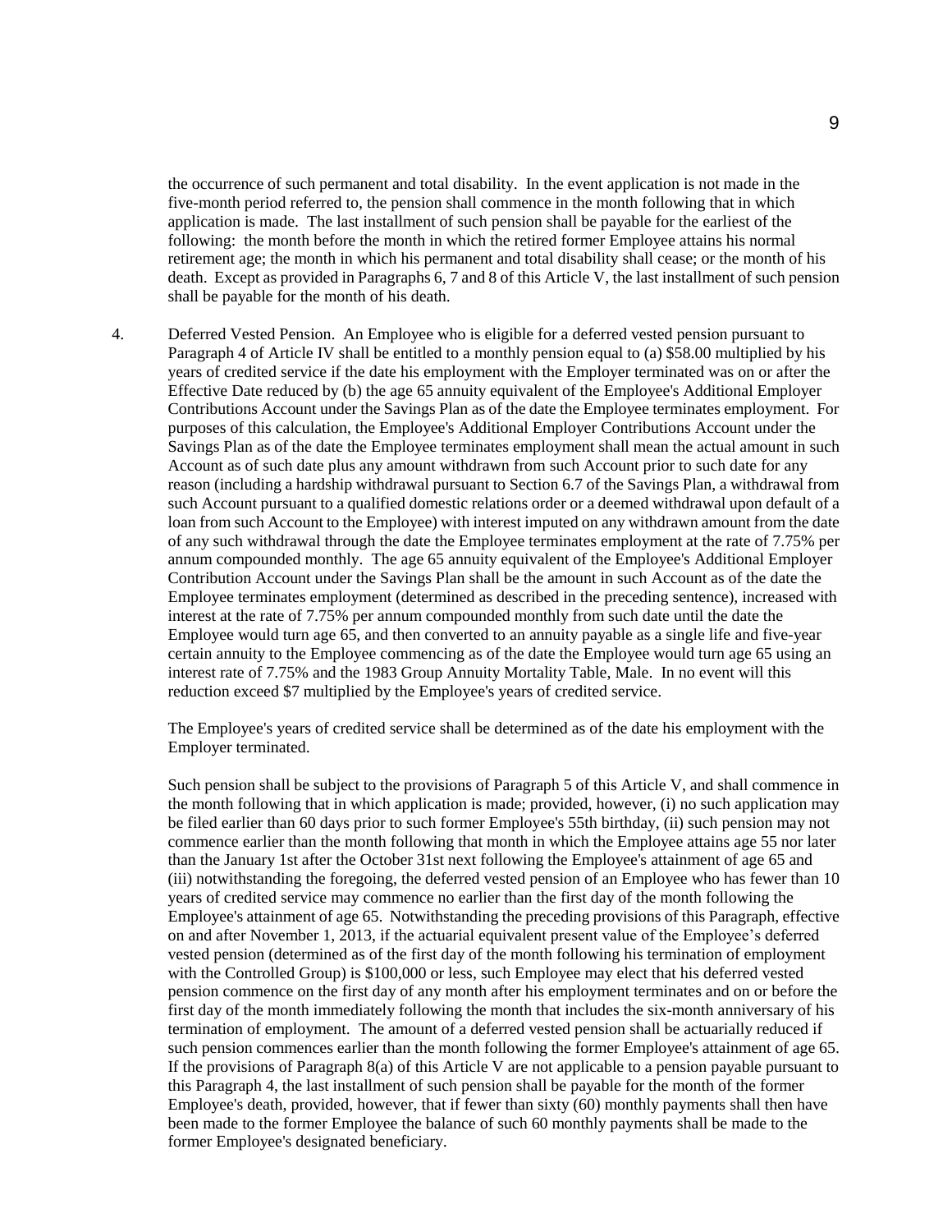the occurrence of such permanent and total disability. In the event application is not made in the five-month period referred to, the pension shall commence in the month following that in which application is made. The last installment of such pension shall be payable for the earliest of the following: the month before the month in which the retired former Employee attains his normal retirement age; the month in which his permanent and total disability shall cease; or the month of his death. Except as provided in Paragraphs 6, 7 and 8 of this Article V, the last installment of such pension shall be payable for the month of his death.

4. Deferred Vested Pension. An Employee who is eligible for a deferred vested pension pursuant to Paragraph 4 of Article IV shall be entitled to a monthly pension equal to (a) $58.00 multiplied by his years of credited service if the date his employment with the Employer terminated was on or after the Effective Date reduced by (b) the age 65 annuity equivalent of the Employee's Additional Employer Contributions Account under the Savings Plan as of the date the Employee terminates employment. For purposes of this calculation, the Employee's Additional Employer Contributions Account under the Savings Plan as of the date the Employee terminates employment shall mean the actual amount in such Account as of such date plus any amount withdrawn from such Account prior to such date for any reason (including a hardship withdrawal pursuant to Section 6.7 of the Savings Plan, a withdrawal from such Account pursuant to a qualified domestic relations order or a deemed withdrawal upon default of a loan from such Account to the Employee) with interest imputed on any withdrawn amount from the date of any such withdrawal through the date the Employee terminates employment at the rate of 7.75% per annum compounded monthly. The age 65 annuity equivalent of the Employee's Additional Employer Contribution Account under the Savings Plan shall be the amount in such Account as of the date the Employee terminates employment (determined as described in the preceding sentence), increased with interest at the rate of 7.75% per annum compounded monthly from such date until the date the Employee would turn age 65, and then converted to an annuity payable as a single life and five-year certain annuity to the Employee commencing as of the date the Employee would turn age 65 using an interest rate of 7.75% and the 1983 Group Annuity Mortality Table, Male. In no event will this reduction exceed $7 multiplied by the Employee's years of credited service.

   The Employee's years of credited service shall be determined as of the date his employment with the Employer terminated.

   Such pension shall be subject to the provisions of Paragraph 5 of this Article V, and shall commence in the month following that in which application is made; provided, however, (i) no such application may be filed earlier than 60 days prior to such former Employee's 55th birthday, (ii) such pension may not commence earlier than the month following that month in which the Employee attains age 55 nor later than the January 1st after the October 31st next following the Employee's attainment of age 65 and (iii) notwithstanding the foregoing, the deferred vested pension of an Employee who has fewer than 10 years of credited service may commence no earlier than the first day of the month following the Employee's attainment of age 65. Notwithstanding the preceding provisions of this Paragraph, effective on and after November 1, 2013, if the actuarial equivalent present value of the Employee's deferred vested pension (determined as of the first day of the month following his termination of employment with the Controlled Group) is $100,000 or less, such Employee may elect that his deferred vested pension commence on the first day of any month after his employment terminates and on or before the first day of the month immediately following the month that includes the six-month anniversary of his termination of employment. The amount of a deferred vested pension shall be actuarially reduced if such pension commences earlier than the month following the former Employee's attainment of age 65. If the provisions of Paragraph 8(a) of this Article V are not applicable to a pension payable pursuant to this Paragraph 4, the last installment of such pension shall be payable for the month of the former Employee's death, provided, however, that if fewer than sixty (60) monthly payments shall then have been made to the former Employee the balance of such 60 monthly payments shall be made to the former Employee's designated beneficiary.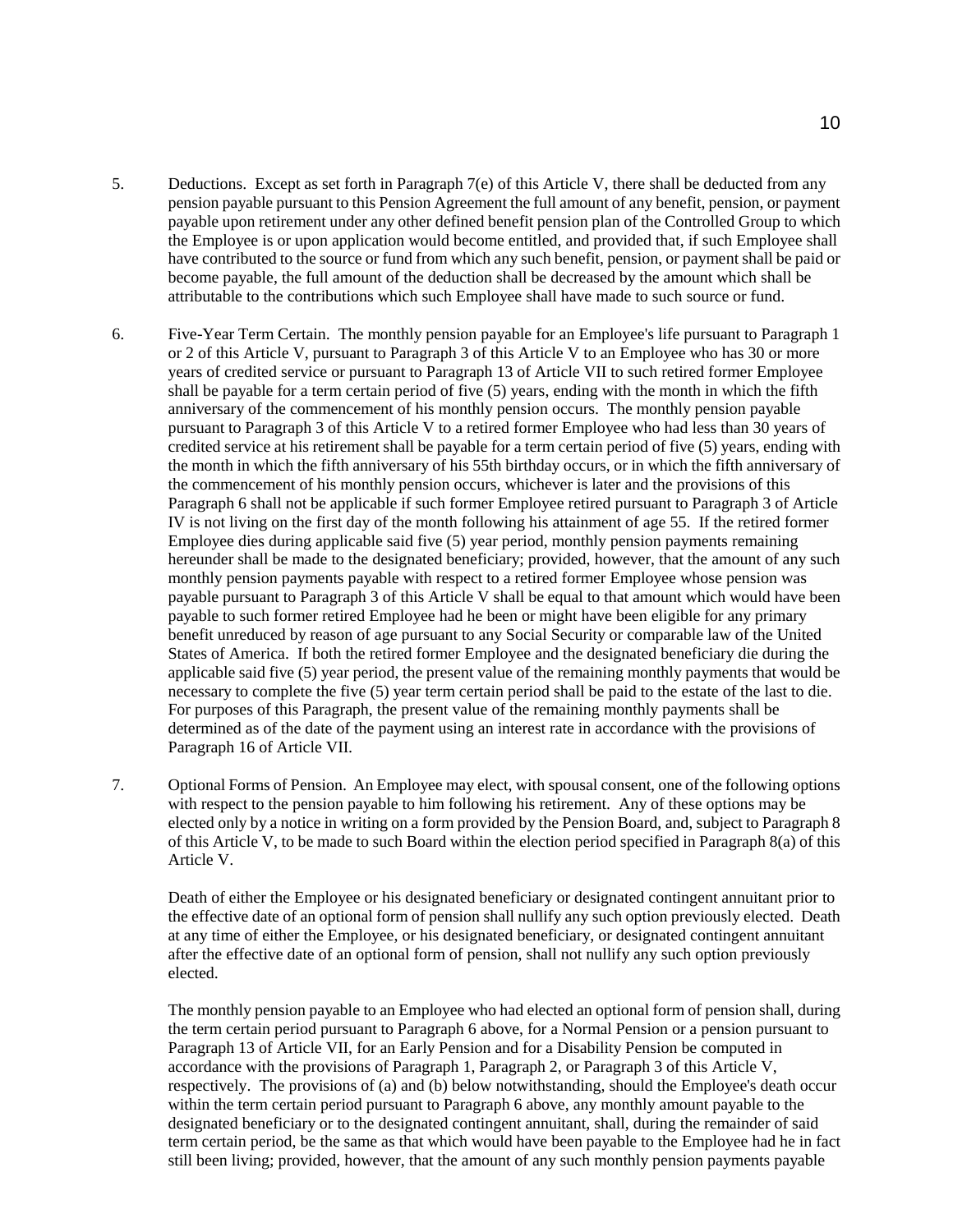5. Deductions. Except as set forth in Paragraph 7(e) of this Article V, there shall be deducted from any pension payable pursuant to this Pension Agreement the full amount of any benefit, pension, or payment payable upon retirement under any other defined benefit pension plan of the Controlled Group to which the Employee is or upon application would become entitled, and provided that, if such Employee shall have contributed to the source or fund from which any such benefit, pension, or payment shall be paid or become payable, the full amount of the deduction shall be decreased by the amount which shall be attributable to the contributions which such Employee shall have made to such source or fund.

6. Five-Year Term Certain. The monthly pension payable for an Employee's life pursuant to Paragraph 1 or 2 of this Article V, pursuant to Paragraph 3 of this Article V to an Employee who has 30 or more years of credited service or pursuant to Paragraph 13 of Article VII to such retired former Employee shall be payable for a term certain period of five (5) years, ending with the month in which the fifth anniversary of the commencement of his monthly pension occurs. The monthly pension payable pursuant to Paragraph 3 of this Article V to a retired former Employee who had less than 30 years of credited service at his retirement shall be payable for a term certain period of five (5) years, ending with the month in which the fifth anniversary of his 55th birthday occurs, or in which the fifth anniversary of the commencement of his monthly pension occurs, whichever is later and the provisions of this Paragraph 6 shall not be applicable if such former Employee retired pursuant to Paragraph 3 of Article IV is not living on the first day of the month following his attainment of age 55. If the retired former Employee dies during applicable said five (5) year period, monthly pension payments remaining hereunder shall be made to the designated beneficiary; provided, however, that the amount of any such monthly pension payments payable with respect to a retired former Employee whose pension was payable pursuant to Paragraph 3 of this Article V shall be equal to that amount which would have been payable to such former retired Employee had he been or might have been eligible for any primary benefit unreduced by reason of age pursuant to any Social Security or comparable law of the United States of America. If both the retired former Employee and the designated beneficiary die during the applicable said five (5) year period, the present value of the remaining monthly payments that would be necessary to complete the five (5) year term certain period shall be paid to the estate of the last to die. For purposes of this Paragraph, the present value of the remaining monthly payments shall be determined as of the date of the payment using an interest rate in accordance with the provisions of Paragraph 16 of Article VII.

7. Optional Forms of Pension. An Employee may elect, with spousal consent, one of the following options with respect to the pension payable to him following his retirement. Any of these options may be elected only by a notice in writing on a form provided by the Pension Board, and, subject to Paragraph 8 of this Article V, to be made to such Board within the election period specified in Paragraph 8(a) of this Article V.

   Death of either the Employee or his designated beneficiary or designated contingent annuitant prior to the effective date of an optional form of pension shall nullify any such option previously elected. Death at any time of either the Employee, or his designated beneficiary, or designated contingent annuitant after the effective date of an optional form of pension, shall not nullify any such option previously elected.

   The monthly pension payable to an Employee who had elected an optional form of pension shall, during the term certain period pursuant to Paragraph 6 above, for a Normal Pension or a pension pursuant to Paragraph 13 of Article VII, for an Early Pension and for a Disability Pension be computed in accordance with the provisions of Paragraph 1, Paragraph 2, or Paragraph 3 of this Article V, respectively. The provisions of (a) and (b) below notwithstanding, should the Employee's death occur within the term certain period pursuant to Paragraph 6 above, any monthly amount payable to the designated beneficiary or to the designated contingent annuitant, shall, during the remainder of said term certain period, be the same as that which would have been payable to the Employee had he in fact still been living; provided, however, that the amount of any such monthly pension payments payable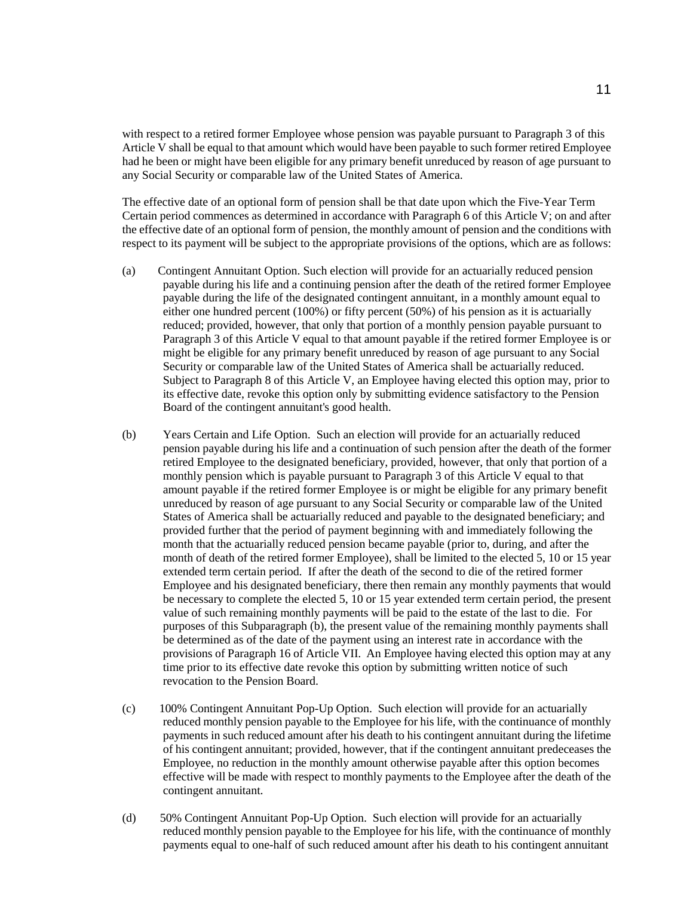with respect to a retired former Employee whose pension was payable pursuant to Paragraph 3 of this Article V shall be equal to that amount which would have been payable to such former retired Employee had he been or might have been eligible for any primary benefit unreduced by reason of age pursuant to any Social Security or comparable law of the United States of America.

The effective date of an optional form of pension shall be that date upon which the Five-Year Term Certain period commences as determined in accordance with Paragraph 6 of this Article V; on and after the effective date of an optional form of pension, the monthly amount of pension and the conditions with respect to its payment will be subject to the appropriate provisions of the options, which are as follows:

(a) Contingent Annuitant Option. Such election will provide for an actuarially reduced pension payable during his life and a continuing pension after the death of the retired former Employee payable during the life of the designated contingent annuitant, in a monthly amount equal to either one hundred percent (100%) or fifty percent (50%) of his pension as it is actuarially reduced; provided, however, that only that portion of a monthly pension payable pursuant to Paragraph 3 of this Article V equal to that amount payable if the retired former Employee is or might be eligible for any primary benefit unreduced by reason of age pursuant to any Social Security or comparable law of the United States of America shall be actuarially reduced. Subject to Paragraph 8 of this Article V, an Employee having elected this option may, prior to its effective date, revoke this option only by submitting evidence satisfactory to the Pension Board of the contingent annuitant's good health.

(b) Years Certain and Life Option. Such an election will provide for an actuarially reduced pension payable during his life and a continuation of such pension after the death of the former retired Employee to the designated beneficiary, provided, however, that only that portion of a monthly pension which is payable pursuant to Paragraph 3 of this Article V equal to that amount payable if the retired former Employee is or might be eligible for any primary benefit unreduced by reason of age pursuant to any Social Security or comparable law of the United States of America shall be actuarially reduced and payable to the designated beneficiary; and provided further that the period of payment beginning with and immediately following the month that the actuarially reduced pension became payable (prior to, during, and after the month of death of the retired former Employee), shall be limited to the elected 5, 10 or 15 year extended term certain period. If after the death of the second to die of the retired former Employee and his designated beneficiary, there then remain any monthly payments that would be necessary to complete the elected 5, 10 or 15 year extended term certain period, the present value of such remaining monthly payments will be paid to the estate of the last to die. For purposes of this Subparagraph (b), the present value of the remaining monthly payments shall be determined as of the date of the payment using an interest rate in accordance with the provisions of Paragraph 16 of Article VII. An Employee having elected this option may at any time prior to its effective date revoke this option by submitting written notice of such revocation to the Pension Board.

(c) 100% Contingent Annuitant Pop-Up Option. Such election will provide for an actuarially reduced monthly pension payable to the Employee for his life, with the continuance of monthly payments in such reduced amount after his death to his contingent annuitant during the lifetime of his contingent annuitant; provided, however, that if the contingent annuitant predeceases the Employee, no reduction in the monthly amount otherwise payable after this option becomes effective will be made with respect to monthly payments to the Employee after the death of the contingent annuitant.

(d) 50% Contingent Annuitant Pop-Up Option. Such election will provide for an actuarially reduced monthly pension payable to the Employee for his life, with the continuance of monthly payments equal to one-half of such reduced amount after his death to his contingent annuitant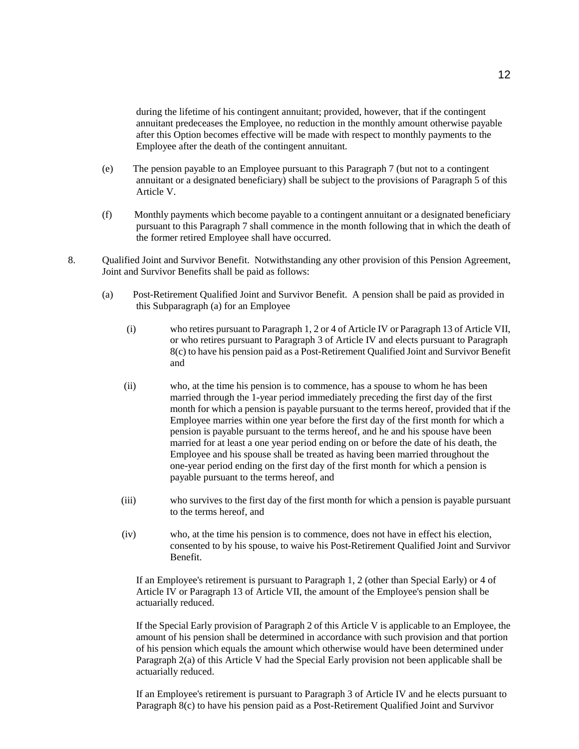during the lifetime of his contingent annuitant; provided, however, that if the contingent annuitant predeceases the Employee, no reduction in the monthly amount otherwise payable after this Option becomes effective will be made with respect to monthly payments to the Employee after the death of the contingent annuitant.

(e) The pension payable to an Employee pursuant to this Paragraph 7 (but not to a contingent annuitant or a designated beneficiary) shall be subject to the provisions of Paragraph 5 of this Article V.

(f) Monthly payments which become payable to a contingent annuitant or a designated beneficiary pursuant to this Paragraph 7 shall commence in the month following that in which the death of the former retired Employee shall have occurred.

8. Qualified Joint and Survivor Benefit. Notwithstanding any other provision of this Pension Agreement, Joint and Survivor Benefits shall be paid as follows:

   (a) Post-Retirement Qualified Joint and Survivor Benefit. A pension shall be paid as provided in this Subparagraph (a) for an Employee

      (i) who retires pursuant to Paragraph 1, 2 or 4 of Article IV or Paragraph 13 of Article VII, or who retires pursuant to Paragraph 3 of Article IV and elects pursuant to Paragraph 8(c) to have his pension paid as a Post-Retirement Qualified Joint and Survivor Benefit and

      (ii) who, at the time his pension is to commence, has a spouse to whom he has been married through the 1-year period immediately preceding the first day of the first month for which a pension is payable pursuant to the terms hereof, provided that if the Employee marries within one year before the first day of the first month for which a pension is payable pursuant to the terms hereof, and he and his spouse have been married for at least a one year period ending on or before the date of his death, the Employee and his spouse shall be treated as having been married throughout the one-year period ending on the first day of the first month for which a pension is payable pursuant to the terms hereof, and

      (iii) who survives to the first day of the first month for which a pension is payable pursuant to the terms hereof, and

      (iv) who, at the time his pension is to commence, does not have in effect his election, consented to by his spouse, to waive his Post-Retirement Qualified Joint and Survivor Benefit.

   If an Employee's retirement is pursuant to Paragraph 1, 2 (other than Special Early) or 4 of Article IV or Paragraph 13 of Article VII, the amount of the Employee's pension shall be actuarially reduced.

   If the Special Early provision of Paragraph 2 of this Article V is applicable to an Employee, the amount of his pension shall be determined in accordance with such provision and that portion of his pension which equals the amount which otherwise would have been determined under Paragraph 2(a) of this Article V had the Special Early provision not been applicable shall be actuarially reduced.

   If an Employee's retirement is pursuant to Paragraph 3 of Article IV and he elects pursuant to Paragraph 8(c) to have his pension paid as a Post-Retirement Qualified Joint and Survivor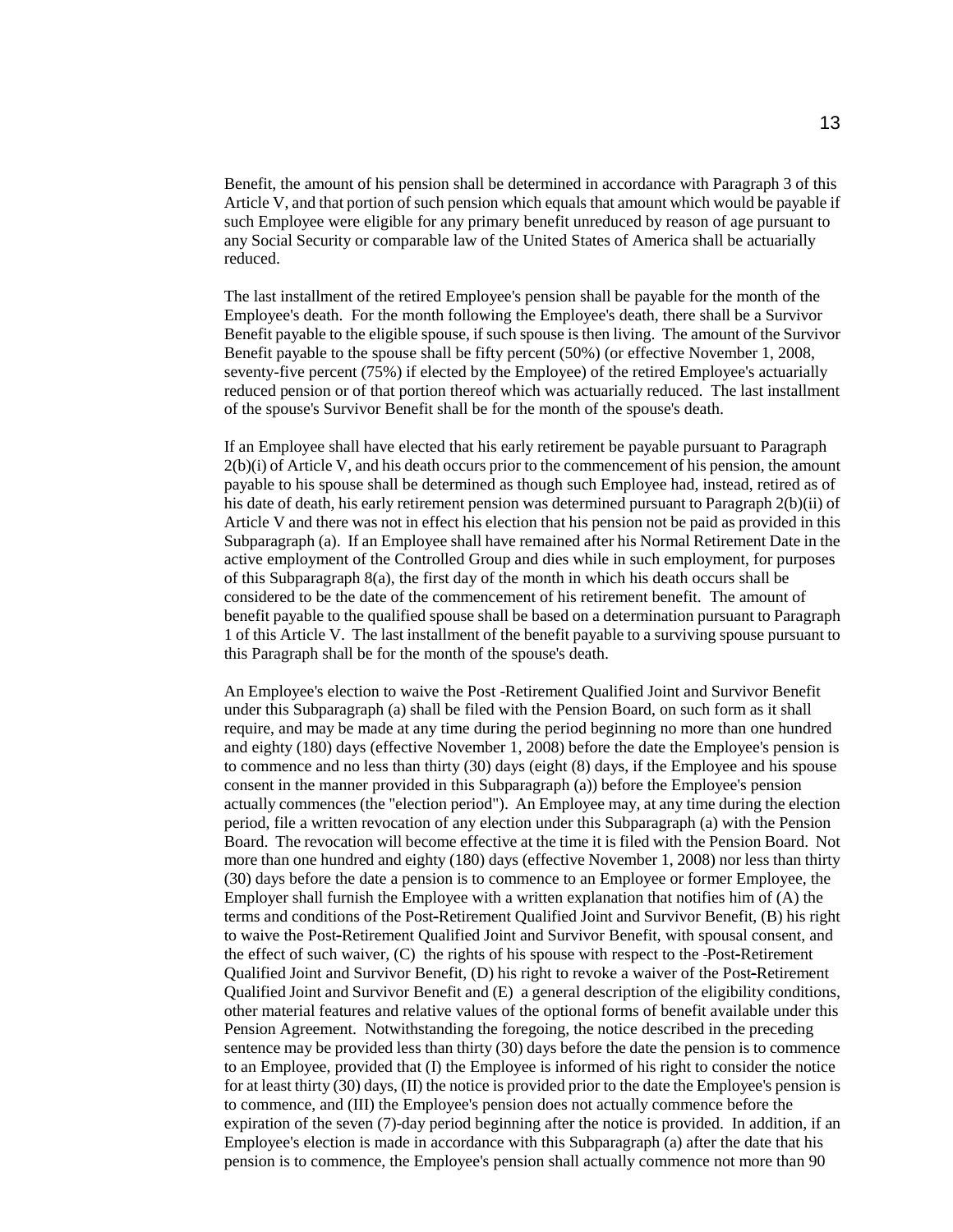Benefit, the amount of his pension shall be determined in accordance with Paragraph 3 of this Article V, and that portion of such pension which equals that amount which would be payable if such Employee were eligible for any primary benefit unreduced by reason of age pursuant to any Social Security or comparable law of the United States of America shall be actuarially reduced.

The last installment of the retired Employee's pension shall be payable for the month of the Employee's death. For the month following the Employee's death, there shall be a Survivor Benefit payable to the eligible spouse, if such spouse is then living. The amount of the Survivor Benefit payable to the spouse shall be fifty percent (50%) (or effective November 1, 2008, seventy-five percent (75%) if elected by the Employee) of the retired Employee's actuarially reduced pension or of that portion thereof which was actuarially reduced. The last installment of the spouse's Survivor Benefit shall be for the month of the spouse's death.

If an Employee shall have elected that his early retirement be payable pursuant to Paragraph 2(b)(i) of Article V, and his death occurs prior to the commencement of his pension, the amount payable to his spouse shall be determined as though such Employee had, instead, retired as of his date of death, his early retirement pension was determined pursuant to Paragraph 2(b)(ii) of Article V and there was not in effect his election that his pension not be paid as provided in this Subparagraph (a). If an Employee shall have remained after his Normal Retirement Date in the active employment of the Controlled Group and dies while in such employment, for purposes of this Subparagraph 8(a), the first day of the month in which his death occurs shall be considered to be the date of the commencement of his retirement benefit. The amount of benefit payable to the qualified spouse shall be based on a determination pursuant to Paragraph 1 of this Article V. The last installment of the benefit payable to a surviving spouse pursuant to this Paragraph shall be for the month of the spouse's death.

An Employee's election to waive the Post -Retirement Qualified Joint and Survivor Benefit under this Subparagraph (a) shall be filed with the Pension Board, on such form as it shall require, and may be made at any time during the period beginning no more than one hundred and eighty (180) days (effective November 1, 2008) before the date the Employee's pension is to commence and no less than thirty (30) days (eight (8) days, if the Employee and his spouse consent in the manner provided in this Subparagraph (a)) before the Employee's pension actually commences (the "election period"). An Employee may, at any time during the election period, file a written revocation of any election under this Subparagraph (a) with the Pension Board. The revocation will become effective at the time it is filed with the Pension Board. Not more than one hundred and eighty (180) days (effective November 1, 2008) nor less than thirty (30) days before the date a pension is to commence to an Employee or former Employee, the Employer shall furnish the Employee with a written explanation that notifies him of (A) the terms and conditions of the Post-Retirement Qualified Joint and Survivor Benefit, (B) his right to waive the Post-Retirement Qualified Joint and Survivor Benefit, with spousal consent, and the effect of such waiver, (C) the rights of his spouse with respect to the Post-Retirement Qualified Joint and Survivor Benefit, (D) his right to revoke a waiver of the Post-Retirement Qualified Joint and Survivor Benefit and (E) a general description of the eligibility conditions, other material features and relative values of the optional forms of benefit available under this Pension Agreement. Notwithstanding the foregoing, the notice described in the preceding sentence may be provided less than thirty (30) days before the date the pension is to commence to an Employee, provided that (I) the Employee is informed of his right to consider the notice for at least thirty (30) days, (II) the notice is provided prior to the date the Employee's pension is to commence, and (III) the Employee's pension does not actually commence before the expiration of the seven (7)-day period beginning after the notice is provided. In addition, if an Employee's election is made in accordance with this Subparagraph (a) after the date that his pension is to commence, the Employee's pension shall actually commence not more than 90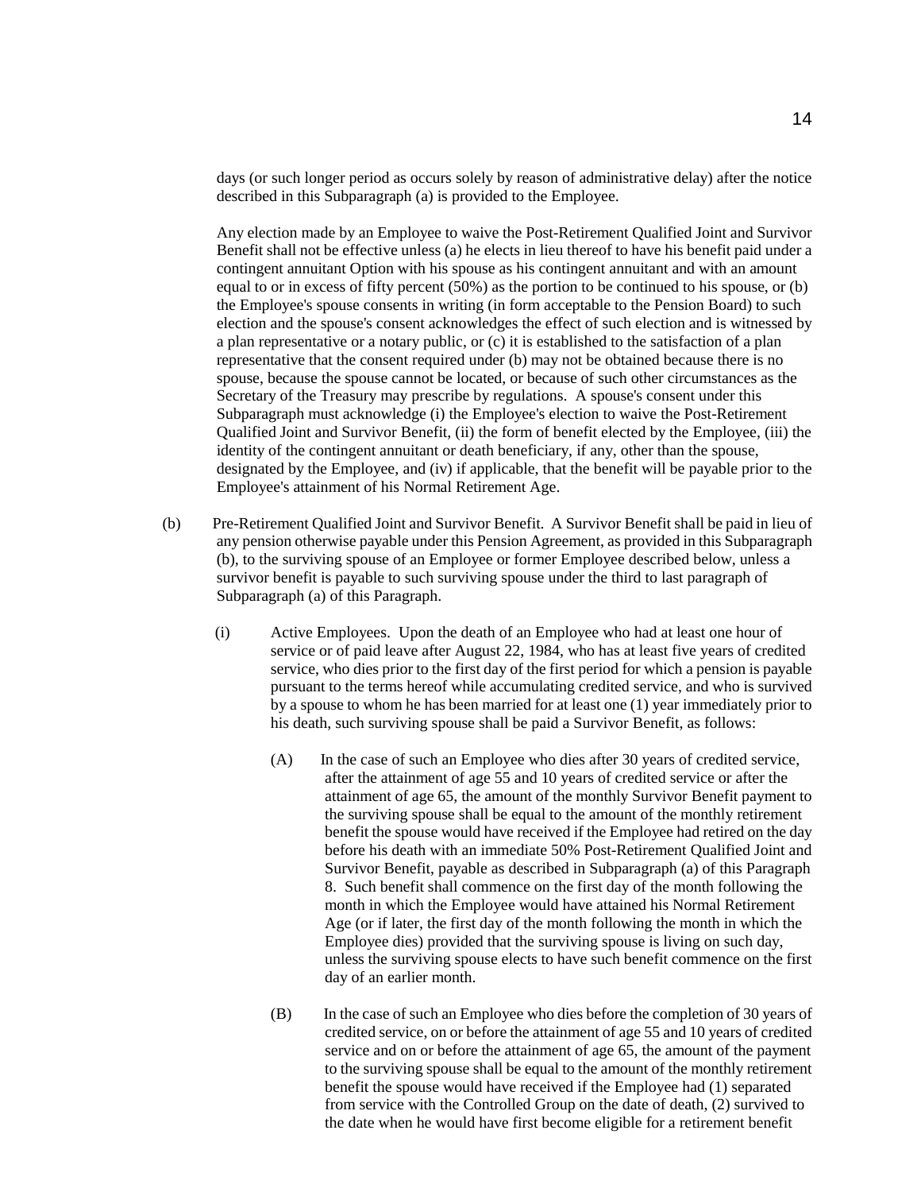days (or such longer period as occurs solely by reason of administrative delay) after the notice described in this Subparagraph (a) is provided to the Employee.

Any election made by an Employee to waive the Post-Retirement Qualified Joint and Survivor Benefit shall not be effective unless (a) he elects in lieu thereof to have his benefit paid under a contingent annuitant Option with his spouse as his contingent annuitant and with an amount equal to or in excess of fifty percent (50%) as the portion to be continued to his spouse, or (b) the Employee's spouse consents in writing (in form acceptable to the Pension Board) to such election and the spouse's consent acknowledges the effect of such election and is witnessed by a plan representative or a notary public, or (c) it is established to the satisfaction of a plan representative that the consent required under (b) may not be obtained because there is no spouse, because the spouse cannot be located, or because of such other circumstances as the Secretary of the Treasury may prescribe by regulations. A spouse's consent under this Subparagraph must acknowledge (i) the Employee's election to waive the Post-Retirement Qualified Joint and Survivor Benefit, (ii) the form of benefit elected by the Employee, (iii) the identity of the contingent annuitant or death beneficiary, if any, other than the spouse, designated by the Employee, and (iv) if applicable, that the benefit will be payable prior to the Employee's attainment of his Normal Retirement Age.

(b) Pre-Retirement Qualified Joint and Survivor Benefit. A Survivor Benefit shall be paid in lieu of any pension otherwise payable under this Pension Agreement, as provided in this Subparagraph (b), to the surviving spouse of an Employee or former Employee described below, unless a survivor benefit is payable to such surviving spouse under the third to last paragraph of Subparagraph (a) of this Paragraph.

(i) Active Employees. Upon the death of an Employee who had at least one hour of service or of paid leave after August 22, 1984, who has at least five years of credited service, who dies prior to the first day of the first period for which a pension is payable pursuant to the terms hereof while accumulating credited service, and who is survived by a spouse to whom he has been married for at least one (1) year immediately prior to his death, such surviving spouse shall be paid a Survivor Benefit, as follows:

(A) In the case of such an Employee who dies after 30 years of credited service, after the attainment of age 55 and 10 years of credited service or after the attainment of age 65, the amount of the monthly Survivor Benefit payment to the surviving spouse shall be equal to the amount of the monthly retirement benefit the spouse would have received if the Employee had retired on the day before his death with an immediate 50% Post-Retirement Qualified Joint and Survivor Benefit, payable as described in Subparagraph (a) of this Paragraph 8. Such benefit shall commence on the first day of the month following the month in which the Employee would have attained his Normal Retirement Age (or if later, the first day of the month following the month in which the Employee dies) provided that the surviving spouse is living on such day, unless the surviving spouse elects to have such benefit commence on the first day of an earlier month.

(B) In the case of such an Employee who dies before the completion of 30 years of credited service, on or before the attainment of age 55 and 10 years of credited service and on or before the attainment of age 65, the amount of the payment to the surviving spouse shall be equal to the amount of the monthly retirement benefit the spouse would have received if the Employee had (1) separated from service with the Controlled Group on the date of death, (2) survived to the date when he would have first become eligible for a retirement benefit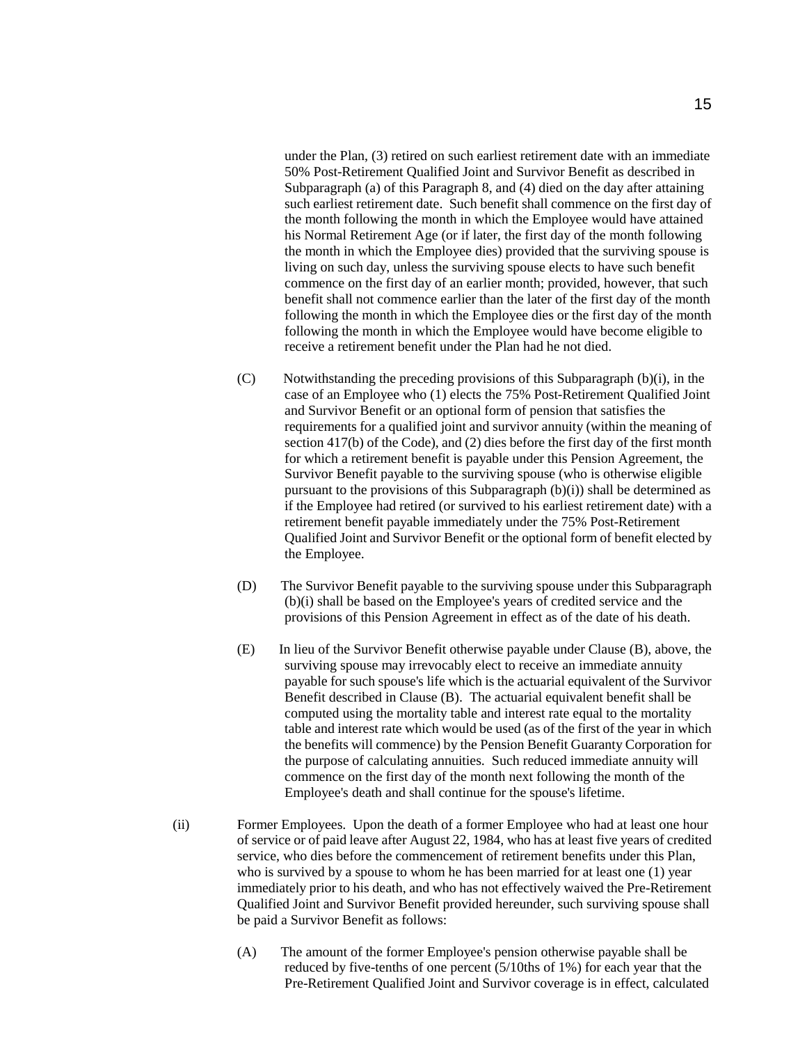under the Plan, (3) retired on such earliest retirement date with an immediate 50% Post-Retirement Qualified Joint and Survivor Benefit as described in Subparagraph (a) of this Paragraph 8, and (4) died on the day after attaining such earliest retirement date. Such benefit shall commence on the first day of the month following the month in which the Employee would have attained his Normal Retirement Age (or if later, the first day of the month following the month in which the Employee dies) provided that the surviving spouse is living on such day, unless the surviving spouse elects to have such benefit commence on the first day of an earlier month; provided, however, that such benefit shall not commence earlier than the later of the first day of the month following the month in which the Employee dies or the first day of the month following the month in which the Employee would have become eligible to receive a retirement benefit under the Plan had he not died.

(C) Notwithstanding the preceding provisions of this Subparagraph (b)(i), in the case of an Employee who (1) elects the 75% Post-Retirement Qualified Joint and Survivor Benefit or an optional form of pension that satisfies the requirements for a qualified joint and survivor annuity (within the meaning of section 417(b) of the Code), and (2) dies before the first day of the first month for which a retirement benefit is payable under this Pension Agreement, the Survivor Benefit payable to the surviving spouse (who is otherwise eligible pursuant to the provisions of this Subparagraph (b)(i)) shall be determined as if the Employee had retired (or survived to his earliest retirement date) with a retirement benefit payable immediately under the 75% Post-Retirement Qualified Joint and Survivor Benefit or the optional form of benefit elected by the Employee.

(D) The Survivor Benefit payable to the surviving spouse under this Subparagraph (b)(i) shall be based on the Employee's years of credited service and the provisions of this Pension Agreement in effect as of the date of his death.

(E) In lieu of the Survivor Benefit otherwise payable under Clause (B), above, the surviving spouse may irrevocably elect to receive an immediate annuity payable for such spouse's life which is the actuarial equivalent of the Survivor Benefit described in Clause (B). The actuarial equivalent benefit shall be computed using the mortality table and interest rate equal to the mortality table and interest rate which would be used (as of the first of the year in which the benefits will commence) by the Pension Benefit Guaranty Corporation for the purpose of calculating annuities. Such reduced immediate annuity will commence on the first day of the month next following the month of the Employee's death and shall continue for the spouse's lifetime.

(ii) Former Employees. Upon the death of a former Employee who had at least one hour of service or of paid leave after August 22, 1984, who has at least five years of credited service, who dies before the commencement of retirement benefits under this Plan, who is survived by a spouse to whom he has been married for at least one (1) year immediately prior to his death, and who has not effectively waived the Pre-Retirement Qualified Joint and Survivor Benefit provided hereunder, such surviving spouse shall be paid a Survivor Benefit as follows:

(A) The amount of the former Employee's pension otherwise payable shall be reduced by five-tenths of one percent (5/10ths of 1%) for each year that the Pre-Retirement Qualified Joint and Survivor coverage is in effect, calculated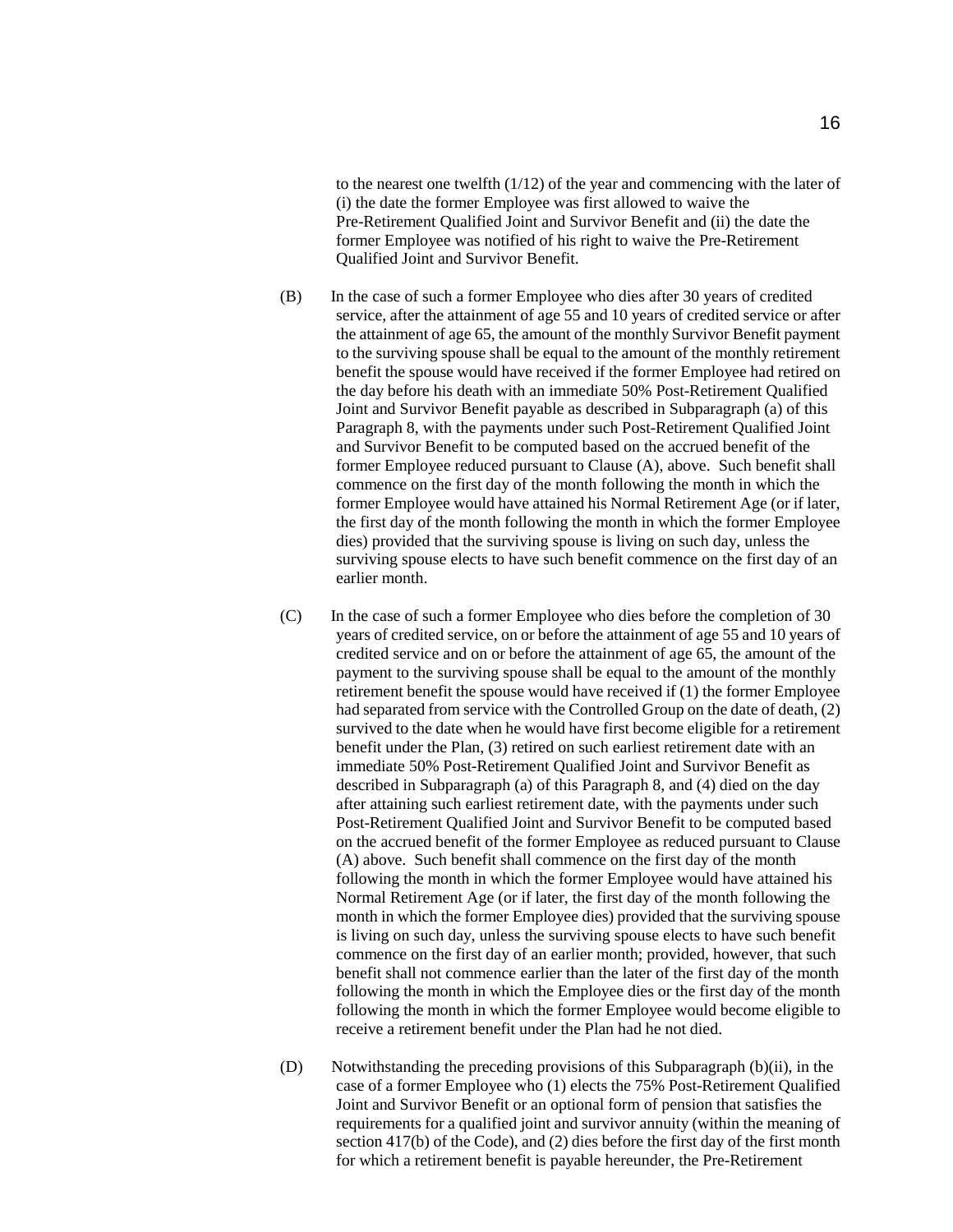to the nearest one twelfth (1/12) of the year and commencing with the later of (i) the date the former Employee was first allowed to waive the Pre-Retirement Qualified Joint and Survivor Benefit and (ii) the date the former Employee was notified of his right to waive the Pre-Retirement Qualified Joint and Survivor Benefit.

(B) In the case of such a former Employee who dies after 30 years of credited service, after the attainment of age 55 and 10 years of credited service or after the attainment of age 65, the amount of the monthly Survivor Benefit payment to the surviving spouse shall be equal to the amount of the monthly retirement benefit the spouse would have received if the former Employee had retired on the day before his death with an immediate 50% Post-Retirement Qualified Joint and Survivor Benefit payable as described in Subparagraph (a) of this Paragraph 8, with the payments under such Post-Retirement Qualified Joint and Survivor Benefit to be computed based on the accrued benefit of the former Employee reduced pursuant to Clause (A), above. Such benefit shall commence on the first day of the month following the month in which the former Employee would have attained his Normal Retirement Age (or if later, the first day of the month following the month in which the former Employee dies) provided that the surviving spouse is living on such day, unless the surviving spouse elects to have such benefit commence on the first day of an earlier month.

(C) In the case of such a former Employee who dies before the completion of 30 years of credited service, on or before the attainment of age 55 and 10 years of credited service and on or before the attainment of age 65, the amount of the payment to the surviving spouse shall be equal to the amount of the monthly retirement benefit the spouse would have received if (1) the former Employee had separated from service with the Controlled Group on the date of death, (2) survived to the date when he would have first become eligible for a retirement benefit under the Plan, (3) retired on such earliest retirement date with an immediate 50% Post-Retirement Qualified Joint and Survivor Benefit as described in Subparagraph (a) of this Paragraph 8, and (4) died on the day after attaining such earliest retirement date, with the payments under such Post-Retirement Qualified Joint and Survivor Benefit to be computed based on the accrued benefit of the former Employee as reduced pursuant to Clause (A) above. Such benefit shall commence on the first day of the month following the month in which the former Employee would have attained his Normal Retirement Age (or if later, the first day of the month following the month in which the former Employee dies) provided that the surviving spouse is living on such day, unless the surviving spouse elects to have such benefit commence on the first day of an earlier month; provided, however, that such benefit shall not commence earlier than the later of the first day of the month following the month in which the Employee dies or the first day of the month following the month in which the former Employee would become eligible to receive a retirement benefit under the Plan had he not died.

(D) Notwithstanding the preceding provisions of this Subparagraph (b)(ii), in the case of a former Employee who (1) elects the 75% Post-Retirement Qualified Joint and Survivor Benefit or an optional form of pension that satisfies the requirements for a qualified joint and survivor annuity (within the meaning of section 417(b) of the Code), and (2) dies before the first day of the first month for which a retirement benefit is payable hereunder, the Pre-Retirement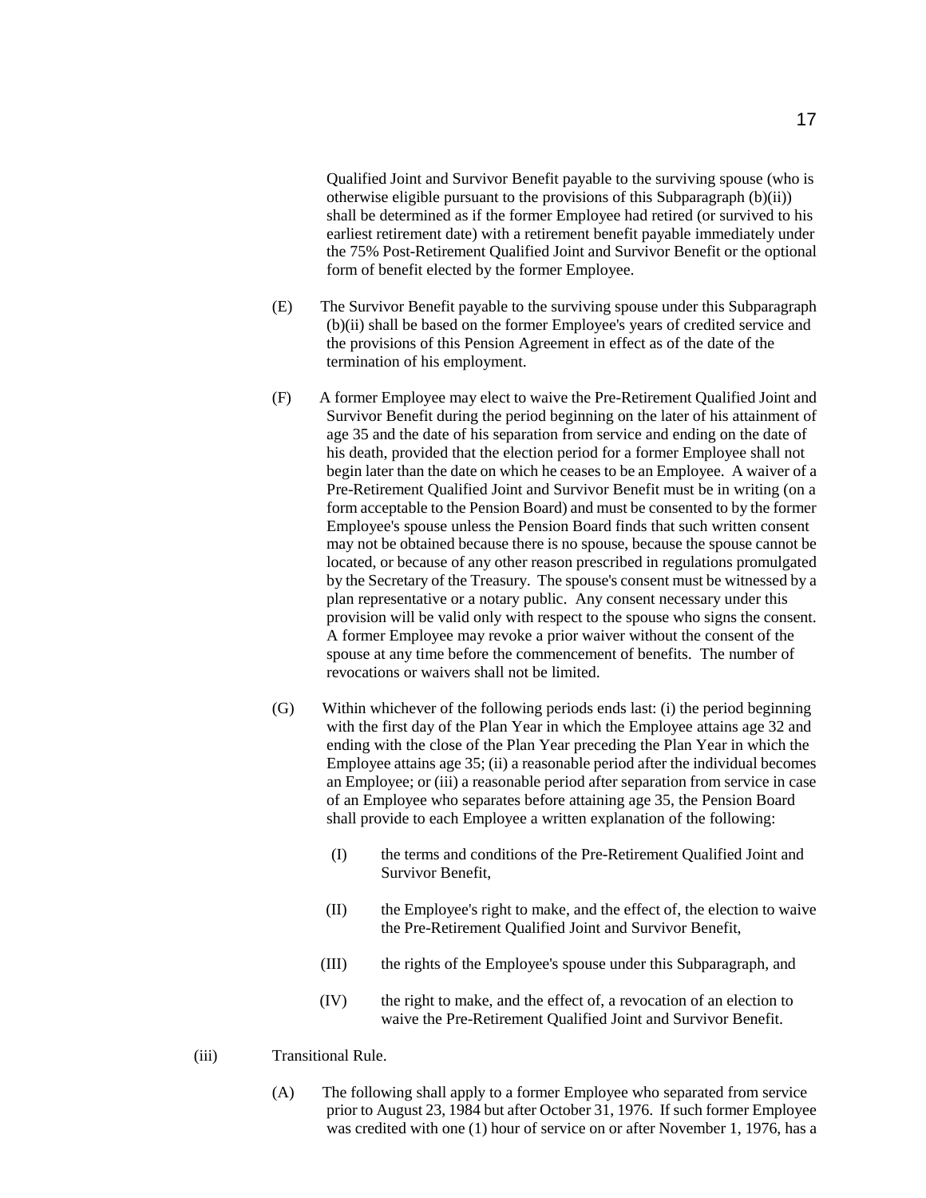Qualified Joint and Survivor Benefit payable to the surviving spouse (who is otherwise eligible pursuant to the provisions of this Subparagraph (b)(ii)) shall be determined as if the former Employee had retired (or survived to his earliest retirement date) with a retirement benefit payable immediately under the 75% Post-Retirement Qualified Joint and Survivor Benefit or the optional form of benefit elected by the former Employee.

(E) The Survivor Benefit payable to the surviving spouse under this Subparagraph (b)(ii) shall be based on the former Employee's years of credited service and the provisions of this Pension Agreement in effect as of the date of the termination of his employment.

(F) A former Employee may elect to waive the Pre-Retirement Qualified Joint and Survivor Benefit during the period beginning on the later of his attainment of age 35 and the date of his separation from service and ending on the date of his death, provided that the election period for a former Employee shall not begin later than the date on which he ceases to be an Employee. A waiver of a Pre-Retirement Qualified Joint and Survivor Benefit must be in writing (on a form acceptable to the Pension Board) and must be consented to by the former Employee's spouse unless the Pension Board finds that such written consent may not be obtained because there is no spouse, because the spouse cannot be located, or because of any other reason prescribed in regulations promulgated by the Secretary of the Treasury. The spouse's consent must be witnessed by a plan representative or a notary public. Any consent necessary under this provision will be valid only with respect to the spouse who signs the consent. A former Employee may revoke a prior waiver without the consent of the spouse at any time before the commencement of benefits. The number of revocations or waivers shall not be limited.

(G) Within whichever of the following periods ends last: (i) the period beginning with the first day of the Plan Year in which the Employee attains age 32 and ending with the close of the Plan Year preceding the Plan Year in which the Employee attains age 35; (ii) a reasonable period after the individual becomes an Employee; or (iii) a reasonable period after separation from service in case of an Employee who separates before attaining age 35, the Pension Board shall provide to each Employee a written explanation of the following:

(I) the terms and conditions of the Pre-Retirement Qualified Joint and Survivor Benefit,

(II) the Employee's right to make, and the effect of, the election to waive the Pre-Retirement Qualified Joint and Survivor Benefit,

(III) the rights of the Employee's spouse under this Subparagraph, and

(IV) the right to make, and the effect of, a revocation of an election to waive the Pre-Retirement Qualified Joint and Survivor Benefit.

(iii) Transitional Rule.

(A) The following shall apply to a former Employee who separated from service prior to August 23, 1984 but after October 31, 1976. If such former Employee was credited with one (1) hour of service on or after November 1, 1976, has a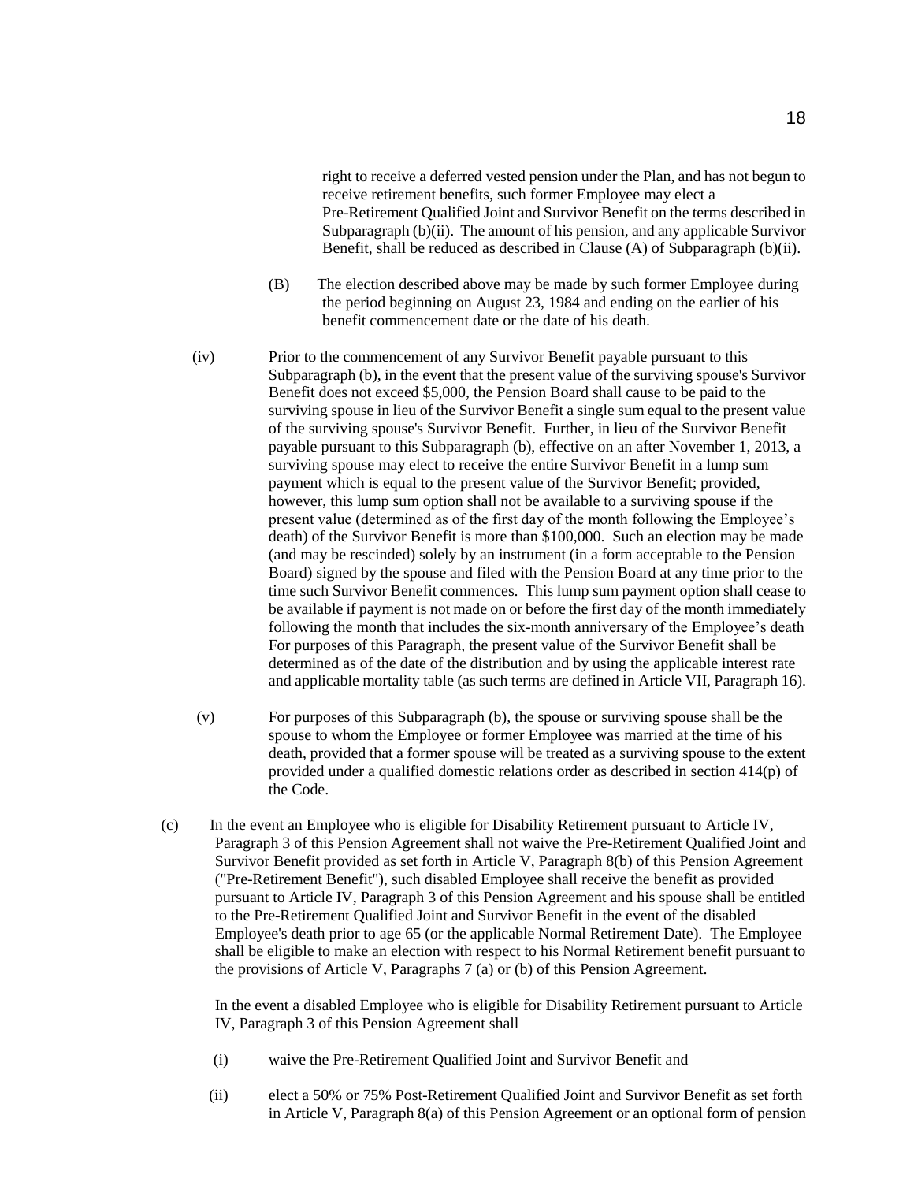right to receive a deferred vested pension under the Plan, and has not begun to receive retirement benefits, such former Employee may elect a Pre-Retirement Qualified Joint and Survivor Benefit on the terms described in Subparagraph (b)(ii). The amount of his pension, and any applicable Survivor Benefit, shall be reduced as described in Clause (A) of Subparagraph (b)(ii).

(B) The election described above may be made by such former Employee during the period beginning on August 23, 1984 and ending on the earlier of his benefit commencement date or the date of his death.

(iv) Prior to the commencement of any Survivor Benefit payable pursuant to this Subparagraph (b), in the event that the present value of the surviving spouse's Survivor Benefit does not exceed $5,000, the Pension Board shall cause to be paid to the surviving spouse in lieu of the Survivor Benefit a single sum equal to the present value of the surviving spouse's Survivor Benefit. Further, in lieu of the Survivor Benefit payable pursuant to this Subparagraph (b), effective on an after November 1, 2013, a surviving spouse may elect to receive the entire Survivor Benefit in a lump sum payment which is equal to the present value of the Survivor Benefit; provided, however, this lump sum option shall not be available to a surviving spouse if the present value (determined as of the first day of the month following the Employee's death) of the Survivor Benefit is more than $100,000. Such an election may be made (and may be rescinded) solely by an instrument (in a form acceptable to the Pension Board) signed by the spouse and filed with the Pension Board at any time prior to the time such Survivor Benefit commences. This lump sum payment option shall cease to be available if payment is not made on or before the first day of the month immediately following the month that includes the six-month anniversary of the Employee's death For purposes of this Paragraph, the present value of the Survivor Benefit shall be determined as of the date of the distribution and by using the applicable interest rate and applicable mortality table (as such terms are defined in Article VII, Paragraph 16).

(v) For purposes of this Subparagraph (b), the spouse or surviving spouse shall be the spouse to whom the Employee or former Employee was married at the time of his death, provided that a former spouse will be treated as a surviving spouse to the extent provided under a qualified domestic relations order as described in section 414(p) of the Code.

(c) In the event an Employee who is eligible for Disability Retirement pursuant to Article IV, Paragraph 3 of this Pension Agreement shall not waive the Pre-Retirement Qualified Joint and Survivor Benefit provided as set forth in Article V, Paragraph 8(b) of this Pension Agreement ("Pre-Retirement Benefit"), such disabled Employee shall receive the benefit as provided pursuant to Article IV, Paragraph 3 of this Pension Agreement and his spouse shall be entitled to the Pre-Retirement Qualified Joint and Survivor Benefit in the event of the disabled Employee's death prior to age 65 (or the applicable Normal Retirement Date). The Employee shall be eligible to make an election with respect to his Normal Retirement benefit pursuant to the provisions of Article V, Paragraphs 7 (a) or (b) of this Pension Agreement.

In the event a disabled Employee who is eligible for Disability Retirement pursuant to Article IV, Paragraph 3 of this Pension Agreement shall

(i) waive the Pre-Retirement Qualified Joint and Survivor Benefit and

(ii) elect a 50% or 75% Post-Retirement Qualified Joint and Survivor Benefit as set forth in Article V, Paragraph 8(a) of this Pension Agreement or an optional form of pension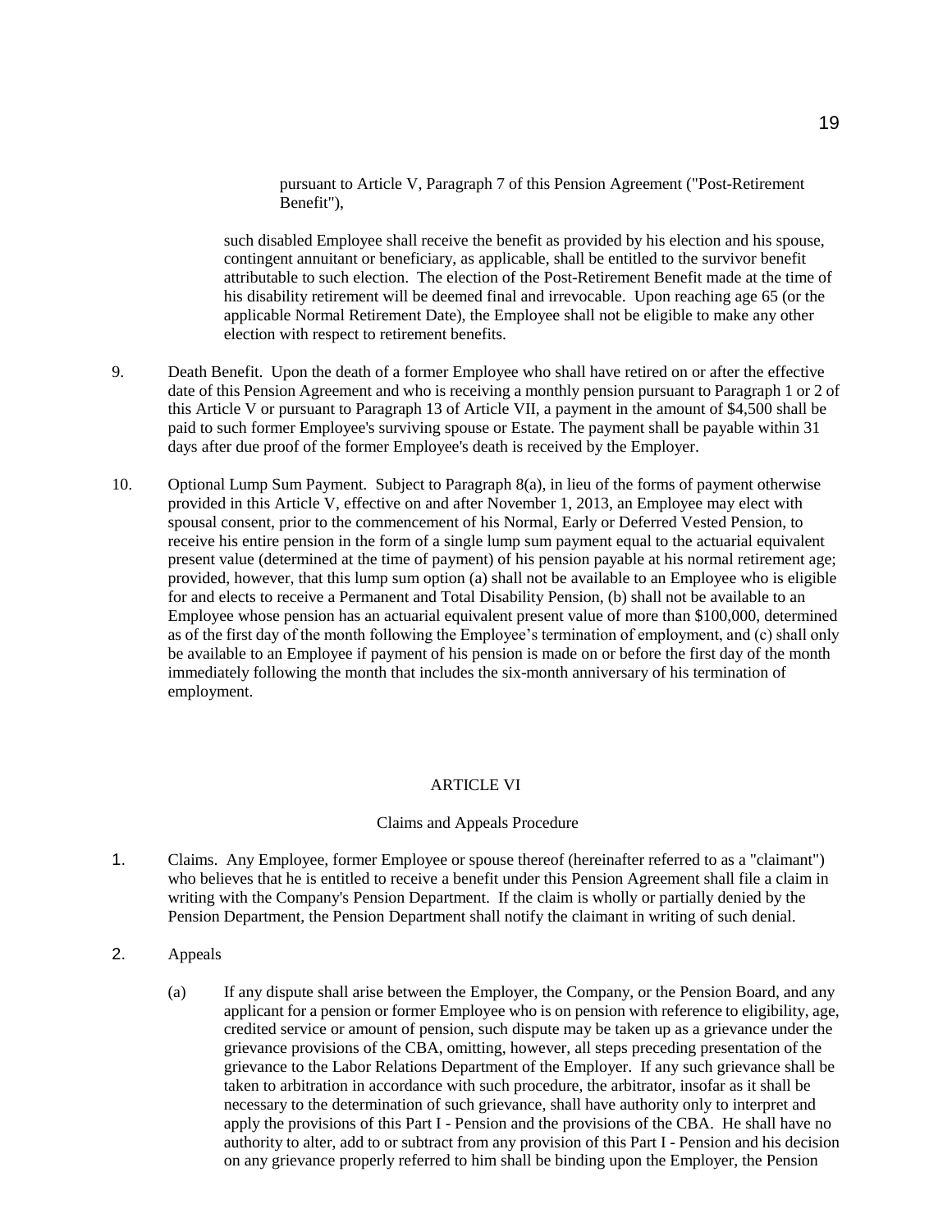pursuant to Article V, Paragraph 7 of this Pension Agreement ("Post-Retirement Benefit"),

such disabled Employee shall receive the benefit as provided by his election and his spouse, contingent annuitant or beneficiary, as applicable, shall be entitled to the survivor benefit attributable to such election. The election of the Post-Retirement Benefit made at the time of his disability retirement will be deemed final and irrevocable. Upon reaching age 65 (or the applicable Normal Retirement Date), the Employee shall not be eligible to make any other election with respect to retirement benefits.

9. Death Benefit. Upon the death of a former Employee who shall have retired on or after the effective date of this Pension Agreement and who is receiving a monthly pension pursuant to Paragraph 1 or 2 of this Article V or pursuant to Paragraph 13 of Article VII, a payment in the amount of $4,500 shall be paid to such former Employee's surviving spouse or Estate. The payment shall be payable within 31 days after due proof of the former Employee's death is received by the Employer.

10. Optional Lump Sum Payment. Subject to Paragraph 8(a), in lieu of the forms of payment otherwise provided in this Article V, effective on and after November 1, 2013, an Employee may elect with spousal consent, prior to the commencement of his Normal, Early or Deferred Vested Pension, to receive his entire pension in the form of a single lump sum payment equal to the actuarial equivalent present value (determined at the time of payment) of his pension payable at his normal retirement age; provided, however, that this lump sum option (a) shall not be available to an Employee who is eligible for and elects to receive a Permanent and Total Disability Pension, (b) shall not be available to an Employee whose pension has an actuarial equivalent present value of more than $100,000, determined as of the first day of the month following the Employee's termination of employment, and (c) shall only be available to an Employee if payment of his pension is made on or before the first day of the month immediately following the month that includes the six-month anniversary of his termination of employment.

## ARTICLE VI

### Claims and Appeals Procedure

1. Claims. Any Employee, former Employee or spouse thereof (hereinafter referred to as a "claimant") who believes that he is entitled to receive a benefit under this Pension Agreement shall file a claim in writing with the Company's Pension Department. If the claim is wholly or partially denied by the Pension Department, the Pension Department shall notify the claimant in writing of such denial.

2. Appeals

   (a) If any dispute shall arise between the Employer, the Company, or the Pension Board, and any applicant for a pension or former Employee who is on pension with reference to eligibility, age, credited service or amount of pension, such dispute may be taken up as a grievance under the grievance provisions of the CBA, omitting, however, all steps preceding presentation of the grievance to the Labor Relations Department of the Employer. If any such grievance shall be taken to arbitration in accordance with such procedure, the arbitrator, insofar as it shall be necessary to the determination of such grievance, shall have authority only to interpret and apply the provisions of this Part I - Pension and the provisions of the CBA. He shall have no authority to alter, add to or subtract from any provision of this Part I - Pension and his decision on any grievance properly referred to him shall be binding upon the Employer, the Pension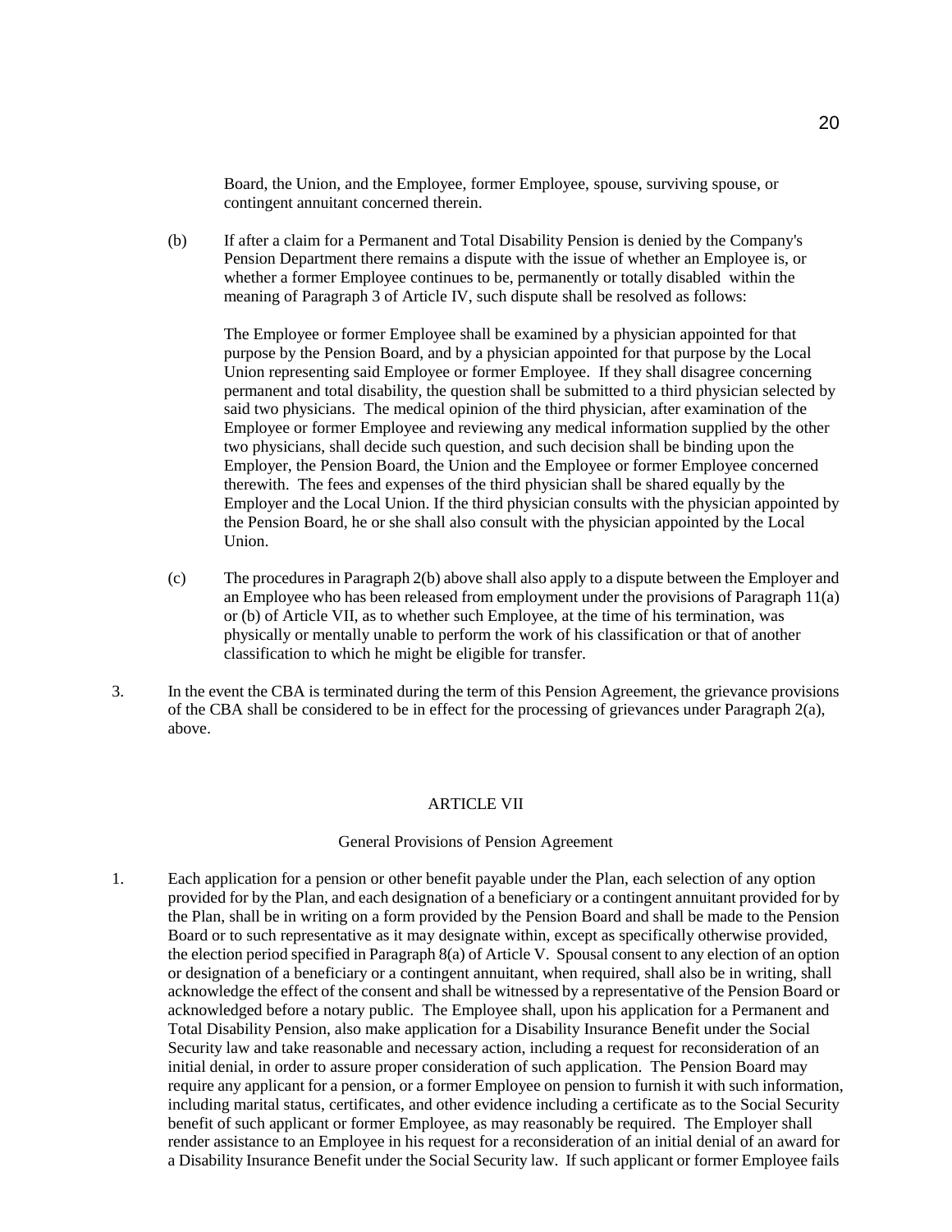Board, the Union, and the Employee, former Employee, spouse, surviving spouse, or contingent annuitant concerned therein.

(b) If after a claim for a Permanent and Total Disability Pension is denied by the Company's Pension Department there remains a dispute with the issue of whether an Employee is, or whether a former Employee continues to be, permanently or totally disabled within the meaning of Paragraph 3 of Article IV, such dispute shall be resolved as follows:

The Employee or former Employee shall be examined by a physician appointed for that purpose by the Pension Board, and by a physician appointed for that purpose by the Local Union representing said Employee or former Employee. If they shall disagree concerning permanent and total disability, the question shall be submitted to a third physician selected by said two physicians. The medical opinion of the third physician, after examination of the Employee or former Employee and reviewing any medical information supplied by the other two physicians, shall decide such question, and such decision shall be binding upon the Employer, the Pension Board, the Union and the Employee or former Employee concerned therewith. The fees and expenses of the third physician shall be shared equally by the Employer and the Local Union. If the third physician consults with the physician appointed by the Pension Board, he or she shall also consult with the physician appointed by the Local Union.

(c) The procedures in Paragraph 2(b) above shall also apply to a dispute between the Employer and an Employee who has been released from employment under the provisions of Paragraph 11(a) or (b) of Article VII, as to whether such Employee, at the time of his termination, was physically or mentally unable to perform the work of his classification or that of another classification to which he might be eligible for transfer.

3. In the event the CBA is terminated during the term of this Pension Agreement, the grievance provisions of the CBA shall be considered to be in effect for the processing of grievances under Paragraph 2(a), above.

## ARTICLE VII

### General Provisions of Pension Agreement

1. Each application for a pension or other benefit payable under the Plan, each selection of any option provided for by the Plan, and each designation of a beneficiary or a contingent annuitant provided for by the Plan, shall be in writing on a form provided by the Pension Board and shall be made to the Pension Board or to such representative as it may designate within, except as specifically otherwise provided, the election period specified in Paragraph 8(a) of Article V. Spousal consent to any election of an option or designation of a beneficiary or a contingent annuitant, when required, shall also be in writing, shall acknowledge the effect of the consent and shall be witnessed by a representative of the Pension Board or acknowledged before a notary public. The Employee shall, upon his application for a Permanent and Total Disability Pension, also make application for a Disability Insurance Benefit under the Social Security law and take reasonable and necessary action, including a request for reconsideration of an initial denial, in order to assure proper consideration of such application. The Pension Board may require any applicant for a pension, or a former Employee on pension to furnish it with such information, including marital status, certificates, and other evidence including a certificate as to the Social Security benefit of such applicant or former Employee, as may reasonably be required. The Employer shall render assistance to an Employee in his request for a reconsideration of an initial denial of an award for a Disability Insurance Benefit under the Social Security law. If such applicant or former Employee fails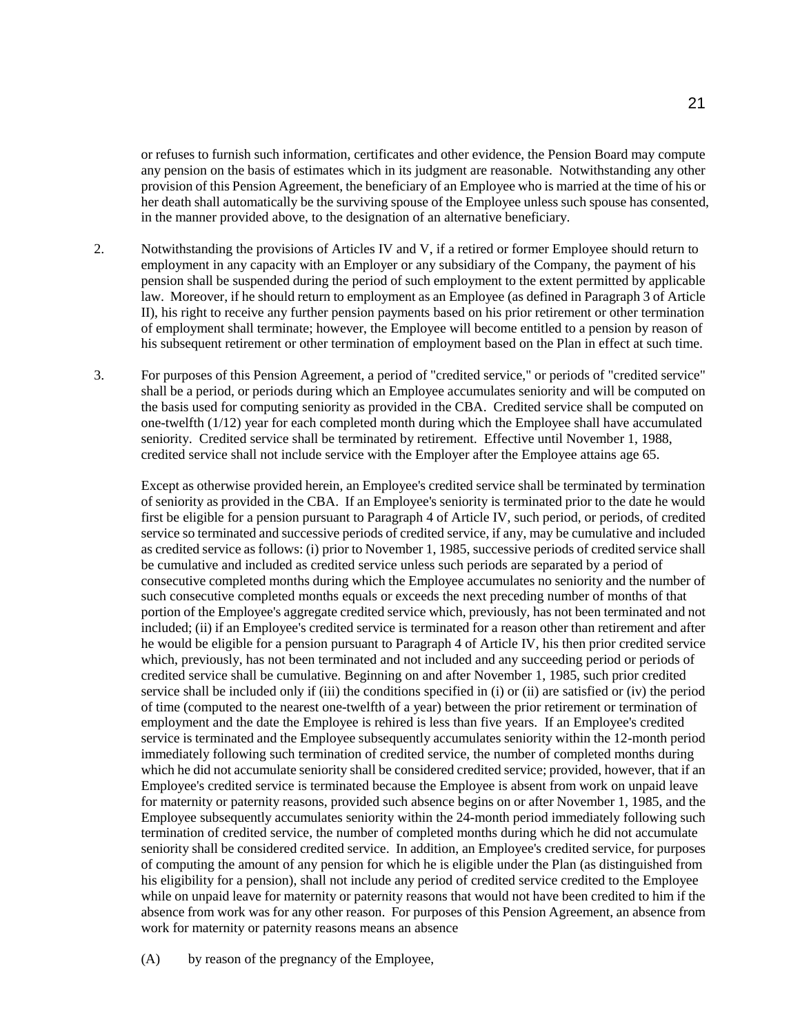or refuses to furnish such information, certificates and other evidence, the Pension Board may compute any pension on the basis of estimates which in its judgment are reasonable. Notwithstanding any other provision of this Pension Agreement, the beneficiary of an Employee who is married at the time of his or her death shall automatically be the surviving spouse of the Employee unless such spouse has consented, in the manner provided above, to the designation of an alternative beneficiary.

2. Notwithstanding the provisions of Articles IV and V, if a retired or former Employee should return to employment in any capacity with an Employer or any subsidiary of the Company, the payment of his pension shall be suspended during the period of such employment to the extent permitted by applicable law. Moreover, if he should return to employment as an Employee (as defined in Paragraph 3 of Article II), his right to receive any further pension payments based on his prior retirement or other termination of employment shall terminate; however, the Employee will become entitled to a pension by reason of his subsequent retirement or other termination of employment based on the Plan in effect at such time.

3. For purposes of this Pension Agreement, a period of "credited service," or periods of "credited service" shall be a period, or periods during which an Employee accumulates seniority and will be computed on the basis used for computing seniority as provided in the CBA. Credited service shall be computed on one-twelfth (1/12) year for each completed month during which the Employee shall have accumulated seniority. Credited service shall be terminated by retirement. Effective until November 1, 1988, credited service shall not include service with the Employer after the Employee attains age 65.

   Except as otherwise provided herein, an Employee's credited service shall be terminated by termination of seniority as provided in the CBA. If an Employee's seniority is terminated prior to the date he would first be eligible for a pension pursuant to Paragraph 4 of Article IV, such period, or periods, of credited service so terminated and successive periods of credited service, if any, may be cumulative and included as credited service as follows: (i) prior to November 1, 1985, successive periods of credited service shall be cumulative and included as credited service unless such periods are separated by a period of consecutive completed months during which the Employee accumulates no seniority and the number of such consecutive completed months equals or exceeds the next preceding number of months of that portion of the Employee's aggregate credited service which, previously, has not been terminated and not included; (ii) if an Employee's credited service is terminated for a reason other than retirement and after he would be eligible for a pension pursuant to Paragraph 4 of Article IV, his then prior credited service which, previously, has not been terminated and not included and any succeeding period or periods of credited service shall be cumulative. Beginning on and after November 1, 1985, such prior credited service shall be included only if (iii) the conditions specified in (i) or (ii) are satisfied or (iv) the period of time (computed to the nearest one-twelfth of a year) between the prior retirement or termination of employment and the date the Employee is rehired is less than five years. If an Employee's credited service is terminated and the Employee subsequently accumulates seniority within the 12-month period immediately following such termination of credited service, the number of completed months during which he did not accumulate seniority shall be considered credited service; provided, however, that if an Employee's credited service is terminated because the Employee is absent from work on unpaid leave for maternity or paternity reasons, provided such absence begins on or after November 1, 1985, and the Employee subsequently accumulates seniority within the 24-month period immediately following such termination of credited service, the number of completed months during which he did not accumulate seniority shall be considered credited service. In addition, an Employee's credited service, for purposes of computing the amount of any pension for which he is eligible under the Plan (as distinguished from his eligibility for a pension), shall not include any period of credited service credited to the Employee while on unpaid leave for maternity or paternity reasons that would not have been credited to him if the absence from work was for any other reason. For purposes of this Pension Agreement, an absence from work for maternity or paternity reasons means an absence

   (A) by reason of the pregnancy of the Employee,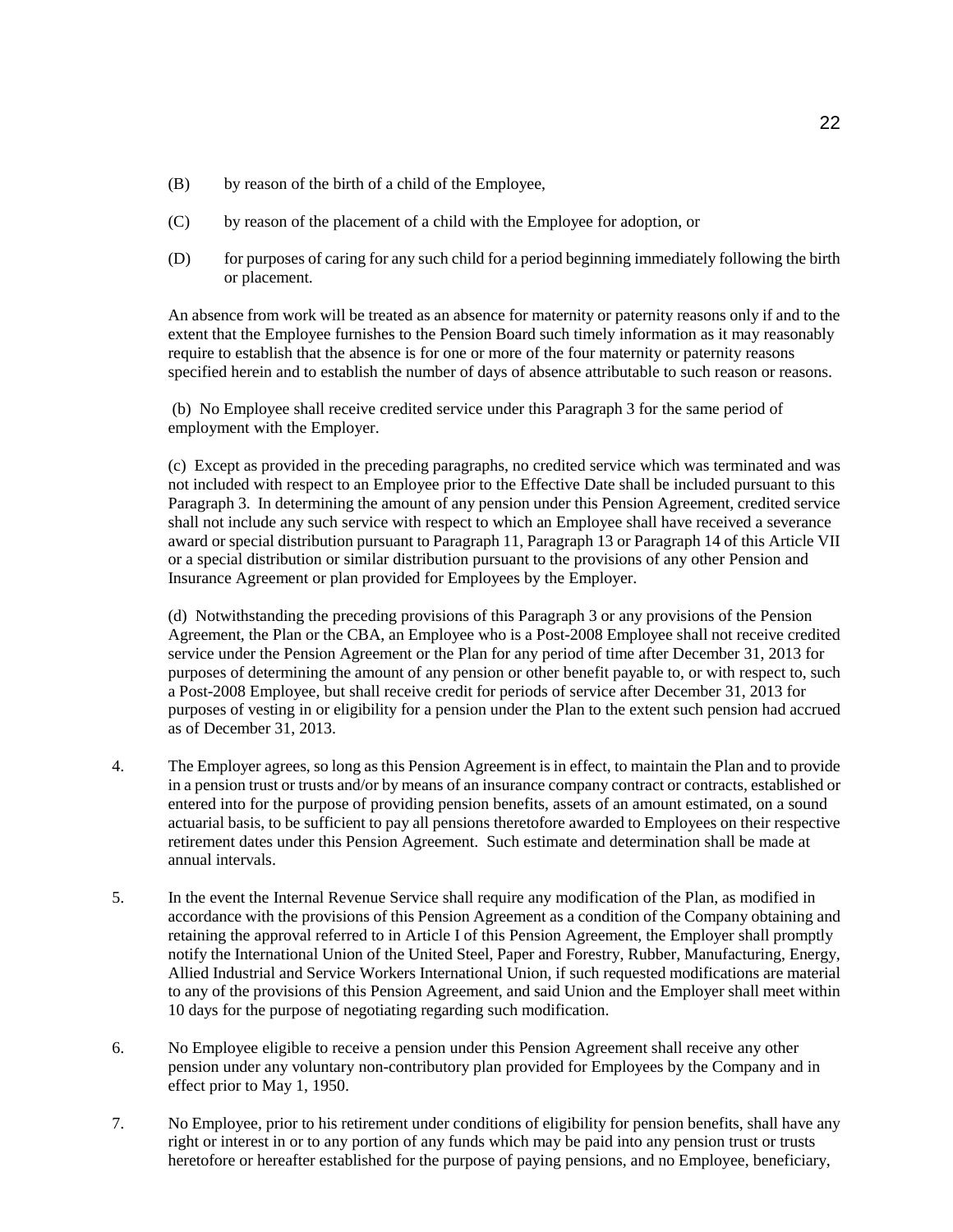(B) by reason of the birth of a child of the Employee,

(C) by reason of the placement of a child with the Employee for adoption, or

(D) for purposes of caring for any such child for a period beginning immediately following the birth or placement.

An absence from work will be treated as an absence for maternity or paternity reasons only if and to the extent that the Employee furnishes to the Pension Board such timely information as it may reasonably require to establish that the absence is for one or more of the four maternity or paternity reasons specified herein and to establish the number of days of absence attributable to such reason or reasons.

(b) No Employee shall receive credited service under this Paragraph 3 for the same period of employment with the Employer.

(c) Except as provided in the preceding paragraphs, no credited service which was terminated and was not included with respect to an Employee prior to the Effective Date shall be included pursuant to this Paragraph 3. In determining the amount of any pension under this Pension Agreement, credited service shall not include any such service with respect to which an Employee shall have received a severance award or special distribution pursuant to Paragraph 11, Paragraph 13 or Paragraph 14 of this Article VII or a special distribution or similar distribution pursuant to the provisions of any other Pension and Insurance Agreement or plan provided for Employees by the Employer.

(d) Notwithstanding the preceding provisions of this Paragraph 3 or any provisions of the Pension Agreement, the Plan or the CBA, an Employee who is a Post-2008 Employee shall not receive credited service under the Pension Agreement or the Plan for any period of time after December 31, 2013 for purposes of determining the amount of any pension or other benefit payable to, or with respect to, such a Post-2008 Employee, but shall receive credit for periods of service after December 31, 2013 for purposes of vesting in or eligibility for a pension under the Plan to the extent such pension had accrued as of December 31, 2013.

4. The Employer agrees, so long as this Pension Agreement is in effect, to maintain the Plan and to provide in a pension trust or trusts and/or by means of an insurance company contract or contracts, established or entered into for the purpose of providing pension benefits, assets of an amount estimated, on a sound actuarial basis, to be sufficient to pay all pensions theretofore awarded to Employees on their respective retirement dates under this Pension Agreement. Such estimate and determination shall be made at annual intervals.

5. In the event the Internal Revenue Service shall require any modification of the Plan, as modified in accordance with the provisions of this Pension Agreement as a condition of the Company obtaining and retaining the approval referred to in Article I of this Pension Agreement, the Employer shall promptly notify the International Union of the United Steel, Paper and Forestry, Rubber, Manufacturing, Energy, Allied Industrial and Service Workers International Union, if such requested modifications are material to any of the provisions of this Pension Agreement, and said Union and the Employer shall meet within 10 days for the purpose of negotiating regarding such modification.

6. No Employee eligible to receive a pension under this Pension Agreement shall receive any other pension under any voluntary non-contributory plan provided for Employees by the Company and in effect prior to May 1, 1950.

7. No Employee, prior to his retirement under conditions of eligibility for pension benefits, shall have any right or interest in or to any portion of any funds which may be paid into any pension trust or trusts heretofore or hereafter established for the purpose of paying pensions, and no Employee, beneficiary,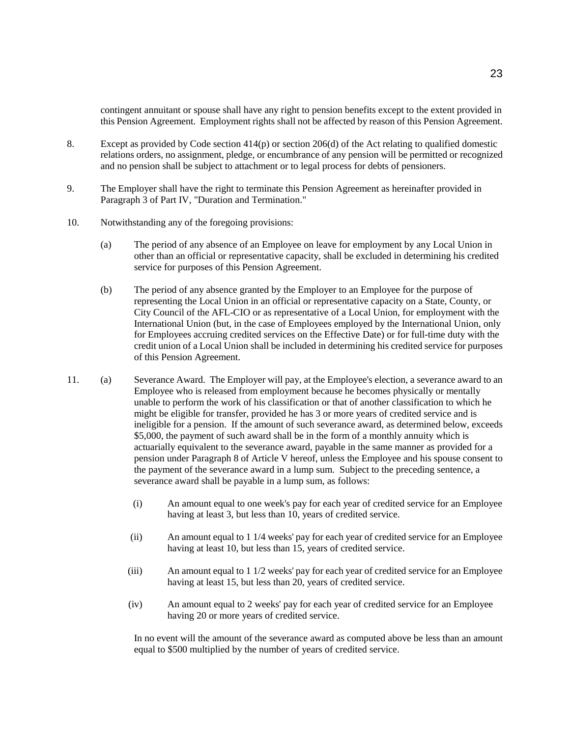contingent annuitant or spouse shall have any right to pension benefits except to the extent provided in this Pension Agreement. Employment rights shall not be affected by reason of this Pension Agreement.

8. Except as provided by Code section 414(p) or section 206(d) of the Act relating to qualified domestic relations orders, no assignment, pledge, or encumbrance of any pension will be permitted or recognized and no pension shall be subject to attachment or to legal process for debts of pensioners.

9. The Employer shall have the right to terminate this Pension Agreement as hereinafter provided in Paragraph 3 of Part IV, "Duration and Termination."

10. Notwithstanding any of the foregoing provisions:

   (a) The period of any absence of an Employee on leave for employment by any Local Union in other than an official or representative capacity, shall be excluded in determining his credited service for purposes of this Pension Agreement.

   (b) The period of any absence granted by the Employer to an Employee for the purpose of representing the Local Union in an official or representative capacity on a State, County, or City Council of the AFL-CIO or as representative of a Local Union, for employment with the International Union (but, in the case of Employees employed by the International Union, only for Employees accruing credited services on the Effective Date) or for full-time duty with the credit union of a Local Union shall be included in determining his credited service for purposes of this Pension Agreement.

11. (a) Severance Award. The Employer will pay, at the Employee's election, a severance award to an Employee who is released from employment because he becomes physically or mentally unable to perform the work of his classification or that of another classification to which he might be eligible for transfer, provided he has 3 or more years of credited service and is ineligible for a pension. If the amount of such severance award, as determined below, exceeds $5,000, the payment of such award shall be in the form of a monthly annuity which is actuarially equivalent to the severance award, payable in the same manner as provided for a pension under Paragraph 8 of Article V hereof, unless the Employee and his spouse consent to the payment of the severance award in a lump sum. Subject to the preceding sentence, a severance award shall be payable in a lump sum, as follows:

   (i) An amount equal to one week's pay for each year of credited service for an Employee having at least 3, but less than 10, years of credited service.

   (ii) An amount equal to 1 1/4 weeks' pay for each year of credited service for an Employee having at least 10, but less than 15, years of credited service.

   (iii) An amount equal to 1 1/2 weeks' pay for each year of credited service for an Employee having at least 15, but less than 20, years of credited service.

   (iv) An amount equal to 2 weeks' pay for each year of credited service for an Employee having 20 or more years of credited service.

   In no event will the amount of the severance award as computed above be less than an amount equal to $500 multiplied by the number of years of credited service.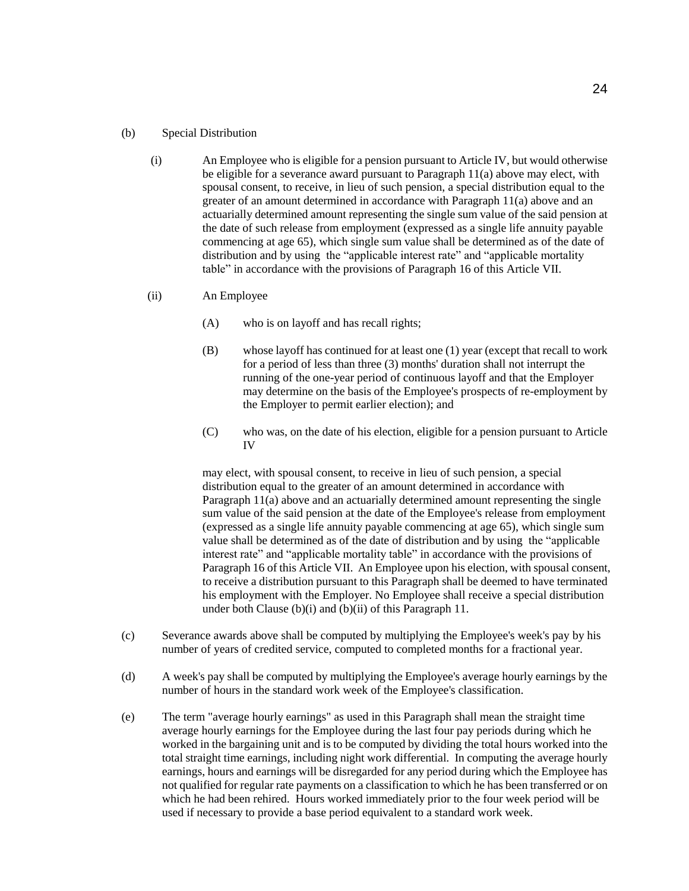(b) Special Distribution

(i) An Employee who is eligible for a pension pursuant to Article IV, but would otherwise be eligible for a severance award pursuant to Paragraph 11(a) above may elect, with spousal consent, to receive, in lieu of such pension, a special distribution equal to the greater of an amount determined in accordance with Paragraph 11(a) above and an actuarially determined amount representing the single sum value of the said pension at the date of such release from employment (expressed as a single life annuity payable commencing at age 65), which single sum value shall be determined as of the date of distribution and by using the "applicable interest rate" and "applicable mortality table" in accordance with the provisions of Paragraph 16 of this Article VII.

(ii) An Employee

(A) who is on layoff and has recall rights;

(B) whose layoff has continued for at least one (1) year (except that recall to work for a period of less than three (3) months' duration shall not interrupt the running of the one-year period of continuous layoff and that the Employer may determine on the basis of the Employee's prospects of re-employment by the Employer to permit earlier election); and

(C) who was, on the date of his election, eligible for a pension pursuant to Article IV

may elect, with spousal consent, to receive in lieu of such pension, a special distribution equal to the greater of an amount determined in accordance with Paragraph 11(a) above and an actuarially determined amount representing the single sum value of the said pension at the date of the Employee's release from employment (expressed as a single life annuity payable commencing at age 65), which single sum value shall be determined as of the date of distribution and by using the "applicable interest rate" and "applicable mortality table" in accordance with the provisions of Paragraph 16 of this Article VII. An Employee upon his election, with spousal consent, to receive a distribution pursuant to this Paragraph shall be deemed to have terminated his employment with the Employer. No Employee shall receive a special distribution under both Clause (b)(i) and (b)(ii) of this Paragraph 11.

(c) Severance awards above shall be computed by multiplying the Employee's week's pay by his number of years of credited service, computed to completed months for a fractional year.

(d) A week's pay shall be computed by multiplying the Employee's average hourly earnings by the number of hours in the standard work week of the Employee's classification.

(e) The term "average hourly earnings" as used in this Paragraph shall mean the straight time average hourly earnings for the Employee during the last four pay periods during which he worked in the bargaining unit and is to be computed by dividing the total hours worked into the total straight time earnings, including night work differential. In computing the average hourly earnings, hours and earnings will be disregarded for any period during which the Employee has not qualified for regular rate payments on a classification to which he has been transferred or on which he had been rehired. Hours worked immediately prior to the four week period will be used if necessary to provide a base period equivalent to a standard work week.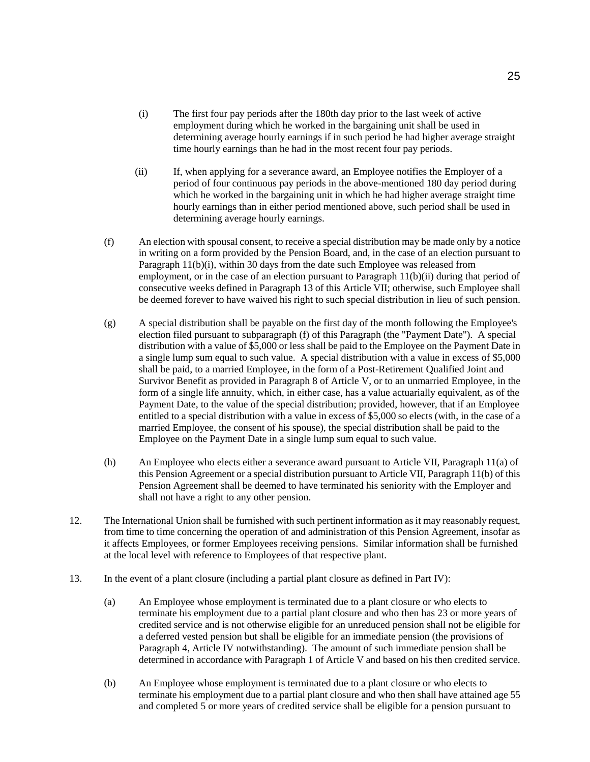(i) The first four pay periods after the 180th day prior to the last week of active employment during which he worked in the bargaining unit shall be used in determining average hourly earnings if in such period he had higher average straight time hourly earnings than he had in the most recent four pay periods.

(ii) If, when applying for a severance award, an Employee notifies the Employer of a period of four continuous pay periods in the above-mentioned 180 day period during which he worked in the bargaining unit in which he had higher average straight time hourly earnings than in either period mentioned above, such period shall be used in determining average hourly earnings.

(f) An election with spousal consent, to receive a special distribution may be made only by a notice in writing on a form provided by the Pension Board, and, in the case of an election pursuant to Paragraph 11(b)(i), within 30 days from the date such Employee was released from employment, or in the case of an election pursuant to Paragraph 11(b)(ii) during that period of consecutive weeks defined in Paragraph 13 of this Article VII; otherwise, such Employee shall be deemed forever to have waived his right to such special distribution in lieu of such pension.

(g) A special distribution shall be payable on the first day of the month following the Employee's election filed pursuant to subparagraph (f) of this Paragraph (the "Payment Date"). A special distribution with a value of $5,000 or less shall be paid to the Employee on the Payment Date in a single lump sum equal to such value. A special distribution with a value in excess of $5,000 shall be paid, to a married Employee, in the form of a Post-Retirement Qualified Joint and Survivor Benefit as provided in Paragraph 8 of Article V, or to an unmarried Employee, in the form of a single life annuity, which, in either case, has a value actuarially equivalent, as of the Payment Date, to the value of the special distribution; provided, however, that if an Employee entitled to a special distribution with a value in excess of $5,000 so elects (with, in the case of a married Employee, the consent of his spouse), the special distribution shall be paid to the Employee on the Payment Date in a single lump sum equal to such value.

(h) An Employee who elects either a severance award pursuant to Article VII, Paragraph 11(a) of this Pension Agreement or a special distribution pursuant to Article VII, Paragraph 11(b) of this Pension Agreement shall be deemed to have terminated his seniority with the Employer and shall not have a right to any other pension.

12. The International Union shall be furnished with such pertinent information as it may reasonably request, from time to time concerning the operation of and administration of this Pension Agreement, insofar as it affects Employees, or former Employees receiving pensions. Similar information shall be furnished at the local level with reference to Employees of that respective plant.

13. In the event of a plant closure (including a partial plant closure as defined in Part IV):

(a) An Employee whose employment is terminated due to a plant closure or who elects to terminate his employment due to a partial plant closure and who then has 23 or more years of credited service and is not otherwise eligible for an unreduced pension shall not be eligible for a deferred vested pension but shall be eligible for an immediate pension (the provisions of Paragraph 4, Article IV notwithstanding). The amount of such immediate pension shall be determined in accordance with Paragraph 1 of Article V and based on his then credited service.

(b) An Employee whose employment is terminated due to a plant closure or who elects to terminate his employment due to a partial plant closure and who then shall have attained age 55 and completed 5 or more years of credited service shall be eligible for a pension pursuant to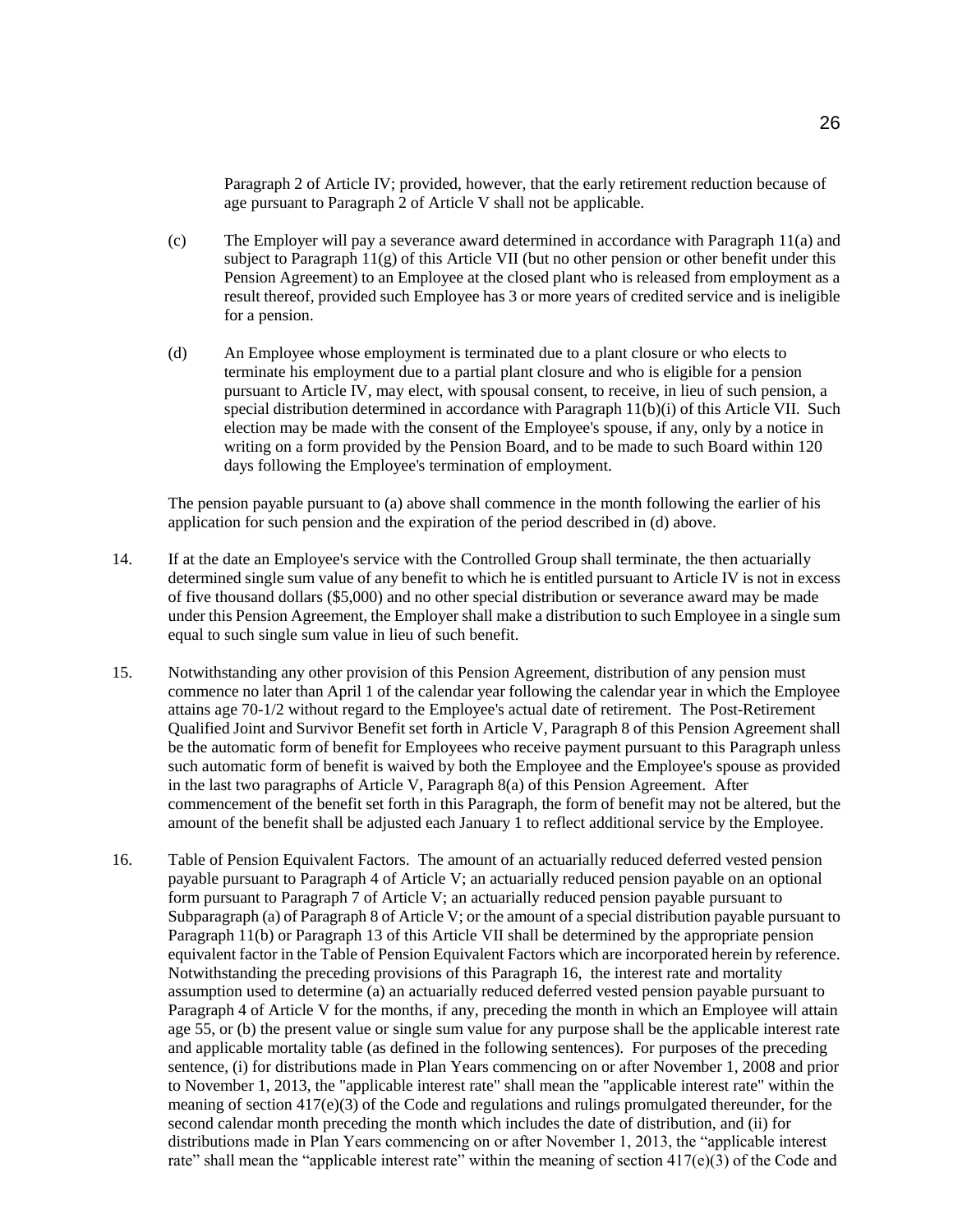Paragraph 2 of Article IV; provided, however, that the early retirement reduction because of age pursuant to Paragraph 2 of Article V shall not be applicable.

(c) The Employer will pay a severance award determined in accordance with Paragraph 11(a) and subject to Paragraph 11(g) of this Article VII (but no other pension or other benefit under this Pension Agreement) to an Employee at the closed plant who is released from employment as a result thereof, provided such Employee has 3 or more years of credited service and is ineligible for a pension.

(d) An Employee whose employment is terminated due to a plant closure or who elects to terminate his employment due to a partial plant closure and who is eligible for a pension pursuant to Article IV, may elect, with spousal consent, to receive, in lieu of such pension, a special distribution determined in accordance with Paragraph 11(b)(i) of this Article VII. Such election may be made with the consent of the Employee's spouse, if any, only by a notice in writing on a form provided by the Pension Board, and to be made to such Board within 120 days following the Employee's termination of employment.

The pension payable pursuant to (a) above shall commence in the month following the earlier of his application for such pension and the expiration of the period described in (d) above.

14. If at the date an Employee's service with the Controlled Group shall terminate, the then actuarially determined single sum value of any benefit to which he is entitled pursuant to Article IV is not in excess of five thousand dollars ($5,000) and no other special distribution or severance award may be made under this Pension Agreement, the Employer shall make a distribution to such Employee in a single sum equal to such single sum value in lieu of such benefit.

15. Notwithstanding any other provision of this Pension Agreement, distribution of any pension must commence no later than April 1 of the calendar year following the calendar year in which the Employee attains age 70-1/2 without regard to the Employee's actual date of retirement. The Post-Retirement Qualified Joint and Survivor Benefit set forth in Article V, Paragraph 8 of this Pension Agreement shall be the automatic form of benefit for Employees who receive payment pursuant to this Paragraph unless such automatic form of benefit is waived by both the Employee and the Employee's spouse as provided in the last two paragraphs of Article V, Paragraph 8(a) of this Pension Agreement. After commencement of the benefit set forth in this Paragraph, the form of benefit may not be altered, but the amount of the benefit shall be adjusted each January 1 to reflect additional service by the Employee.

16. Table of Pension Equivalent Factors. The amount of an actuarially reduced deferred vested pension payable pursuant to Paragraph 4 of Article V; an actuarially reduced pension payable on an optional form pursuant to Paragraph 7 of Article V; an actuarially reduced pension payable pursuant to Subparagraph (a) of Paragraph 8 of Article V; or the amount of a special distribution payable pursuant to Paragraph 11(b) or Paragraph 13 of this Article VII shall be determined by the appropriate pension equivalent factor in the Table of Pension Equivalent Factors which are incorporated herein by reference. Notwithstanding the preceding provisions of this Paragraph 16, the interest rate and mortality assumption used to determine (a) an actuarially reduced deferred vested pension payable pursuant to Paragraph 4 of Article V for the months, if any, preceding the month in which an Employee will attain age 55, or (b) the present value or single sum value for any purpose shall be the applicable interest rate and applicable mortality table (as defined in the following sentences). For purposes of the preceding sentence, (i) for distributions made in Plan Years commencing on or after November 1, 2008 and prior to November 1, 2013, the "applicable interest rate" shall mean the "applicable interest rate" within the meaning of section 417(e)(3) of the Code and regulations and rulings promulgated thereunder, for the second calendar month preceding the month which includes the date of distribution, and (ii) for distributions made in Plan Years commencing on or after November 1, 2013, the "applicable interest rate" shall mean the "applicable interest rate" within the meaning of section 417(e)(3) of the Code and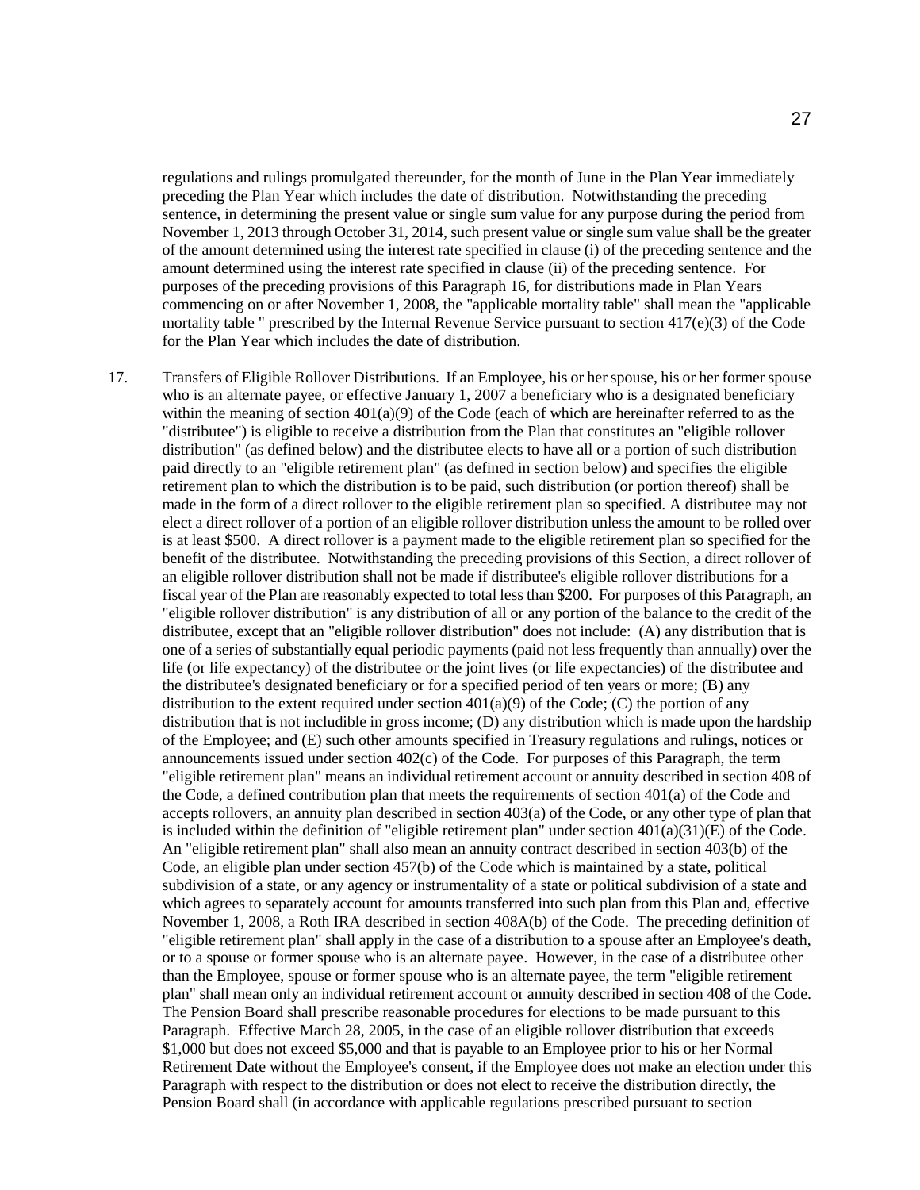regulations and rulings promulgated thereunder, for the month of June in the Plan Year immediately preceding the Plan Year which includes the date of distribution. Notwithstanding the preceding sentence, in determining the present value or single sum value for any purpose during the period from November 1, 2013 through October 31, 2014, such present value or single sum value shall be the greater of the amount determined using the interest rate specified in clause (i) of the preceding sentence and the amount determined using the interest rate specified in clause (ii) of the preceding sentence. For purposes of the preceding provisions of this Paragraph 16, for distributions made in Plan Years commencing on or after November 1, 2008, the "applicable mortality table" shall mean the "applicable mortality table " prescribed by the Internal Revenue Service pursuant to section 417(e)(3) of the Code for the Plan Year which includes the date of distribution.

17. Transfers of Eligible Rollover Distributions. If an Employee, his or her spouse, his or her former spouse who is an alternate payee, or effective January 1, 2007 a beneficiary who is a designated beneficiary within the meaning of section 401(a)(9) of the Code (each of which are hereinafter referred to as the "distributee") is eligible to receive a distribution from the Plan that constitutes an "eligible rollover distribution" (as defined below) and the distributee elects to have all or a portion of such distribution paid directly to an "eligible retirement plan" (as defined in section below) and specifies the eligible retirement plan to which the distribution is to be paid, such distribution (or portion thereof) shall be made in the form of a direct rollover to the eligible retirement plan so specified. A distributee may not elect a direct rollover of a portion of an eligible rollover distribution unless the amount to be rolled over is at least $500. A direct rollover is a payment made to the eligible retirement plan so specified for the benefit of the distributee. Notwithstanding the preceding provisions of this Section, a direct rollover of an eligible rollover distribution shall not be made if distributee's eligible rollover distributions for a fiscal year of the Plan are reasonably expected to total less than $200. For purposes of this Paragraph, an "eligible rollover distribution" is any distribution of all or any portion of the balance to the credit of the distributee, except that an "eligible rollover distribution" does not include: (A) any distribution that is one of a series of substantially equal periodic payments (paid not less frequently than annually) over the life (or life expectancy) of the distributee or the joint lives (or life expectancies) of the distributee and the distributee's designated beneficiary or for a specified period of ten years or more; (B) any distribution to the extent required under section 401(a)(9) of the Code; (C) the portion of any distribution that is not includible in gross income; (D) any distribution which is made upon the hardship of the Employee; and (E) such other amounts specified in Treasury regulations and rulings, notices or announcements issued under section 402(c) of the Code. For purposes of this Paragraph, the term "eligible retirement plan" means an individual retirement account or annuity described in section 408 of the Code, a defined contribution plan that meets the requirements of section 401(a) of the Code and accepts rollovers, an annuity plan described in section 403(a) of the Code, or any other type of plan that is included within the definition of "eligible retirement plan" under section 401(a)(31)(E) of the Code. An "eligible retirement plan" shall also mean an annuity contract described in section 403(b) of the Code, an eligible plan under section 457(b) of the Code which is maintained by a state, political subdivision of a state, or any agency or instrumentality of a state or political subdivision of a state and which agrees to separately account for amounts transferred into such plan from this Plan and, effective November 1, 2008, a Roth IRA described in section 408A(b) of the Code. The preceding definition of "eligible retirement plan" shall apply in the case of a distribution to a spouse after an Employee's death, or to a spouse or former spouse who is an alternate payee. However, in the case of a distributee other than the Employee, spouse or former spouse who is an alternate payee, the term "eligible retirement plan" shall mean only an individual retirement account or annuity described in section 408 of the Code. The Pension Board shall prescribe reasonable procedures for elections to be made pursuant to this Paragraph. Effective March 28, 2005, in the case of an eligible rollover distribution that exceeds $1,000 but does not exceed $5,000 and that is payable to an Employee prior to his or her Normal Retirement Date without the Employee's consent, if the Employee does not make an election under this Paragraph with respect to the distribution or does not elect to receive the distribution directly, the Pension Board shall (in accordance with applicable regulations prescribed pursuant to section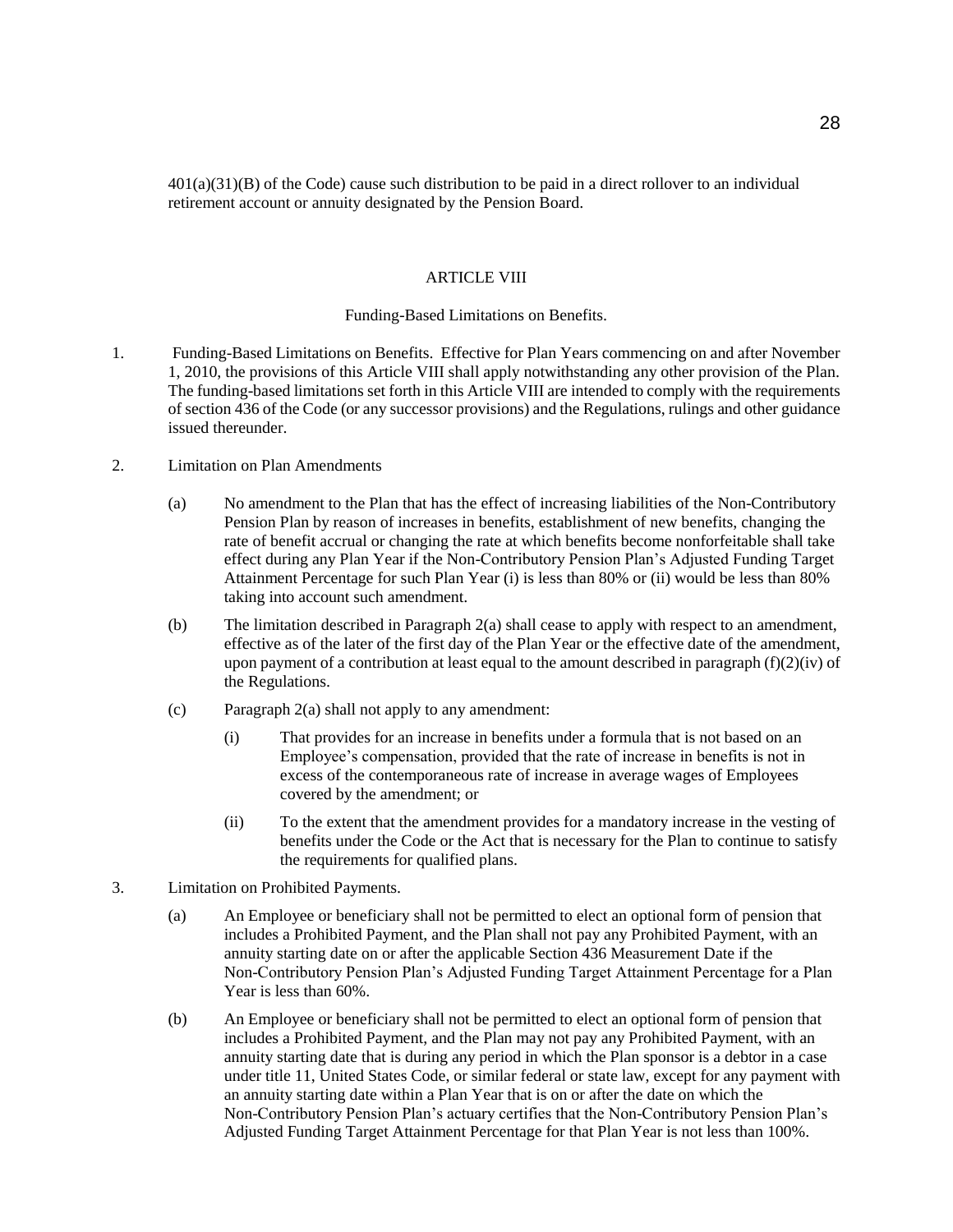401(a)(31)(B) of the Code) cause such distribution to be paid in a direct rollover to an individual retirement account or annuity designated by the Pension Board.

## ARTICLE VIII

### Funding-Based Limitations on Benefits.

1. Funding-Based Limitations on Benefits. Effective for Plan Years commencing on and after November 1, 2010, the provisions of this Article VIII shall apply notwithstanding any other provision of the Plan. The funding-based limitations set forth in this Article VIII are intended to comply with the requirements of section 436 of the Code (or any successor provisions) and the Regulations, rulings and other guidance issued thereunder.

2. Limitation on Plan Amendments

   (a) No amendment to the Plan that has the effect of increasing liabilities of the Non-Contributory Pension Plan by reason of increases in benefits, establishment of new benefits, changing the rate of benefit accrual or changing the rate at which benefits become nonforfeitable shall take effect during any Plan Year if the Non-Contributory Pension Plan's Adjusted Funding Target Attainment Percentage for such Plan Year (i) is less than 80% or (ii) would be less than 80% taking into account such amendment.

   (b) The limitation described in Paragraph 2(a) shall cease to apply with respect to an amendment, effective as of the later of the first day of the Plan Year or the effective date of the amendment, upon payment of a contribution at least equal to the amount described in paragraph (f)(2)(iv) of the Regulations.

   (c) Paragraph 2(a) shall not apply to any amendment:

      (i) That provides for an increase in benefits under a formula that is not based on an Employee's compensation, provided that the rate of increase in benefits is not in excess of the contemporaneous rate of increase in average wages of Employees covered by the amendment; or

      (ii) To the extent that the amendment provides for a mandatory increase in the vesting of benefits under the Code or the Act that is necessary for the Plan to continue to satisfy the requirements for qualified plans.

3. Limitation on Prohibited Payments.

   (a) An Employee or beneficiary shall not be permitted to elect an optional form of pension that includes a Prohibited Payment, and the Plan shall not pay any Prohibited Payment, with an annuity starting date on or after the applicable Section 436 Measurement Date if the Non-Contributory Pension Plan's Adjusted Funding Target Attainment Percentage for a Plan Year is less than 60%.

   (b) An Employee or beneficiary shall not be permitted to elect an optional form of pension that includes a Prohibited Payment, and the Plan may not pay any Prohibited Payment, with an annuity starting date that is during any period in which the Plan sponsor is a debtor in a case under title 11, United States Code, or similar federal or state law, except for any payment with an annuity starting date within a Plan Year that is on or after the date on which the Non-Contributory Pension Plan's actuary certifies that the Non-Contributory Pension Plan's Adjusted Funding Target Attainment Percentage for that Plan Year is not less than 100%.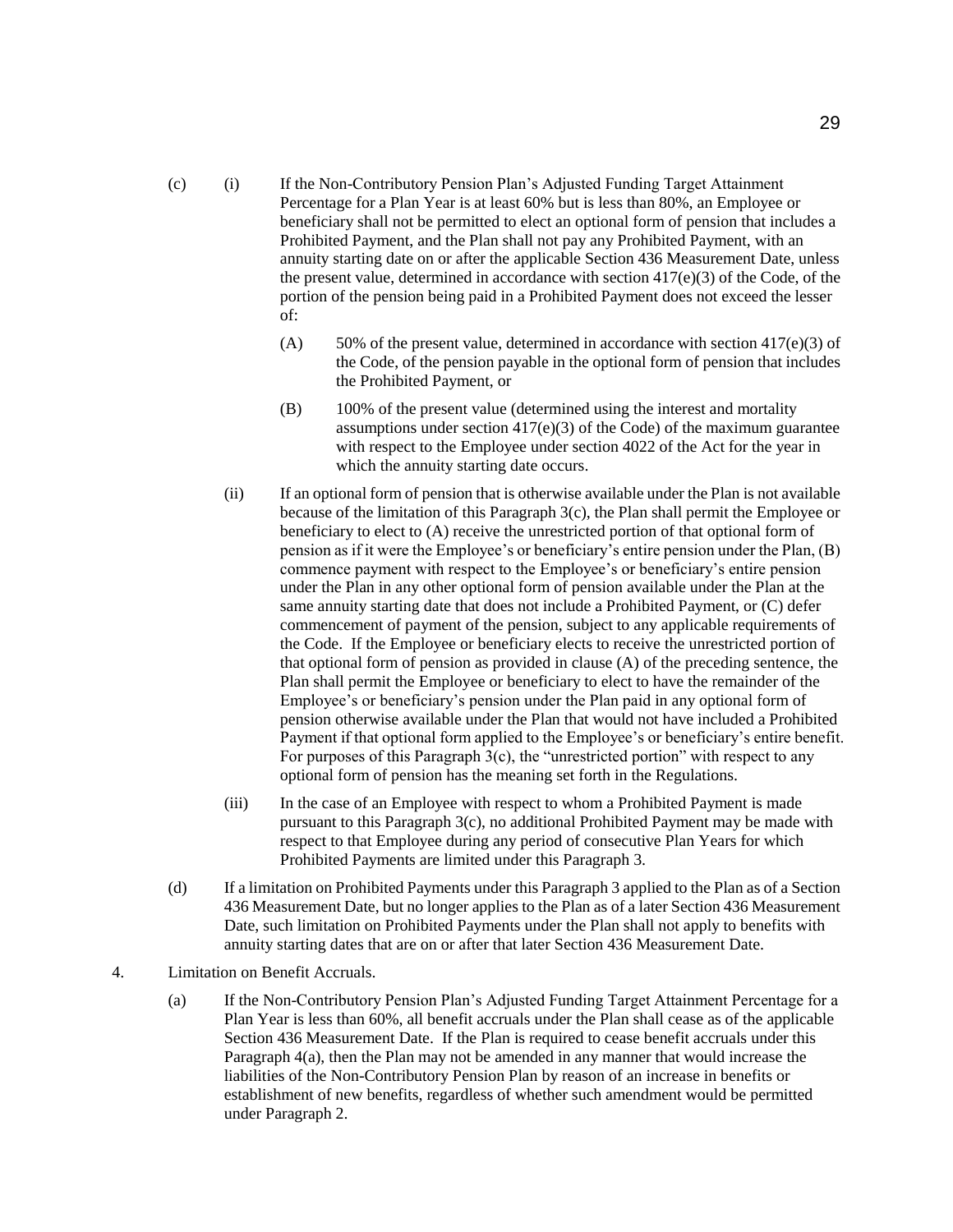(c) (i) If the Non-Contributory Pension Plan's Adjusted Funding Target Attainment Percentage for a Plan Year is at least 60% but is less than 80%, an Employee or beneficiary shall not be permitted to elect an optional form of pension that includes a Prohibited Payment, and the Plan shall not pay any Prohibited Payment, with an annuity starting date on or after the applicable Section 436 Measurement Date, unless the present value, determined in accordance with section 417(e)(3) of the Code, of the portion of the pension being paid in a Prohibited Payment does not exceed the lesser of:

(A) 50% of the present value, determined in accordance with section 417(e)(3) of the Code, of the pension payable in the optional form of pension that includes the Prohibited Payment, or

(B) 100% of the present value (determined using the interest and mortality assumptions under section 417(e)(3) of the Code) of the maximum guarantee with respect to the Employee under section 4022 of the Act for the year in which the annuity starting date occurs.

(ii) If an optional form of pension that is otherwise available under the Plan is not available because of the limitation of this Paragraph 3(c), the Plan shall permit the Employee or beneficiary to elect to (A) receive the unrestricted portion of that optional form of pension as if it were the Employee's or beneficiary's entire pension under the Plan, (B) commence payment with respect to the Employee's or beneficiary's entire pension under the Plan in any other optional form of pension available under the Plan at the same annuity starting date that does not include a Prohibited Payment, or (C) defer commencement of payment of the pension, subject to any applicable requirements of the Code. If the Employee or beneficiary elects to receive the unrestricted portion of that optional form of pension as provided in clause (A) of the preceding sentence, the Plan shall permit the Employee or beneficiary to elect to have the remainder of the Employee's or beneficiary's pension under the Plan paid in any optional form of pension otherwise available under the Plan that would not have included a Prohibited Payment if that optional form applied to the Employee's or beneficiary's entire benefit. For purposes of this Paragraph 3(c), the "unrestricted portion" with respect to any optional form of pension has the meaning set forth in the Regulations.

(iii) In the case of an Employee with respect to whom a Prohibited Payment is made pursuant to this Paragraph 3(c), no additional Prohibited Payment may be made with respect to that Employee during any period of consecutive Plan Years for which Prohibited Payments are limited under this Paragraph 3.

(d) If a limitation on Prohibited Payments under this Paragraph 3 applied to the Plan as of a Section 436 Measurement Date, but no longer applies to the Plan as of a later Section 436 Measurement Date, such limitation on Prohibited Payments under the Plan shall not apply to benefits with annuity starting dates that are on or after that later Section 436 Measurement Date.

4. Limitation on Benefit Accruals.

(a) If the Non-Contributory Pension Plan's Adjusted Funding Target Attainment Percentage for a Plan Year is less than 60%, all benefit accruals under the Plan shall cease as of the applicable Section 436 Measurement Date. If the Plan is required to cease benefit accruals under this Paragraph 4(a), then the Plan may not be amended in any manner that would increase the liabilities of the Non-Contributory Pension Plan by reason of an increase in benefits or establishment of new benefits, regardless of whether such amendment would be permitted under Paragraph 2.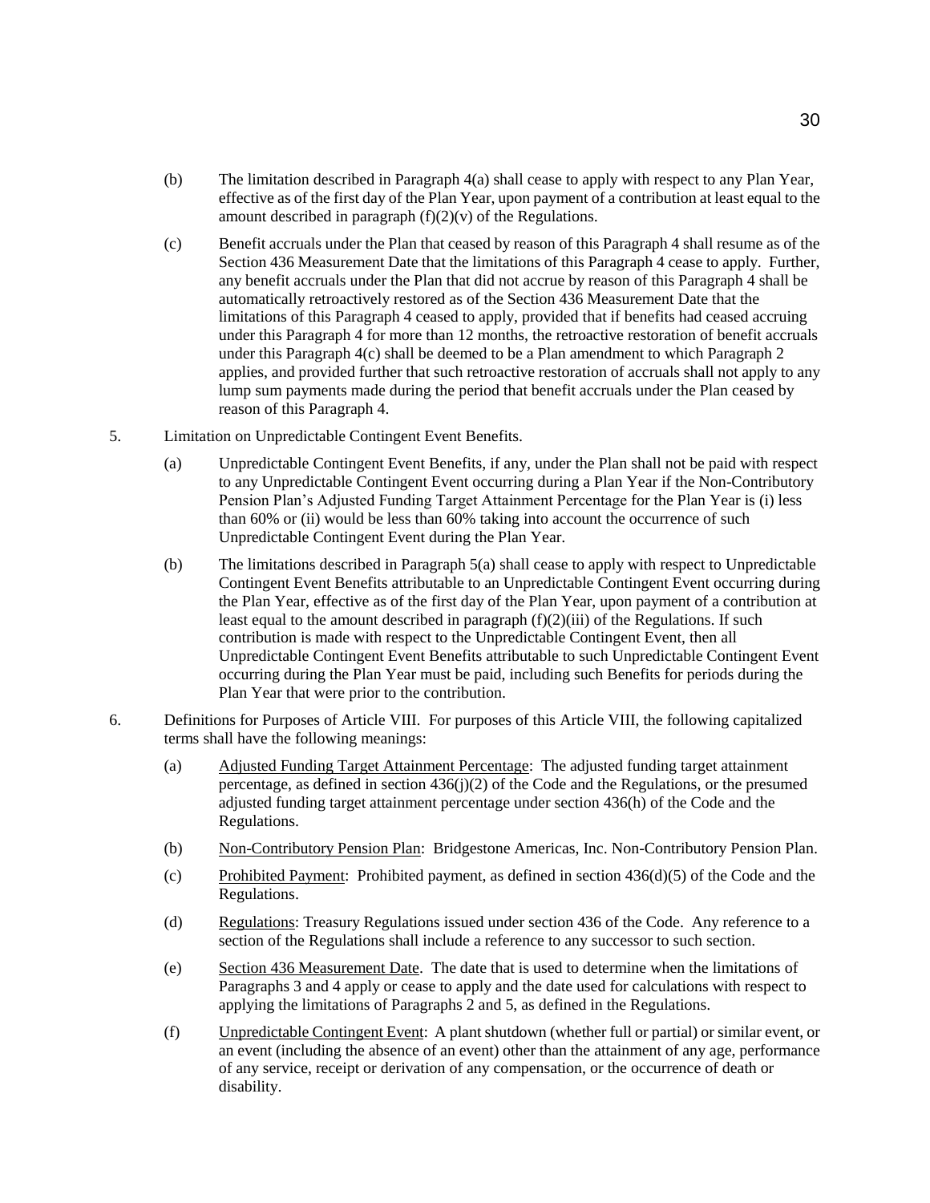(b) The limitation described in Paragraph 4(a) shall cease to apply with respect to any Plan Year, effective as of the first day of the Plan Year, upon payment of a contribution at least equal to the amount described in paragraph (f)(2)(v) of the Regulations.

(c) Benefit accruals under the Plan that ceased by reason of this Paragraph 4 shall resume as of the Section 436 Measurement Date that the limitations of this Paragraph 4 cease to apply. Further, any benefit accruals under the Plan that did not accrue by reason of this Paragraph 4 shall be automatically retroactively restored as of the Section 436 Measurement Date that the limitations of this Paragraph 4 ceased to apply, provided that if benefits had ceased accruing under this Paragraph 4 for more than 12 months, the retroactive restoration of benefit accruals under this Paragraph 4(c) shall be deemed to be a Plan amendment to which Paragraph 2 applies, and provided further that such retroactive restoration of accruals shall not apply to any lump sum payments made during the period that benefit accruals under the Plan ceased by reason of this Paragraph 4.

5. Limitation on Unpredictable Contingent Event Benefits.

(a) Unpredictable Contingent Event Benefits, if any, under the Plan shall not be paid with respect to any Unpredictable Contingent Event occurring during a Plan Year if the Non-Contributory Pension Plan's Adjusted Funding Target Attainment Percentage for the Plan Year is (i) less than 60% or (ii) would be less than 60% taking into account the occurrence of such Unpredictable Contingent Event during the Plan Year.

(b) The limitations described in Paragraph 5(a) shall cease to apply with respect to Unpredictable Contingent Event Benefits attributable to an Unpredictable Contingent Event occurring during the Plan Year, effective as of the first day of the Plan Year, upon payment of a contribution at least equal to the amount described in paragraph (f)(2)(iii) of the Regulations. If such contribution is made with respect to the Unpredictable Contingent Event, then all Unpredictable Contingent Event Benefits attributable to such Unpredictable Contingent Event occurring during the Plan Year must be paid, including such Benefits for periods during the Plan Year that were prior to the contribution.

6. Definitions for Purposes of Article VIII. For purposes of this Article VIII, the following capitalized terms shall have the following meanings:

(a) <u>Adjusted Funding Target Attainment Percentage</u>: The adjusted funding target attainment percentage, as defined in section 436(j)(2) of the Code and the Regulations, or the presumed adjusted funding target attainment percentage under section 436(h) of the Code and the Regulations.

(b) <u>Non-Contributory Pension Plan</u>: Bridgestone Americas, Inc. Non-Contributory Pension Plan.

(c) <u>Prohibited Payment</u>: Prohibited payment, as defined in section 436(d)(5) of the Code and the Regulations.

(d) <u>Regulations</u>: Treasury Regulations issued under section 436 of the Code. Any reference to a section of the Regulations shall include a reference to any successor to such section.

(e) <u>Section 436 Measurement Date</u>. The date that is used to determine when the limitations of Paragraphs 3 and 4 apply or cease to apply and the date used for calculations with respect to applying the limitations of Paragraphs 2 and 5, as defined in the Regulations.

(f) <u>Unpredictable Contingent Event</u>: A plant shutdown (whether full or partial) or similar event, or an event (including the absence of an event) other than the attainment of any age, performance of any service, receipt or derivation of any compensation, or the occurrence of death or disability.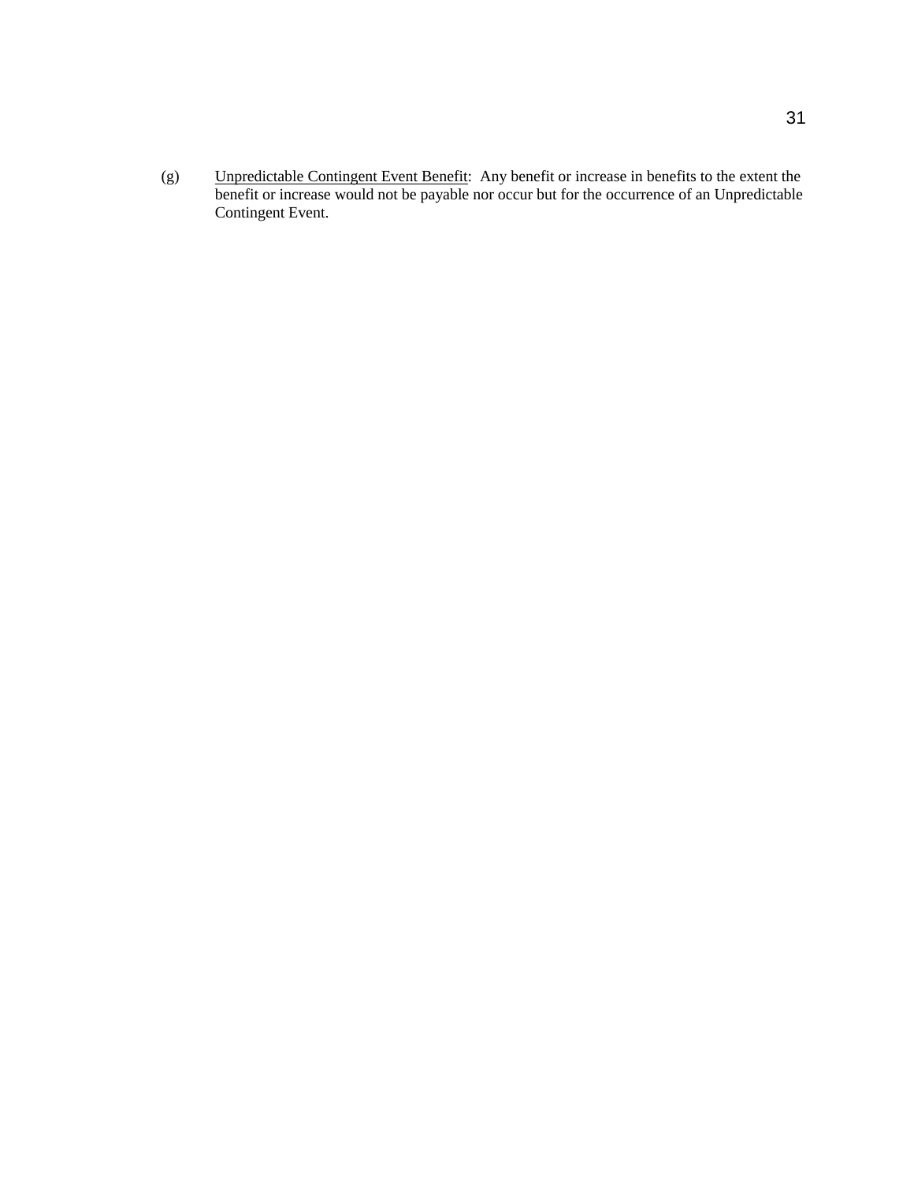(g) Unpredictable Contingent Event Benefit: Any benefit or increase in benefits to the extent the benefit or increase would not be payable nor occur but for the occurrence of an Unpredictable Contingent Event.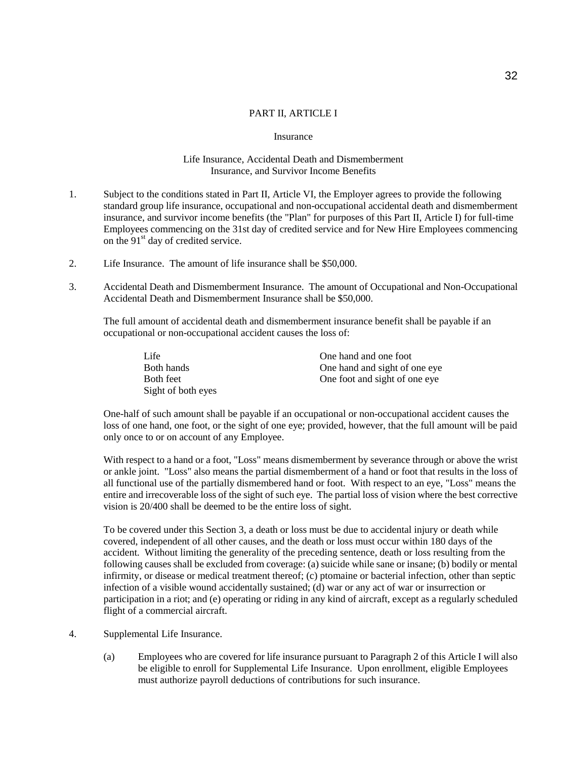PART II, ARTICLE I

Insurance

Life Insurance, Accidental Death and Dismemberment Insurance, and Survivor Income Benefits

1. Subject to the conditions stated in Part II, Article VI, the Employer agrees to provide the following standard group life insurance, occupational and non-occupational accidental death and dismemberment insurance, and survivor income benefits (the "Plan" for purposes of this Part II, Article I) for full-time Employees commencing on the 31st day of credited service and for New Hire Employees commencing on the 91st day of credited service.

2. Life Insurance. The amount of life insurance shall be $50,000.

3. Accidental Death and Dismemberment Insurance. The amount of Occupational and Non-Occupational Accidental Death and Dismemberment Insurance shall be $50,000.

   The full amount of accidental death and dismemberment insurance benefit shall be payable if an occupational or non-occupational accident causes the loss of:

   | | |
   |---|---|
   | Life | One hand and one foot |
   | Both hands | One hand and sight of one eye |
   | Both feet | One foot and sight of one eye |
   | Sight of both eyes | |

   One-half of such amount shall be payable if an occupational or non-occupational accident causes the loss of one hand, one foot, or the sight of one eye; provided, however, that the full amount will be paid only once to or on account of any Employee.

   With respect to a hand or a foot, "Loss" means dismemberment by severance through or above the wrist or ankle joint. "Loss" also means the partial dismemberment of a hand or foot that results in the loss of all functional use of the partially dismembered hand or foot. With respect to an eye, "Loss" means the entire and irrecoverable loss of the sight of such eye. The partial loss of vision where the best corrective vision is 20/400 shall be deemed to be the entire loss of sight.

   To be covered under this Section 3, a death or loss must be due to accidental injury or death while covered, independent of all other causes, and the death or loss must occur within 180 days of the accident. Without limiting the generality of the preceding sentence, death or loss resulting from the following causes shall be excluded from coverage: (a) suicide while sane or insane; (b) bodily or mental infirmity, or disease or medical treatment thereof; (c) ptomaine or bacterial infection, other than septic infection of a visible wound accidentally sustained; (d) war or any act of war or insurrection or participation in a riot; and (e) operating or riding in any kind of aircraft, except as a regularly scheduled flight of a commercial aircraft.

4. Supplemental Life Insurance.

   (a) Employees who are covered for life insurance pursuant to Paragraph 2 of this Article I will also be eligible to enroll for Supplemental Life Insurance. Upon enrollment, eligible Employees must authorize payroll deductions of contributions for such insurance.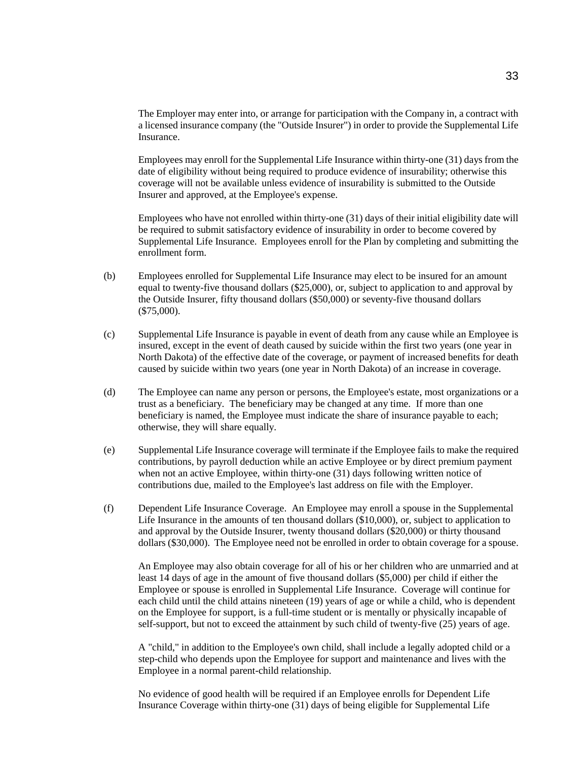The Employer may enter into, or arrange for participation with the Company in, a contract with a licensed insurance company (the "Outside Insurer") in order to provide the Supplemental Life Insurance.

Employees may enroll for the Supplemental Life Insurance within thirty-one (31) days from the date of eligibility without being required to produce evidence of insurability; otherwise this coverage will not be available unless evidence of insurability is submitted to the Outside Insurer and approved, at the Employee's expense.

Employees who have not enrolled within thirty-one (31) days of their initial eligibility date will be required to submit satisfactory evidence of insurability in order to become covered by Supplemental Life Insurance. Employees enroll for the Plan by completing and submitting the enrollment form.

(b) Employees enrolled for Supplemental Life Insurance may elect to be insured for an amount equal to twenty-five thousand dollars ($25,000), or, subject to application to and approval by the Outside Insurer, fifty thousand dollars ($50,000) or seventy-five thousand dollars ($75,000).

(c) Supplemental Life Insurance is payable in event of death from any cause while an Employee is insured, except in the event of death caused by suicide within the first two years (one year in North Dakota) of the effective date of the coverage, or payment of increased benefits for death caused by suicide within two years (one year in North Dakota) of an increase in coverage.

(d) The Employee can name any person or persons, the Employee's estate, most organizations or a trust as a beneficiary. The beneficiary may be changed at any time. If more than one beneficiary is named, the Employee must indicate the share of insurance payable to each; otherwise, they will share equally.

(e) Supplemental Life Insurance coverage will terminate if the Employee fails to make the required contributions, by payroll deduction while an active Employee or by direct premium payment when not an active Employee, within thirty-one (31) days following written notice of contributions due, mailed to the Employee's last address on file with the Employer.

(f) Dependent Life Insurance Coverage. An Employee may enroll a spouse in the Supplemental Life Insurance in the amounts of ten thousand dollars ($10,000), or, subject to application to and approval by the Outside Insurer, twenty thousand dollars ($20,000) or thirty thousand dollars ($30,000). The Employee need not be enrolled in order to obtain coverage for a spouse.

An Employee may also obtain coverage for all of his or her children who are unmarried and at least 14 days of age in the amount of five thousand dollars ($5,000) per child if either the Employee or spouse is enrolled in Supplemental Life Insurance. Coverage will continue for each child until the child attains nineteen (19) years of age or while a child, who is dependent on the Employee for support, is a full-time student or is mentally or physically incapable of self-support, but not to exceed the attainment by such child of twenty-five (25) years of age.

A "child," in addition to the Employee's own child, shall include a legally adopted child or a step-child who depends upon the Employee for support and maintenance and lives with the Employee in a normal parent-child relationship.

No evidence of good health will be required if an Employee enrolls for Dependent Life Insurance Coverage within thirty-one (31) days of being eligible for Supplemental Life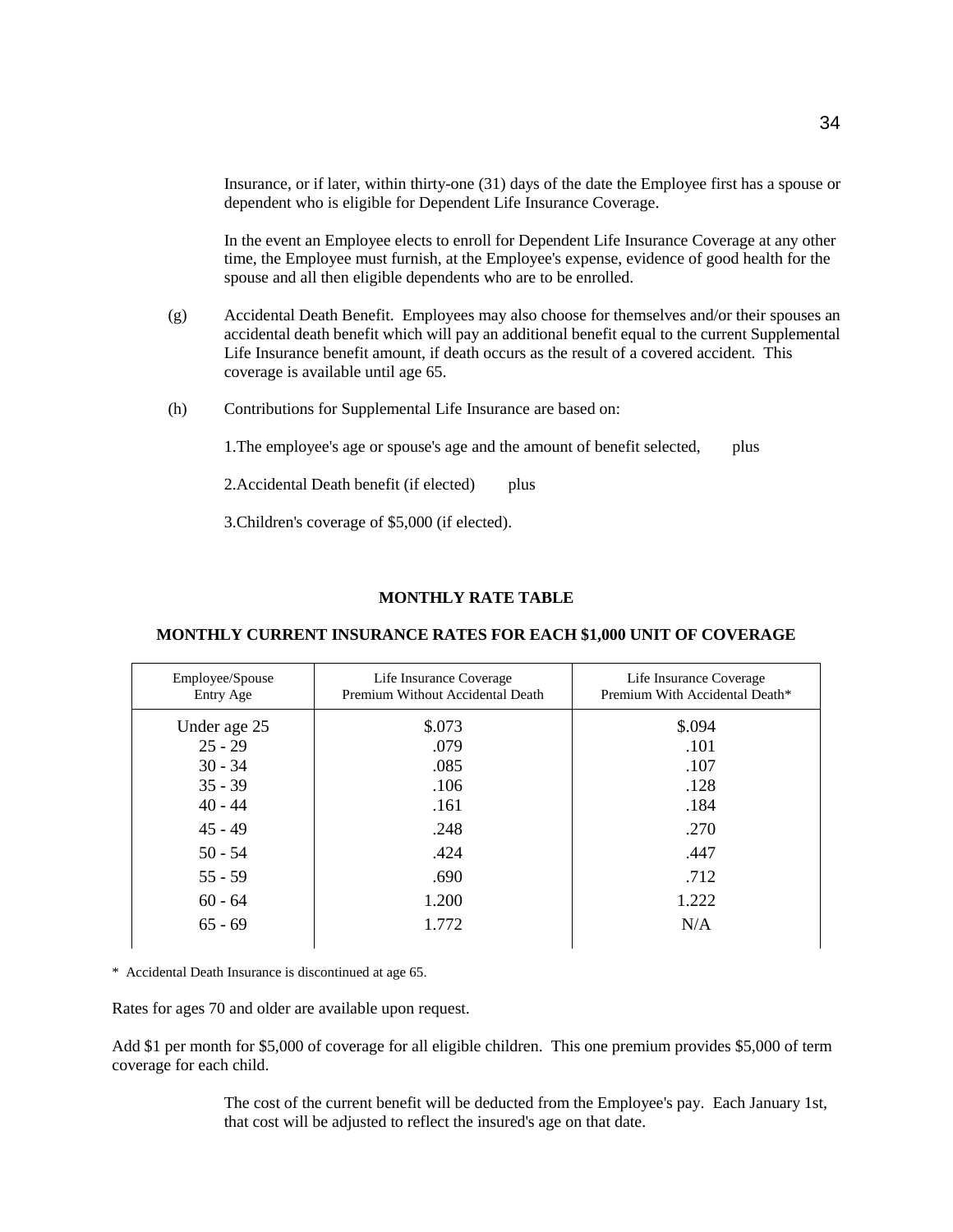Insurance, or if later, within thirty-one (31) days of the date the Employee first has a spouse or dependent who is eligible for Dependent Life Insurance Coverage.

In the event an Employee elects to enroll for Dependent Life Insurance Coverage at any other time, the Employee must furnish, at the Employee's expense, evidence of good health for the spouse and all then eligible dependents who are to be enrolled.

(g) Accidental Death Benefit. Employees may also choose for themselves and/or their spouses an accidental death benefit which will pay an additional benefit equal to the current Supplemental Life Insurance benefit amount, if death occurs as the result of a covered accident. This coverage is available until age 65.

(h) Contributions for Supplemental Life Insurance are based on:

1. The employee's age or spouse's age and the amount of benefit selected, plus

2. Accidental Death benefit (if elected) plus

3. Children's coverage of $5,000 (if elected).

**MONTHLY RATE TABLE**

**MONTHLY CURRENT INSURANCE RATES FOR EACH $1,000 UNIT OF COVERAGE**

| Employee/Spouse Entry Age | Life Insurance Coverage Premium Without Accidental Death | Life Insurance Coverage Premium With Accidental Death* |
|---|---|---|
| Under age 25 | $.073 | $.094 |
| 25 - 29 | .079 | .101 |
| 30 - 34 | .085 | .107 |
| 35 - 39 | .106 | .128 |
| 40 - 44 | .161 | .184 |
| 45 - 49 | .248 | .270 |
| 50 - 54 | .424 | .447 |
| 55 - 59 | .690 | .712 |
| 60 - 64 | 1.200 | 1.222 |
| 65 - 69 | 1.772 | N/A |

\* Accidental Death Insurance is discontinued at age 65.

Rates for ages 70 and older are available upon request.

Add $1 per month for $5,000 of coverage for all eligible children. This one premium provides $5,000 of term coverage for each child.

The cost of the current benefit will be deducted from the Employee's pay. Each January 1st, that cost will be adjusted to reflect the insured's age on that date.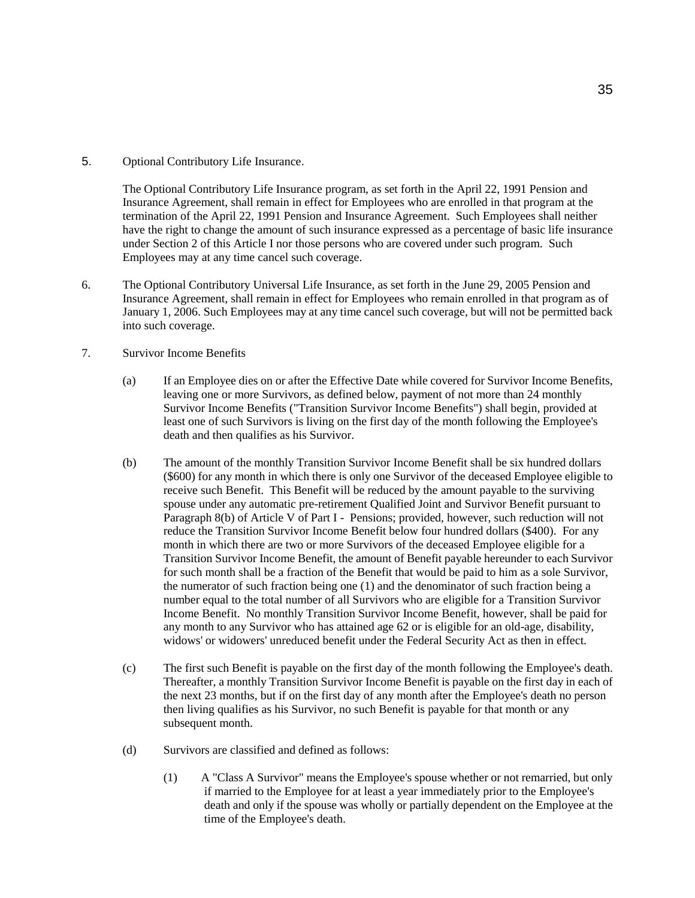5. Optional Contributory Life Insurance.

   The Optional Contributory Life Insurance program, as set forth in the April 22, 1991 Pension and Insurance Agreement, shall remain in effect for Employees who are enrolled in that program at the termination of the April 22, 1991 Pension and Insurance Agreement. Such Employees shall neither have the right to change the amount of such insurance expressed as a percentage of basic life insurance under Section 2 of this Article I nor those persons who are covered under such program. Such Employees may at any time cancel such coverage.

6. The Optional Contributory Universal Life Insurance, as set forth in the June 29, 2005 Pension and Insurance Agreement, shall remain in effect for Employees who remain enrolled in that program as of January 1, 2006. Such Employees may at any time cancel such coverage, but will not be permitted back into such coverage.

7. Survivor Income Benefits

   (a) If an Employee dies on or after the Effective Date while covered for Survivor Income Benefits, leaving one or more Survivors, as defined below, payment of not more than 24 monthly Survivor Income Benefits ("Transition Survivor Income Benefits") shall begin, provided at least one of such Survivors is living on the first day of the month following the Employee's death and then qualifies as his Survivor.

   (b) The amount of the monthly Transition Survivor Income Benefit shall be six hundred dollars ($600) for any month in which there is only one Survivor of the deceased Employee eligible to receive such Benefit. This Benefit will be reduced by the amount payable to the surviving spouse under any automatic pre-retirement Qualified Joint and Survivor Benefit pursuant to Paragraph 8(b) of Article V of Part I - Pensions; provided, however, such reduction will not reduce the Transition Survivor Income Benefit below four hundred dollars ($400). For any month in which there are two or more Survivors of the deceased Employee eligible for a Transition Survivor Income Benefit, the amount of Benefit payable hereunder to each Survivor for such month shall be a fraction of the Benefit that would be paid to him as a sole Survivor, the numerator of such fraction being one (1) and the denominator of such fraction being a number equal to the total number of all Survivors who are eligible for a Transition Survivor Income Benefit. No monthly Transition Survivor Income Benefit, however, shall be paid for any month to any Survivor who has attained age 62 or is eligible for an old-age, disability, widows' or widowers' unreduced benefit under the Federal Security Act as then in effect.

   (c) The first such Benefit is payable on the first day of the month following the Employee's death. Thereafter, a monthly Transition Survivor Income Benefit is payable on the first day in each of the next 23 months, but if on the first day of any month after the Employee's death no person then living qualifies as his Survivor, no such Benefit is payable for that month or any subsequent month.

   (d) Survivors are classified and defined as follows:

      (1) A "Class A Survivor" means the Employee's spouse whether or not remarried, but only if married to the Employee for at least a year immediately prior to the Employee's death and only if the spouse was wholly or partially dependent on the Employee at the time of the Employee's death.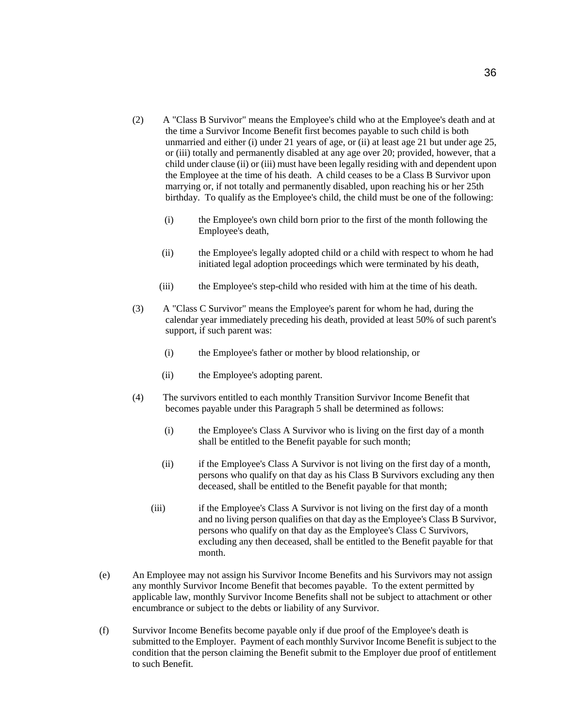(2) A "Class B Survivor" means the Employee's child who at the Employee's death and at the time a Survivor Income Benefit first becomes payable to such child is both unmarried and either (i) under 21 years of age, or (ii) at least age 21 but under age 25, or (iii) totally and permanently disabled at any age over 20; provided, however, that a child under clause (ii) or (iii) must have been legally residing with and dependent upon the Employee at the time of his death. A child ceases to be a Class B Survivor upon marrying or, if not totally and permanently disabled, upon reaching his or her 25th birthday. To qualify as the Employee's child, the child must be one of the following:

   (i) the Employee's own child born prior to the first of the month following the Employee's death,

   (ii) the Employee's legally adopted child or a child with respect to whom he had initiated legal adoption proceedings which were terminated by his death,

   (iii) the Employee's step-child who resided with him at the time of his death.

(3) A "Class C Survivor" means the Employee's parent for whom he had, during the calendar year immediately preceding his death, provided at least 50% of such parent's support, if such parent was:

   (i) the Employee's father or mother by blood relationship, or

   (ii) the Employee's adopting parent.

(4) The survivors entitled to each monthly Transition Survivor Income Benefit that becomes payable under this Paragraph 5 shall be determined as follows:

   (i) the Employee's Class A Survivor who is living on the first day of a month shall be entitled to the Benefit payable for such month;

   (ii) if the Employee's Class A Survivor is not living on the first day of a month, persons who qualify on that day as his Class B Survivors excluding any then deceased, shall be entitled to the Benefit payable for that month;

   (iii) if the Employee's Class A Survivor is not living on the first day of a month and no living person qualifies on that day as the Employee's Class B Survivor, persons who qualify on that day as the Employee's Class C Survivors, excluding any then deceased, shall be entitled to the Benefit payable for that month.

(e) An Employee may not assign his Survivor Income Benefits and his Survivors may not assign any monthly Survivor Income Benefit that becomes payable. To the extent permitted by applicable law, monthly Survivor Income Benefits shall not be subject to attachment or other encumbrance or subject to the debts or liability of any Survivor.

(f) Survivor Income Benefits become payable only if due proof of the Employee's death is submitted to the Employer. Payment of each monthly Survivor Income Benefit is subject to the condition that the person claiming the Benefit submit to the Employer due proof of entitlement to such Benefit.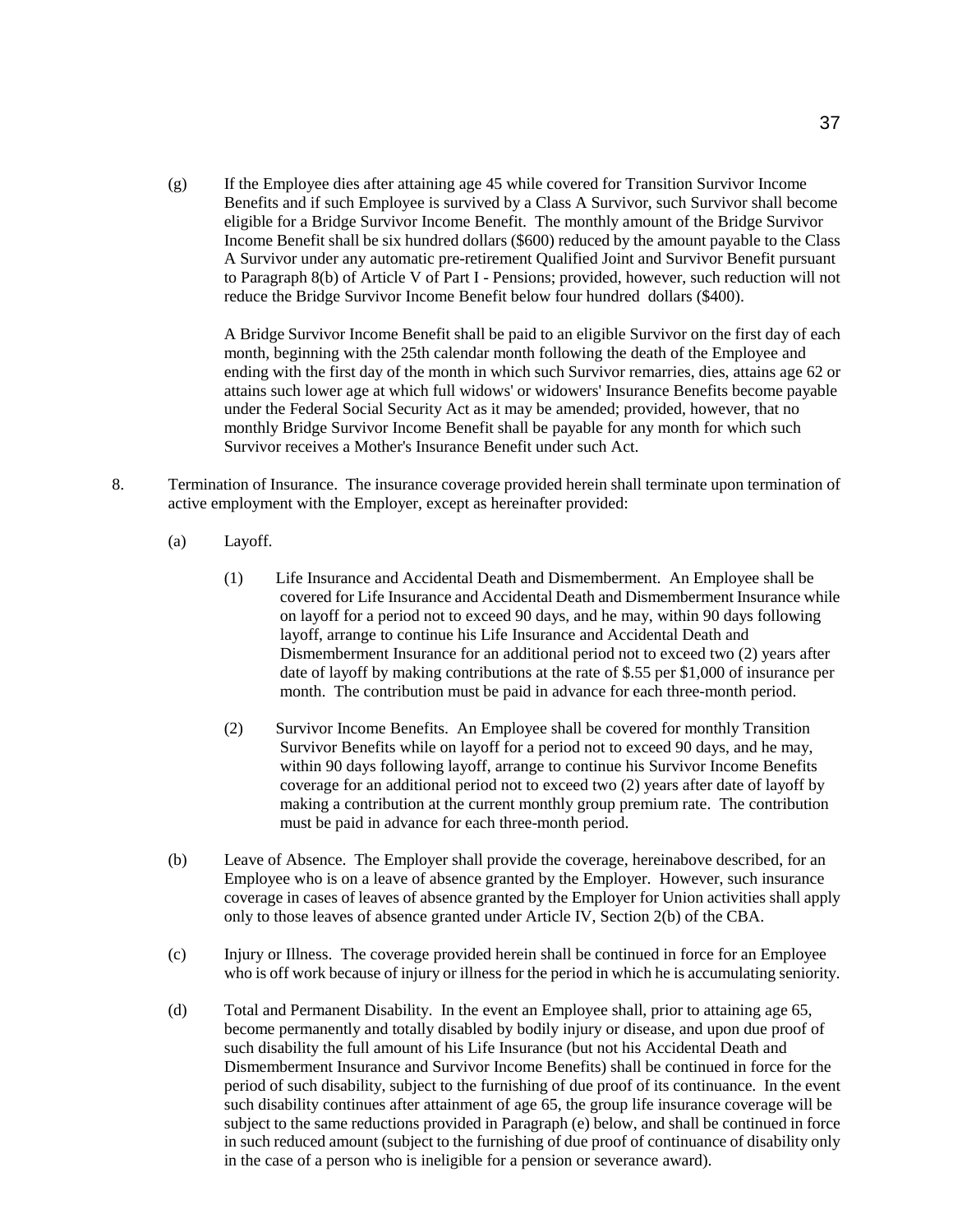(g) If the Employee dies after attaining age 45 while covered for Transition Survivor Income Benefits and if such Employee is survived by a Class A Survivor, such Survivor shall become eligible for a Bridge Survivor Income Benefit. The monthly amount of the Bridge Survivor Income Benefit shall be six hundred dollars ($600) reduced by the amount payable to the Class A Survivor under any automatic pre-retirement Qualified Joint and Survivor Benefit pursuant to Paragraph 8(b) of Article V of Part I - Pensions; provided, however, such reduction will not reduce the Bridge Survivor Income Benefit below four hundred dollars ($400).

A Bridge Survivor Income Benefit shall be paid to an eligible Survivor on the first day of each month, beginning with the 25th calendar month following the death of the Employee and ending with the first day of the month in which such Survivor remarries, dies, attains age 62 or attains such lower age at which full widows' or widowers' Insurance Benefits become payable under the Federal Social Security Act as it may be amended; provided, however, that no monthly Bridge Survivor Income Benefit shall be payable for any month for which such Survivor receives a Mother's Insurance Benefit under such Act.

8. Termination of Insurance. The insurance coverage provided herein shall terminate upon termination of active employment with the Employer, except as hereinafter provided:

(a) Layoff.

(1) Life Insurance and Accidental Death and Dismemberment. An Employee shall be covered for Life Insurance and Accidental Death and Dismemberment Insurance while on layoff for a period not to exceed 90 days, and he may, within 90 days following layoff, arrange to continue his Life Insurance and Accidental Death and Dismemberment Insurance for an additional period not to exceed two (2) years after date of layoff by making contributions at the rate of $.55 per $1,000 of insurance per month. The contribution must be paid in advance for each three-month period.

(2) Survivor Income Benefits. An Employee shall be covered for monthly Transition Survivor Benefits while on layoff for a period not to exceed 90 days, and he may, within 90 days following layoff, arrange to continue his Survivor Income Benefits coverage for an additional period not to exceed two (2) years after date of layoff by making a contribution at the current monthly group premium rate. The contribution must be paid in advance for each three-month period.

(b) Leave of Absence. The Employer shall provide the coverage, hereinabove described, for an Employee who is on a leave of absence granted by the Employer. However, such insurance coverage in cases of leaves of absence granted by the Employer for Union activities shall apply only to those leaves of absence granted under Article IV, Section 2(b) of the CBA.

(c) Injury or Illness. The coverage provided herein shall be continued in force for an Employee who is off work because of injury or illness for the period in which he is accumulating seniority.

(d) Total and Permanent Disability. In the event an Employee shall, prior to attaining age 65, become permanently and totally disabled by bodily injury or disease, and upon due proof of such disability the full amount of his Life Insurance (but not his Accidental Death and Dismemberment Insurance and Survivor Income Benefits) shall be continued in force for the period of such disability, subject to the furnishing of due proof of its continuance. In the event such disability continues after attainment of age 65, the group life insurance coverage will be subject to the same reductions provided in Paragraph (e) below, and shall be continued in force in such reduced amount (subject to the furnishing of due proof of continuance of disability only in the case of a person who is ineligible for a pension or severance award).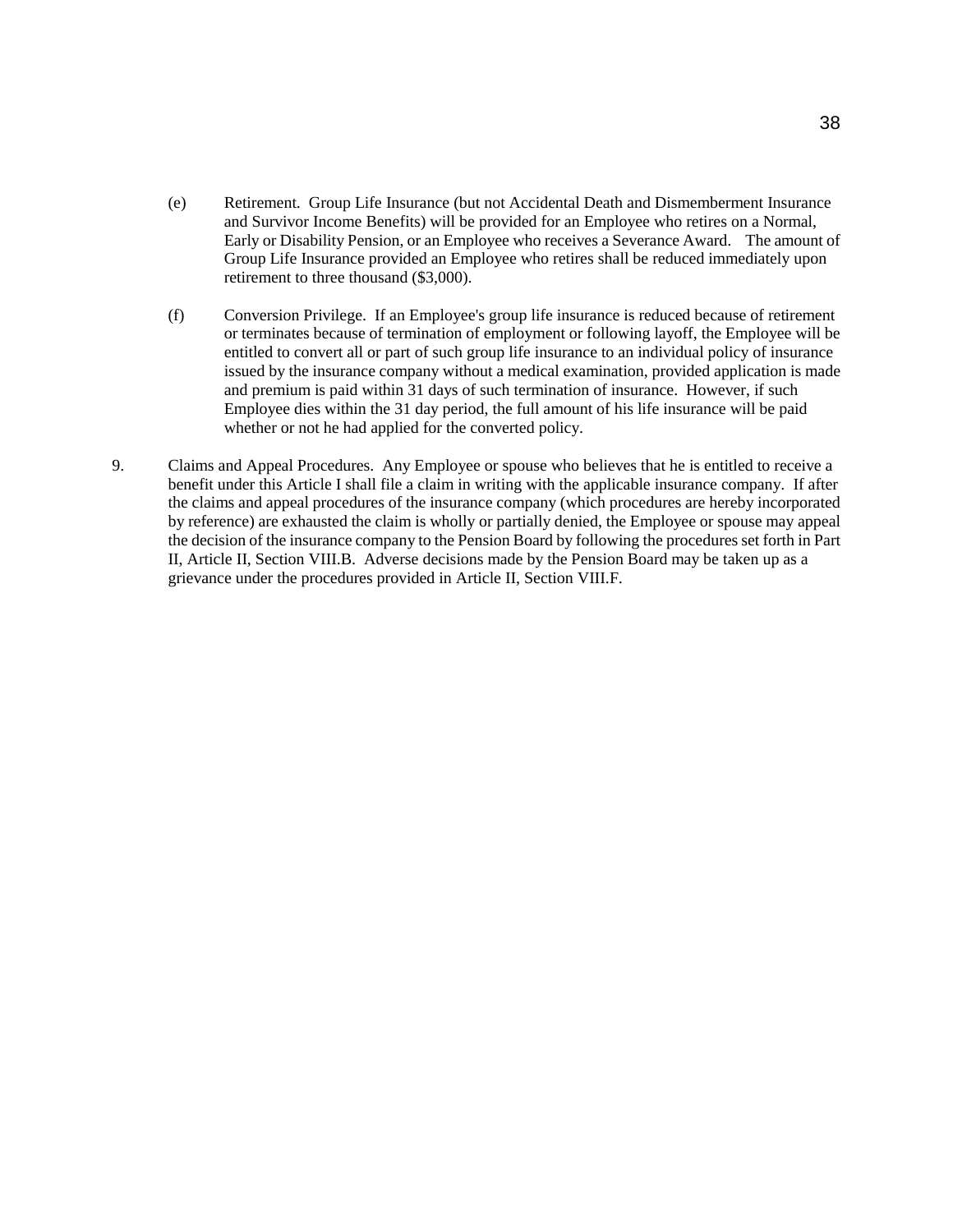(e) Retirement. Group Life Insurance (but not Accidental Death and Dismemberment Insurance and Survivor Income Benefits) will be provided for an Employee who retires on a Normal, Early or Disability Pension, or an Employee who receives a Severance Award. The amount of Group Life Insurance provided an Employee who retires shall be reduced immediately upon retirement to three thousand ($3,000).

(f) Conversion Privilege. If an Employee's group life insurance is reduced because of retirement or terminates because of termination of employment or following layoff, the Employee will be entitled to convert all or part of such group life insurance to an individual policy of insurance issued by the insurance company without a medical examination, provided application is made and premium is paid within 31 days of such termination of insurance. However, if such Employee dies within the 31 day period, the full amount of his life insurance will be paid whether or not he had applied for the converted policy.

9. Claims and Appeal Procedures. Any Employee or spouse who believes that he is entitled to receive a benefit under this Article I shall file a claim in writing with the applicable insurance company. If after the claims and appeal procedures of the insurance company (which procedures are hereby incorporated by reference) are exhausted the claim is wholly or partially denied, the Employee or spouse may appeal the decision of the insurance company to the Pension Board by following the procedures set forth in Part II, Article II, Section VIII.B. Adverse decisions made by the Pension Board may be taken up as a grievance under the procedures provided in Article II, Section VIII.F.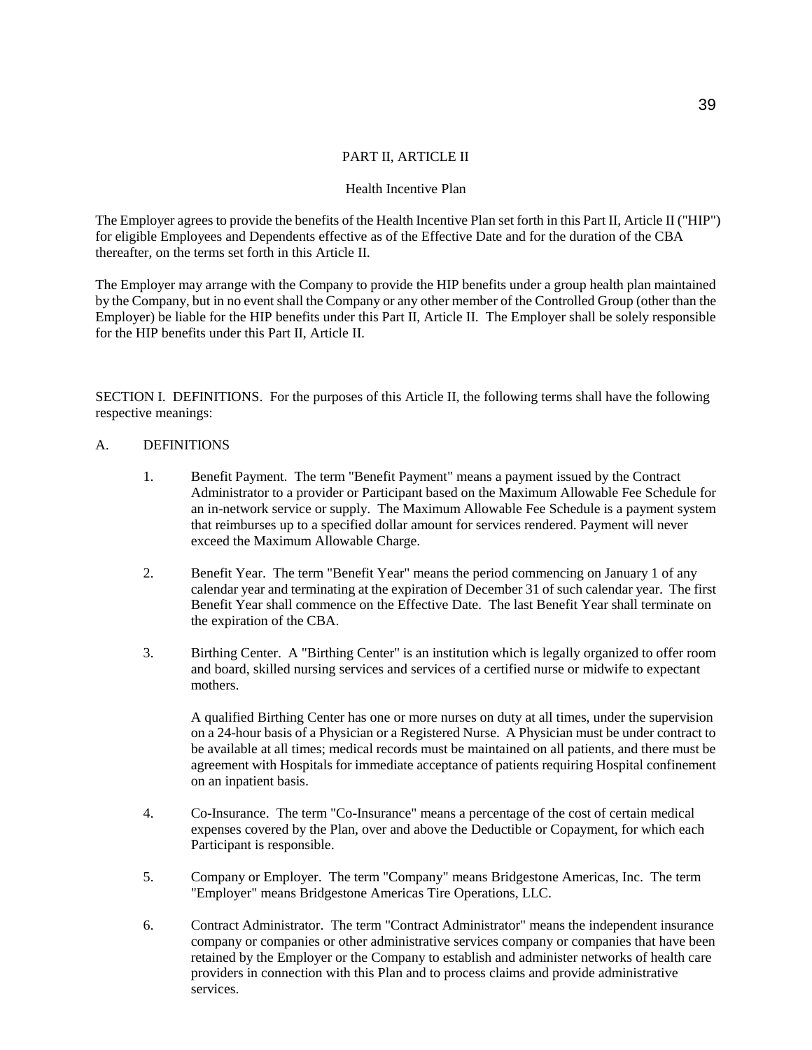## PART II, ARTICLE II

### Health Incentive Plan

The Employer agrees to provide the benefits of the Health Incentive Plan set forth in this Part II, Article II ("HIP") for eligible Employees and Dependents effective as of the Effective Date and for the duration of the CBA thereafter, on the terms set forth in this Article II.

The Employer may arrange with the Company to provide the HIP benefits under a group health plan maintained by the Company, but in no event shall the Company or any other member of the Controlled Group (other than the Employer) be liable for the HIP benefits under this Part II, Article II. The Employer shall be solely responsible for the HIP benefits under this Part II, Article II.

SECTION I. DEFINITIONS. For the purposes of this Article II, the following terms shall have the following respective meanings:

A. DEFINITIONS

1. Benefit Payment. The term "Benefit Payment" means a payment issued by the Contract Administrator to a provider or Participant based on the Maximum Allowable Fee Schedule for an in-network service or supply. The Maximum Allowable Fee Schedule is a payment system that reimburses up to a specified dollar amount for services rendered. Payment will never exceed the Maximum Allowable Charge.

2. Benefit Year. The term "Benefit Year" means the period commencing on January 1 of any calendar year and terminating at the expiration of December 31 of such calendar year. The first Benefit Year shall commence on the Effective Date. The last Benefit Year shall terminate on the expiration of the CBA.

3. Birthing Center. A "Birthing Center" is an institution which is legally organized to offer room and board, skilled nursing services and services of a certified nurse or midwife to expectant mothers.

   A qualified Birthing Center has one or more nurses on duty at all times, under the supervision on a 24-hour basis of a Physician or a Registered Nurse. A Physician must be under contract to be available at all times; medical records must be maintained on all patients, and there must be agreement with Hospitals for immediate acceptance of patients requiring Hospital confinement on an inpatient basis.

4. Co-Insurance. The term "Co-Insurance" means a percentage of the cost of certain medical expenses covered by the Plan, over and above the Deductible or Copayment, for which each Participant is responsible.

5. Company or Employer. The term "Company" means Bridgestone Americas, Inc. The term "Employer" means Bridgestone Americas Tire Operations, LLC.

6. Contract Administrator. The term "Contract Administrator" means the independent insurance company or companies or other administrative services company or companies that have been retained by the Employer or the Company to establish and administer networks of health care providers in connection with this Plan and to process claims and provide administrative services.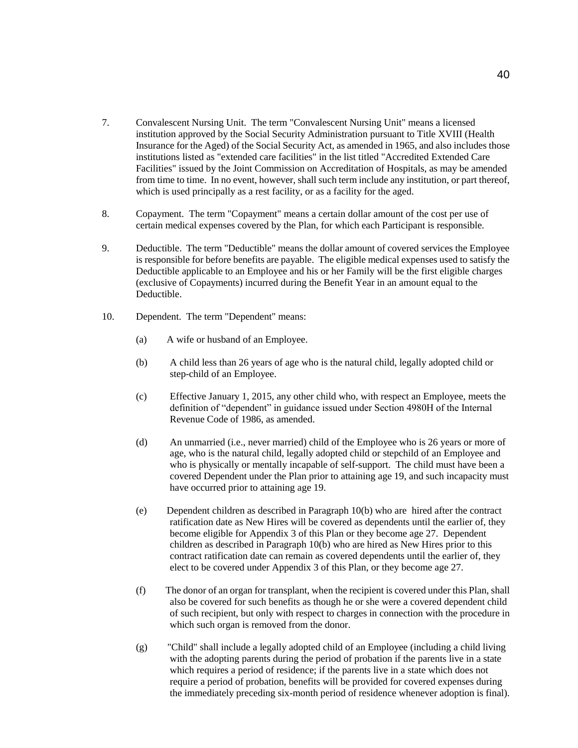7. Convalescent Nursing Unit. The term "Convalescent Nursing Unit" means a licensed institution approved by the Social Security Administration pursuant to Title XVIII (Health Insurance for the Aged) of the Social Security Act, as amended in 1965, and also includes those institutions listed as "extended care facilities" in the list titled "Accredited Extended Care Facilities" issued by the Joint Commission on Accreditation of Hospitals, as may be amended from time to time. In no event, however, shall such term include any institution, or part thereof, which is used principally as a rest facility, or as a facility for the aged.

8. Copayment. The term "Copayment" means a certain dollar amount of the cost per use of certain medical expenses covered by the Plan, for which each Participant is responsible.

9. Deductible. The term "Deductible" means the dollar amount of covered services the Employee is responsible for before benefits are payable. The eligible medical expenses used to satisfy the Deductible applicable to an Employee and his or her Family will be the first eligible charges (exclusive of Copayments) incurred during the Benefit Year in an amount equal to the Deductible.

10. Dependent. The term "Dependent" means:

    (a) A wife or husband of an Employee.

    (b) A child less than 26 years of age who is the natural child, legally adopted child or step-child of an Employee.

    (c) Effective January 1, 2015, any other child who, with respect an Employee, meets the definition of "dependent" in guidance issued under Section 4980H of the Internal Revenue Code of 1986, as amended.

    (d) An unmarried (i.e., never married) child of the Employee who is 26 years or more of age, who is the natural child, legally adopted child or stepchild of an Employee and who is physically or mentally incapable of self-support. The child must have been a covered Dependent under the Plan prior to attaining age 19, and such incapacity must have occurred prior to attaining age 19.

    (e) Dependent children as described in Paragraph 10(b) who are hired after the contract ratification date as New Hires will be covered as dependents until the earlier of, they become eligible for Appendix 3 of this Plan or they become age 27. Dependent children as described in Paragraph 10(b) who are hired as New Hires prior to this contract ratification date can remain as covered dependents until the earlier of, they elect to be covered under Appendix 3 of this Plan, or they become age 27.

    (f) The donor of an organ for transplant, when the recipient is covered under this Plan, shall also be covered for such benefits as though he or she were a covered dependent child of such recipient, but only with respect to charges in connection with the procedure in which such organ is removed from the donor.

    (g) "Child" shall include a legally adopted child of an Employee (including a child living with the adopting parents during the period of probation if the parents live in a state which requires a period of residence; if the parents live in a state which does not require a period of probation, benefits will be provided for covered expenses during the immediately preceding six-month period of residence whenever adoption is final).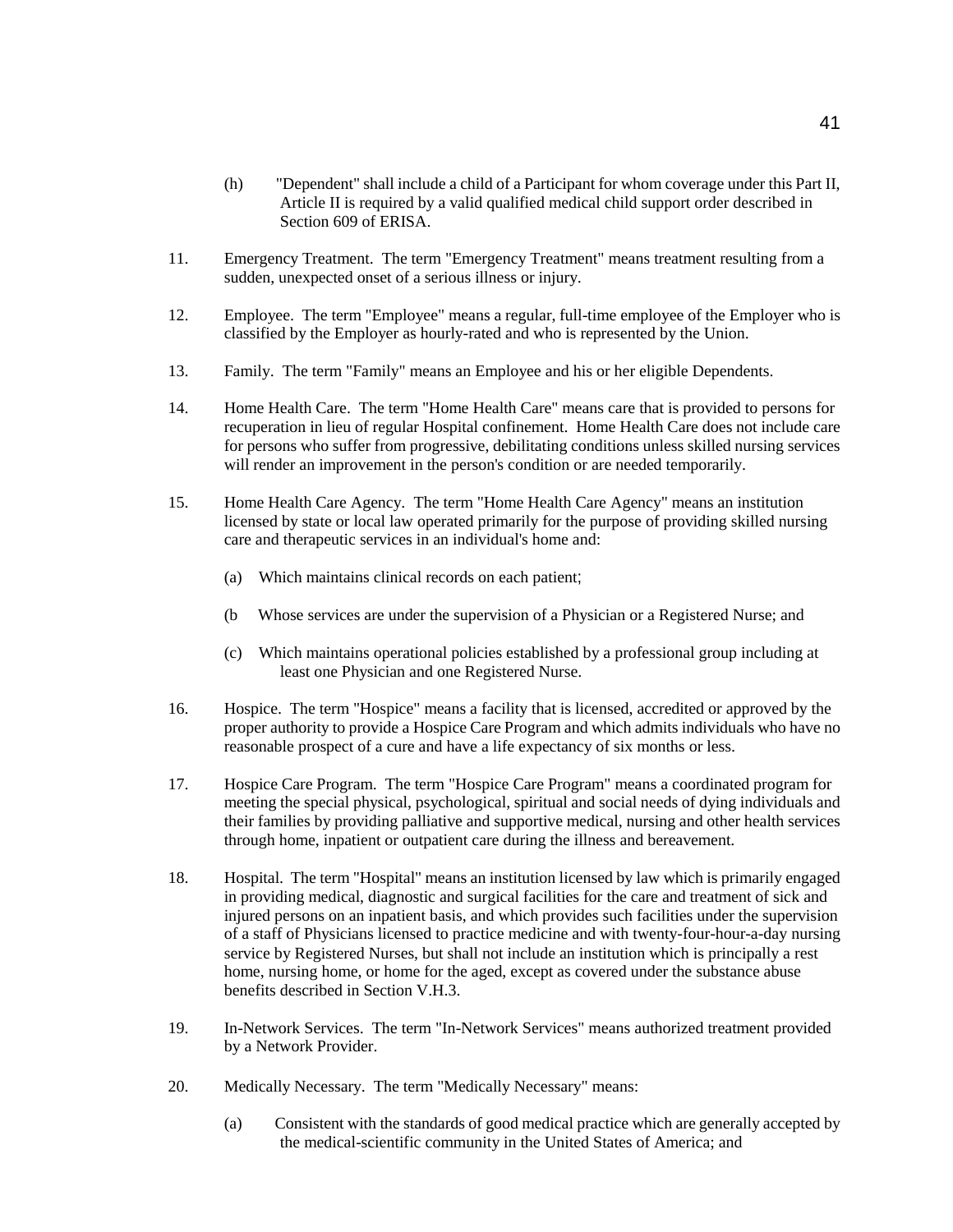(h) "Dependent" shall include a child of a Participant for whom coverage under this Part II, Article II is required by a valid qualified medical child support order described in Section 609 of ERISA.

11. Emergency Treatment. The term "Emergency Treatment" means treatment resulting from a sudden, unexpected onset of a serious illness or injury.

12. Employee. The term "Employee" means a regular, full-time employee of the Employer who is classified by the Employer as hourly-rated and who is represented by the Union.

13. Family. The term "Family" means an Employee and his or her eligible Dependents.

14. Home Health Care. The term "Home Health Care" means care that is provided to persons for recuperation in lieu of regular Hospital confinement. Home Health Care does not include care for persons who suffer from progressive, debilitating conditions unless skilled nursing services will render an improvement in the person's condition or are needed temporarily.

15. Home Health Care Agency. The term "Home Health Care Agency" means an institution licensed by state or local law operated primarily for the purpose of providing skilled nursing care and therapeutic services in an individual's home and:

    (a) Which maintains clinical records on each patient;

    (b Whose services are under the supervision of a Physician or a Registered Nurse; and

    (c) Which maintains operational policies established by a professional group including at least one Physician and one Registered Nurse.

16. Hospice. The term "Hospice" means a facility that is licensed, accredited or approved by the proper authority to provide a Hospice Care Program and which admits individuals who have no reasonable prospect of a cure and have a life expectancy of six months or less.

17. Hospice Care Program. The term "Hospice Care Program" means a coordinated program for meeting the special physical, psychological, spiritual and social needs of dying individuals and their families by providing palliative and supportive medical, nursing and other health services through home, inpatient or outpatient care during the illness and bereavement.

18. Hospital. The term "Hospital" means an institution licensed by law which is primarily engaged in providing medical, diagnostic and surgical facilities for the care and treatment of sick and injured persons on an inpatient basis, and which provides such facilities under the supervision of a staff of Physicians licensed to practice medicine and with twenty-four-hour-a-day nursing service by Registered Nurses, but shall not include an institution which is principally a rest home, nursing home, or home for the aged, except as covered under the substance abuse benefits described in Section V.H.3.

19. In-Network Services. The term "In-Network Services" means authorized treatment provided by a Network Provider.

20. Medically Necessary. The term "Medically Necessary" means:

    (a) Consistent with the standards of good medical practice which are generally accepted by the medical-scientific community in the United States of America; and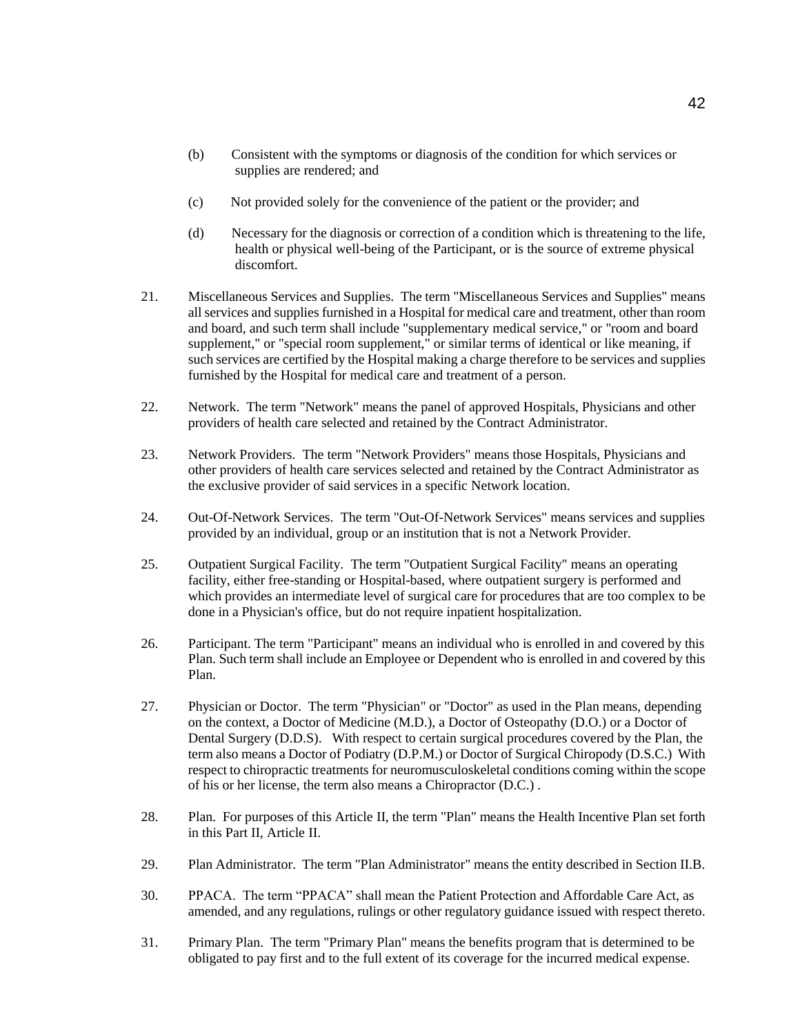(b) Consistent with the symptoms or diagnosis of the condition for which services or supplies are rendered; and

(c) Not provided solely for the convenience of the patient or the provider; and

(d) Necessary for the diagnosis or correction of a condition which is threatening to the life, health or physical well-being of the Participant, or is the source of extreme physical discomfort.

21. Miscellaneous Services and Supplies. The term "Miscellaneous Services and Supplies" means all services and supplies furnished in a Hospital for medical care and treatment, other than room and board, and such term shall include "supplementary medical service," or "room and board supplement," or "special room supplement," or similar terms of identical or like meaning, if such services are certified by the Hospital making a charge therefore to be services and supplies furnished by the Hospital for medical care and treatment of a person.

22. Network. The term "Network" means the panel of approved Hospitals, Physicians and other providers of health care selected and retained by the Contract Administrator.

23. Network Providers. The term "Network Providers" means those Hospitals, Physicians and other providers of health care services selected and retained by the Contract Administrator as the exclusive provider of said services in a specific Network location.

24. Out-Of-Network Services. The term "Out-Of-Network Services" means services and supplies provided by an individual, group or an institution that is not a Network Provider.

25. Outpatient Surgical Facility. The term "Outpatient Surgical Facility" means an operating facility, either free-standing or Hospital-based, where outpatient surgery is performed and which provides an intermediate level of surgical care for procedures that are too complex to be done in a Physician's office, but do not require inpatient hospitalization.

26. Participant. The term "Participant" means an individual who is enrolled in and covered by this Plan. Such term shall include an Employee or Dependent who is enrolled in and covered by this Plan.

27. Physician or Doctor. The term "Physician" or "Doctor" as used in the Plan means, depending on the context, a Doctor of Medicine (M.D.), a Doctor of Osteopathy (D.O.) or a Doctor of Dental Surgery (D.D.S). With respect to certain surgical procedures covered by the Plan, the term also means a Doctor of Podiatry (D.P.M.) or Doctor of Surgical Chiropody (D.S.C.) With respect to chiropractic treatments for neuromusculoskeletal conditions coming within the scope of his or her license, the term also means a Chiropractor (D.C.) .

28. Plan. For purposes of this Article II, the term "Plan" means the Health Incentive Plan set forth in this Part II, Article II.

29. Plan Administrator. The term "Plan Administrator" means the entity described in Section II.B.

30. PPACA. The term "PPACA" shall mean the Patient Protection and Affordable Care Act, as amended, and any regulations, rulings or other regulatory guidance issued with respect thereto.

31. Primary Plan. The term "Primary Plan" means the benefits program that is determined to be obligated to pay first and to the full extent of its coverage for the incurred medical expense.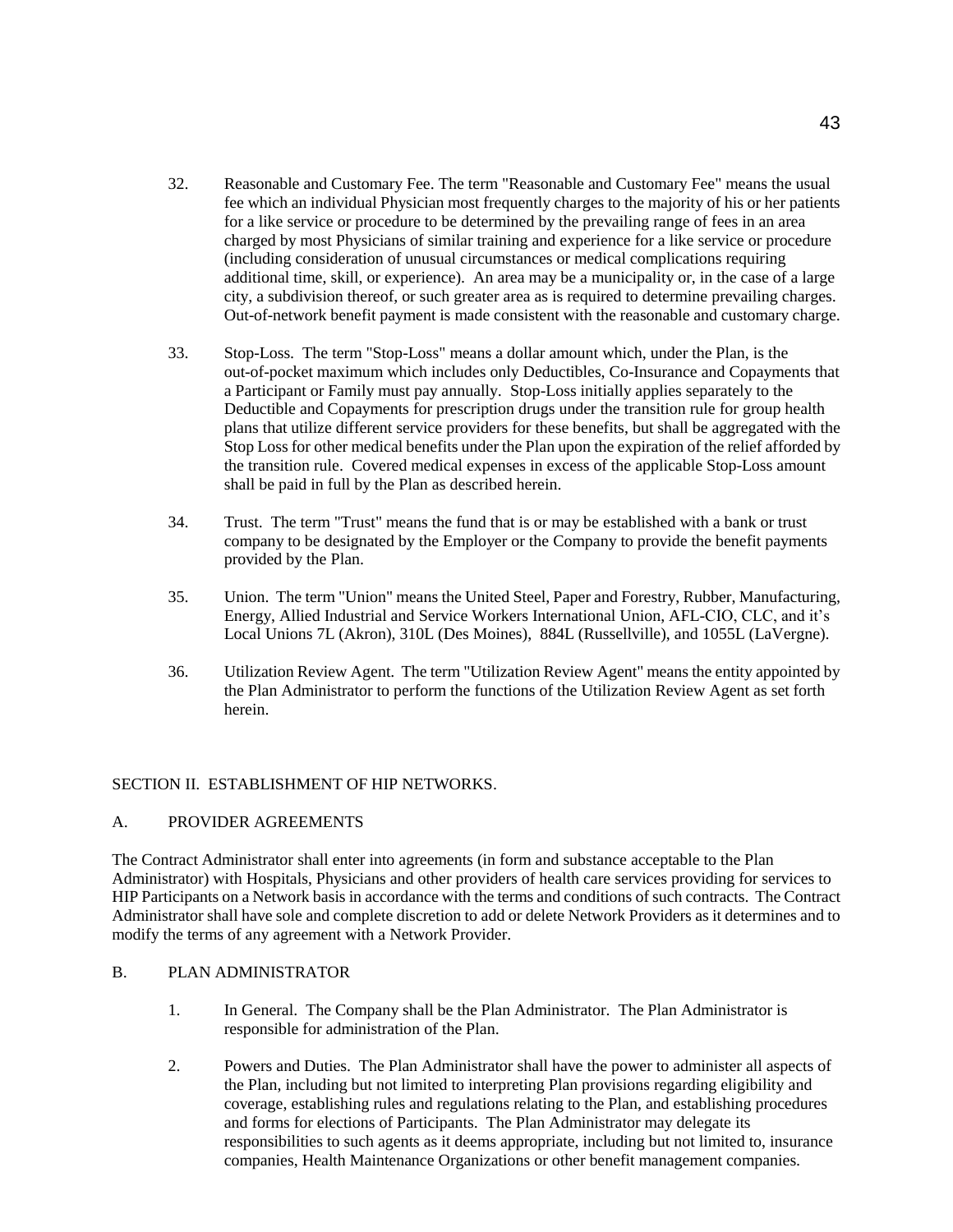32. Reasonable and Customary Fee. The term "Reasonable and Customary Fee" means the usual fee which an individual Physician most frequently charges to the majority of his or her patients for a like service or procedure to be determined by the prevailing range of fees in an area charged by most Physicians of similar training and experience for a like service or procedure (including consideration of unusual circumstances or medical complications requiring additional time, skill, or experience). An area may be a municipality or, in the case of a large city, a subdivision thereof, or such greater area as is required to determine prevailing charges. Out-of-network benefit payment is made consistent with the reasonable and customary charge.

33. Stop-Loss. The term "Stop-Loss" means a dollar amount which, under the Plan, is the out-of-pocket maximum which includes only Deductibles, Co-Insurance and Copayments that a Participant or Family must pay annually. Stop-Loss initially applies separately to the Deductible and Copayments for prescription drugs under the transition rule for group health plans that utilize different service providers for these benefits, but shall be aggregated with the Stop Loss for other medical benefits under the Plan upon the expiration of the relief afforded by the transition rule. Covered medical expenses in excess of the applicable Stop-Loss amount shall be paid in full by the Plan as described herein.

34. Trust. The term "Trust" means the fund that is or may be established with a bank or trust company to be designated by the Employer or the Company to provide the benefit payments provided by the Plan.

35. Union. The term "Union" means the United Steel, Paper and Forestry, Rubber, Manufacturing, Energy, Allied Industrial and Service Workers International Union, AFL-CIO, CLC, and it's Local Unions 7L (Akron), 310L (Des Moines), 884L (Russellville), and 1055L (LaVergne).

36. Utilization Review Agent. The term "Utilization Review Agent" means the entity appointed by the Plan Administrator to perform the functions of the Utilization Review Agent as set forth herein.

## SECTION II. ESTABLISHMENT OF HIP NETWORKS.

### A. PROVIDER AGREEMENTS

The Contract Administrator shall enter into agreements (in form and substance acceptable to the Plan Administrator) with Hospitals, Physicians and other providers of health care services providing for services to HIP Participants on a Network basis in accordance with the terms and conditions of such contracts. The Contract Administrator shall have sole and complete discretion to add or delete Network Providers as it determines and to modify the terms of any agreement with a Network Provider.

### B. PLAN ADMINISTRATOR

1. In General. The Company shall be the Plan Administrator. The Plan Administrator is responsible for administration of the Plan.

2. Powers and Duties. The Plan Administrator shall have the power to administer all aspects of the Plan, including but not limited to interpreting Plan provisions regarding eligibility and coverage, establishing rules and regulations relating to the Plan, and establishing procedures and forms for elections of Participants. The Plan Administrator may delegate its responsibilities to such agents as it deems appropriate, including but not limited to, insurance companies, Health Maintenance Organizations or other benefit management companies.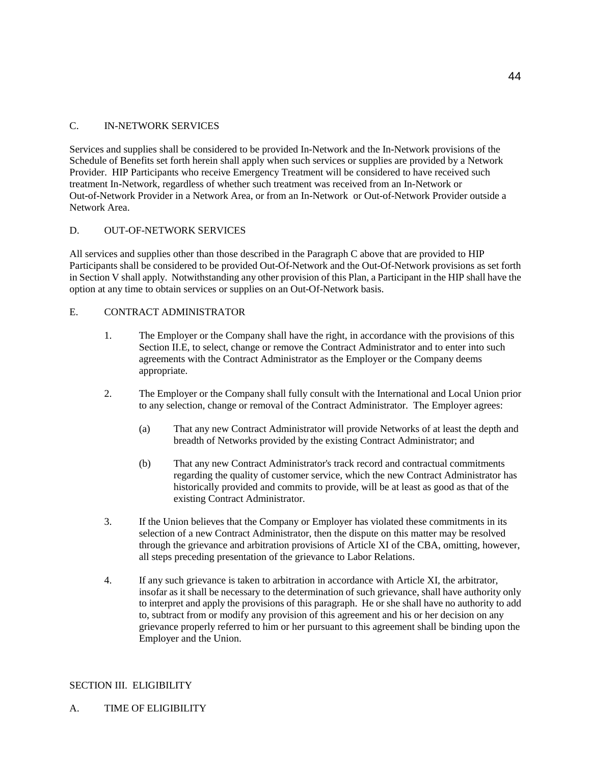## C. IN-NETWORK SERVICES

Services and supplies shall be considered to be provided In-Network and the In-Network provisions of the Schedule of Benefits set forth herein shall apply when such services or supplies are provided by a Network Provider. HIP Participants who receive Emergency Treatment will be considered to have received such treatment In-Network, regardless of whether such treatment was received from an In-Network or Out-of-Network Provider in a Network Area, or from an In-Network or Out-of-Network Provider outside a Network Area.

## D. OUT-OF-NETWORK SERVICES

All services and supplies other than those described in the Paragraph C above that are provided to HIP Participants shall be considered to be provided Out-Of-Network and the Out-Of-Network provisions as set forth in Section V shall apply. Notwithstanding any other provision of this Plan, a Participant in the HIP shall have the option at any time to obtain services or supplies on an Out-Of-Network basis.

## E. CONTRACT ADMINISTRATOR

1. The Employer or the Company shall have the right, in accordance with the provisions of this Section II.E, to select, change or remove the Contract Administrator and to enter into such agreements with the Contract Administrator as the Employer or the Company deems appropriate.

2. The Employer or the Company shall fully consult with the International and Local Union prior to any selection, change or removal of the Contract Administrator. The Employer agrees:

   (a) That any new Contract Administrator will provide Networks of at least the depth and breadth of Networks provided by the existing Contract Administrator; and

   (b) That any new Contract Administrator's track record and contractual commitments regarding the quality of customer service, which the new Contract Administrator has historically provided and commits to provide, will be at least as good as that of the existing Contract Administrator.

3. If the Union believes that the Company or Employer has violated these commitments in its selection of a new Contract Administrator, then the dispute on this matter may be resolved through the grievance and arbitration provisions of Article XI of the CBA, omitting, however, all steps preceding presentation of the grievance to Labor Relations.

4. If any such grievance is taken to arbitration in accordance with Article XI, the arbitrator, insofar as it shall be necessary to the determination of such grievance, shall have authority only to interpret and apply the provisions of this paragraph. He or she shall have no authority to add to, subtract from or modify any provision of this agreement and his or her decision on any grievance properly referred to him or her pursuant to this agreement shall be binding upon the Employer and the Union.

# SECTION III. ELIGIBILITY

## A. TIME OF ELIGIBILITY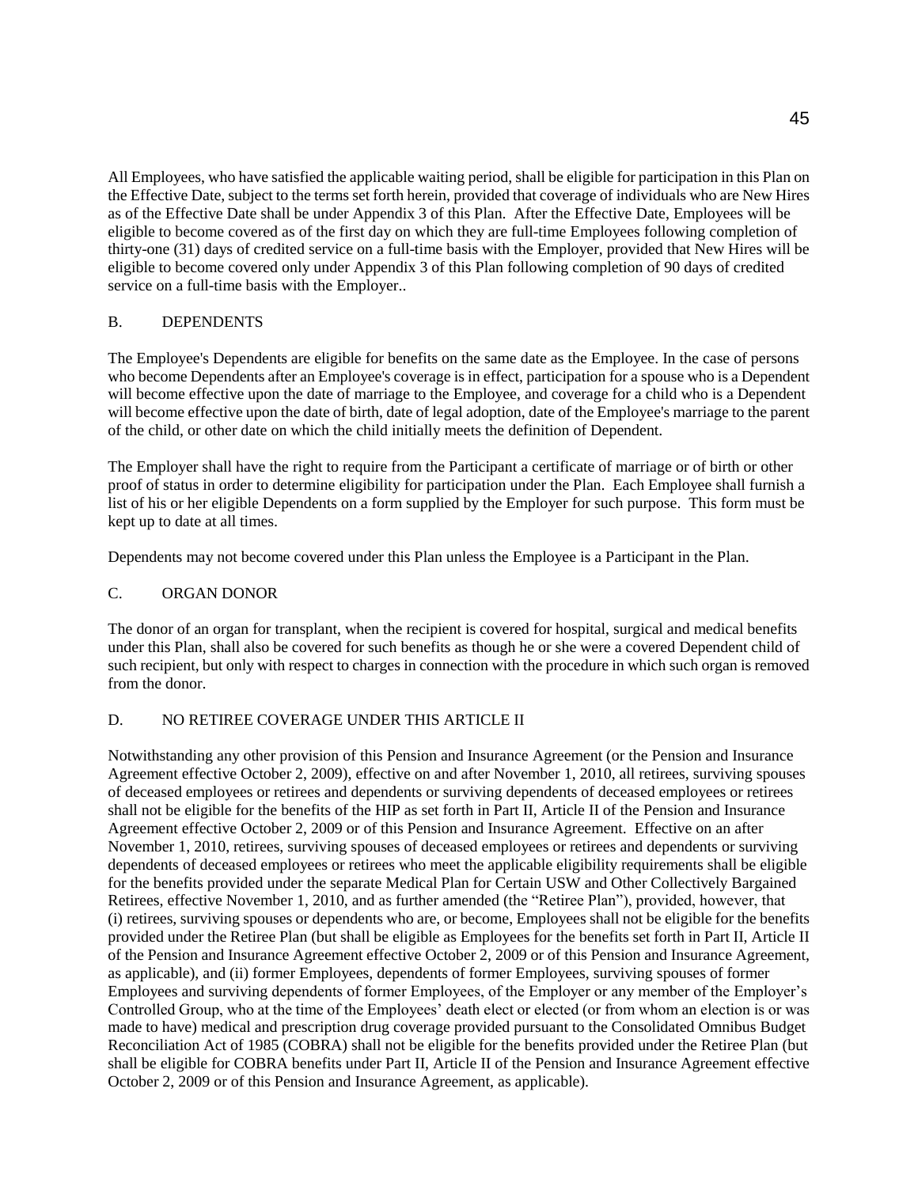All Employees, who have satisfied the applicable waiting period, shall be eligible for participation in this Plan on the Effective Date, subject to the terms set forth herein, provided that coverage of individuals who are New Hires as of the Effective Date shall be under Appendix 3 of this Plan. After the Effective Date, Employees will be eligible to become covered as of the first day on which they are full-time Employees following completion of thirty-one (31) days of credited service on a full-time basis with the Employer, provided that New Hires will be eligible to become covered only under Appendix 3 of this Plan following completion of 90 days of credited service on a full-time basis with the Employer..

## B. DEPENDENTS

The Employee's Dependents are eligible for benefits on the same date as the Employee. In the case of persons who become Dependents after an Employee's coverage is in effect, participation for a spouse who is a Dependent will become effective upon the date of marriage to the Employee, and coverage for a child who is a Dependent will become effective upon the date of birth, date of legal adoption, date of the Employee's marriage to the parent of the child, or other date on which the child initially meets the definition of Dependent.

The Employer shall have the right to require from the Participant a certificate of marriage or of birth or other proof of status in order to determine eligibility for participation under the Plan. Each Employee shall furnish a list of his or her eligible Dependents on a form supplied by the Employer for such purpose. This form must be kept up to date at all times.

Dependents may not become covered under this Plan unless the Employee is a Participant in the Plan.

## C. ORGAN DONOR

The donor of an organ for transplant, when the recipient is covered for hospital, surgical and medical benefits under this Plan, shall also be covered for such benefits as though he or she were a covered Dependent child of such recipient, but only with respect to charges in connection with the procedure in which such organ is removed from the donor.

## D. NO RETIREE COVERAGE UNDER THIS ARTICLE II

Notwithstanding any other provision of this Pension and Insurance Agreement (or the Pension and Insurance Agreement effective October 2, 2009), effective on and after November 1, 2010, all retirees, surviving spouses of deceased employees or retirees and dependents or surviving dependents of deceased employees or retirees shall not be eligible for the benefits of the HIP as set forth in Part II, Article II of the Pension and Insurance Agreement effective October 2, 2009 or of this Pension and Insurance Agreement. Effective on an after November 1, 2010, retirees, surviving spouses of deceased employees or retirees and dependents or surviving dependents of deceased employees or retirees who meet the applicable eligibility requirements shall be eligible for the benefits provided under the separate Medical Plan for Certain USW and Other Collectively Bargained Retirees, effective November 1, 2010, and as further amended (the "Retiree Plan"), provided, however, that (i) retirees, surviving spouses or dependents who are, or become, Employees shall not be eligible for the benefits provided under the Retiree Plan (but shall be eligible as Employees for the benefits set forth in Part II, Article II of the Pension and Insurance Agreement effective October 2, 2009 or of this Pension and Insurance Agreement, as applicable), and (ii) former Employees, dependents of former Employees, surviving spouses of former Employees and surviving dependents of former Employees, of the Employer or any member of the Employer's Controlled Group, who at the time of the Employees' death elect or elected (or from whom an election is or was made to have) medical and prescription drug coverage provided pursuant to the Consolidated Omnibus Budget Reconciliation Act of 1985 (COBRA) shall not be eligible for the benefits provided under the Retiree Plan (but shall be eligible for COBRA benefits under Part II, Article II of the Pension and Insurance Agreement effective October 2, 2009 or of this Pension and Insurance Agreement, as applicable).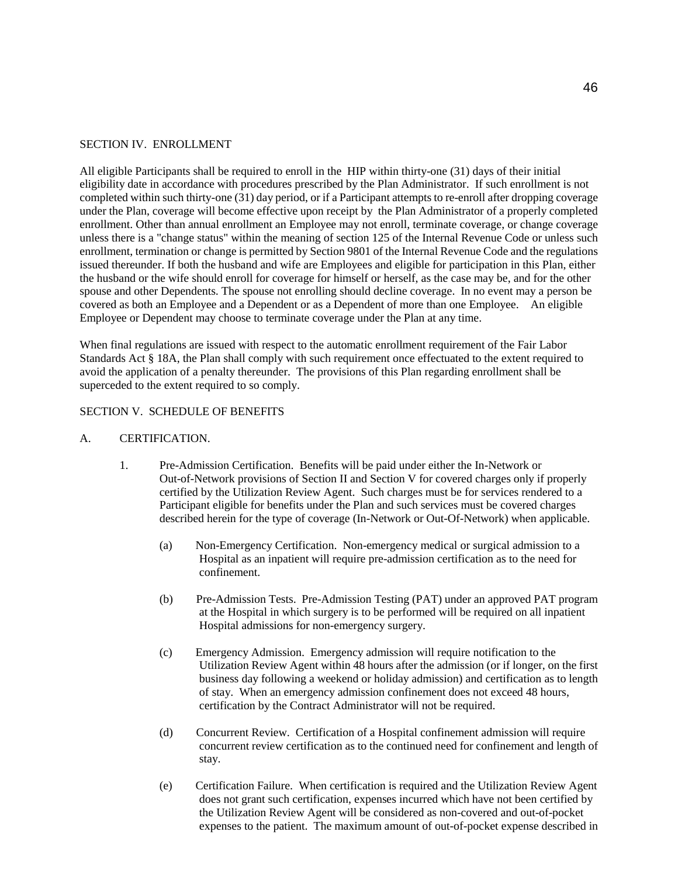## SECTION IV. ENROLLMENT

All eligible Participants shall be required to enroll in the HIP within thirty-one (31) days of their initial eligibility date in accordance with procedures prescribed by the Plan Administrator. If such enrollment is not completed within such thirty-one (31) day period, or if a Participant attempts to re-enroll after dropping coverage under the Plan, coverage will become effective upon receipt by the Plan Administrator of a properly completed enrollment. Other than annual enrollment an Employee may not enroll, terminate coverage, or change coverage unless there is a "change status" within the meaning of section 125 of the Internal Revenue Code or unless such enrollment, termination or change is permitted by Section 9801 of the Internal Revenue Code and the regulations issued thereunder. If both the husband and wife are Employees and eligible for participation in this Plan, either the husband or the wife should enroll for coverage for himself or herself, as the case may be, and for the other spouse and other Dependents. The spouse not enrolling should decline coverage. In no event may a person be covered as both an Employee and a Dependent or as a Dependent of more than one Employee. An eligible Employee or Dependent may choose to terminate coverage under the Plan at any time.

When final regulations are issued with respect to the automatic enrollment requirement of the Fair Labor Standards Act § 18A, the Plan shall comply with such requirement once effectuated to the extent required to avoid the application of a penalty thereunder. The provisions of this Plan regarding enrollment shall be superceded to the extent required to so comply.

## SECTION V. SCHEDULE OF BENEFITS

### A. CERTIFICATION.

1. Pre-Admission Certification. Benefits will be paid under either the In-Network or Out-of-Network provisions of Section II and Section V for covered charges only if properly certified by the Utilization Review Agent. Such charges must be for services rendered to a Participant eligible for benefits under the Plan and such services must be covered charges described herein for the type of coverage (In-Network or Out-Of-Network) when applicable.

   (a) Non-Emergency Certification. Non-emergency medical or surgical admission to a Hospital as an inpatient will require pre-admission certification as to the need for confinement.

   (b) Pre-Admission Tests. Pre-Admission Testing (PAT) under an approved PAT program at the Hospital in which surgery is to be performed will be required on all inpatient Hospital admissions for non-emergency surgery.

   (c) Emergency Admission. Emergency admission will require notification to the Utilization Review Agent within 48 hours after the admission (or if longer, on the first business day following a weekend or holiday admission) and certification as to length of stay. When an emergency admission confinement does not exceed 48 hours, certification by the Contract Administrator will not be required.

   (d) Concurrent Review. Certification of a Hospital confinement admission will require concurrent review certification as to the continued need for confinement and length of stay.

   (e) Certification Failure. When certification is required and the Utilization Review Agent does not grant such certification, expenses incurred which have not been certified by the Utilization Review Agent will be considered as non-covered and out-of-pocket expenses to the patient. The maximum amount of out-of-pocket expense described in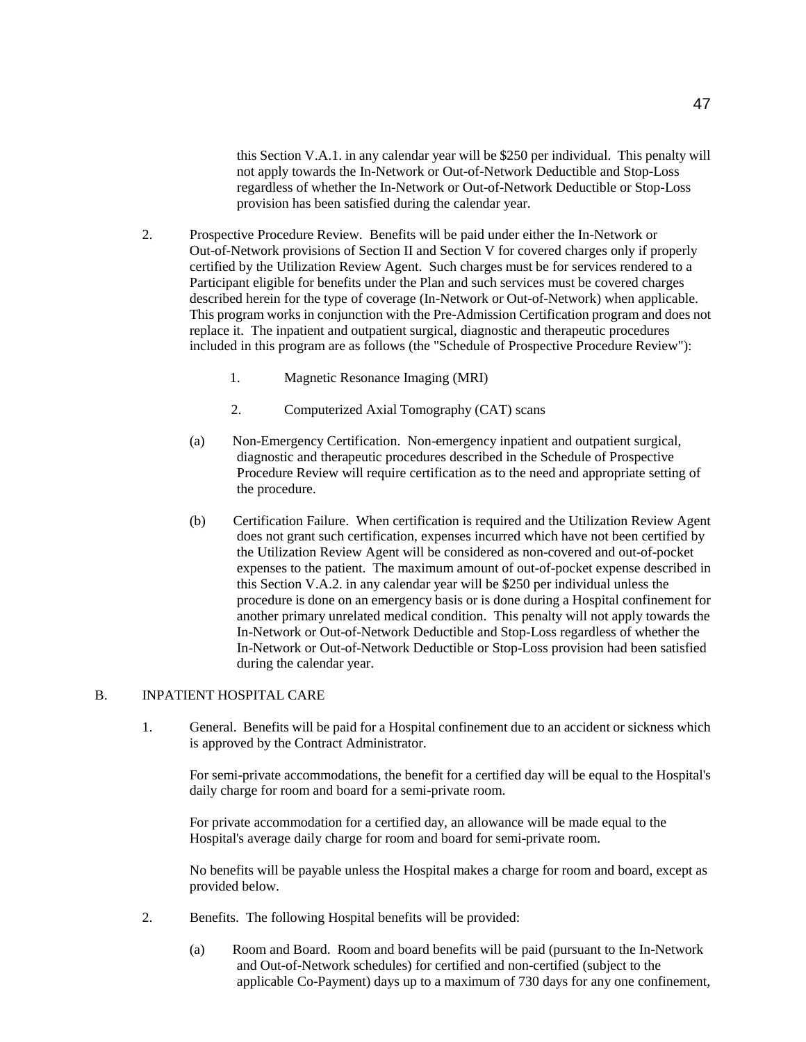this Section V.A.1. in any calendar year will be $250 per individual. This penalty will not apply towards the In-Network or Out-of-Network Deductible and Stop-Loss regardless of whether the In-Network or Out-of-Network Deductible or Stop-Loss provision has been satisfied during the calendar year.

2. Prospective Procedure Review. Benefits will be paid under either the In-Network or Out-of-Network provisions of Section II and Section V for covered charges only if properly certified by the Utilization Review Agent. Such charges must be for services rendered to a Participant eligible for benefits under the Plan and such services must be covered charges described herein for the type of coverage (In-Network or Out-of-Network) when applicable. This program works in conjunction with the Pre-Admission Certification program and does not replace it. The inpatient and outpatient surgical, diagnostic and therapeutic procedures included in this program are as follows (the "Schedule of Prospective Procedure Review"):

   1. Magnetic Resonance Imaging (MRI)

   2. Computerized Axial Tomography (CAT) scans

   (a) Non-Emergency Certification. Non-emergency inpatient and outpatient surgical, diagnostic and therapeutic procedures described in the Schedule of Prospective Procedure Review will require certification as to the need and appropriate setting of the procedure.

   (b) Certification Failure. When certification is required and the Utilization Review Agent does not grant such certification, expenses incurred which have not been certified by the Utilization Review Agent will be considered as non-covered and out-of-pocket expenses to the patient. The maximum amount of out-of-pocket expense described in this Section V.A.2. in any calendar year will be $250 per individual unless the procedure is done on an emergency basis or is done during a Hospital confinement for another primary unrelated medical condition. This penalty will not apply towards the In-Network or Out-of-Network Deductible and Stop-Loss regardless of whether the In-Network or Out-of-Network Deductible or Stop-Loss provision had been satisfied during the calendar year.

B. INPATIENT HOSPITAL CARE

1. General. Benefits will be paid for a Hospital confinement due to an accident or sickness which is approved by the Contract Administrator.

   For semi-private accommodations, the benefit for a certified day will be equal to the Hospital's daily charge for room and board for a semi-private room.

   For private accommodation for a certified day, an allowance will be made equal to the Hospital's average daily charge for room and board for semi-private room.

   No benefits will be payable unless the Hospital makes a charge for room and board, except as provided below.

2. Benefits. The following Hospital benefits will be provided:

   (a) Room and Board. Room and board benefits will be paid (pursuant to the In-Network and Out-of-Network schedules) for certified and non-certified (subject to the applicable Co-Payment) days up to a maximum of 730 days for any one confinement,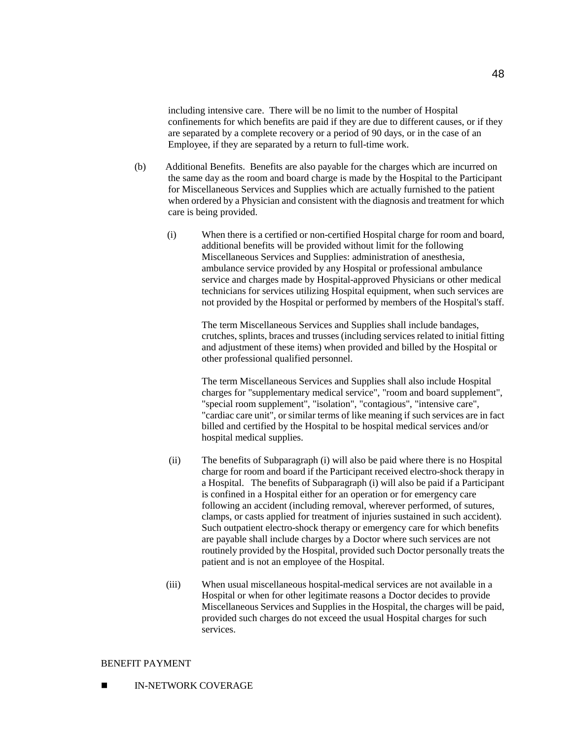including intensive care. There will be no limit to the number of Hospital confinements for which benefits are paid if they are due to different causes, or if they are separated by a complete recovery or a period of 90 days, or in the case of an Employee, if they are separated by a return to full-time work.

(b) Additional Benefits. Benefits are also payable for the charges which are incurred on the same day as the room and board charge is made by the Hospital to the Participant for Miscellaneous Services and Supplies which are actually furnished to the patient when ordered by a Physician and consistent with the diagnosis and treatment for which care is being provided.

(i) When there is a certified or non-certified Hospital charge for room and board, additional benefits will be provided without limit for the following Miscellaneous Services and Supplies: administration of anesthesia, ambulance service provided by any Hospital or professional ambulance service and charges made by Hospital-approved Physicians or other medical technicians for services utilizing Hospital equipment, when such services are not provided by the Hospital or performed by members of the Hospital's staff.

The term Miscellaneous Services and Supplies shall include bandages, crutches, splints, braces and trusses (including services related to initial fitting and adjustment of these items) when provided and billed by the Hospital or other professional qualified personnel.

The term Miscellaneous Services and Supplies shall also include Hospital charges for "supplementary medical service", "room and board supplement", "special room supplement", "isolation", "contagious", "intensive care", "cardiac care unit", or similar terms of like meaning if such services are in fact billed and certified by the Hospital to be hospital medical services and/or hospital medical supplies.

(ii) The benefits of Subparagraph (i) will also be paid where there is no Hospital charge for room and board if the Participant received electro-shock therapy in a Hospital. The benefits of Subparagraph (i) will also be paid if a Participant is confined in a Hospital either for an operation or for emergency care following an accident (including removal, wherever performed, of sutures, clamps, or casts applied for treatment of injuries sustained in such accident). Such outpatient electro-shock therapy or emergency care for which benefits are payable shall include charges by a Doctor where such services are not routinely provided by the Hospital, provided such Doctor personally treats the patient and is not an employee of the Hospital.

(iii) When usual miscellaneous hospital-medical services are not available in a Hospital or when for other legitimate reasons a Doctor decides to provide Miscellaneous Services and Supplies in the Hospital, the charges will be paid, provided such charges do not exceed the usual Hospital charges for such services.

BENEFIT PAYMENT

- IN-NETWORK COVERAGE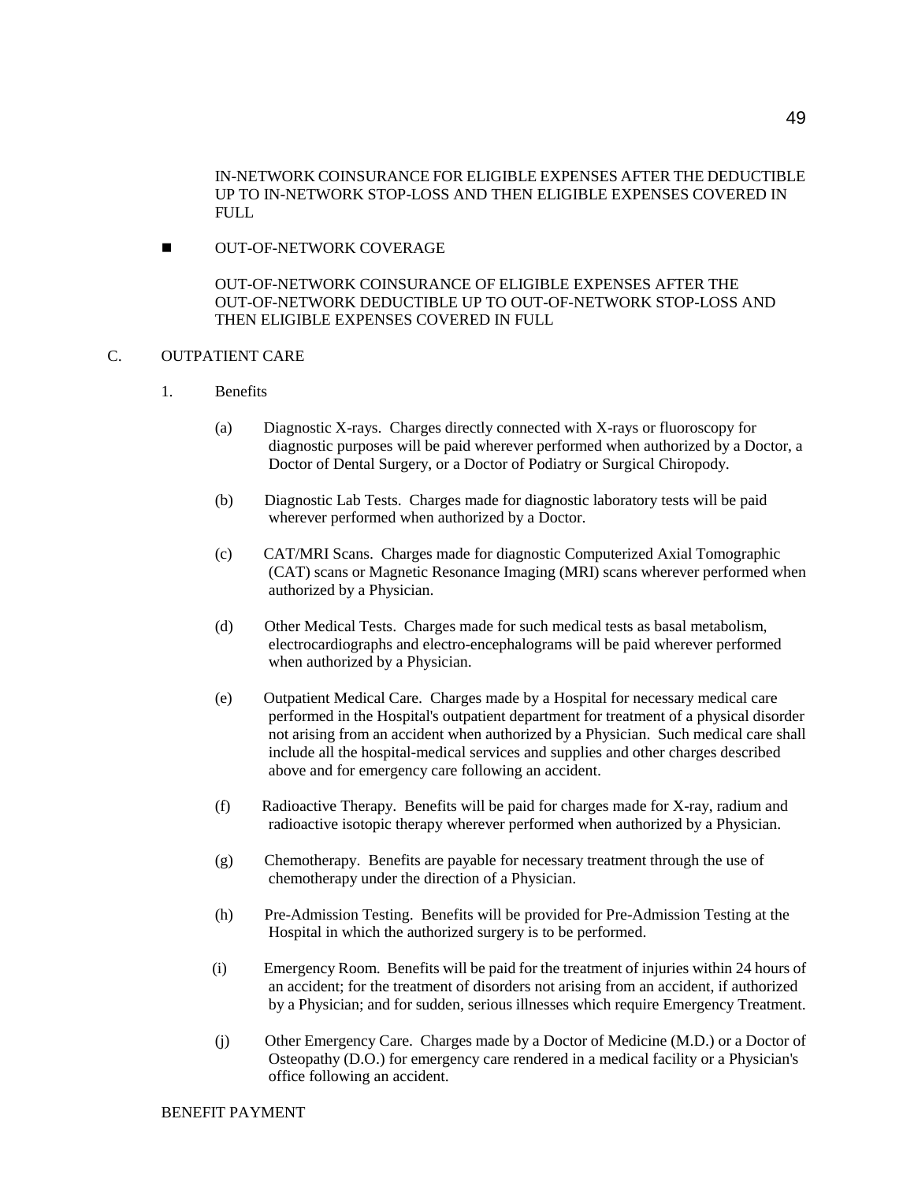IN-NETWORK COINSURANCE FOR ELIGIBLE EXPENSES AFTER THE DEDUCTIBLE UP TO IN-NETWORK STOP-LOSS AND THEN ELIGIBLE EXPENSES COVERED IN FULL

- OUT-OF-NETWORK COVERAGE

  OUT-OF-NETWORK COINSURANCE OF ELIGIBLE EXPENSES AFTER THE OUT-OF-NETWORK DEDUCTIBLE UP TO OUT-OF-NETWORK STOP-LOSS AND THEN ELIGIBLE EXPENSES COVERED IN FULL

C. OUTPATIENT CARE

1. Benefits

   (a) Diagnostic X-rays. Charges directly connected with X-rays or fluoroscopy for diagnostic purposes will be paid wherever performed when authorized by a Doctor, a Doctor of Dental Surgery, or a Doctor of Podiatry or Surgical Chiropody.

   (b) Diagnostic Lab Tests. Charges made for diagnostic laboratory tests will be paid wherever performed when authorized by a Doctor.

   (c) CAT/MRI Scans. Charges made for diagnostic Computerized Axial Tomographic (CAT) scans or Magnetic Resonance Imaging (MRI) scans wherever performed when authorized by a Physician.

   (d) Other Medical Tests. Charges made for such medical tests as basal metabolism, electrocardiographs and electro-encephalograms will be paid wherever performed when authorized by a Physician.

   (e) Outpatient Medical Care. Charges made by a Hospital for necessary medical care performed in the Hospital's outpatient department for treatment of a physical disorder not arising from an accident when authorized by a Physician. Such medical care shall include all the hospital-medical services and supplies and other charges described above and for emergency care following an accident.

   (f) Radioactive Therapy. Benefits will be paid for charges made for X-ray, radium and radioactive isotopic therapy wherever performed when authorized by a Physician.

   (g) Chemotherapy. Benefits are payable for necessary treatment through the use of chemotherapy under the direction of a Physician.

   (h) Pre-Admission Testing. Benefits will be provided for Pre-Admission Testing at the Hospital in which the authorized surgery is to be performed.

   (i) Emergency Room. Benefits will be paid for the treatment of injuries within 24 hours of an accident; for the treatment of disorders not arising from an accident, if authorized by a Physician; and for sudden, serious illnesses which require Emergency Treatment.

   (j) Other Emergency Care. Charges made by a Doctor of Medicine (M.D.) or a Doctor of Osteopathy (D.O.) for emergency care rendered in a medical facility or a Physician's office following an accident.

BENEFIT PAYMENT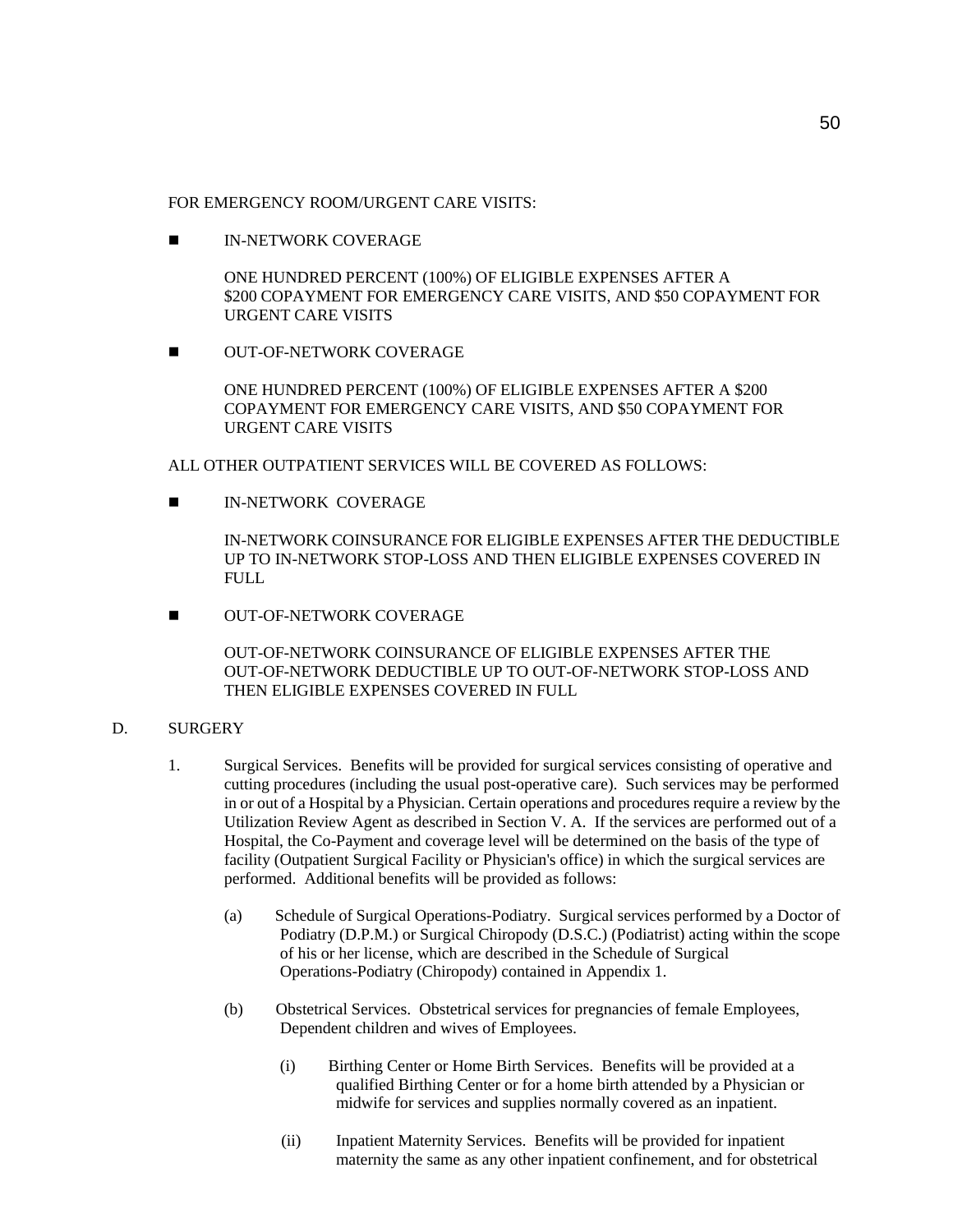FOR EMERGENCY ROOM/URGENT CARE VISITS:

- IN-NETWORK COVERAGE

  ONE HUNDRED PERCENT (100%) OF ELIGIBLE EXPENSES AFTER A $200 COPAYMENT FOR EMERGENCY CARE VISITS, AND $50 COPAYMENT FOR URGENT CARE VISITS

- OUT-OF-NETWORK COVERAGE

  ONE HUNDRED PERCENT (100%) OF ELIGIBLE EXPENSES AFTER A $200 COPAYMENT FOR EMERGENCY CARE VISITS, AND $50 COPAYMENT FOR URGENT CARE VISITS

ALL OTHER OUTPATIENT SERVICES WILL BE COVERED AS FOLLOWS:

- IN-NETWORK COVERAGE

  IN-NETWORK COINSURANCE FOR ELIGIBLE EXPENSES AFTER THE DEDUCTIBLE UP TO IN-NETWORK STOP-LOSS AND THEN ELIGIBLE EXPENSES COVERED IN FULL

- OUT-OF-NETWORK COVERAGE

  OUT-OF-NETWORK COINSURANCE OF ELIGIBLE EXPENSES AFTER THE OUT-OF-NETWORK DEDUCTIBLE UP TO OUT-OF-NETWORK STOP-LOSS AND THEN ELIGIBLE EXPENSES COVERED IN FULL

D. SURGERY

1. Surgical Services. Benefits will be provided for surgical services consisting of operative and cutting procedures (including the usual post-operative care). Such services may be performed in or out of a Hospital by a Physician. Certain operations and procedures require a review by the Utilization Review Agent as described in Section V. A. If the services are performed out of a Hospital, the Co-Payment and coverage level will be determined on the basis of the type of facility (Outpatient Surgical Facility or Physician's office) in which the surgical services are performed. Additional benefits will be provided as follows:

   (a) Schedule of Surgical Operations-Podiatry. Surgical services performed by a Doctor of Podiatry (D.P.M.) or Surgical Chiropody (D.S.C.) (Podiatrist) acting within the scope of his or her license, which are described in the Schedule of Surgical Operations-Podiatry (Chiropody) contained in Appendix 1.

   (b) Obstetrical Services. Obstetrical services for pregnancies of female Employees, Dependent children and wives of Employees.

      (i) Birthing Center or Home Birth Services. Benefits will be provided at a qualified Birthing Center or for a home birth attended by a Physician or midwife for services and supplies normally covered as an inpatient.

      (ii) Inpatient Maternity Services. Benefits will be provided for inpatient maternity the same as any other inpatient confinement, and for obstetrical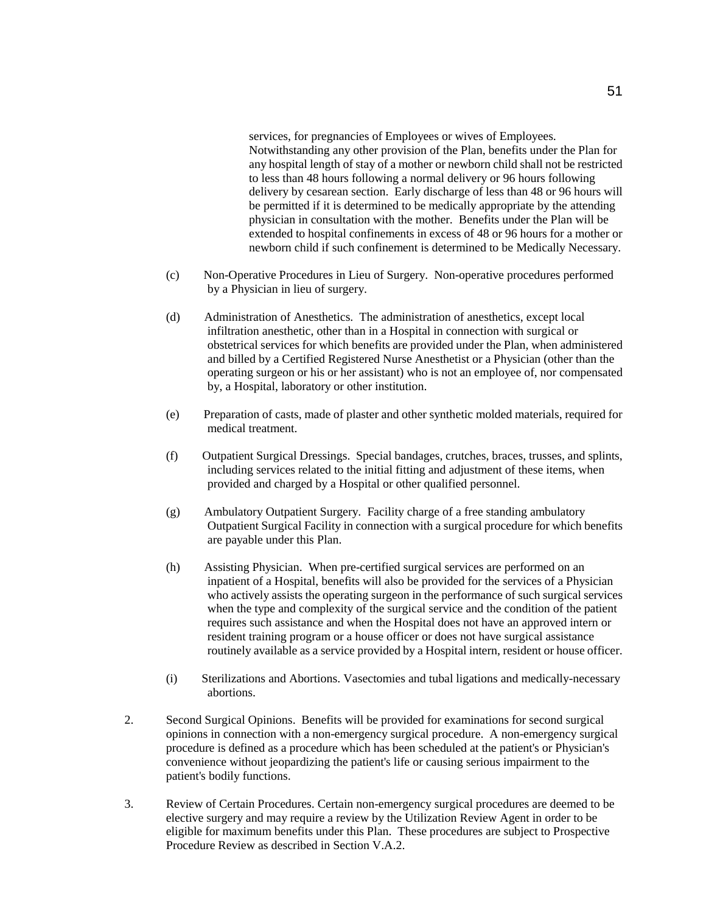services, for pregnancies of Employees or wives of Employees. Notwithstanding any other provision of the Plan, benefits under the Plan for any hospital length of stay of a mother or newborn child shall not be restricted to less than 48 hours following a normal delivery or 96 hours following delivery by cesarean section. Early discharge of less than 48 or 96 hours will be permitted if it is determined to be medically appropriate by the attending physician in consultation with the mother. Benefits under the Plan will be extended to hospital confinements in excess of 48 or 96 hours for a mother or newborn child if such confinement is determined to be Medically Necessary.

(c) Non-Operative Procedures in Lieu of Surgery. Non-operative procedures performed by a Physician in lieu of surgery.

(d) Administration of Anesthetics. The administration of anesthetics, except local infiltration anesthetic, other than in a Hospital in connection with surgical or obstetrical services for which benefits are provided under the Plan, when administered and billed by a Certified Registered Nurse Anesthetist or a Physician (other than the operating surgeon or his or her assistant) who is not an employee of, nor compensated by, a Hospital, laboratory or other institution.

(e) Preparation of casts, made of plaster and other synthetic molded materials, required for medical treatment.

(f) Outpatient Surgical Dressings. Special bandages, crutches, braces, trusses, and splints, including services related to the initial fitting and adjustment of these items, when provided and charged by a Hospital or other qualified personnel.

(g) Ambulatory Outpatient Surgery. Facility charge of a free standing ambulatory Outpatient Surgical Facility in connection with a surgical procedure for which benefits are payable under this Plan.

(h) Assisting Physician. When pre-certified surgical services are performed on an inpatient of a Hospital, benefits will also be provided for the services of a Physician who actively assists the operating surgeon in the performance of such surgical services when the type and complexity of the surgical service and the condition of the patient requires such assistance and when the Hospital does not have an approved intern or resident training program or a house officer or does not have surgical assistance routinely available as a service provided by a Hospital intern, resident or house officer.

(i) Sterilizations and Abortions. Vasectomies and tubal ligations and medically-necessary abortions.

2. Second Surgical Opinions. Benefits will be provided for examinations for second surgical opinions in connection with a non-emergency surgical procedure. A non-emergency surgical procedure is defined as a procedure which has been scheduled at the patient's or Physician's convenience without jeopardizing the patient's life or causing serious impairment to the patient's bodily functions.

3. Review of Certain Procedures. Certain non-emergency surgical procedures are deemed to be elective surgery and may require a review by the Utilization Review Agent in order to be eligible for maximum benefits under this Plan. These procedures are subject to Prospective Procedure Review as described in Section V.A.2.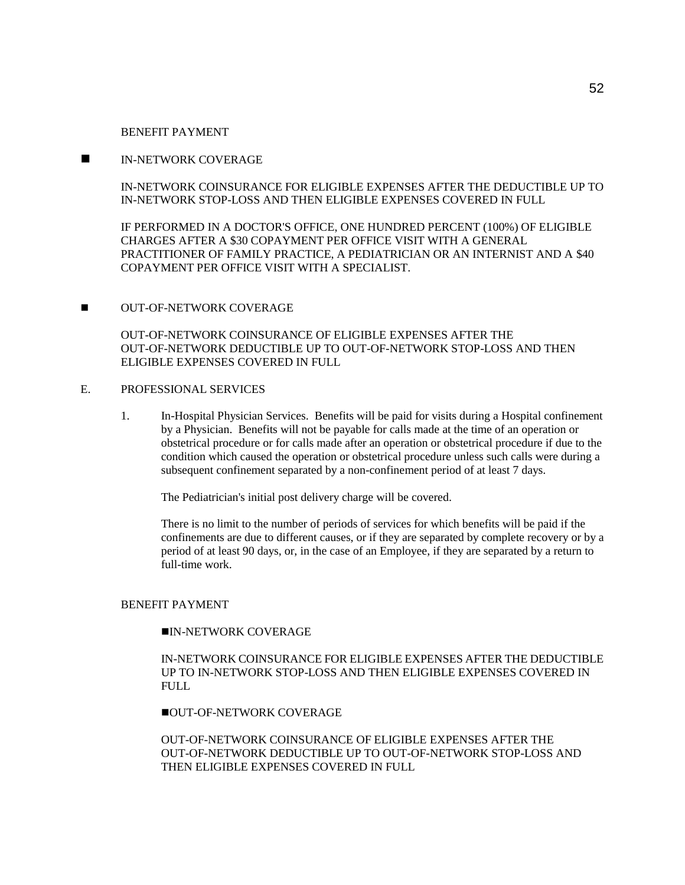BENEFIT PAYMENT

- IN-NETWORK COVERAGE

  IN-NETWORK COINSURANCE FOR ELIGIBLE EXPENSES AFTER THE DEDUCTIBLE UP TO IN-NETWORK STOP-LOSS AND THEN ELIGIBLE EXPENSES COVERED IN FULL

  IF PERFORMED IN A DOCTOR'S OFFICE, ONE HUNDRED PERCENT (100%) OF ELIGIBLE CHARGES AFTER A $30 COPAYMENT PER OFFICE VISIT WITH A GENERAL PRACTITIONER OF FAMILY PRACTICE, A PEDIATRICIAN OR AN INTERNIST AND A $40 COPAYMENT PER OFFICE VISIT WITH A SPECIALIST.

- OUT-OF-NETWORK COVERAGE

  OUT-OF-NETWORK COINSURANCE OF ELIGIBLE EXPENSES AFTER THE OUT-OF-NETWORK DEDUCTIBLE UP TO OUT-OF-NETWORK STOP-LOSS AND THEN ELIGIBLE EXPENSES COVERED IN FULL

E. PROFESSIONAL SERVICES

1. In-Hospital Physician Services. Benefits will be paid for visits during a Hospital confinement by a Physician. Benefits will not be payable for calls made at the time of an operation or obstetrical procedure or for calls made after an operation or obstetrical procedure if due to the condition which caused the operation or obstetrical procedure unless such calls were during a subsequent confinement separated by a non-confinement period of at least 7 days.

   The Pediatrician's initial post delivery charge will be covered.

   There is no limit to the number of periods of services for which benefits will be paid if the confinements are due to different causes, or if they are separated by complete recovery or by a period of at least 90 days, or, in the case of an Employee, if they are separated by a return to full-time work.

BENEFIT PAYMENT

- IN-NETWORK COVERAGE

  IN-NETWORK COINSURANCE FOR ELIGIBLE EXPENSES AFTER THE DEDUCTIBLE UP TO IN-NETWORK STOP-LOSS AND THEN ELIGIBLE EXPENSES COVERED IN FULL

- OUT-OF-NETWORK COVERAGE

  OUT-OF-NETWORK COINSURANCE OF ELIGIBLE EXPENSES AFTER THE OUT-OF-NETWORK DEDUCTIBLE UP TO OUT-OF-NETWORK STOP-LOSS AND THEN ELIGIBLE EXPENSES COVERED IN FULL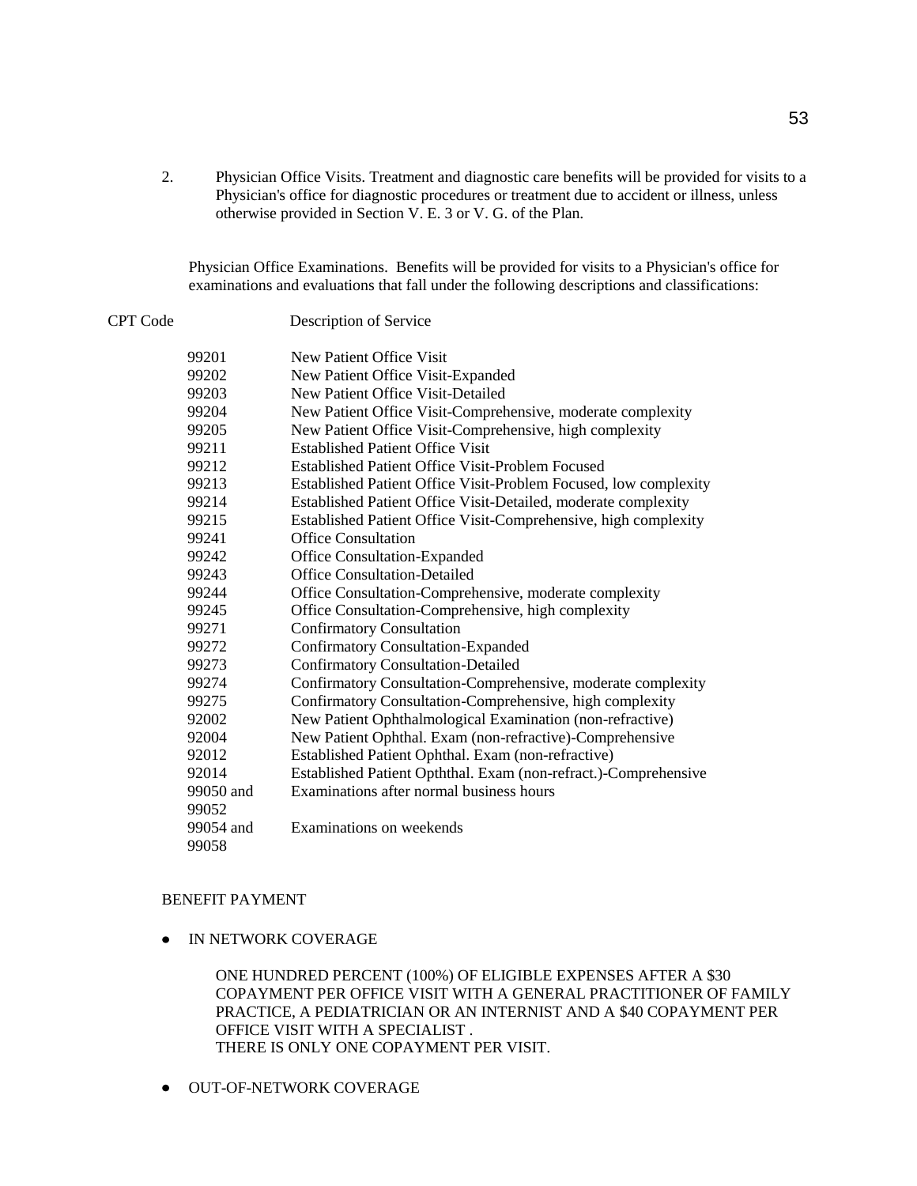2. Physician Office Visits. Treatment and diagnostic care benefits will be provided for visits to a Physician's office for diagnostic procedures or treatment due to accident or illness, unless otherwise provided in Section V. E. 3 or V. G. of the Plan.

Physician Office Examinations. Benefits will be provided for visits to a Physician's office for examinations and evaluations that fall under the following descriptions and classifications:

| CPT Code | Description of Service |
|---|---|
| 99201 | New Patient Office Visit |
| 99202 | New Patient Office Visit-Expanded |
| 99203 | New Patient Office Visit-Detailed |
| 99204 | New Patient Office Visit-Comprehensive, moderate complexity |
| 99205 | New Patient Office Visit-Comprehensive, high complexity |
| 99211 | Established Patient Office Visit |
| 99212 | Established Patient Office Visit-Problem Focused |
| 99213 | Established Patient Office Visit-Problem Focused, low complexity |
| 99214 | Established Patient Office Visit-Detailed, moderate complexity |
| 99215 | Established Patient Office Visit-Comprehensive, high complexity |
| 99241 | Office Consultation |
| 99242 | Office Consultation-Expanded |
| 99243 | Office Consultation-Detailed |
| 99244 | Office Consultation-Comprehensive, moderate complexity |
| 99245 | Office Consultation-Comprehensive, high complexity |
| 99271 | Confirmatory Consultation |
| 99272 | Confirmatory Consultation-Expanded |
| 99273 | Confirmatory Consultation-Detailed |
| 99274 | Confirmatory Consultation-Comprehensive, moderate complexity |
| 99275 | Confirmatory Consultation-Comprehensive, high complexity |
| 92002 | New Patient Ophthalmological Examination (non-refractive) |
| 92004 | New Patient Ophthal. Exam (non-refractive)-Comprehensive |
| 92012 | Established Patient Ophthal. Exam (non-refractive) |
| 92014 | Established Patient Opththal. Exam (non-refract.)-Comprehensive |
| 99050 and 99052 | Examinations after normal business hours |
| 99054 and 99058 | Examinations on weekends |

BENEFIT PAYMENT

- IN NETWORK COVERAGE

  ONE HUNDRED PERCENT (100%) OF ELIGIBLE EXPENSES AFTER A $30 COPAYMENT PER OFFICE VISIT WITH A GENERAL PRACTITIONER OF FAMILY PRACTICE, A PEDIATRICIAN OR AN INTERNIST AND A $40 COPAYMENT PER OFFICE VISIT WITH A SPECIALIST .
  THERE IS ONLY ONE COPAYMENT PER VISIT.

- OUT-OF-NETWORK COVERAGE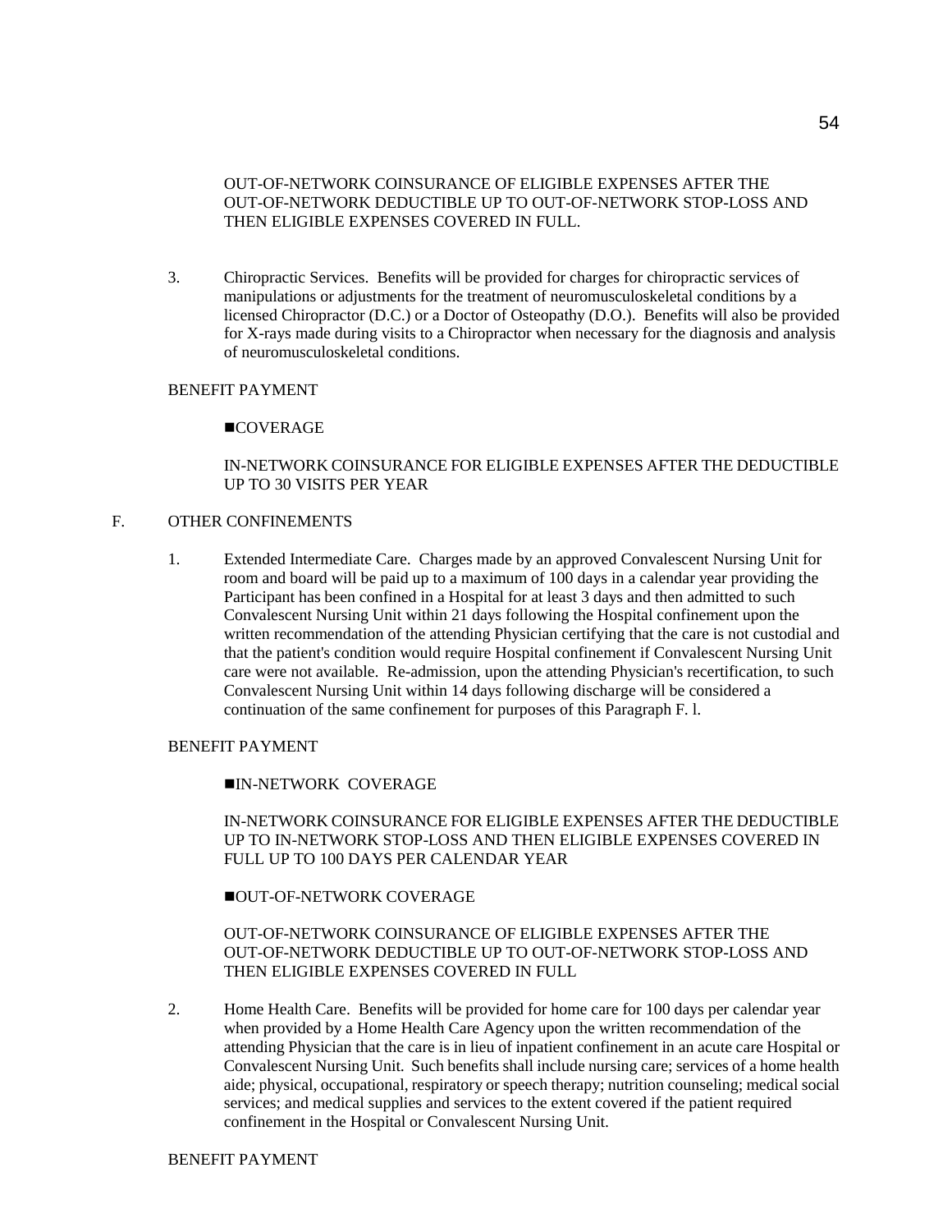OUT-OF-NETWORK COINSURANCE OF ELIGIBLE EXPENSES AFTER THE OUT-OF-NETWORK DEDUCTIBLE UP TO OUT-OF-NETWORK STOP-LOSS AND THEN ELIGIBLE EXPENSES COVERED IN FULL.

3. Chiropractic Services. Benefits will be provided for charges for chiropractic services of manipulations or adjustments for the treatment of neuromusculoskeletal conditions by a licensed Chiropractor (D.C.) or a Doctor of Osteopathy (D.O.). Benefits will also be provided for X-rays made during visits to a Chiropractor when necessary for the diagnosis and analysis of neuromusculoskeletal conditions.

BENEFIT PAYMENT

■COVERAGE

IN-NETWORK COINSURANCE FOR ELIGIBLE EXPENSES AFTER THE DEDUCTIBLE UP TO 30 VISITS PER YEAR

F. OTHER CONFINEMENTS

1. Extended Intermediate Care. Charges made by an approved Convalescent Nursing Unit for room and board will be paid up to a maximum of 100 days in a calendar year providing the Participant has been confined in a Hospital for at least 3 days and then admitted to such Convalescent Nursing Unit within 21 days following the Hospital confinement upon the written recommendation of the attending Physician certifying that the care is not custodial and that the patient's condition would require Hospital confinement if Convalescent Nursing Unit care were not available. Re-admission, upon the attending Physician's recertification, to such Convalescent Nursing Unit within 14 days following discharge will be considered a continuation of the same confinement for purposes of this Paragraph F. l.

BENEFIT PAYMENT

■IN-NETWORK COVERAGE

IN-NETWORK COINSURANCE FOR ELIGIBLE EXPENSES AFTER THE DEDUCTIBLE UP TO IN-NETWORK STOP-LOSS AND THEN ELIGIBLE EXPENSES COVERED IN FULL UP TO 100 DAYS PER CALENDAR YEAR

■OUT-OF-NETWORK COVERAGE

OUT-OF-NETWORK COINSURANCE OF ELIGIBLE EXPENSES AFTER THE OUT-OF-NETWORK DEDUCTIBLE UP TO OUT-OF-NETWORK STOP-LOSS AND THEN ELIGIBLE EXPENSES COVERED IN FULL

2. Home Health Care. Benefits will be provided for home care for 100 days per calendar year when provided by a Home Health Care Agency upon the written recommendation of the attending Physician that the care is in lieu of inpatient confinement in an acute care Hospital or Convalescent Nursing Unit. Such benefits shall include nursing care; services of a home health aide; physical, occupational, respiratory or speech therapy; nutrition counseling; medical social services; and medical supplies and services to the extent covered if the patient required confinement in the Hospital or Convalescent Nursing Unit.

BENEFIT PAYMENT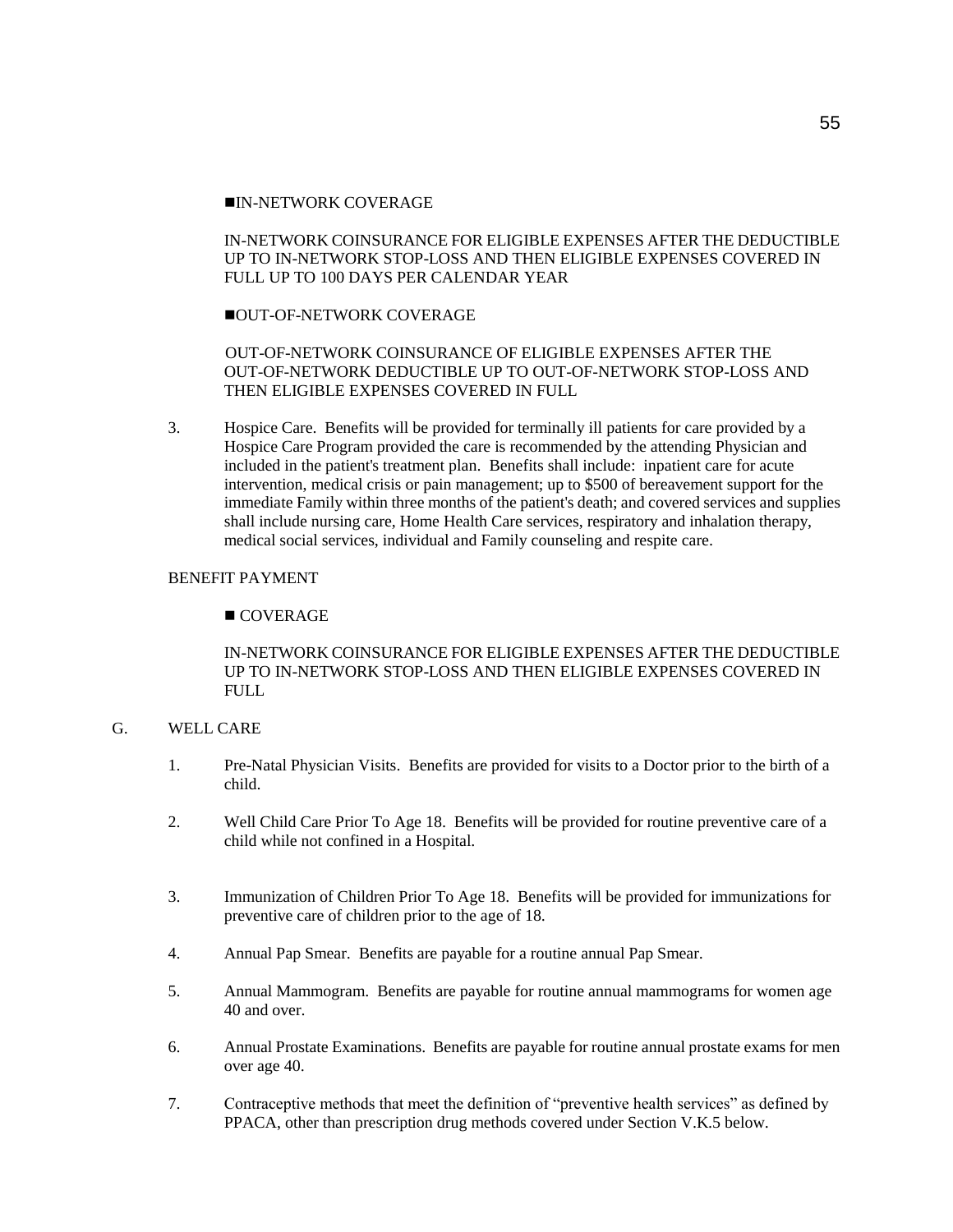■IN-NETWORK COVERAGE

IN-NETWORK COINSURANCE FOR ELIGIBLE EXPENSES AFTER THE DEDUCTIBLE UP TO IN-NETWORK STOP-LOSS AND THEN ELIGIBLE EXPENSES COVERED IN FULL UP TO 100 DAYS PER CALENDAR YEAR

■OUT-OF-NETWORK COVERAGE

OUT-OF-NETWORK COINSURANCE OF ELIGIBLE EXPENSES AFTER THE OUT-OF-NETWORK DEDUCTIBLE UP TO OUT-OF-NETWORK STOP-LOSS AND THEN ELIGIBLE EXPENSES COVERED IN FULL

3. Hospice Care. Benefits will be provided for terminally ill patients for care provided by a Hospice Care Program provided the care is recommended by the attending Physician and included in the patient's treatment plan. Benefits shall include: inpatient care for acute intervention, medical crisis or pain management; up to $500 of bereavement support for the immediate Family within three months of the patient's death; and covered services and supplies shall include nursing care, Home Health Care services, respiratory and inhalation therapy, medical social services, individual and Family counseling and respite care.

BENEFIT PAYMENT

■ COVERAGE

IN-NETWORK COINSURANCE FOR ELIGIBLE EXPENSES AFTER THE DEDUCTIBLE UP TO IN-NETWORK STOP-LOSS AND THEN ELIGIBLE EXPENSES COVERED IN FULL

G. WELL CARE

1. Pre-Natal Physician Visits. Benefits are provided for visits to a Doctor prior to the birth of a child.

2. Well Child Care Prior To Age 18. Benefits will be provided for routine preventive care of a child while not confined in a Hospital.

3. Immunization of Children Prior To Age 18. Benefits will be provided for immunizations for preventive care of children prior to the age of 18.

4. Annual Pap Smear. Benefits are payable for a routine annual Pap Smear.

5. Annual Mammogram. Benefits are payable for routine annual mammograms for women age 40 and over.

6. Annual Prostate Examinations. Benefits are payable for routine annual prostate exams for men over age 40.

7. Contraceptive methods that meet the definition of "preventive health services" as defined by PPACA, other than prescription drug methods covered under Section V.K.5 below.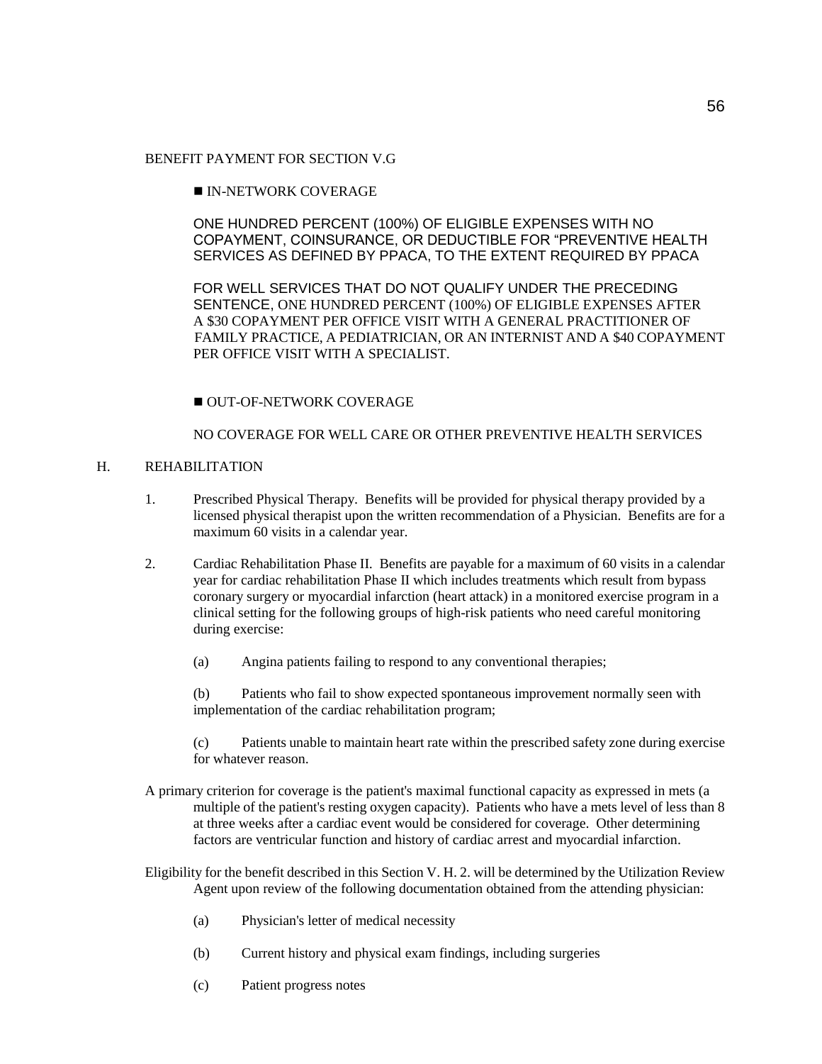BENEFIT PAYMENT FOR SECTION V.G

■ IN-NETWORK COVERAGE

ONE HUNDRED PERCENT (100%) OF ELIGIBLE EXPENSES WITH NO COPAYMENT, COINSURANCE, OR DEDUCTIBLE FOR "PREVENTIVE HEALTH SERVICES AS DEFINED BY PPACA, TO THE EXTENT REQUIRED BY PPACA

FOR WELL SERVICES THAT DO NOT QUALIFY UNDER THE PRECEDING SENTENCE, ONE HUNDRED PERCENT (100%) OF ELIGIBLE EXPENSES AFTER A $30 COPAYMENT PER OFFICE VISIT WITH A GENERAL PRACTITIONER OF FAMILY PRACTICE, A PEDIATRICIAN, OR AN INTERNIST AND A $40 COPAYMENT PER OFFICE VISIT WITH A SPECIALIST.

■ OUT-OF-NETWORK COVERAGE

NO COVERAGE FOR WELL CARE OR OTHER PREVENTIVE HEALTH SERVICES

H. REHABILITATION

1. Prescribed Physical Therapy. Benefits will be provided for physical therapy provided by a licensed physical therapist upon the written recommendation of a Physician. Benefits are for a maximum 60 visits in a calendar year.

2. Cardiac Rehabilitation Phase II. Benefits are payable for a maximum of 60 visits in a calendar year for cardiac rehabilitation Phase II which includes treatments which result from bypass coronary surgery or myocardial infarction (heart attack) in a monitored exercise program in a clinical setting for the following groups of high-risk patients who need careful monitoring during exercise:

   (a) Angina patients failing to respond to any conventional therapies;

   (b) Patients who fail to show expected spontaneous improvement normally seen with implementation of the cardiac rehabilitation program;

   (c) Patients unable to maintain heart rate within the prescribed safety zone during exercise for whatever reason.

A primary criterion for coverage is the patient's maximal functional capacity as expressed in mets (a multiple of the patient's resting oxygen capacity). Patients who have a mets level of less than 8 at three weeks after a cardiac event would be considered for coverage. Other determining factors are ventricular function and history of cardiac arrest and myocardial infarction.

Eligibility for the benefit described in this Section V. H. 2. will be determined by the Utilization Review Agent upon review of the following documentation obtained from the attending physician:

   (a) Physician's letter of medical necessity

   (b) Current history and physical exam findings, including surgeries

   (c) Patient progress notes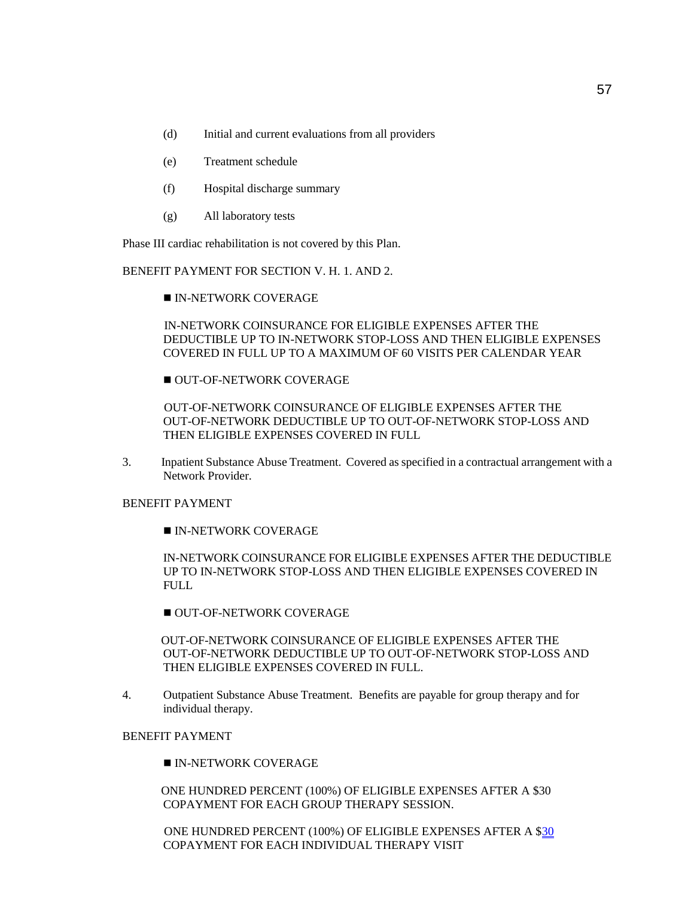(d) Initial and current evaluations from all providers

(e) Treatment schedule

(f) Hospital discharge summary

(g) All laboratory tests

Phase III cardiac rehabilitation is not covered by this Plan.

BENEFIT PAYMENT FOR SECTION V. H. 1. AND 2.

■ IN-NETWORK COVERAGE

IN-NETWORK COINSURANCE FOR ELIGIBLE EXPENSES AFTER THE DEDUCTIBLE UP TO IN-NETWORK STOP-LOSS AND THEN ELIGIBLE EXPENSES COVERED IN FULL UP TO A MAXIMUM OF 60 VISITS PER CALENDAR YEAR

■ OUT-OF-NETWORK COVERAGE

OUT-OF-NETWORK COINSURANCE OF ELIGIBLE EXPENSES AFTER THE OUT-OF-NETWORK DEDUCTIBLE UP TO OUT-OF-NETWORK STOP-LOSS AND THEN ELIGIBLE EXPENSES COVERED IN FULL

3. Inpatient Substance Abuse Treatment. Covered as specified in a contractual arrangement with a Network Provider.

BENEFIT PAYMENT

■ IN-NETWORK COVERAGE

IN-NETWORK COINSURANCE FOR ELIGIBLE EXPENSES AFTER THE DEDUCTIBLE UP TO IN-NETWORK STOP-LOSS AND THEN ELIGIBLE EXPENSES COVERED IN FULL

■ OUT-OF-NETWORK COVERAGE

OUT-OF-NETWORK COINSURANCE OF ELIGIBLE EXPENSES AFTER THE OUT-OF-NETWORK DEDUCTIBLE UP TO OUT-OF-NETWORK STOP-LOSS AND THEN ELIGIBLE EXPENSES COVERED IN FULL.

4. Outpatient Substance Abuse Treatment. Benefits are payable for group therapy and for individual therapy.

BENEFIT PAYMENT

■ IN-NETWORK COVERAGE

ONE HUNDRED PERCENT (100%) OF ELIGIBLE EXPENSES AFTER A $30 COPAYMENT FOR EACH GROUP THERAPY SESSION.

ONE HUNDRED PERCENT (100%) OF ELIGIBLE EXPENSES AFTER A $30 COPAYMENT FOR EACH INDIVIDUAL THERAPY VISIT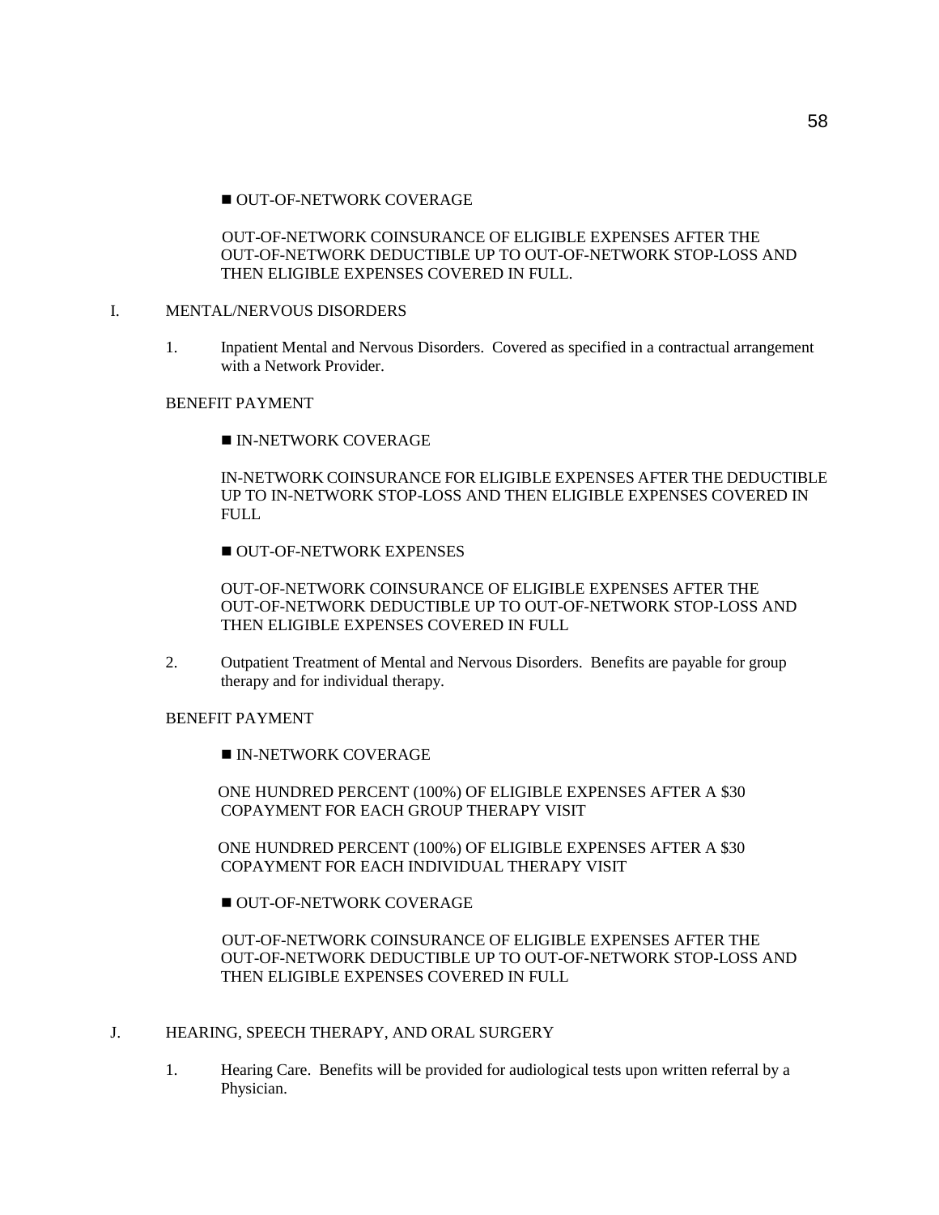■ OUT-OF-NETWORK COVERAGE

OUT-OF-NETWORK COINSURANCE OF ELIGIBLE EXPENSES AFTER THE OUT-OF-NETWORK DEDUCTIBLE UP TO OUT-OF-NETWORK STOP-LOSS AND THEN ELIGIBLE EXPENSES COVERED IN FULL.

I. MENTAL/NERVOUS DISORDERS

1. Inpatient Mental and Nervous Disorders. Covered as specified in a contractual arrangement with a Network Provider.

BENEFIT PAYMENT

■ IN-NETWORK COVERAGE

IN-NETWORK COINSURANCE FOR ELIGIBLE EXPENSES AFTER THE DEDUCTIBLE UP TO IN-NETWORK STOP-LOSS AND THEN ELIGIBLE EXPENSES COVERED IN FULL

■ OUT-OF-NETWORK EXPENSES

OUT-OF-NETWORK COINSURANCE OF ELIGIBLE EXPENSES AFTER THE OUT-OF-NETWORK DEDUCTIBLE UP TO OUT-OF-NETWORK STOP-LOSS AND THEN ELIGIBLE EXPENSES COVERED IN FULL

2. Outpatient Treatment of Mental and Nervous Disorders. Benefits are payable for group therapy and for individual therapy.

BENEFIT PAYMENT

■ IN-NETWORK COVERAGE

ONE HUNDRED PERCENT (100%) OF ELIGIBLE EXPENSES AFTER A $30 COPAYMENT FOR EACH GROUP THERAPY VISIT

ONE HUNDRED PERCENT (100%) OF ELIGIBLE EXPENSES AFTER A $30 COPAYMENT FOR EACH INDIVIDUAL THERAPY VISIT

■ OUT-OF-NETWORK COVERAGE

OUT-OF-NETWORK COINSURANCE OF ELIGIBLE EXPENSES AFTER THE OUT-OF-NETWORK DEDUCTIBLE UP TO OUT-OF-NETWORK STOP-LOSS AND THEN ELIGIBLE EXPENSES COVERED IN FULL

J. HEARING, SPEECH THERAPY, AND ORAL SURGERY

1. Hearing Care. Benefits will be provided for audiological tests upon written referral by a Physician.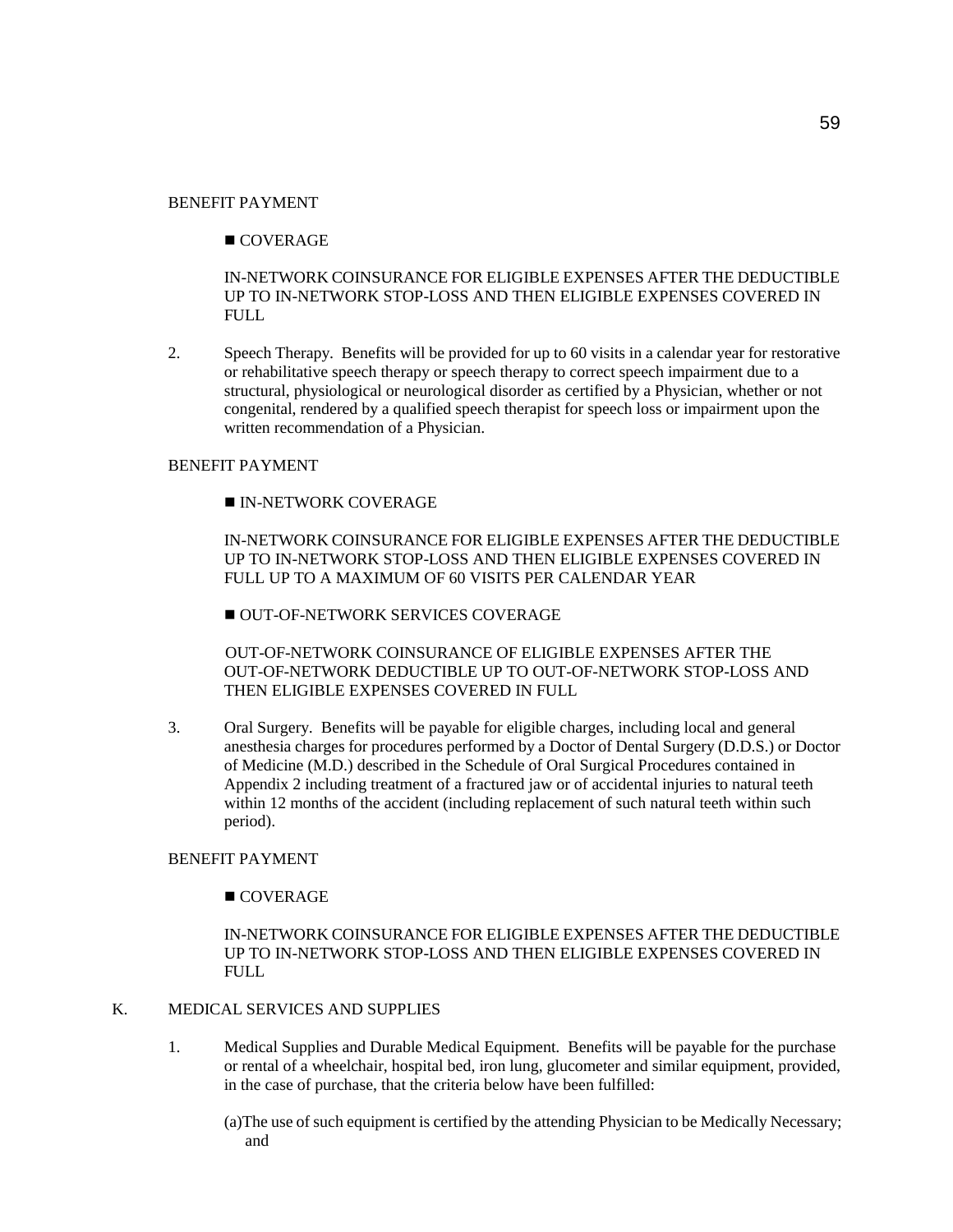BENEFIT PAYMENT

■ COVERAGE

IN-NETWORK COINSURANCE FOR ELIGIBLE EXPENSES AFTER THE DEDUCTIBLE UP TO IN-NETWORK STOP-LOSS AND THEN ELIGIBLE EXPENSES COVERED IN FULL

2. Speech Therapy. Benefits will be provided for up to 60 visits in a calendar year for restorative or rehabilitative speech therapy or speech therapy to correct speech impairment due to a structural, physiological or neurological disorder as certified by a Physician, whether or not congenital, rendered by a qualified speech therapist for speech loss or impairment upon the written recommendation of a Physician.

BENEFIT PAYMENT

■ IN-NETWORK COVERAGE

IN-NETWORK COINSURANCE FOR ELIGIBLE EXPENSES AFTER THE DEDUCTIBLE UP TO IN-NETWORK STOP-LOSS AND THEN ELIGIBLE EXPENSES COVERED IN FULL UP TO A MAXIMUM OF 60 VISITS PER CALENDAR YEAR

■ OUT-OF-NETWORK SERVICES COVERAGE

OUT-OF-NETWORK COINSURANCE OF ELIGIBLE EXPENSES AFTER THE OUT-OF-NETWORK DEDUCTIBLE UP TO OUT-OF-NETWORK STOP-LOSS AND THEN ELIGIBLE EXPENSES COVERED IN FULL

3. Oral Surgery. Benefits will be payable for eligible charges, including local and general anesthesia charges for procedures performed by a Doctor of Dental Surgery (D.D.S.) or Doctor of Medicine (M.D.) described in the Schedule of Oral Surgical Procedures contained in Appendix 2 including treatment of a fractured jaw or of accidental injuries to natural teeth within 12 months of the accident (including replacement of such natural teeth within such period).

BENEFIT PAYMENT

■ COVERAGE

IN-NETWORK COINSURANCE FOR ELIGIBLE EXPENSES AFTER THE DEDUCTIBLE UP TO IN-NETWORK STOP-LOSS AND THEN ELIGIBLE EXPENSES COVERED IN FULL

K. MEDICAL SERVICES AND SUPPLIES

1. Medical Supplies and Durable Medical Equipment. Benefits will be payable for the purchase or rental of a wheelchair, hospital bed, iron lung, glucometer and similar equipment, provided, in the case of purchase, that the criteria below have been fulfilled:

(a) The use of such equipment is certified by the attending Physician to be Medically Necessary; and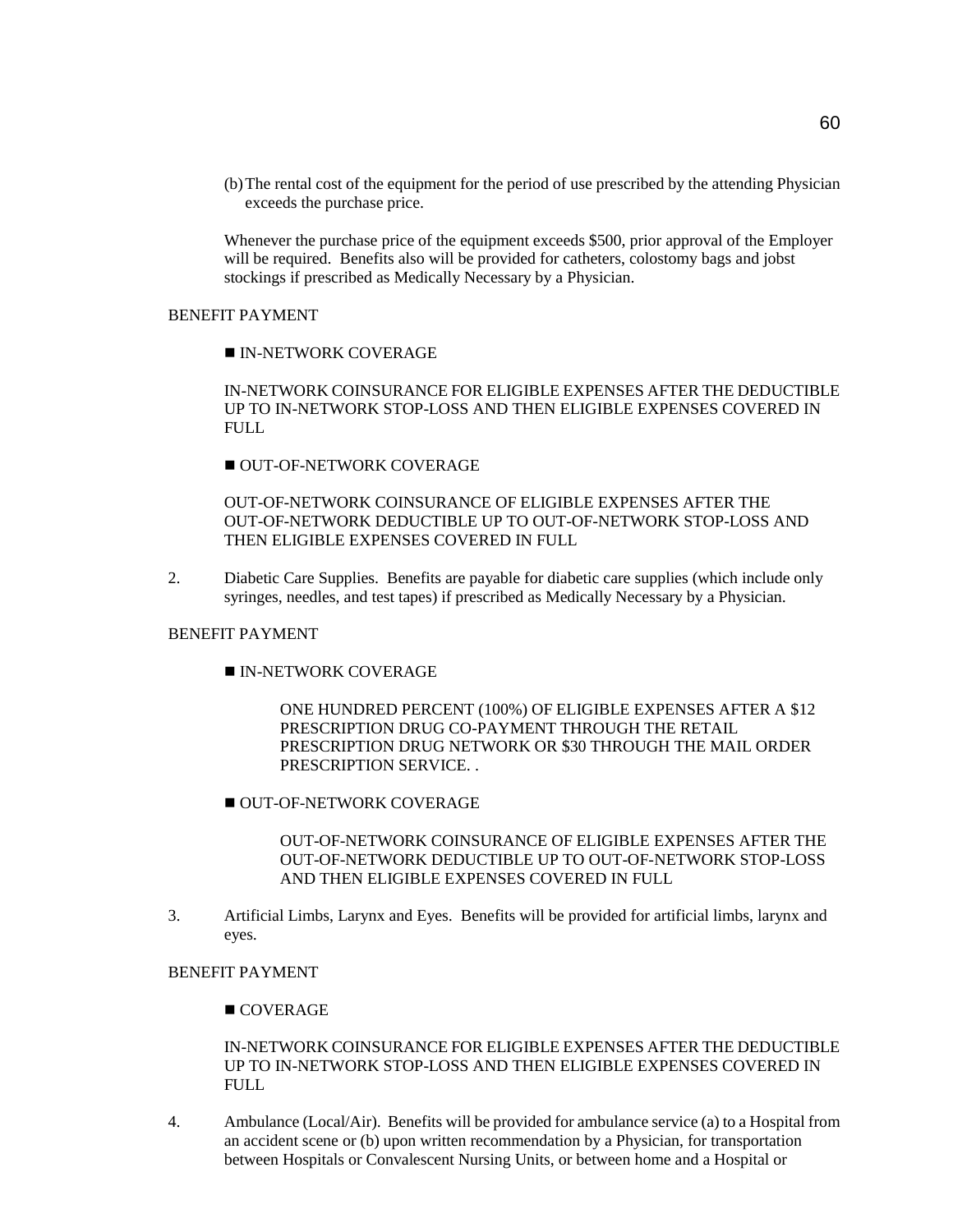(b) The rental cost of the equipment for the period of use prescribed by the attending Physician exceeds the purchase price.

Whenever the purchase price of the equipment exceeds $500, prior approval of the Employer will be required. Benefits also will be provided for catheters, colostomy bags and jobst stockings if prescribed as Medically Necessary by a Physician.

BENEFIT PAYMENT

■ IN-NETWORK COVERAGE

IN-NETWORK COINSURANCE FOR ELIGIBLE EXPENSES AFTER THE DEDUCTIBLE UP TO IN-NETWORK STOP-LOSS AND THEN ELIGIBLE EXPENSES COVERED IN FULL

■ OUT-OF-NETWORK COVERAGE

OUT-OF-NETWORK COINSURANCE OF ELIGIBLE EXPENSES AFTER THE OUT-OF-NETWORK DEDUCTIBLE UP TO OUT-OF-NETWORK STOP-LOSS AND THEN ELIGIBLE EXPENSES COVERED IN FULL

2. Diabetic Care Supplies. Benefits are payable for diabetic care supplies (which include only syringes, needles, and test tapes) if prescribed as Medically Necessary by a Physician.

BENEFIT PAYMENT

■ IN-NETWORK COVERAGE

ONE HUNDRED PERCENT (100%) OF ELIGIBLE EXPENSES AFTER A $12 PRESCRIPTION DRUG CO-PAYMENT THROUGH THE RETAIL PRESCRIPTION DRUG NETWORK OR $30 THROUGH THE MAIL ORDER PRESCRIPTION SERVICE. .

■ OUT-OF-NETWORK COVERAGE

OUT-OF-NETWORK COINSURANCE OF ELIGIBLE EXPENSES AFTER THE OUT-OF-NETWORK DEDUCTIBLE UP TO OUT-OF-NETWORK STOP-LOSS AND THEN ELIGIBLE EXPENSES COVERED IN FULL

3. Artificial Limbs, Larynx and Eyes. Benefits will be provided for artificial limbs, larynx and eyes.

BENEFIT PAYMENT

■ COVERAGE

IN-NETWORK COINSURANCE FOR ELIGIBLE EXPENSES AFTER THE DEDUCTIBLE UP TO IN-NETWORK STOP-LOSS AND THEN ELIGIBLE EXPENSES COVERED IN FULL

4. Ambulance (Local/Air). Benefits will be provided for ambulance service (a) to a Hospital from an accident scene or (b) upon written recommendation by a Physician, for transportation between Hospitals or Convalescent Nursing Units, or between home and a Hospital or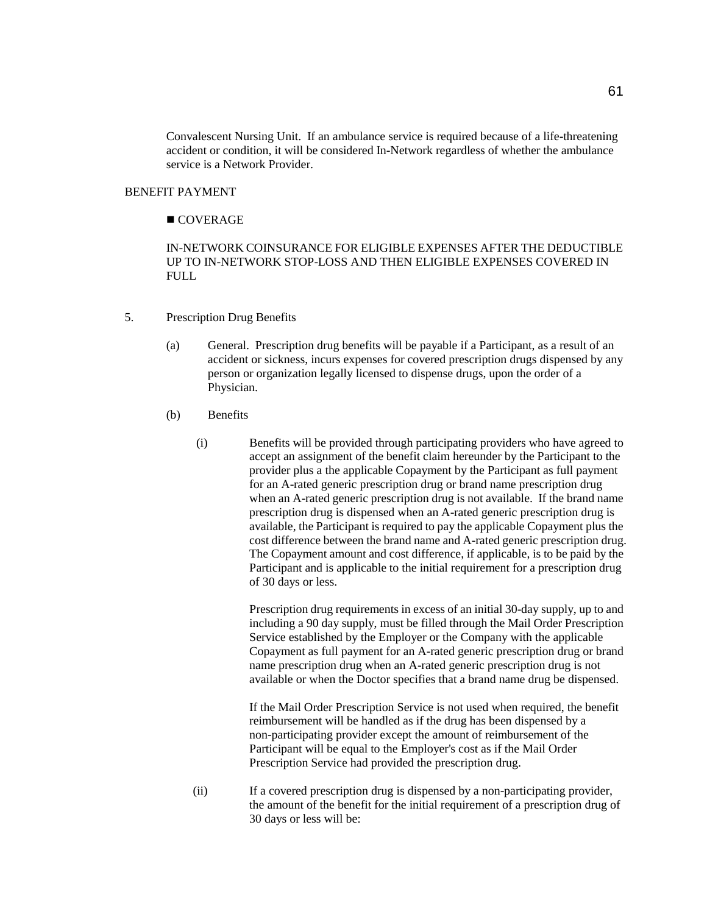Convalescent Nursing Unit. If an ambulance service is required because of a life-threatening accident or condition, it will be considered In-Network regardless of whether the ambulance service is a Network Provider.

BENEFIT PAYMENT

■ COVERAGE

IN-NETWORK COINSURANCE FOR ELIGIBLE EXPENSES AFTER THE DEDUCTIBLE UP TO IN-NETWORK STOP-LOSS AND THEN ELIGIBLE EXPENSES COVERED IN FULL

5. Prescription Drug Benefits

   (a) General. Prescription drug benefits will be payable if a Participant, as a result of an accident or sickness, incurs expenses for covered prescription drugs dispensed by any person or organization legally licensed to dispense drugs, upon the order of a Physician.

   (b) Benefits

      (i) Benefits will be provided through participating providers who have agreed to accept an assignment of the benefit claim hereunder by the Participant to the provider plus a the applicable Copayment by the Participant as full payment for an A-rated generic prescription drug or brand name prescription drug when an A-rated generic prescription drug is not available. If the brand name prescription drug is dispensed when an A-rated generic prescription drug is available, the Participant is required to pay the applicable Copayment plus the cost difference between the brand name and A-rated generic prescription drug. The Copayment amount and cost difference, if applicable, is to be paid by the Participant and is applicable to the initial requirement for a prescription drug of 30 days or less.

      Prescription drug requirements in excess of an initial 30-day supply, up to and including a 90 day supply, must be filled through the Mail Order Prescription Service established by the Employer or the Company with the applicable Copayment as full payment for an A-rated generic prescription drug or brand name prescription drug when an A-rated generic prescription drug is not available or when the Doctor specifies that a brand name drug be dispensed.

      If the Mail Order Prescription Service is not used when required, the benefit reimbursement will be handled as if the drug has been dispensed by a non-participating provider except the amount of reimbursement of the Participant will be equal to the Employer's cost as if the Mail Order Prescription Service had provided the prescription drug.

      (ii) If a covered prescription drug is dispensed by a non-participating provider, the amount of the benefit for the initial requirement of a prescription drug of 30 days or less will be: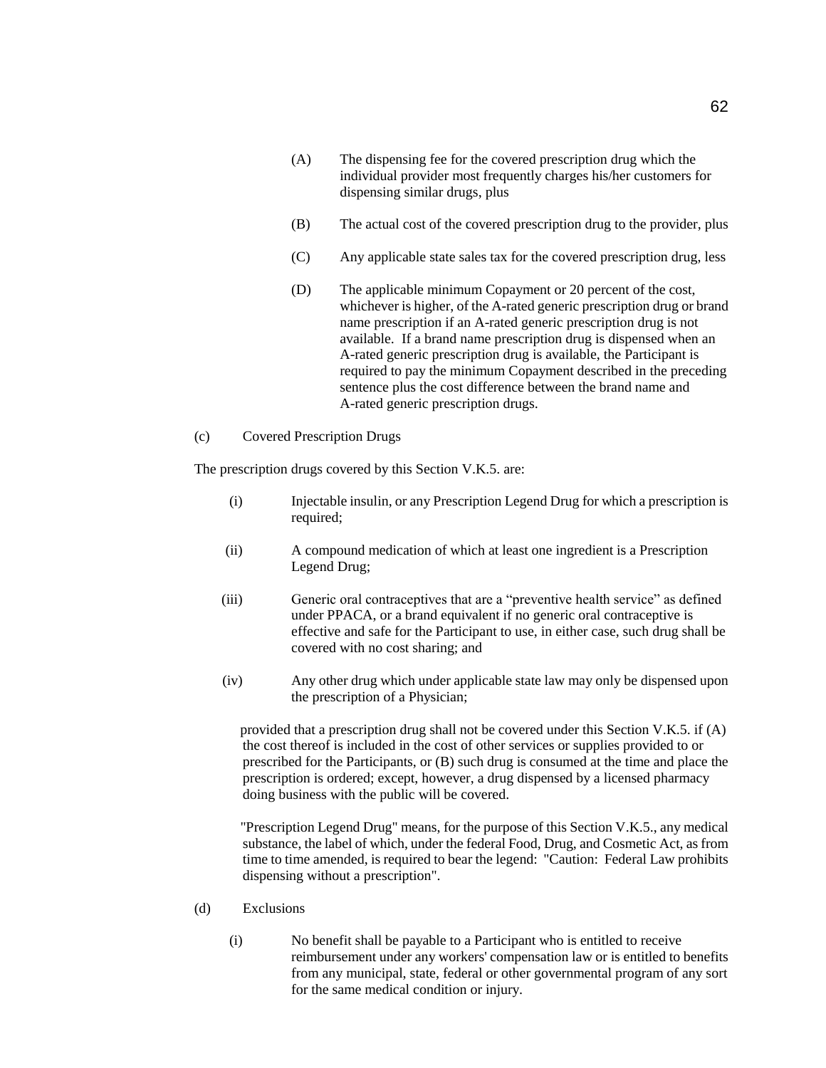(A) The dispensing fee for the covered prescription drug which the individual provider most frequently charges his/her customers for dispensing similar drugs, plus

(B) The actual cost of the covered prescription drug to the provider, plus

(C) Any applicable state sales tax for the covered prescription drug, less

(D) The applicable minimum Copayment or 20 percent of the cost, whichever is higher, of the A-rated generic prescription drug or brand name prescription if an A-rated generic prescription drug is not available. If a brand name prescription drug is dispensed when an A-rated generic prescription drug is available, the Participant is required to pay the minimum Copayment described in the preceding sentence plus the cost difference between the brand name and A-rated generic prescription drugs.

(c) Covered Prescription Drugs

The prescription drugs covered by this Section V.K.5. are:

(i) Injectable insulin, or any Prescription Legend Drug for which a prescription is required;

(ii) A compound medication of which at least one ingredient is a Prescription Legend Drug;

(iii) Generic oral contraceptives that are a "preventive health service" as defined under PPACA, or a brand equivalent if no generic oral contraceptive is effective and safe for the Participant to use, in either case, such drug shall be covered with no cost sharing; and

(iv) Any other drug which under applicable state law may only be dispensed upon the prescription of a Physician;

provided that a prescription drug shall not be covered under this Section V.K.5. if (A) the cost thereof is included in the cost of other services or supplies provided to or prescribed for the Participants, or (B) such drug is consumed at the time and place the prescription is ordered; except, however, a drug dispensed by a licensed pharmacy doing business with the public will be covered.

"Prescription Legend Drug" means, for the purpose of this Section V.K.5., any medical substance, the label of which, under the federal Food, Drug, and Cosmetic Act, as from time to time amended, is required to bear the legend: "Caution: Federal Law prohibits dispensing without a prescription".

(d) Exclusions

(i) No benefit shall be payable to a Participant who is entitled to receive reimbursement under any workers' compensation law or is entitled to benefits from any municipal, state, federal or other governmental program of any sort for the same medical condition or injury.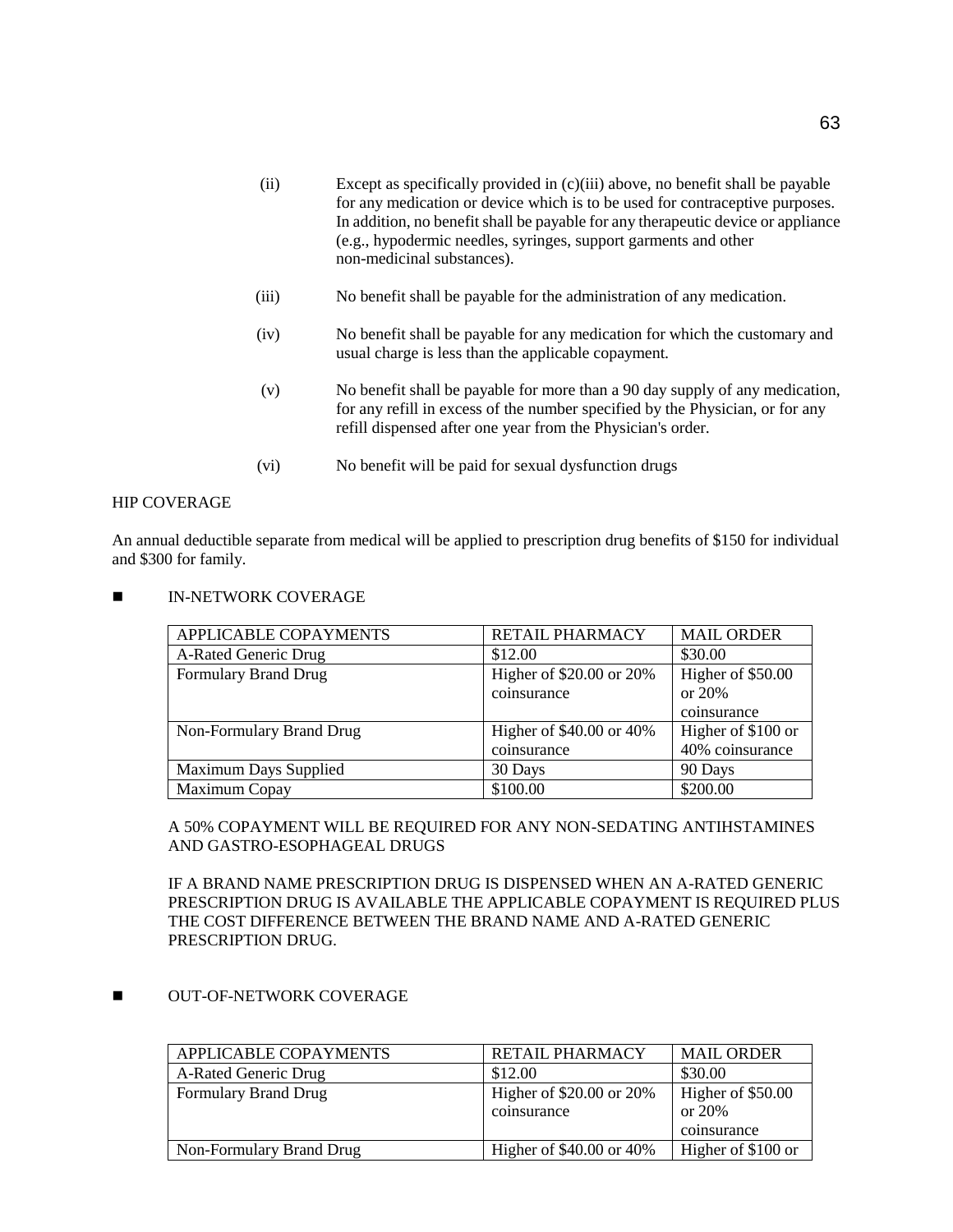(ii) Except as specifically provided in (c)(iii) above, no benefit shall be payable for any medication or device which is to be used for contraceptive purposes. In addition, no benefit shall be payable for any therapeutic device or appliance (e.g., hypodermic needles, syringes, support garments and other non-medicinal substances).

(iii) No benefit shall be payable for the administration of any medication.

(iv) No benefit shall be payable for any medication for which the customary and usual charge is less than the applicable copayment.

(v) No benefit shall be payable for more than a 90 day supply of any medication, for any refill in excess of the number specified by the Physician, or for any refill dispensed after one year from the Physician's order.

(vi) No benefit will be paid for sexual dysfunction drugs

HIP COVERAGE

An annual deductible separate from medical will be applied to prescription drug benefits of $150 for individual and $300 for family.

- IN-NETWORK COVERAGE

| APPLICABLE COPAYMENTS | RETAIL PHARMACY | MAIL ORDER |
|---|---|---|
| A-Rated Generic Drug | $12.00 | $30.00 |
| Formulary Brand Drug | Higher of $20.00 or 20% coinsurance | Higher of $50.00 or 20% coinsurance |
| Non-Formulary Brand Drug | Higher of $40.00 or 40% coinsurance | Higher of $100 or 40% coinsurance |
| Maximum Days Supplied | 30 Days | 90 Days |
| Maximum Copay | $100.00 | $200.00 |

A 50% COPAYMENT WILL BE REQUIRED FOR ANY NON-SEDATING ANTIHSTAMINES AND GASTRO-ESOPHAGEAL DRUGS

IF A BRAND NAME PRESCRIPTION DRUG IS DISPENSED WHEN AN A-RATED GENERIC PRESCRIPTION DRUG IS AVAILABLE THE APPLICABLE COPAYMENT IS REQUIRED PLUS THE COST DIFFERENCE BETWEEN THE BRAND NAME AND A-RATED GENERIC PRESCRIPTION DRUG.

- OUT-OF-NETWORK COVERAGE

| APPLICABLE COPAYMENTS | RETAIL PHARMACY | MAIL ORDER |
|---|---|---|
| A-Rated Generic Drug | $12.00 | $30.00 |
| Formulary Brand Drug | Higher of $20.00 or 20% coinsurance | Higher of $50.00 or 20% coinsurance |
| Non-Formulary Brand Drug | Higher of $40.00 or 40% | Higher of $100 or |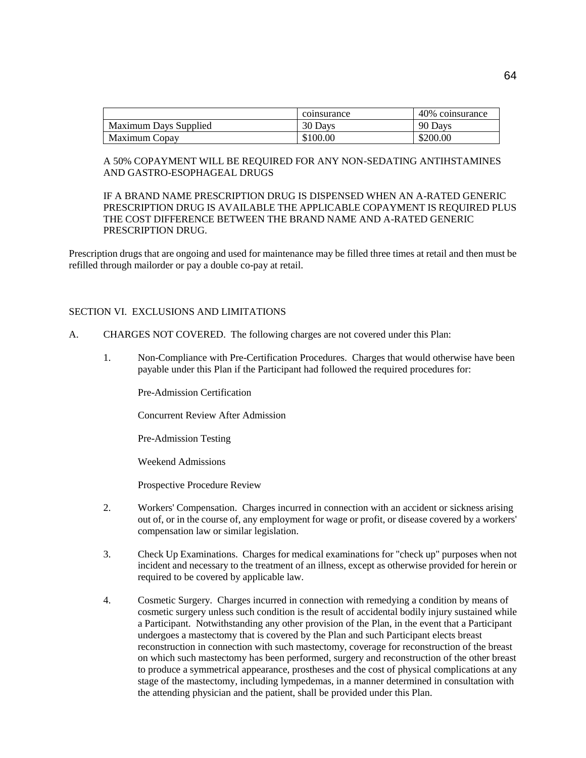| | coinsurance | 40% coinsurance |
|---|---|---|
| Maximum Days Supplied | 30 Days | 90 Days |
| Maximum Copay | $100.00 | $200.00 |

A 50% COPAYMENT WILL BE REQUIRED FOR ANY NON-SEDATING ANTIHSTAMINES AND GASTRO-ESOPHAGEAL DRUGS

IF A BRAND NAME PRESCRIPTION DRUG IS DISPENSED WHEN AN A-RATED GENERIC PRESCRIPTION DRUG IS AVAILABLE THE APPLICABLE COPAYMENT IS REQUIRED PLUS THE COST DIFFERENCE BETWEEN THE BRAND NAME AND A-RATED GENERIC PRESCRIPTION DRUG.

Prescription drugs that are ongoing and used for maintenance may be filled three times at retail and then must be refilled through mailorder or pay a double co-pay at retail.

## SECTION VI. EXCLUSIONS AND LIMITATIONS

A. CHARGES NOT COVERED. The following charges are not covered under this Plan:

1. Non-Compliance with Pre-Certification Procedures. Charges that would otherwise have been payable under this Plan if the Participant had followed the required procedures for:

   Pre-Admission Certification

   Concurrent Review After Admission

   Pre-Admission Testing

   Weekend Admissions

   Prospective Procedure Review

2. Workers' Compensation. Charges incurred in connection with an accident or sickness arising out of, or in the course of, any employment for wage or profit, or disease covered by a workers' compensation law or similar legislation.

3. Check Up Examinations. Charges for medical examinations for "check up" purposes when not incident and necessary to the treatment of an illness, except as otherwise provided for herein or required to be covered by applicable law.

4. Cosmetic Surgery. Charges incurred in connection with remedying a condition by means of cosmetic surgery unless such condition is the result of accidental bodily injury sustained while a Participant. Notwithstanding any other provision of the Plan, in the event that a Participant undergoes a mastectomy that is covered by the Plan and such Participant elects breast reconstruction in connection with such mastectomy, coverage for reconstruction of the breast on which such mastectomy has been performed, surgery and reconstruction of the other breast to produce a symmetrical appearance, prostheses and the cost of physical complications at any stage of the mastectomy, including lympedemas, in a manner determined in consultation with the attending physician and the patient, shall be provided under this Plan.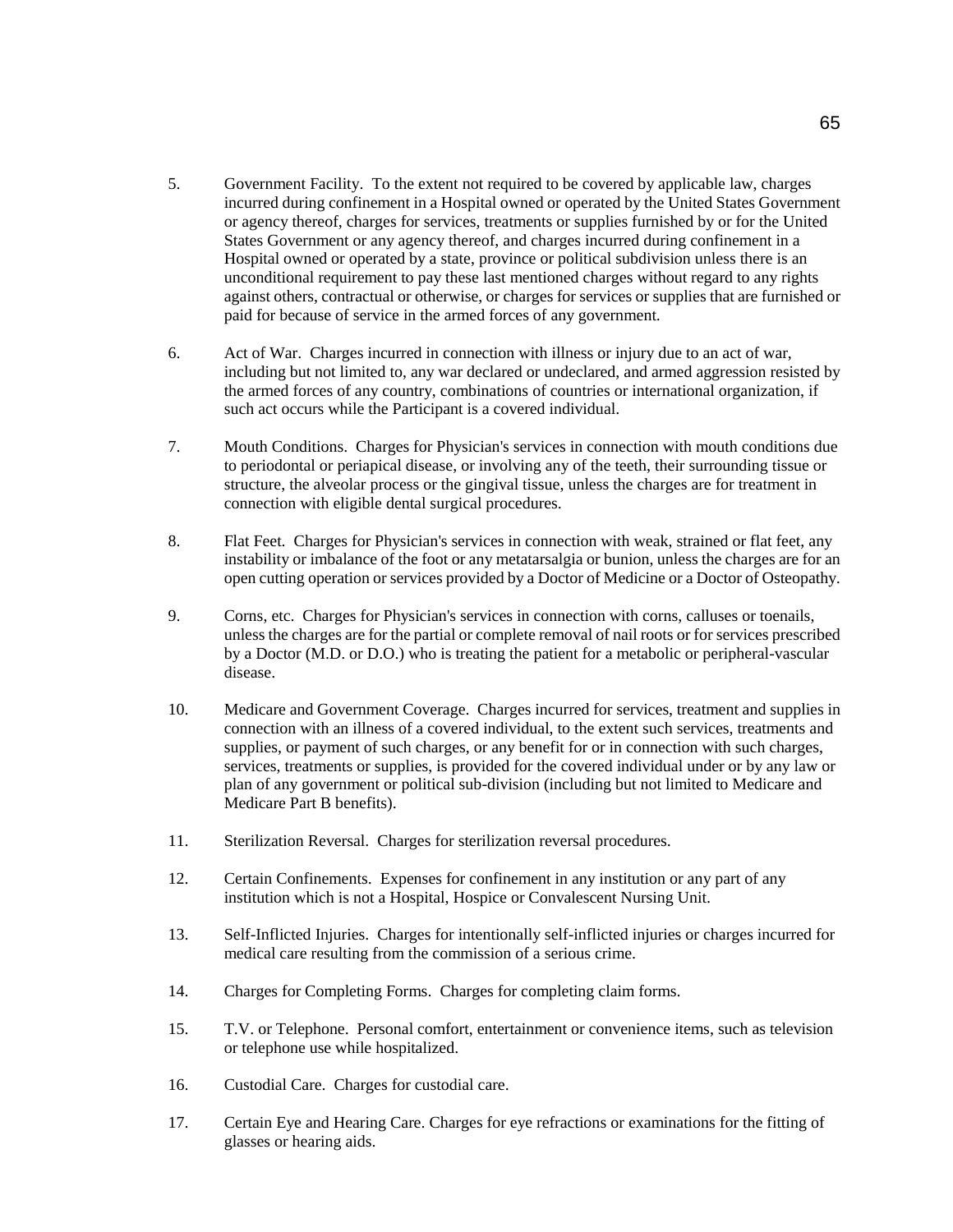5. Government Facility. To the extent not required to be covered by applicable law, charges incurred during confinement in a Hospital owned or operated by the United States Government or agency thereof, charges for services, treatments or supplies furnished by or for the United States Government or any agency thereof, and charges incurred during confinement in a Hospital owned or operated by a state, province or political subdivision unless there is an unconditional requirement to pay these last mentioned charges without regard to any rights against others, contractual or otherwise, or charges for services or supplies that are furnished or paid for because of service in the armed forces of any government.

6. Act of War. Charges incurred in connection with illness or injury due to an act of war, including but not limited to, any war declared or undeclared, and armed aggression resisted by the armed forces of any country, combinations of countries or international organization, if such act occurs while the Participant is a covered individual.

7. Mouth Conditions. Charges for Physician's services in connection with mouth conditions due to periodontal or periapical disease, or involving any of the teeth, their surrounding tissue or structure, the alveolar process or the gingival tissue, unless the charges are for treatment in connection with eligible dental surgical procedures.

8. Flat Feet. Charges for Physician's services in connection with weak, strained or flat feet, any instability or imbalance of the foot or any metatarsalgia or bunion, unless the charges are for an open cutting operation or services provided by a Doctor of Medicine or a Doctor of Osteopathy.

9. Corns, etc. Charges for Physician's services in connection with corns, calluses or toenails, unless the charges are for the partial or complete removal of nail roots or for services prescribed by a Doctor (M.D. or D.O.) who is treating the patient for a metabolic or peripheral-vascular disease.

10. Medicare and Government Coverage. Charges incurred for services, treatment and supplies in connection with an illness of a covered individual, to the extent such services, treatments and supplies, or payment of such charges, or any benefit for or in connection with such charges, services, treatments or supplies, is provided for the covered individual under or by any law or plan of any government or political sub-division (including but not limited to Medicare and Medicare Part B benefits).

11. Sterilization Reversal. Charges for sterilization reversal procedures.

12. Certain Confinements. Expenses for confinement in any institution or any part of any institution which is not a Hospital, Hospice or Convalescent Nursing Unit.

13. Self-Inflicted Injuries. Charges for intentionally self-inflicted injuries or charges incurred for medical care resulting from the commission of a serious crime.

14. Charges for Completing Forms. Charges for completing claim forms.

15. T.V. or Telephone. Personal comfort, entertainment or convenience items, such as television or telephone use while hospitalized.

16. Custodial Care. Charges for custodial care.

17. Certain Eye and Hearing Care. Charges for eye refractions or examinations for the fitting of glasses or hearing aids.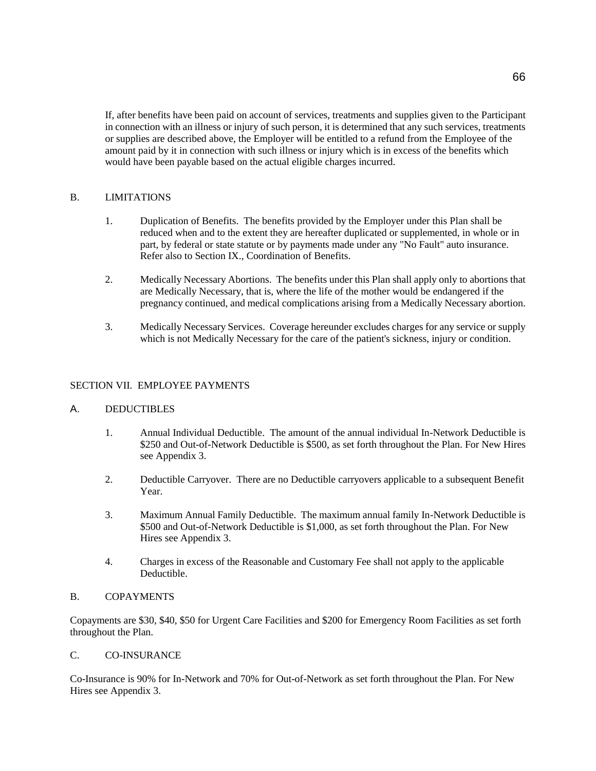If, after benefits have been paid on account of services, treatments and supplies given to the Participant in connection with an illness or injury of such person, it is determined that any such services, treatments or supplies are described above, the Employer will be entitled to a refund from the Employee of the amount paid by it in connection with such illness or injury which is in excess of the benefits which would have been payable based on the actual eligible charges incurred.

## B. LIMITATIONS

1. Duplication of Benefits. The benefits provided by the Employer under this Plan shall be reduced when and to the extent they are hereafter duplicated or supplemented, in whole or in part, by federal or state statute or by payments made under any "No Fault" auto insurance. Refer also to Section IX., Coordination of Benefits.

2. Medically Necessary Abortions. The benefits under this Plan shall apply only to abortions that are Medically Necessary, that is, where the life of the mother would be endangered if the pregnancy continued, and medical complications arising from a Medically Necessary abortion.

3. Medically Necessary Services. Coverage hereunder excludes charges for any service or supply which is not Medically Necessary for the care of the patient's sickness, injury or condition.

# SECTION VII. EMPLOYEE PAYMENTS

## A. DEDUCTIBLES

1. Annual Individual Deductible. The amount of the annual individual In-Network Deductible is $250 and Out-of-Network Deductible is $500, as set forth throughout the Plan. For New Hires see Appendix 3.

2. Deductible Carryover. There are no Deductible carryovers applicable to a subsequent Benefit Year.

3. Maximum Annual Family Deductible. The maximum annual family In-Network Deductible is $500 and Out-of-Network Deductible is $1,000, as set forth throughout the Plan. For New Hires see Appendix 3.

4. Charges in excess of the Reasonable and Customary Fee shall not apply to the applicable Deductible.

## B. COPAYMENTS

Copayments are $30, $40, $50 for Urgent Care Facilities and $200 for Emergency Room Facilities as set forth throughout the Plan.

## C. CO-INSURANCE

Co-Insurance is 90% for In-Network and 70% for Out-of-Network as set forth throughout the Plan. For New Hires see Appendix 3.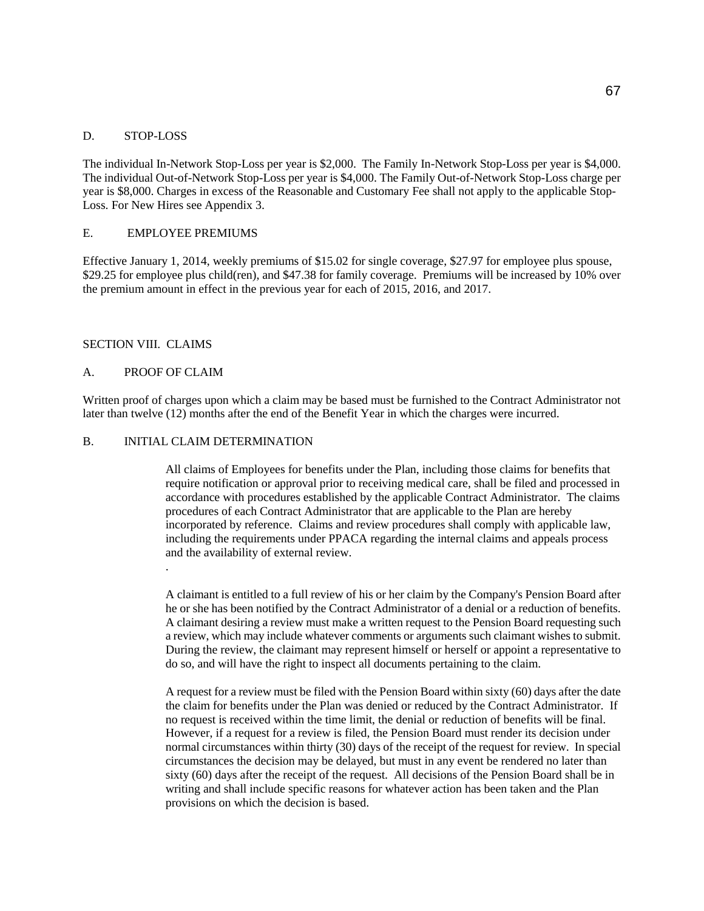### D. STOP-LOSS

The individual In-Network Stop-Loss per year is $2,000. The Family In-Network Stop-Loss per year is $4,000. The individual Out-of-Network Stop-Loss per year is $4,000. The Family Out-of-Network Stop-Loss charge per year is $8,000. Charges in excess of the Reasonable and Customary Fee shall not apply to the applicable Stop-Loss. For New Hires see Appendix 3.

### E. EMPLOYEE PREMIUMS

Effective January 1, 2014, weekly premiums of $15.02 for single coverage, $27.97 for employee plus spouse, $29.25 for employee plus child(ren), and $47.38 for family coverage. Premiums will be increased by 10% over the premium amount in effect in the previous year for each of 2015, 2016, and 2017.

## SECTION VIII. CLAIMS

### A. PROOF OF CLAIM

Written proof of charges upon which a claim may be based must be furnished to the Contract Administrator not later than twelve (12) months after the end of the Benefit Year in which the charges were incurred.

### B. INITIAL CLAIM DETERMINATION

All claims of Employees for benefits under the Plan, including those claims for benefits that require notification or approval prior to receiving medical care, shall be filed and processed in accordance with procedures established by the applicable Contract Administrator. The claims procedures of each Contract Administrator that are applicable to the Plan are hereby incorporated by reference. Claims and review procedures shall comply with applicable law, including the requirements under PPACA regarding the internal claims and appeals process and the availability of external review.

.

A claimant is entitled to a full review of his or her claim by the Company's Pension Board after he or she has been notified by the Contract Administrator of a denial or a reduction of benefits. A claimant desiring a review must make a written request to the Pension Board requesting such a review, which may include whatever comments or arguments such claimant wishes to submit. During the review, the claimant may represent himself or herself or appoint a representative to do so, and will have the right to inspect all documents pertaining to the claim.

A request for a review must be filed with the Pension Board within sixty (60) days after the date the claim for benefits under the Plan was denied or reduced by the Contract Administrator. If no request is received within the time limit, the denial or reduction of benefits will be final. However, if a request for a review is filed, the Pension Board must render its decision under normal circumstances within thirty (30) days of the receipt of the request for review. In special circumstances the decision may be delayed, but must in any event be rendered no later than sixty (60) days after the receipt of the request. All decisions of the Pension Board shall be in writing and shall include specific reasons for whatever action has been taken and the Plan provisions on which the decision is based.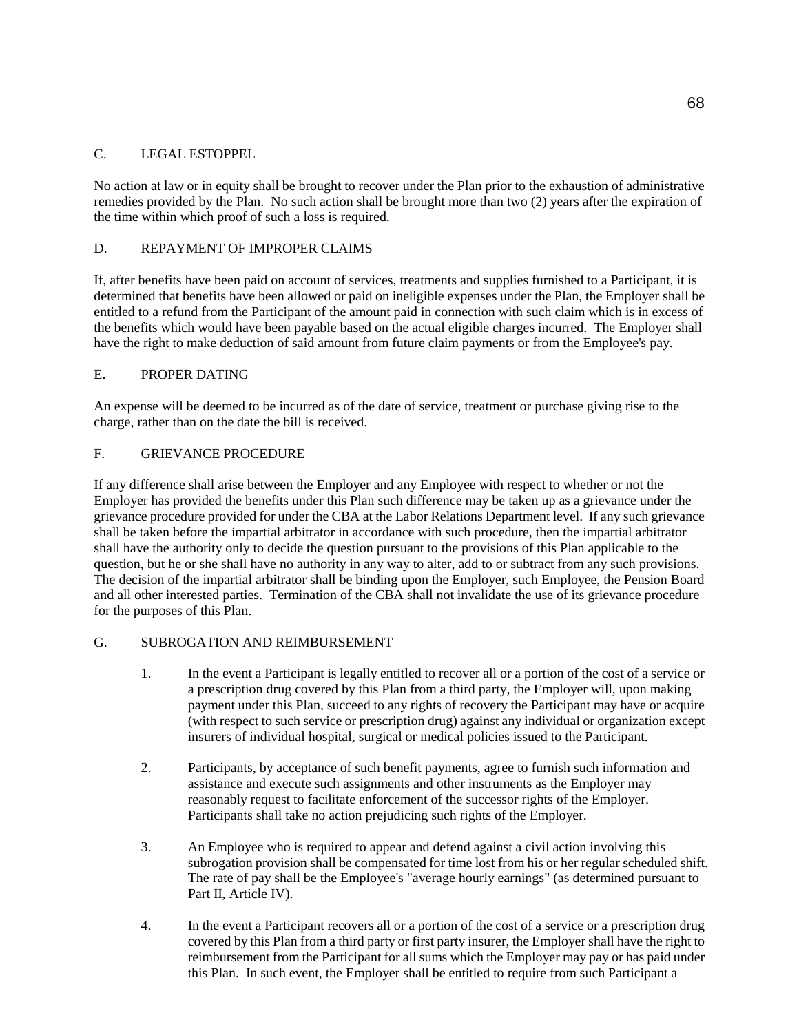## C. LEGAL ESTOPPEL

No action at law or in equity shall be brought to recover under the Plan prior to the exhaustion of administrative remedies provided by the Plan. No such action shall be brought more than two (2) years after the expiration of the time within which proof of such a loss is required.

## D. REPAYMENT OF IMPROPER CLAIMS

If, after benefits have been paid on account of services, treatments and supplies furnished to a Participant, it is determined that benefits have been allowed or paid on ineligible expenses under the Plan, the Employer shall be entitled to a refund from the Participant of the amount paid in connection with such claim which is in excess of the benefits which would have been payable based on the actual eligible charges incurred. The Employer shall have the right to make deduction of said amount from future claim payments or from the Employee's pay.

## E. PROPER DATING

An expense will be deemed to be incurred as of the date of service, treatment or purchase giving rise to the charge, rather than on the date the bill is received.

## F. GRIEVANCE PROCEDURE

If any difference shall arise between the Employer and any Employee with respect to whether or not the Employer has provided the benefits under this Plan such difference may be taken up as a grievance under the grievance procedure provided for under the CBA at the Labor Relations Department level. If any such grievance shall be taken before the impartial arbitrator in accordance with such procedure, then the impartial arbitrator shall have the authority only to decide the question pursuant to the provisions of this Plan applicable to the question, but he or she shall have no authority in any way to alter, add to or subtract from any such provisions. The decision of the impartial arbitrator shall be binding upon the Employer, such Employee, the Pension Board and all other interested parties. Termination of the CBA shall not invalidate the use of its grievance procedure for the purposes of this Plan.

## G. SUBROGATION AND REIMBURSEMENT

1. In the event a Participant is legally entitled to recover all or a portion of the cost of a service or a prescription drug covered by this Plan from a third party, the Employer will, upon making payment under this Plan, succeed to any rights of recovery the Participant may have or acquire (with respect to such service or prescription drug) against any individual or organization except insurers of individual hospital, surgical or medical policies issued to the Participant.

2. Participants, by acceptance of such benefit payments, agree to furnish such information and assistance and execute such assignments and other instruments as the Employer may reasonably request to facilitate enforcement of the successor rights of the Employer. Participants shall take no action prejudicing such rights of the Employer.

3. An Employee who is required to appear and defend against a civil action involving this subrogation provision shall be compensated for time lost from his or her regular scheduled shift. The rate of pay shall be the Employee's "average hourly earnings" (as determined pursuant to Part II, Article IV).

4. In the event a Participant recovers all or a portion of the cost of a service or a prescription drug covered by this Plan from a third party or first party insurer, the Employer shall have the right to reimbursement from the Participant for all sums which the Employer may pay or has paid under this Plan. In such event, the Employer shall be entitled to require from such Participant a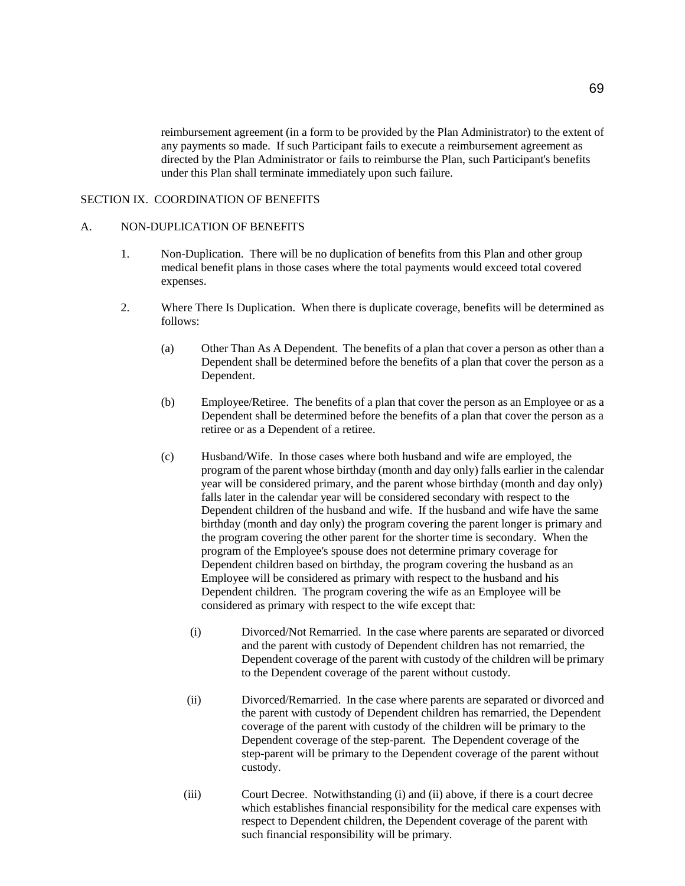reimbursement agreement (in a form to be provided by the Plan Administrator) to the extent of any payments so made. If such Participant fails to execute a reimbursement agreement as directed by the Plan Administrator or fails to reimburse the Plan, such Participant's benefits under this Plan shall terminate immediately upon such failure.

## SECTION IX. COORDINATION OF BENEFITS

### A. NON-DUPLICATION OF BENEFITS

1. Non-Duplication. There will be no duplication of benefits from this Plan and other group medical benefit plans in those cases where the total payments would exceed total covered expenses.

2. Where There Is Duplication. When there is duplicate coverage, benefits will be determined as follows:

   (a) Other Than As A Dependent. The benefits of a plan that cover a person as other than a Dependent shall be determined before the benefits of a plan that cover the person as a Dependent.

   (b) Employee/Retiree. The benefits of a plan that cover the person as an Employee or as a Dependent shall be determined before the benefits of a plan that cover the person as a retiree or as a Dependent of a retiree.

   (c) Husband/Wife. In those cases where both husband and wife are employed, the program of the parent whose birthday (month and day only) falls earlier in the calendar year will be considered primary, and the parent whose birthday (month and day only) falls later in the calendar year will be considered secondary with respect to the Dependent children of the husband and wife. If the husband and wife have the same birthday (month and day only) the program covering the parent longer is primary and the program covering the other parent for the shorter time is secondary. When the program of the Employee's spouse does not determine primary coverage for Dependent children based on birthday, the program covering the husband as an Employee will be considered as primary with respect to the husband and his Dependent children. The program covering the wife as an Employee will be considered as primary with respect to the wife except that:

      (i) Divorced/Not Remarried. In the case where parents are separated or divorced and the parent with custody of Dependent children has not remarried, the Dependent coverage of the parent with custody of the children will be primary to the Dependent coverage of the parent without custody.

      (ii) Divorced/Remarried. In the case where parents are separated or divorced and the parent with custody of Dependent children has remarried, the Dependent coverage of the parent with custody of the children will be primary to the Dependent coverage of the step-parent. The Dependent coverage of the step-parent will be primary to the Dependent coverage of the parent without custody.

      (iii) Court Decree. Notwithstanding (i) and (ii) above, if there is a court decree which establishes financial responsibility for the medical care expenses with respect to Dependent children, the Dependent coverage of the parent with such financial responsibility will be primary.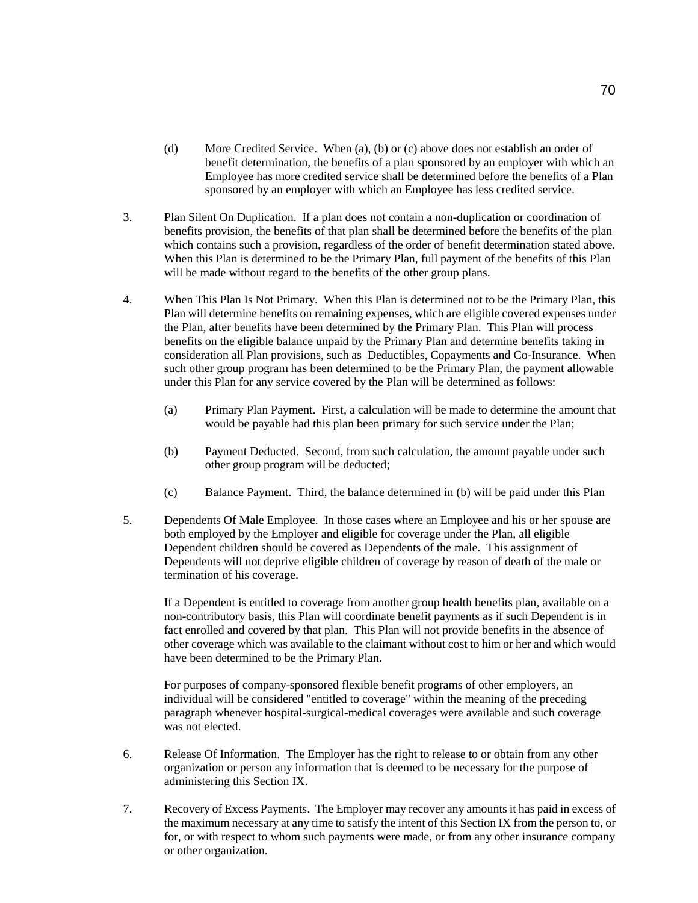(d) More Credited Service. When (a), (b) or (c) above does not establish an order of benefit determination, the benefits of a plan sponsored by an employer with which an Employee has more credited service shall be determined before the benefits of a Plan sponsored by an employer with which an Employee has less credited service.

3. Plan Silent On Duplication. If a plan does not contain a non-duplication or coordination of benefits provision, the benefits of that plan shall be determined before the benefits of the plan which contains such a provision, regardless of the order of benefit determination stated above. When this Plan is determined to be the Primary Plan, full payment of the benefits of this Plan will be made without regard to the benefits of the other group plans.

4. When This Plan Is Not Primary. When this Plan is determined not to be the Primary Plan, this Plan will determine benefits on remaining expenses, which are eligible covered expenses under the Plan, after benefits have been determined by the Primary Plan. This Plan will process benefits on the eligible balance unpaid by the Primary Plan and determine benefits taking in consideration all Plan provisions, such as Deductibles, Copayments and Co-Insurance. When such other group program has been determined to be the Primary Plan, the payment allowable under this Plan for any service covered by the Plan will be determined as follows:

   (a) Primary Plan Payment. First, a calculation will be made to determine the amount that would be payable had this plan been primary for such service under the Plan;

   (b) Payment Deducted. Second, from such calculation, the amount payable under such other group program will be deducted;

   (c) Balance Payment. Third, the balance determined in (b) will be paid under this Plan

5. Dependents Of Male Employee. In those cases where an Employee and his or her spouse are both employed by the Employer and eligible for coverage under the Plan, all eligible Dependent children should be covered as Dependents of the male. This assignment of Dependents will not deprive eligible children of coverage by reason of death of the male or termination of his coverage.

   If a Dependent is entitled to coverage from another group health benefits plan, available on a non-contributory basis, this Plan will coordinate benefit payments as if such Dependent is in fact enrolled and covered by that plan. This Plan will not provide benefits in the absence of other coverage which was available to the claimant without cost to him or her and which would have been determined to be the Primary Plan.

   For purposes of company-sponsored flexible benefit programs of other employers, an individual will be considered "entitled to coverage" within the meaning of the preceding paragraph whenever hospital-surgical-medical coverages were available and such coverage was not elected.

6. Release Of Information. The Employer has the right to release to or obtain from any other organization or person any information that is deemed to be necessary for the purpose of administering this Section IX.

7. Recovery of Excess Payments. The Employer may recover any amounts it has paid in excess of the maximum necessary at any time to satisfy the intent of this Section IX from the person to, or for, or with respect to whom such payments were made, or from any other insurance company or other organization.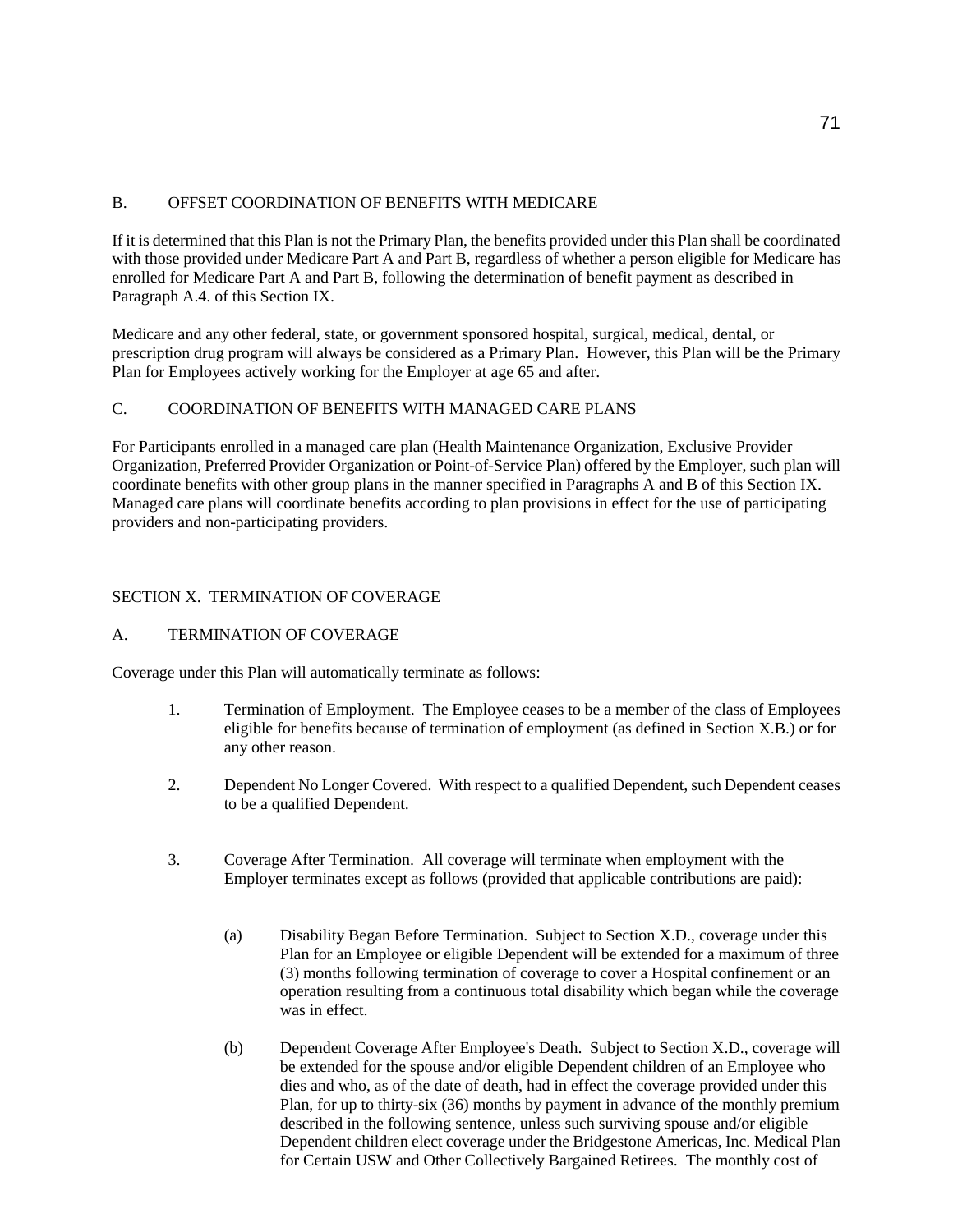## B. OFFSET COORDINATION OF BENEFITS WITH MEDICARE

If it is determined that this Plan is not the Primary Plan, the benefits provided under this Plan shall be coordinated with those provided under Medicare Part A and Part B, regardless of whether a person eligible for Medicare has enrolled for Medicare Part A and Part B, following the determination of benefit payment as described in Paragraph A.4. of this Section IX.

Medicare and any other federal, state, or government sponsored hospital, surgical, medical, dental, or prescription drug program will always be considered as a Primary Plan. However, this Plan will be the Primary Plan for Employees actively working for the Employer at age 65 and after.

## C. COORDINATION OF BENEFITS WITH MANAGED CARE PLANS

For Participants enrolled in a managed care plan (Health Maintenance Organization, Exclusive Provider Organization, Preferred Provider Organization or Point-of-Service Plan) offered by the Employer, such plan will coordinate benefits with other group plans in the manner specified in Paragraphs A and B of this Section IX. Managed care plans will coordinate benefits according to plan provisions in effect for the use of participating providers and non-participating providers.

# SECTION X. TERMINATION OF COVERAGE

## A. TERMINATION OF COVERAGE

Coverage under this Plan will automatically terminate as follows:

1. Termination of Employment. The Employee ceases to be a member of the class of Employees eligible for benefits because of termination of employment (as defined in Section X.B.) or for any other reason.

2. Dependent No Longer Covered. With respect to a qualified Dependent, such Dependent ceases to be a qualified Dependent.

3. Coverage After Termination. All coverage will terminate when employment with the Employer terminates except as follows (provided that applicable contributions are paid):

   (a) Disability Began Before Termination. Subject to Section X.D., coverage under this Plan for an Employee or eligible Dependent will be extended for a maximum of three (3) months following termination of coverage to cover a Hospital confinement or an operation resulting from a continuous total disability which began while the coverage was in effect.

   (b) Dependent Coverage After Employee's Death. Subject to Section X.D., coverage will be extended for the spouse and/or eligible Dependent children of an Employee who dies and who, as of the date of death, had in effect the coverage provided under this Plan, for up to thirty-six (36) months by payment in advance of the monthly premium described in the following sentence, unless such surviving spouse and/or eligible Dependent children elect coverage under the Bridgestone Americas, Inc. Medical Plan for Certain USW and Other Collectively Bargained Retirees. The monthly cost of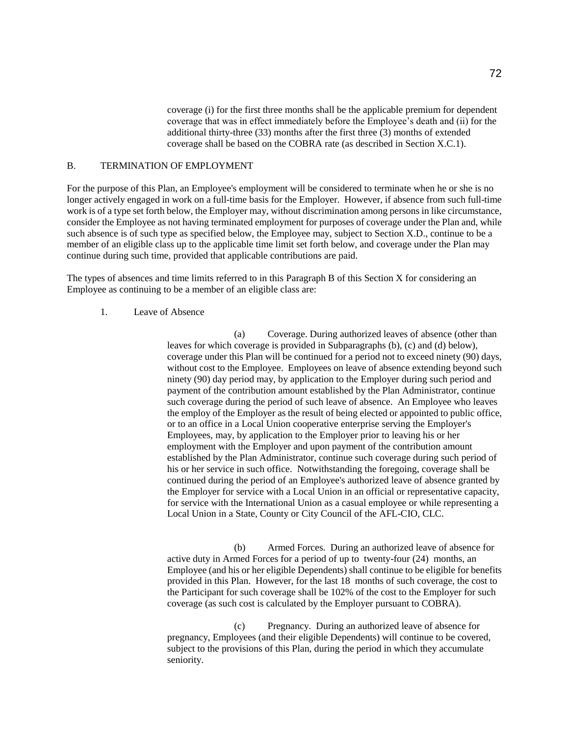coverage (i) for the first three months shall be the applicable premium for dependent coverage that was in effect immediately before the Employee's death and (ii) for the additional thirty-three (33) months after the first three (3) months of extended coverage shall be based on the COBRA rate (as described in Section X.C.1).

## B. TERMINATION OF EMPLOYMENT

For the purpose of this Plan, an Employee's employment will be considered to terminate when he or she is no longer actively engaged in work on a full-time basis for the Employer. However, if absence from such full-time work is of a type set forth below, the Employer may, without discrimination among persons in like circumstance, consider the Employee as not having terminated employment for purposes of coverage under the Plan and, while such absence is of such type as specified below, the Employee may, subject to Section X.D., continue to be a member of an eligible class up to the applicable time limit set forth below, and coverage under the Plan may continue during such time, provided that applicable contributions are paid.

The types of absences and time limits referred to in this Paragraph B of this Section X for considering an Employee as continuing to be a member of an eligible class are:

1. Leave of Absence

(a) Coverage. During authorized leaves of absence (other than leaves for which coverage is provided in Subparagraphs (b), (c) and (d) below), coverage under this Plan will be continued for a period not to exceed ninety (90) days, without cost to the Employee. Employees on leave of absence extending beyond such ninety (90) day period may, by application to the Employer during such period and payment of the contribution amount established by the Plan Administrator, continue such coverage during the period of such leave of absence. An Employee who leaves the employ of the Employer as the result of being elected or appointed to public office, or to an office in a Local Union cooperative enterprise serving the Employer's Employees, may, by application to the Employer prior to leaving his or her employment with the Employer and upon payment of the contribution amount established by the Plan Administrator, continue such coverage during such period of his or her service in such office. Notwithstanding the foregoing, coverage shall be continued during the period of an Employee's authorized leave of absence granted by the Employer for service with a Local Union in an official or representative capacity, for service with the International Union as a casual employee or while representing a Local Union in a State, County or City Council of the AFL-CIO, CLC.

(b) Armed Forces. During an authorized leave of absence for active duty in Armed Forces for a period of up to twenty-four (24) months, an Employee (and his or her eligible Dependents) shall continue to be eligible for benefits provided in this Plan. However, for the last 18 months of such coverage, the cost to the Participant for such coverage shall be 102% of the cost to the Employer for such coverage (as such cost is calculated by the Employer pursuant to COBRA).

(c) Pregnancy. During an authorized leave of absence for pregnancy, Employees (and their eligible Dependents) will continue to be covered, subject to the provisions of this Plan, during the period in which they accumulate seniority.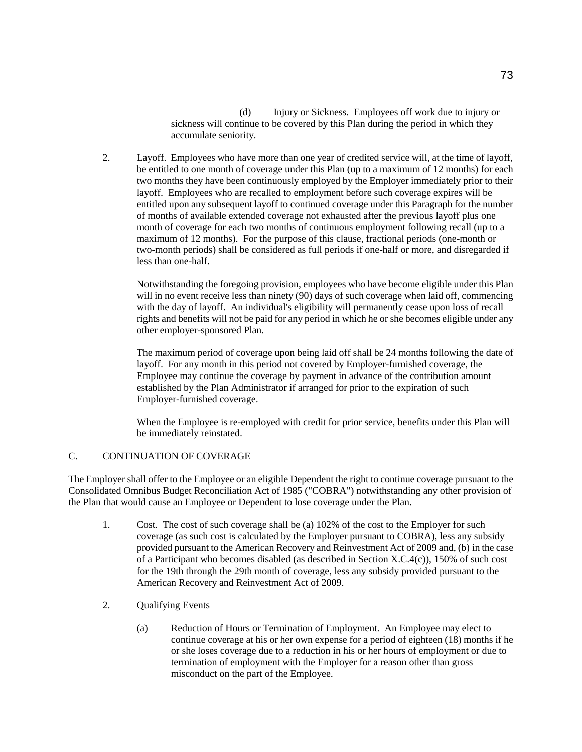(d) Injury or Sickness. Employees off work due to injury or sickness will continue to be covered by this Plan during the period in which they accumulate seniority.

2. Layoff. Employees who have more than one year of credited service will, at the time of layoff, be entitled to one month of coverage under this Plan (up to a maximum of 12 months) for each two months they have been continuously employed by the Employer immediately prior to their layoff. Employees who are recalled to employment before such coverage expires will be entitled upon any subsequent layoff to continued coverage under this Paragraph for the number of months of available extended coverage not exhausted after the previous layoff plus one month of coverage for each two months of continuous employment following recall (up to a maximum of 12 months). For the purpose of this clause, fractional periods (one-month or two-month periods) shall be considered as full periods if one-half or more, and disregarded if less than one-half.

   Notwithstanding the foregoing provision, employees who have become eligible under this Plan will in no event receive less than ninety (90) days of such coverage when laid off, commencing with the day of layoff. An individual's eligibility will permanently cease upon loss of recall rights and benefits will not be paid for any period in which he or she becomes eligible under any other employer-sponsored Plan.

   The maximum period of coverage upon being laid off shall be 24 months following the date of layoff. For any month in this period not covered by Employer-furnished coverage, the Employee may continue the coverage by payment in advance of the contribution amount established by the Plan Administrator if arranged for prior to the expiration of such Employer-furnished coverage.

   When the Employee is re-employed with credit for prior service, benefits under this Plan will be immediately reinstated.

## C. CONTINUATION OF COVERAGE

The Employer shall offer to the Employee or an eligible Dependent the right to continue coverage pursuant to the Consolidated Omnibus Budget Reconciliation Act of 1985 ("COBRA") notwithstanding any other provision of the Plan that would cause an Employee or Dependent to lose coverage under the Plan.

1. Cost. The cost of such coverage shall be (a) 102% of the cost to the Employer for such coverage (as such cost is calculated by the Employer pursuant to COBRA), less any subsidy provided pursuant to the American Recovery and Reinvestment Act of 2009 and, (b) in the case of a Participant who becomes disabled (as described in Section X.C.4(c)), 150% of such cost for the 19th through the 29th month of coverage, less any subsidy provided pursuant to the American Recovery and Reinvestment Act of 2009.

2. Qualifying Events

   (a) Reduction of Hours or Termination of Employment. An Employee may elect to continue coverage at his or her own expense for a period of eighteen (18) months if he or she loses coverage due to a reduction in his or her hours of employment or due to termination of employment with the Employer for a reason other than gross misconduct on the part of the Employee.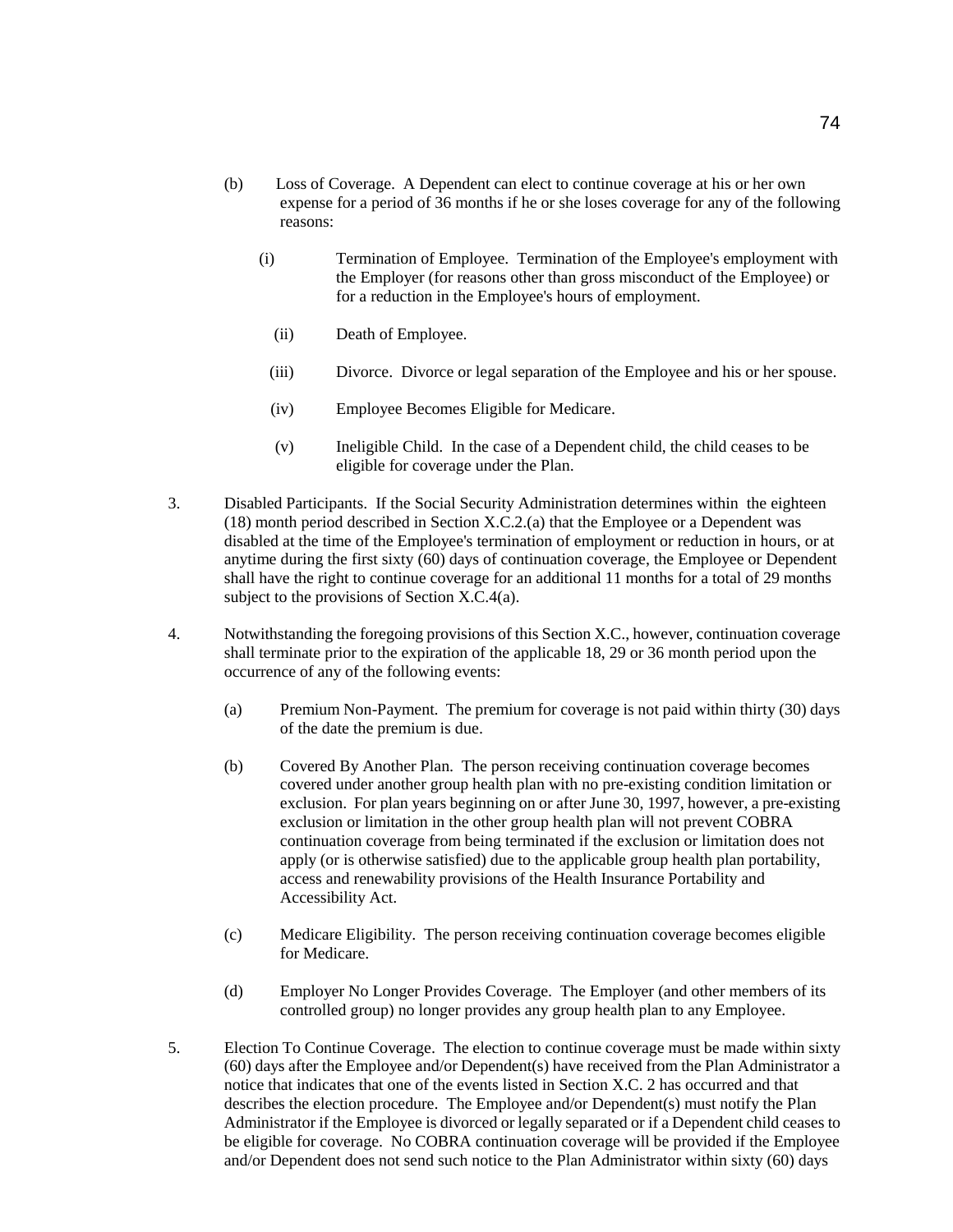(b) Loss of Coverage. A Dependent can elect to continue coverage at his or her own expense for a period of 36 months if he or she loses coverage for any of the following reasons:

  (i) Termination of Employee. Termination of the Employee's employment with the Employer (for reasons other than gross misconduct of the Employee) or for a reduction in the Employee's hours of employment.

  (ii) Death of Employee.

  (iii) Divorce. Divorce or legal separation of the Employee and his or her spouse.

  (iv) Employee Becomes Eligible for Medicare.

  (v) Ineligible Child. In the case of a Dependent child, the child ceases to be eligible for coverage under the Plan.

3. Disabled Participants. If the Social Security Administration determines within the eighteen (18) month period described in Section X.C.2.(a) that the Employee or a Dependent was disabled at the time of the Employee's termination of employment or reduction in hours, or at anytime during the first sixty (60) days of continuation coverage, the Employee or Dependent shall have the right to continue coverage for an additional 11 months for a total of 29 months subject to the provisions of Section X.C.4(a).

4. Notwithstanding the foregoing provisions of this Section X.C., however, continuation coverage shall terminate prior to the expiration of the applicable 18, 29 or 36 month period upon the occurrence of any of the following events:

  (a) Premium Non-Payment. The premium for coverage is not paid within thirty (30) days of the date the premium is due.

  (b) Covered By Another Plan. The person receiving continuation coverage becomes covered under another group health plan with no pre-existing condition limitation or exclusion. For plan years beginning on or after June 30, 1997, however, a pre-existing exclusion or limitation in the other group health plan will not prevent COBRA continuation coverage from being terminated if the exclusion or limitation does not apply (or is otherwise satisfied) due to the applicable group health plan portability, access and renewability provisions of the Health Insurance Portability and Accessibility Act.

  (c) Medicare Eligibility. The person receiving continuation coverage becomes eligible for Medicare.

  (d) Employer No Longer Provides Coverage. The Employer (and other members of its controlled group) no longer provides any group health plan to any Employee.

5. Election To Continue Coverage. The election to continue coverage must be made within sixty (60) days after the Employee and/or Dependent(s) have received from the Plan Administrator a notice that indicates that one of the events listed in Section X.C. 2 has occurred and that describes the election procedure. The Employee and/or Dependent(s) must notify the Plan Administrator if the Employee is divorced or legally separated or if a Dependent child ceases to be eligible for coverage. No COBRA continuation coverage will be provided if the Employee and/or Dependent does not send such notice to the Plan Administrator within sixty (60) days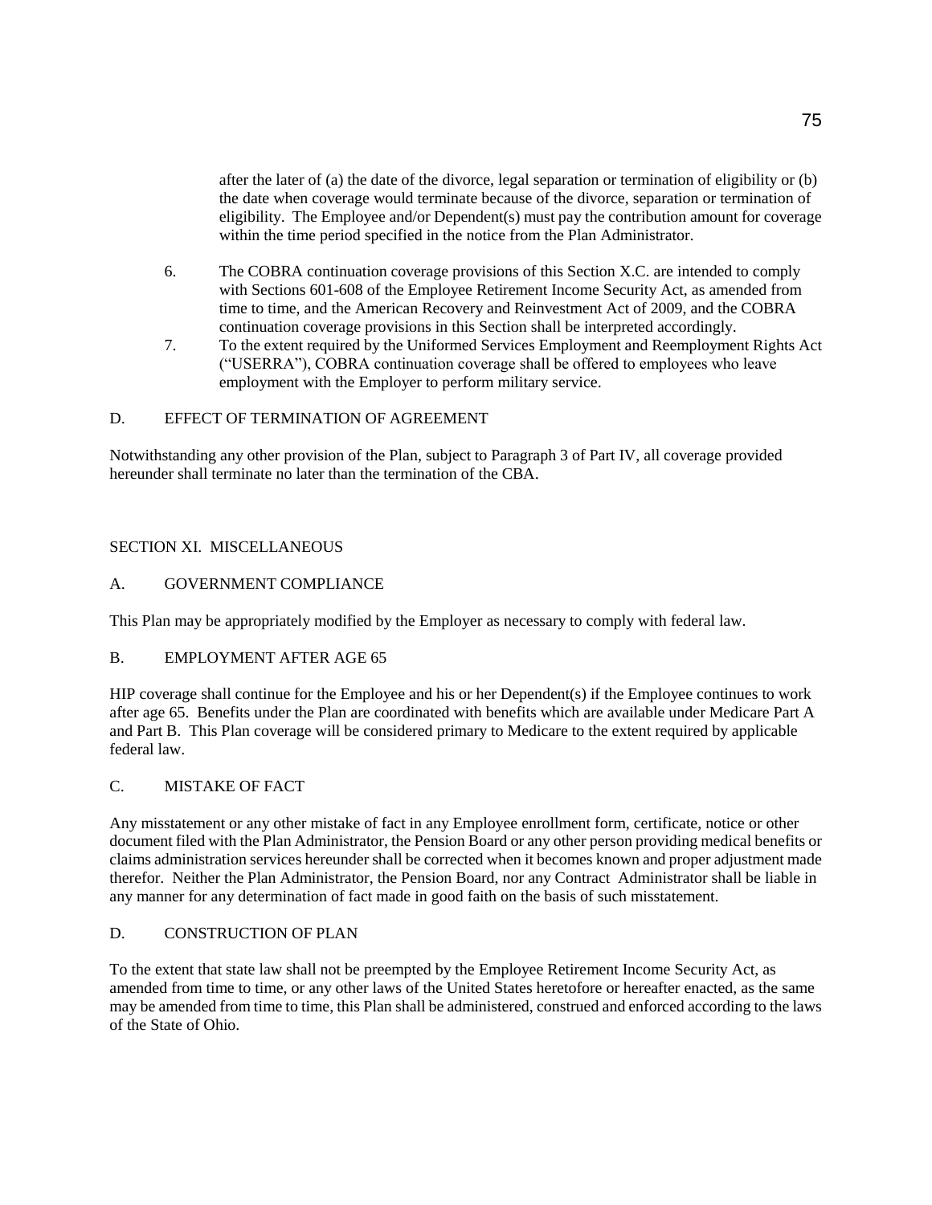after the later of (a) the date of the divorce, legal separation or termination of eligibility or (b) the date when coverage would terminate because of the divorce, separation or termination of eligibility. The Employee and/or Dependent(s) must pay the contribution amount for coverage within the time period specified in the notice from the Plan Administrator.

6. The COBRA continuation coverage provisions of this Section X.C. are intended to comply with Sections 601-608 of the Employee Retirement Income Security Act, as amended from time to time, and the American Recovery and Reinvestment Act of 2009, and the COBRA continuation coverage provisions in this Section shall be interpreted accordingly.
7. To the extent required by the Uniformed Services Employment and Reemployment Rights Act ("USERRA"), COBRA continuation coverage shall be offered to employees who leave employment with the Employer to perform military service.

### D. EFFECT OF TERMINATION OF AGREEMENT

Notwithstanding any other provision of the Plan, subject to Paragraph 3 of Part IV, all coverage provided hereunder shall terminate no later than the termination of the CBA.

## SECTION XI. MISCELLANEOUS

### A. GOVERNMENT COMPLIANCE

This Plan may be appropriately modified by the Employer as necessary to comply with federal law.

### B. EMPLOYMENT AFTER AGE 65

HIP coverage shall continue for the Employee and his or her Dependent(s) if the Employee continues to work after age 65. Benefits under the Plan are coordinated with benefits which are available under Medicare Part A and Part B. This Plan coverage will be considered primary to Medicare to the extent required by applicable federal law.

### C. MISTAKE OF FACT

Any misstatement or any other mistake of fact in any Employee enrollment form, certificate, notice or other document filed with the Plan Administrator, the Pension Board or any other person providing medical benefits or claims administration services hereunder shall be corrected when it becomes known and proper adjustment made therefor. Neither the Plan Administrator, the Pension Board, nor any Contract Administrator shall be liable in any manner for any determination of fact made in good faith on the basis of such misstatement.

### D. CONSTRUCTION OF PLAN

To the extent that state law shall not be preempted by the Employee Retirement Income Security Act, as amended from time to time, or any other laws of the United States heretofore or hereafter enacted, as the same may be amended from time to time, this Plan shall be administered, construed and enforced according to the laws of the State of Ohio.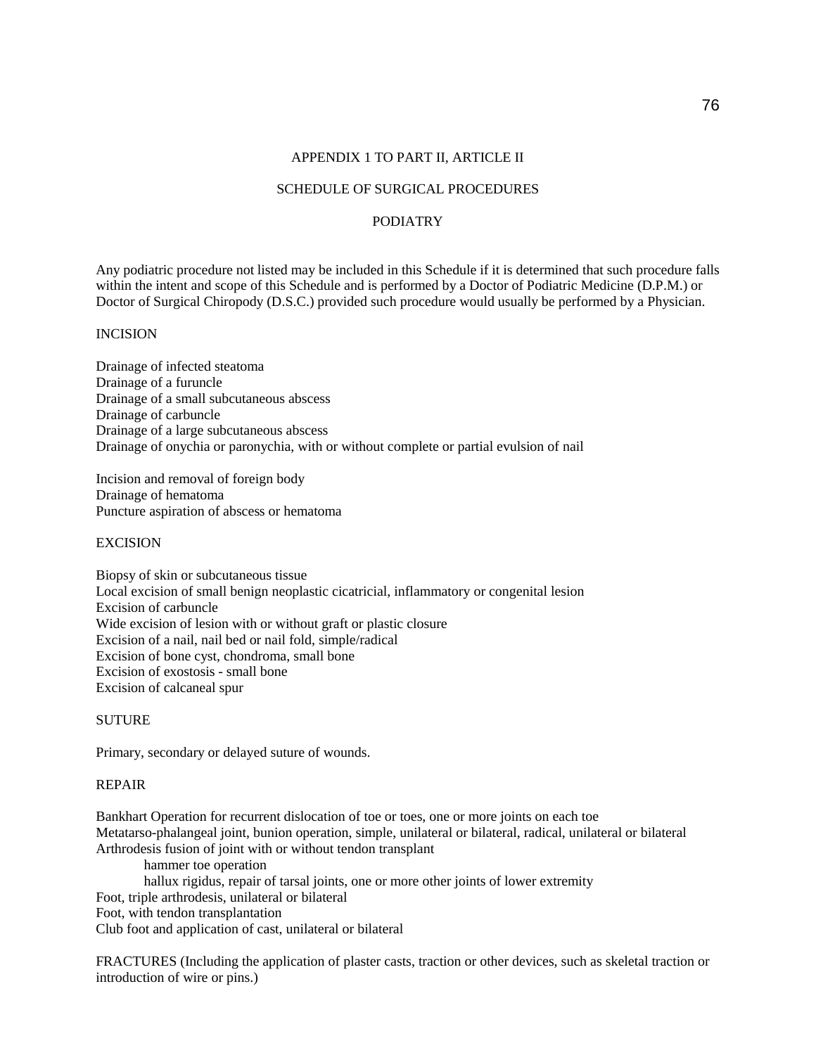APPENDIX 1 TO PART II, ARTICLE II

SCHEDULE OF SURGICAL PROCEDURES

PODIATRY

Any podiatric procedure not listed may be included in this Schedule if it is determined that such procedure falls within the intent and scope of this Schedule and is performed by a Doctor of Podiatric Medicine (D.P.M.) or Doctor of Surgical Chiropody (D.S.C.) provided such procedure would usually be performed by a Physician.

INCISION

Drainage of infected steatoma
Drainage of a furuncle
Drainage of a small subcutaneous abscess
Drainage of carbuncle
Drainage of a large subcutaneous abscess
Drainage of onychia or paronychia, with or without complete or partial evulsion of nail

Incision and removal of foreign body
Drainage of hematoma
Puncture aspiration of abscess or hematoma

EXCISION

Biopsy of skin or subcutaneous tissue
Local excision of small benign neoplastic cicatricial, inflammatory or congenital lesion
Excision of carbuncle
Wide excision of lesion with or without graft or plastic closure
Excision of a nail, nail bed or nail fold, simple/radical
Excision of bone cyst, chondroma, small bone
Excision of exostosis - small bone
Excision of calcaneal spur

SUTURE

Primary, secondary or delayed suture of wounds.

REPAIR

Bankhart Operation for recurrent dislocation of toe or toes, one or more joints on each toe
Metatarso-phalangeal joint, bunion operation, simple, unilateral or bilateral, radical, unilateral or bilateral
Arthrodesis fusion of joint with or without tendon transplant
    hammer toe operation
    hallux rigidus, repair of tarsal joints, one or more other joints of lower extremity
Foot, triple arthrodesis, unilateral or bilateral
Foot, with tendon transplantation
Club foot and application of cast, unilateral or bilateral

FRACTURES (Including the application of plaster casts, traction or other devices, such as skeletal traction or introduction of wire or pins.)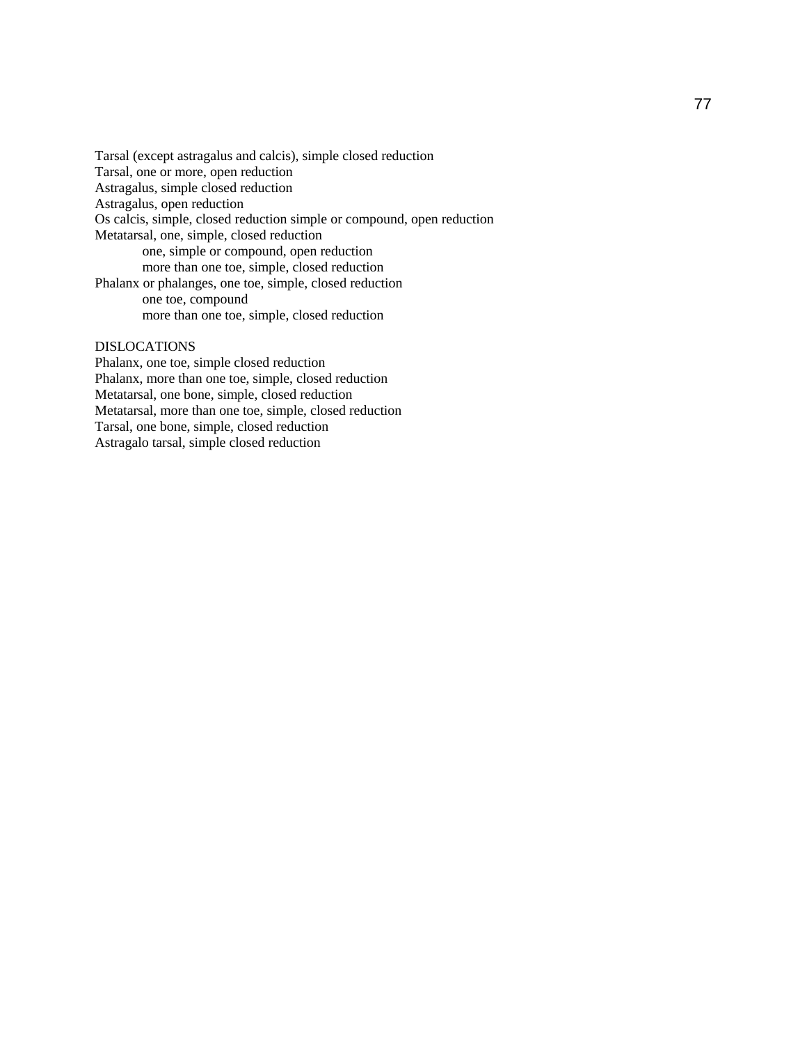Tarsal (except astragalus and calcis), simple closed reduction
Tarsal, one or more, open reduction
Astragalus, simple closed reduction
Astragalus, open reduction
Os calcis, simple, closed reduction simple or compound, open reduction
Metatarsal, one, simple, closed reduction
    one, simple or compound, open reduction
    more than one toe, simple, closed reduction
Phalanx or phalanges, one toe, simple, closed reduction
    one toe, compound
    more than one toe, simple, closed reduction

DISLOCATIONS
Phalanx, one toe, simple closed reduction
Phalanx, more than one toe, simple, closed reduction
Metatarsal, one bone, simple, closed reduction
Metatarsal, more than one toe, simple, closed reduction
Tarsal, one bone, simple, closed reduction
Astragalo tarsal, simple closed reduction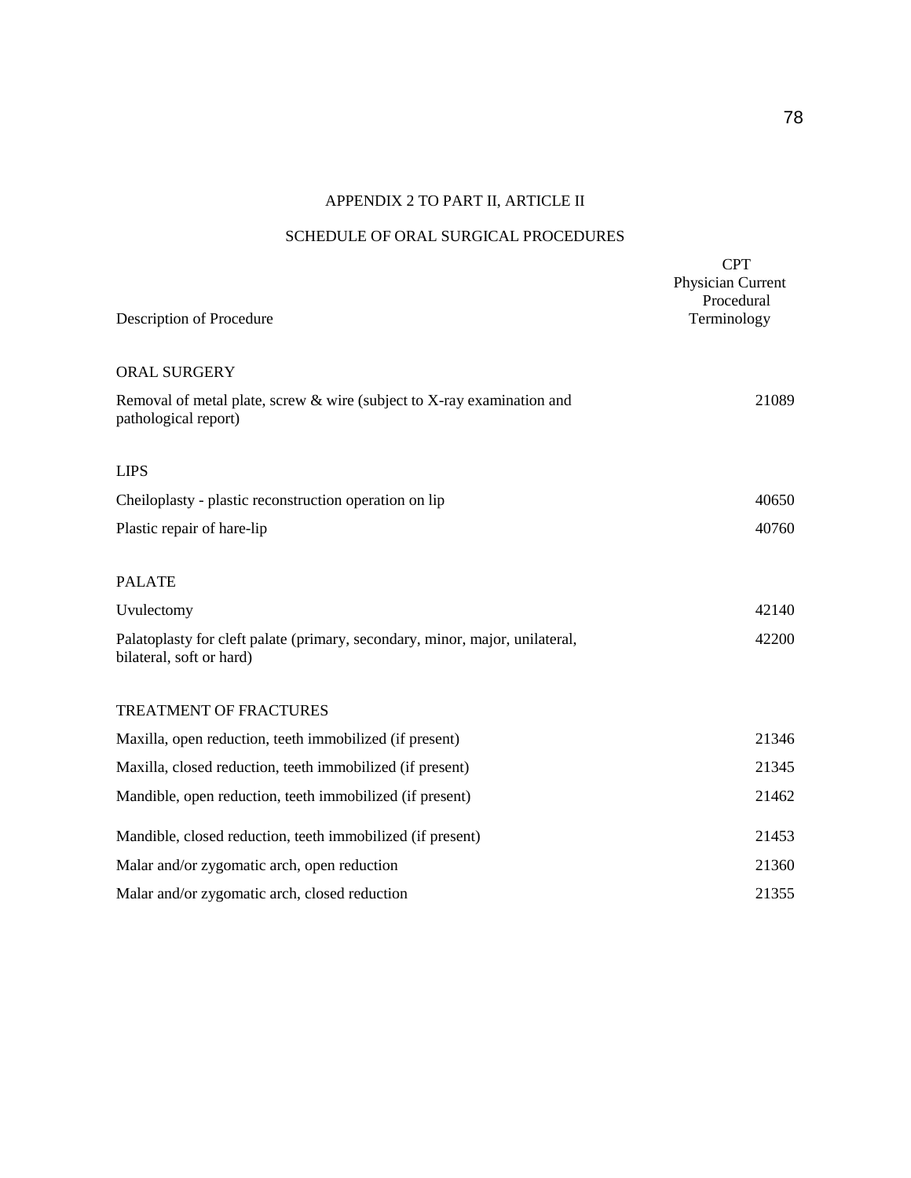## APPENDIX 2 TO PART II, ARTICLE II

## SCHEDULE OF ORAL SURGICAL PROCEDURES

| Description of Procedure | CPT Physician Current Procedural Terminology |
|---|---|
| **ORAL SURGERY** | |
| Removal of metal plate, screw & wire (subject to X-ray examination and pathological report) | 21089 |
| **LIPS** | |
| Cheiloplasty - plastic reconstruction operation on lip | 40650 |
| Plastic repair of hare-lip | 40760 |
| **PALATE** | |
| Uvulectomy | 42140 |
| Palatoplasty for cleft palate (primary, secondary, minor, major, unilateral, bilateral, soft or hard) | 42200 |
| **TREATMENT OF FRACTURES** | |
| Maxilla, open reduction, teeth immobilized (if present) | 21346 |
| Maxilla, closed reduction, teeth immobilized (if present) | 21345 |
| Mandible, open reduction, teeth immobilized (if present) | 21462 |
| Mandible, closed reduction, teeth immobilized (if present) | 21453 |
| Malar and/or zygomatic arch, open reduction | 21360 |
| Malar and/or zygomatic arch, closed reduction | 21355 |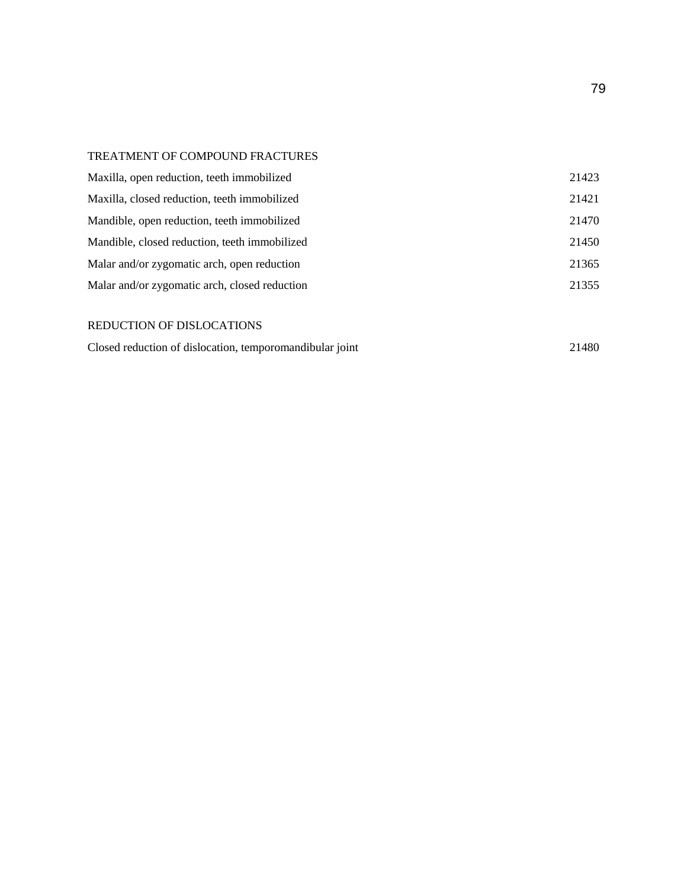TREATMENT OF COMPOUND FRACTURES

| | |
|---|---|
| Maxilla, open reduction, teeth immobilized | 21423 |
| Maxilla, closed reduction, teeth immobilized | 21421 |
| Mandible, open reduction, teeth immobilized | 21470 |
| Mandible, closed reduction, teeth immobilized | 21450 |
| Malar and/or zygomatic arch, open reduction | 21365 |
| Malar and/or zygomatic arch, closed reduction | 21355 |

REDUCTION OF DISLOCATIONS

| | |
|---|---|
| Closed reduction of dislocation, temporomandibular joint | 21480 |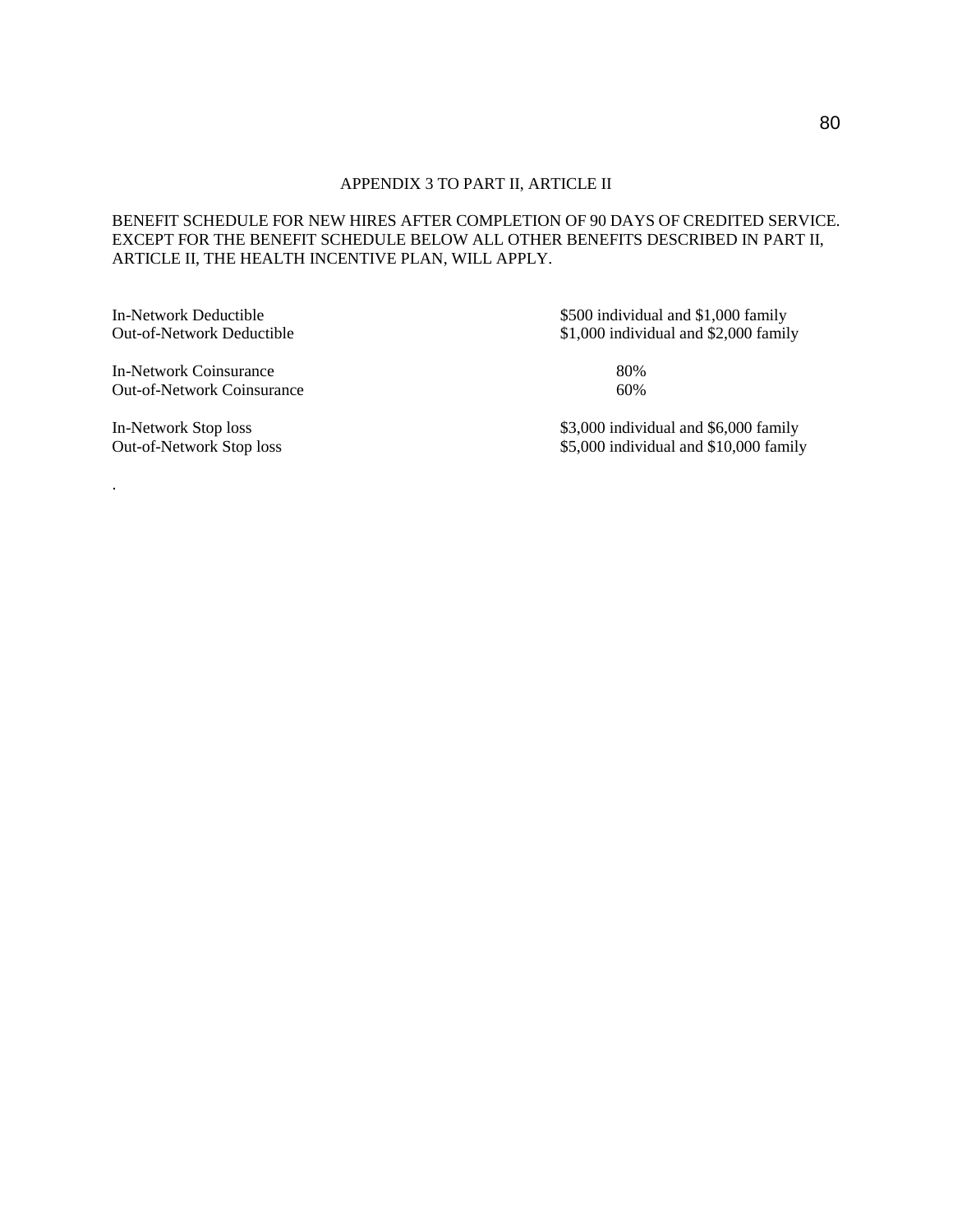## APPENDIX 3 TO PART II, ARTICLE II

BENEFIT SCHEDULE FOR NEW HIRES AFTER COMPLETION OF 90 DAYS OF CREDITED SERVICE. EXCEPT FOR THE BENEFIT SCHEDULE BELOW ALL OTHER BENEFITS DESCRIBED IN PART II, ARTICLE II, THE HEALTH INCENTIVE PLAN, WILL APPLY.

| | |
|---|---|
| In-Network Deductible | $500 individual and $1,000 family |
| Out-of-Network Deductible | $1,000 individual and $2,000 family |
| In-Network Coinsurance | 80% |
| Out-of-Network Coinsurance | 60% |
| In-Network Stop loss | $3,000 individual and $6,000 family |
| Out-of-Network Stop loss | $5,000 individual and $10,000 family |

.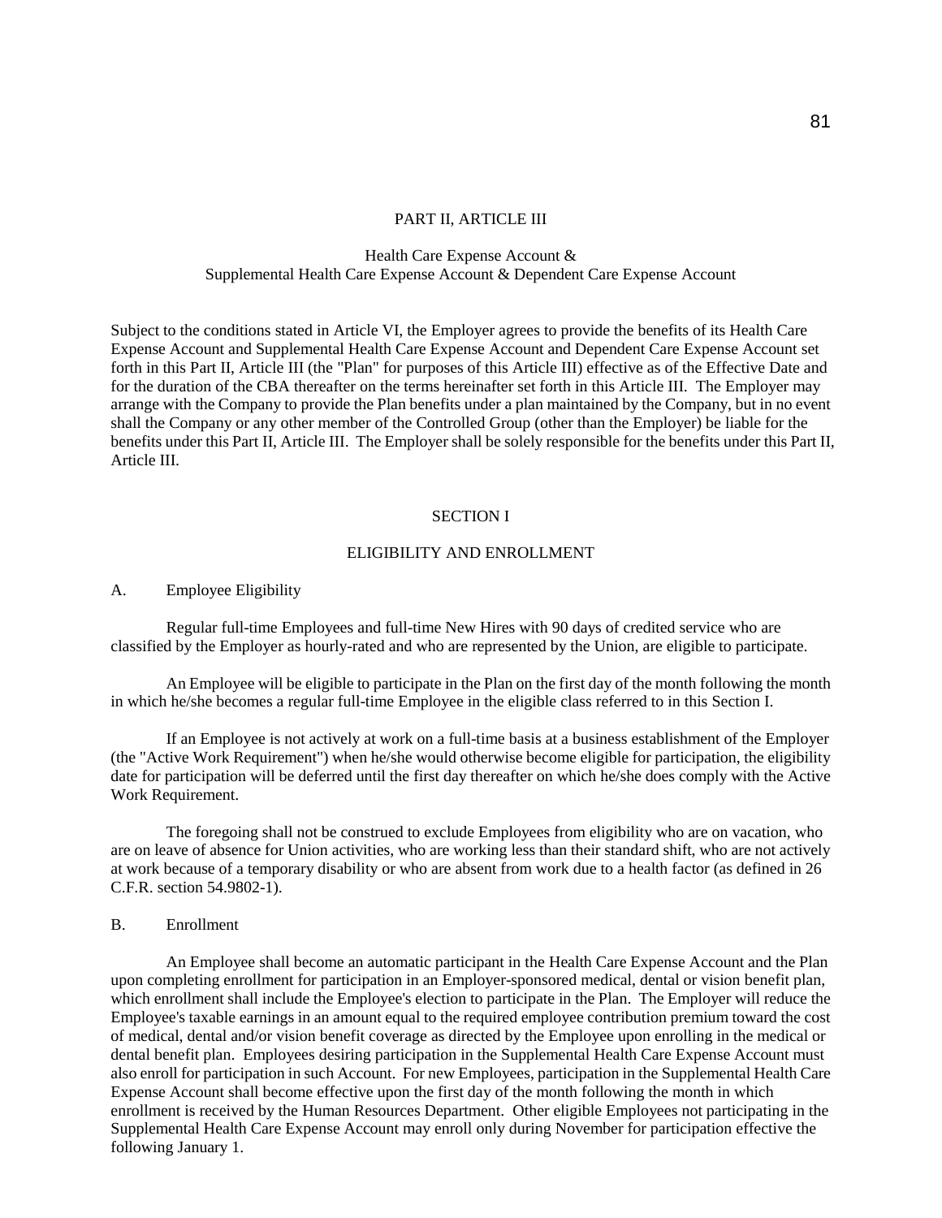# PART II, ARTICLE III

## Health Care Expense Account & Supplemental Health Care Expense Account & Dependent Care Expense Account

Subject to the conditions stated in Article VI, the Employer agrees to provide the benefits of its Health Care Expense Account and Supplemental Health Care Expense Account and Dependent Care Expense Account set forth in this Part II, Article III (the "Plan" for purposes of this Article III) effective as of the Effective Date and for the duration of the CBA thereafter on the terms hereinafter set forth in this Article III. The Employer may arrange with the Company to provide the Plan benefits under a plan maintained by the Company, but in no event shall the Company or any other member of the Controlled Group (other than the Employer) be liable for the benefits under this Part II, Article III. The Employer shall be solely responsible for the benefits under this Part II, Article III.

## SECTION I

## ELIGIBILITY AND ENROLLMENT

### A. Employee Eligibility

Regular full-time Employees and full-time New Hires with 90 days of credited service who are classified by the Employer as hourly-rated and who are represented by the Union, are eligible to participate.

An Employee will be eligible to participate in the Plan on the first day of the month following the month in which he/she becomes a regular full-time Employee in the eligible class referred to in this Section I.

If an Employee is not actively at work on a full-time basis at a business establishment of the Employer (the "Active Work Requirement") when he/she would otherwise become eligible for participation, the eligibility date for participation will be deferred until the first day thereafter on which he/she does comply with the Active Work Requirement.

The foregoing shall not be construed to exclude Employees from eligibility who are on vacation, who are on leave of absence for Union activities, who are working less than their standard shift, who are not actively at work because of a temporary disability or who are absent from work due to a health factor (as defined in 26 C.F.R. section 54.9802-1).

### B. Enrollment

An Employee shall become an automatic participant in the Health Care Expense Account and the Plan upon completing enrollment for participation in an Employer-sponsored medical, dental or vision benefit plan, which enrollment shall include the Employee's election to participate in the Plan. The Employer will reduce the Employee's taxable earnings in an amount equal to the required employee contribution premium toward the cost of medical, dental and/or vision benefit coverage as directed by the Employee upon enrolling in the medical or dental benefit plan. Employees desiring participation in the Supplemental Health Care Expense Account must also enroll for participation in such Account. For new Employees, participation in the Supplemental Health Care Expense Account shall become effective upon the first day of the month following the month in which enrollment is received by the Human Resources Department. Other eligible Employees not participating in the Supplemental Health Care Expense Account may enroll only during November for participation effective the following January 1.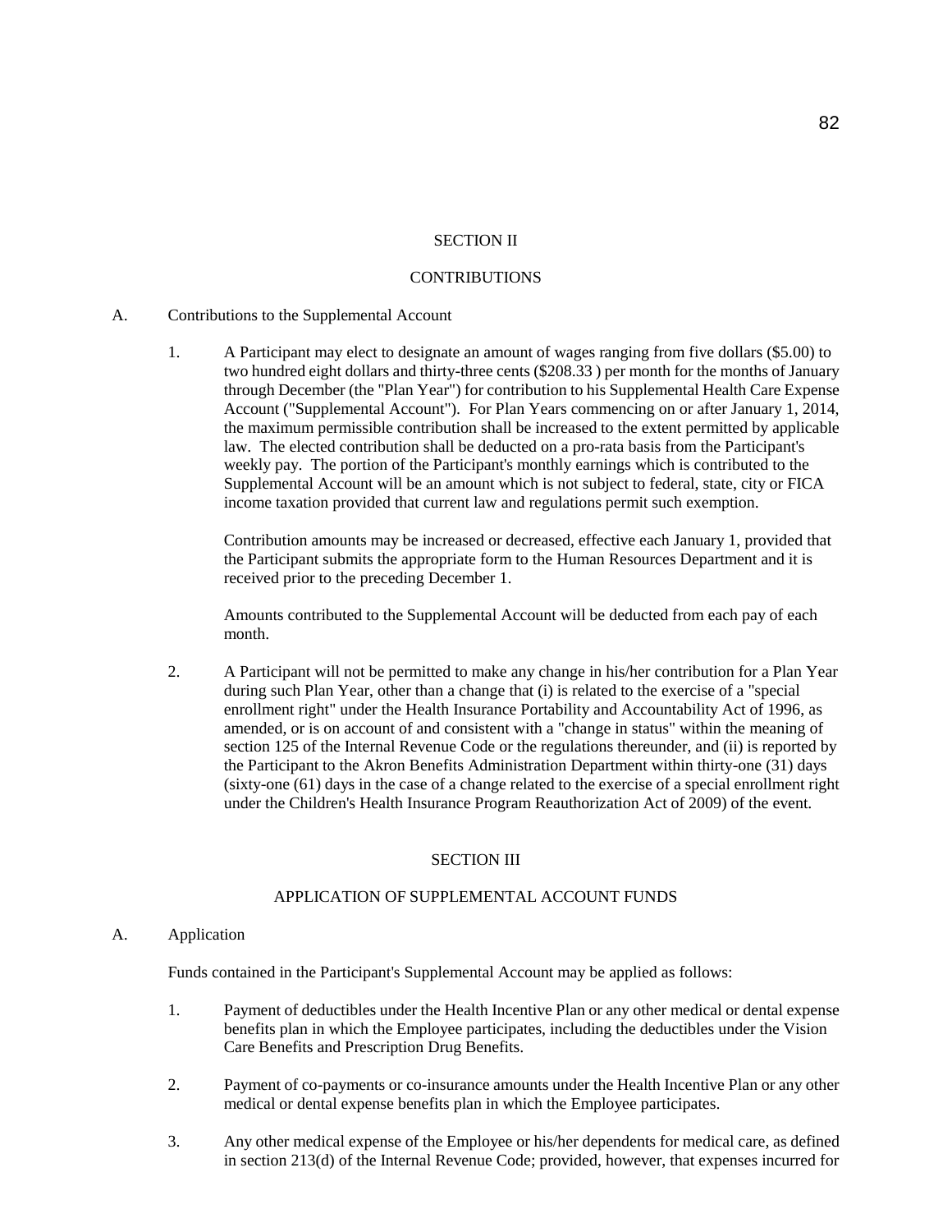## SECTION II

## CONTRIBUTIONS

A. Contributions to the Supplemental Account

1. A Participant may elect to designate an amount of wages ranging from five dollars ($5.00) to two hundred eight dollars and thirty-three cents ($208.33 ) per month for the months of January through December (the "Plan Year") for contribution to his Supplemental Health Care Expense Account ("Supplemental Account"). For Plan Years commencing on or after January 1, 2014, the maximum permissible contribution shall be increased to the extent permitted by applicable law. The elected contribution shall be deducted on a pro-rata basis from the Participant's weekly pay. The portion of the Participant's monthly earnings which is contributed to the Supplemental Account will be an amount which is not subject to federal, state, city or FICA income taxation provided that current law and regulations permit such exemption.

   Contribution amounts may be increased or decreased, effective each January 1, provided that the Participant submits the appropriate form to the Human Resources Department and it is received prior to the preceding December 1.

   Amounts contributed to the Supplemental Account will be deducted from each pay of each month.

2. A Participant will not be permitted to make any change in his/her contribution for a Plan Year during such Plan Year, other than a change that (i) is related to the exercise of a "special enrollment right" under the Health Insurance Portability and Accountability Act of 1996, as amended, or is on account of and consistent with a "change in status" within the meaning of section 125 of the Internal Revenue Code or the regulations thereunder, and (ii) is reported by the Participant to the Akron Benefits Administration Department within thirty-one (31) days (sixty-one (61) days in the case of a change related to the exercise of a special enrollment right under the Children's Health Insurance Program Reauthorization Act of 2009) of the event.

## SECTION III

## APPLICATION OF SUPPLEMENTAL ACCOUNT FUNDS

A. Application

Funds contained in the Participant's Supplemental Account may be applied as follows:

1. Payment of deductibles under the Health Incentive Plan or any other medical or dental expense benefits plan in which the Employee participates, including the deductibles under the Vision Care Benefits and Prescription Drug Benefits.

2. Payment of co-payments or co-insurance amounts under the Health Incentive Plan or any other medical or dental expense benefits plan in which the Employee participates.

3. Any other medical expense of the Employee or his/her dependents for medical care, as defined in section 213(d) of the Internal Revenue Code; provided, however, that expenses incurred for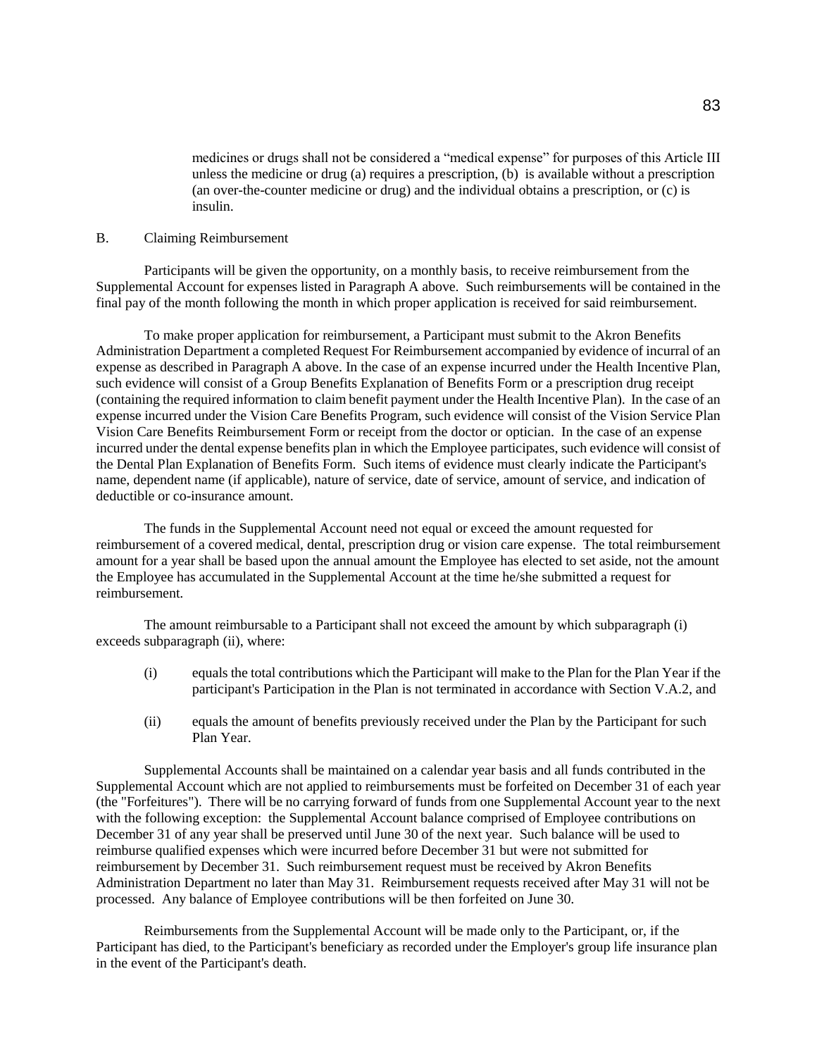medicines or drugs shall not be considered a "medical expense" for purposes of this Article III unless the medicine or drug (a) requires a prescription, (b) is available without a prescription (an over-the-counter medicine or drug) and the individual obtains a prescription, or (c) is insulin.

B. Claiming Reimbursement

Participants will be given the opportunity, on a monthly basis, to receive reimbursement from the Supplemental Account for expenses listed in Paragraph A above. Such reimbursements will be contained in the final pay of the month following the month in which proper application is received for said reimbursement.

To make proper application for reimbursement, a Participant must submit to the Akron Benefits Administration Department a completed Request For Reimbursement accompanied by evidence of incurral of an expense as described in Paragraph A above. In the case of an expense incurred under the Health Incentive Plan, such evidence will consist of a Group Benefits Explanation of Benefits Form or a prescription drug receipt (containing the required information to claim benefit payment under the Health Incentive Plan). In the case of an expense incurred under the Vision Care Benefits Program, such evidence will consist of the Vision Service Plan Vision Care Benefits Reimbursement Form or receipt from the doctor or optician. In the case of an expense incurred under the dental expense benefits plan in which the Employee participates, such evidence will consist of the Dental Plan Explanation of Benefits Form. Such items of evidence must clearly indicate the Participant's name, dependent name (if applicable), nature of service, date of service, amount of service, and indication of deductible or co-insurance amount.

The funds in the Supplemental Account need not equal or exceed the amount requested for reimbursement of a covered medical, dental, prescription drug or vision care expense. The total reimbursement amount for a year shall be based upon the annual amount the Employee has elected to set aside, not the amount the Employee has accumulated in the Supplemental Account at the time he/she submitted a request for reimbursement.

The amount reimbursable to a Participant shall not exceed the amount by which subparagraph (i) exceeds subparagraph (ii), where:

(i) equals the total contributions which the Participant will make to the Plan for the Plan Year if the participant's Participation in the Plan is not terminated in accordance with Section V.A.2, and

(ii) equals the amount of benefits previously received under the Plan by the Participant for such Plan Year.

Supplemental Accounts shall be maintained on a calendar year basis and all funds contributed in the Supplemental Account which are not applied to reimbursements must be forfeited on December 31 of each year (the "Forfeitures"). There will be no carrying forward of funds from one Supplemental Account year to the next with the following exception: the Supplemental Account balance comprised of Employee contributions on December 31 of any year shall be preserved until June 30 of the next year. Such balance will be used to reimburse qualified expenses which were incurred before December 31 but were not submitted for reimbursement by December 31. Such reimbursement request must be received by Akron Benefits Administration Department no later than May 31. Reimbursement requests received after May 31 will not be processed. Any balance of Employee contributions will be then forfeited on June 30.

Reimbursements from the Supplemental Account will be made only to the Participant, or, if the Participant has died, to the Participant's beneficiary as recorded under the Employer's group life insurance plan in the event of the Participant's death.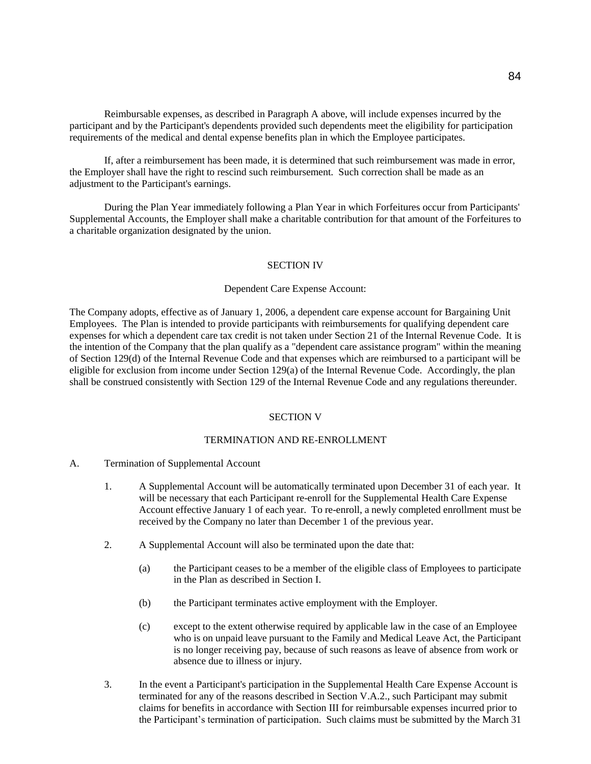Reimbursable expenses, as described in Paragraph A above, will include expenses incurred by the participant and by the Participant's dependents provided such dependents meet the eligibility for participation requirements of the medical and dental expense benefits plan in which the Employee participates.

If, after a reimbursement has been made, it is determined that such reimbursement was made in error, the Employer shall have the right to rescind such reimbursement. Such correction shall be made as an adjustment to the Participant's earnings.

During the Plan Year immediately following a Plan Year in which Forfeitures occur from Participants' Supplemental Accounts, the Employer shall make a charitable contribution for that amount of the Forfeitures to a charitable organization designated by the union.

## SECTION IV

### Dependent Care Expense Account:

The Company adopts, effective as of January 1, 2006, a dependent care expense account for Bargaining Unit Employees. The Plan is intended to provide participants with reimbursements for qualifying dependent care expenses for which a dependent care tax credit is not taken under Section 21 of the Internal Revenue Code. It is the intention of the Company that the plan qualify as a "dependent care assistance program" within the meaning of Section 129(d) of the Internal Revenue Code and that expenses which are reimbursed to a participant will be eligible for exclusion from income under Section 129(a) of the Internal Revenue Code. Accordingly, the plan shall be construed consistently with Section 129 of the Internal Revenue Code and any regulations thereunder.

## SECTION V

### TERMINATION AND RE-ENROLLMENT

A. Termination of Supplemental Account

1. A Supplemental Account will be automatically terminated upon December 31 of each year. It will be necessary that each Participant re-enroll for the Supplemental Health Care Expense Account effective January 1 of each year. To re-enroll, a newly completed enrollment must be received by the Company no later than December 1 of the previous year.

2. A Supplemental Account will also be terminated upon the date that:

   (a) the Participant ceases to be a member of the eligible class of Employees to participate in the Plan as described in Section I.

   (b) the Participant terminates active employment with the Employer.

   (c) except to the extent otherwise required by applicable law in the case of an Employee who is on unpaid leave pursuant to the Family and Medical Leave Act, the Participant is no longer receiving pay, because of such reasons as leave of absence from work or absence due to illness or injury.

3. In the event a Participant's participation in the Supplemental Health Care Expense Account is terminated for any of the reasons described in Section V.A.2., such Participant may submit claims for benefits in accordance with Section III for reimbursable expenses incurred prior to the Participant's termination of participation. Such claims must be submitted by the March 31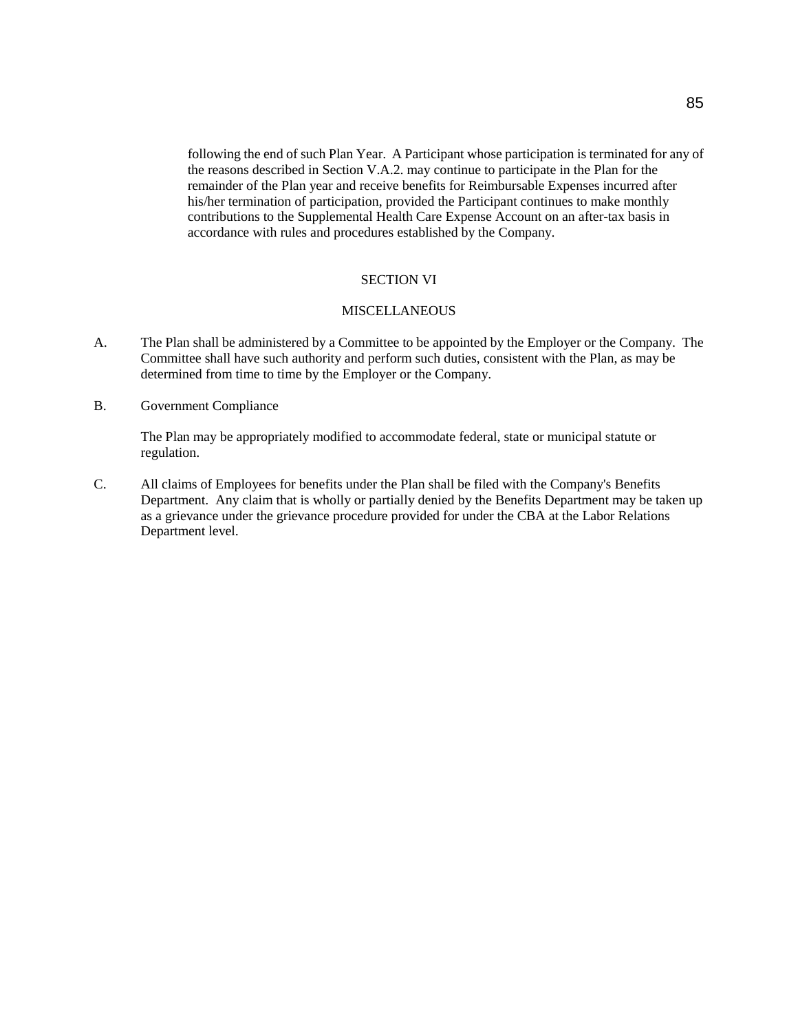following the end of such Plan Year. A Participant whose participation is terminated for any of the reasons described in Section V.A.2. may continue to participate in the Plan for the remainder of the Plan year and receive benefits for Reimbursable Expenses incurred after his/her termination of participation, provided the Participant continues to make monthly contributions to the Supplemental Health Care Expense Account on an after-tax basis in accordance with rules and procedures established by the Company.

## SECTION VI

## MISCELLANEOUS

A. The Plan shall be administered by a Committee to be appointed by the Employer or the Company. The Committee shall have such authority and perform such duties, consistent with the Plan, as may be determined from time to time by the Employer or the Company.

B. Government Compliance

   The Plan may be appropriately modified to accommodate federal, state or municipal statute or regulation.

C. All claims of Employees for benefits under the Plan shall be filed with the Company's Benefits Department. Any claim that is wholly or partially denied by the Benefits Department may be taken up as a grievance under the grievance procedure provided for under the CBA at the Labor Relations Department level.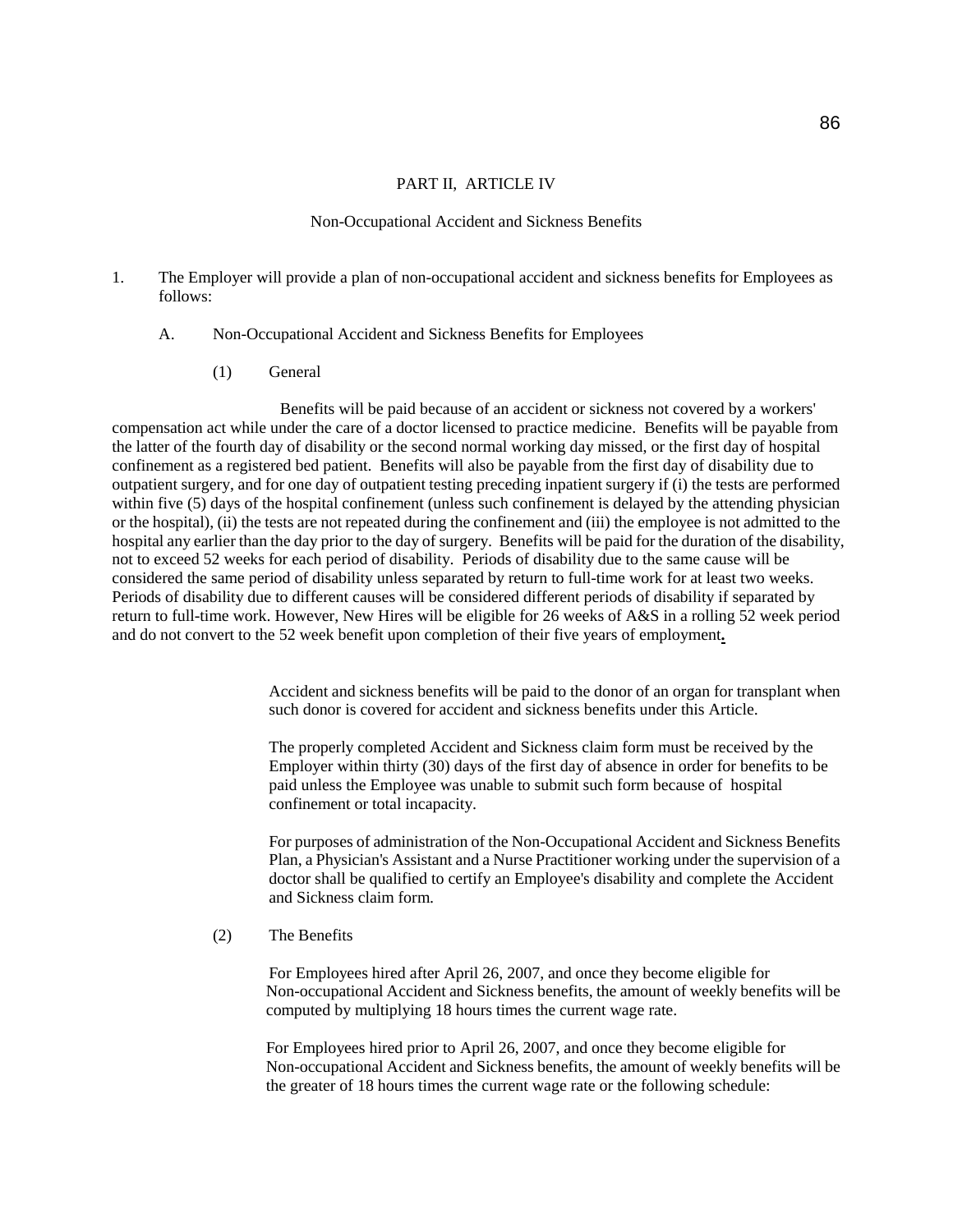PART II, ARTICLE IV

Non-Occupational Accident and Sickness Benefits

1. The Employer will provide a plan of non-occupational accident and sickness benefits for Employees as follows:

   A. Non-Occupational Accident and Sickness Benefits for Employees

      (1) General

Benefits will be paid because of an accident or sickness not covered by a workers' compensation act while under the care of a doctor licensed to practice medicine. Benefits will be payable from the latter of the fourth day of disability or the second normal working day missed, or the first day of hospital confinement as a registered bed patient. Benefits will also be payable from the first day of disability due to outpatient surgery, and for one day of outpatient testing preceding inpatient surgery if (i) the tests are performed within five (5) days of the hospital confinement (unless such confinement is delayed by the attending physician or the hospital), (ii) the tests are not repeated during the confinement and (iii) the employee is not admitted to the hospital any earlier than the day prior to the day of surgery. Benefits will be paid for the duration of the disability, not to exceed 52 weeks for each period of disability. Periods of disability due to the same cause will be considered the same period of disability unless separated by return to full-time work for at least two weeks. Periods of disability due to different causes will be considered different periods of disability if separated by return to full-time work. However, New Hires will be eligible for 26 weeks of A&S in a rolling 52 week period and do not convert to the 52 week benefit upon completion of their five years of employment.

Accident and sickness benefits will be paid to the donor of an organ for transplant when such donor is covered for accident and sickness benefits under this Article.

The properly completed Accident and Sickness claim form must be received by the Employer within thirty (30) days of the first day of absence in order for benefits to be paid unless the Employee was unable to submit such form because of hospital confinement or total incapacity.

For purposes of administration of the Non-Occupational Accident and Sickness Benefits Plan, a Physician's Assistant and a Nurse Practitioner working under the supervision of a doctor shall be qualified to certify an Employee's disability and complete the Accident and Sickness claim form.

      (2) The Benefits

For Employees hired after April 26, 2007, and once they become eligible for Non-occupational Accident and Sickness benefits, the amount of weekly benefits will be computed by multiplying 18 hours times the current wage rate.

For Employees hired prior to April 26, 2007, and once they become eligible for Non-occupational Accident and Sickness benefits, the amount of weekly benefits will be the greater of 18 hours times the current wage rate or the following schedule: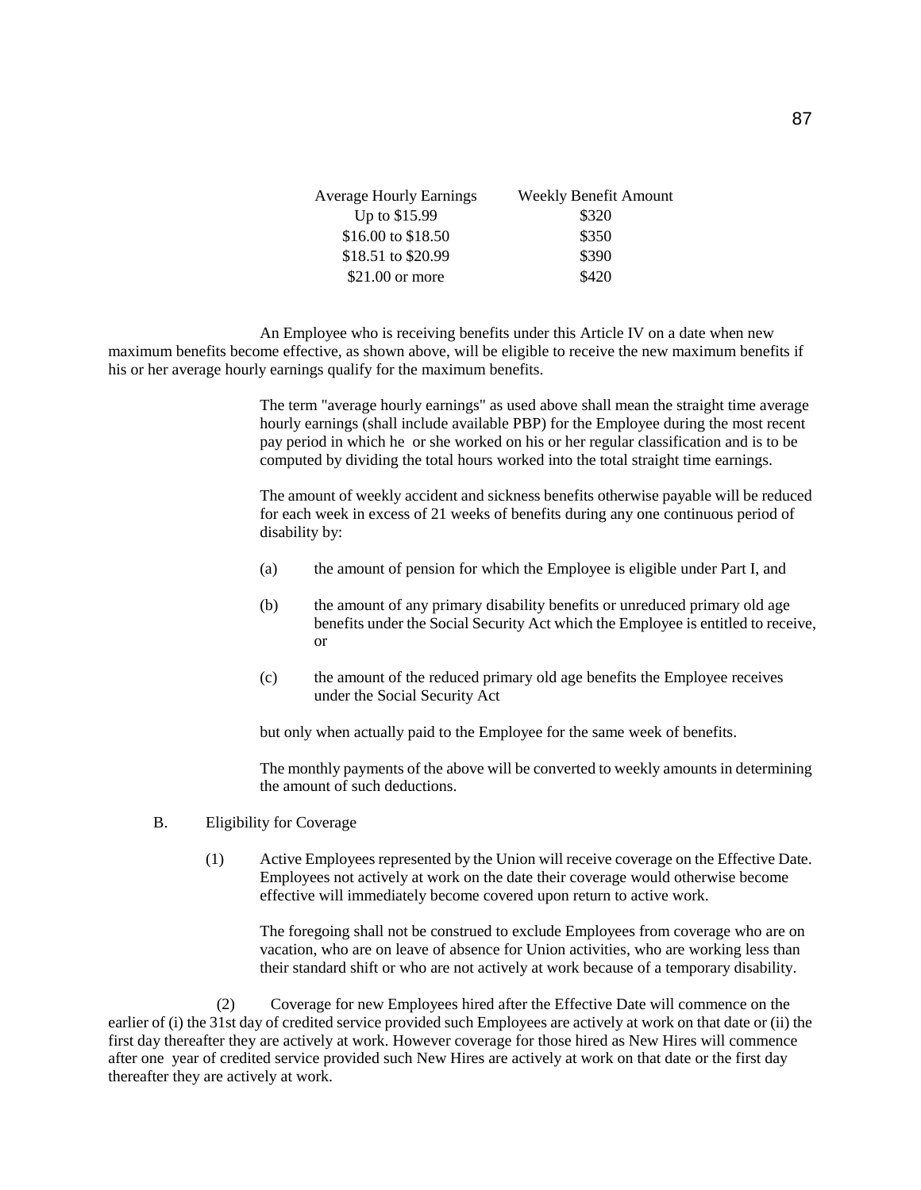| Average Hourly Earnings | Weekly Benefit Amount |
|---|---|
| Up to $15.99 | $320 |
| $16.00 to $18.50 | $350 |
| $18.51 to $20.99 | $390 |
| $21.00 or more | $420 |

An Employee who is receiving benefits under this Article IV on a date when new maximum benefits become effective, as shown above, will be eligible to receive the new maximum benefits if his or her average hourly earnings qualify for the maximum benefits.

The term "average hourly earnings" as used above shall mean the straight time average hourly earnings (shall include available PBP) for the Employee during the most recent pay period in which he or she worked on his or her regular classification and is to be computed by dividing the total hours worked into the total straight time earnings.

The amount of weekly accident and sickness benefits otherwise payable will be reduced for each week in excess of 21 weeks of benefits during any one continuous period of disability by:

(a) the amount of pension for which the Employee is eligible under Part I, and

(b) the amount of any primary disability benefits or unreduced primary old age benefits under the Social Security Act which the Employee is entitled to receive, or

(c) the amount of the reduced primary old age benefits the Employee receives under the Social Security Act

but only when actually paid to the Employee for the same week of benefits.

The monthly payments of the above will be converted to weekly amounts in determining the amount of such deductions.

B. Eligibility for Coverage

(1) Active Employees represented by the Union will receive coverage on the Effective Date. Employees not actively at work on the date their coverage would otherwise become effective will immediately become covered upon return to active work.

The foregoing shall not be construed to exclude Employees from coverage who are on vacation, who are on leave of absence for Union activities, who are working less than their standard shift or who are not actively at work because of a temporary disability.

(2) Coverage for new Employees hired after the Effective Date will commence on the earlier of (i) the 31st day of credited service provided such Employees are actively at work on that date or (ii) the first day thereafter they are actively at work. However coverage for those hired as New Hires will commence after one year of credited service provided such New Hires are actively at work on that date or the first day thereafter they are actively at work.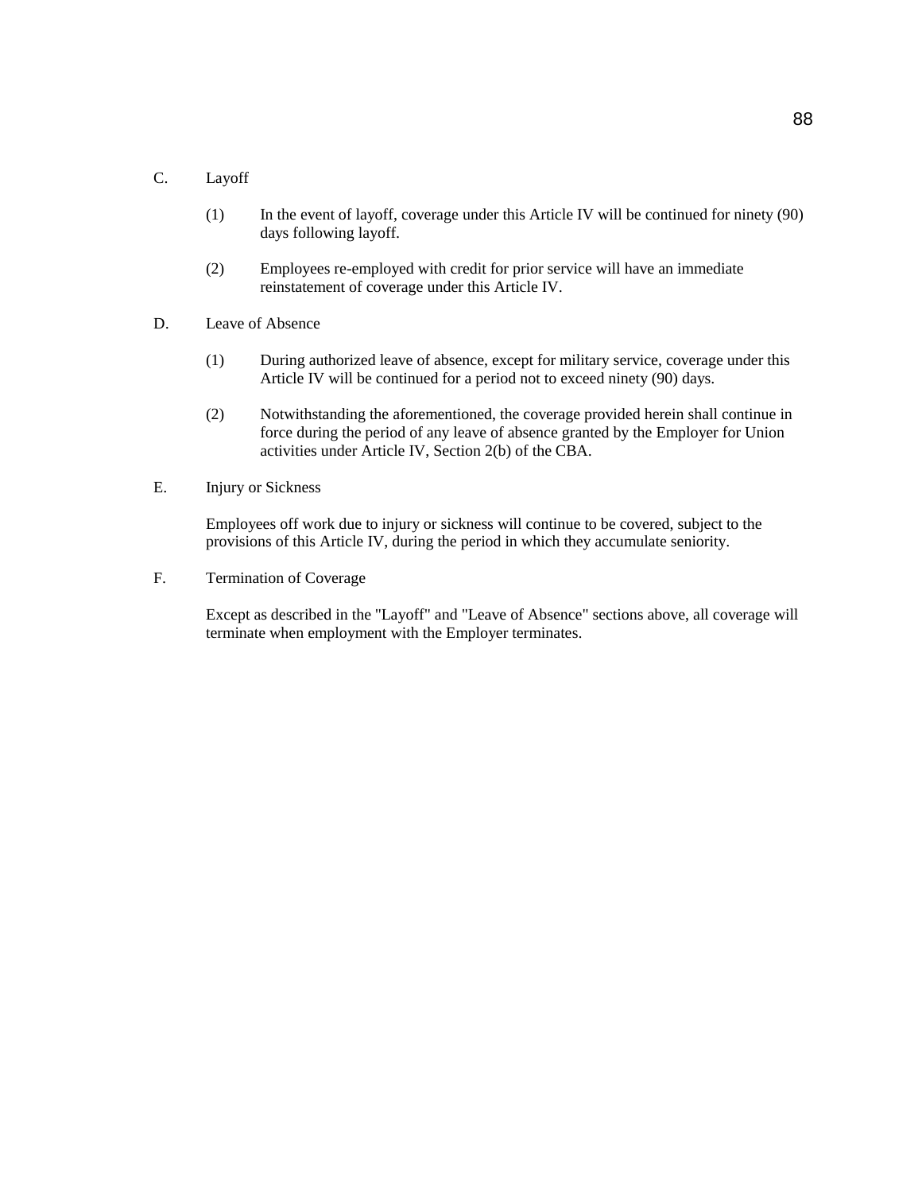C. Layoff

(1) In the event of layoff, coverage under this Article IV will be continued for ninety (90) days following layoff.

(2) Employees re-employed with credit for prior service will have an immediate reinstatement of coverage under this Article IV.

D. Leave of Absence

(1) During authorized leave of absence, except for military service, coverage under this Article IV will be continued for a period not to exceed ninety (90) days.

(2) Notwithstanding the aforementioned, the coverage provided herein shall continue in force during the period of any leave of absence granted by the Employer for Union activities under Article IV, Section 2(b) of the CBA.

E. Injury or Sickness

Employees off work due to injury or sickness will continue to be covered, subject to the provisions of this Article IV, during the period in which they accumulate seniority.

F. Termination of Coverage

Except as described in the "Layoff" and "Leave of Absence" sections above, all coverage will terminate when employment with the Employer terminates.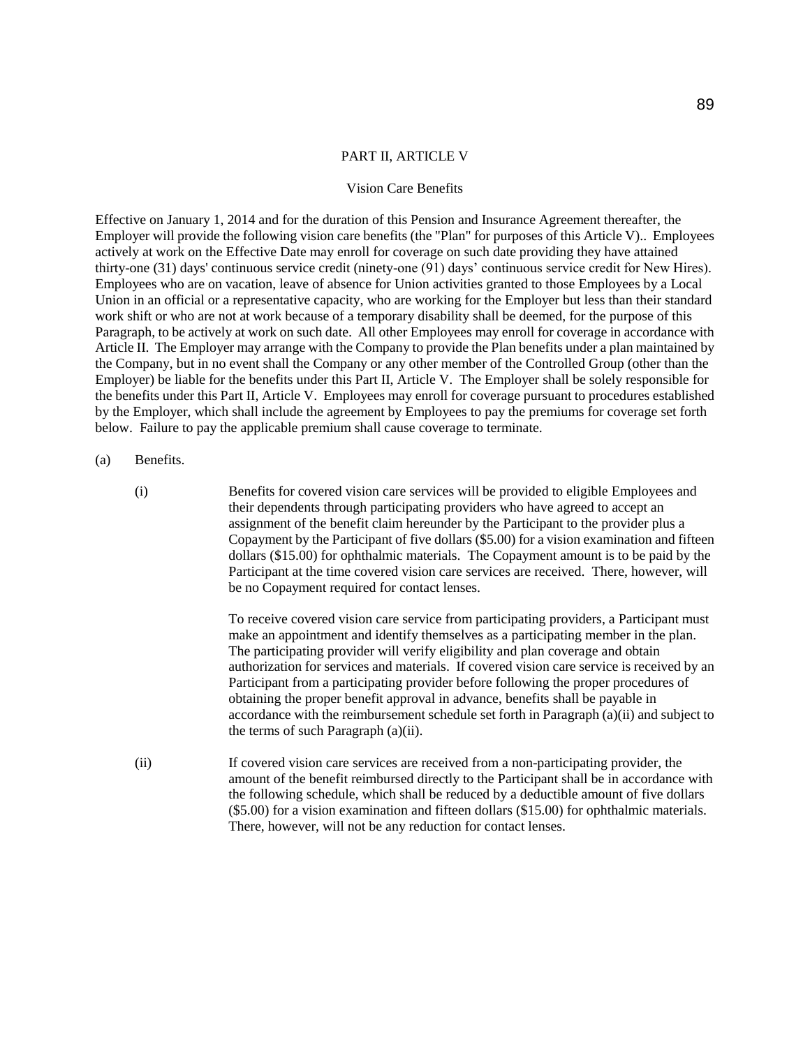## PART II, ARTICLE V

### Vision Care Benefits

Effective on January 1, 2014 and for the duration of this Pension and Insurance Agreement thereafter, the Employer will provide the following vision care benefits (the "Plan" for purposes of this Article V).. Employees actively at work on the Effective Date may enroll for coverage on such date providing they have attained thirty-one (31) days' continuous service credit (ninety-one (91) days' continuous service credit for New Hires). Employees who are on vacation, leave of absence for Union activities granted to those Employees by a Local Union in an official or a representative capacity, who are working for the Employer but less than their standard work shift or who are not at work because of a temporary disability shall be deemed, for the purpose of this Paragraph, to be actively at work on such date. All other Employees may enroll for coverage in accordance with Article II. The Employer may arrange with the Company to provide the Plan benefits under a plan maintained by the Company, but in no event shall the Company or any other member of the Controlled Group (other than the Employer) be liable for the benefits under this Part II, Article V. The Employer shall be solely responsible for the benefits under this Part II, Article V. Employees may enroll for coverage pursuant to procedures established by the Employer, which shall include the agreement by Employees to pay the premiums for coverage set forth below. Failure to pay the applicable premium shall cause coverage to terminate.

(a) Benefits.

(i) Benefits for covered vision care services will be provided to eligible Employees and their dependents through participating providers who have agreed to accept an assignment of the benefit claim hereunder by the Participant to the provider plus a Copayment by the Participant of five dollars ($5.00) for a vision examination and fifteen dollars ($15.00) for ophthalmic materials. The Copayment amount is to be paid by the Participant at the time covered vision care services are received. There, however, will be no Copayment required for contact lenses.

To receive covered vision care service from participating providers, a Participant must make an appointment and identify themselves as a participating member in the plan. The participating provider will verify eligibility and plan coverage and obtain authorization for services and materials. If covered vision care service is received by an Participant from a participating provider before following the proper procedures of obtaining the proper benefit approval in advance, benefits shall be payable in accordance with the reimbursement schedule set forth in Paragraph (a)(ii) and subject to the terms of such Paragraph (a)(ii).

(ii) If covered vision care services are received from a non-participating provider, the amount of the benefit reimbursed directly to the Participant shall be in accordance with the following schedule, which shall be reduced by a deductible amount of five dollars ($5.00) for a vision examination and fifteen dollars ($15.00) for ophthalmic materials. There, however, will not be any reduction for contact lenses.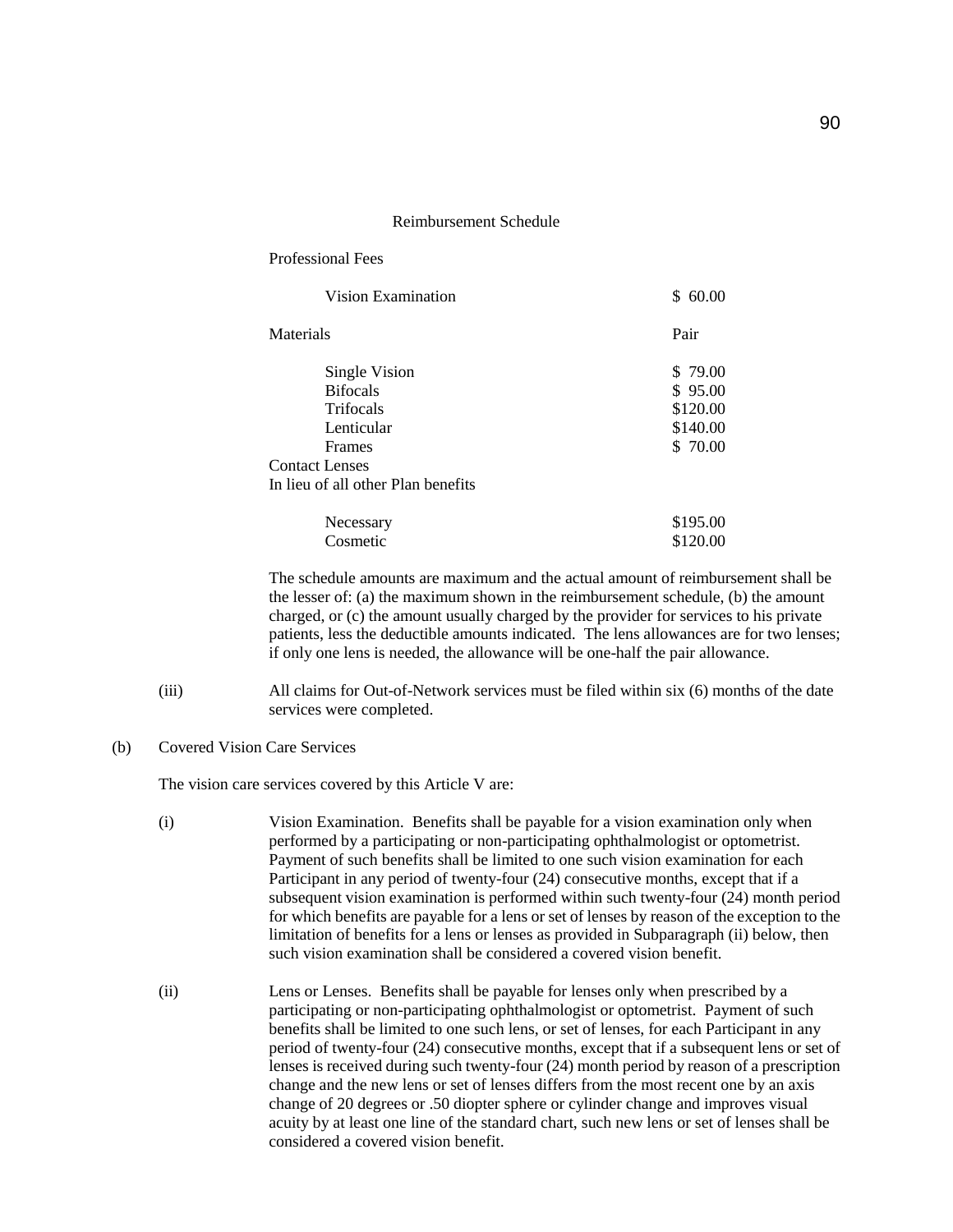Reimbursement Schedule

| Professional Fees | |
|---|---|
| Vision Examination | $ 60.00 |
| **Materials** | **Pair** |
| Single Vision | $ 79.00 |
| Bifocals | $ 95.00 |
| Trifocals | $120.00 |
| Lenticular | $140.00 |
| Frames | $ 70.00 |
| Contact Lenses<br>In lieu of all other Plan benefits | |
| Necessary | $195.00 |
| Cosmetic | $120.00 |

The schedule amounts are maximum and the actual amount of reimbursement shall be the lesser of: (a) the maximum shown in the reimbursement schedule, (b) the amount charged, or (c) the amount usually charged by the provider for services to his private patients, less the deductible amounts indicated. The lens allowances are for two lenses; if only one lens is needed, the allowance will be one-half the pair allowance.

(iii) All claims for Out-of-Network services must be filed within six (6) months of the date services were completed.

(b) Covered Vision Care Services

The vision care services covered by this Article V are:

(i) Vision Examination. Benefits shall be payable for a vision examination only when performed by a participating or non-participating ophthalmologist or optometrist. Payment of such benefits shall be limited to one such vision examination for each Participant in any period of twenty-four (24) consecutive months, except that if a subsequent vision examination is performed within such twenty-four (24) month period for which benefits are payable for a lens or set of lenses by reason of the exception to the limitation of benefits for a lens or lenses as provided in Subparagraph (ii) below, then such vision examination shall be considered a covered vision benefit.

(ii) Lens or Lenses. Benefits shall be payable for lenses only when prescribed by a participating or non-participating ophthalmologist or optometrist. Payment of such benefits shall be limited to one such lens, or set of lenses, for each Participant in any period of twenty-four (24) consecutive months, except that if a subsequent lens or set of lenses is received during such twenty-four (24) month period by reason of a prescription change and the new lens or set of lenses differs from the most recent one by an axis change of 20 degrees or .50 diopter sphere or cylinder change and improves visual acuity by at least one line of the standard chart, such new lens or set of lenses shall be considered a covered vision benefit.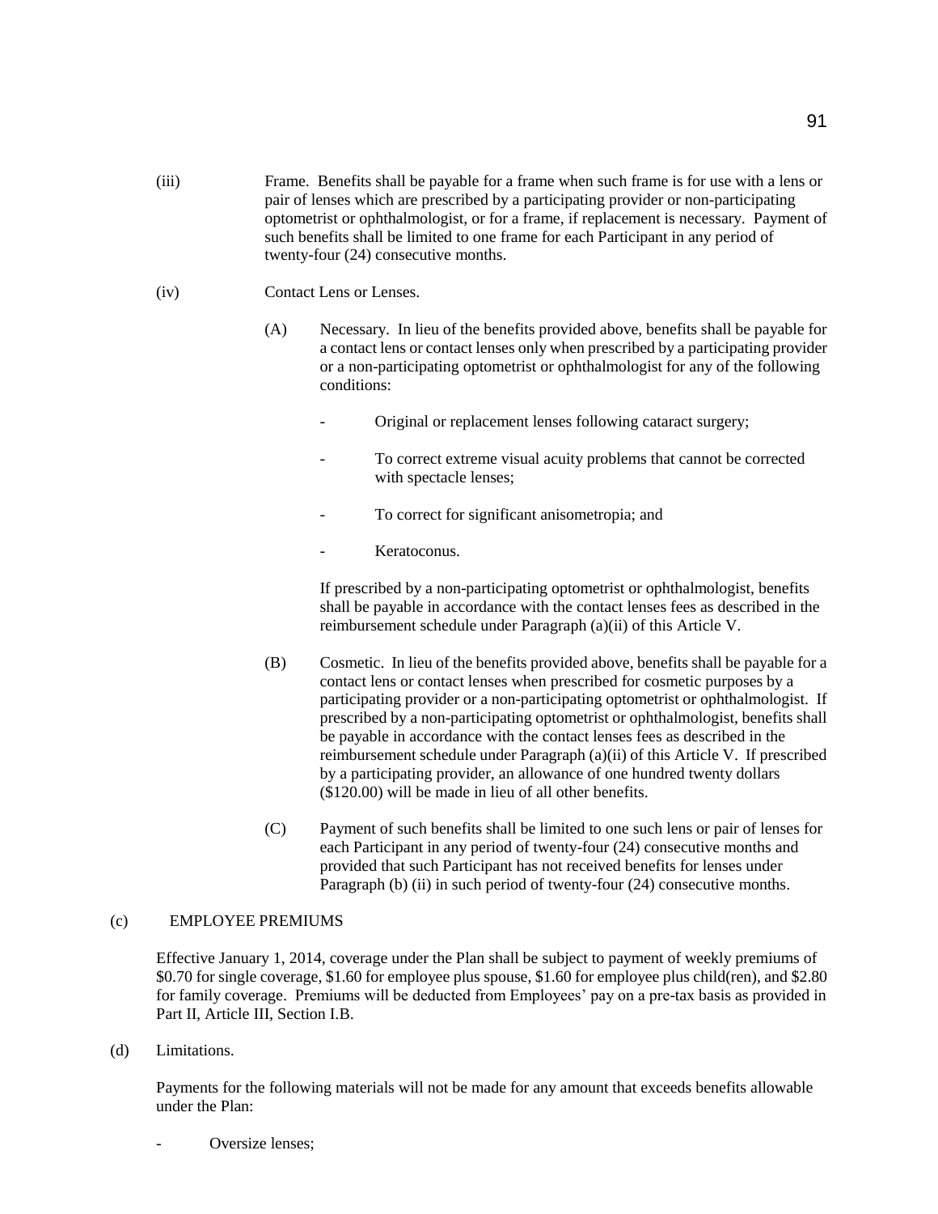(iii) Frame. Benefits shall be payable for a frame when such frame is for use with a lens or pair of lenses which are prescribed by a participating provider or non-participating optometrist or ophthalmologist, or for a frame, if replacement is necessary. Payment of such benefits shall be limited to one frame for each Participant in any period of twenty-four (24) consecutive months.

(iv) Contact Lens or Lenses.

(A) Necessary. In lieu of the benefits provided above, benefits shall be payable for a contact lens or contact lenses only when prescribed by a participating provider or a non-participating optometrist or ophthalmologist for any of the following conditions:

- Original or replacement lenses following cataract surgery;
- To correct extreme visual acuity problems that cannot be corrected with spectacle lenses;
- To correct for significant anisometropia; and
- Keratoconus.

If prescribed by a non-participating optometrist or ophthalmologist, benefits shall be payable in accordance with the contact lenses fees as described in the reimbursement schedule under Paragraph (a)(ii) of this Article V.

(B) Cosmetic. In lieu of the benefits provided above, benefits shall be payable for a contact lens or contact lenses when prescribed for cosmetic purposes by a participating provider or a non-participating optometrist or ophthalmologist. If prescribed by a non-participating optometrist or ophthalmologist, benefits shall be payable in accordance with the contact lenses fees as described in the reimbursement schedule under Paragraph (a)(ii) of this Article V. If prescribed by a participating provider, an allowance of one hundred twenty dollars ($120.00) will be made in lieu of all other benefits.

(C) Payment of such benefits shall be limited to one such lens or pair of lenses for each Participant in any period of twenty-four (24) consecutive months and provided that such Participant has not received benefits for lenses under Paragraph (b) (ii) in such period of twenty-four (24) consecutive months.

(c) EMPLOYEE PREMIUMS

Effective January 1, 2014, coverage under the Plan shall be subject to payment of weekly premiums of $0.70 for single coverage, $1.60 for employee plus spouse, $1.60 for employee plus child(ren), and $2.80 for family coverage. Premiums will be deducted from Employees' pay on a pre-tax basis as provided in Part II, Article III, Section I.B.

(d) Limitations.

Payments for the following materials will not be made for any amount that exceeds benefits allowable under the Plan:

- Oversize lenses;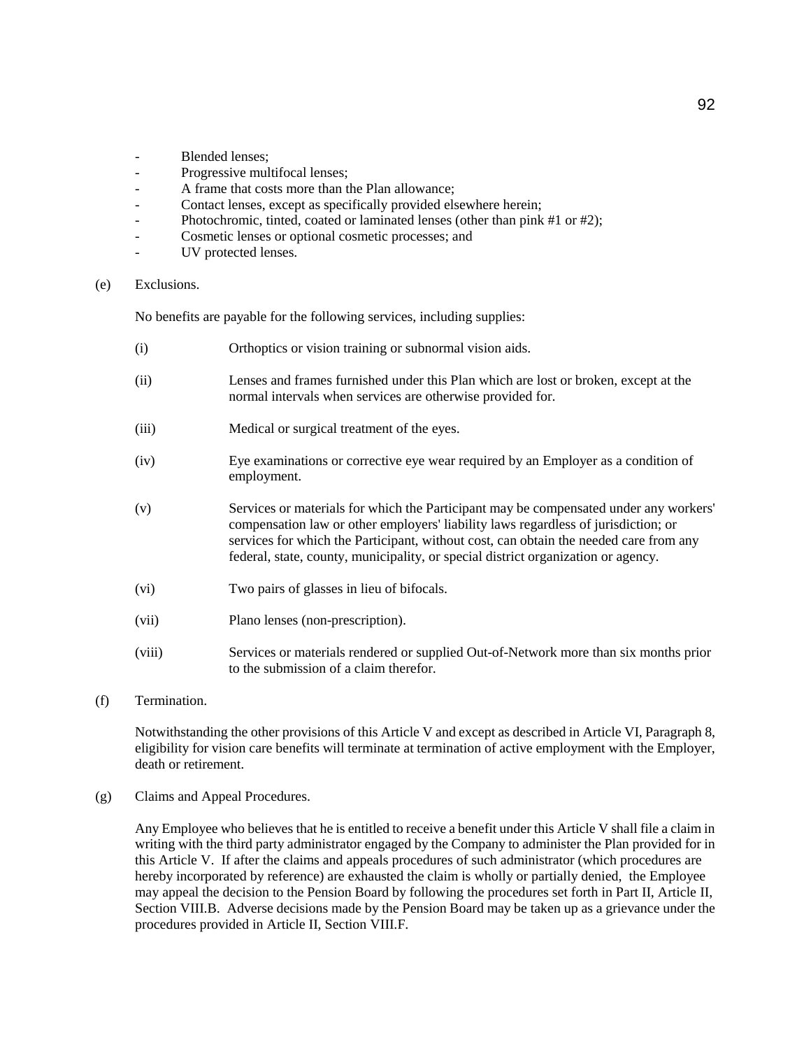- Blended lenses;
- Progressive multifocal lenses;
- A frame that costs more than the Plan allowance;
- Contact lenses, except as specifically provided elsewhere herein;
- Photochromic, tinted, coated or laminated lenses (other than pink #1 or #2);
- Cosmetic lenses or optional cosmetic processes; and
- UV protected lenses.

(e) Exclusions.

No benefits are payable for the following services, including supplies:

(i) Orthoptics or vision training or subnormal vision aids.

(ii) Lenses and frames furnished under this Plan which are lost or broken, except at the normal intervals when services are otherwise provided for.

(iii) Medical or surgical treatment of the eyes.

(iv) Eye examinations or corrective eye wear required by an Employer as a condition of employment.

(v) Services or materials for which the Participant may be compensated under any workers' compensation law or other employers' liability laws regardless of jurisdiction; or services for which the Participant, without cost, can obtain the needed care from any federal, state, county, municipality, or special district organization or agency.

(vi) Two pairs of glasses in lieu of bifocals.

(vii) Plano lenses (non-prescription).

(viii) Services or materials rendered or supplied Out-of-Network more than six months prior to the submission of a claim therefor.

(f) Termination.

Notwithstanding the other provisions of this Article V and except as described in Article VI, Paragraph 8, eligibility for vision care benefits will terminate at termination of active employment with the Employer, death or retirement.

(g) Claims and Appeal Procedures.

Any Employee who believes that he is entitled to receive a benefit under this Article V shall file a claim in writing with the third party administrator engaged by the Company to administer the Plan provided for in this Article V. If after the claims and appeals procedures of such administrator (which procedures are hereby incorporated by reference) are exhausted the claim is wholly or partially denied, the Employee may appeal the decision to the Pension Board by following the procedures set forth in Part II, Article II, Section VIII.B. Adverse decisions made by the Pension Board may be taken up as a grievance under the procedures provided in Article II, Section VIII.F.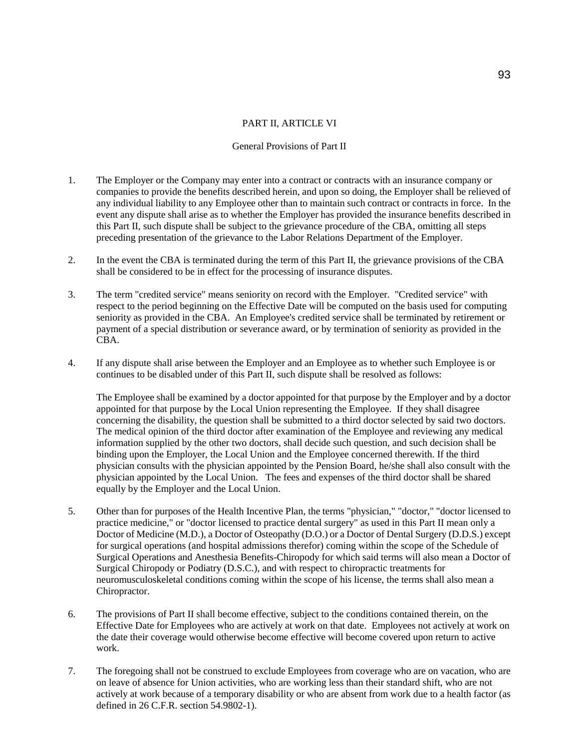## PART II, ARTICLE VI

### General Provisions of Part II

1. The Employer or the Company may enter into a contract or contracts with an insurance company or companies to provide the benefits described herein, and upon so doing, the Employer shall be relieved of any individual liability to any Employee other than to maintain such contract or contracts in force. In the event any dispute shall arise as to whether the Employer has provided the insurance benefits described in this Part II, such dispute shall be subject to the grievance procedure of the CBA, omitting all steps preceding presentation of the grievance to the Labor Relations Department of the Employer.

2. In the event the CBA is terminated during the term of this Part II, the grievance provisions of the CBA shall be considered to be in effect for the processing of insurance disputes.

3. The term "credited service" means seniority on record with the Employer. "Credited service" with respect to the period beginning on the Effective Date will be computed on the basis used for computing seniority as provided in the CBA. An Employee's credited service shall be terminated by retirement or payment of a special distribution or severance award, or by termination of seniority as provided in the CBA.

4. If any dispute shall arise between the Employer and an Employee as to whether such Employee is or continues to be disabled under of this Part II, such dispute shall be resolved as follows:

   The Employee shall be examined by a doctor appointed for that purpose by the Employer and by a doctor appointed for that purpose by the Local Union representing the Employee. If they shall disagree concerning the disability, the question shall be submitted to a third doctor selected by said two doctors. The medical opinion of the third doctor after examination of the Employee and reviewing any medical information supplied by the other two doctors, shall decide such question, and such decision shall be binding upon the Employer, the Local Union and the Employee concerned therewith. If the third physician consults with the physician appointed by the Pension Board, he/she shall also consult with the physician appointed by the Local Union. The fees and expenses of the third doctor shall be shared equally by the Employer and the Local Union.

5. Other than for purposes of the Health Incentive Plan, the terms "physician," "doctor," "doctor licensed to practice medicine," or "doctor licensed to practice dental surgery" as used in this Part II mean only a Doctor of Medicine (M.D.), a Doctor of Osteopathy (D.O.) or a Doctor of Dental Surgery (D.D.S.) except for surgical operations (and hospital admissions therefor) coming within the scope of the Schedule of Surgical Operations and Anesthesia Benefits-Chiropody for which said terms will also mean a Doctor of Surgical Chiropody or Podiatry (D.S.C.), and with respect to chiropractic treatments for neuromusculoskeletal conditions coming within the scope of his license, the terms shall also mean a Chiropractor.

6. The provisions of Part II shall become effective, subject to the conditions contained therein, on the Effective Date for Employees who are actively at work on that date. Employees not actively at work on the date their coverage would otherwise become effective will become covered upon return to active work.

7. The foregoing shall not be construed to exclude Employees from coverage who are on vacation, who are on leave of absence for Union activities, who are working less than their standard shift, who are not actively at work because of a temporary disability or who are absent from work due to a health factor (as defined in 26 C.F.R. section 54.9802-1).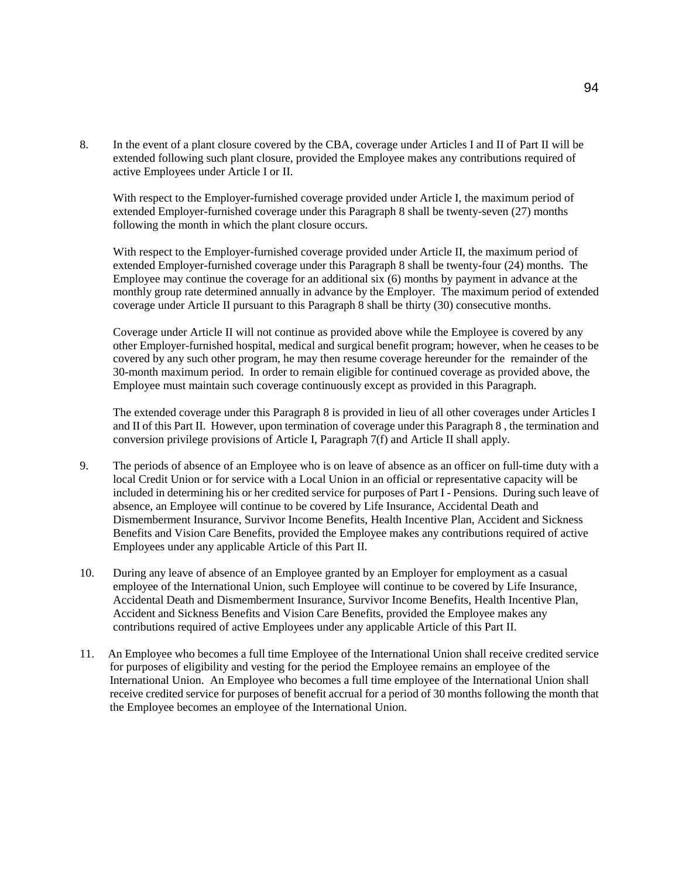8. In the event of a plant closure covered by the CBA, coverage under Articles I and II of Part II will be extended following such plant closure, provided the Employee makes any contributions required of active Employees under Article I or II.

   With respect to the Employer-furnished coverage provided under Article I, the maximum period of extended Employer-furnished coverage under this Paragraph 8 shall be twenty-seven (27) months following the month in which the plant closure occurs.

   With respect to the Employer-furnished coverage provided under Article II, the maximum period of extended Employer-furnished coverage under this Paragraph 8 shall be twenty-four (24) months. The Employee may continue the coverage for an additional six (6) months by payment in advance at the monthly group rate determined annually in advance by the Employer. The maximum period of extended coverage under Article II pursuant to this Paragraph 8 shall be thirty (30) consecutive months.

   Coverage under Article II will not continue as provided above while the Employee is covered by any other Employer-furnished hospital, medical and surgical benefit program; however, when he ceases to be covered by any such other program, he may then resume coverage hereunder for the remainder of the 30-month maximum period. In order to remain eligible for continued coverage as provided above, the Employee must maintain such coverage continuously except as provided in this Paragraph.

   The extended coverage under this Paragraph 8 is provided in lieu of all other coverages under Articles I and II of this Part II. However, upon termination of coverage under this Paragraph 8 , the termination and conversion privilege provisions of Article I, Paragraph 7(f) and Article II shall apply.

9. The periods of absence of an Employee who is on leave of absence as an officer on full-time duty with a local Credit Union or for service with a Local Union in an official or representative capacity will be included in determining his or her credited service for purposes of Part I - Pensions. During such leave of absence, an Employee will continue to be covered by Life Insurance, Accidental Death and Dismemberment Insurance, Survivor Income Benefits, Health Incentive Plan, Accident and Sickness Benefits and Vision Care Benefits, provided the Employee makes any contributions required of active Employees under any applicable Article of this Part II.

10. During any leave of absence of an Employee granted by an Employer for employment as a casual employee of the International Union, such Employee will continue to be covered by Life Insurance, Accidental Death and Dismemberment Insurance, Survivor Income Benefits, Health Incentive Plan, Accident and Sickness Benefits and Vision Care Benefits, provided the Employee makes any contributions required of active Employees under any applicable Article of this Part II.

11. An Employee who becomes a full time Employee of the International Union shall receive credited service for purposes of eligibility and vesting for the period the Employee remains an employee of the International Union. An Employee who becomes a full time employee of the International Union shall receive credited service for purposes of benefit accrual for a period of 30 months following the month that the Employee becomes an employee of the International Union.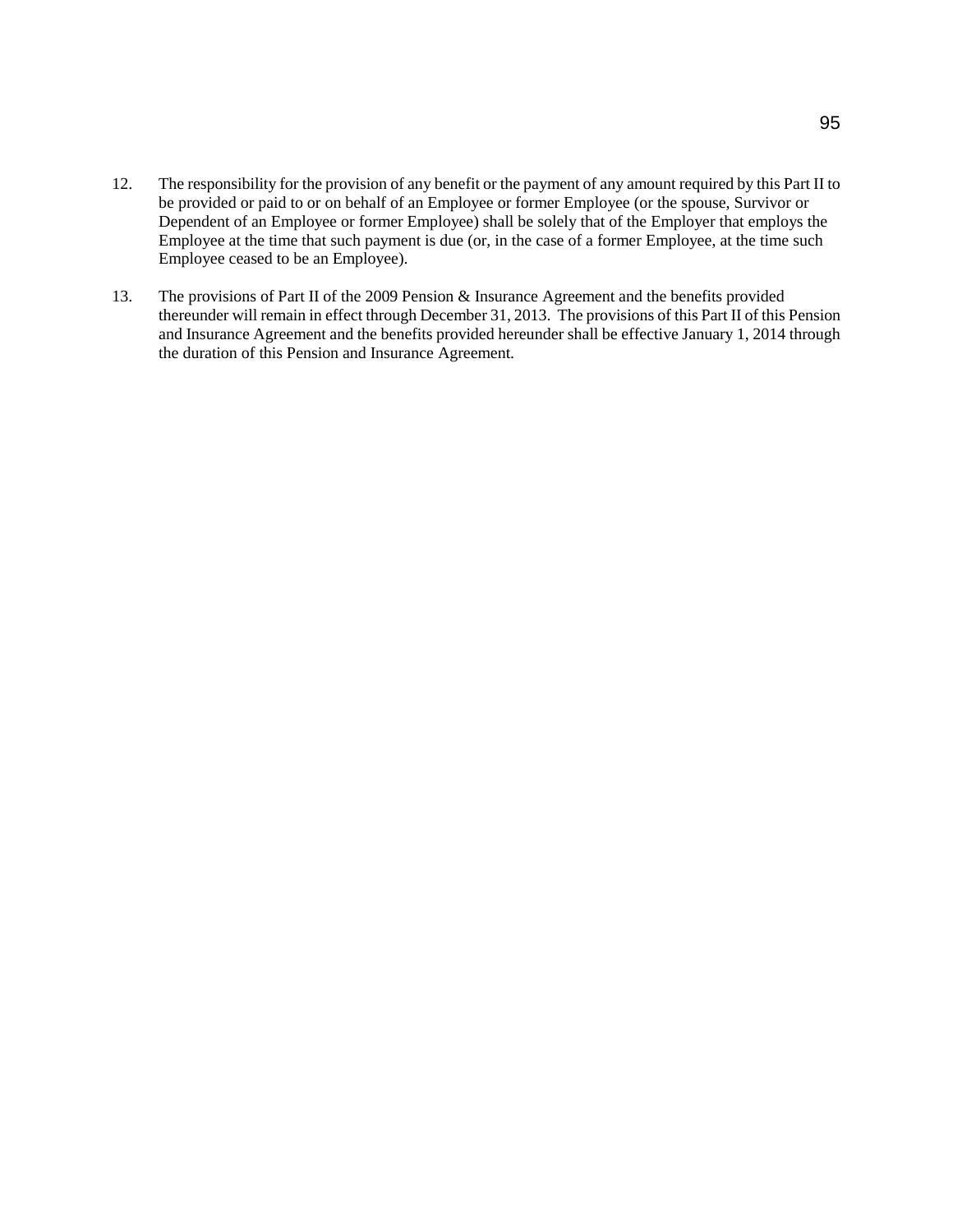12. The responsibility for the provision of any benefit or the payment of any amount required by this Part II to be provided or paid to or on behalf of an Employee or former Employee (or the spouse, Survivor or Dependent of an Employee or former Employee) shall be solely that of the Employer that employs the Employee at the time that such payment is due (or, in the case of a former Employee, at the time such Employee ceased to be an Employee).

13. The provisions of Part II of the 2009 Pension & Insurance Agreement and the benefits provided thereunder will remain in effect through December 31, 2013. The provisions of this Part II of this Pension and Insurance Agreement and the benefits provided hereunder shall be effective January 1, 2014 through the duration of this Pension and Insurance Agreement.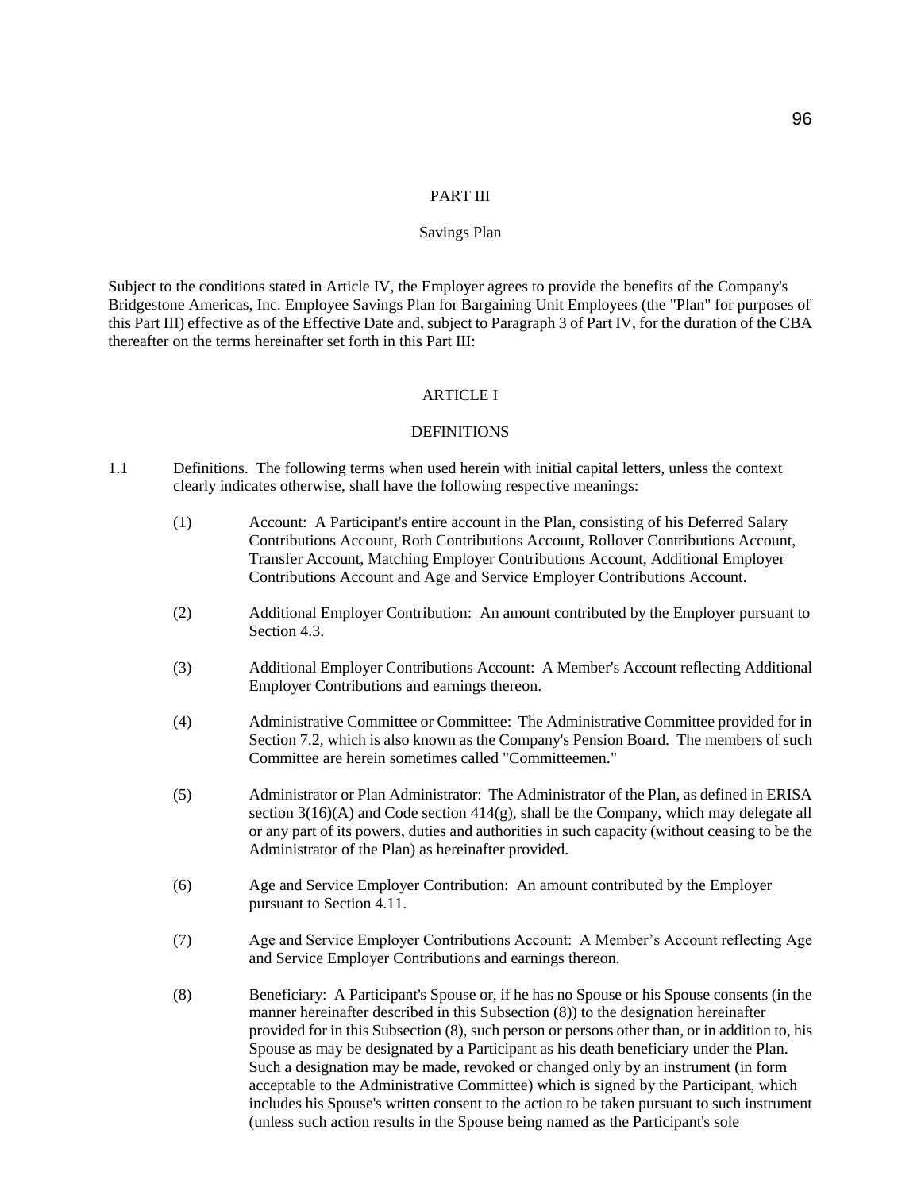# PART III

## Savings Plan

Subject to the conditions stated in Article IV, the Employer agrees to provide the benefits of the Company's Bridgestone Americas, Inc. Employee Savings Plan for Bargaining Unit Employees (the "Plan" for purposes of this Part III) effective as of the Effective Date and, subject to Paragraph 3 of Part IV, for the duration of the CBA thereafter on the terms hereinafter set forth in this Part III:

## ARTICLE I

## DEFINITIONS

1.1 Definitions. The following terms when used herein with initial capital letters, unless the context clearly indicates otherwise, shall have the following respective meanings:

(1) Account: A Participant's entire account in the Plan, consisting of his Deferred Salary Contributions Account, Roth Contributions Account, Rollover Contributions Account, Transfer Account, Matching Employer Contributions Account, Additional Employer Contributions Account and Age and Service Employer Contributions Account.

(2) Additional Employer Contribution: An amount contributed by the Employer pursuant to Section 4.3.

(3) Additional Employer Contributions Account: A Member's Account reflecting Additional Employer Contributions and earnings thereon.

(4) Administrative Committee or Committee: The Administrative Committee provided for in Section 7.2, which is also known as the Company's Pension Board. The members of such Committee are herein sometimes called "Committeemen."

(5) Administrator or Plan Administrator: The Administrator of the Plan, as defined in ERISA section 3(16)(A) and Code section 414(g), shall be the Company, which may delegate all or any part of its powers, duties and authorities in such capacity (without ceasing to be the Administrator of the Plan) as hereinafter provided.

(6) Age and Service Employer Contribution: An amount contributed by the Employer pursuant to Section 4.11.

(7) Age and Service Employer Contributions Account: A Member's Account reflecting Age and Service Employer Contributions and earnings thereon.

(8) Beneficiary: A Participant's Spouse or, if he has no Spouse or his Spouse consents (in the manner hereinafter described in this Subsection (8)) to the designation hereinafter provided for in this Subsection (8), such person or persons other than, or in addition to, his Spouse as may be designated by a Participant as his death beneficiary under the Plan. Such a designation may be made, revoked or changed only by an instrument (in form acceptable to the Administrative Committee) which is signed by the Participant, which includes his Spouse's written consent to the action to be taken pursuant to such instrument (unless such action results in the Spouse being named as the Participant's sole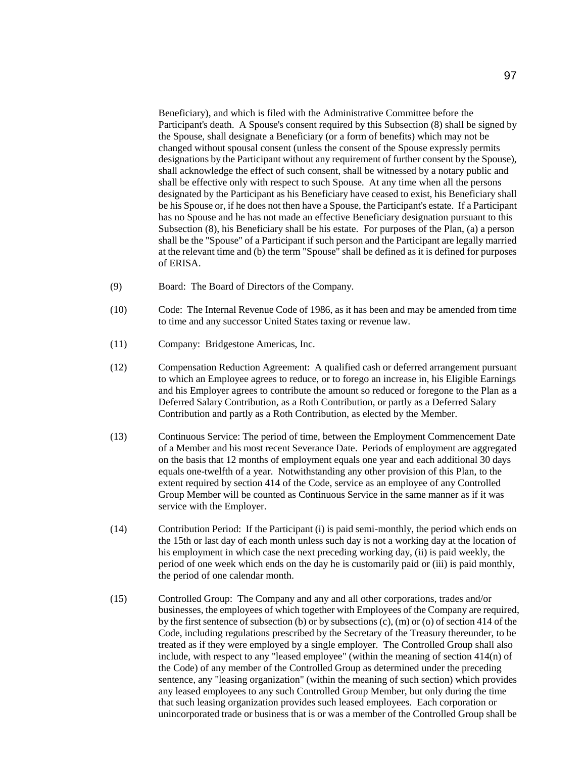Beneficiary), and which is filed with the Administrative Committee before the Participant's death. A Spouse's consent required by this Subsection (8) shall be signed by the Spouse, shall designate a Beneficiary (or a form of benefits) which may not be changed without spousal consent (unless the consent of the Spouse expressly permits designations by the Participant without any requirement of further consent by the Spouse), shall acknowledge the effect of such consent, shall be witnessed by a notary public and shall be effective only with respect to such Spouse. At any time when all the persons designated by the Participant as his Beneficiary have ceased to exist, his Beneficiary shall be his Spouse or, if he does not then have a Spouse, the Participant's estate. If a Participant has no Spouse and he has not made an effective Beneficiary designation pursuant to this Subsection (8), his Beneficiary shall be his estate. For purposes of the Plan, (a) a person shall be the "Spouse" of a Participant if such person and the Participant are legally married at the relevant time and (b) the term "Spouse" shall be defined as it is defined for purposes of ERISA.

(9) Board: The Board of Directors of the Company.

(10) Code: The Internal Revenue Code of 1986, as it has been and may be amended from time to time and any successor United States taxing or revenue law.

(11) Company: Bridgestone Americas, Inc.

(12) Compensation Reduction Agreement: A qualified cash or deferred arrangement pursuant to which an Employee agrees to reduce, or to forego an increase in, his Eligible Earnings and his Employer agrees to contribute the amount so reduced or foregone to the Plan as a Deferred Salary Contribution, as a Roth Contribution, or partly as a Deferred Salary Contribution and partly as a Roth Contribution, as elected by the Member.

(13) Continuous Service: The period of time, between the Employment Commencement Date of a Member and his most recent Severance Date. Periods of employment are aggregated on the basis that 12 months of employment equals one year and each additional 30 days equals one-twelfth of a year. Notwithstanding any other provision of this Plan, to the extent required by section 414 of the Code, service as an employee of any Controlled Group Member will be counted as Continuous Service in the same manner as if it was service with the Employer.

(14) Contribution Period: If the Participant (i) is paid semi-monthly, the period which ends on the 15th or last day of each month unless such day is not a working day at the location of his employment in which case the next preceding working day, (ii) is paid weekly, the period of one week which ends on the day he is customarily paid or (iii) is paid monthly, the period of one calendar month.

(15) Controlled Group: The Company and any and all other corporations, trades and/or businesses, the employees of which together with Employees of the Company are required, by the first sentence of subsection (b) or by subsections (c), (m) or (o) of section 414 of the Code, including regulations prescribed by the Secretary of the Treasury thereunder, to be treated as if they were employed by a single employer. The Controlled Group shall also include, with respect to any "leased employee" (within the meaning of section 414(n) of the Code) of any member of the Controlled Group as determined under the preceding sentence, any "leasing organization" (within the meaning of such section) which provides any leased employees to any such Controlled Group Member, but only during the time that such leasing organization provides such leased employees. Each corporation or unincorporated trade or business that is or was a member of the Controlled Group shall be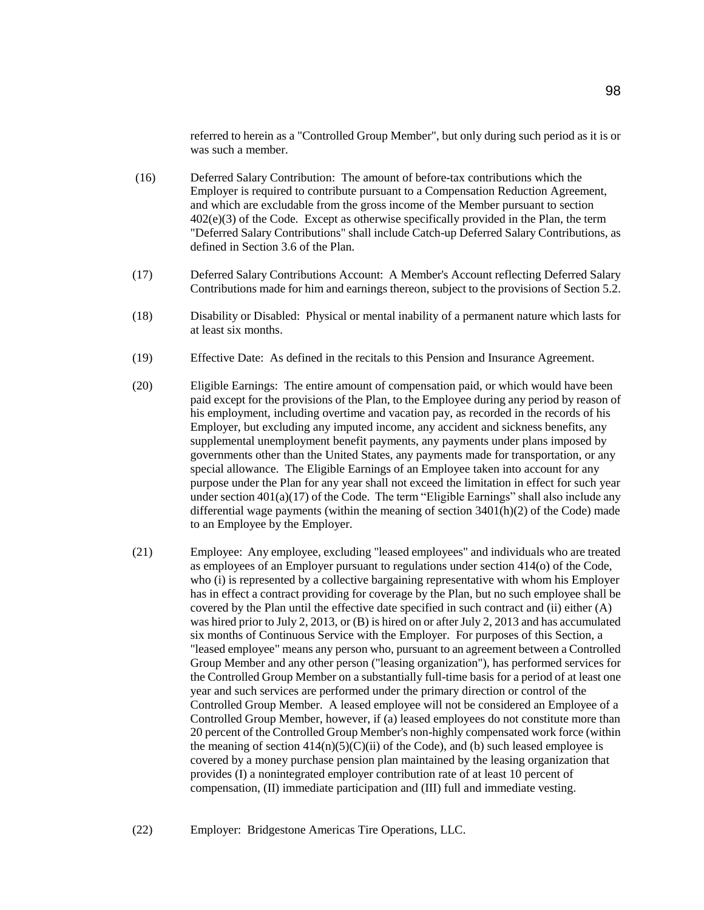referred to herein as a "Controlled Group Member", but only during such period as it is or was such a member.

(16) Deferred Salary Contribution: The amount of before-tax contributions which the Employer is required to contribute pursuant to a Compensation Reduction Agreement, and which are excludable from the gross income of the Member pursuant to section 402(e)(3) of the Code. Except as otherwise specifically provided in the Plan, the term "Deferred Salary Contributions" shall include Catch-up Deferred Salary Contributions, as defined in Section 3.6 of the Plan.

(17) Deferred Salary Contributions Account: A Member's Account reflecting Deferred Salary Contributions made for him and earnings thereon, subject to the provisions of Section 5.2.

(18) Disability or Disabled: Physical or mental inability of a permanent nature which lasts for at least six months.

(19) Effective Date: As defined in the recitals to this Pension and Insurance Agreement.

(20) Eligible Earnings: The entire amount of compensation paid, or which would have been paid except for the provisions of the Plan, to the Employee during any period by reason of his employment, including overtime and vacation pay, as recorded in the records of his Employer, but excluding any imputed income, any accident and sickness benefits, any supplemental unemployment benefit payments, any payments under plans imposed by governments other than the United States, any payments made for transportation, or any special allowance. The Eligible Earnings of an Employee taken into account for any purpose under the Plan for any year shall not exceed the limitation in effect for such year under section 401(a)(17) of the Code. The term "Eligible Earnings" shall also include any differential wage payments (within the meaning of section 3401(h)(2) of the Code) made to an Employee by the Employer.

(21) Employee: Any employee, excluding "leased employees" and individuals who are treated as employees of an Employer pursuant to regulations under section 414(o) of the Code, who (i) is represented by a collective bargaining representative with whom his Employer has in effect a contract providing for coverage by the Plan, but no such employee shall be covered by the Plan until the effective date specified in such contract and (ii) either (A) was hired prior to July 2, 2013, or (B) is hired on or after July 2, 2013 and has accumulated six months of Continuous Service with the Employer. For purposes of this Section, a "leased employee" means any person who, pursuant to an agreement between a Controlled Group Member and any other person ("leasing organization"), has performed services for the Controlled Group Member on a substantially full-time basis for a period of at least one year and such services are performed under the primary direction or control of the Controlled Group Member. A leased employee will not be considered an Employee of a Controlled Group Member, however, if (a) leased employees do not constitute more than 20 percent of the Controlled Group Member's non-highly compensated work force (within the meaning of section 414(n)(5)(C)(ii) of the Code), and (b) such leased employee is covered by a money purchase pension plan maintained by the leasing organization that provides (I) a nonintegrated employer contribution rate of at least 10 percent of compensation, (II) immediate participation and (III) full and immediate vesting.

(22) Employer: Bridgestone Americas Tire Operations, LLC.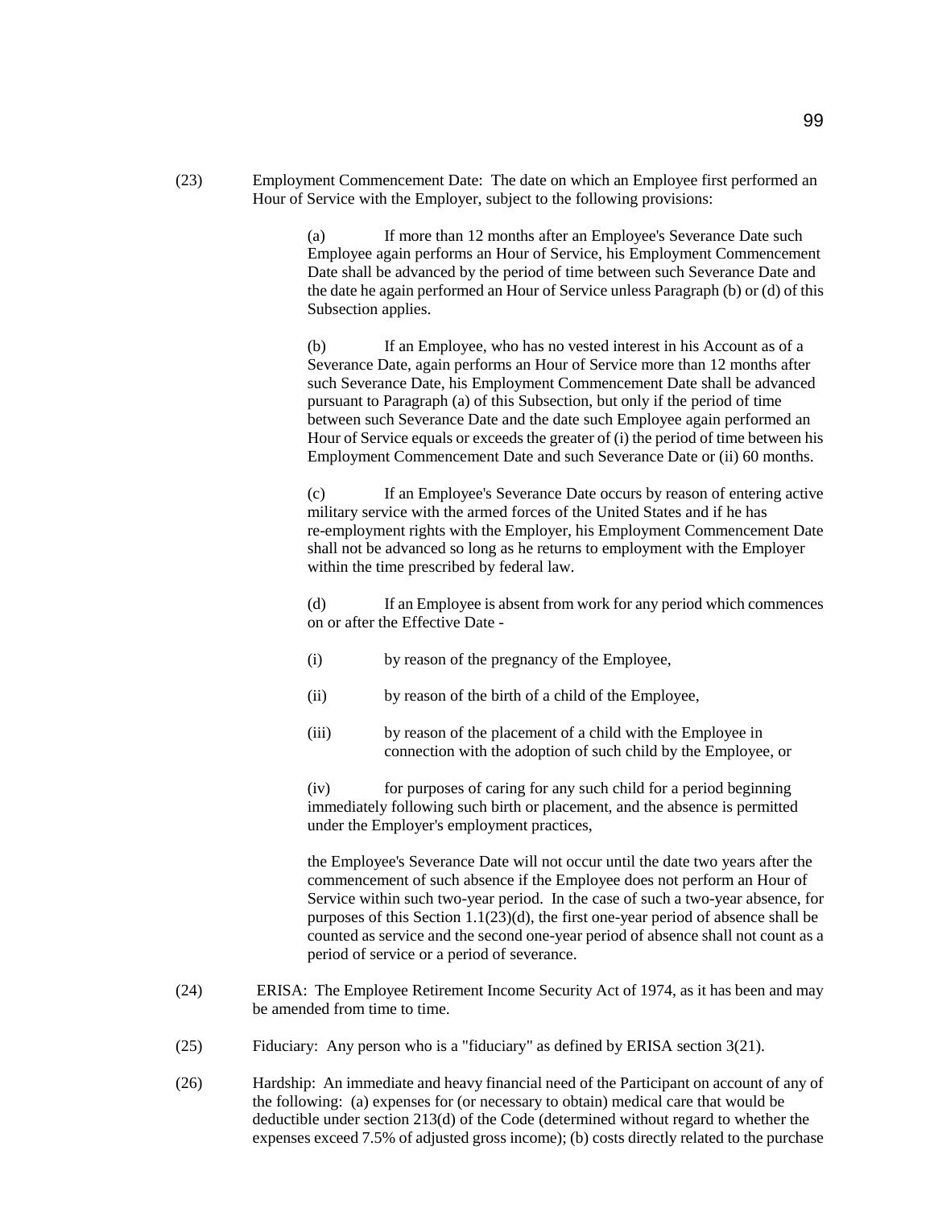(23) Employment Commencement Date: The date on which an Employee first performed an Hour of Service with the Employer, subject to the following provisions:

> (a) If more than 12 months after an Employee's Severance Date such Employee again performs an Hour of Service, his Employment Commencement Date shall be advanced by the period of time between such Severance Date and the date he again performed an Hour of Service unless Paragraph (b) or (d) of this Subsection applies.
>
> (b) If an Employee, who has no vested interest in his Account as of a Severance Date, again performs an Hour of Service more than 12 months after such Severance Date, his Employment Commencement Date shall be advanced pursuant to Paragraph (a) of this Subsection, but only if the period of time between such Severance Date and the date such Employee again performed an Hour of Service equals or exceeds the greater of (i) the period of time between his Employment Commencement Date and such Severance Date or (ii) 60 months.
>
> (c) If an Employee's Severance Date occurs by reason of entering active military service with the armed forces of the United States and if he has re-employment rights with the Employer, his Employment Commencement Date shall not be advanced so long as he returns to employment with the Employer within the time prescribed by federal law.
>
> (d) If an Employee is absent from work for any period which commences on or after the Effective Date -
>
> (i) by reason of the pregnancy of the Employee,
>
> (ii) by reason of the birth of a child of the Employee,
>
> (iii) by reason of the placement of a child with the Employee in connection with the adoption of such child by the Employee, or
>
> (iv) for purposes of caring for any such child for a period beginning immediately following such birth or placement, and the absence is permitted under the Employer's employment practices,
>
> the Employee's Severance Date will not occur until the date two years after the commencement of such absence if the Employee does not perform an Hour of Service within such two-year period. In the case of such a two-year absence, for purposes of this Section 1.1(23)(d), the first one-year period of absence shall be counted as service and the second one-year period of absence shall not count as a period of service or a period of severance.

(24) ERISA: The Employee Retirement Income Security Act of 1974, as it has been and may be amended from time to time.

(25) Fiduciary: Any person who is a "fiduciary" as defined by ERISA section 3(21).

(26) Hardship: An immediate and heavy financial need of the Participant on account of any of the following: (a) expenses for (or necessary to obtain) medical care that would be deductible under section 213(d) of the Code (determined without regard to whether the expenses exceed 7.5% of adjusted gross income); (b) costs directly related to the purchase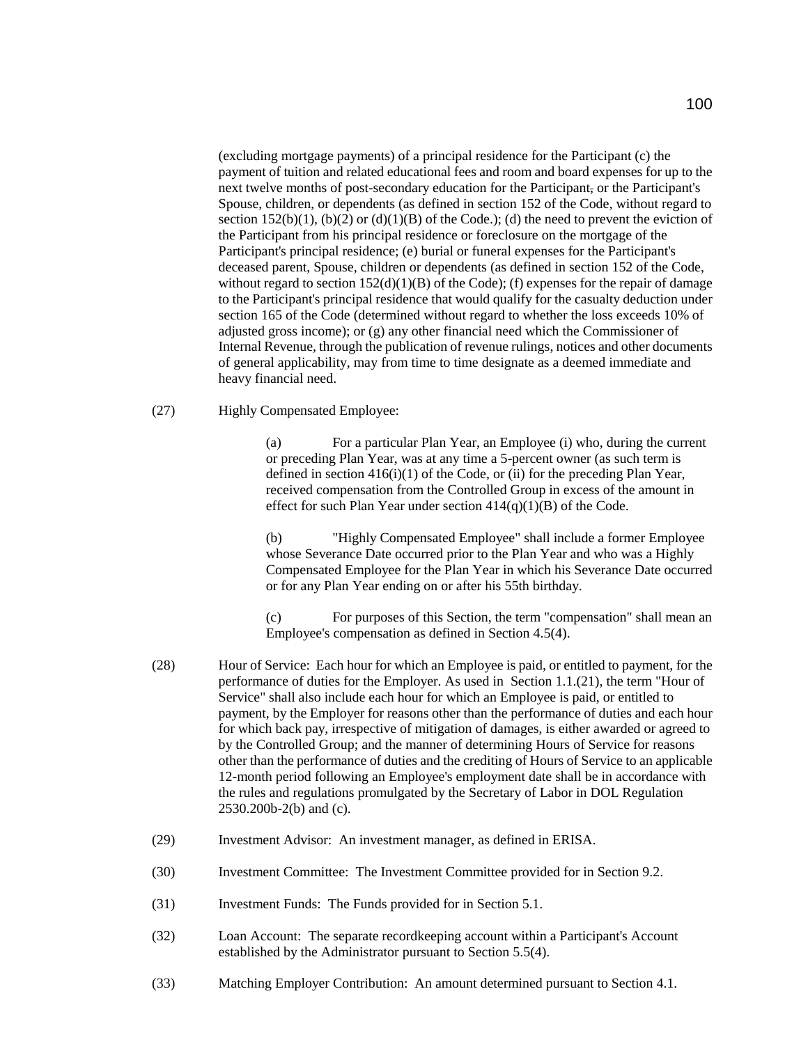(excluding mortgage payments) of a principal residence for the Participant (c) the payment of tuition and related educational fees and room and board expenses for up to the next twelve months of post-secondary education for the Participant, or the Participant's Spouse, children, or dependents (as defined in section 152 of the Code, without regard to section 152(b)(1), (b)(2) or (d)(1)(B) of the Code.); (d) the need to prevent the eviction of the Participant from his principal residence or foreclosure on the mortgage of the Participant's principal residence; (e) burial or funeral expenses for the Participant's deceased parent, Spouse, children or dependents (as defined in section 152 of the Code, without regard to section 152(d)(1)(B) of the Code); (f) expenses for the repair of damage to the Participant's principal residence that would qualify for the casualty deduction under section 165 of the Code (determined without regard to whether the loss exceeds 10% of adjusted gross income); or (g) any other financial need which the Commissioner of Internal Revenue, through the publication of revenue rulings, notices and other documents of general applicability, may from time to time designate as a deemed immediate and heavy financial need.

(27) Highly Compensated Employee:

(a) For a particular Plan Year, an Employee (i) who, during the current or preceding Plan Year, was at any time a 5-percent owner (as such term is defined in section 416(i)(1) of the Code, or (ii) for the preceding Plan Year, received compensation from the Controlled Group in excess of the amount in effect for such Plan Year under section 414(q)(1)(B) of the Code.

(b) "Highly Compensated Employee" shall include a former Employee whose Severance Date occurred prior to the Plan Year and who was a Highly Compensated Employee for the Plan Year in which his Severance Date occurred or for any Plan Year ending on or after his 55th birthday.

(c) For purposes of this Section, the term "compensation" shall mean an Employee's compensation as defined in Section 4.5(4).

(28) Hour of Service: Each hour for which an Employee is paid, or entitled to payment, for the performance of duties for the Employer. As used in Section 1.1.(21), the term "Hour of Service" shall also include each hour for which an Employee is paid, or entitled to payment, by the Employer for reasons other than the performance of duties and each hour for which back pay, irrespective of mitigation of damages, is either awarded or agreed to by the Controlled Group; and the manner of determining Hours of Service for reasons other than the performance of duties and the crediting of Hours of Service to an applicable 12-month period following an Employee's employment date shall be in accordance with the rules and regulations promulgated by the Secretary of Labor in DOL Regulation 2530.200b-2(b) and (c).

(29) Investment Advisor: An investment manager, as defined in ERISA.

(30) Investment Committee: The Investment Committee provided for in Section 9.2.

(31) Investment Funds: The Funds provided for in Section 5.1.

(32) Loan Account: The separate recordkeeping account within a Participant's Account established by the Administrator pursuant to Section 5.5(4).

(33) Matching Employer Contribution: An amount determined pursuant to Section 4.1.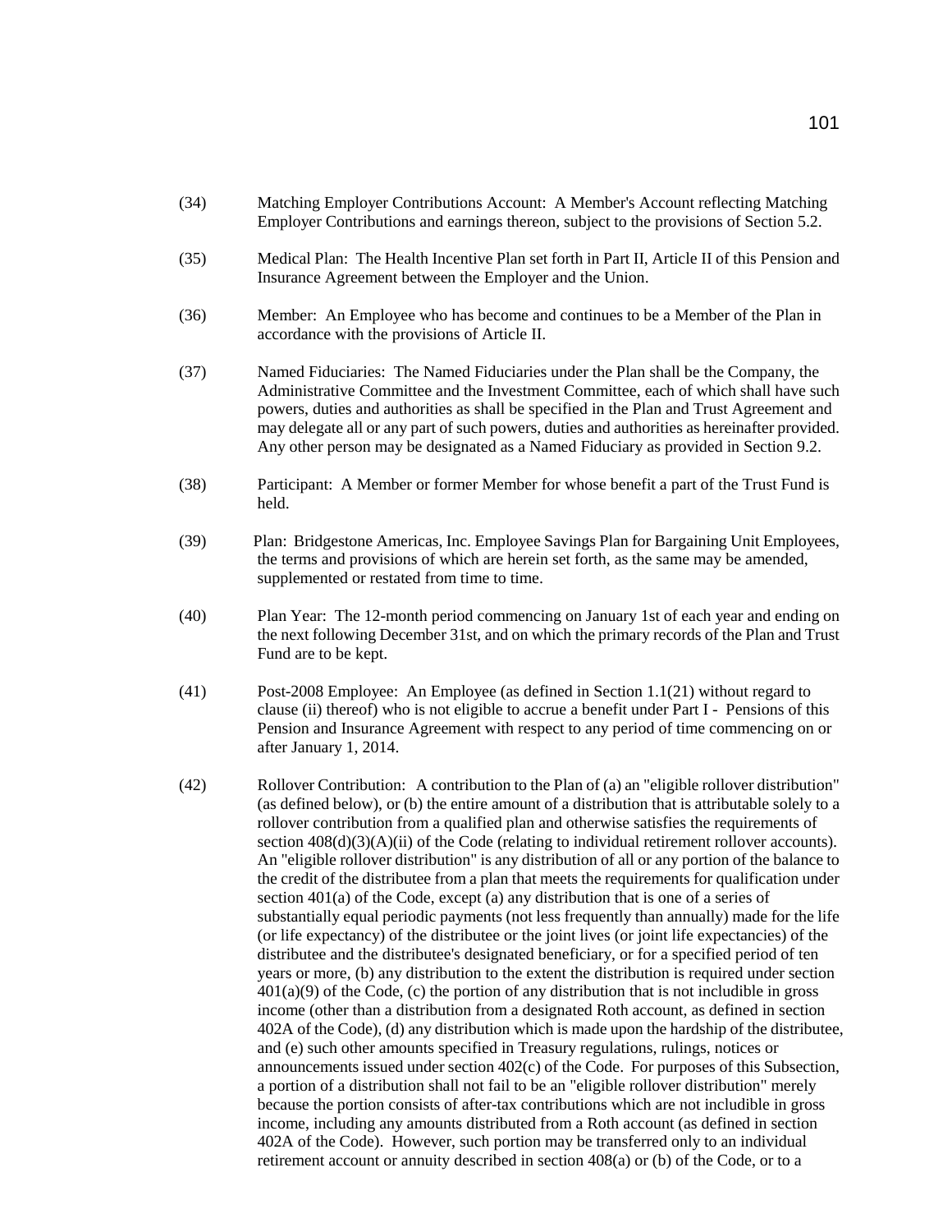(34) Matching Employer Contributions Account: A Member's Account reflecting Matching Employer Contributions and earnings thereon, subject to the provisions of Section 5.2.

(35) Medical Plan: The Health Incentive Plan set forth in Part II, Article II of this Pension and Insurance Agreement between the Employer and the Union.

(36) Member: An Employee who has become and continues to be a Member of the Plan in accordance with the provisions of Article II.

(37) Named Fiduciaries: The Named Fiduciaries under the Plan shall be the Company, the Administrative Committee and the Investment Committee, each of which shall have such powers, duties and authorities as shall be specified in the Plan and Trust Agreement and may delegate all or any part of such powers, duties and authorities as hereinafter provided. Any other person may be designated as a Named Fiduciary as provided in Section 9.2.

(38) Participant: A Member or former Member for whose benefit a part of the Trust Fund is held.

(39) Plan: Bridgestone Americas, Inc. Employee Savings Plan for Bargaining Unit Employees, the terms and provisions of which are herein set forth, as the same may be amended, supplemented or restated from time to time.

(40) Plan Year: The 12-month period commencing on January 1st of each year and ending on the next following December 31st, and on which the primary records of the Plan and Trust Fund are to be kept.

(41) Post-2008 Employee: An Employee (as defined in Section 1.1(21) without regard to clause (ii) thereof) who is not eligible to accrue a benefit under Part I - Pensions of this Pension and Insurance Agreement with respect to any period of time commencing on or after January 1, 2014.

(42) Rollover Contribution: A contribution to the Plan of (a) an "eligible rollover distribution" (as defined below), or (b) the entire amount of a distribution that is attributable solely to a rollover contribution from a qualified plan and otherwise satisfies the requirements of section 408(d)(3)(A)(ii) of the Code (relating to individual retirement rollover accounts). An "eligible rollover distribution" is any distribution of all or any portion of the balance to the credit of the distributee from a plan that meets the requirements for qualification under section 401(a) of the Code, except (a) any distribution that is one of a series of substantially equal periodic payments (not less frequently than annually) made for the life (or life expectancy) of the distributee or the joint lives (or joint life expectancies) of the distributee and the distributee's designated beneficiary, or for a specified period of ten years or more, (b) any distribution to the extent the distribution is required under section 401(a)(9) of the Code, (c) the portion of any distribution that is not includible in gross income (other than a distribution from a designated Roth account, as defined in section 402A of the Code), (d) any distribution which is made upon the hardship of the distributee, and (e) such other amounts specified in Treasury regulations, rulings, notices or announcements issued under section 402(c) of the Code. For purposes of this Subsection, a portion of a distribution shall not fail to be an "eligible rollover distribution" merely because the portion consists of after-tax contributions which are not includible in gross income, including any amounts distributed from a Roth account (as defined in section 402A of the Code). However, such portion may be transferred only to an individual retirement account or annuity described in section 408(a) or (b) of the Code, or to a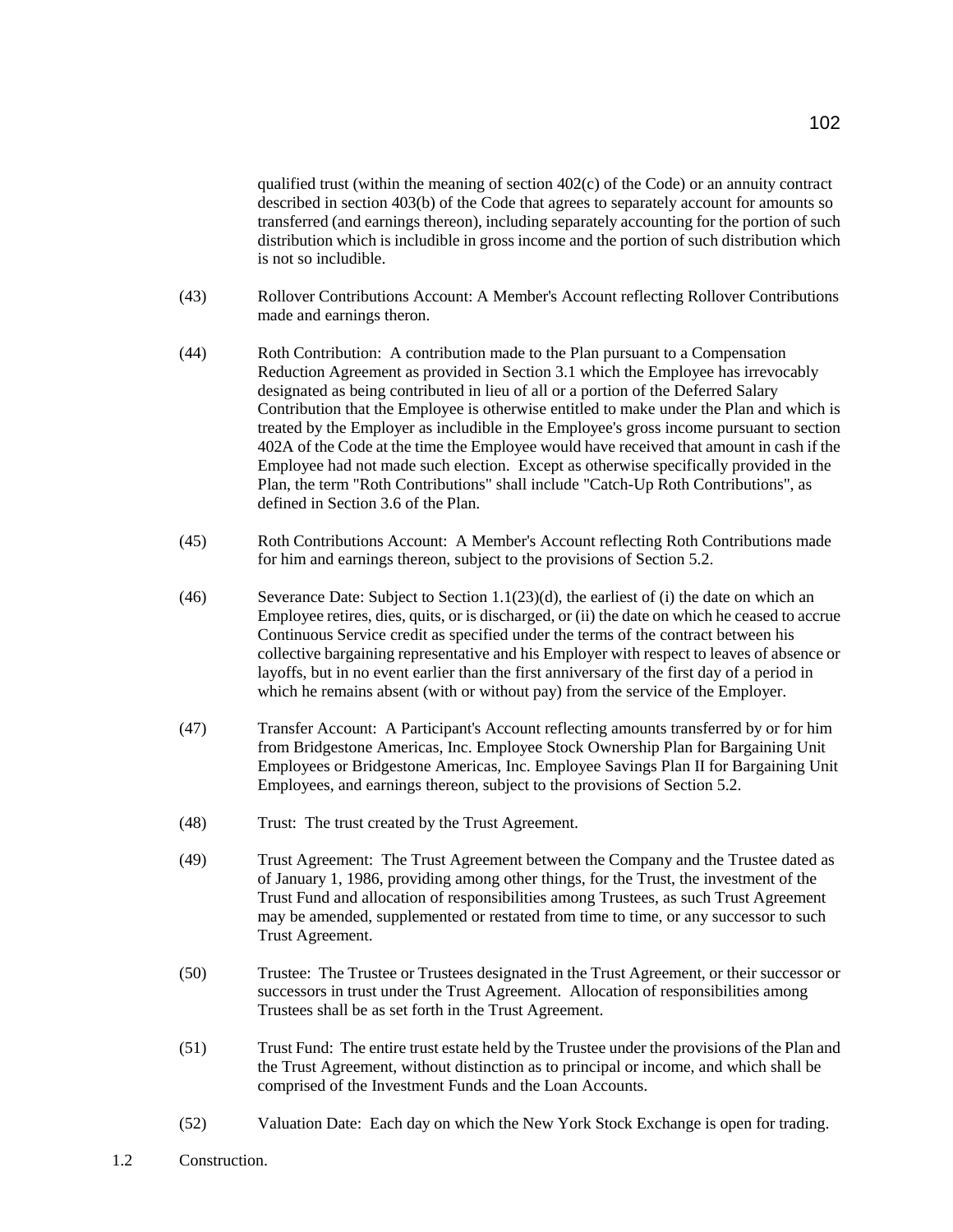qualified trust (within the meaning of section 402(c) of the Code) or an annuity contract described in section 403(b) of the Code that agrees to separately account for amounts so transferred (and earnings thereon), including separately accounting for the portion of such distribution which is includible in gross income and the portion of such distribution which is not so includible.

(43) Rollover Contributions Account: A Member's Account reflecting Rollover Contributions made and earnings theron.

(44) Roth Contribution: A contribution made to the Plan pursuant to a Compensation Reduction Agreement as provided in Section 3.1 which the Employee has irrevocably designated as being contributed in lieu of all or a portion of the Deferred Salary Contribution that the Employee is otherwise entitled to make under the Plan and which is treated by the Employer as includible in the Employee's gross income pursuant to section 402A of the Code at the time the Employee would have received that amount in cash if the Employee had not made such election. Except as otherwise specifically provided in the Plan, the term "Roth Contributions" shall include "Catch-Up Roth Contributions", as defined in Section 3.6 of the Plan.

(45) Roth Contributions Account: A Member's Account reflecting Roth Contributions made for him and earnings thereon, subject to the provisions of Section 5.2.

(46) Severance Date: Subject to Section 1.1(23)(d), the earliest of (i) the date on which an Employee retires, dies, quits, or is discharged, or (ii) the date on which he ceased to accrue Continuous Service credit as specified under the terms of the contract between his collective bargaining representative and his Employer with respect to leaves of absence or layoffs, but in no event earlier than the first anniversary of the first day of a period in which he remains absent (with or without pay) from the service of the Employer.

(47) Transfer Account: A Participant's Account reflecting amounts transferred by or for him from Bridgestone Americas, Inc. Employee Stock Ownership Plan for Bargaining Unit Employees or Bridgestone Americas, Inc. Employee Savings Plan II for Bargaining Unit Employees, and earnings thereon, subject to the provisions of Section 5.2.

(48) Trust: The trust created by the Trust Agreement.

(49) Trust Agreement: The Trust Agreement between the Company and the Trustee dated as of January 1, 1986, providing among other things, for the Trust, the investment of the Trust Fund and allocation of responsibilities among Trustees, as such Trust Agreement may be amended, supplemented or restated from time to time, or any successor to such Trust Agreement.

(50) Trustee: The Trustee or Trustees designated in the Trust Agreement, or their successor or successors in trust under the Trust Agreement. Allocation of responsibilities among Trustees shall be as set forth in the Trust Agreement.

(51) Trust Fund: The entire trust estate held by the Trustee under the provisions of the Plan and the Trust Agreement, without distinction as to principal or income, and which shall be comprised of the Investment Funds and the Loan Accounts.

(52) Valuation Date: Each day on which the New York Stock Exchange is open for trading.

1.2 Construction.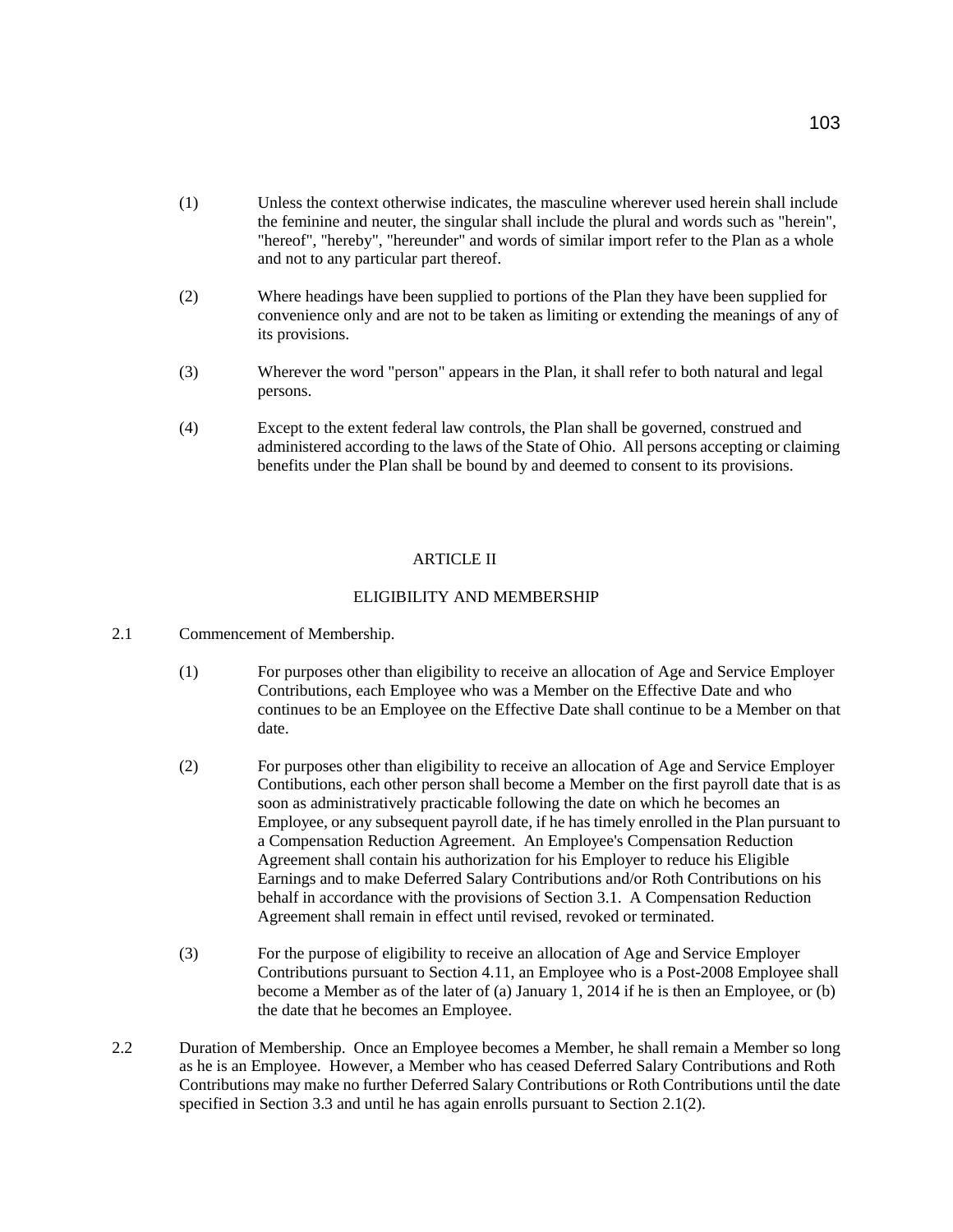(1) Unless the context otherwise indicates, the masculine wherever used herein shall include the feminine and neuter, the singular shall include the plural and words such as "herein", "hereof", "hereby", "hereunder" and words of similar import refer to the Plan as a whole and not to any particular part thereof.

(2) Where headings have been supplied to portions of the Plan they have been supplied for convenience only and are not to be taken as limiting or extending the meanings of any of its provisions.

(3) Wherever the word "person" appears in the Plan, it shall refer to both natural and legal persons.

(4) Except to the extent federal law controls, the Plan shall be governed, construed and administered according to the laws of the State of Ohio. All persons accepting or claiming benefits under the Plan shall be bound by and deemed to consent to its provisions.

## ARTICLE II

## ELIGIBILITY AND MEMBERSHIP

2.1 Commencement of Membership.

(1) For purposes other than eligibility to receive an allocation of Age and Service Employer Contributions, each Employee who was a Member on the Effective Date and who continues to be an Employee on the Effective Date shall continue to be a Member on that date.

(2) For purposes other than eligibility to receive an allocation of Age and Service Employer Contibutions, each other person shall become a Member on the first payroll date that is as soon as administratively practicable following the date on which he becomes an Employee, or any subsequent payroll date, if he has timely enrolled in the Plan pursuant to a Compensation Reduction Agreement. An Employee's Compensation Reduction Agreement shall contain his authorization for his Employer to reduce his Eligible Earnings and to make Deferred Salary Contributions and/or Roth Contributions on his behalf in accordance with the provisions of Section 3.1. A Compensation Reduction Agreement shall remain in effect until revised, revoked or terminated.

(3) For the purpose of eligibility to receive an allocation of Age and Service Employer Contributions pursuant to Section 4.11, an Employee who is a Post-2008 Employee shall become a Member as of the later of (a) January 1, 2014 if he is then an Employee, or (b) the date that he becomes an Employee.

2.2 Duration of Membership. Once an Employee becomes a Member, he shall remain a Member so long as he is an Employee. However, a Member who has ceased Deferred Salary Contributions and Roth Contributions may make no further Deferred Salary Contributions or Roth Contributions until the date specified in Section 3.3 and until he has again enrolls pursuant to Section 2.1(2).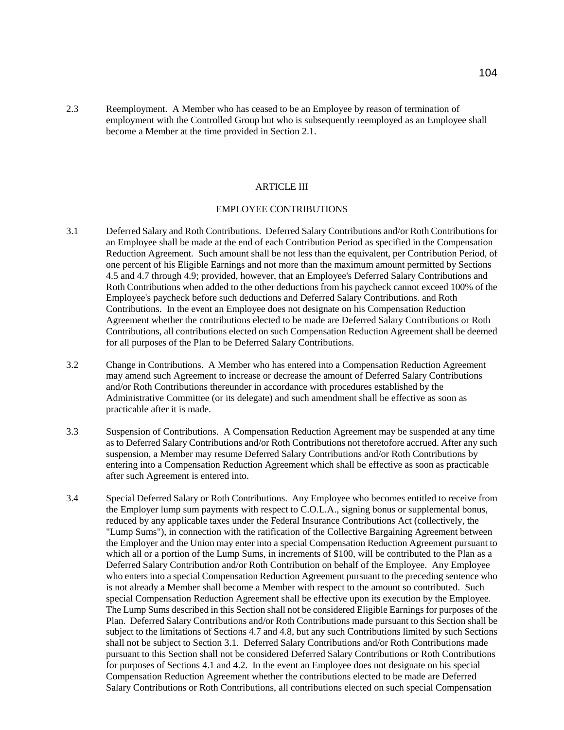2.3 Reemployment. A Member who has ceased to be an Employee by reason of termination of employment with the Controlled Group but who is subsequently reemployed as an Employee shall become a Member at the time provided in Section 2.1.

## ARTICLE III

## EMPLOYEE CONTRIBUTIONS

3.1 Deferred Salary and Roth Contributions. Deferred Salary Contributions and/or Roth Contributions for an Employee shall be made at the end of each Contribution Period as specified in the Compensation Reduction Agreement. Such amount shall be not less than the equivalent, per Contribution Period, of one percent of his Eligible Earnings and not more than the maximum amount permitted by Sections 4.5 and 4.7 through 4.9; provided, however, that an Employee's Deferred Salary Contributions and Roth Contributions when added to the other deductions from his paycheck cannot exceed 100% of the Employee's paycheck before such deductions and Deferred Salary Contributions. and Roth Contributions. In the event an Employee does not designate on his Compensation Reduction Agreement whether the contributions elected to be made are Deferred Salary Contributions or Roth Contributions, all contributions elected on such Compensation Reduction Agreement shall be deemed for all purposes of the Plan to be Deferred Salary Contributions.

3.2 Change in Contributions. A Member who has entered into a Compensation Reduction Agreement may amend such Agreement to increase or decrease the amount of Deferred Salary Contributions and/or Roth Contributions thereunder in accordance with procedures established by the Administrative Committee (or its delegate) and such amendment shall be effective as soon as practicable after it is made.

3.3 Suspension of Contributions. A Compensation Reduction Agreement may be suspended at any time as to Deferred Salary Contributions and/or Roth Contributions not theretofore accrued. After any such suspension, a Member may resume Deferred Salary Contributions and/or Roth Contributions by entering into a Compensation Reduction Agreement which shall be effective as soon as practicable after such Agreement is entered into.

3.4 Special Deferred Salary or Roth Contributions. Any Employee who becomes entitled to receive from the Employer lump sum payments with respect to C.O.L.A., signing bonus or supplemental bonus, reduced by any applicable taxes under the Federal Insurance Contributions Act (collectively, the "Lump Sums"), in connection with the ratification of the Collective Bargaining Agreement between the Employer and the Union may enter into a special Compensation Reduction Agreement pursuant to which all or a portion of the Lump Sums, in increments of $100, will be contributed to the Plan as a Deferred Salary Contribution and/or Roth Contribution on behalf of the Employee. Any Employee who enters into a special Compensation Reduction Agreement pursuant to the preceding sentence who is not already a Member shall become a Member with respect to the amount so contributed. Such special Compensation Reduction Agreement shall be effective upon its execution by the Employee. The Lump Sums described in this Section shall not be considered Eligible Earnings for purposes of the Plan. Deferred Salary Contributions and/or Roth Contributions made pursuant to this Section shall be subject to the limitations of Sections 4.7 and 4.8, but any such Contributions limited by such Sections shall not be subject to Section 3.1. Deferred Salary Contributions and/or Roth Contributions made pursuant to this Section shall not be considered Deferred Salary Contributions or Roth Contributions for purposes of Sections 4.1 and 4.2. In the event an Employee does not designate on his special Compensation Reduction Agreement whether the contributions elected to be made are Deferred Salary Contributions or Roth Contributions, all contributions elected on such special Compensation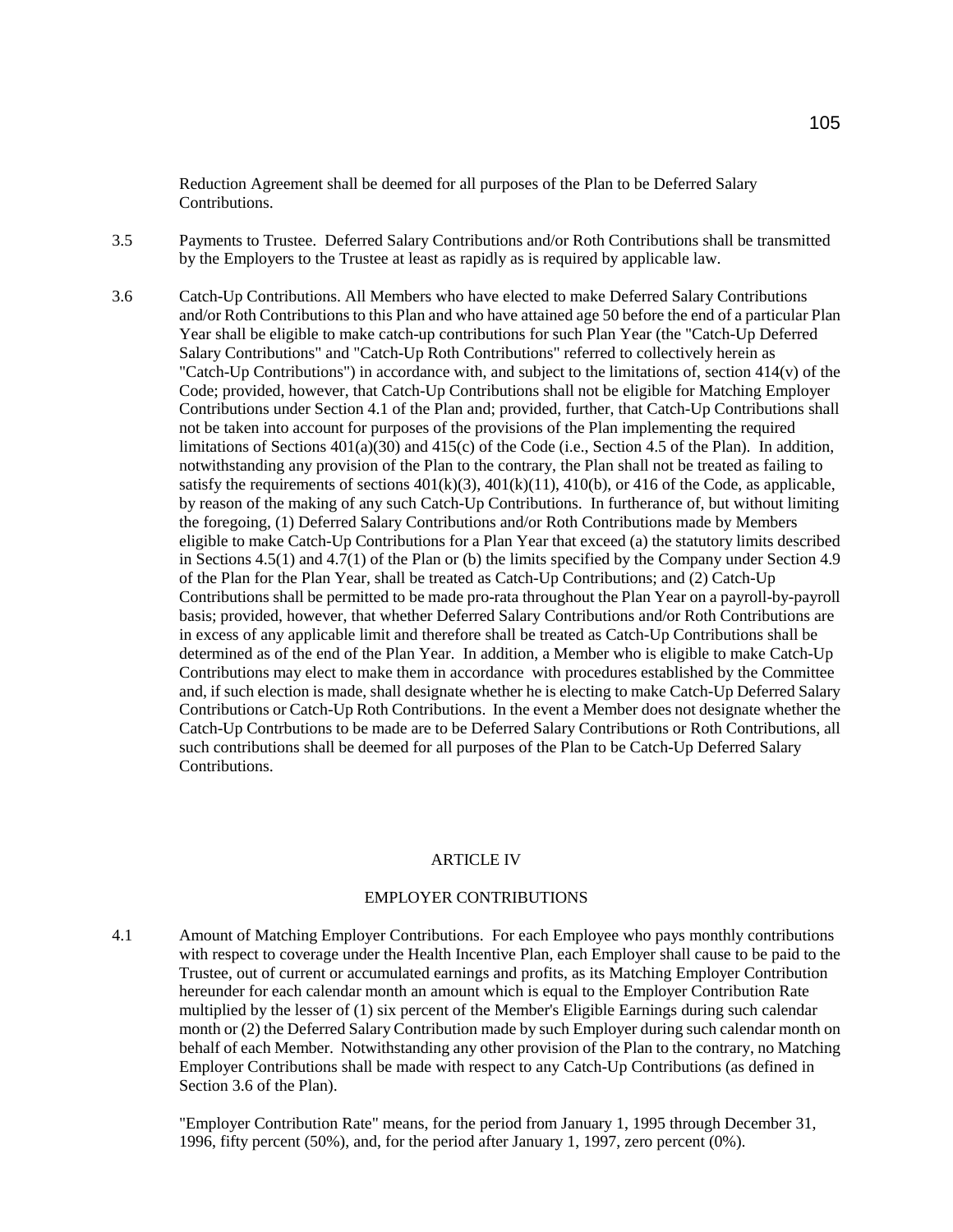Reduction Agreement shall be deemed for all purposes of the Plan to be Deferred Salary Contributions.

3.5 Payments to Trustee. Deferred Salary Contributions and/or Roth Contributions shall be transmitted by the Employers to the Trustee at least as rapidly as is required by applicable law.

3.6 Catch-Up Contributions. All Members who have elected to make Deferred Salary Contributions and/or Roth Contributions to this Plan and who have attained age 50 before the end of a particular Plan Year shall be eligible to make catch-up contributions for such Plan Year (the "Catch-Up Deferred Salary Contributions" and "Catch-Up Roth Contributions" referred to collectively herein as "Catch-Up Contributions") in accordance with, and subject to the limitations of, section 414(v) of the Code; provided, however, that Catch-Up Contributions shall not be eligible for Matching Employer Contributions under Section 4.1 of the Plan and; provided, further, that Catch-Up Contributions shall not be taken into account for purposes of the provisions of the Plan implementing the required limitations of Sections 401(a)(30) and 415(c) of the Code (i.e., Section 4.5 of the Plan). In addition, notwithstanding any provision of the Plan to the contrary, the Plan shall not be treated as failing to satisfy the requirements of sections 401(k)(3), 401(k)(11), 410(b), or 416 of the Code, as applicable, by reason of the making of any such Catch-Up Contributions. In furtherance of, but without limiting the foregoing, (1) Deferred Salary Contributions and/or Roth Contributions made by Members eligible to make Catch-Up Contributions for a Plan Year that exceed (a) the statutory limits described in Sections 4.5(1) and 4.7(1) of the Plan or (b) the limits specified by the Company under Section 4.9 of the Plan for the Plan Year, shall be treated as Catch-Up Contributions; and (2) Catch-Up Contributions shall be permitted to be made pro-rata throughout the Plan Year on a payroll-by-payroll basis; provided, however, that whether Deferred Salary Contributions and/or Roth Contributions are in excess of any applicable limit and therefore shall be treated as Catch-Up Contributions shall be determined as of the end of the Plan Year. In addition, a Member who is eligible to make Catch-Up Contributions may elect to make them in accordance with procedures established by the Committee and, if such election is made, shall designate whether he is electing to make Catch-Up Deferred Salary Contributions or Catch-Up Roth Contributions. In the event a Member does not designate whether the Catch-Up Contrbutions to be made are to be Deferred Salary Contributions or Roth Contributions, all such contributions shall be deemed for all purposes of the Plan to be Catch-Up Deferred Salary Contributions.

## ARTICLE IV

## EMPLOYER CONTRIBUTIONS

4.1 Amount of Matching Employer Contributions. For each Employee who pays monthly contributions with respect to coverage under the Health Incentive Plan, each Employer shall cause to be paid to the Trustee, out of current or accumulated earnings and profits, as its Matching Employer Contribution hereunder for each calendar month an amount which is equal to the Employer Contribution Rate multiplied by the lesser of (1) six percent of the Member's Eligible Earnings during such calendar month or (2) the Deferred Salary Contribution made by such Employer during such calendar month on behalf of each Member. Notwithstanding any other provision of the Plan to the contrary, no Matching Employer Contributions shall be made with respect to any Catch-Up Contributions (as defined in Section 3.6 of the Plan).

"Employer Contribution Rate" means, for the period from January 1, 1995 through December 31, 1996, fifty percent (50%), and, for the period after January 1, 1997, zero percent (0%).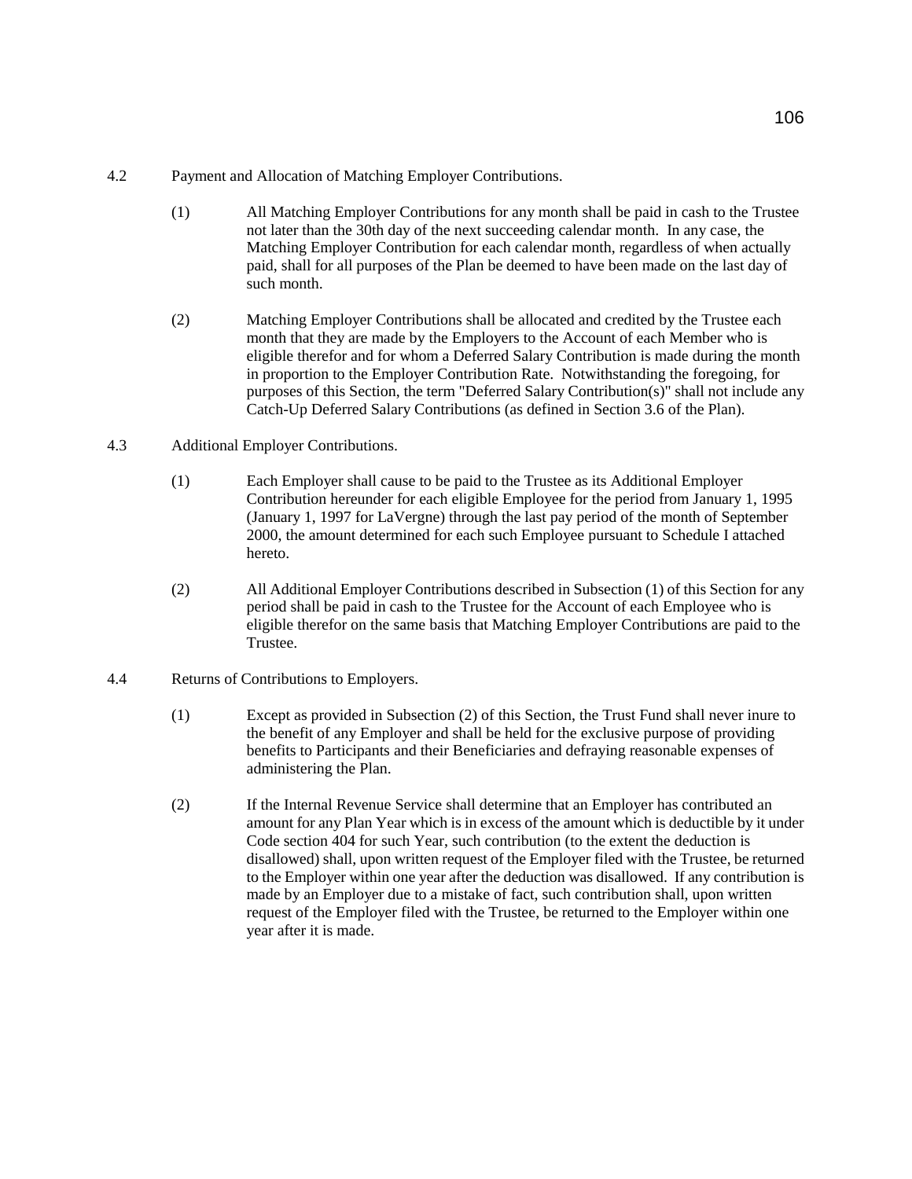4.2 Payment and Allocation of Matching Employer Contributions.

(1) All Matching Employer Contributions for any month shall be paid in cash to the Trustee not later than the 30th day of the next succeeding calendar month. In any case, the Matching Employer Contribution for each calendar month, regardless of when actually paid, shall for all purposes of the Plan be deemed to have been made on the last day of such month.

(2) Matching Employer Contributions shall be allocated and credited by the Trustee each month that they are made by the Employers to the Account of each Member who is eligible therefor and for whom a Deferred Salary Contribution is made during the month in proportion to the Employer Contribution Rate. Notwithstanding the foregoing, for purposes of this Section, the term "Deferred Salary Contribution(s)" shall not include any Catch-Up Deferred Salary Contributions (as defined in Section 3.6 of the Plan).

4.3 Additional Employer Contributions.

(1) Each Employer shall cause to be paid to the Trustee as its Additional Employer Contribution hereunder for each eligible Employee for the period from January 1, 1995 (January 1, 1997 for LaVergne) through the last pay period of the month of September 2000, the amount determined for each such Employee pursuant to Schedule I attached hereto.

(2) All Additional Employer Contributions described in Subsection (1) of this Section for any period shall be paid in cash to the Trustee for the Account of each Employee who is eligible therefor on the same basis that Matching Employer Contributions are paid to the Trustee.

4.4 Returns of Contributions to Employers.

(1) Except as provided in Subsection (2) of this Section, the Trust Fund shall never inure to the benefit of any Employer and shall be held for the exclusive purpose of providing benefits to Participants and their Beneficiaries and defraying reasonable expenses of administering the Plan.

(2) If the Internal Revenue Service shall determine that an Employer has contributed an amount for any Plan Year which is in excess of the amount which is deductible by it under Code section 404 for such Year, such contribution (to the extent the deduction is disallowed) shall, upon written request of the Employer filed with the Trustee, be returned to the Employer within one year after the deduction was disallowed. If any contribution is made by an Employer due to a mistake of fact, such contribution shall, upon written request of the Employer filed with the Trustee, be returned to the Employer within one year after it is made.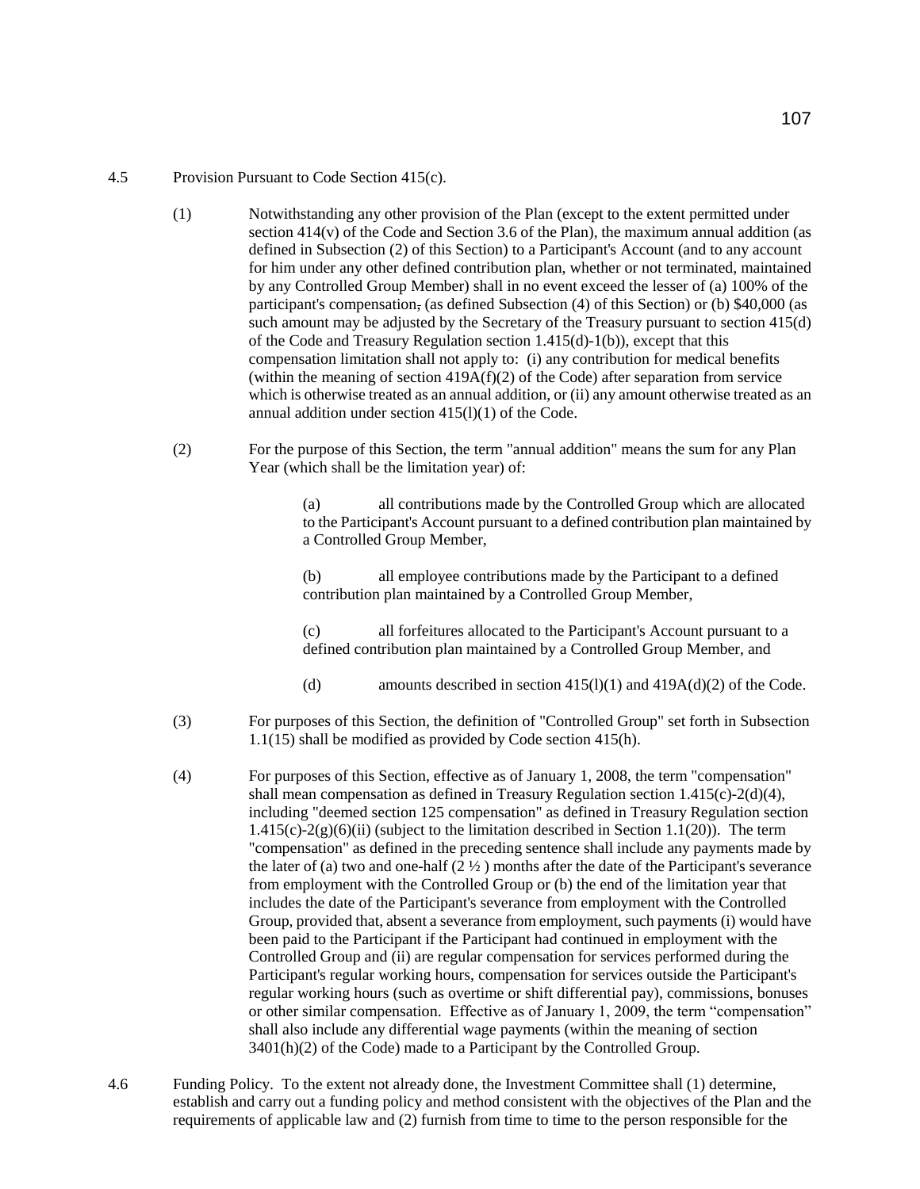4.5 Provision Pursuant to Code Section 415(c).

(1) Notwithstanding any other provision of the Plan (except to the extent permitted under section 414(v) of the Code and Section 3.6 of the Plan), the maximum annual addition (as defined in Subsection (2) of this Section) to a Participant's Account (and to any account for him under any other defined contribution plan, whether or not terminated, maintained by any Controlled Group Member) shall in no event exceed the lesser of (a) 100% of the participant's compensation, (as defined Subsection (4) of this Section) or (b) $40,000 (as such amount may be adjusted by the Secretary of the Treasury pursuant to section 415(d) of the Code and Treasury Regulation section 1.415(d)-1(b)), except that this compensation limitation shall not apply to: (i) any contribution for medical benefits (within the meaning of section 419A(f)(2) of the Code) after separation from service which is otherwise treated as an annual addition, or (ii) any amount otherwise treated as an annual addition under section 415(l)(1) of the Code.

(2) For the purpose of this Section, the term "annual addition" means the sum for any Plan Year (which shall be the limitation year) of:

(a) all contributions made by the Controlled Group which are allocated to the Participant's Account pursuant to a defined contribution plan maintained by a Controlled Group Member,

(b) all employee contributions made by the Participant to a defined contribution plan maintained by a Controlled Group Member,

(c) all forfeitures allocated to the Participant's Account pursuant to a defined contribution plan maintained by a Controlled Group Member, and

(d) amounts described in section 415(l)(1) and 419A(d)(2) of the Code.

(3) For purposes of this Section, the definition of "Controlled Group" set forth in Subsection 1.1(15) shall be modified as provided by Code section 415(h).

(4) For purposes of this Section, effective as of January 1, 2008, the term "compensation" shall mean compensation as defined in Treasury Regulation section 1.415(c)-2(d)(4), including "deemed section 125 compensation" as defined in Treasury Regulation section 1.415(c)-2(g)(6)(ii) (subject to the limitation described in Section 1.1(20)). The term "compensation" as defined in the preceding sentence shall include any payments made by the later of (a) two and one-half (2 ½ ) months after the date of the Participant's severance from employment with the Controlled Group or (b) the end of the limitation year that includes the date of the Participant's severance from employment with the Controlled Group, provided that, absent a severance from employment, such payments (i) would have been paid to the Participant if the Participant had continued in employment with the Controlled Group and (ii) are regular compensation for services performed during the Participant's regular working hours, compensation for services outside the Participant's regular working hours (such as overtime or shift differential pay), commissions, bonuses or other similar compensation. Effective as of January 1, 2009, the term "compensation" shall also include any differential wage payments (within the meaning of section 3401(h)(2) of the Code) made to a Participant by the Controlled Group.

4.6 Funding Policy. To the extent not already done, the Investment Committee shall (1) determine, establish and carry out a funding policy and method consistent with the objectives of the Plan and the requirements of applicable law and (2) furnish from time to time to the person responsible for the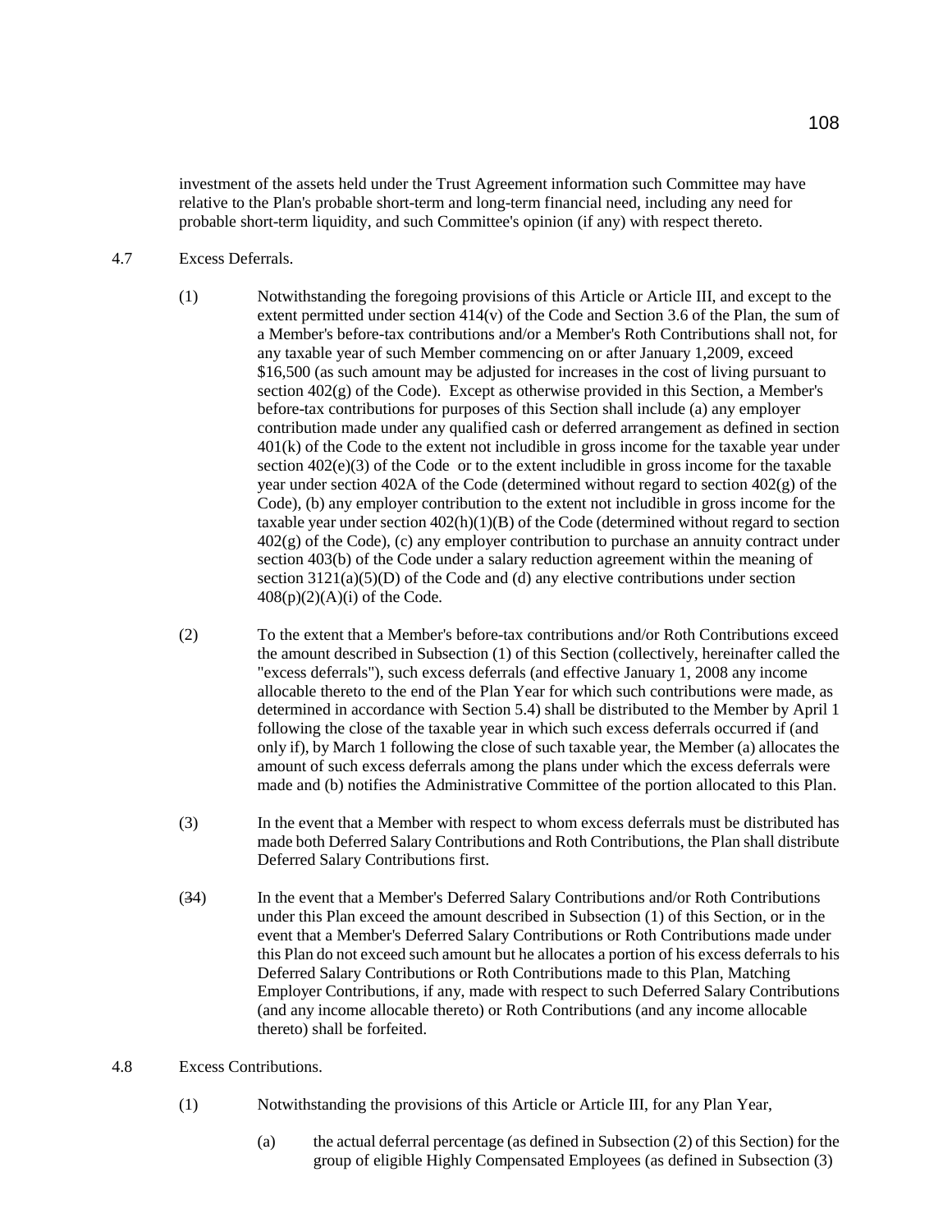investment of the assets held under the Trust Agreement information such Committee may have relative to the Plan's probable short-term and long-term financial need, including any need for probable short-term liquidity, and such Committee's opinion (if any) with respect thereto.

4.7 Excess Deferrals.

(1) Notwithstanding the foregoing provisions of this Article or Article III, and except to the extent permitted under section 414(v) of the Code and Section 3.6 of the Plan, the sum of a Member's before-tax contributions and/or a Member's Roth Contributions shall not, for any taxable year of such Member commencing on or after January 1,2009, exceed $16,500 (as such amount may be adjusted for increases in the cost of living pursuant to section 402(g) of the Code). Except as otherwise provided in this Section, a Member's before-tax contributions for purposes of this Section shall include (a) any employer contribution made under any qualified cash or deferred arrangement as defined in section 401(k) of the Code to the extent not includible in gross income for the taxable year under section 402(e)(3) of the Code or to the extent includible in gross income for the taxable year under section 402A of the Code (determined without regard to section 402(g) of the Code), (b) any employer contribution to the extent not includible in gross income for the taxable year under section 402(h)(1)(B) of the Code (determined without regard to section 402(g) of the Code), (c) any employer contribution to purchase an annuity contract under section 403(b) of the Code under a salary reduction agreement within the meaning of section 3121(a)(5)(D) of the Code and (d) any elective contributions under section 408(p)(2)(A)(i) of the Code.

(2) To the extent that a Member's before-tax contributions and/or Roth Contributions exceed the amount described in Subsection (1) of this Section (collectively, hereinafter called the "excess deferrals"), such excess deferrals (and effective January 1, 2008 any income allocable thereto to the end of the Plan Year for which such contributions were made, as determined in accordance with Section 5.4) shall be distributed to the Member by April 1 following the close of the taxable year in which such excess deferrals occurred if (and only if), by March 1 following the close of such taxable year, the Member (a) allocates the amount of such excess deferrals among the plans under which the excess deferrals were made and (b) notifies the Administrative Committee of the portion allocated to this Plan.

(3) In the event that a Member with respect to whom excess deferrals must be distributed has made both Deferred Salary Contributions and Roth Contributions, the Plan shall distribute Deferred Salary Contributions first.

(~~3~~4) In the event that a Member's Deferred Salary Contributions and/or Roth Contributions under this Plan exceed the amount described in Subsection (1) of this Section, or in the event that a Member's Deferred Salary Contributions or Roth Contributions made under this Plan do not exceed such amount but he allocates a portion of his excess deferrals to his Deferred Salary Contributions or Roth Contributions made to this Plan, Matching Employer Contributions, if any, made with respect to such Deferred Salary Contributions (and any income allocable thereto) or Roth Contributions (and any income allocable thereto) shall be forfeited.

4.8 Excess Contributions.

(1) Notwithstanding the provisions of this Article or Article III, for any Plan Year,

(a) the actual deferral percentage (as defined in Subsection (2) of this Section) for the group of eligible Highly Compensated Employees (as defined in Subsection (3)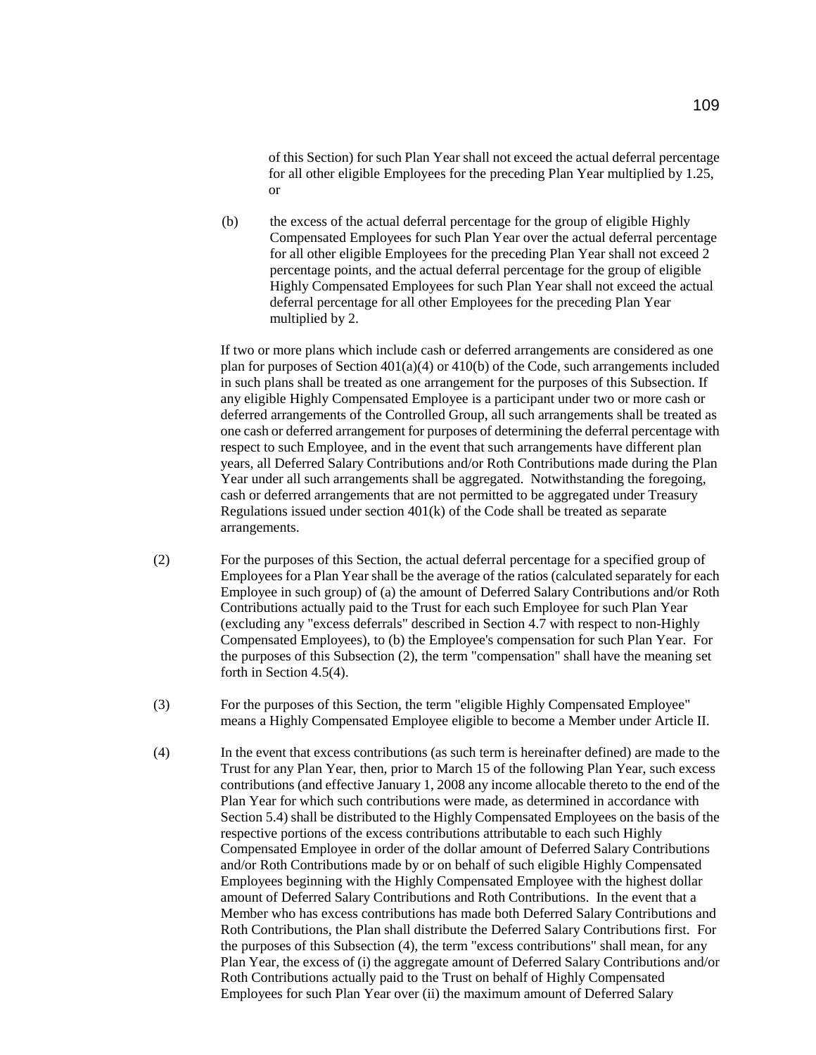of this Section) for such Plan Year shall not exceed the actual deferral percentage for all other eligible Employees for the preceding Plan Year multiplied by 1.25, or

(b) the excess of the actual deferral percentage for the group of eligible Highly Compensated Employees for such Plan Year over the actual deferral percentage for all other eligible Employees for the preceding Plan Year shall not exceed 2 percentage points, and the actual deferral percentage for the group of eligible Highly Compensated Employees for such Plan Year shall not exceed the actual deferral percentage for all other Employees for the preceding Plan Year multiplied by 2.

If two or more plans which include cash or deferred arrangements are considered as one plan for purposes of Section 401(a)(4) or 410(b) of the Code, such arrangements included in such plans shall be treated as one arrangement for the purposes of this Subsection. If any eligible Highly Compensated Employee is a participant under two or more cash or deferred arrangements of the Controlled Group, all such arrangements shall be treated as one cash or deferred arrangement for purposes of determining the deferral percentage with respect to such Employee, and in the event that such arrangements have different plan years, all Deferred Salary Contributions and/or Roth Contributions made during the Plan Year under all such arrangements shall be aggregated. Notwithstanding the foregoing, cash or deferred arrangements that are not permitted to be aggregated under Treasury Regulations issued under section 401(k) of the Code shall be treated as separate arrangements.

(2) For the purposes of this Section, the actual deferral percentage for a specified group of Employees for a Plan Year shall be the average of the ratios (calculated separately for each Employee in such group) of (a) the amount of Deferred Salary Contributions and/or Roth Contributions actually paid to the Trust for each such Employee for such Plan Year (excluding any "excess deferrals" described in Section 4.7 with respect to non-Highly Compensated Employees), to (b) the Employee's compensation for such Plan Year. For the purposes of this Subsection (2), the term "compensation" shall have the meaning set forth in Section 4.5(4).

(3) For the purposes of this Section, the term "eligible Highly Compensated Employee" means a Highly Compensated Employee eligible to become a Member under Article II.

(4) In the event that excess contributions (as such term is hereinafter defined) are made to the Trust for any Plan Year, then, prior to March 15 of the following Plan Year, such excess contributions (and effective January 1, 2008 any income allocable thereto to the end of the Plan Year for which such contributions were made, as determined in accordance with Section 5.4) shall be distributed to the Highly Compensated Employees on the basis of the respective portions of the excess contributions attributable to each such Highly Compensated Employee in order of the dollar amount of Deferred Salary Contributions and/or Roth Contributions made by or on behalf of such eligible Highly Compensated Employees beginning with the Highly Compensated Employee with the highest dollar amount of Deferred Salary Contributions and Roth Contributions. In the event that a Member who has excess contributions has made both Deferred Salary Contributions and Roth Contributions, the Plan shall distribute the Deferred Salary Contributions first. For the purposes of this Subsection (4), the term "excess contributions" shall mean, for any Plan Year, the excess of (i) the aggregate amount of Deferred Salary Contributions and/or Roth Contributions actually paid to the Trust on behalf of Highly Compensated Employees for such Plan Year over (ii) the maximum amount of Deferred Salary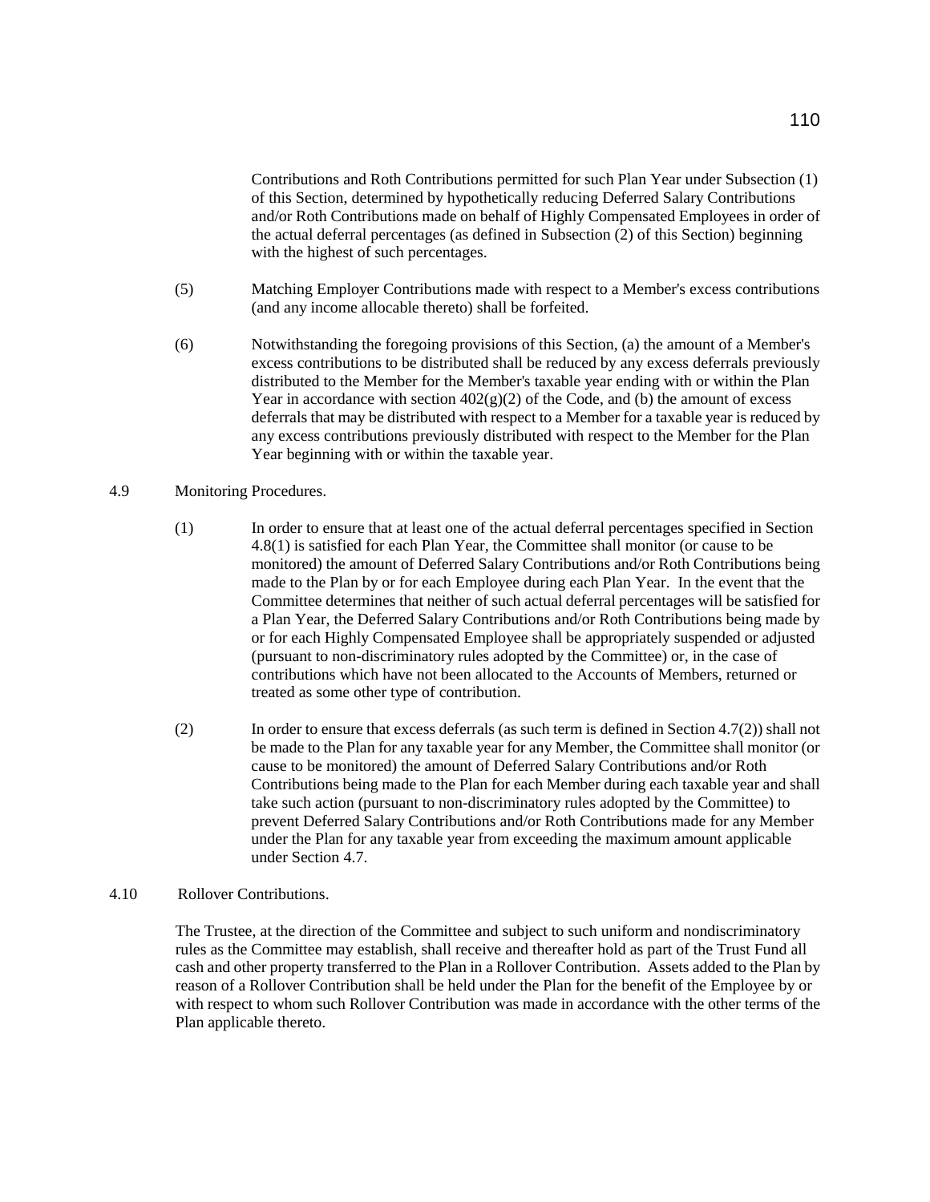Contributions and Roth Contributions permitted for such Plan Year under Subsection (1) of this Section, determined by hypothetically reducing Deferred Salary Contributions and/or Roth Contributions made on behalf of Highly Compensated Employees in order of the actual deferral percentages (as defined in Subsection (2) of this Section) beginning with the highest of such percentages.

(5) Matching Employer Contributions made with respect to a Member's excess contributions (and any income allocable thereto) shall be forfeited.

(6) Notwithstanding the foregoing provisions of this Section, (a) the amount of a Member's excess contributions to be distributed shall be reduced by any excess deferrals previously distributed to the Member for the Member's taxable year ending with or within the Plan Year in accordance with section 402(g)(2) of the Code, and (b) the amount of excess deferrals that may be distributed with respect to a Member for a taxable year is reduced by any excess contributions previously distributed with respect to the Member for the Plan Year beginning with or within the taxable year.

4.9 Monitoring Procedures.

(1) In order to ensure that at least one of the actual deferral percentages specified in Section 4.8(1) is satisfied for each Plan Year, the Committee shall monitor (or cause to be monitored) the amount of Deferred Salary Contributions and/or Roth Contributions being made to the Plan by or for each Employee during each Plan Year. In the event that the Committee determines that neither of such actual deferral percentages will be satisfied for a Plan Year, the Deferred Salary Contributions and/or Roth Contributions being made by or for each Highly Compensated Employee shall be appropriately suspended or adjusted (pursuant to non-discriminatory rules adopted by the Committee) or, in the case of contributions which have not been allocated to the Accounts of Members, returned or treated as some other type of contribution.

(2) In order to ensure that excess deferrals (as such term is defined in Section 4.7(2)) shall not be made to the Plan for any taxable year for any Member, the Committee shall monitor (or cause to be monitored) the amount of Deferred Salary Contributions and/or Roth Contributions being made to the Plan for each Member during each taxable year and shall take such action (pursuant to non-discriminatory rules adopted by the Committee) to prevent Deferred Salary Contributions and/or Roth Contributions made for any Member under the Plan for any taxable year from exceeding the maximum amount applicable under Section 4.7.

4.10 Rollover Contributions.

The Trustee, at the direction of the Committee and subject to such uniform and nondiscriminatory rules as the Committee may establish, shall receive and thereafter hold as part of the Trust Fund all cash and other property transferred to the Plan in a Rollover Contribution. Assets added to the Plan by reason of a Rollover Contribution shall be held under the Plan for the benefit of the Employee by or with respect to whom such Rollover Contribution was made in accordance with the other terms of the Plan applicable thereto.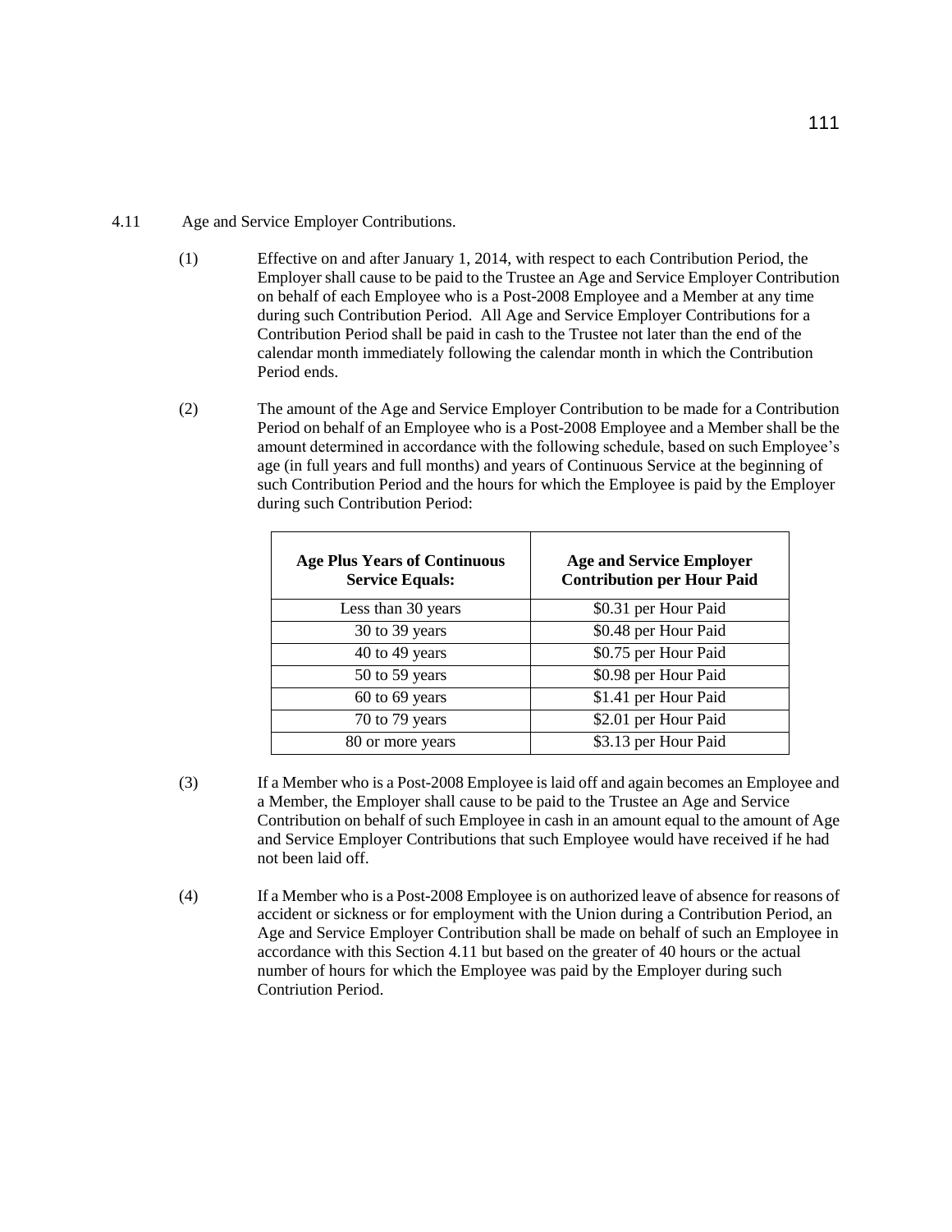4.11 Age and Service Employer Contributions.

(1) Effective on and after January 1, 2014, with respect to each Contribution Period, the Employer shall cause to be paid to the Trustee an Age and Service Employer Contribution on behalf of each Employee who is a Post-2008 Employee and a Member at any time during such Contribution Period. All Age and Service Employer Contributions for a Contribution Period shall be paid in cash to the Trustee not later than the end of the calendar month immediately following the calendar month in which the Contribution Period ends.

(2) The amount of the Age and Service Employer Contribution to be made for a Contribution Period on behalf of an Employee who is a Post-2008 Employee and a Member shall be the amount determined in accordance with the following schedule, based on such Employee's age (in full years and full months) and years of Continuous Service at the beginning of such Contribution Period and the hours for which the Employee is paid by the Employer during such Contribution Period:

| **Age Plus Years of Continuous Service Equals:** | **Age and Service Employer Contribution per Hour Paid** |
|---|---|
| Less than 30 years | $0.31 per Hour Paid |
| 30 to 39 years | $0.48 per Hour Paid |
| 40 to 49 years | $0.75 per Hour Paid |
| 50 to 59 years | $0.98 per Hour Paid |
| 60 to 69 years | $1.41 per Hour Paid |
| 70 to 79 years | $2.01 per Hour Paid |
| 80 or more years | $3.13 per Hour Paid |

(3) If a Member who is a Post-2008 Employee is laid off and again becomes an Employee and a Member, the Employer shall cause to be paid to the Trustee an Age and Service Contribution on behalf of such Employee in cash in an amount equal to the amount of Age and Service Employer Contributions that such Employee would have received if he had not been laid off.

(4) If a Member who is a Post-2008 Employee is on authorized leave of absence for reasons of accident or sickness or for employment with the Union during a Contribution Period, an Age and Service Employer Contribution shall be made on behalf of such an Employee in accordance with this Section 4.11 but based on the greater of 40 hours or the actual number of hours for which the Employee was paid by the Employer during such Contriution Period.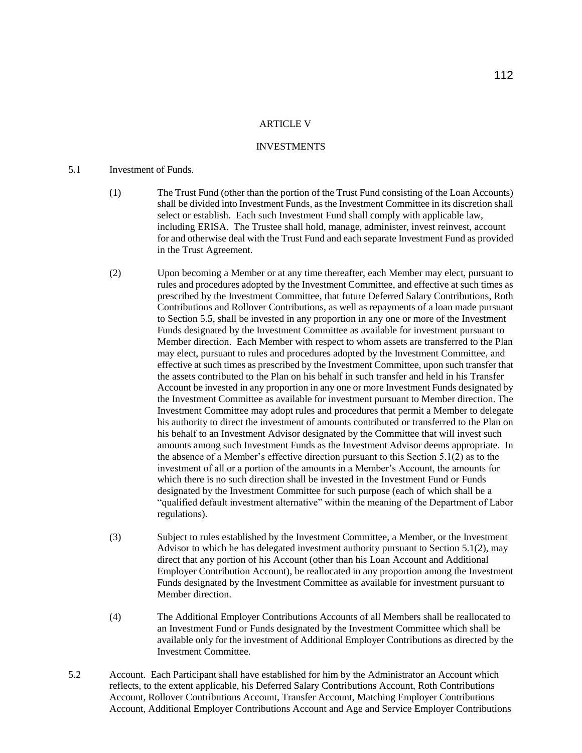# ARTICLE V

## INVESTMENTS

5.1 Investment of Funds.

(1) The Trust Fund (other than the portion of the Trust Fund consisting of the Loan Accounts) shall be divided into Investment Funds, as the Investment Committee in its discretion shall select or establish. Each such Investment Fund shall comply with applicable law, including ERISA. The Trustee shall hold, manage, administer, invest reinvest, account for and otherwise deal with the Trust Fund and each separate Investment Fund as provided in the Trust Agreement.

(2) Upon becoming a Member or at any time thereafter, each Member may elect, pursuant to rules and procedures adopted by the Investment Committee, and effective at such times as prescribed by the Investment Committee, that future Deferred Salary Contributions, Roth Contributions and Rollover Contributions, as well as repayments of a loan made pursuant to Section 5.5, shall be invested in any proportion in any one or more of the Investment Funds designated by the Investment Committee as available for investment pursuant to Member direction. Each Member with respect to whom assets are transferred to the Plan may elect, pursuant to rules and procedures adopted by the Investment Committee, and effective at such times as prescribed by the Investment Committee, upon such transfer that the assets contributed to the Plan on his behalf in such transfer and held in his Transfer Account be invested in any proportion in any one or more Investment Funds designated by the Investment Committee as available for investment pursuant to Member direction. The Investment Committee may adopt rules and procedures that permit a Member to delegate his authority to direct the investment of amounts contributed or transferred to the Plan on his behalf to an Investment Advisor designated by the Committee that will invest such amounts among such Investment Funds as the Investment Advisor deems appropriate. In the absence of a Member's effective direction pursuant to this Section 5.1(2) as to the investment of all or a portion of the amounts in a Member's Account, the amounts for which there is no such direction shall be invested in the Investment Fund or Funds designated by the Investment Committee for such purpose (each of which shall be a "qualified default investment alternative" within the meaning of the Department of Labor regulations).

(3) Subject to rules established by the Investment Committee, a Member, or the Investment Advisor to which he has delegated investment authority pursuant to Section 5.1(2), may direct that any portion of his Account (other than his Loan Account and Additional Employer Contribution Account), be reallocated in any proportion among the Investment Funds designated by the Investment Committee as available for investment pursuant to Member direction.

(4) The Additional Employer Contributions Accounts of all Members shall be reallocated to an Investment Fund or Funds designated by the Investment Committee which shall be available only for the investment of Additional Employer Contributions as directed by the Investment Committee.

5.2 Account. Each Participant shall have established for him by the Administrator an Account which reflects, to the extent applicable, his Deferred Salary Contributions Account, Roth Contributions Account, Rollover Contributions Account, Transfer Account, Matching Employer Contributions Account, Additional Employer Contributions Account and Age and Service Employer Contributions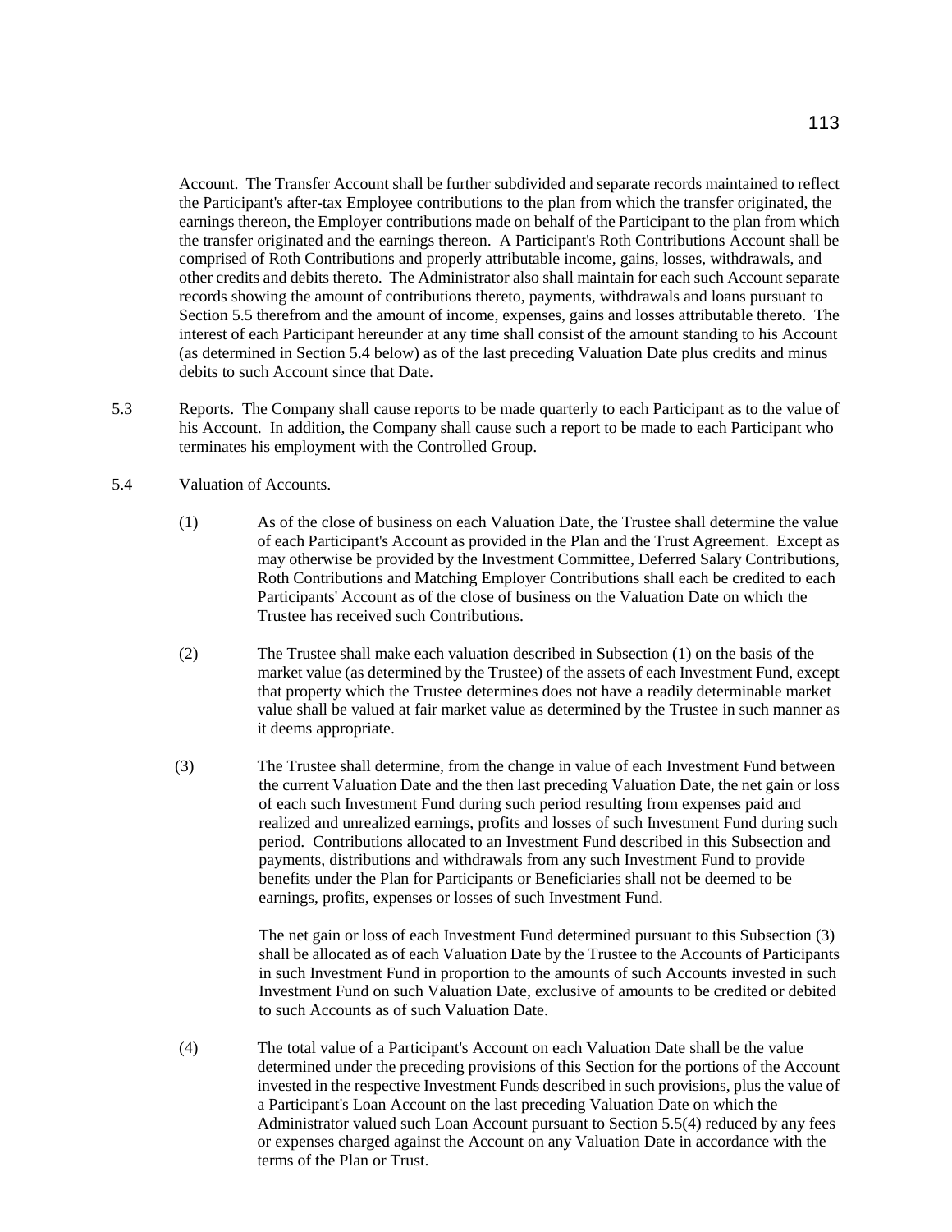Account. The Transfer Account shall be further subdivided and separate records maintained to reflect the Participant's after-tax Employee contributions to the plan from which the transfer originated, the earnings thereon, the Employer contributions made on behalf of the Participant to the plan from which the transfer originated and the earnings thereon. A Participant's Roth Contributions Account shall be comprised of Roth Contributions and properly attributable income, gains, losses, withdrawals, and other credits and debits thereto. The Administrator also shall maintain for each such Account separate records showing the amount of contributions thereto, payments, withdrawals and loans pursuant to Section 5.5 therefrom and the amount of income, expenses, gains and losses attributable thereto. The interest of each Participant hereunder at any time shall consist of the amount standing to his Account (as determined in Section 5.4 below) as of the last preceding Valuation Date plus credits and minus debits to such Account since that Date.

5.3 Reports. The Company shall cause reports to be made quarterly to each Participant as to the value of his Account. In addition, the Company shall cause such a report to be made to each Participant who terminates his employment with the Controlled Group.

5.4 Valuation of Accounts.

(1) As of the close of business on each Valuation Date, the Trustee shall determine the value of each Participant's Account as provided in the Plan and the Trust Agreement. Except as may otherwise be provided by the Investment Committee, Deferred Salary Contributions, Roth Contributions and Matching Employer Contributions shall each be credited to each Participants' Account as of the close of business on the Valuation Date on which the Trustee has received such Contributions.

(2) The Trustee shall make each valuation described in Subsection (1) on the basis of the market value (as determined by the Trustee) of the assets of each Investment Fund, except that property which the Trustee determines does not have a readily determinable market value shall be valued at fair market value as determined by the Trustee in such manner as it deems appropriate.

(3) The Trustee shall determine, from the change in value of each Investment Fund between the current Valuation Date and the then last preceding Valuation Date, the net gain or loss of each such Investment Fund during such period resulting from expenses paid and realized and unrealized earnings, profits and losses of such Investment Fund during such period. Contributions allocated to an Investment Fund described in this Subsection and payments, distributions and withdrawals from any such Investment Fund to provide benefits under the Plan for Participants or Beneficiaries shall not be deemed to be earnings, profits, expenses or losses of such Investment Fund.

The net gain or loss of each Investment Fund determined pursuant to this Subsection (3) shall be allocated as of each Valuation Date by the Trustee to the Accounts of Participants in such Investment Fund in proportion to the amounts of such Accounts invested in such Investment Fund on such Valuation Date, exclusive of amounts to be credited or debited to such Accounts as of such Valuation Date.

(4) The total value of a Participant's Account on each Valuation Date shall be the value determined under the preceding provisions of this Section for the portions of the Account invested in the respective Investment Funds described in such provisions, plus the value of a Participant's Loan Account on the last preceding Valuation Date on which the Administrator valued such Loan Account pursuant to Section 5.5(4) reduced by any fees or expenses charged against the Account on any Valuation Date in accordance with the terms of the Plan or Trust.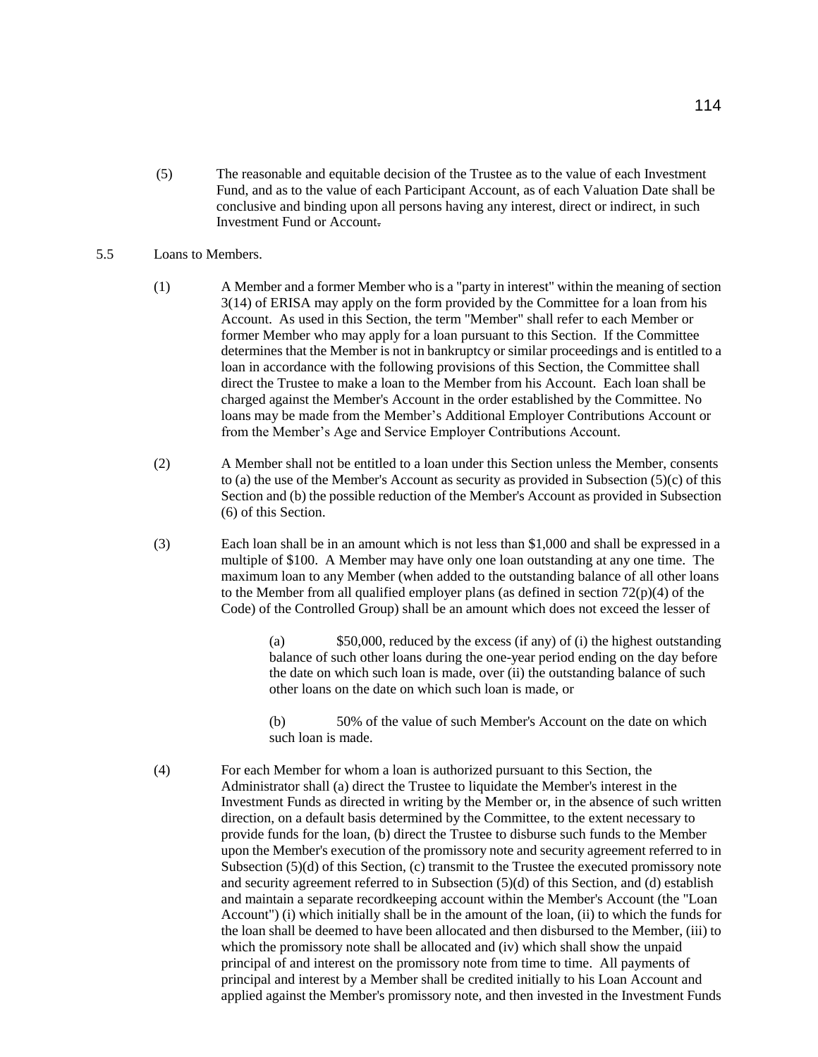(5) The reasonable and equitable decision of the Trustee as to the value of each Investment Fund, and as to the value of each Participant Account, as of each Valuation Date shall be conclusive and binding upon all persons having any interest, direct or indirect, in such Investment Fund or Account.

5.5 Loans to Members.

(1) A Member and a former Member who is a "party in interest" within the meaning of section 3(14) of ERISA may apply on the form provided by the Committee for a loan from his Account. As used in this Section, the term "Member" shall refer to each Member or former Member who may apply for a loan pursuant to this Section. If the Committee determines that the Member is not in bankruptcy or similar proceedings and is entitled to a loan in accordance with the following provisions of this Section, the Committee shall direct the Trustee to make a loan to the Member from his Account. Each loan shall be charged against the Member's Account in the order established by the Committee. No loans may be made from the Member's Additional Employer Contributions Account or from the Member's Age and Service Employer Contributions Account.

(2) A Member shall not be entitled to a loan under this Section unless the Member, consents to (a) the use of the Member's Account as security as provided in Subsection (5)(c) of this Section and (b) the possible reduction of the Member's Account as provided in Subsection (6) of this Section.

(3) Each loan shall be in an amount which is not less than $1,000 and shall be expressed in a multiple of $100. A Member may have only one loan outstanding at any one time. The maximum loan to any Member (when added to the outstanding balance of all other loans to the Member from all qualified employer plans (as defined in section 72(p)(4) of the Code) of the Controlled Group) shall be an amount which does not exceed the lesser of

(a) $50,000, reduced by the excess (if any) of (i) the highest outstanding balance of such other loans during the one-year period ending on the day before the date on which such loan is made, over (ii) the outstanding balance of such other loans on the date on which such loan is made, or

(b) 50% of the value of such Member's Account on the date on which such loan is made.

(4) For each Member for whom a loan is authorized pursuant to this Section, the Administrator shall (a) direct the Trustee to liquidate the Member's interest in the Investment Funds as directed in writing by the Member or, in the absence of such written direction, on a default basis determined by the Committee, to the extent necessary to provide funds for the loan, (b) direct the Trustee to disburse such funds to the Member upon the Member's execution of the promissory note and security agreement referred to in Subsection (5)(d) of this Section, (c) transmit to the Trustee the executed promissory note and security agreement referred to in Subsection (5)(d) of this Section, and (d) establish and maintain a separate recordkeeping account within the Member's Account (the "Loan Account") (i) which initially shall be in the amount of the loan, (ii) to which the funds for the loan shall be deemed to have been allocated and then disbursed to the Member, (iii) to which the promissory note shall be allocated and (iv) which shall show the unpaid principal of and interest on the promissory note from time to time. All payments of principal and interest by a Member shall be credited initially to his Loan Account and applied against the Member's promissory note, and then invested in the Investment Funds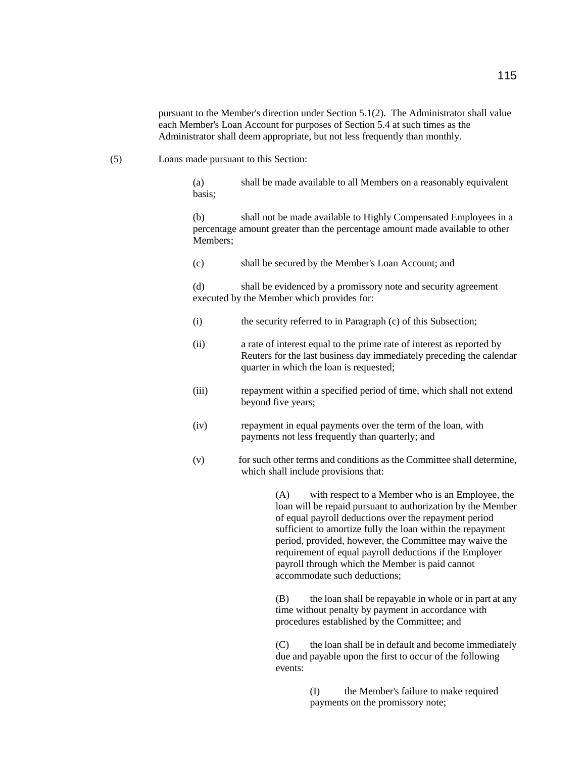pursuant to the Member's direction under Section 5.1(2). The Administrator shall value each Member's Loan Account for purposes of Section 5.4 at such times as the Administrator shall deem appropriate, but not less frequently than monthly.

(5) Loans made pursuant to this Section:

(a) shall be made available to all Members on a reasonably equivalent basis;

(b) shall not be made available to Highly Compensated Employees in a percentage amount greater than the percentage amount made available to other Members;

(c) shall be secured by the Member's Loan Account; and

(d) shall be evidenced by a promissory note and security agreement executed by the Member which provides for:

(i) the security referred to in Paragraph (c) of this Subsection;

(ii) a rate of interest equal to the prime rate of interest as reported by Reuters for the last business day immediately preceding the calendar quarter in which the loan is requested;

(iii) repayment within a specified period of time, which shall not extend beyond five years;

(iv) repayment in equal payments over the term of the loan, with payments not less frequently than quarterly; and

(v) for such other terms and conditions as the Committee shall determine, which shall include provisions that:

(A) with respect to a Member who is an Employee, the loan will be repaid pursuant to authorization by the Member of equal payroll deductions over the repayment period sufficient to amortize fully the loan within the repayment period, provided, however, the Committee may waive the requirement of equal payroll deductions if the Employer payroll through which the Member is paid cannot accommodate such deductions;

(B) the loan shall be repayable in whole or in part at any time without penalty by payment in accordance with procedures established by the Committee; and

(C) the loan shall be in default and become immediately due and payable upon the first to occur of the following events:

(I) the Member's failure to make required payments on the promissory note;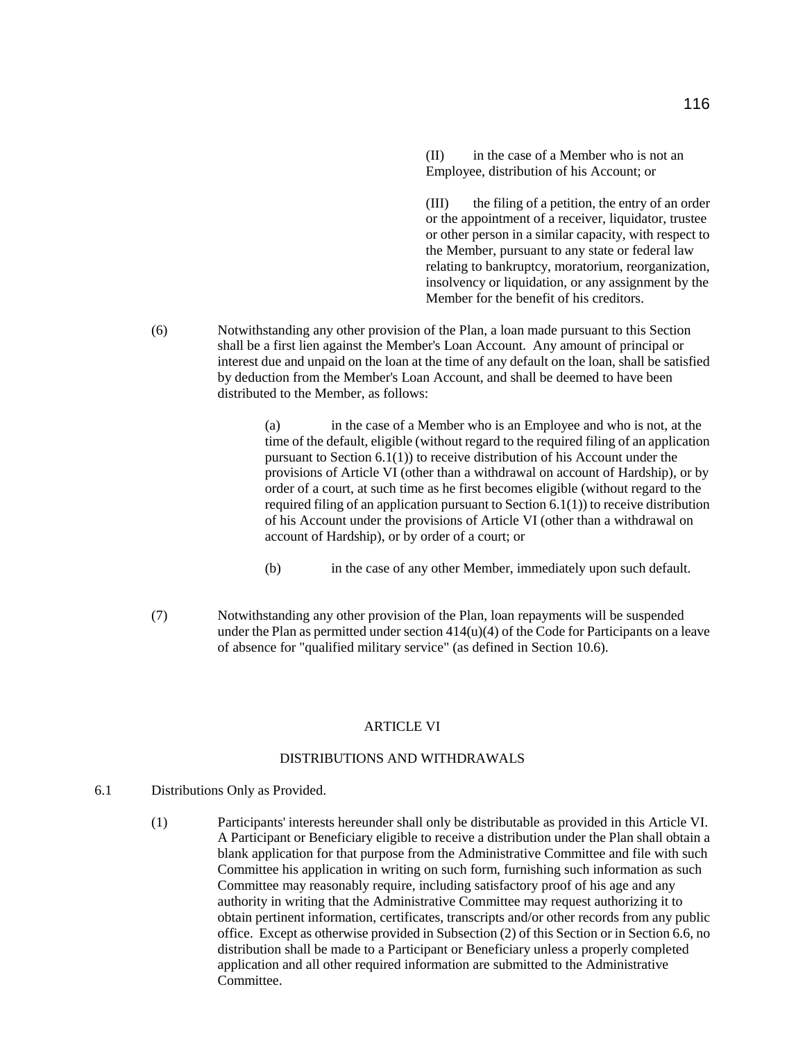(II) in the case of a Member who is not an Employee, distribution of his Account; or

(III) the filing of a petition, the entry of an order or the appointment of a receiver, liquidator, trustee or other person in a similar capacity, with respect to the Member, pursuant to any state or federal law relating to bankruptcy, moratorium, reorganization, insolvency or liquidation, or any assignment by the Member for the benefit of his creditors.

(6) Notwithstanding any other provision of the Plan, a loan made pursuant to this Section shall be a first lien against the Member's Loan Account. Any amount of principal or interest due and unpaid on the loan at the time of any default on the loan, shall be satisfied by deduction from the Member's Loan Account, and shall be deemed to have been distributed to the Member, as follows:

(a) in the case of a Member who is an Employee and who is not, at the time of the default, eligible (without regard to the required filing of an application pursuant to Section 6.1(1)) to receive distribution of his Account under the provisions of Article VI (other than a withdrawal on account of Hardship), or by order of a court, at such time as he first becomes eligible (without regard to the required filing of an application pursuant to Section 6.1(1)) to receive distribution of his Account under the provisions of Article VI (other than a withdrawal on account of Hardship), or by order of a court; or

(b) in the case of any other Member, immediately upon such default.

(7) Notwithstanding any other provision of the Plan, loan repayments will be suspended under the Plan as permitted under section 414(u)(4) of the Code for Participants on a leave of absence for "qualified military service" (as defined in Section 10.6).

# ARTICLE VI

## DISTRIBUTIONS AND WITHDRAWALS

6.1 Distributions Only as Provided.

(1) Participants' interests hereunder shall only be distributable as provided in this Article VI. A Participant or Beneficiary eligible to receive a distribution under the Plan shall obtain a blank application for that purpose from the Administrative Committee and file with such Committee his application in writing on such form, furnishing such information as such Committee may reasonably require, including satisfactory proof of his age and any authority in writing that the Administrative Committee may request authorizing it to obtain pertinent information, certificates, transcripts and/or other records from any public office. Except as otherwise provided in Subsection (2) of this Section or in Section 6.6, no distribution shall be made to a Participant or Beneficiary unless a properly completed application and all other required information are submitted to the Administrative Committee.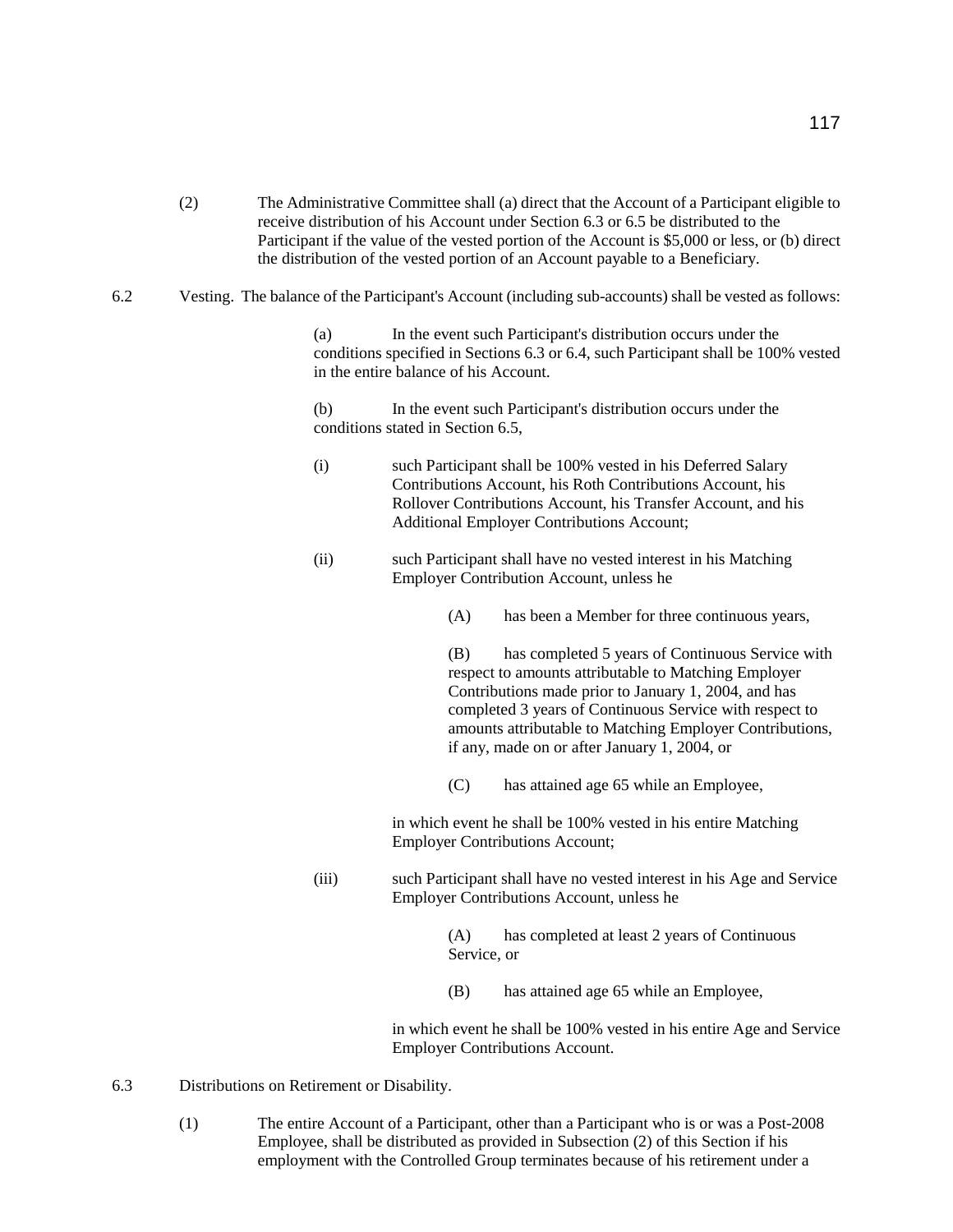(2) The Administrative Committee shall (a) direct that the Account of a Participant eligible to receive distribution of his Account under Section 6.3 or 6.5 be distributed to the Participant if the value of the vested portion of the Account is $5,000 or less, or (b) direct the distribution of the vested portion of an Account payable to a Beneficiary.

6.2 Vesting. The balance of the Participant's Account (including sub-accounts) shall be vested as follows:

(a) In the event such Participant's distribution occurs under the conditions specified in Sections 6.3 or 6.4, such Participant shall be 100% vested in the entire balance of his Account.

(b) In the event such Participant's distribution occurs under the conditions stated in Section 6.5,

(i) such Participant shall be 100% vested in his Deferred Salary Contributions Account, his Roth Contributions Account, his Rollover Contributions Account, his Transfer Account, and his Additional Employer Contributions Account;

(ii) such Participant shall have no vested interest in his Matching Employer Contribution Account, unless he

(A) has been a Member for three continuous years,

(B) has completed 5 years of Continuous Service with respect to amounts attributable to Matching Employer Contributions made prior to January 1, 2004, and has completed 3 years of Continuous Service with respect to amounts attributable to Matching Employer Contributions, if any, made on or after January 1, 2004, or

(C) has attained age 65 while an Employee,

in which event he shall be 100% vested in his entire Matching Employer Contributions Account;

(iii) such Participant shall have no vested interest in his Age and Service Employer Contributions Account, unless he

(A) has completed at least 2 years of Continuous Service, or

(B) has attained age 65 while an Employee,

in which event he shall be 100% vested in his entire Age and Service Employer Contributions Account.

6.3 Distributions on Retirement or Disability.

(1) The entire Account of a Participant, other than a Participant who is or was a Post-2008 Employee, shall be distributed as provided in Subsection (2) of this Section if his employment with the Controlled Group terminates because of his retirement under a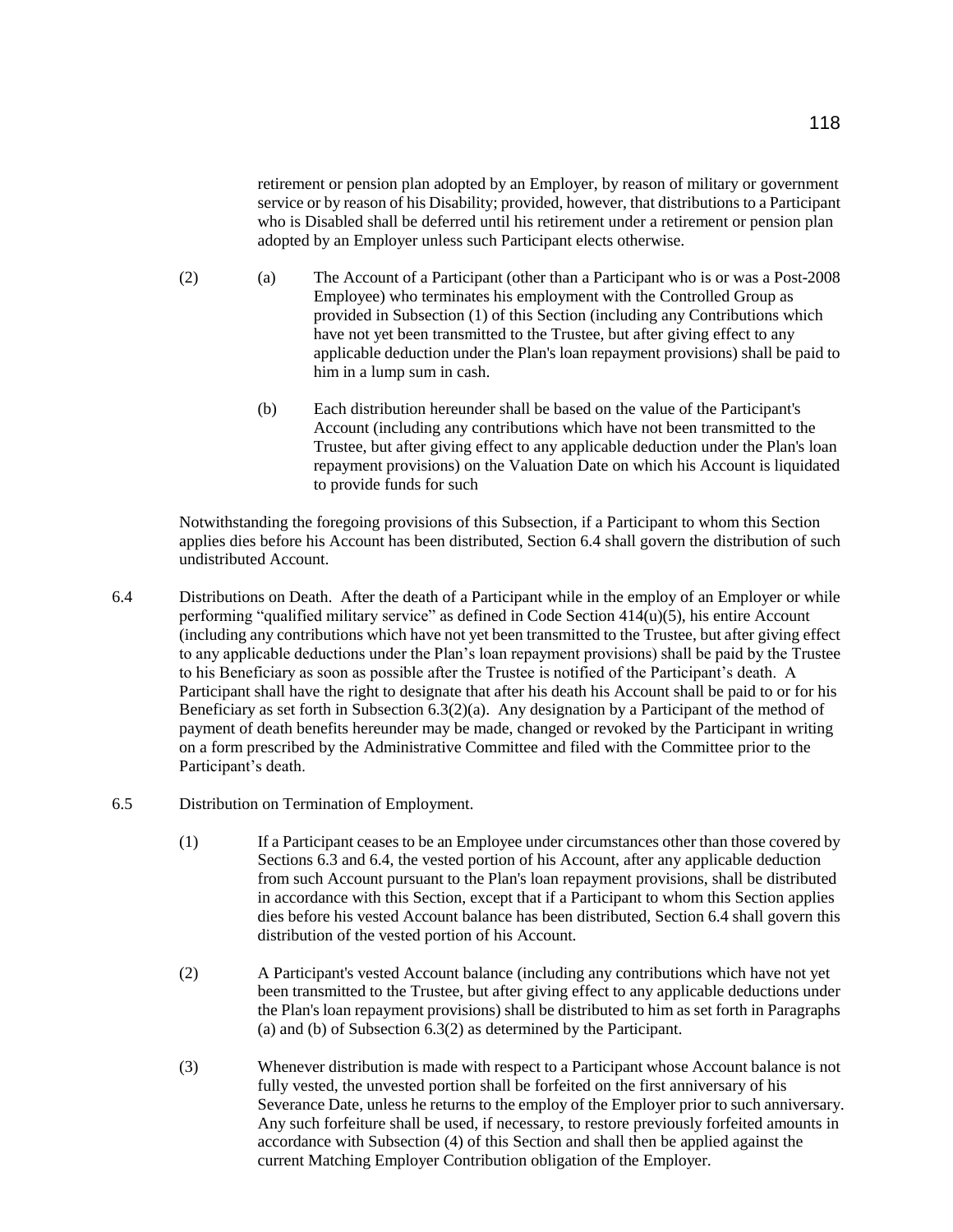retirement or pension plan adopted by an Employer, by reason of military or government service or by reason of his Disability; provided, however, that distributions to a Participant who is Disabled shall be deferred until his retirement under a retirement or pension plan adopted by an Employer unless such Participant elects otherwise.

(2) (a) The Account of a Participant (other than a Participant who is or was a Post-2008 Employee) who terminates his employment with the Controlled Group as provided in Subsection (1) of this Section (including any Contributions which have not yet been transmitted to the Trustee, but after giving effect to any applicable deduction under the Plan's loan repayment provisions) shall be paid to him in a lump sum in cash.

(b) Each distribution hereunder shall be based on the value of the Participant's Account (including any contributions which have not been transmitted to the Trustee, but after giving effect to any applicable deduction under the Plan's loan repayment provisions) on the Valuation Date on which his Account is liquidated to provide funds for such

Notwithstanding the foregoing provisions of this Subsection, if a Participant to whom this Section applies dies before his Account has been distributed, Section 6.4 shall govern the distribution of such undistributed Account.

6.4 Distributions on Death. After the death of a Participant while in the employ of an Employer or while performing "qualified military service" as defined in Code Section 414(u)(5), his entire Account (including any contributions which have not yet been transmitted to the Trustee, but after giving effect to any applicable deductions under the Plan's loan repayment provisions) shall be paid by the Trustee to his Beneficiary as soon as possible after the Trustee is notified of the Participant's death. A Participant shall have the right to designate that after his death his Account shall be paid to or for his Beneficiary as set forth in Subsection 6.3(2)(a). Any designation by a Participant of the method of payment of death benefits hereunder may be made, changed or revoked by the Participant in writing on a form prescribed by the Administrative Committee and filed with the Committee prior to the Participant's death.

6.5 Distribution on Termination of Employment.

(1) If a Participant ceases to be an Employee under circumstances other than those covered by Sections 6.3 and 6.4, the vested portion of his Account, after any applicable deduction from such Account pursuant to the Plan's loan repayment provisions, shall be distributed in accordance with this Section, except that if a Participant to whom this Section applies dies before his vested Account balance has been distributed, Section 6.4 shall govern this distribution of the vested portion of his Account.

(2) A Participant's vested Account balance (including any contributions which have not yet been transmitted to the Trustee, but after giving effect to any applicable deductions under the Plan's loan repayment provisions) shall be distributed to him as set forth in Paragraphs (a) and (b) of Subsection 6.3(2) as determined by the Participant.

(3) Whenever distribution is made with respect to a Participant whose Account balance is not fully vested, the unvested portion shall be forfeited on the first anniversary of his Severance Date, unless he returns to the employ of the Employer prior to such anniversary. Any such forfeiture shall be used, if necessary, to restore previously forfeited amounts in accordance with Subsection (4) of this Section and shall then be applied against the current Matching Employer Contribution obligation of the Employer.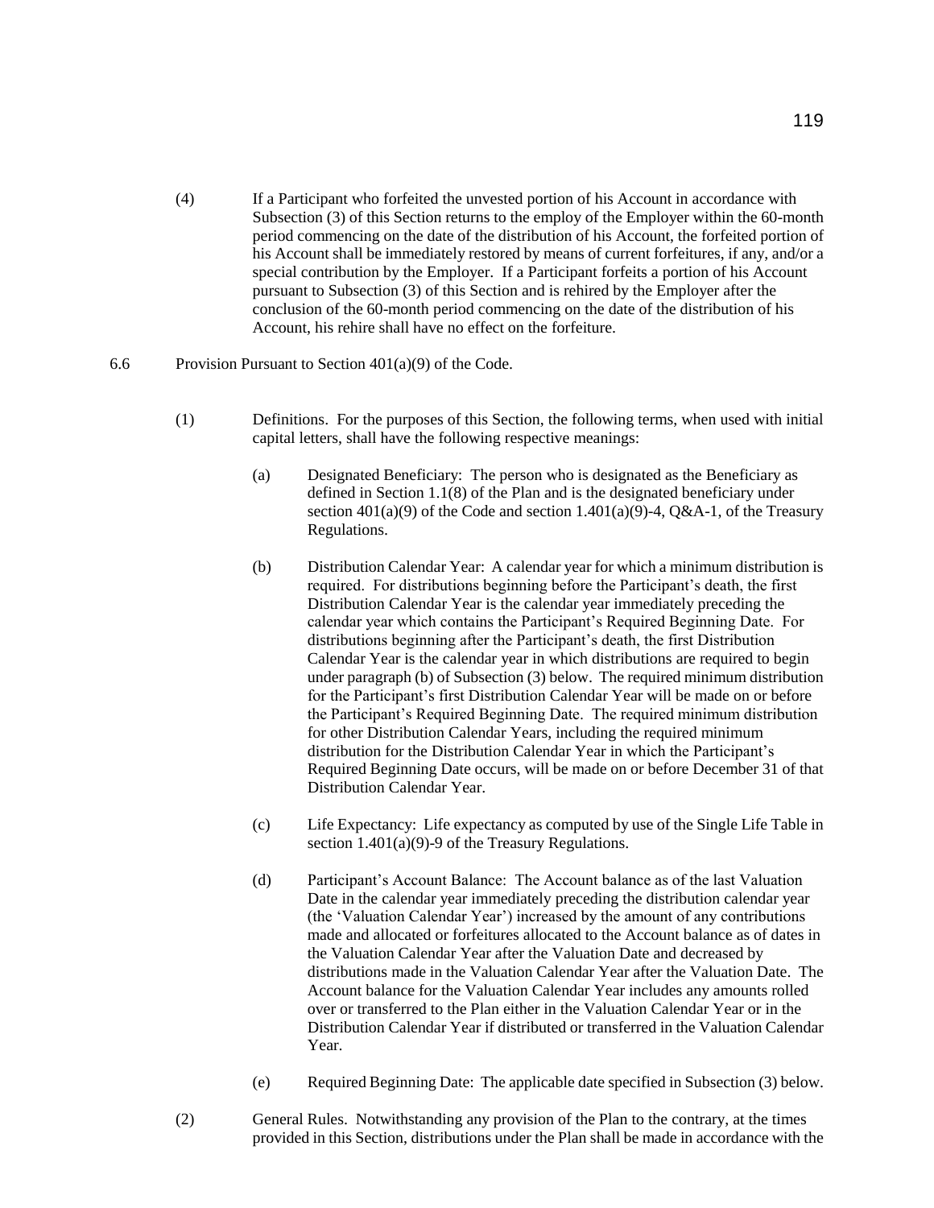(4) If a Participant who forfeited the unvested portion of his Account in accordance with Subsection (3) of this Section returns to the employ of the Employer within the 60-month period commencing on the date of the distribution of his Account, the forfeited portion of his Account shall be immediately restored by means of current forfeitures, if any, and/or a special contribution by the Employer. If a Participant forfeits a portion of his Account pursuant to Subsection (3) of this Section and is rehired by the Employer after the conclusion of the 60-month period commencing on the date of the distribution of his Account, his rehire shall have no effect on the forfeiture.

6.6 Provision Pursuant to Section 401(a)(9) of the Code.

(1) Definitions. For the purposes of this Section, the following terms, when used with initial capital letters, shall have the following respective meanings:

(a) Designated Beneficiary: The person who is designated as the Beneficiary as defined in Section 1.1(8) of the Plan and is the designated beneficiary under section 401(a)(9) of the Code and section 1.401(a)(9)-4, Q&A-1, of the Treasury Regulations.

(b) Distribution Calendar Year: A calendar year for which a minimum distribution is required. For distributions beginning before the Participant's death, the first Distribution Calendar Year is the calendar year immediately preceding the calendar year which contains the Participant's Required Beginning Date. For distributions beginning after the Participant's death, the first Distribution Calendar Year is the calendar year in which distributions are required to begin under paragraph (b) of Subsection (3) below. The required minimum distribution for the Participant's first Distribution Calendar Year will be made on or before the Participant's Required Beginning Date. The required minimum distribution for other Distribution Calendar Years, including the required minimum distribution for the Distribution Calendar Year in which the Participant's Required Beginning Date occurs, will be made on or before December 31 of that Distribution Calendar Year.

(c) Life Expectancy: Life expectancy as computed by use of the Single Life Table in section 1.401(a)(9)-9 of the Treasury Regulations.

(d) Participant's Account Balance: The Account balance as of the last Valuation Date in the calendar year immediately preceding the distribution calendar year (the 'Valuation Calendar Year') increased by the amount of any contributions made and allocated or forfeitures allocated to the Account balance as of dates in the Valuation Calendar Year after the Valuation Date and decreased by distributions made in the Valuation Calendar Year after the Valuation Date. The Account balance for the Valuation Calendar Year includes any amounts rolled over or transferred to the Plan either in the Valuation Calendar Year or in the Distribution Calendar Year if distributed or transferred in the Valuation Calendar Year.

(e) Required Beginning Date: The applicable date specified in Subsection (3) below.

(2) General Rules. Notwithstanding any provision of the Plan to the contrary, at the times provided in this Section, distributions under the Plan shall be made in accordance with the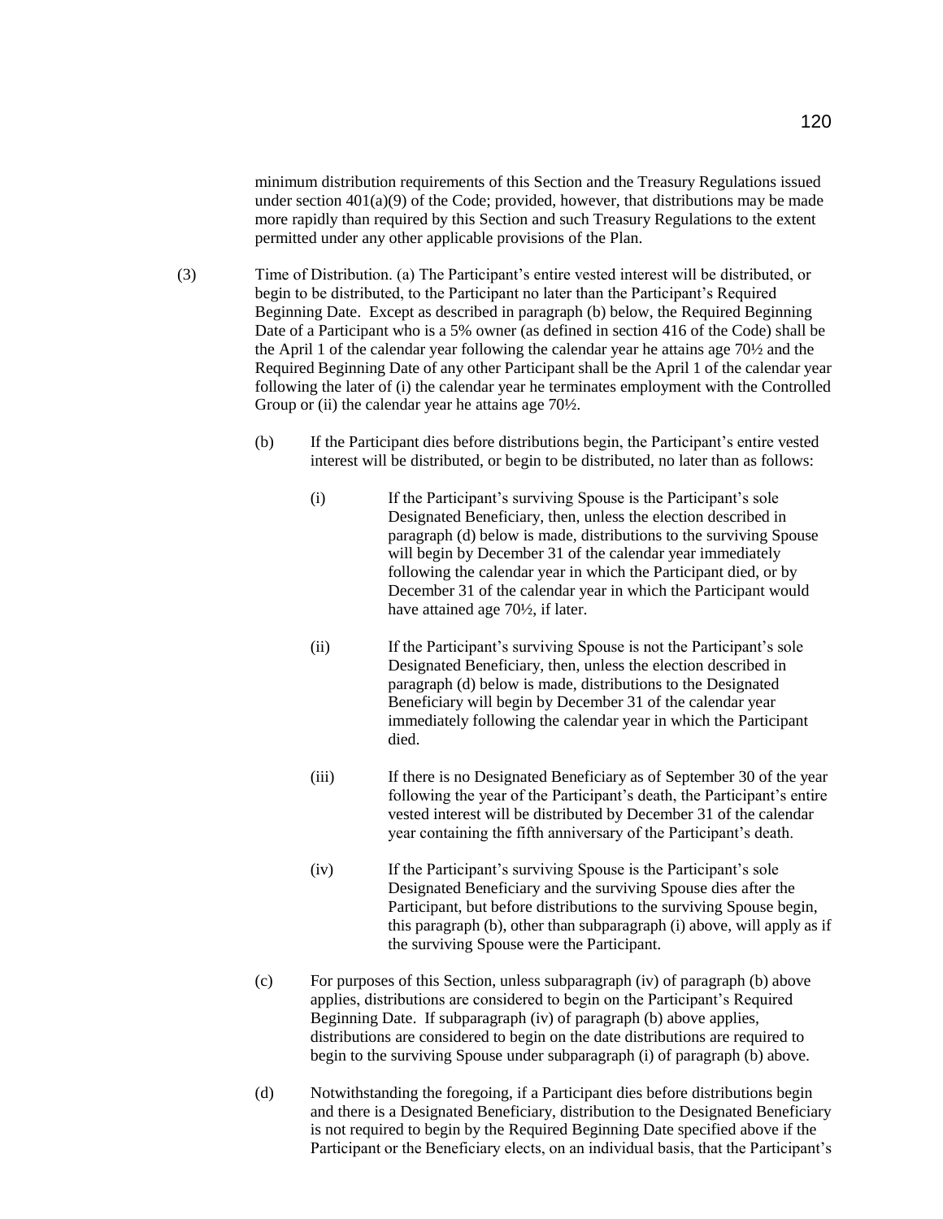minimum distribution requirements of this Section and the Treasury Regulations issued under section 401(a)(9) of the Code; provided, however, that distributions may be made more rapidly than required by this Section and such Treasury Regulations to the extent permitted under any other applicable provisions of the Plan.

(3) Time of Distribution. (a) The Participant's entire vested interest will be distributed, or begin to be distributed, to the Participant no later than the Participant's Required Beginning Date. Except as described in paragraph (b) below, the Required Beginning Date of a Participant who is a 5% owner (as defined in section 416 of the Code) shall be the April 1 of the calendar year following the calendar year he attains age 70½ and the Required Beginning Date of any other Participant shall be the April 1 of the calendar year following the later of (i) the calendar year he terminates employment with the Controlled Group or (ii) the calendar year he attains age 70½.

(b) If the Participant dies before distributions begin, the Participant's entire vested interest will be distributed, or begin to be distributed, no later than as follows:

(i) If the Participant's surviving Spouse is the Participant's sole Designated Beneficiary, then, unless the election described in paragraph (d) below is made, distributions to the surviving Spouse will begin by December 31 of the calendar year immediately following the calendar year in which the Participant died, or by December 31 of the calendar year in which the Participant would have attained age 70½, if later.

(ii) If the Participant's surviving Spouse is not the Participant's sole Designated Beneficiary, then, unless the election described in paragraph (d) below is made, distributions to the Designated Beneficiary will begin by December 31 of the calendar year immediately following the calendar year in which the Participant died.

(iii) If there is no Designated Beneficiary as of September 30 of the year following the year of the Participant's death, the Participant's entire vested interest will be distributed by December 31 of the calendar year containing the fifth anniversary of the Participant's death.

(iv) If the Participant's surviving Spouse is the Participant's sole Designated Beneficiary and the surviving Spouse dies after the Participant, but before distributions to the surviving Spouse begin, this paragraph (b), other than subparagraph (i) above, will apply as if the surviving Spouse were the Participant.

(c) For purposes of this Section, unless subparagraph (iv) of paragraph (b) above applies, distributions are considered to begin on the Participant's Required Beginning Date. If subparagraph (iv) of paragraph (b) above applies, distributions are considered to begin on the date distributions are required to begin to the surviving Spouse under subparagraph (i) of paragraph (b) above.

(d) Notwithstanding the foregoing, if a Participant dies before distributions begin and there is a Designated Beneficiary, distribution to the Designated Beneficiary is not required to begin by the Required Beginning Date specified above if the Participant or the Beneficiary elects, on an individual basis, that the Participant's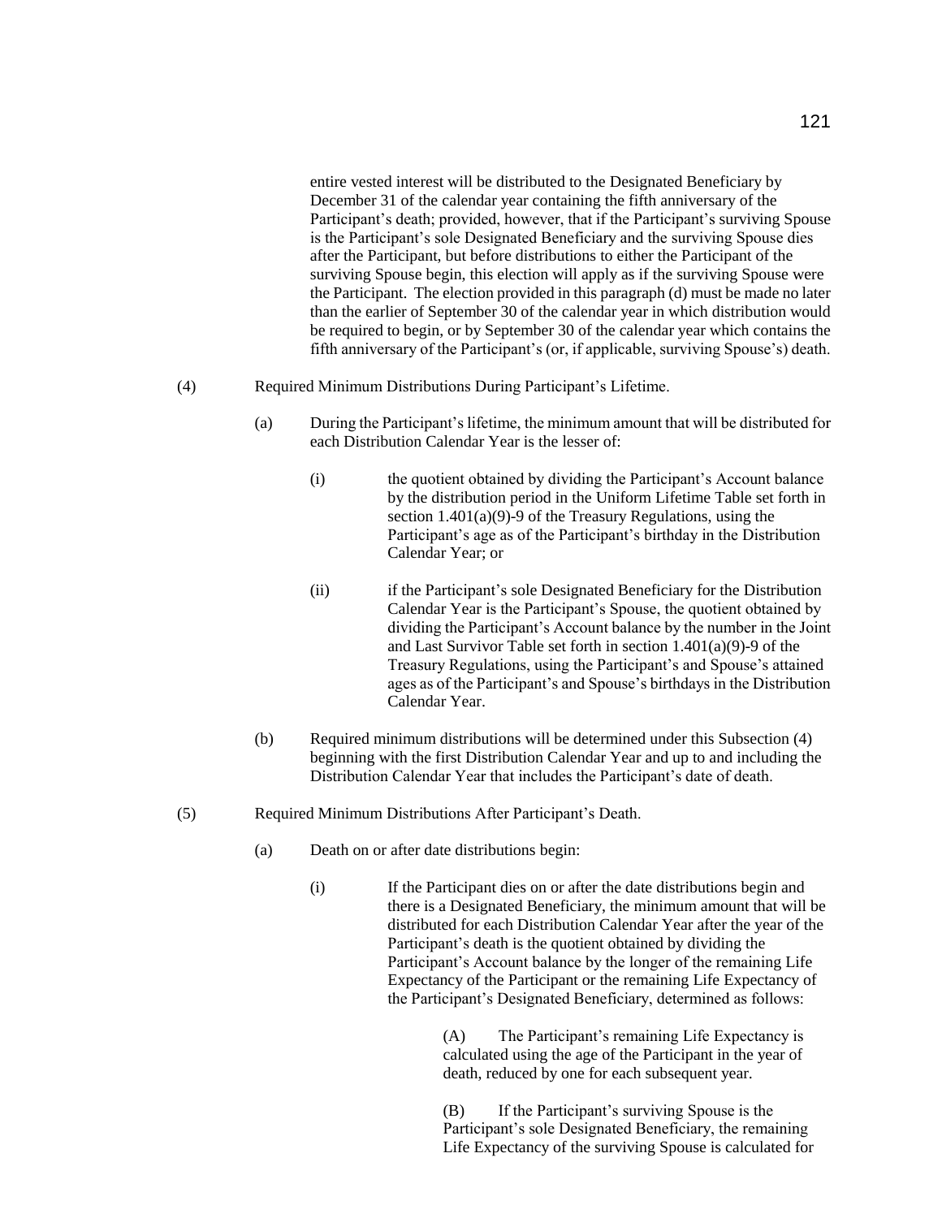entire vested interest will be distributed to the Designated Beneficiary by December 31 of the calendar year containing the fifth anniversary of the Participant's death; provided, however, that if the Participant's surviving Spouse is the Participant's sole Designated Beneficiary and the surviving Spouse dies after the Participant, but before distributions to either the Participant of the surviving Spouse begin, this election will apply as if the surviving Spouse were the Participant. The election provided in this paragraph (d) must be made no later than the earlier of September 30 of the calendar year in which distribution would be required to begin, or by September 30 of the calendar year which contains the fifth anniversary of the Participant's (or, if applicable, surviving Spouse's) death.

(4) Required Minimum Distributions During Participant's Lifetime.

(a) During the Participant's lifetime, the minimum amount that will be distributed for each Distribution Calendar Year is the lesser of:

(i) the quotient obtained by dividing the Participant's Account balance by the distribution period in the Uniform Lifetime Table set forth in section 1.401(a)(9)-9 of the Treasury Regulations, using the Participant's age as of the Participant's birthday in the Distribution Calendar Year; or

(ii) if the Participant's sole Designated Beneficiary for the Distribution Calendar Year is the Participant's Spouse, the quotient obtained by dividing the Participant's Account balance by the number in the Joint and Last Survivor Table set forth in section 1.401(a)(9)-9 of the Treasury Regulations, using the Participant's and Spouse's attained ages as of the Participant's and Spouse's birthdays in the Distribution Calendar Year.

(b) Required minimum distributions will be determined under this Subsection (4) beginning with the first Distribution Calendar Year and up to and including the Distribution Calendar Year that includes the Participant's date of death.

(5) Required Minimum Distributions After Participant's Death.

(a) Death on or after date distributions begin:

(i) If the Participant dies on or after the date distributions begin and there is a Designated Beneficiary, the minimum amount that will be distributed for each Distribution Calendar Year after the year of the Participant's death is the quotient obtained by dividing the Participant's Account balance by the longer of the remaining Life Expectancy of the Participant or the remaining Life Expectancy of the Participant's Designated Beneficiary, determined as follows:

(A) The Participant's remaining Life Expectancy is calculated using the age of the Participant in the year of death, reduced by one for each subsequent year.

(B) If the Participant's surviving Spouse is the Participant's sole Designated Beneficiary, the remaining Life Expectancy of the surviving Spouse is calculated for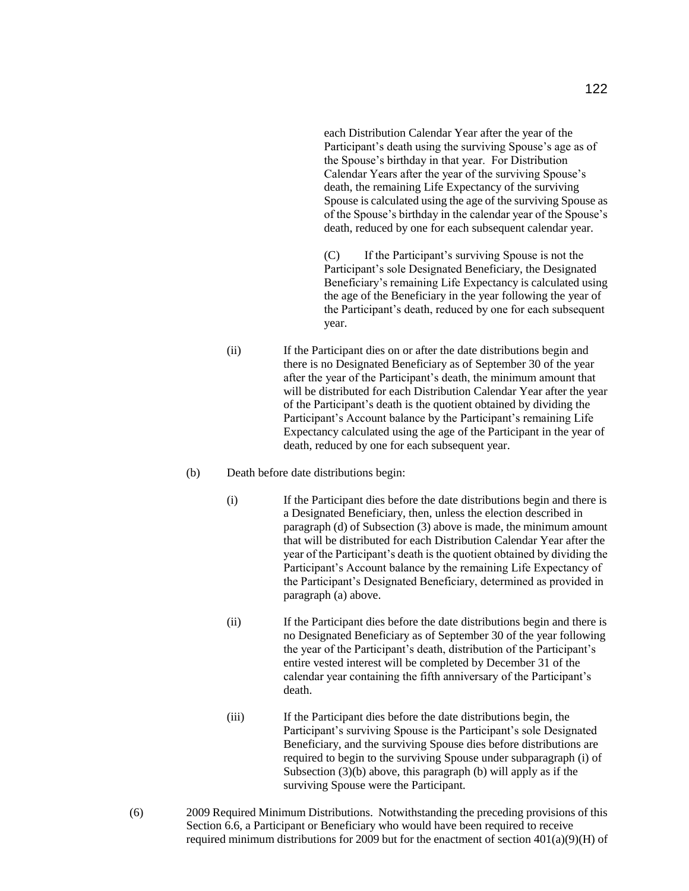each Distribution Calendar Year after the year of the Participant's death using the surviving Spouse's age as of the Spouse's birthday in that year. For Distribution Calendar Years after the year of the surviving Spouse's death, the remaining Life Expectancy of the surviving Spouse is calculated using the age of the surviving Spouse as of the Spouse's birthday in the calendar year of the Spouse's death, reduced by one for each subsequent calendar year.

(C) If the Participant's surviving Spouse is not the Participant's sole Designated Beneficiary, the Designated Beneficiary's remaining Life Expectancy is calculated using the age of the Beneficiary in the year following the year of the Participant's death, reduced by one for each subsequent year.

(ii) If the Participant dies on or after the date distributions begin and there is no Designated Beneficiary as of September 30 of the year after the year of the Participant's death, the minimum amount that will be distributed for each Distribution Calendar Year after the year of the Participant's death is the quotient obtained by dividing the Participant's Account balance by the Participant's remaining Life Expectancy calculated using the age of the Participant in the year of death, reduced by one for each subsequent year.

(b) Death before date distributions begin:

(i) If the Participant dies before the date distributions begin and there is a Designated Beneficiary, then, unless the election described in paragraph (d) of Subsection (3) above is made, the minimum amount that will be distributed for each Distribution Calendar Year after the year of the Participant's death is the quotient obtained by dividing the Participant's Account balance by the remaining Life Expectancy of the Participant's Designated Beneficiary, determined as provided in paragraph (a) above.

(ii) If the Participant dies before the date distributions begin and there is no Designated Beneficiary as of September 30 of the year following the year of the Participant's death, distribution of the Participant's entire vested interest will be completed by December 31 of the calendar year containing the fifth anniversary of the Participant's death.

(iii) If the Participant dies before the date distributions begin, the Participant's surviving Spouse is the Participant's sole Designated Beneficiary, and the surviving Spouse dies before distributions are required to begin to the surviving Spouse under subparagraph (i) of Subsection (3)(b) above, this paragraph (b) will apply as if the surviving Spouse were the Participant.

(6) 2009 Required Minimum Distributions. Notwithstanding the preceding provisions of this Section 6.6, a Participant or Beneficiary who would have been required to receive required minimum distributions for 2009 but for the enactment of section 401(a)(9)(H) of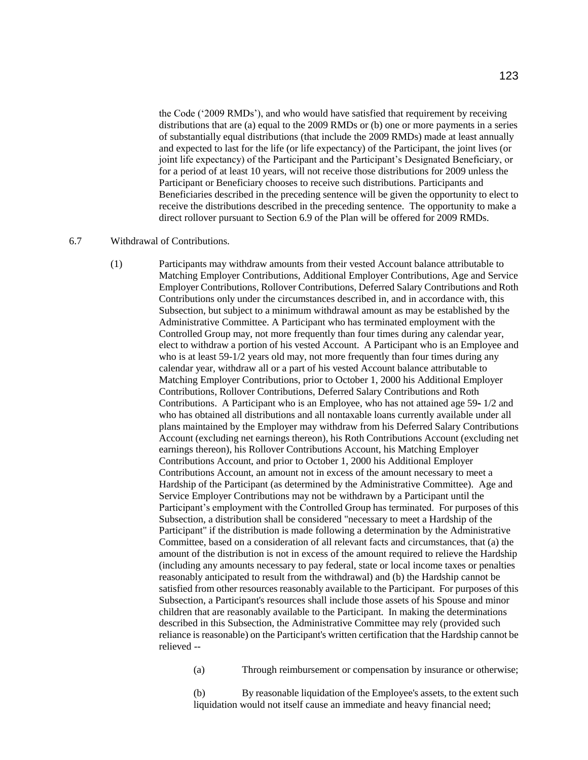the Code ('2009 RMDs'), and who would have satisfied that requirement by receiving distributions that are (a) equal to the 2009 RMDs or (b) one or more payments in a series of substantially equal distributions (that include the 2009 RMDs) made at least annually and expected to last for the life (or life expectancy) of the Participant, the joint lives (or joint life expectancy) of the Participant and the Participant's Designated Beneficiary, or for a period of at least 10 years, will not receive those distributions for 2009 unless the Participant or Beneficiary chooses to receive such distributions. Participants and Beneficiaries described in the preceding sentence will be given the opportunity to elect to receive the distributions described in the preceding sentence. The opportunity to make a direct rollover pursuant to Section 6.9 of the Plan will be offered for 2009 RMDs.

6.7 Withdrawal of Contributions.

(1) Participants may withdraw amounts from their vested Account balance attributable to Matching Employer Contributions, Additional Employer Contributions, Age and Service Employer Contributions, Rollover Contributions, Deferred Salary Contributions and Roth Contributions only under the circumstances described in, and in accordance with, this Subsection, but subject to a minimum withdrawal amount as may be established by the Administrative Committee. A Participant who has terminated employment with the Controlled Group may, not more frequently than four times during any calendar year, elect to withdraw a portion of his vested Account. A Participant who is an Employee and who is at least 59-1/2 years old may, not more frequently than four times during any calendar year, withdraw all or a part of his vested Account balance attributable to Matching Employer Contributions, prior to October 1, 2000 his Additional Employer Contributions, Rollover Contributions, Deferred Salary Contributions and Roth Contributions. A Participant who is an Employee, who has not attained age 59- 1/2 and who has obtained all distributions and all nontaxable loans currently available under all plans maintained by the Employer may withdraw from his Deferred Salary Contributions Account (excluding net earnings thereon), his Roth Contributions Account (excluding net earnings thereon), his Rollover Contributions Account, his Matching Employer Contributions Account, and prior to October 1, 2000 his Additional Employer Contributions Account, an amount not in excess of the amount necessary to meet a Hardship of the Participant (as determined by the Administrative Committee). Age and Service Employer Contributions may not be withdrawn by a Participant until the Participant's employment with the Controlled Group has terminated. For purposes of this Subsection, a distribution shall be considered "necessary to meet a Hardship of the Participant" if the distribution is made following a determination by the Administrative Committee, based on a consideration of all relevant facts and circumstances, that (a) the amount of the distribution is not in excess of the amount required to relieve the Hardship (including any amounts necessary to pay federal, state or local income taxes or penalties reasonably anticipated to result from the withdrawal) and (b) the Hardship cannot be satisfied from other resources reasonably available to the Participant. For purposes of this Subsection, a Participant's resources shall include those assets of his Spouse and minor children that are reasonably available to the Participant. In making the determinations described in this Subsection, the Administrative Committee may rely (provided such reliance is reasonable) on the Participant's written certification that the Hardship cannot be relieved --

(a) Through reimbursement or compensation by insurance or otherwise;

(b) By reasonable liquidation of the Employee's assets, to the extent such liquidation would not itself cause an immediate and heavy financial need;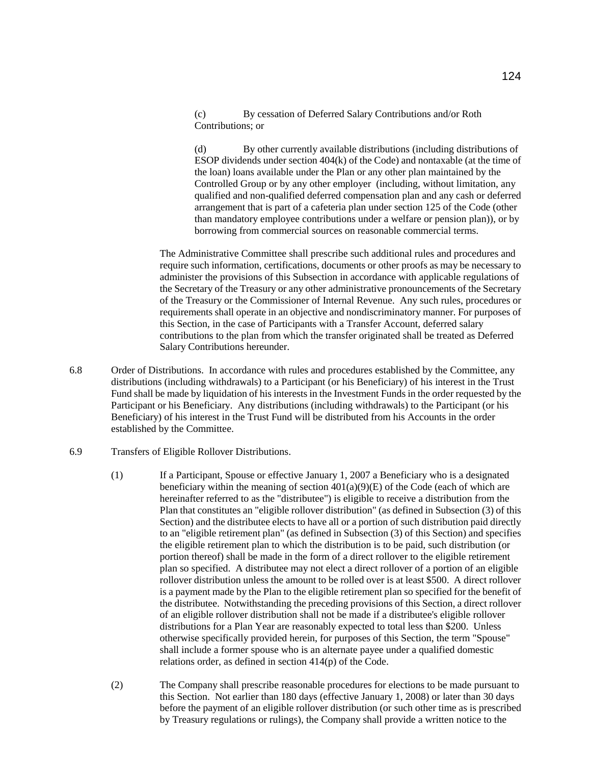(c) By cessation of Deferred Salary Contributions and/or Roth Contributions; or

(d) By other currently available distributions (including distributions of ESOP dividends under section 404(k) of the Code) and nontaxable (at the time of the loan) loans available under the Plan or any other plan maintained by the Controlled Group or by any other employer (including, without limitation, any qualified and non-qualified deferred compensation plan and any cash or deferred arrangement that is part of a cafeteria plan under section 125 of the Code (other than mandatory employee contributions under a welfare or pension plan)), or by borrowing from commercial sources on reasonable commercial terms.

The Administrative Committee shall prescribe such additional rules and procedures and require such information, certifications, documents or other proofs as may be necessary to administer the provisions of this Subsection in accordance with applicable regulations of the Secretary of the Treasury or any other administrative pronouncements of the Secretary of the Treasury or the Commissioner of Internal Revenue. Any such rules, procedures or requirements shall operate in an objective and nondiscriminatory manner. For purposes of this Section, in the case of Participants with a Transfer Account, deferred salary contributions to the plan from which the transfer originated shall be treated as Deferred Salary Contributions hereunder.

6.8 Order of Distributions. In accordance with rules and procedures established by the Committee, any distributions (including withdrawals) to a Participant (or his Beneficiary) of his interest in the Trust Fund shall be made by liquidation of his interests in the Investment Funds in the order requested by the Participant or his Beneficiary. Any distributions (including withdrawals) to the Participant (or his Beneficiary) of his interest in the Trust Fund will be distributed from his Accounts in the order established by the Committee.

6.9 Transfers of Eligible Rollover Distributions.

(1) If a Participant, Spouse or effective January 1, 2007 a Beneficiary who is a designated beneficiary within the meaning of section 401(a)(9)(E) of the Code (each of which are hereinafter referred to as the "distributee") is eligible to receive a distribution from the Plan that constitutes an "eligible rollover distribution" (as defined in Subsection (3) of this Section) and the distributee elects to have all or a portion of such distribution paid directly to an "eligible retirement plan" (as defined in Subsection (3) of this Section) and specifies the eligible retirement plan to which the distribution is to be paid, such distribution (or portion thereof) shall be made in the form of a direct rollover to the eligible retirement plan so specified. A distributee may not elect a direct rollover of a portion of an eligible rollover distribution unless the amount to be rolled over is at least $500. A direct rollover is a payment made by the Plan to the eligible retirement plan so specified for the benefit of the distributee. Notwithstanding the preceding provisions of this Section, a direct rollover of an eligible rollover distribution shall not be made if a distributee's eligible rollover distributions for a Plan Year are reasonably expected to total less than $200. Unless otherwise specifically provided herein, for purposes of this Section, the term "Spouse" shall include a former spouse who is an alternate payee under a qualified domestic relations order, as defined in section 414(p) of the Code.

(2) The Company shall prescribe reasonable procedures for elections to be made pursuant to this Section. Not earlier than 180 days (effective January 1, 2008) or later than 30 days before the payment of an eligible rollover distribution (or such other time as is prescribed by Treasury regulations or rulings), the Company shall provide a written notice to the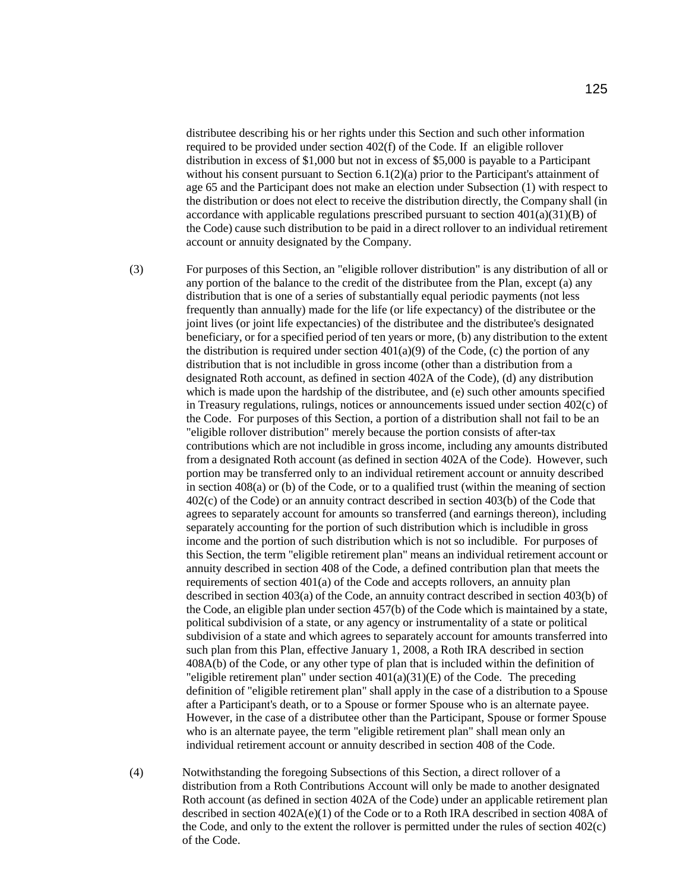distributee describing his or her rights under this Section and such other information required to be provided under section 402(f) of the Code. If an eligible rollover distribution in excess of $1,000 but not in excess of $5,000 is payable to a Participant without his consent pursuant to Section 6.1(2)(a) prior to the Participant's attainment of age 65 and the Participant does not make an election under Subsection (1) with respect to the distribution or does not elect to receive the distribution directly, the Company shall (in accordance with applicable regulations prescribed pursuant to section 401(a)(31)(B) of the Code) cause such distribution to be paid in a direct rollover to an individual retirement account or annuity designated by the Company.

(3) For purposes of this Section, an "eligible rollover distribution" is any distribution of all or any portion of the balance to the credit of the distributee from the Plan, except (a) any distribution that is one of a series of substantially equal periodic payments (not less frequently than annually) made for the life (or life expectancy) of the distributee or the joint lives (or joint life expectancies) of the distributee and the distributee's designated beneficiary, or for a specified period of ten years or more, (b) any distribution to the extent the distribution is required under section 401(a)(9) of the Code, (c) the portion of any distribution that is not includible in gross income (other than a distribution from a designated Roth account, as defined in section 402A of the Code), (d) any distribution which is made upon the hardship of the distributee, and (e) such other amounts specified in Treasury regulations, rulings, notices or announcements issued under section 402(c) of the Code. For purposes of this Section, a portion of a distribution shall not fail to be an "eligible rollover distribution" merely because the portion consists of after-tax contributions which are not includible in gross income, including any amounts distributed from a designated Roth account (as defined in section 402A of the Code). However, such portion may be transferred only to an individual retirement account or annuity described in section 408(a) or (b) of the Code, or to a qualified trust (within the meaning of section 402(c) of the Code) or an annuity contract described in section 403(b) of the Code that agrees to separately account for amounts so transferred (and earnings thereon), including separately accounting for the portion of such distribution which is includible in gross income and the portion of such distribution which is not so includible. For purposes of this Section, the term "eligible retirement plan" means an individual retirement account or annuity described in section 408 of the Code, a defined contribution plan that meets the requirements of section 401(a) of the Code and accepts rollovers, an annuity plan described in section 403(a) of the Code, an annuity contract described in section 403(b) of the Code, an eligible plan under section 457(b) of the Code which is maintained by a state, political subdivision of a state, or any agency or instrumentality of a state or political subdivision of a state and which agrees to separately account for amounts transferred into such plan from this Plan, effective January 1, 2008, a Roth IRA described in section 408A(b) of the Code, or any other type of plan that is included within the definition of "eligible retirement plan" under section 401(a)(31)(E) of the Code. The preceding definition of "eligible retirement plan" shall apply in the case of a distribution to a Spouse after a Participant's death, or to a Spouse or former Spouse who is an alternate payee. However, in the case of a distributee other than the Participant, Spouse or former Spouse who is an alternate payee, the term "eligible retirement plan" shall mean only an individual retirement account or annuity described in section 408 of the Code.

(4) Notwithstanding the foregoing Subsections of this Section, a direct rollover of a distribution from a Roth Contributions Account will only be made to another designated Roth account (as defined in section 402A of the Code) under an applicable retirement plan described in section 402A(e)(1) of the Code or to a Roth IRA described in section 408A of the Code, and only to the extent the rollover is permitted under the rules of section 402(c) of the Code.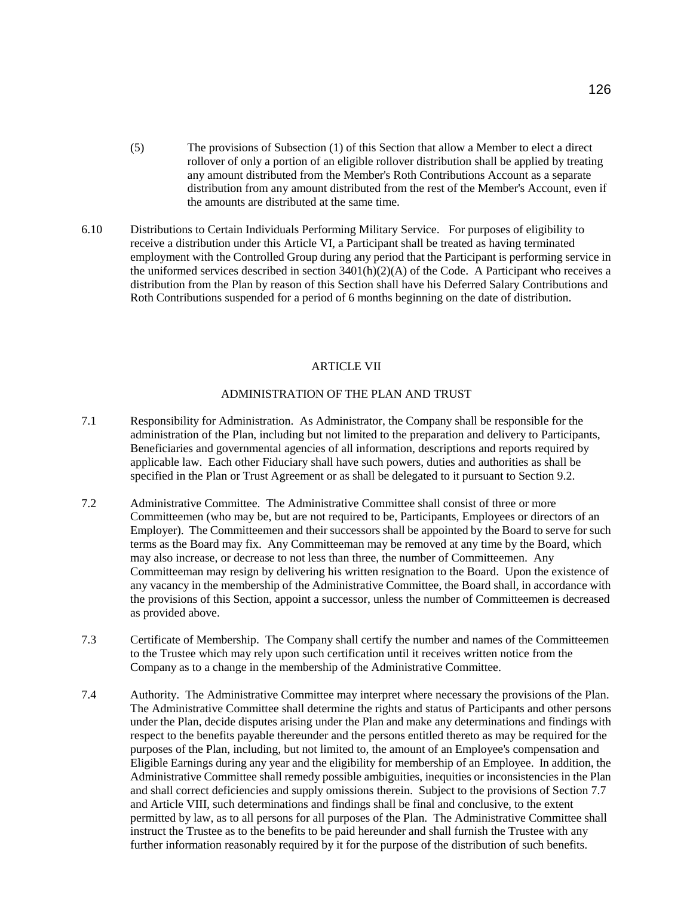(5) The provisions of Subsection (1) of this Section that allow a Member to elect a direct rollover of only a portion of an eligible rollover distribution shall be applied by treating any amount distributed from the Member's Roth Contributions Account as a separate distribution from any amount distributed from the rest of the Member's Account, even if the amounts are distributed at the same time.

6.10 Distributions to Certain Individuals Performing Military Service. For purposes of eligibility to receive a distribution under this Article VI, a Participant shall be treated as having terminated employment with the Controlled Group during any period that the Participant is performing service in the uniformed services described in section 3401(h)(2)(A) of the Code. A Participant who receives a distribution from the Plan by reason of this Section shall have his Deferred Salary Contributions and Roth Contributions suspended for a period of 6 months beginning on the date of distribution.

## ARTICLE VII

## ADMINISTRATION OF THE PLAN AND TRUST

7.1 Responsibility for Administration. As Administrator, the Company shall be responsible for the administration of the Plan, including but not limited to the preparation and delivery to Participants, Beneficiaries and governmental agencies of all information, descriptions and reports required by applicable law. Each other Fiduciary shall have such powers, duties and authorities as shall be specified in the Plan or Trust Agreement or as shall be delegated to it pursuant to Section 9.2.

7.2 Administrative Committee. The Administrative Committee shall consist of three or more Committeemen (who may be, but are not required to be, Participants, Employees or directors of an Employer). The Committeemen and their successors shall be appointed by the Board to serve for such terms as the Board may fix. Any Committeeman may be removed at any time by the Board, which may also increase, or decrease to not less than three, the number of Committeemen. Any Committeeman may resign by delivering his written resignation to the Board. Upon the existence of any vacancy in the membership of the Administrative Committee, the Board shall, in accordance with the provisions of this Section, appoint a successor, unless the number of Committeemen is decreased as provided above.

7.3 Certificate of Membership. The Company shall certify the number and names of the Committeemen to the Trustee which may rely upon such certification until it receives written notice from the Company as to a change in the membership of the Administrative Committee.

7.4 Authority. The Administrative Committee may interpret where necessary the provisions of the Plan. The Administrative Committee shall determine the rights and status of Participants and other persons under the Plan, decide disputes arising under the Plan and make any determinations and findings with respect to the benefits payable thereunder and the persons entitled thereto as may be required for the purposes of the Plan, including, but not limited to, the amount of an Employee's compensation and Eligible Earnings during any year and the eligibility for membership of an Employee. In addition, the Administrative Committee shall remedy possible ambiguities, inequities or inconsistencies in the Plan and shall correct deficiencies and supply omissions therein. Subject to the provisions of Section 7.7 and Article VIII, such determinations and findings shall be final and conclusive, to the extent permitted by law, as to all persons for all purposes of the Plan. The Administrative Committee shall instruct the Trustee as to the benefits to be paid hereunder and shall furnish the Trustee with any further information reasonably required by it for the purpose of the distribution of such benefits.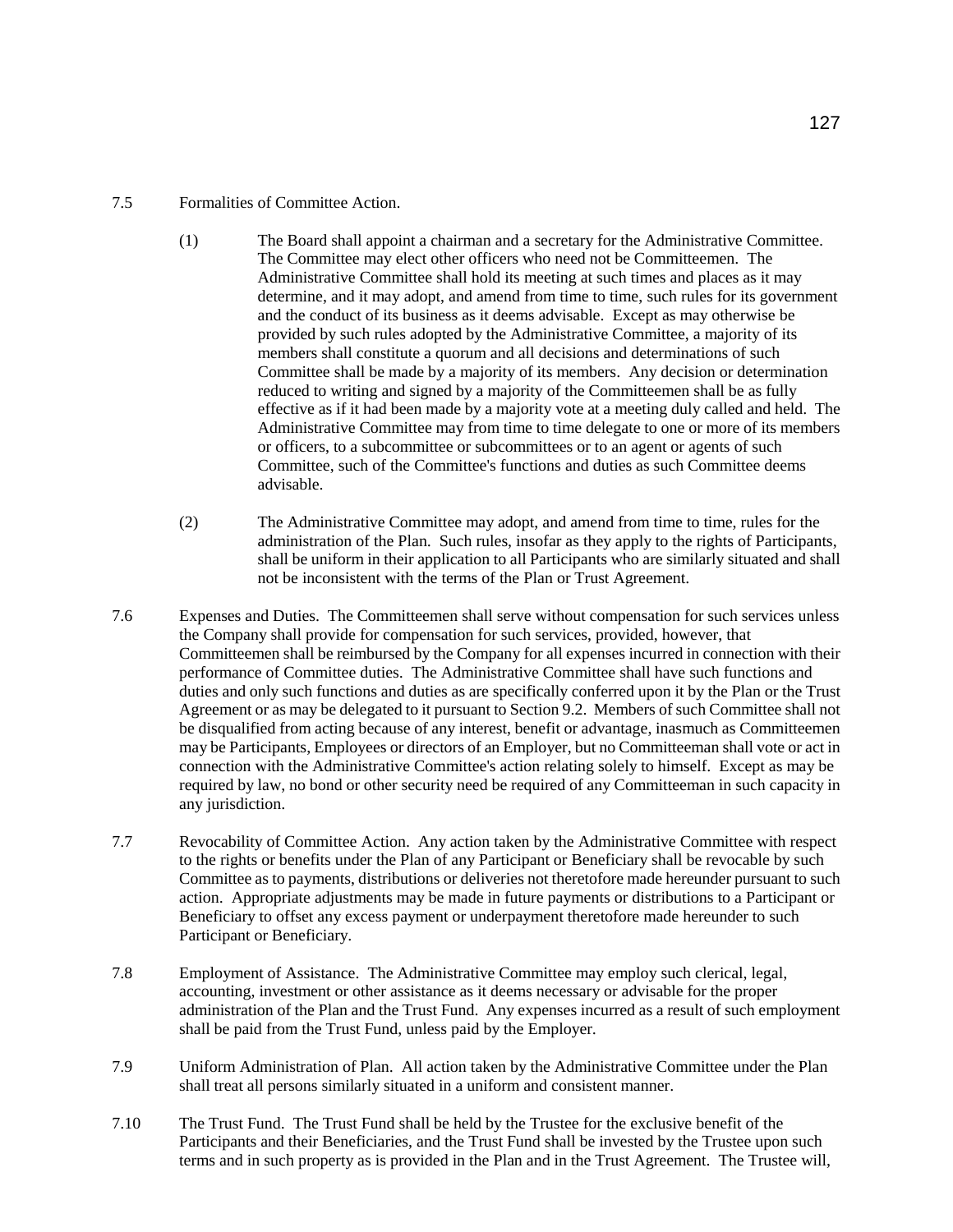7.5 Formalities of Committee Action.

(1) The Board shall appoint a chairman and a secretary for the Administrative Committee. The Committee may elect other officers who need not be Committeemen. The Administrative Committee shall hold its meeting at such times and places as it may determine, and it may adopt, and amend from time to time, such rules for its government and the conduct of its business as it deems advisable. Except as may otherwise be provided by such rules adopted by the Administrative Committee, a majority of its members shall constitute a quorum and all decisions and determinations of such Committee shall be made by a majority of its members. Any decision or determination reduced to writing and signed by a majority of the Committeemen shall be as fully effective as if it had been made by a majority vote at a meeting duly called and held. The Administrative Committee may from time to time delegate to one or more of its members or officers, to a subcommittee or subcommittees or to an agent or agents of such Committee, such of the Committee's functions and duties as such Committee deems advisable.

(2) The Administrative Committee may adopt, and amend from time to time, rules for the administration of the Plan. Such rules, insofar as they apply to the rights of Participants, shall be uniform in their application to all Participants who are similarly situated and shall not be inconsistent with the terms of the Plan or Trust Agreement.

7.6 Expenses and Duties. The Committeemen shall serve without compensation for such services unless the Company shall provide for compensation for such services, provided, however, that Committeemen shall be reimbursed by the Company for all expenses incurred in connection with their performance of Committee duties. The Administrative Committee shall have such functions and duties and only such functions and duties as are specifically conferred upon it by the Plan or the Trust Agreement or as may be delegated to it pursuant to Section 9.2. Members of such Committee shall not be disqualified from acting because of any interest, benefit or advantage, inasmuch as Committeemen may be Participants, Employees or directors of an Employer, but no Committeeman shall vote or act in connection with the Administrative Committee's action relating solely to himself. Except as may be required by law, no bond or other security need be required of any Committeeman in such capacity in any jurisdiction.

7.7 Revocability of Committee Action. Any action taken by the Administrative Committee with respect to the rights or benefits under the Plan of any Participant or Beneficiary shall be revocable by such Committee as to payments, distributions or deliveries not theretofore made hereunder pursuant to such action. Appropriate adjustments may be made in future payments or distributions to a Participant or Beneficiary to offset any excess payment or underpayment theretofore made hereunder to such Participant or Beneficiary.

7.8 Employment of Assistance. The Administrative Committee may employ such clerical, legal, accounting, investment or other assistance as it deems necessary or advisable for the proper administration of the Plan and the Trust Fund. Any expenses incurred as a result of such employment shall be paid from the Trust Fund, unless paid by the Employer.

7.9 Uniform Administration of Plan. All action taken by the Administrative Committee under the Plan shall treat all persons similarly situated in a uniform and consistent manner.

7.10 The Trust Fund. The Trust Fund shall be held by the Trustee for the exclusive benefit of the Participants and their Beneficiaries, and the Trust Fund shall be invested by the Trustee upon such terms and in such property as is provided in the Plan and in the Trust Agreement. The Trustee will,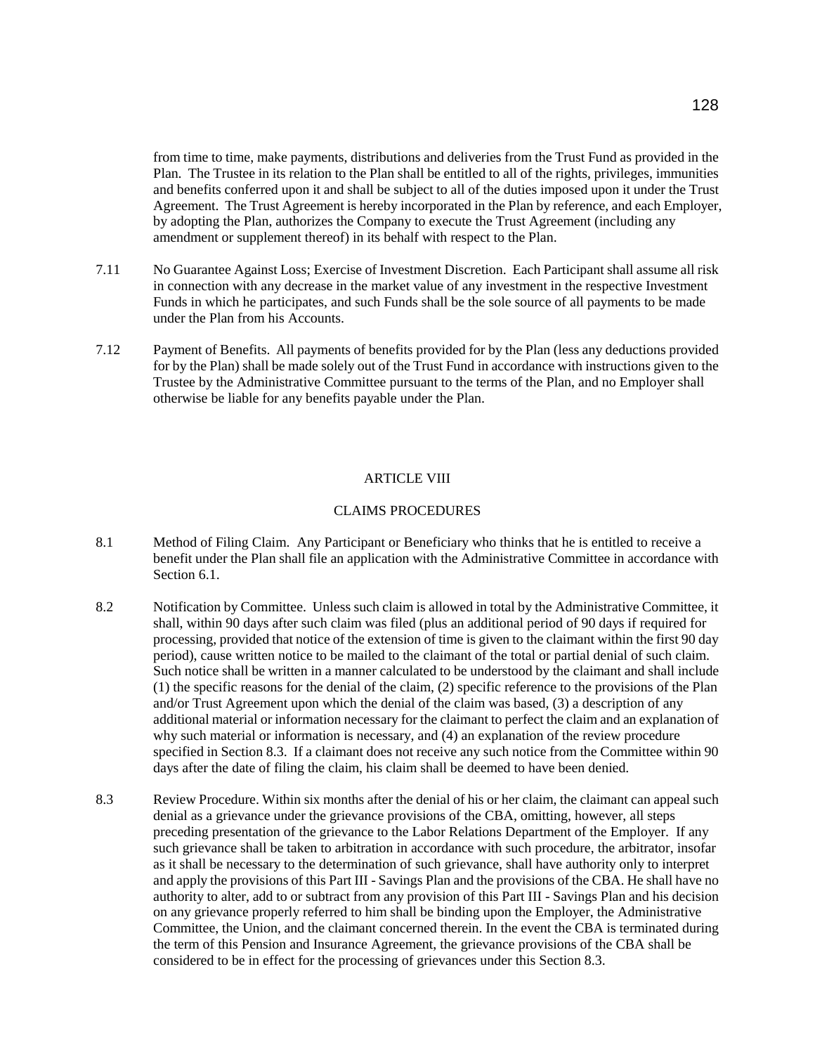from time to time, make payments, distributions and deliveries from the Trust Fund as provided in the Plan. The Trustee in its relation to the Plan shall be entitled to all of the rights, privileges, immunities and benefits conferred upon it and shall be subject to all of the duties imposed upon it under the Trust Agreement. The Trust Agreement is hereby incorporated in the Plan by reference, and each Employer, by adopting the Plan, authorizes the Company to execute the Trust Agreement (including any amendment or supplement thereof) in its behalf with respect to the Plan.

7.11 No Guarantee Against Loss; Exercise of Investment Discretion. Each Participant shall assume all risk in connection with any decrease in the market value of any investment in the respective Investment Funds in which he participates, and such Funds shall be the sole source of all payments to be made under the Plan from his Accounts.

7.12 Payment of Benefits. All payments of benefits provided for by the Plan (less any deductions provided for by the Plan) shall be made solely out of the Trust Fund in accordance with instructions given to the Trustee by the Administrative Committee pursuant to the terms of the Plan, and no Employer shall otherwise be liable for any benefits payable under the Plan.

## ARTICLE VIII

## CLAIMS PROCEDURES

8.1 Method of Filing Claim. Any Participant or Beneficiary who thinks that he is entitled to receive a benefit under the Plan shall file an application with the Administrative Committee in accordance with Section 6.1.

8.2 Notification by Committee. Unless such claim is allowed in total by the Administrative Committee, it shall, within 90 days after such claim was filed (plus an additional period of 90 days if required for processing, provided that notice of the extension of time is given to the claimant within the first 90 day period), cause written notice to be mailed to the claimant of the total or partial denial of such claim. Such notice shall be written in a manner calculated to be understood by the claimant and shall include (1) the specific reasons for the denial of the claim, (2) specific reference to the provisions of the Plan and/or Trust Agreement upon which the denial of the claim was based, (3) a description of any additional material or information necessary for the claimant to perfect the claim and an explanation of why such material or information is necessary, and (4) an explanation of the review procedure specified in Section 8.3. If a claimant does not receive any such notice from the Committee within 90 days after the date of filing the claim, his claim shall be deemed to have been denied.

8.3 Review Procedure. Within six months after the denial of his or her claim, the claimant can appeal such denial as a grievance under the grievance provisions of the CBA, omitting, however, all steps preceding presentation of the grievance to the Labor Relations Department of the Employer. If any such grievance shall be taken to arbitration in accordance with such procedure, the arbitrator, insofar as it shall be necessary to the determination of such grievance, shall have authority only to interpret and apply the provisions of this Part III - Savings Plan and the provisions of the CBA. He shall have no authority to alter, add to or subtract from any provision of this Part III - Savings Plan and his decision on any grievance properly referred to him shall be binding upon the Employer, the Administrative Committee, the Union, and the claimant concerned therein. In the event the CBA is terminated during the term of this Pension and Insurance Agreement, the grievance provisions of the CBA shall be considered to be in effect for the processing of grievances under this Section 8.3.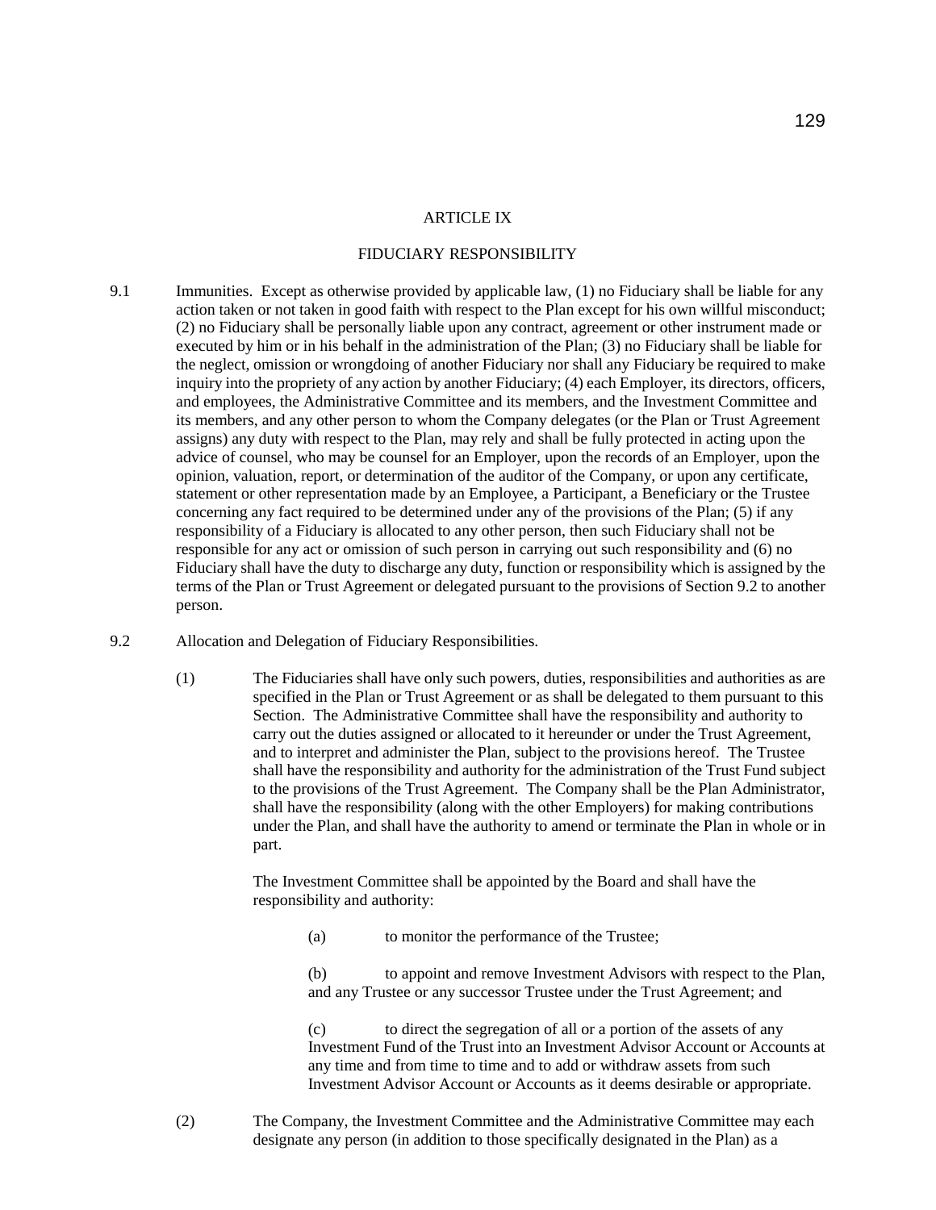# ARTICLE IX

## FIDUCIARY RESPONSIBILITY

9.1 Immunities. Except as otherwise provided by applicable law, (1) no Fiduciary shall be liable for any action taken or not taken in good faith with respect to the Plan except for his own willful misconduct; (2) no Fiduciary shall be personally liable upon any contract, agreement or other instrument made or executed by him or in his behalf in the administration of the Plan; (3) no Fiduciary shall be liable for the neglect, omission or wrongdoing of another Fiduciary nor shall any Fiduciary be required to make inquiry into the propriety of any action by another Fiduciary; (4) each Employer, its directors, officers, and employees, the Administrative Committee and its members, and the Investment Committee and its members, and any other person to whom the Company delegates (or the Plan or Trust Agreement assigns) any duty with respect to the Plan, may rely and shall be fully protected in acting upon the advice of counsel, who may be counsel for an Employer, upon the records of an Employer, upon the opinion, valuation, report, or determination of the auditor of the Company, or upon any certificate, statement or other representation made by an Employee, a Participant, a Beneficiary or the Trustee concerning any fact required to be determined under any of the provisions of the Plan; (5) if any responsibility of a Fiduciary is allocated to any other person, then such Fiduciary shall not be responsible for any act or omission of such person in carrying out such responsibility and (6) no Fiduciary shall have the duty to discharge any duty, function or responsibility which is assigned by the terms of the Plan or Trust Agreement or delegated pursuant to the provisions of Section 9.2 to another person.

9.2 Allocation and Delegation of Fiduciary Responsibilities.

(1) The Fiduciaries shall have only such powers, duties, responsibilities and authorities as are specified in the Plan or Trust Agreement or as shall be delegated to them pursuant to this Section. The Administrative Committee shall have the responsibility and authority to carry out the duties assigned or allocated to it hereunder or under the Trust Agreement, and to interpret and administer the Plan, subject to the provisions hereof. The Trustee shall have the responsibility and authority for the administration of the Trust Fund subject to the provisions of the Trust Agreement. The Company shall be the Plan Administrator, shall have the responsibility (along with the other Employers) for making contributions under the Plan, and shall have the authority to amend or terminate the Plan in whole or in part.

The Investment Committee shall be appointed by the Board and shall have the responsibility and authority:

(a) to monitor the performance of the Trustee;

(b) to appoint and remove Investment Advisors with respect to the Plan, and any Trustee or any successor Trustee under the Trust Agreement; and

(c) to direct the segregation of all or a portion of the assets of any Investment Fund of the Trust into an Investment Advisor Account or Accounts at any time and from time to time and to add or withdraw assets from such Investment Advisor Account or Accounts as it deems desirable or appropriate.

(2) The Company, the Investment Committee and the Administrative Committee may each designate any person (in addition to those specifically designated in the Plan) as a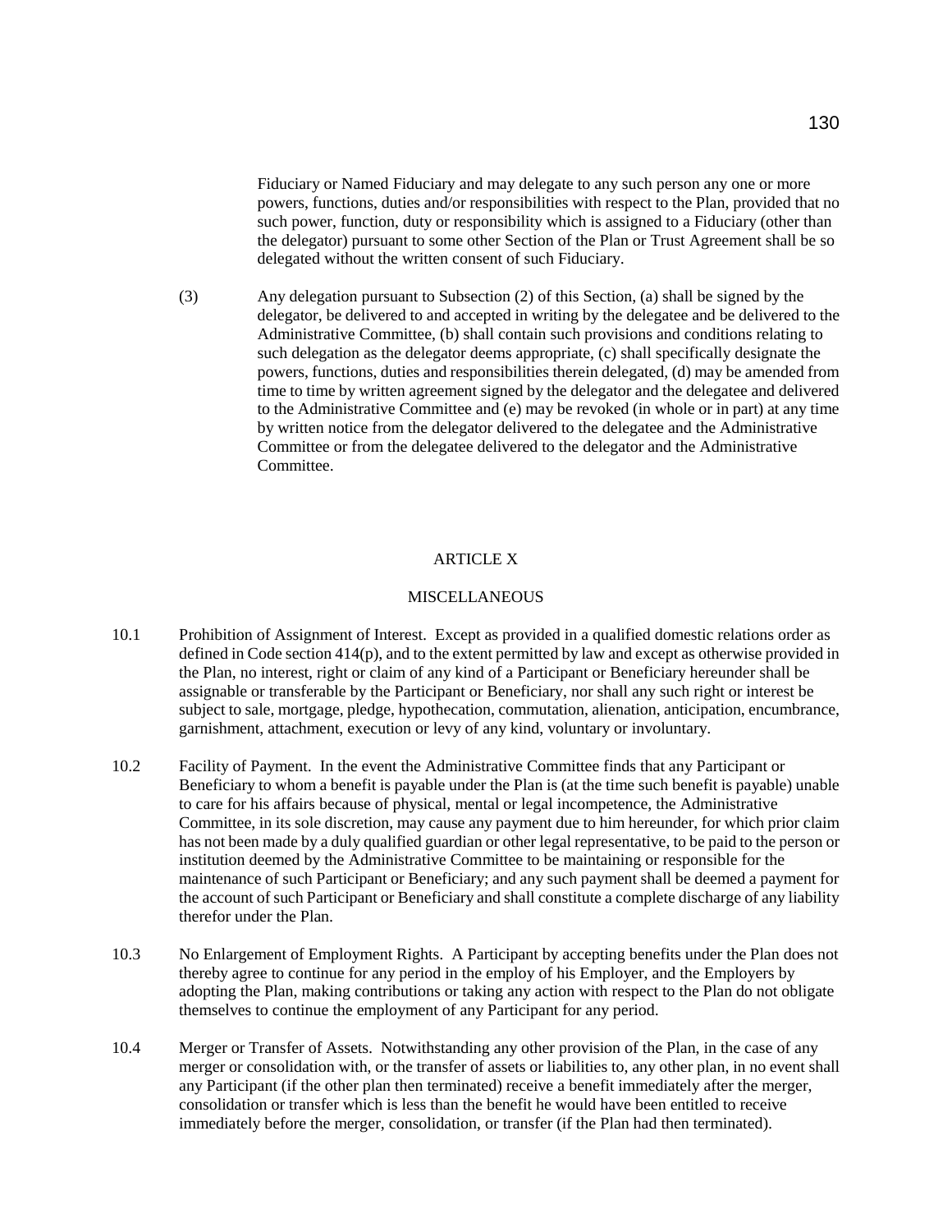Fiduciary or Named Fiduciary and may delegate to any such person any one or more powers, functions, duties and/or responsibilities with respect to the Plan, provided that no such power, function, duty or responsibility which is assigned to a Fiduciary (other than the delegator) pursuant to some other Section of the Plan or Trust Agreement shall be so delegated without the written consent of such Fiduciary.

(3) Any delegation pursuant to Subsection (2) of this Section, (a) shall be signed by the delegator, be delivered to and accepted in writing by the delegatee and be delivered to the Administrative Committee, (b) shall contain such provisions and conditions relating to such delegation as the delegator deems appropriate, (c) shall specifically designate the powers, functions, duties and responsibilities therein delegated, (d) may be amended from time to time by written agreement signed by the delegator and the delegatee and delivered to the Administrative Committee and (e) may be revoked (in whole or in part) at any time by written notice from the delegator delivered to the delegatee and the Administrative Committee or from the delegatee delivered to the delegator and the Administrative Committee.

# ARTICLE X

## MISCELLANEOUS

10.1 Prohibition of Assignment of Interest. Except as provided in a qualified domestic relations order as defined in Code section 414(p), and to the extent permitted by law and except as otherwise provided in the Plan, no interest, right or claim of any kind of a Participant or Beneficiary hereunder shall be assignable or transferable by the Participant or Beneficiary, nor shall any such right or interest be subject to sale, mortgage, pledge, hypothecation, commutation, alienation, anticipation, encumbrance, garnishment, attachment, execution or levy of any kind, voluntary or involuntary.

10.2 Facility of Payment. In the event the Administrative Committee finds that any Participant or Beneficiary to whom a benefit is payable under the Plan is (at the time such benefit is payable) unable to care for his affairs because of physical, mental or legal incompetence, the Administrative Committee, in its sole discretion, may cause any payment due to him hereunder, for which prior claim has not been made by a duly qualified guardian or other legal representative, to be paid to the person or institution deemed by the Administrative Committee to be maintaining or responsible for the maintenance of such Participant or Beneficiary; and any such payment shall be deemed a payment for the account of such Participant or Beneficiary and shall constitute a complete discharge of any liability therefor under the Plan.

10.3 No Enlargement of Employment Rights. A Participant by accepting benefits under the Plan does not thereby agree to continue for any period in the employ of his Employer, and the Employers by adopting the Plan, making contributions or taking any action with respect to the Plan do not obligate themselves to continue the employment of any Participant for any period.

10.4 Merger or Transfer of Assets. Notwithstanding any other provision of the Plan, in the case of any merger or consolidation with, or the transfer of assets or liabilities to, any other plan, in no event shall any Participant (if the other plan then terminated) receive a benefit immediately after the merger, consolidation or transfer which is less than the benefit he would have been entitled to receive immediately before the merger, consolidation, or transfer (if the Plan had then terminated).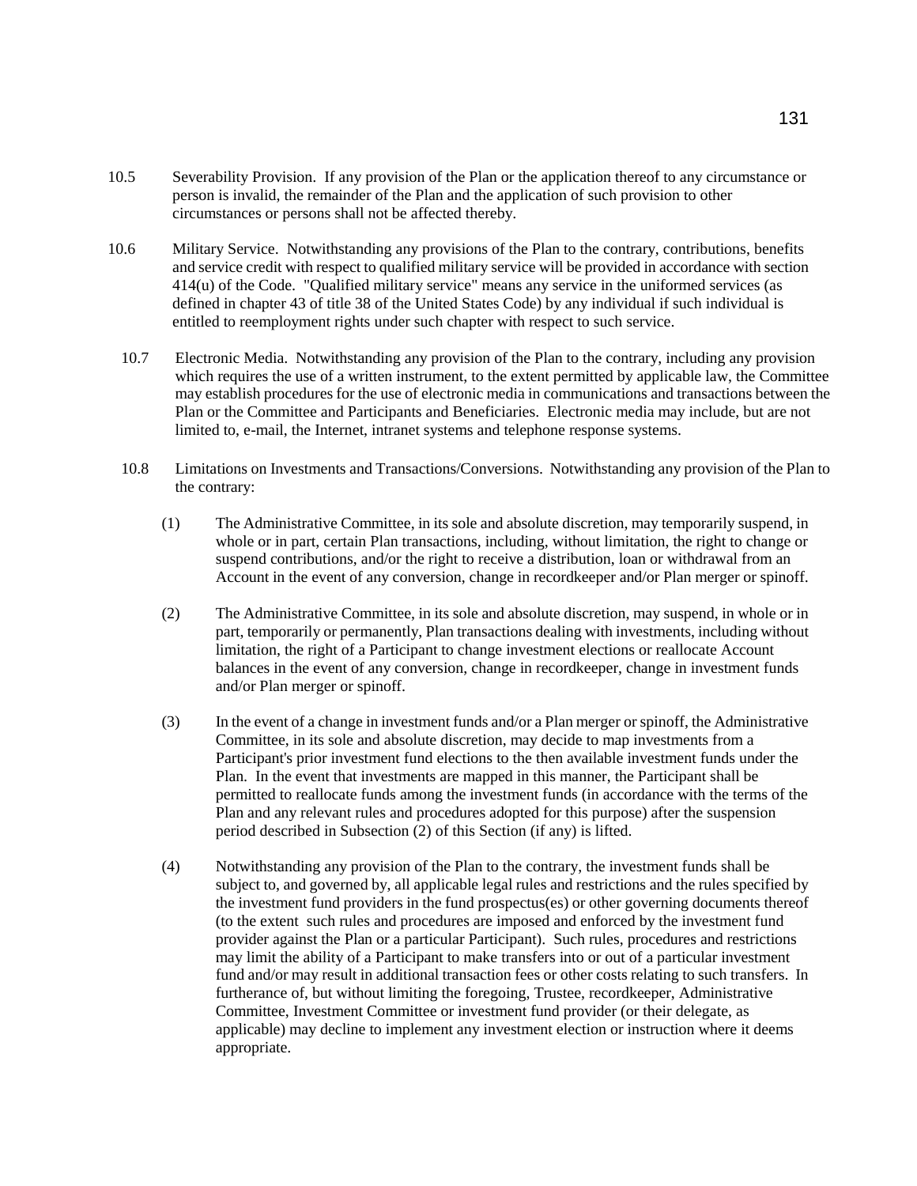10.5 Severability Provision. If any provision of the Plan or the application thereof to any circumstance or person is invalid, the remainder of the Plan and the application of such provision to other circumstances or persons shall not be affected thereby.

10.6 Military Service. Notwithstanding any provisions of the Plan to the contrary, contributions, benefits and service credit with respect to qualified military service will be provided in accordance with section 414(u) of the Code. "Qualified military service" means any service in the uniformed services (as defined in chapter 43 of title 38 of the United States Code) by any individual if such individual is entitled to reemployment rights under such chapter with respect to such service.

10.7 Electronic Media. Notwithstanding any provision of the Plan to the contrary, including any provision which requires the use of a written instrument, to the extent permitted by applicable law, the Committee may establish procedures for the use of electronic media in communications and transactions between the Plan or the Committee and Participants and Beneficiaries. Electronic media may include, but are not limited to, e-mail, the Internet, intranet systems and telephone response systems.

10.8 Limitations on Investments and Transactions/Conversions. Notwithstanding any provision of the Plan to the contrary:

(1) The Administrative Committee, in its sole and absolute discretion, may temporarily suspend, in whole or in part, certain Plan transactions, including, without limitation, the right to change or suspend contributions, and/or the right to receive a distribution, loan or withdrawal from an Account in the event of any conversion, change in recordkeeper and/or Plan merger or spinoff.

(2) The Administrative Committee, in its sole and absolute discretion, may suspend, in whole or in part, temporarily or permanently, Plan transactions dealing with investments, including without limitation, the right of a Participant to change investment elections or reallocate Account balances in the event of any conversion, change in recordkeeper, change in investment funds and/or Plan merger or spinoff.

(3) In the event of a change in investment funds and/or a Plan merger or spinoff, the Administrative Committee, in its sole and absolute discretion, may decide to map investments from a Participant's prior investment fund elections to the then available investment funds under the Plan. In the event that investments are mapped in this manner, the Participant shall be permitted to reallocate funds among the investment funds (in accordance with the terms of the Plan and any relevant rules and procedures adopted for this purpose) after the suspension period described in Subsection (2) of this Section (if any) is lifted.

(4) Notwithstanding any provision of the Plan to the contrary, the investment funds shall be subject to, and governed by, all applicable legal rules and restrictions and the rules specified by the investment fund providers in the fund prospectus(es) or other governing documents thereof (to the extent such rules and procedures are imposed and enforced by the investment fund provider against the Plan or a particular Participant). Such rules, procedures and restrictions may limit the ability of a Participant to make transfers into or out of a particular investment fund and/or may result in additional transaction fees or other costs relating to such transfers. In furtherance of, but without limiting the foregoing, Trustee, recordkeeper, Administrative Committee, Investment Committee or investment fund provider (or their delegate, as applicable) may decline to implement any investment election or instruction where it deems appropriate.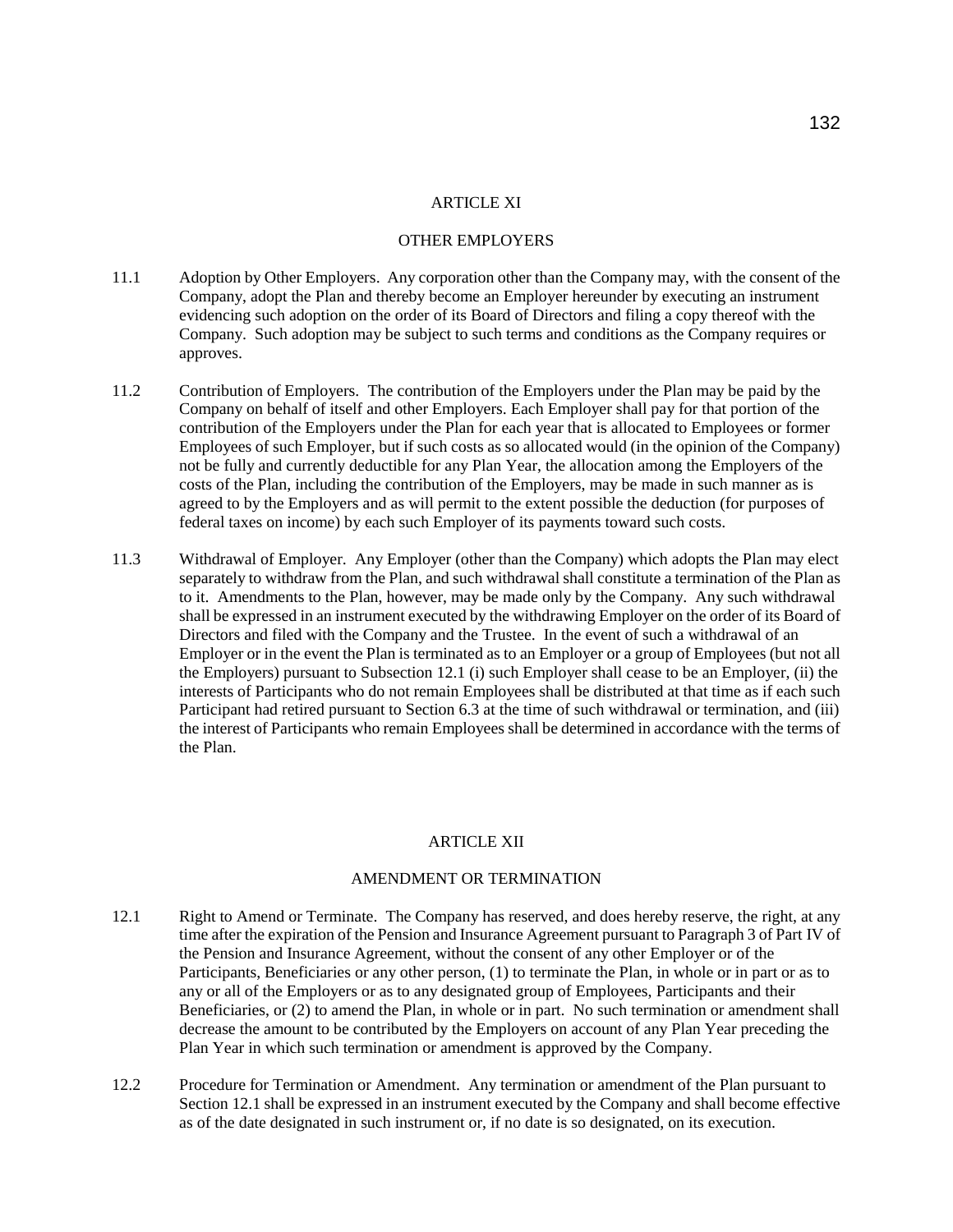## ARTICLE XI

## OTHER EMPLOYERS

11.1 Adoption by Other Employers. Any corporation other than the Company may, with the consent of the Company, adopt the Plan and thereby become an Employer hereunder by executing an instrument evidencing such adoption on the order of its Board of Directors and filing a copy thereof with the Company. Such adoption may be subject to such terms and conditions as the Company requires or approves.

11.2 Contribution of Employers. The contribution of the Employers under the Plan may be paid by the Company on behalf of itself and other Employers. Each Employer shall pay for that portion of the contribution of the Employers under the Plan for each year that is allocated to Employees or former Employees of such Employer, but if such costs as so allocated would (in the opinion of the Company) not be fully and currently deductible for any Plan Year, the allocation among the Employers of the costs of the Plan, including the contribution of the Employers, may be made in such manner as is agreed to by the Employers and as will permit to the extent possible the deduction (for purposes of federal taxes on income) by each such Employer of its payments toward such costs.

11.3 Withdrawal of Employer. Any Employer (other than the Company) which adopts the Plan may elect separately to withdraw from the Plan, and such withdrawal shall constitute a termination of the Plan as to it. Amendments to the Plan, however, may be made only by the Company. Any such withdrawal shall be expressed in an instrument executed by the withdrawing Employer on the order of its Board of Directors and filed with the Company and the Trustee. In the event of such a withdrawal of an Employer or in the event the Plan is terminated as to an Employer or a group of Employees (but not all the Employers) pursuant to Subsection 12.1 (i) such Employer shall cease to be an Employer, (ii) the interests of Participants who do not remain Employees shall be distributed at that time as if each such Participant had retired pursuant to Section 6.3 at the time of such withdrawal or termination, and (iii) the interest of Participants who remain Employees shall be determined in accordance with the terms of the Plan.

## ARTICLE XII

## AMENDMENT OR TERMINATION

12.1 Right to Amend or Terminate. The Company has reserved, and does hereby reserve, the right, at any time after the expiration of the Pension and Insurance Agreement pursuant to Paragraph 3 of Part IV of the Pension and Insurance Agreement, without the consent of any other Employer or of the Participants, Beneficiaries or any other person, (1) to terminate the Plan, in whole or in part or as to any or all of the Employers or as to any designated group of Employees, Participants and their Beneficiaries, or (2) to amend the Plan, in whole or in part. No such termination or amendment shall decrease the amount to be contributed by the Employers on account of any Plan Year preceding the Plan Year in which such termination or amendment is approved by the Company.

12.2 Procedure for Termination or Amendment. Any termination or amendment of the Plan pursuant to Section 12.1 shall be expressed in an instrument executed by the Company and shall become effective as of the date designated in such instrument or, if no date is so designated, on its execution.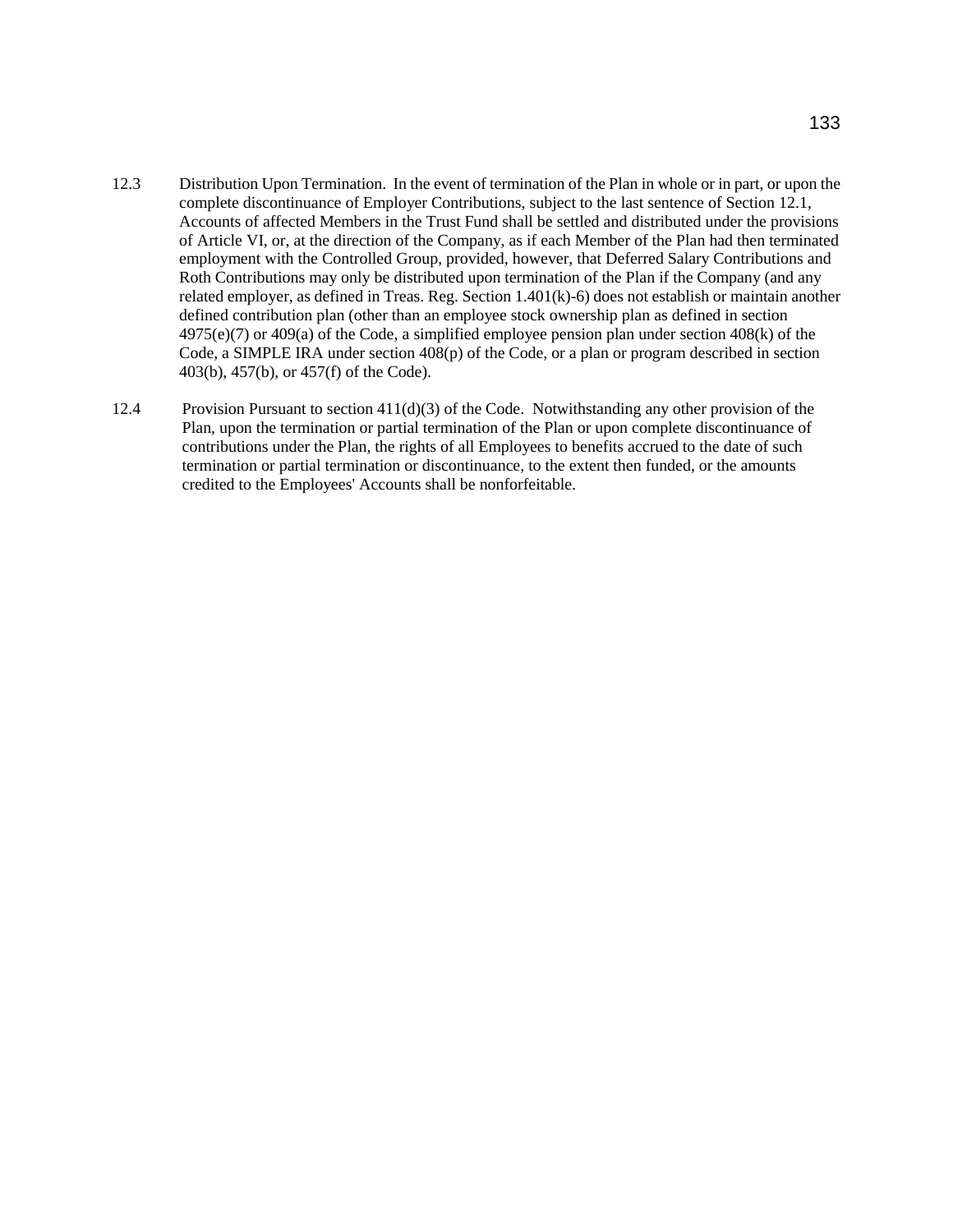12.3 Distribution Upon Termination. In the event of termination of the Plan in whole or in part, or upon the complete discontinuance of Employer Contributions, subject to the last sentence of Section 12.1, Accounts of affected Members in the Trust Fund shall be settled and distributed under the provisions of Article VI, or, at the direction of the Company, as if each Member of the Plan had then terminated employment with the Controlled Group, provided, however, that Deferred Salary Contributions and Roth Contributions may only be distributed upon termination of the Plan if the Company (and any related employer, as defined in Treas. Reg. Section 1.401(k)-6) does not establish or maintain another defined contribution plan (other than an employee stock ownership plan as defined in section 4975(e)(7) or 409(a) of the Code, a simplified employee pension plan under section 408(k) of the Code, a SIMPLE IRA under section 408(p) of the Code, or a plan or program described in section 403(b), 457(b), or 457(f) of the Code).

12.4 Provision Pursuant to section 411(d)(3) of the Code. Notwithstanding any other provision of the Plan, upon the termination or partial termination of the Plan or upon complete discontinuance of contributions under the Plan, the rights of all Employees to benefits accrued to the date of such termination or partial termination or discontinuance, to the extent then funded, or the amounts credited to the Employees' Accounts shall be nonforfeitable.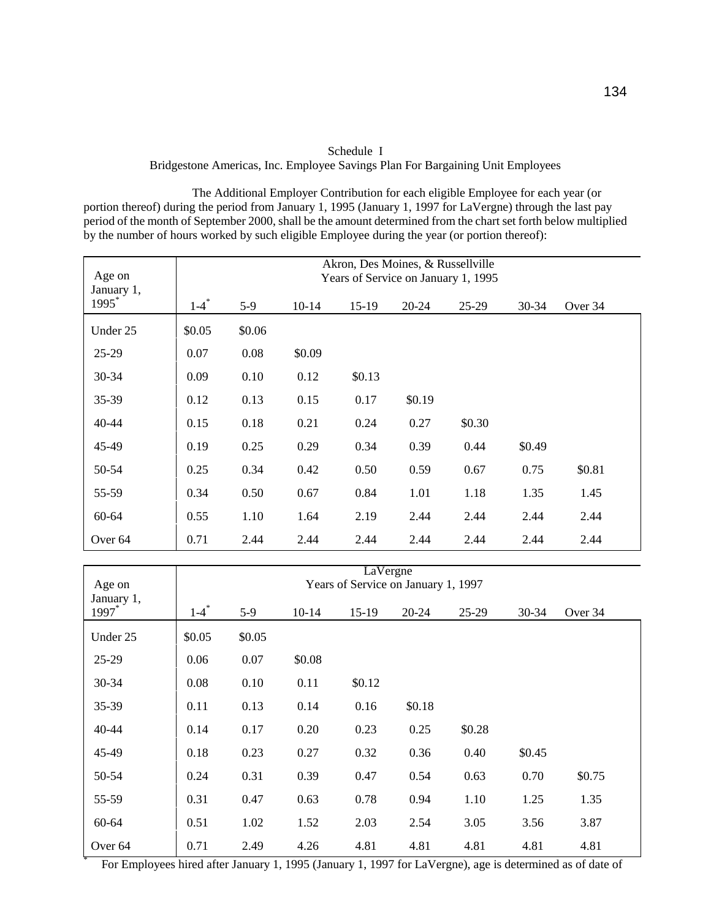Schedule I
Bridgestone Americas, Inc. Employee Savings Plan For Bargaining Unit Employees

The Additional Employer Contribution for each eligible Employee for each year (or portion thereof) during the period from January 1, 1995 (January 1, 1997 for LaVergne) through the last pay period of the month of September 2000, shall be the amount determined from the chart set forth below multiplied by the number of hours worked by such eligible Employee during the year (or portion thereof):

| Age on January 1, 1995* | Akron, Des Moines, & Russellville Years of Service on January 1, 1995 | | | | | | | |
|---|---|---|---|---|---|---|---|---|
| | 1-4* | 5-9 | 10-14 | 15-19 | 20-24 | 25-29 | 30-34 | Over 34 |
| Under 25 | $0.05 | $0.06 | | | | | | |
| 25-29 | 0.07 | 0.08 | $0.09 | | | | | |
| 30-34 | 0.09 | 0.10 | 0.12 | $0.13 | | | | |
| 35-39 | 0.12 | 0.13 | 0.15 | 0.17 | $0.19 | | | |
| 40-44 | 0.15 | 0.18 | 0.21 | 0.24 | 0.27 | $0.30 | | |
| 45-49 | 0.19 | 0.25 | 0.29 | 0.34 | 0.39 | 0.44 | $0.49 | |
| 50-54 | 0.25 | 0.34 | 0.42 | 0.50 | 0.59 | 0.67 | 0.75 | $0.81 |
| 55-59 | 0.34 | 0.50 | 0.67 | 0.84 | 1.01 | 1.18 | 1.35 | 1.45 |
| 60-64 | 0.55 | 1.10 | 1.64 | 2.19 | 2.44 | 2.44 | 2.44 | 2.44 |
| Over 64 | 0.71 | 2.44 | 2.44 | 2.44 | 2.44 | 2.44 | 2.44 | 2.44 |

| Age on January 1, 1997* | LaVergne Years of Service on January 1, 1997 | | | | | | | |
|---|---|---|---|---|---|---|---|---|
| | 1-4* | 5-9 | 10-14 | 15-19 | 20-24 | 25-29 | 30-34 | Over 34 |
| Under 25 | $0.05 | $0.05 | | | | | | |
| 25-29 | 0.06 | 0.07 | $0.08 | | | | | |
| 30-34 | 0.08 | 0.10 | 0.11 | $0.12 | | | | |
| 35-39 | 0.11 | 0.13 | 0.14 | 0.16 | $0.18 | | | |
| 40-44 | 0.14 | 0.17 | 0.20 | 0.23 | 0.25 | $0.28 | | |
| 45-49 | 0.18 | 0.23 | 0.27 | 0.32 | 0.36 | 0.40 | $0.45 | |
| 50-54 | 0.24 | 0.31 | 0.39 | 0.47 | 0.54 | 0.63 | 0.70 | $0.75 |
| 55-59 | 0.31 | 0.47 | 0.63 | 0.78 | 0.94 | 1.10 | 1.25 | 1.35 |
| 60-64 | 0.51 | 1.02 | 1.52 | 2.03 | 2.54 | 3.05 | 3.56 | 3.87 |
| Over 64 | 0.71 | 2.49 | 4.26 | 4.81 | 4.81 | 4.81 | 4.81 | 4.81 |

\* For Employees hired after January 1, 1995 (January 1, 1997 for LaVergne), age is determined as of date of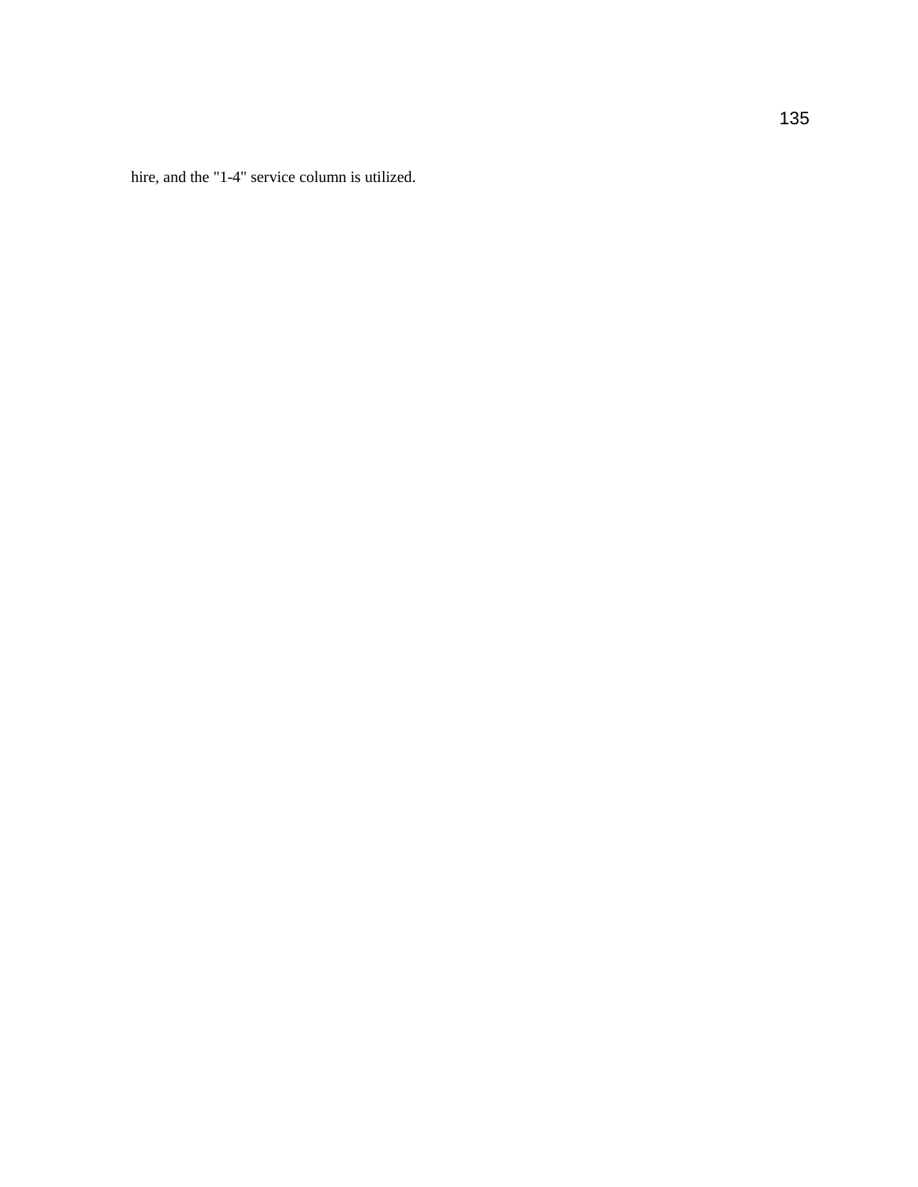hire, and the "1-4" service column is utilized.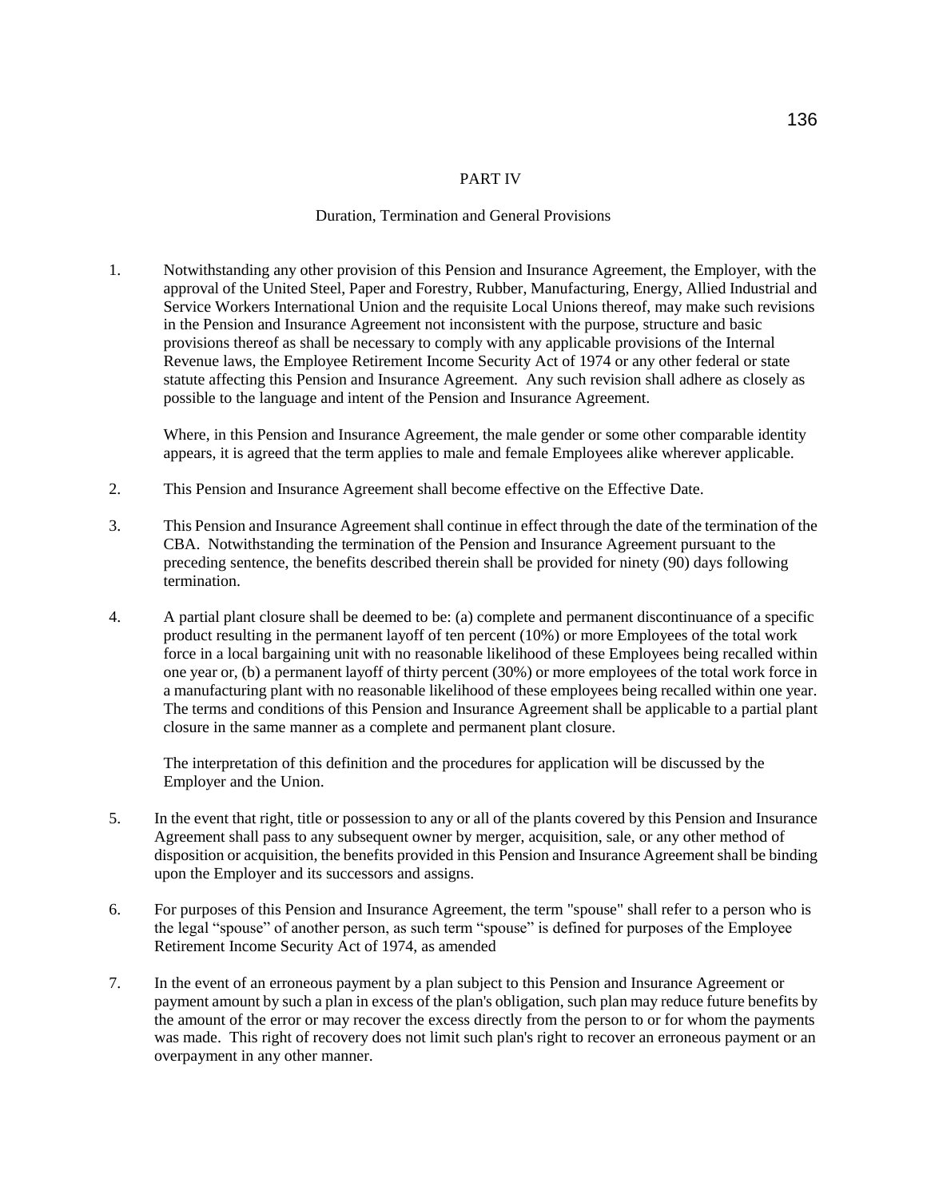## PART IV

### Duration, Termination and General Provisions

1. Notwithstanding any other provision of this Pension and Insurance Agreement, the Employer, with the approval of the United Steel, Paper and Forestry, Rubber, Manufacturing, Energy, Allied Industrial and Service Workers International Union and the requisite Local Unions thereof, may make such revisions in the Pension and Insurance Agreement not inconsistent with the purpose, structure and basic provisions thereof as shall be necessary to comply with any applicable provisions of the Internal Revenue laws, the Employee Retirement Income Security Act of 1974 or any other federal or state statute affecting this Pension and Insurance Agreement. Any such revision shall adhere as closely as possible to the language and intent of the Pension and Insurance Agreement.

   Where, in this Pension and Insurance Agreement, the male gender or some other comparable identity appears, it is agreed that the term applies to male and female Employees alike wherever applicable.

2. This Pension and Insurance Agreement shall become effective on the Effective Date.

3. This Pension and Insurance Agreement shall continue in effect through the date of the termination of the CBA. Notwithstanding the termination of the Pension and Insurance Agreement pursuant to the preceding sentence, the benefits described therein shall be provided for ninety (90) days following termination.

4. A partial plant closure shall be deemed to be: (a) complete and permanent discontinuance of a specific product resulting in the permanent layoff of ten percent (10%) or more Employees of the total work force in a local bargaining unit with no reasonable likelihood of these Employees being recalled within one year or, (b) a permanent layoff of thirty percent (30%) or more employees of the total work force in a manufacturing plant with no reasonable likelihood of these employees being recalled within one year. The terms and conditions of this Pension and Insurance Agreement shall be applicable to a partial plant closure in the same manner as a complete and permanent plant closure.

   The interpretation of this definition and the procedures for application will be discussed by the Employer and the Union.

5. In the event that right, title or possession to any or all of the plants covered by this Pension and Insurance Agreement shall pass to any subsequent owner by merger, acquisition, sale, or any other method of disposition or acquisition, the benefits provided in this Pension and Insurance Agreement shall be binding upon the Employer and its successors and assigns.

6. For purposes of this Pension and Insurance Agreement, the term "spouse" shall refer to a person who is the legal "spouse" of another person, as such term "spouse" is defined for purposes of the Employee Retirement Income Security Act of 1974, as amended

7. In the event of an erroneous payment by a plan subject to this Pension and Insurance Agreement or payment amount by such a plan in excess of the plan's obligation, such plan may reduce future benefits by the amount of the error or may recover the excess directly from the person to or for whom the payments was made. This right of recovery does not limit such plan's right to recover an erroneous payment or an overpayment in any other manner.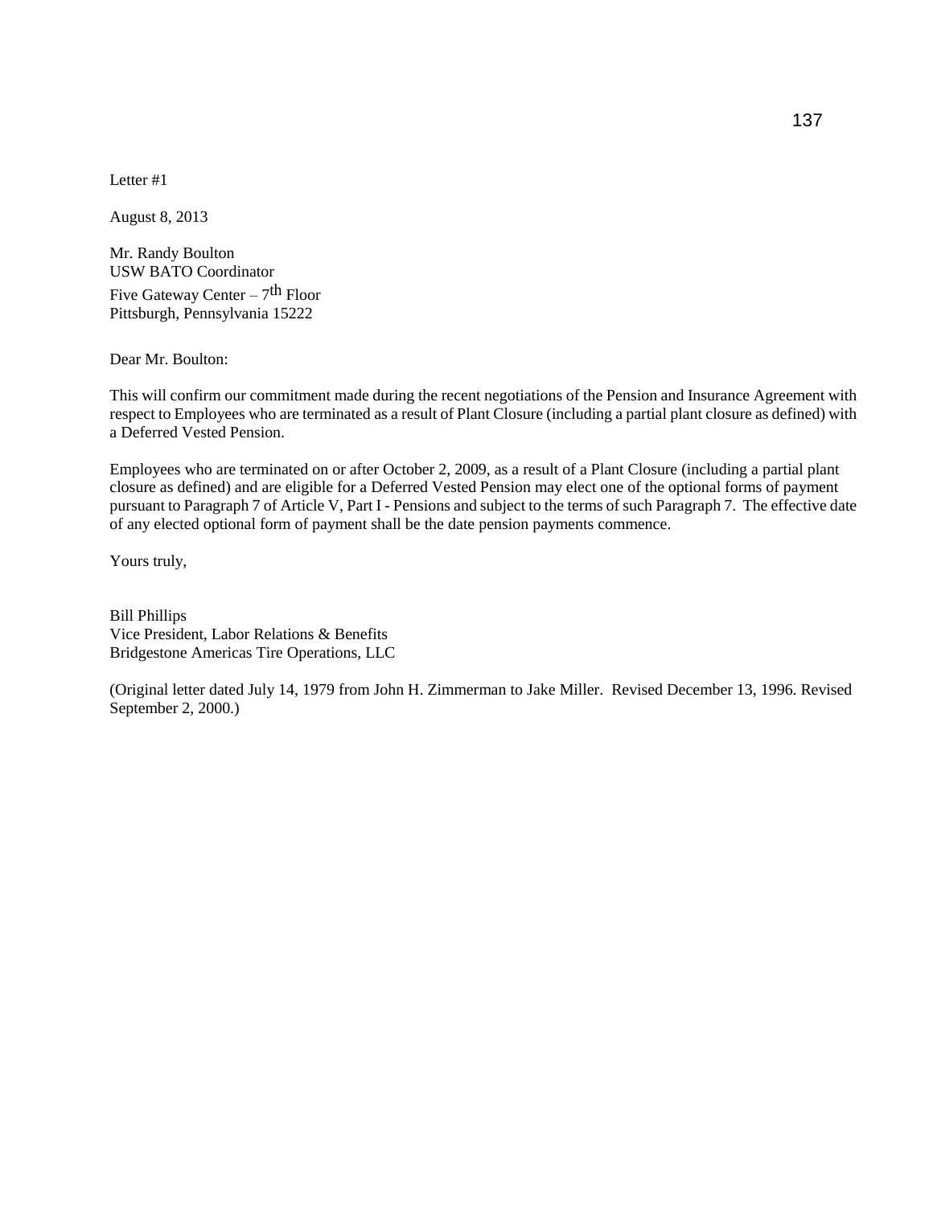Letter #1

August 8, 2013

Mr. Randy Boulton  
USW BATO Coordinator  
Five Gateway Center – 7th Floor  
Pittsburgh, Pennsylvania 15222

Dear Mr. Boulton:

This will confirm our commitment made during the recent negotiations of the Pension and Insurance Agreement with respect to Employees who are terminated as a result of Plant Closure (including a partial plant closure as defined) with a Deferred Vested Pension.

Employees who are terminated on or after October 2, 2009, as a result of a Plant Closure (including a partial plant closure as defined) and are eligible for a Deferred Vested Pension may elect one of the optional forms of payment pursuant to Paragraph 7 of Article V, Part I - Pensions and subject to the terms of such Paragraph 7. The effective date of any elected optional form of payment shall be the date pension payments commence.

Yours truly,

Bill Phillips  
Vice President, Labor Relations & Benefits  
Bridgestone Americas Tire Operations, LLC

(Original letter dated July 14, 1979 from John H. Zimmerman to Jake Miller. Revised December 13, 1996. Revised September 2, 2000.)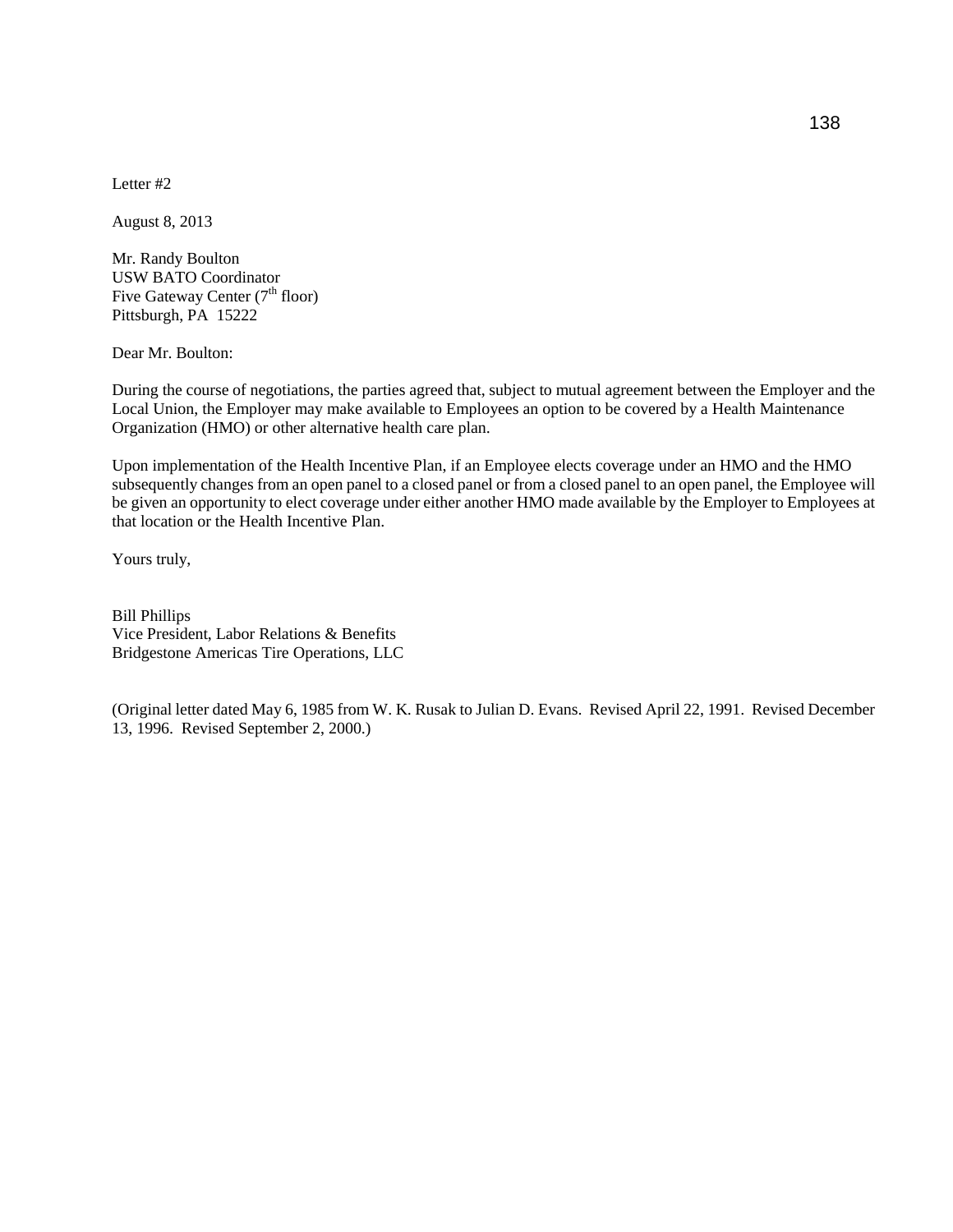Letter #2

August 8, 2013

Mr. Randy Boulton
USW BATO Coordinator
Five Gateway Center (7th floor)
Pittsburgh, PA 15222

Dear Mr. Boulton:

During the course of negotiations, the parties agreed that, subject to mutual agreement between the Employer and the Local Union, the Employer may make available to Employees an option to be covered by a Health Maintenance Organization (HMO) or other alternative health care plan.

Upon implementation of the Health Incentive Plan, if an Employee elects coverage under an HMO and the HMO subsequently changes from an open panel to a closed panel or from a closed panel to an open panel, the Employee will be given an opportunity to elect coverage under either another HMO made available by the Employer to Employees at that location or the Health Incentive Plan.

Yours truly,

Bill Phillips
Vice President, Labor Relations & Benefits
Bridgestone Americas Tire Operations, LLC

(Original letter dated May 6, 1985 from W. K. Rusak to Julian D. Evans. Revised April 22, 1991. Revised December 13, 1996. Revised September 2, 2000.)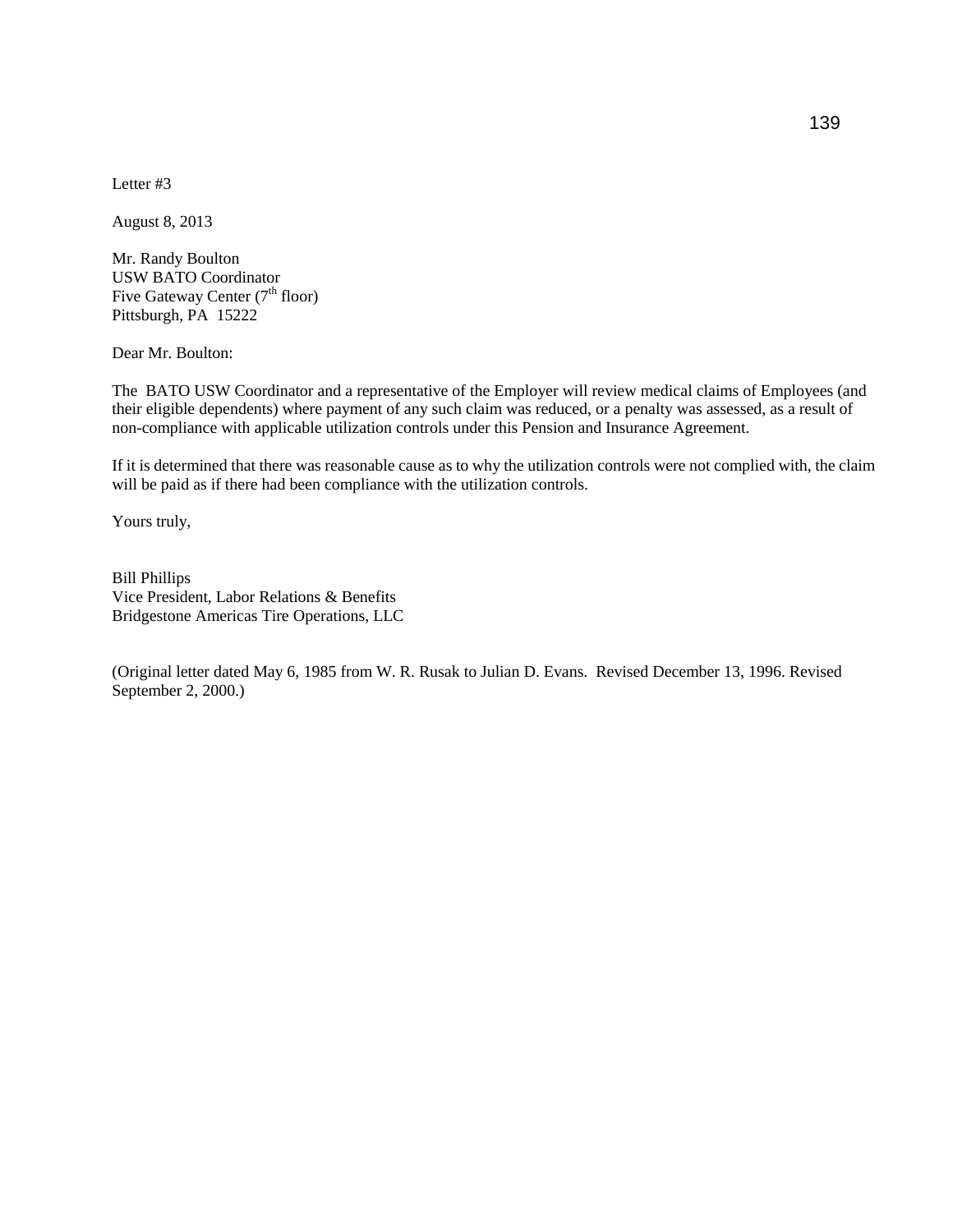Letter #3

August 8, 2013

Mr. Randy Boulton  
USW BATO Coordinator  
Five Gateway Center (7th floor)  
Pittsburgh, PA 15222

Dear Mr. Boulton:

The BATO USW Coordinator and a representative of the Employer will review medical claims of Employees (and their eligible dependents) where payment of any such claim was reduced, or a penalty was assessed, as a result of non-compliance with applicable utilization controls under this Pension and Insurance Agreement.

If it is determined that there was reasonable cause as to why the utilization controls were not complied with, the claim will be paid as if there had been compliance with the utilization controls.

Yours truly,

Bill Phillips  
Vice President, Labor Relations & Benefits  
Bridgestone Americas Tire Operations, LLC

(Original letter dated May 6, 1985 from W. R. Rusak to Julian D. Evans. Revised December 13, 1996. Revised September 2, 2000.)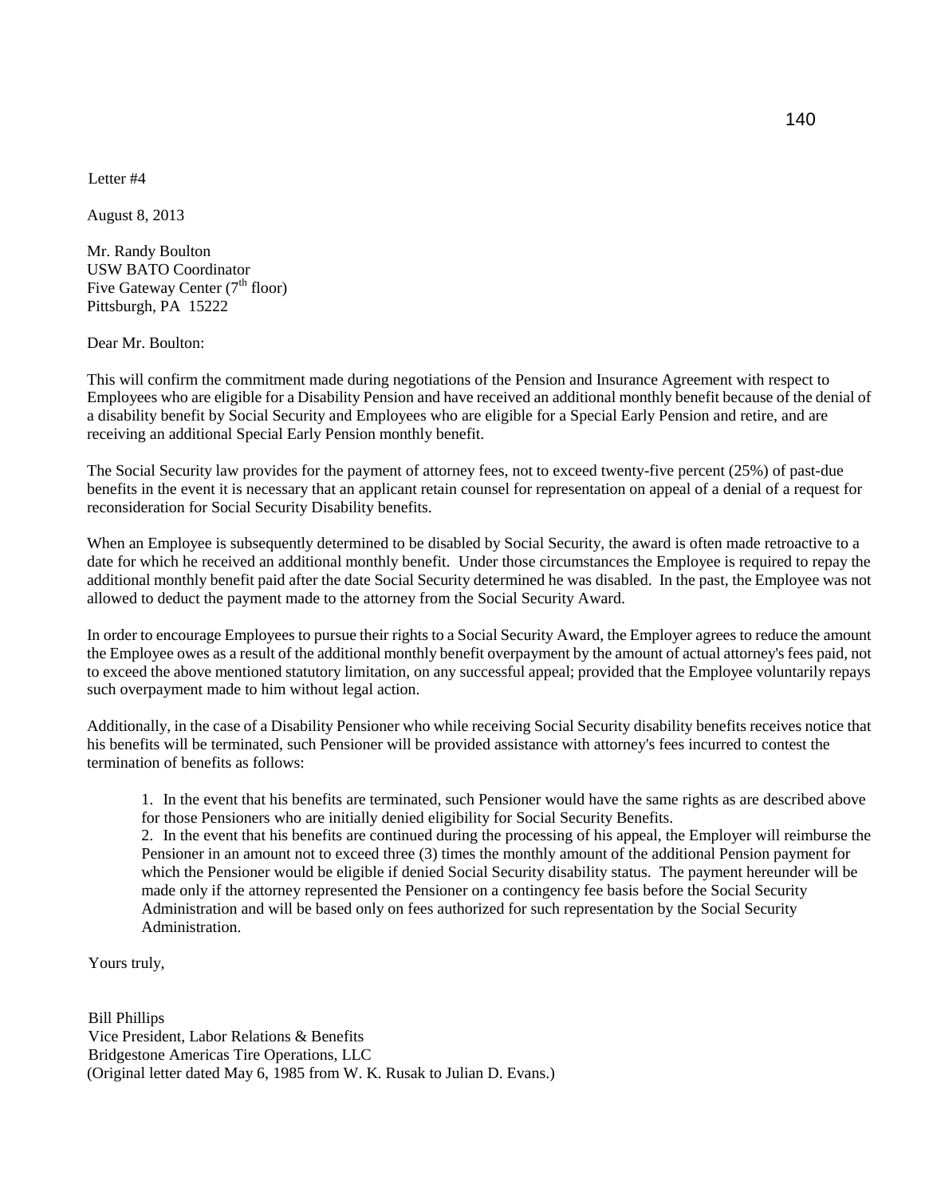Letter #4

August 8, 2013

Mr. Randy Boulton
USW BATO Coordinator
Five Gateway Center (7th floor)
Pittsburgh, PA 15222

Dear Mr. Boulton:

This will confirm the commitment made during negotiations of the Pension and Insurance Agreement with respect to Employees who are eligible for a Disability Pension and have received an additional monthly benefit because of the denial of a disability benefit by Social Security and Employees who are eligible for a Special Early Pension and retire, and are receiving an additional Special Early Pension monthly benefit.

The Social Security law provides for the payment of attorney fees, not to exceed twenty-five percent (25%) of past-due benefits in the event it is necessary that an applicant retain counsel for representation on appeal of a denial of a request for reconsideration for Social Security Disability benefits.

When an Employee is subsequently determined to be disabled by Social Security, the award is often made retroactive to a date for which he received an additional monthly benefit. Under those circumstances the Employee is required to repay the additional monthly benefit paid after the date Social Security determined he was disabled. In the past, the Employee was not allowed to deduct the payment made to the attorney from the Social Security Award.

In order to encourage Employees to pursue their rights to a Social Security Award, the Employer agrees to reduce the amount the Employee owes as a result of the additional monthly benefit overpayment by the amount of actual attorney's fees paid, not to exceed the above mentioned statutory limitation, on any successful appeal; provided that the Employee voluntarily repays such overpayment made to him without legal action.

Additionally, in the case of a Disability Pensioner who while receiving Social Security disability benefits receives notice that his benefits will be terminated, such Pensioner will be provided assistance with attorney's fees incurred to contest the termination of benefits as follows:

1. In the event that his benefits are terminated, such Pensioner would have the same rights as are described above for those Pensioners who are initially denied eligibility for Social Security Benefits.
2. In the event that his benefits are continued during the processing of his appeal, the Employer will reimburse the Pensioner in an amount not to exceed three (3) times the monthly amount of the additional Pension payment for which the Pensioner would be eligible if denied Social Security disability status. The payment hereunder will be made only if the attorney represented the Pensioner on a contingency fee basis before the Social Security Administration and will be based only on fees authorized for such representation by the Social Security Administration.

Yours truly,

Bill Phillips
Vice President, Labor Relations & Benefits
Bridgestone Americas Tire Operations, LLC
(Original letter dated May 6, 1985 from W. K. Rusak to Julian D. Evans.)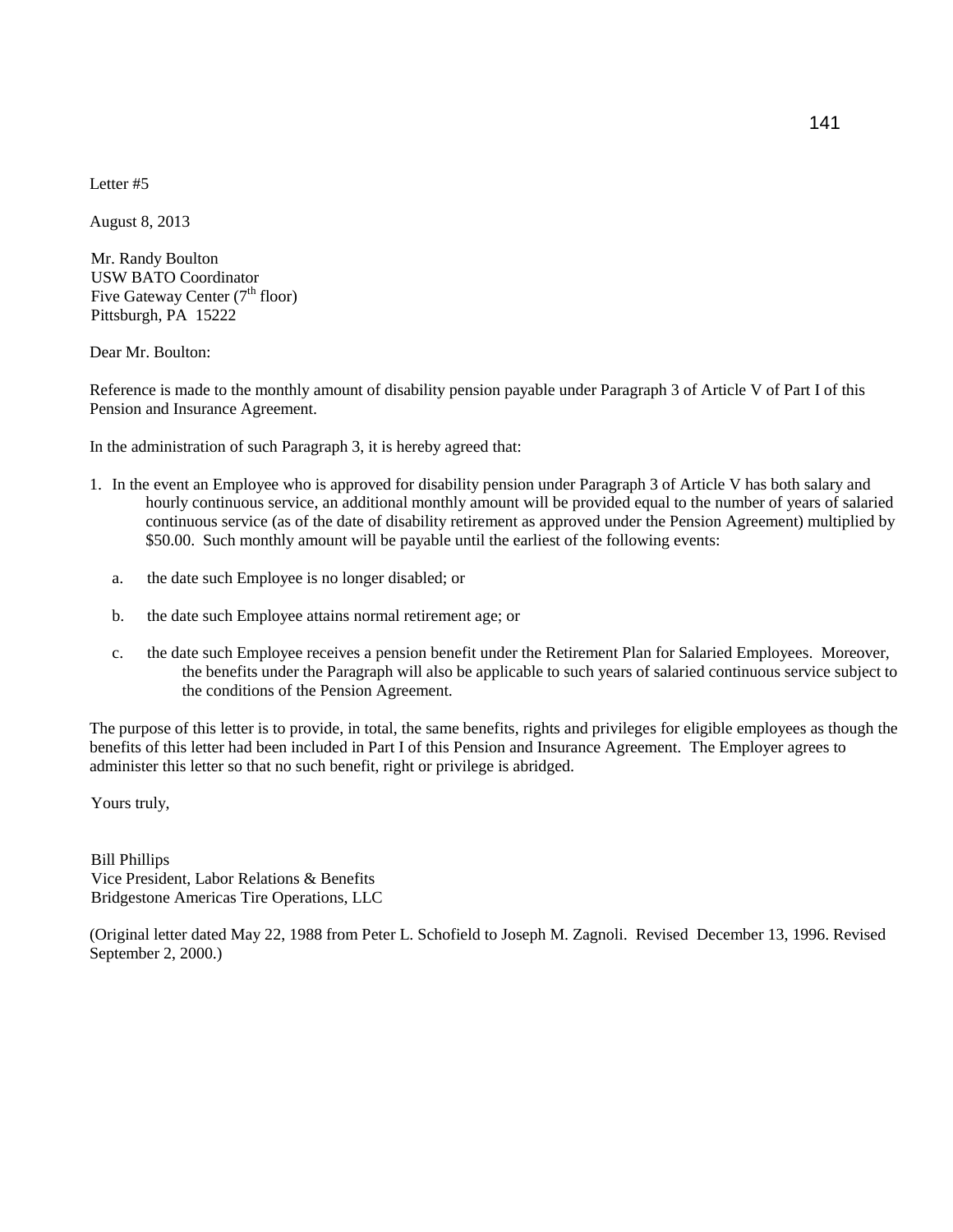Letter #5

August 8, 2013

Mr. Randy Boulton
USW BATO Coordinator
Five Gateway Center (7th floor)
Pittsburgh, PA 15222

Dear Mr. Boulton:

Reference is made to the monthly amount of disability pension payable under Paragraph 3 of Article V of Part I of this Pension and Insurance Agreement.

In the administration of such Paragraph 3, it is hereby agreed that:

1. In the event an Employee who is approved for disability pension under Paragraph 3 of Article V has both salary and hourly continuous service, an additional monthly amount will be provided equal to the number of years of salaried continuous service (as of the date of disability retirement as approved under the Pension Agreement) multiplied by $50.00. Such monthly amount will be payable until the earliest of the following events:

   a. the date such Employee is no longer disabled; or

   b. the date such Employee attains normal retirement age; or

   c. the date such Employee receives a pension benefit under the Retirement Plan for Salaried Employees. Moreover, the benefits under the Paragraph will also be applicable to such years of salaried continuous service subject to the conditions of the Pension Agreement.

The purpose of this letter is to provide, in total, the same benefits, rights and privileges for eligible employees as though the benefits of this letter had been included in Part I of this Pension and Insurance Agreement. The Employer agrees to administer this letter so that no such benefit, right or privilege is abridged.

Yours truly,

Bill Phillips
Vice President, Labor Relations & Benefits
Bridgestone Americas Tire Operations, LLC

(Original letter dated May 22, 1988 from Peter L. Schofield to Joseph M. Zagnoli. Revised December 13, 1996. Revised September 2, 2000.)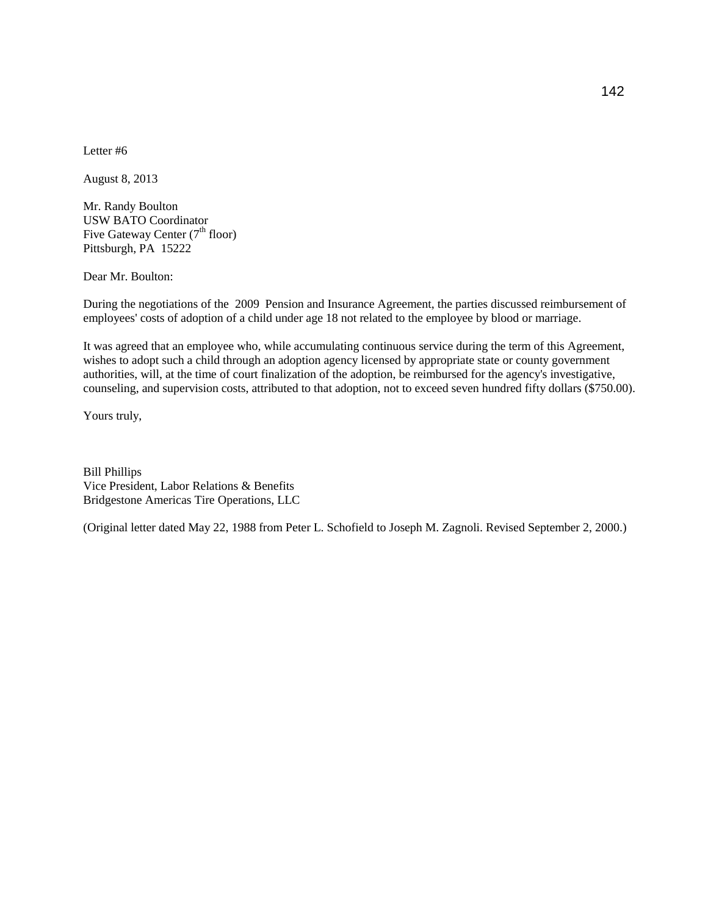Letter #6

August 8, 2013

Mr. Randy Boulton
USW BATO Coordinator
Five Gateway Center (7th floor)
Pittsburgh, PA 15222

Dear Mr. Boulton:

During the negotiations of the 2009 Pension and Insurance Agreement, the parties discussed reimbursement of employees' costs of adoption of a child under age 18 not related to the employee by blood or marriage.

It was agreed that an employee who, while accumulating continuous service during the term of this Agreement, wishes to adopt such a child through an adoption agency licensed by appropriate state or county government authorities, will, at the time of court finalization of the adoption, be reimbursed for the agency's investigative, counseling, and supervision costs, attributed to that adoption, not to exceed seven hundred fifty dollars ($750.00).

Yours truly,

Bill Phillips
Vice President, Labor Relations & Benefits
Bridgestone Americas Tire Operations, LLC

(Original letter dated May 22, 1988 from Peter L. Schofield to Joseph M. Zagnoli. Revised September 2, 2000.)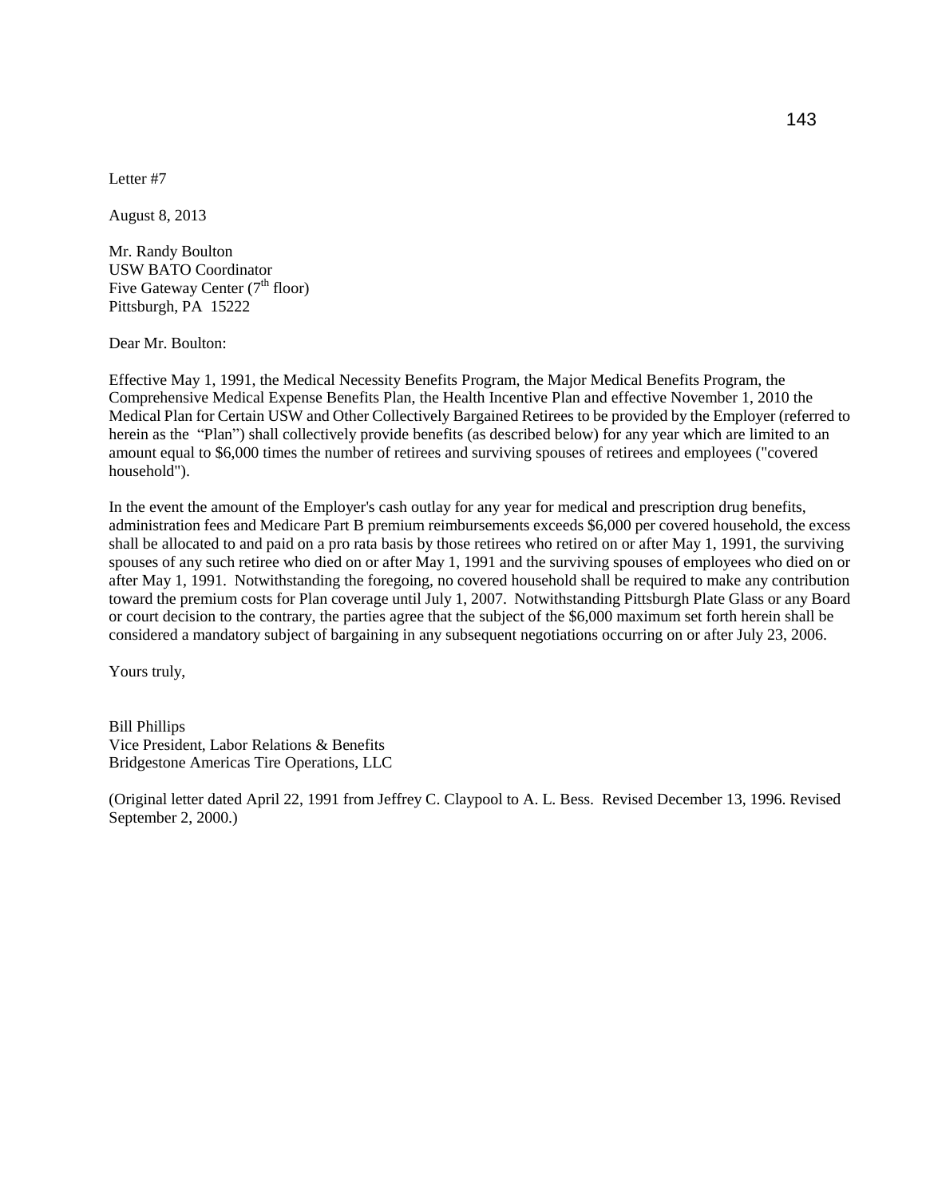Letter #7

August 8, 2013

Mr. Randy Boulton
USW BATO Coordinator
Five Gateway Center (7th floor)
Pittsburgh, PA 15222

Dear Mr. Boulton:

Effective May 1, 1991, the Medical Necessity Benefits Program, the Major Medical Benefits Program, the Comprehensive Medical Expense Benefits Plan, the Health Incentive Plan and effective November 1, 2010 the Medical Plan for Certain USW and Other Collectively Bargained Retirees to be provided by the Employer (referred to herein as the "Plan") shall collectively provide benefits (as described below) for any year which are limited to an amount equal to $6,000 times the number of retirees and surviving spouses of retirees and employees ("covered household").

In the event the amount of the Employer's cash outlay for any year for medical and prescription drug benefits, administration fees and Medicare Part B premium reimbursements exceeds $6,000 per covered household, the excess shall be allocated to and paid on a pro rata basis by those retirees who retired on or after May 1, 1991, the surviving spouses of any such retiree who died on or after May 1, 1991 and the surviving spouses of employees who died on or after May 1, 1991. Notwithstanding the foregoing, no covered household shall be required to make any contribution toward the premium costs for Plan coverage until July 1, 2007. Notwithstanding Pittsburgh Plate Glass or any Board or court decision to the contrary, the parties agree that the subject of the $6,000 maximum set forth herein shall be considered a mandatory subject of bargaining in any subsequent negotiations occurring on or after July 23, 2006.

Yours truly,

Bill Phillips
Vice President, Labor Relations & Benefits
Bridgestone Americas Tire Operations, LLC

(Original letter dated April 22, 1991 from Jeffrey C. Claypool to A. L. Bess. Revised December 13, 1996. Revised September 2, 2000.)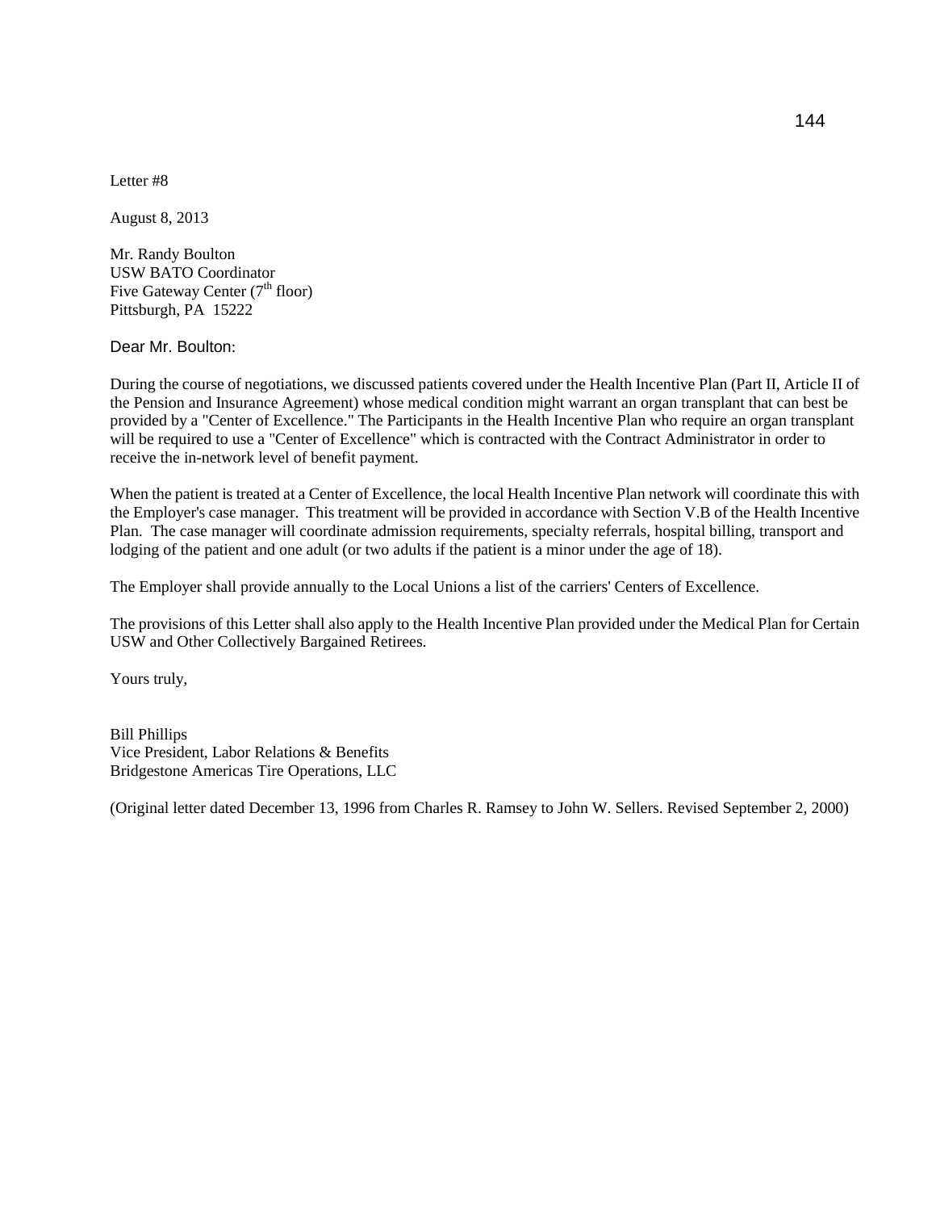Letter #8

August 8, 2013

Mr. Randy Boulton
USW BATO Coordinator
Five Gateway Center (7th floor)
Pittsburgh, PA 15222

Dear Mr. Boulton:

During the course of negotiations, we discussed patients covered under the Health Incentive Plan (Part II, Article II of the Pension and Insurance Agreement) whose medical condition might warrant an organ transplant that can best be provided by a "Center of Excellence." The Participants in the Health Incentive Plan who require an organ transplant will be required to use a "Center of Excellence" which is contracted with the Contract Administrator in order to receive the in-network level of benefit payment.

When the patient is treated at a Center of Excellence, the local Health Incentive Plan network will coordinate this with the Employer's case manager. This treatment will be provided in accordance with Section V.B of the Health Incentive Plan. The case manager will coordinate admission requirements, specialty referrals, hospital billing, transport and lodging of the patient and one adult (or two adults if the patient is a minor under the age of 18).

The Employer shall provide annually to the Local Unions a list of the carriers' Centers of Excellence.

The provisions of this Letter shall also apply to the Health Incentive Plan provided under the Medical Plan for Certain USW and Other Collectively Bargained Retirees.

Yours truly,

Bill Phillips
Vice President, Labor Relations & Benefits
Bridgestone Americas Tire Operations, LLC

(Original letter dated December 13, 1996 from Charles R. Ramsey to John W. Sellers. Revised September 2, 2000)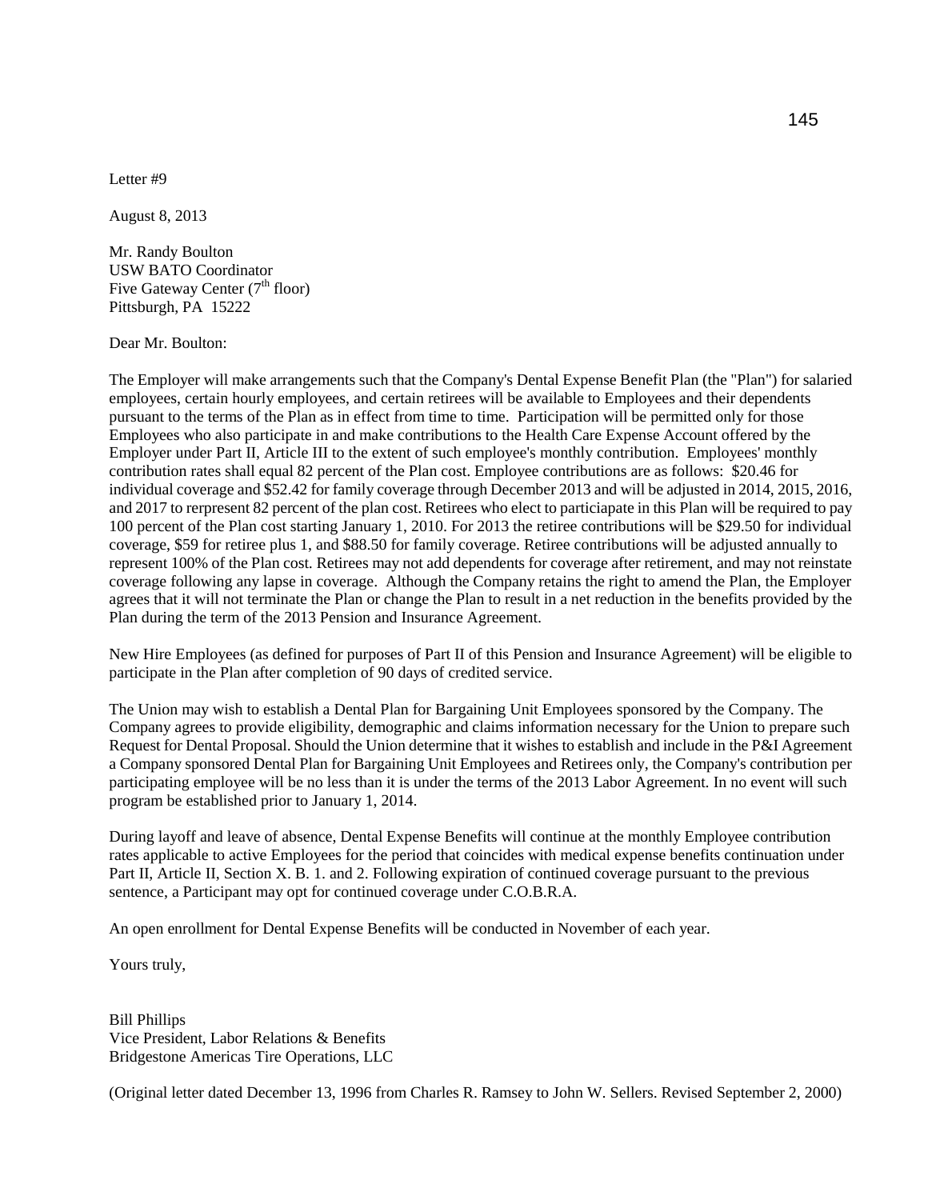Letter #9

August 8, 2013

Mr. Randy Boulton
USW BATO Coordinator
Five Gateway Center (7th floor)
Pittsburgh, PA 15222

Dear Mr. Boulton:

The Employer will make arrangements such that the Company's Dental Expense Benefit Plan (the "Plan") for salaried employees, certain hourly employees, and certain retirees will be available to Employees and their dependents pursuant to the terms of the Plan as in effect from time to time. Participation will be permitted only for those Employees who also participate in and make contributions to the Health Care Expense Account offered by the Employer under Part II, Article III to the extent of such employee's monthly contribution. Employees' monthly contribution rates shall equal 82 percent of the Plan cost. Employee contributions are as follows: $20.46 for individual coverage and $52.42 for family coverage through December 2013 and will be adjusted in 2014, 2015, 2016, and 2017 to rerpresent 82 percent of the plan cost. Retirees who elect to particiapate in this Plan will be required to pay 100 percent of the Plan cost starting January 1, 2010. For 2013 the retiree contributions will be $29.50 for individual coverage, $59 for retiree plus 1, and $88.50 for family coverage. Retiree contributions will be adjusted annually to represent 100% of the Plan cost. Retirees may not add dependents for coverage after retirement, and may not reinstate coverage following any lapse in coverage. Although the Company retains the right to amend the Plan, the Employer agrees that it will not terminate the Plan or change the Plan to result in a net reduction in the benefits provided by the Plan during the term of the 2013 Pension and Insurance Agreement.

New Hire Employees (as defined for purposes of Part II of this Pension and Insurance Agreement) will be eligible to participate in the Plan after completion of 90 days of credited service.

The Union may wish to establish a Dental Plan for Bargaining Unit Employees sponsored by the Company. The Company agrees to provide eligibility, demographic and claims information necessary for the Union to prepare such Request for Dental Proposal. Should the Union determine that it wishes to establish and include in the P&I Agreement a Company sponsored Dental Plan for Bargaining Unit Employees and Retirees only, the Company's contribution per participating employee will be no less than it is under the terms of the 2013 Labor Agreement. In no event will such program be established prior to January 1, 2014.

During layoff and leave of absence, Dental Expense Benefits will continue at the monthly Employee contribution rates applicable to active Employees for the period that coincides with medical expense benefits continuation under Part II, Article II, Section X. B. 1. and 2. Following expiration of continued coverage pursuant to the previous sentence, a Participant may opt for continued coverage under C.O.B.R.A.

An open enrollment for Dental Expense Benefits will be conducted in November of each year.

Yours truly,

Bill Phillips
Vice President, Labor Relations & Benefits
Bridgestone Americas Tire Operations, LLC

(Original letter dated December 13, 1996 from Charles R. Ramsey to John W. Sellers. Revised September 2, 2000)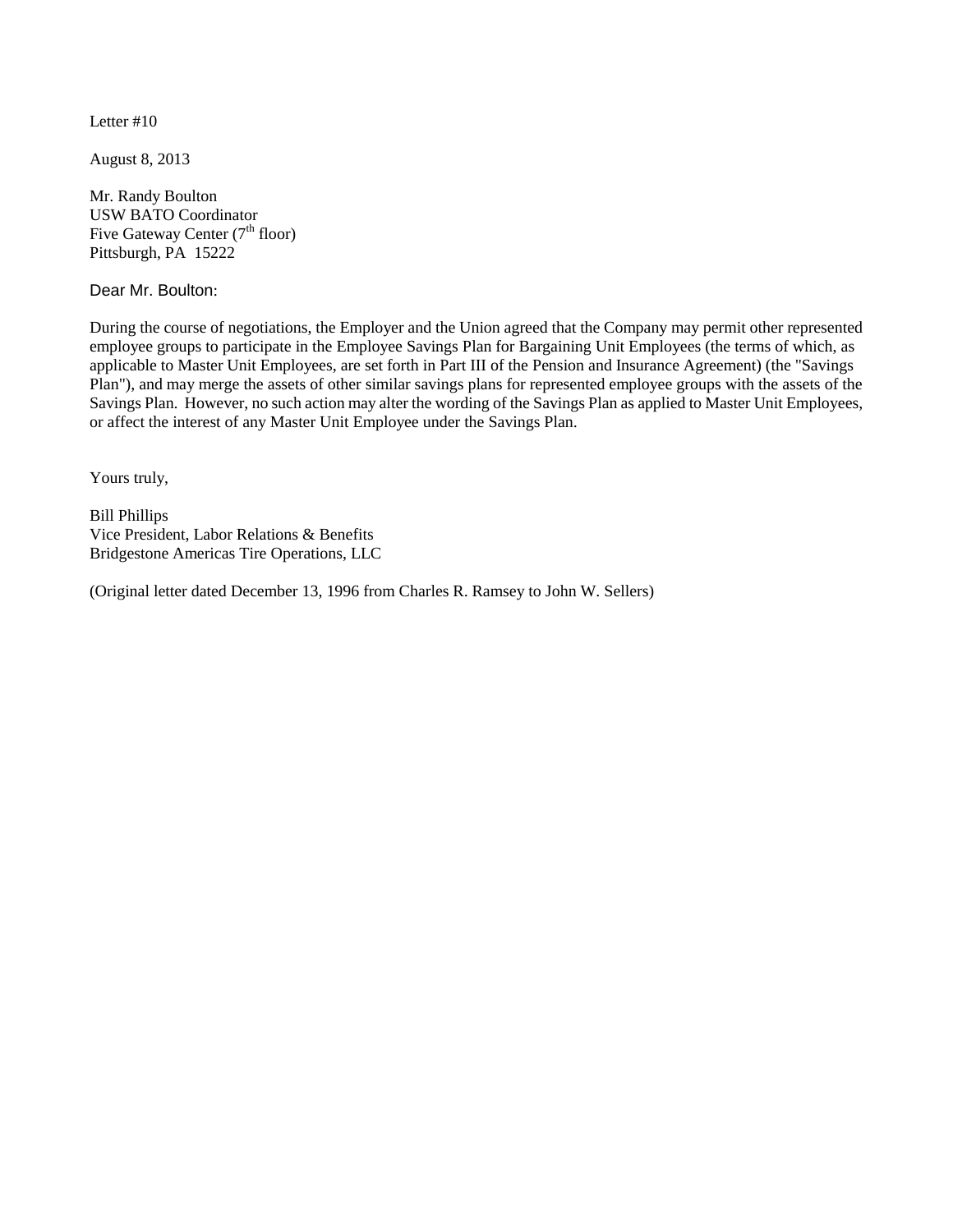Letter #10

August 8, 2013

Mr. Randy Boulton
USW BATO Coordinator
Five Gateway Center (7th floor)
Pittsburgh, PA 15222

Dear Mr. Boulton:

During the course of negotiations, the Employer and the Union agreed that the Company may permit other represented employee groups to participate in the Employee Savings Plan for Bargaining Unit Employees (the terms of which, as applicable to Master Unit Employees, are set forth in Part III of the Pension and Insurance Agreement) (the "Savings Plan"), and may merge the assets of other similar savings plans for represented employee groups with the assets of the Savings Plan. However, no such action may alter the wording of the Savings Plan as applied to Master Unit Employees, or affect the interest of any Master Unit Employee under the Savings Plan.

Yours truly,

Bill Phillips
Vice President, Labor Relations & Benefits
Bridgestone Americas Tire Operations, LLC

(Original letter dated December 13, 1996 from Charles R. Ramsey to John W. Sellers)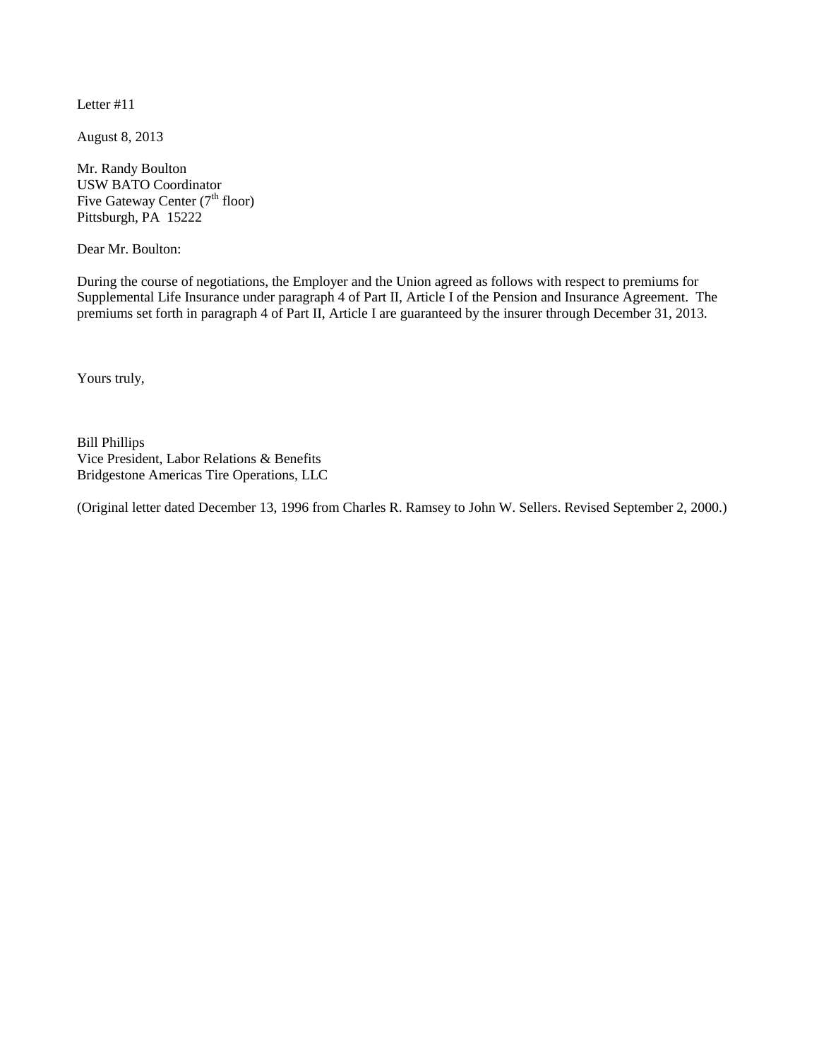Letter #11

August 8, 2013

Mr. Randy Boulton
USW BATO Coordinator
Five Gateway Center (7th floor)
Pittsburgh, PA 15222

Dear Mr. Boulton:

During the course of negotiations, the Employer and the Union agreed as follows with respect to premiums for Supplemental Life Insurance under paragraph 4 of Part II, Article I of the Pension and Insurance Agreement. The premiums set forth in paragraph 4 of Part II, Article I are guaranteed by the insurer through December 31, 2013.

Yours truly,

Bill Phillips
Vice President, Labor Relations & Benefits
Bridgestone Americas Tire Operations, LLC

(Original letter dated December 13, 1996 from Charles R. Ramsey to John W. Sellers. Revised September 2, 2000.)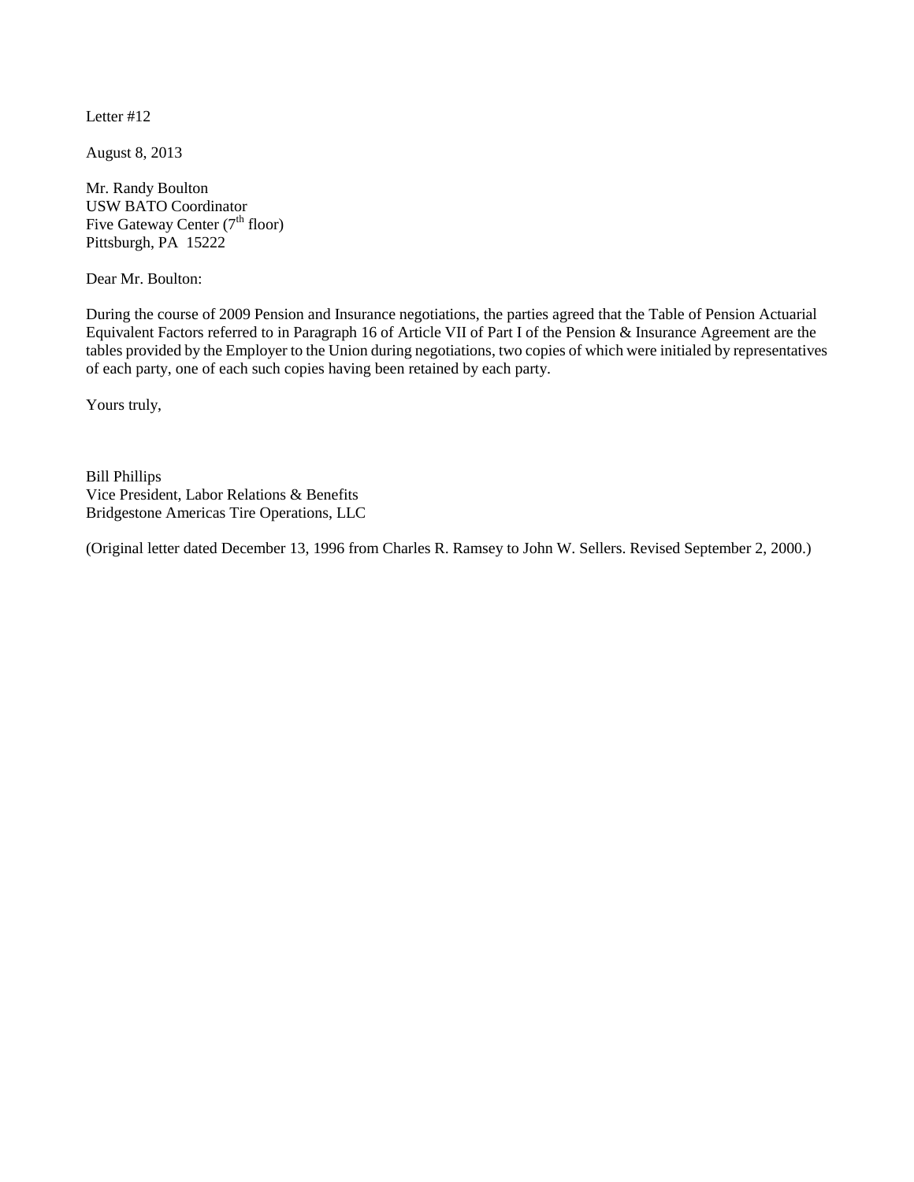Letter #12

August 8, 2013

Mr. Randy Boulton
USW BATO Coordinator
Five Gateway Center (7th floor)
Pittsburgh, PA 15222

Dear Mr. Boulton:

During the course of 2009 Pension and Insurance negotiations, the parties agreed that the Table of Pension Actuarial Equivalent Factors referred to in Paragraph 16 of Article VII of Part I of the Pension & Insurance Agreement are the tables provided by the Employer to the Union during negotiations, two copies of which were initialed by representatives of each party, one of each such copies having been retained by each party.

Yours truly,

Bill Phillips
Vice President, Labor Relations & Benefits
Bridgestone Americas Tire Operations, LLC

(Original letter dated December 13, 1996 from Charles R. Ramsey to John W. Sellers. Revised September 2, 2000.)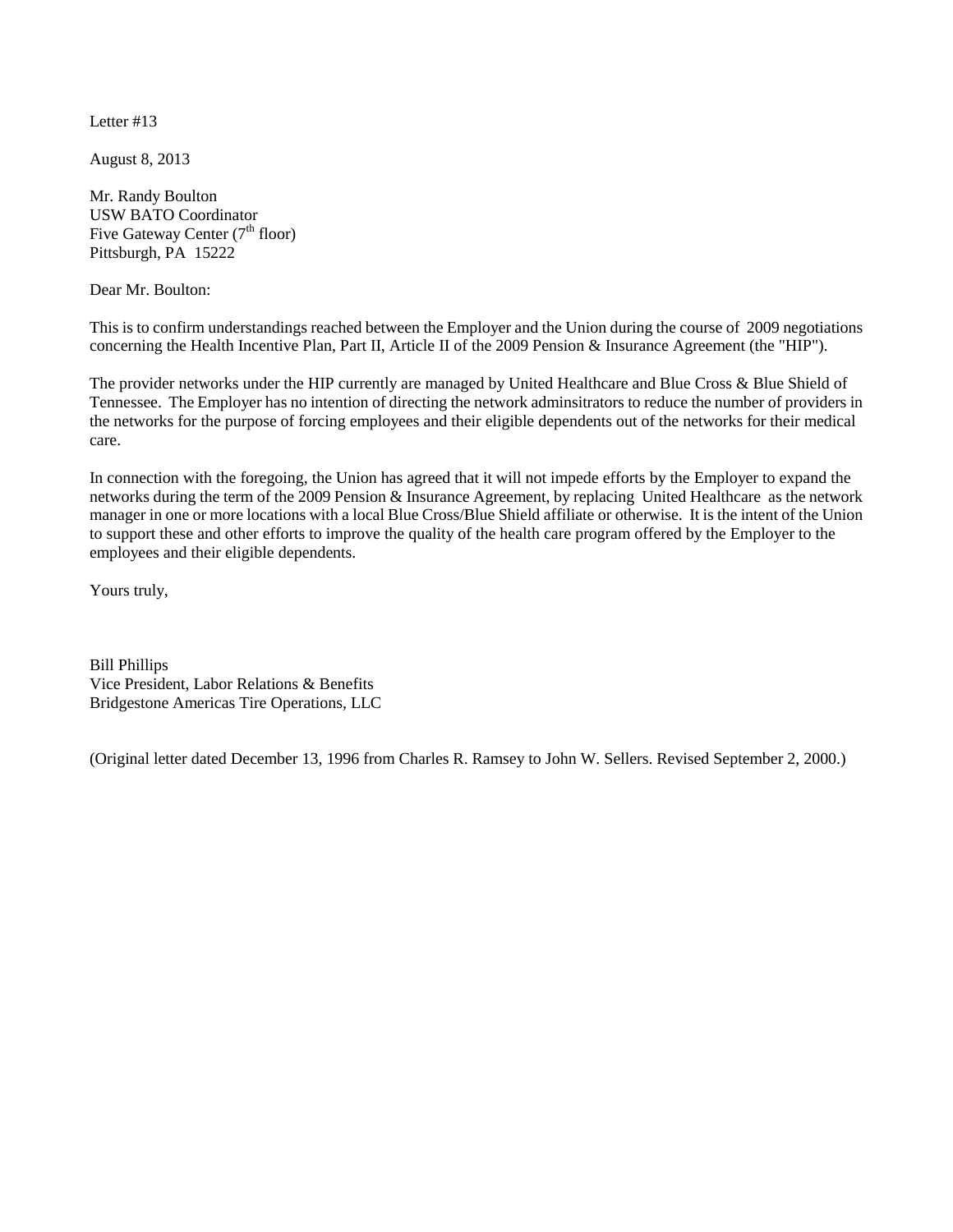Letter #13

August 8, 2013

Mr. Randy Boulton
USW BATO Coordinator
Five Gateway Center (7th floor)
Pittsburgh, PA 15222

Dear Mr. Boulton:

This is to confirm understandings reached between the Employer and the Union during the course of 2009 negotiations concerning the Health Incentive Plan, Part II, Article II of the 2009 Pension & Insurance Agreement (the "HIP").

The provider networks under the HIP currently are managed by United Healthcare and Blue Cross & Blue Shield of Tennessee. The Employer has no intention of directing the network adminsitrators to reduce the number of providers in the networks for the purpose of forcing employees and their eligible dependents out of the networks for their medical care.

In connection with the foregoing, the Union has agreed that it will not impede efforts by the Employer to expand the networks during the term of the 2009 Pension & Insurance Agreement, by replacing United Healthcare as the network manager in one or more locations with a local Blue Cross/Blue Shield affiliate or otherwise. It is the intent of the Union to support these and other efforts to improve the quality of the health care program offered by the Employer to the employees and their eligible dependents.

Yours truly,

Bill Phillips
Vice President, Labor Relations & Benefits
Bridgestone Americas Tire Operations, LLC

(Original letter dated December 13, 1996 from Charles R. Ramsey to John W. Sellers. Revised September 2, 2000.)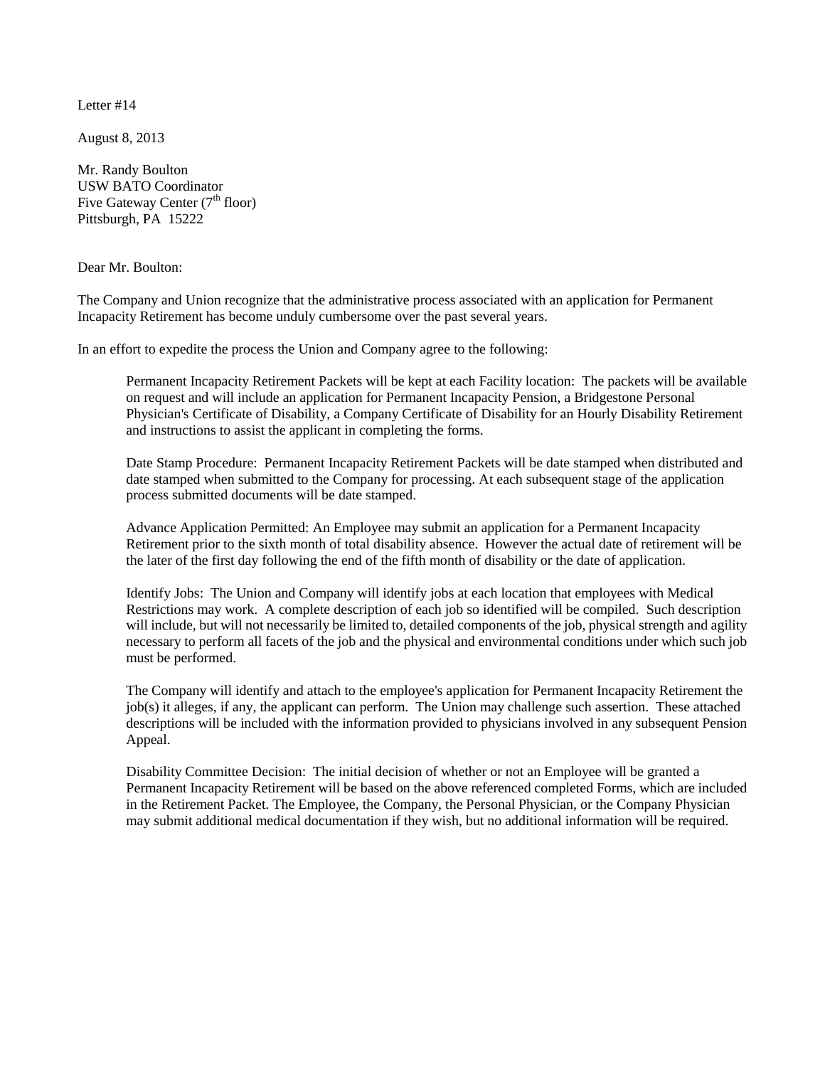Letter #14

August 8, 2013

Mr. Randy Boulton
USW BATO Coordinator
Five Gateway Center (7th floor)
Pittsburgh, PA 15222

Dear Mr. Boulton:

The Company and Union recognize that the administrative process associated with an application for Permanent Incapacity Retirement has become unduly cumbersome over the past several years.

In an effort to expedite the process the Union and Company agree to the following:

> Permanent Incapacity Retirement Packets will be kept at each Facility location: The packets will be available on request and will include an application for Permanent Incapacity Pension, a Bridgestone Personal Physician's Certificate of Disability, a Company Certificate of Disability for an Hourly Disability Retirement and instructions to assist the applicant in completing the forms.
>
> Date Stamp Procedure: Permanent Incapacity Retirement Packets will be date stamped when distributed and date stamped when submitted to the Company for processing. At each subsequent stage of the application process submitted documents will be date stamped.
>
> Advance Application Permitted: An Employee may submit an application for a Permanent Incapacity Retirement prior to the sixth month of total disability absence. However the actual date of retirement will be the later of the first day following the end of the fifth month of disability or the date of application.
>
> Identify Jobs: The Union and Company will identify jobs at each location that employees with Medical Restrictions may work. A complete description of each job so identified will be compiled. Such description will include, but will not necessarily be limited to, detailed components of the job, physical strength and agility necessary to perform all facets of the job and the physical and environmental conditions under which such job must be performed.
>
> The Company will identify and attach to the employee's application for Permanent Incapacity Retirement the job(s) it alleges, if any, the applicant can perform. The Union may challenge such assertion. These attached descriptions will be included with the information provided to physicians involved in any subsequent Pension Appeal.
>
> Disability Committee Decision: The initial decision of whether or not an Employee will be granted a Permanent Incapacity Retirement will be based on the above referenced completed Forms, which are included in the Retirement Packet. The Employee, the Company, the Personal Physician, or the Company Physician may submit additional medical documentation if they wish, but no additional information will be required.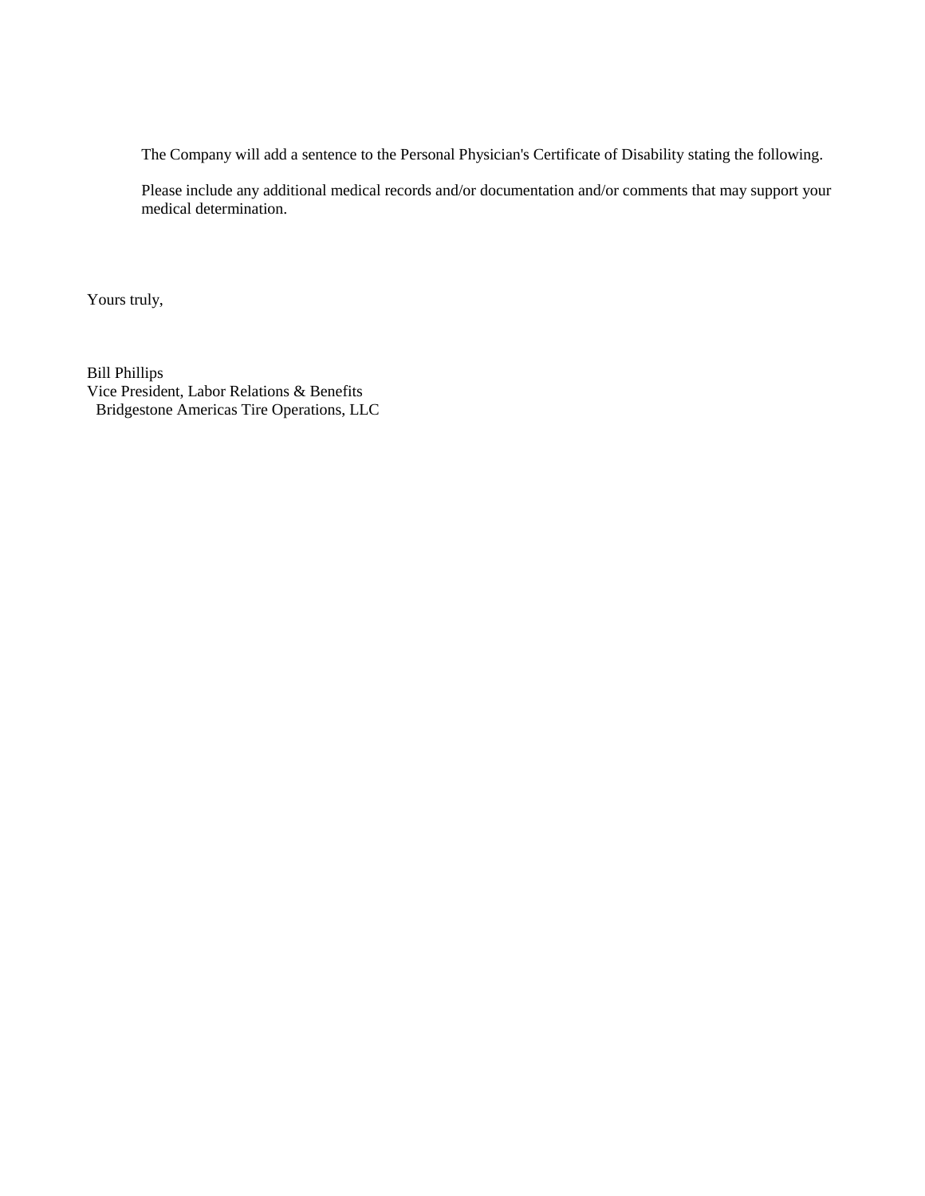The Company will add a sentence to the Personal Physician's Certificate of Disability stating the following.

Please include any additional medical records and/or documentation and/or comments that may support your medical determination.

Yours truly,

Bill Phillips
Vice President, Labor Relations & Benefits
Bridgestone Americas Tire Operations, LLC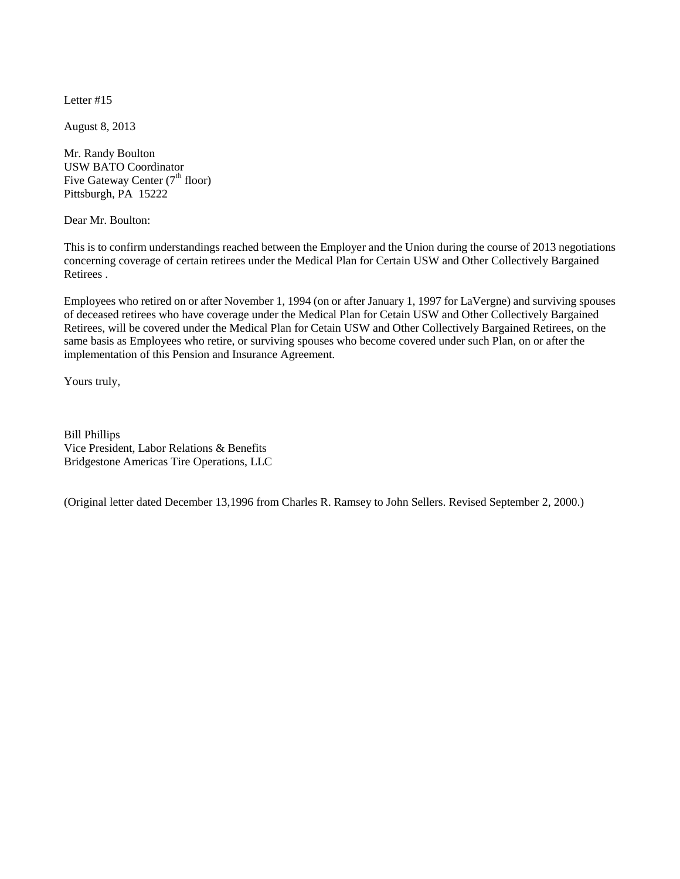Letter #15

August 8, 2013

Mr. Randy Boulton  
USW BATO Coordinator  
Five Gateway Center (7th floor)  
Pittsburgh, PA 15222

Dear Mr. Boulton:

This is to confirm understandings reached between the Employer and the Union during the course of 2013 negotiations concerning coverage of certain retirees under the Medical Plan for Certain USW and Other Collectively Bargained Retirees .

Employees who retired on or after November 1, 1994 (on or after January 1, 1997 for LaVergne) and surviving spouses of deceased retirees who have coverage under the Medical Plan for Cetain USW and Other Collectively Bargained Retirees, will be covered under the Medical Plan for Cetain USW and Other Collectively Bargained Retirees, on the same basis as Employees who retire, or surviving spouses who become covered under such Plan, on or after the implementation of this Pension and Insurance Agreement.

Yours truly,

Bill Phillips  
Vice President, Labor Relations & Benefits  
Bridgestone Americas Tire Operations, LLC

(Original letter dated December 13,1996 from Charles R. Ramsey to John Sellers. Revised September 2, 2000.)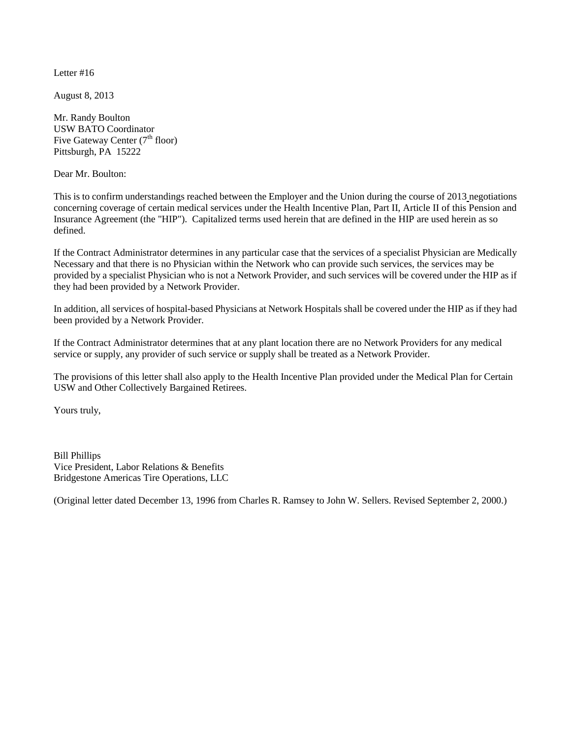Letter #16

August 8, 2013

Mr. Randy Boulton  
USW BATO Coordinator  
Five Gateway Center (7th floor)  
Pittsburgh, PA 15222

Dear Mr. Boulton:

This is to confirm understandings reached between the Employer and the Union during the course of 2013 negotiations concerning coverage of certain medical services under the Health Incentive Plan, Part II, Article II of this Pension and Insurance Agreement (the "HIP"). Capitalized terms used herein that are defined in the HIP are used herein as so defined.

If the Contract Administrator determines in any particular case that the services of a specialist Physician are Medically Necessary and that there is no Physician within the Network who can provide such services, the services may be provided by a specialist Physician who is not a Network Provider, and such services will be covered under the HIP as if they had been provided by a Network Provider.

In addition, all services of hospital-based Physicians at Network Hospitals shall be covered under the HIP as if they had been provided by a Network Provider.

If the Contract Administrator determines that at any plant location there are no Network Providers for any medical service or supply, any provider of such service or supply shall be treated as a Network Provider.

The provisions of this letter shall also apply to the Health Incentive Plan provided under the Medical Plan for Certain USW and Other Collectively Bargained Retirees.

Yours truly,

Bill Phillips  
Vice President, Labor Relations & Benefits  
Bridgestone Americas Tire Operations, LLC

(Original letter dated December 13, 1996 from Charles R. Ramsey to John W. Sellers. Revised September 2, 2000.)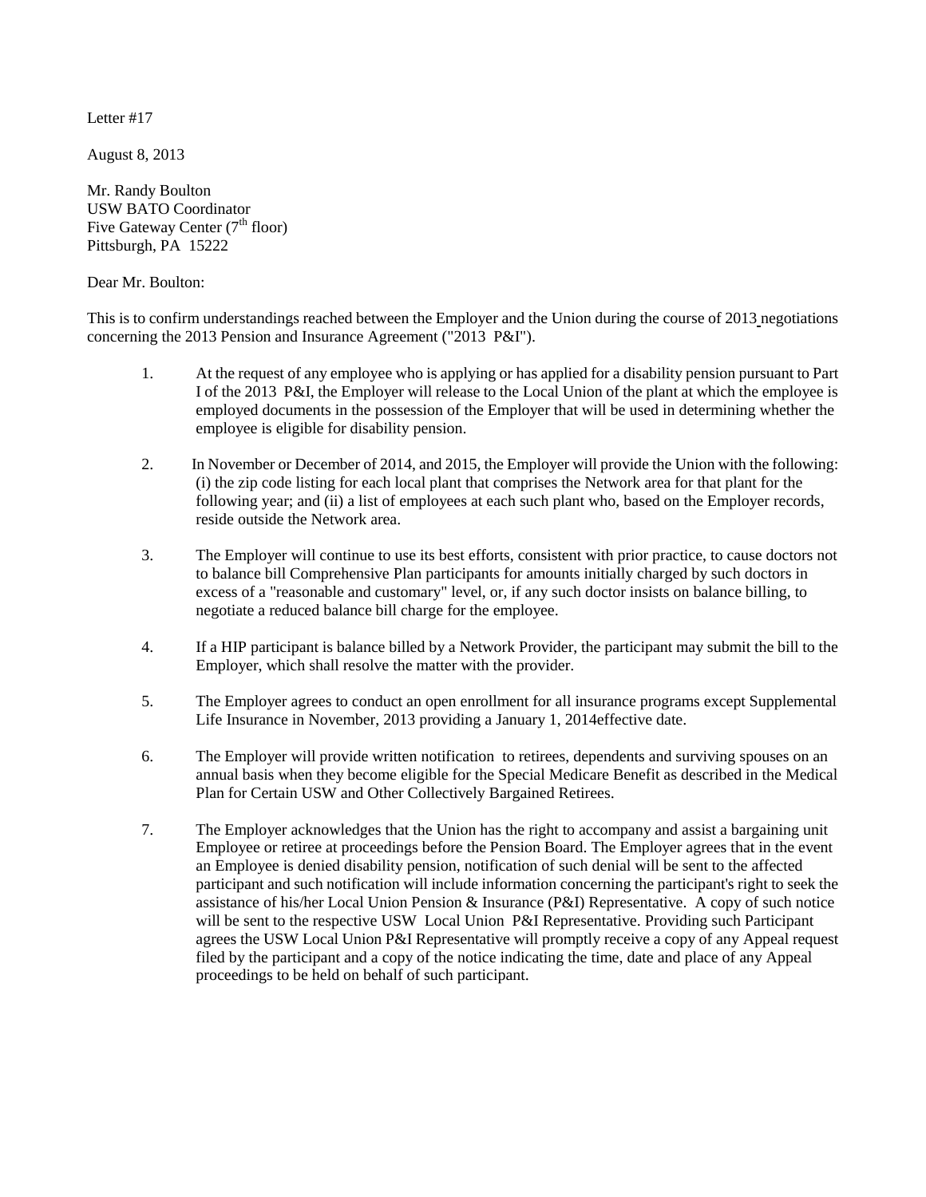Letter #17

August 8, 2013

Mr. Randy Boulton
USW BATO Coordinator
Five Gateway Center (7th floor)
Pittsburgh, PA 15222

Dear Mr. Boulton:

This is to confirm understandings reached between the Employer and the Union during the course of 2013 negotiations concerning the 2013 Pension and Insurance Agreement ("2013 P&I").

1. At the request of any employee who is applying or has applied for a disability pension pursuant to Part I of the 2013 P&I, the Employer will release to the Local Union of the plant at which the employee is employed documents in the possession of the Employer that will be used in determining whether the employee is eligible for disability pension.

2. In November or December of 2014, and 2015, the Employer will provide the Union with the following: (i) the zip code listing for each local plant that comprises the Network area for that plant for the following year; and (ii) a list of employees at each such plant who, based on the Employer records, reside outside the Network area.

3. The Employer will continue to use its best efforts, consistent with prior practice, to cause doctors not to balance bill Comprehensive Plan participants for amounts initially charged by such doctors in excess of a "reasonable and customary" level, or, if any such doctor insists on balance billing, to negotiate a reduced balance bill charge for the employee.

4. If a HIP participant is balance billed by a Network Provider, the participant may submit the bill to the Employer, which shall resolve the matter with the provider.

5. The Employer agrees to conduct an open enrollment for all insurance programs except Supplemental Life Insurance in November, 2013 providing a January 1, 2014effective date.

6. The Employer will provide written notification to retirees, dependents and surviving spouses on an annual basis when they become eligible for the Special Medicare Benefit as described in the Medical Plan for Certain USW and Other Collectively Bargained Retirees.

7. The Employer acknowledges that the Union has the right to accompany and assist a bargaining unit Employee or retiree at proceedings before the Pension Board. The Employer agrees that in the event an Employee is denied disability pension, notification of such denial will be sent to the affected participant and such notification will include information concerning the participant's right to seek the assistance of his/her Local Union Pension & Insurance (P&I) Representative. A copy of such notice will be sent to the respective USW Local Union P&I Representative. Providing such Participant agrees the USW Local Union P&I Representative will promptly receive a copy of any Appeal request filed by the participant and a copy of the notice indicating the time, date and place of any Appeal proceedings to be held on behalf of such participant.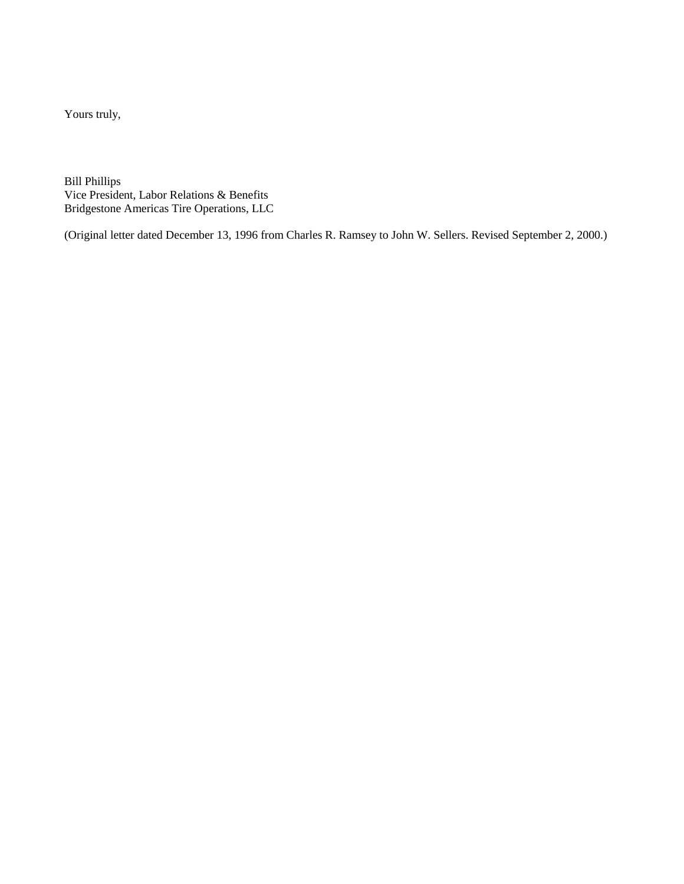Yours truly,

Bill Phillips  
Vice President, Labor Relations & Benefits  
Bridgestone Americas Tire Operations, LLC

(Original letter dated December 13, 1996 from Charles R. Ramsey to John W. Sellers. Revised September 2, 2000.)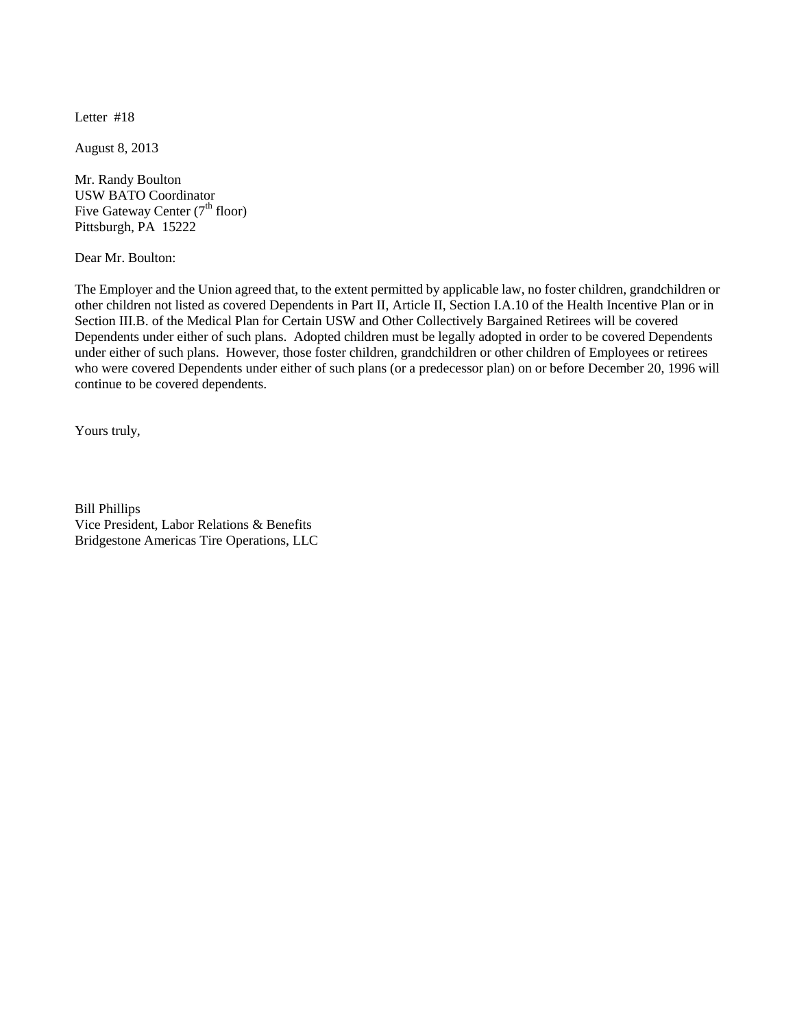Letter #18

August 8, 2013

Mr. Randy Boulton
USW BATO Coordinator
Five Gateway Center (7th floor)
Pittsburgh, PA 15222

Dear Mr. Boulton:

The Employer and the Union agreed that, to the extent permitted by applicable law, no foster children, grandchildren or other children not listed as covered Dependents in Part II, Article II, Section I.A.10 of the Health Incentive Plan or in Section III.B. of the Medical Plan for Certain USW and Other Collectively Bargained Retirees will be covered Dependents under either of such plans. Adopted children must be legally adopted in order to be covered Dependents under either of such plans. However, those foster children, grandchildren or other children of Employees or retirees who were covered Dependents under either of such plans (or a predecessor plan) on or before December 20, 1996 will continue to be covered dependents.

Yours truly,

Bill Phillips
Vice President, Labor Relations & Benefits
Bridgestone Americas Tire Operations, LLC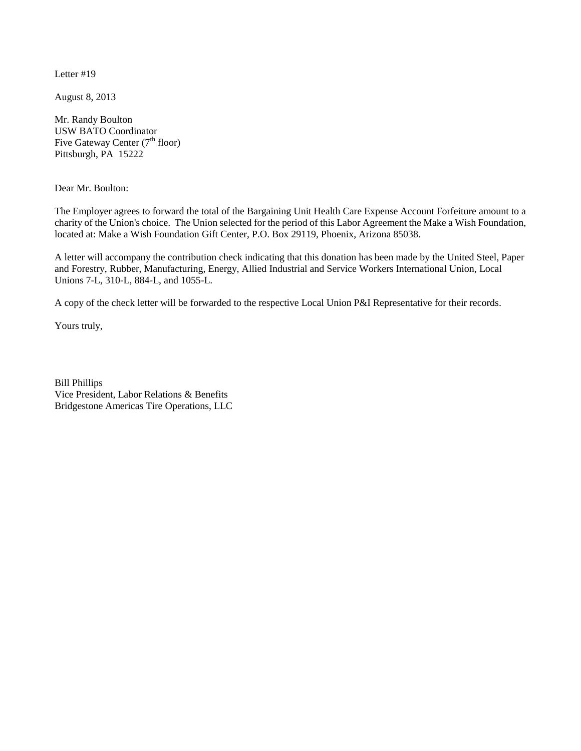Letter #19

August 8, 2013

Mr. Randy Boulton
USW BATO Coordinator
Five Gateway Center (7th floor)
Pittsburgh, PA 15222

Dear Mr. Boulton:

The Employer agrees to forward the total of the Bargaining Unit Health Care Expense Account Forfeiture amount to a charity of the Union's choice. The Union selected for the period of this Labor Agreement the Make a Wish Foundation, located at: Make a Wish Foundation Gift Center, P.O. Box 29119, Phoenix, Arizona 85038.

A letter will accompany the contribution check indicating that this donation has been made by the United Steel, Paper and Forestry, Rubber, Manufacturing, Energy, Allied Industrial and Service Workers International Union, Local Unions 7-L, 310-L, 884-L, and 1055-L.

A copy of the check letter will be forwarded to the respective Local Union P&I Representative for their records.

Yours truly,

Bill Phillips
Vice President, Labor Relations & Benefits
Bridgestone Americas Tire Operations, LLC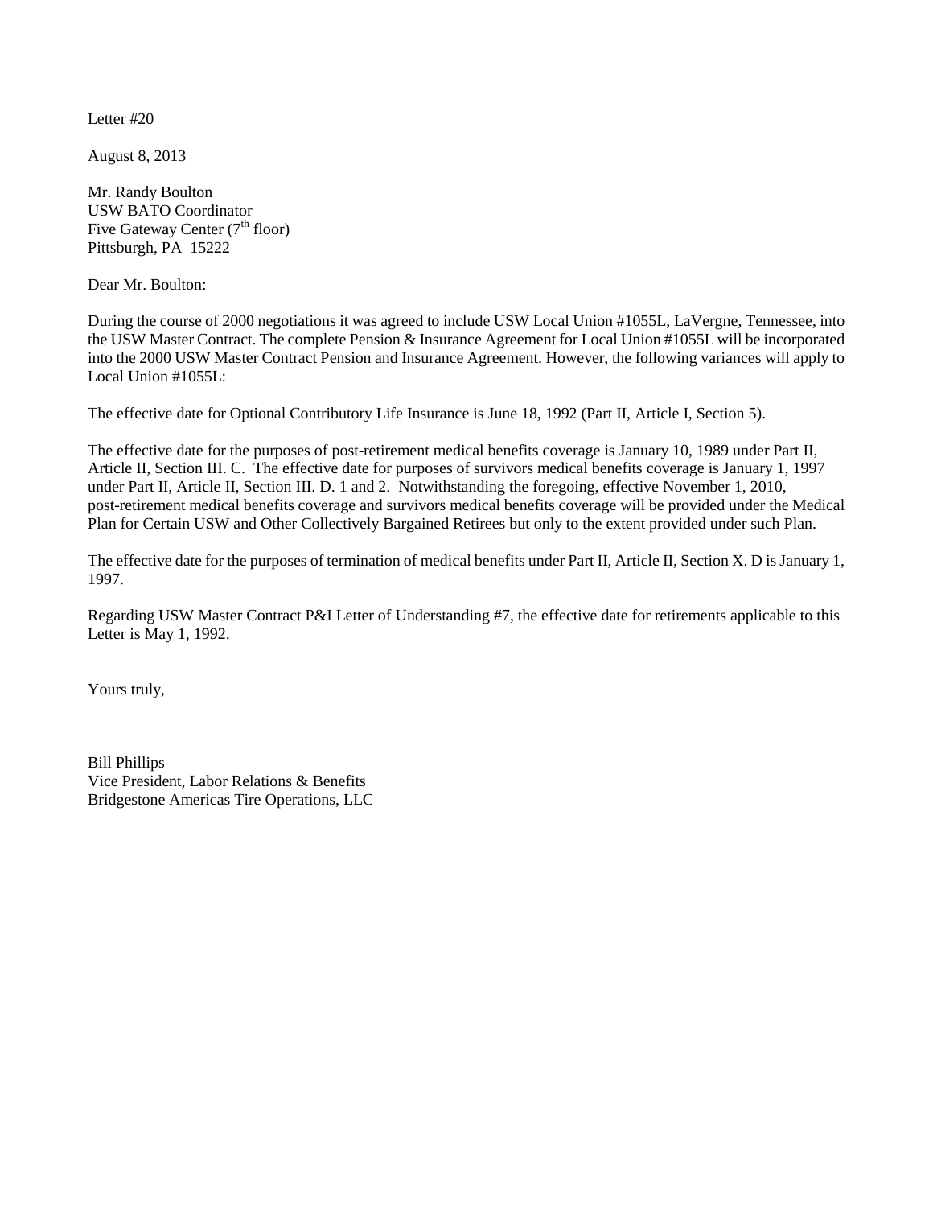Letter #20

August 8, 2013

Mr. Randy Boulton
USW BATO Coordinator
Five Gateway Center (7th floor)
Pittsburgh, PA 15222

Dear Mr. Boulton:

During the course of 2000 negotiations it was agreed to include USW Local Union #1055L, LaVergne, Tennessee, into the USW Master Contract. The complete Pension & Insurance Agreement for Local Union #1055L will be incorporated into the 2000 USW Master Contract Pension and Insurance Agreement. However, the following variances will apply to Local Union #1055L:

The effective date for Optional Contributory Life Insurance is June 18, 1992 (Part II, Article I, Section 5).

The effective date for the purposes of post-retirement medical benefits coverage is January 10, 1989 under Part II, Article II, Section III. C. The effective date for purposes of survivors medical benefits coverage is January 1, 1997 under Part II, Article II, Section III. D. 1 and 2. Notwithstanding the foregoing, effective November 1, 2010, post-retirement medical benefits coverage and survivors medical benefits coverage will be provided under the Medical Plan for Certain USW and Other Collectively Bargained Retirees but only to the extent provided under such Plan.

The effective date for the purposes of termination of medical benefits under Part II, Article II, Section X. D is January 1, 1997.

Regarding USW Master Contract P&I Letter of Understanding #7, the effective date for retirements applicable to this Letter is May 1, 1992.

Yours truly,

Bill Phillips
Vice President, Labor Relations & Benefits
Bridgestone Americas Tire Operations, LLC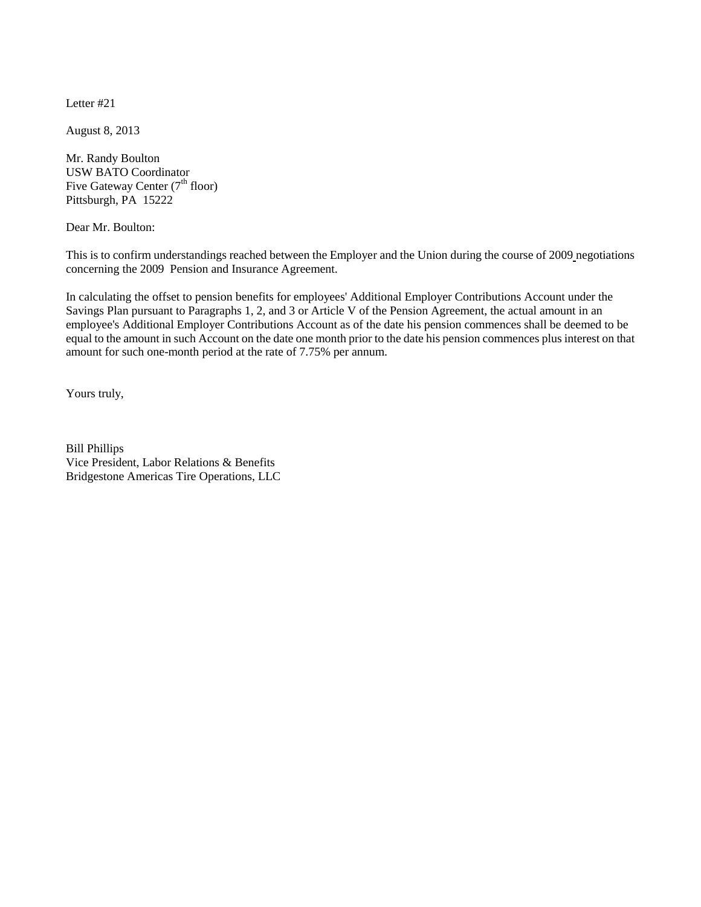Letter #21

August 8, 2013

Mr. Randy Boulton
USW BATO Coordinator
Five Gateway Center (7th floor)
Pittsburgh, PA  15222

Dear Mr. Boulton:

This is to confirm understandings reached between the Employer and the Union during the course of 2009 negotiations concerning the 2009 Pension and Insurance Agreement.

In calculating the offset to pension benefits for employees' Additional Employer Contributions Account under the Savings Plan pursuant to Paragraphs 1, 2, and 3 or Article V of the Pension Agreement, the actual amount in an employee's Additional Employer Contributions Account as of the date his pension commences shall be deemed to be equal to the amount in such Account on the date one month prior to the date his pension commences plus interest on that amount for such one-month period at the rate of 7.75% per annum.

Yours truly,

Bill Phillips
Vice President, Labor Relations & Benefits
Bridgestone Americas Tire Operations, LLC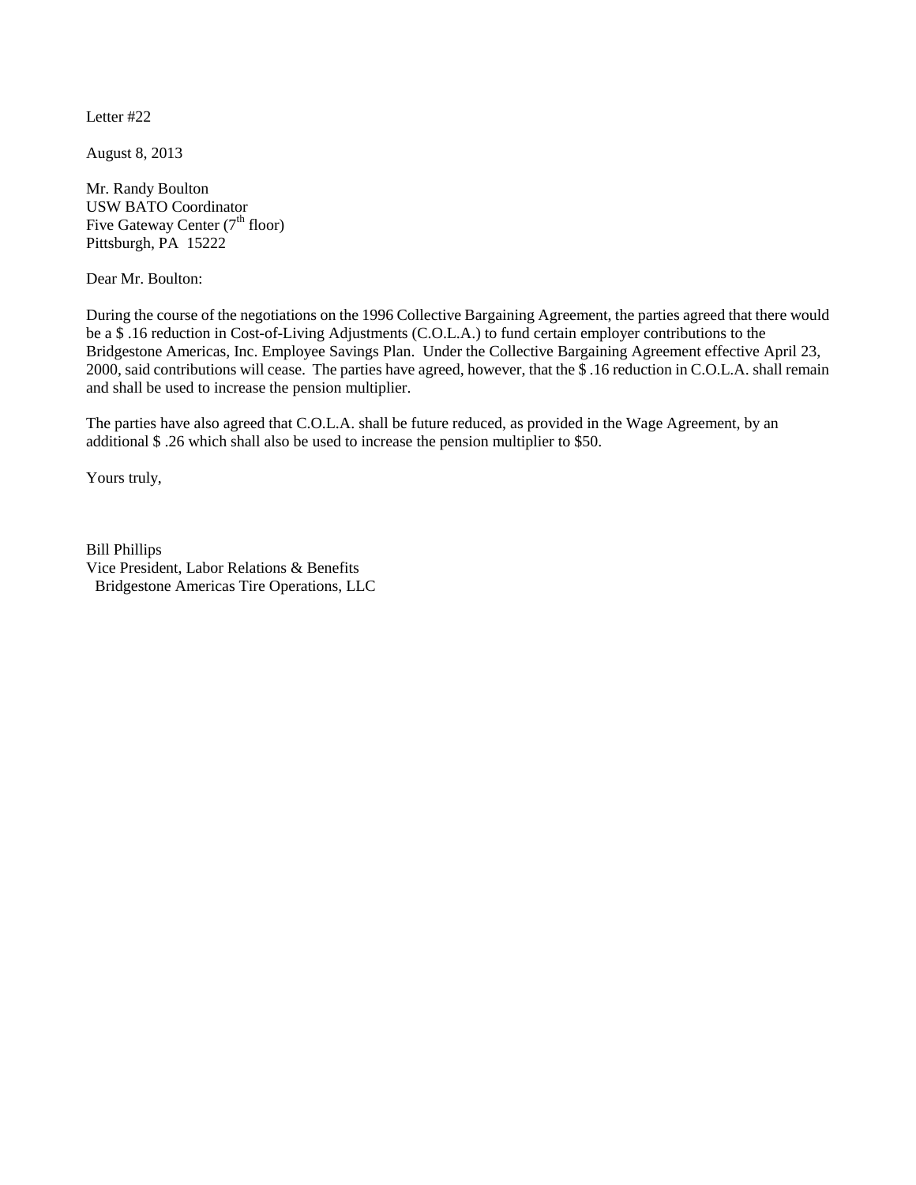Letter #22

August 8, 2013

Mr. Randy Boulton
USW BATO Coordinator
Five Gateway Center (7th floor)
Pittsburgh, PA 15222

Dear Mr. Boulton:

During the course of the negotiations on the 1996 Collective Bargaining Agreement, the parties agreed that there would be a $ .16 reduction in Cost-of-Living Adjustments (C.O.L.A.) to fund certain employer contributions to the Bridgestone Americas, Inc. Employee Savings Plan. Under the Collective Bargaining Agreement effective April 23, 2000, said contributions will cease. The parties have agreed, however, that the $ .16 reduction in C.O.L.A. shall remain and shall be used to increase the pension multiplier.

The parties have also agreed that C.O.L.A. shall be future reduced, as provided in the Wage Agreement, by an additional $ .26 which shall also be used to increase the pension multiplier to $50.

Yours truly,

Bill Phillips
Vice President, Labor Relations & Benefits
Bridgestone Americas Tire Operations, LLC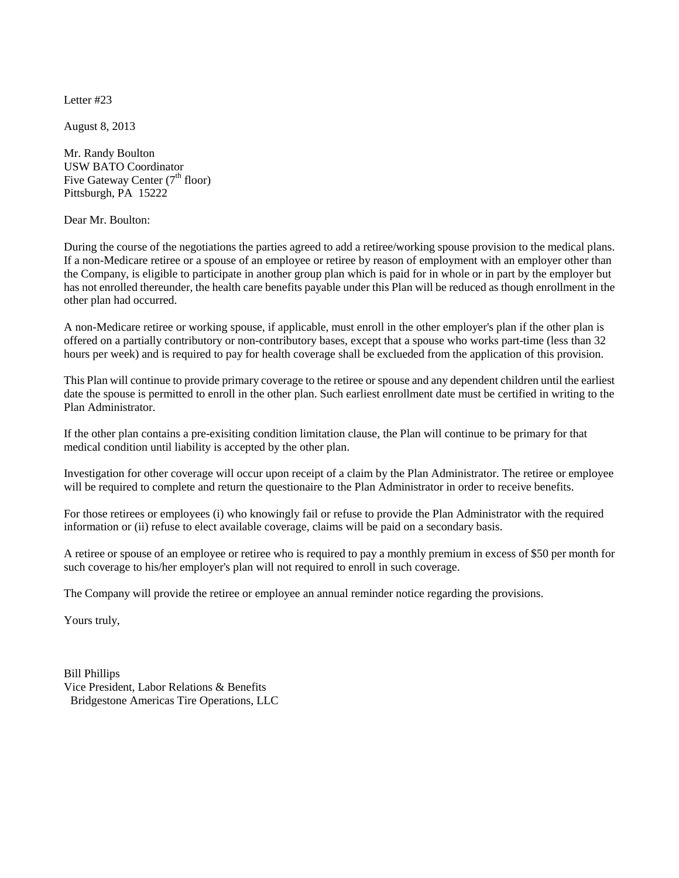Letter #23

August 8, 2013

Mr. Randy Boulton
USW BATO Coordinator
Five Gateway Center (7th floor)
Pittsburgh, PA 15222

Dear Mr. Boulton:

During the course of the negotiations the parties agreed to add a retiree/working spouse provision to the medical plans. If a non-Medicare retiree or a spouse of an employee or retiree by reason of employment with an employer other than the Company, is eligible to participate in another group plan which is paid for in whole or in part by the employer but has not enrolled thereunder, the health care benefits payable under this Plan will be reduced as though enrollment in the other plan had occurred.

A non-Medicare retiree or working spouse, if applicable, must enroll in the other employer's plan if the other plan is offered on a partially contributory or non-contributory bases, except that a spouse who works part-time (less than 32 hours per week) and is required to pay for health coverage shall be exclueded from the application of this provision.

This Plan will continue to provide primary coverage to the retiree or spouse and any dependent children until the earliest date the spouse is permitted to enroll in the other plan. Such earliest enrollment date must be certified in writing to the Plan Administrator.

If the other plan contains a pre-exisiting condition limitation clause, the Plan will continue to be primary for that medical condition until liability is accepted by the other plan.

Investigation for other coverage will occur upon receipt of a claim by the Plan Administrator. The retiree or employee will be required to complete and return the questionaire to the Plan Administrator in order to receive benefits.

For those retirees or employees (i) who knowingly fail or refuse to provide the Plan Administrator with the required information or (ii) refuse to elect available coverage, claims will be paid on a secondary basis.

A retiree or spouse of an employee or retiree who is required to pay a monthly premium in excess of $50 per month for such coverage to his/her employer's plan will not required to enroll in such coverage.

The Company will provide the retiree or employee an annual reminder notice regarding the provisions.

Yours truly,

Bill Phillips
Vice President, Labor Relations & Benefits
Bridgestone Americas Tire Operations, LLC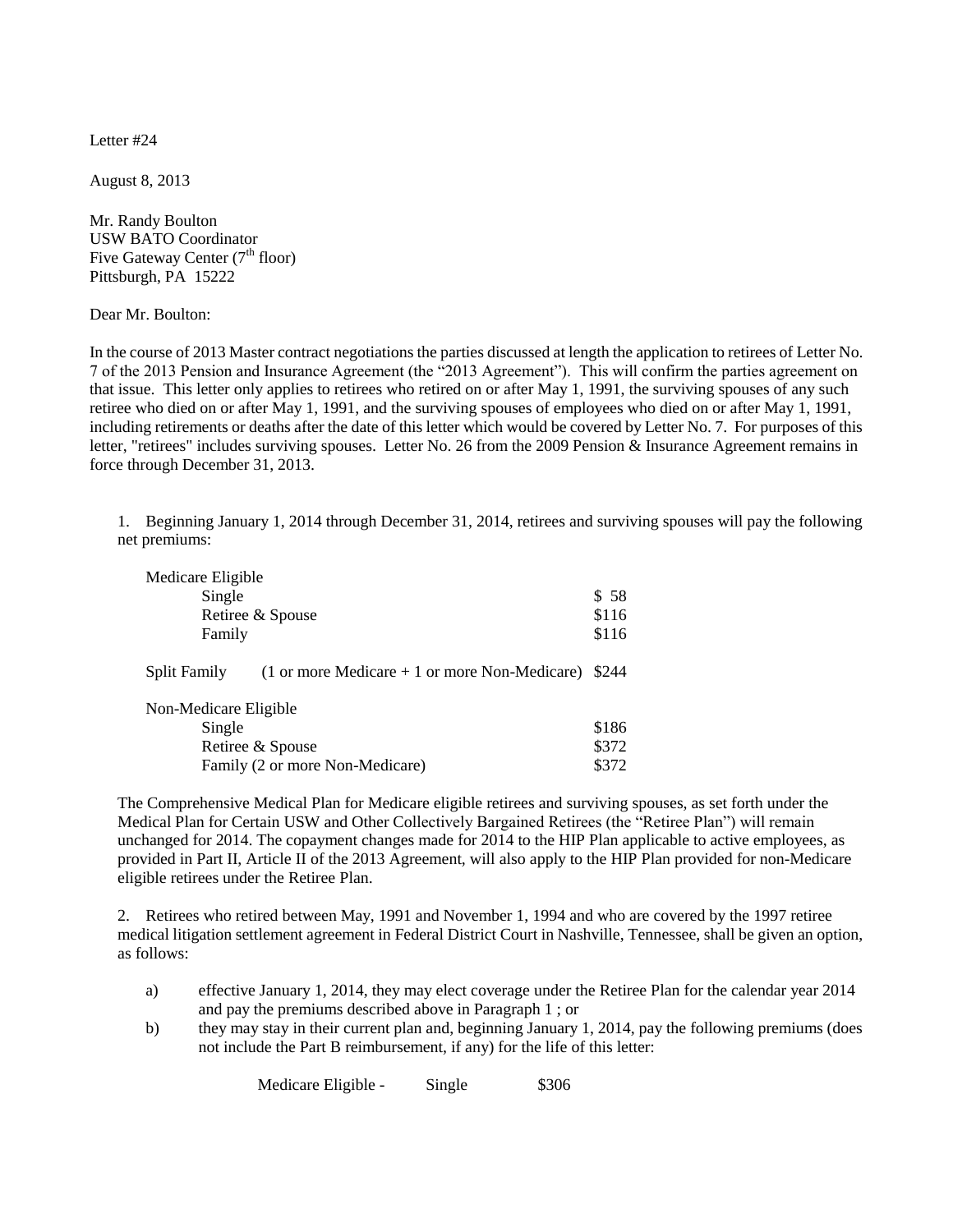Letter #24

August 8, 2013

Mr. Randy Boulton
USW BATO Coordinator
Five Gateway Center (7th floor)
Pittsburgh, PA 15222

Dear Mr. Boulton:

In the course of 2013 Master contract negotiations the parties discussed at length the application to retirees of Letter No. 7 of the 2013 Pension and Insurance Agreement (the "2013 Agreement"). This will confirm the parties agreement on that issue. This letter only applies to retirees who retired on or after May 1, 1991, the surviving spouses of any such retiree who died on or after May 1, 1991, and the surviving spouses of employees who died on or after May 1, 1991, including retirements or deaths after the date of this letter which would be covered by Letter No. 7. For purposes of this letter, "retirees" includes surviving spouses. Letter No. 26 from the 2009 Pension & Insurance Agreement remains in force through December 31, 2013.

1. Beginning January 1, 2014 through December 31, 2014, retirees and surviving spouses will pay the following net premiums:

| | |
|---|---|
| **Medicare Eligible** | |
| Single | $ 58 |
| Retiree & Spouse | $116 |
| Family | $116 |
| **Split Family** (1 or more Medicare + 1 or more Non-Medicare) | $244 |
| **Non-Medicare Eligible** | |
| Single | $186 |
| Retiree & Spouse | $372 |
| Family (2 or more Non-Medicare) | $372 |

The Comprehensive Medical Plan for Medicare eligible retirees and surviving spouses, as set forth under the Medical Plan for Certain USW and Other Collectively Bargained Retirees (the "Retiree Plan") will remain unchanged for 2014. The copayment changes made for 2014 to the HIP Plan applicable to active employees, as provided in Part II, Article II of the 2013 Agreement, will also apply to the HIP Plan provided for non-Medicare eligible retirees under the Retiree Plan.

2. Retirees who retired between May, 1991 and November 1, 1994 and who are covered by the 1997 retiree medical litigation settlement agreement in Federal District Court in Nashville, Tennessee, shall be given an option, as follows:

a) effective January 1, 2014, they may elect coverage under the Retiree Plan for the calendar year 2014 and pay the premiums described above in Paragraph 1 ; or

b) they may stay in their current plan and, beginning January 1, 2014, pay the following premiums (does not include the Part B reimbursement, if any) for the life of this letter:

| | | |
|---|---|---|
| Medicare Eligible - | Single | $306 |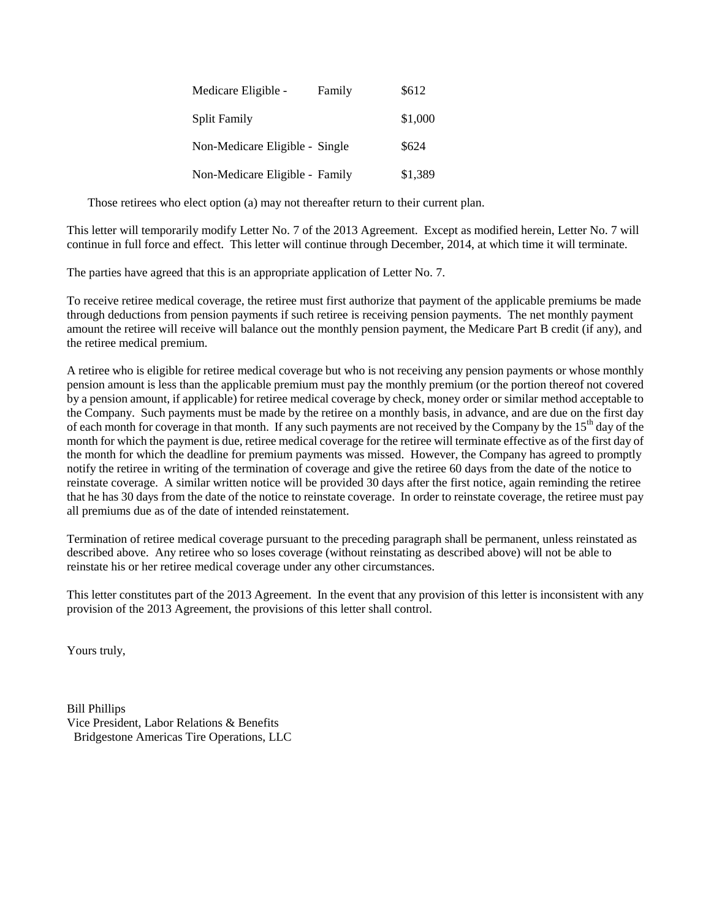| | |
|---|---|
| Medicare Eligible - Family | $612 |
| Split Family | $1,000 |
| Non-Medicare Eligible - Single | $624 |
| Non-Medicare Eligible - Family | $1,389 |

Those retirees who elect option (a) may not thereafter return to their current plan.

This letter will temporarily modify Letter No. 7 of the 2013 Agreement. Except as modified herein, Letter No. 7 will continue in full force and effect. This letter will continue through December, 2014, at which time it will terminate.

The parties have agreed that this is an appropriate application of Letter No. 7.

To receive retiree medical coverage, the retiree must first authorize that payment of the applicable premiums be made through deductions from pension payments if such retiree is receiving pension payments. The net monthly payment amount the retiree will receive will balance out the monthly pension payment, the Medicare Part B credit (if any), and the retiree medical premium.

A retiree who is eligible for retiree medical coverage but who is not receiving any pension payments or whose monthly pension amount is less than the applicable premium must pay the monthly premium (or the portion thereof not covered by a pension amount, if applicable) for retiree medical coverage by check, money order or similar method acceptable to the Company. Such payments must be made by the retiree on a monthly basis, in advance, and are due on the first day of each month for coverage in that month. If any such payments are not received by the Company by the 15th day of the month for which the payment is due, retiree medical coverage for the retiree will terminate effective as of the first day of the month for which the deadline for premium payments was missed. However, the Company has agreed to promptly notify the retiree in writing of the termination of coverage and give the retiree 60 days from the date of the notice to reinstate coverage. A similar written notice will be provided 30 days after the first notice, again reminding the retiree that he has 30 days from the date of the notice to reinstate coverage. In order to reinstate coverage, the retiree must pay all premiums due as of the date of intended reinstatement.

Termination of retiree medical coverage pursuant to the preceding paragraph shall be permanent, unless reinstated as described above. Any retiree who so loses coverage (without reinstating as described above) will not be able to reinstate his or her retiree medical coverage under any other circumstances.

This letter constitutes part of the 2013 Agreement. In the event that any provision of this letter is inconsistent with any provision of the 2013 Agreement, the provisions of this letter shall control.

Yours truly,

Bill Phillips
Vice President, Labor Relations & Benefits
Bridgestone Americas Tire Operations, LLC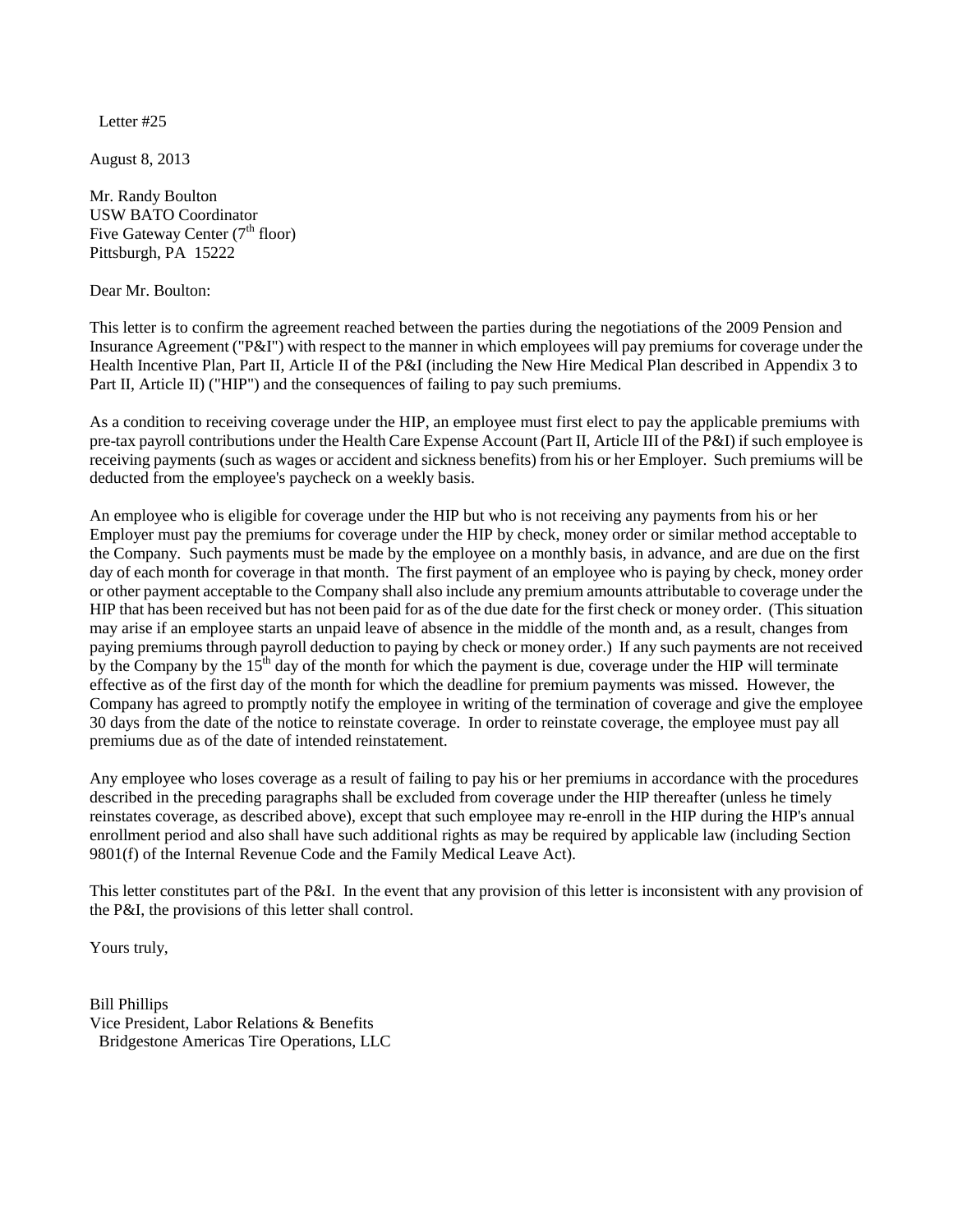Letter #25

August 8, 2013

Mr. Randy Boulton
USW BATO Coordinator
Five Gateway Center (7th floor)
Pittsburgh, PA 15222

Dear Mr. Boulton:

This letter is to confirm the agreement reached between the parties during the negotiations of the 2009 Pension and Insurance Agreement ("P&I") with respect to the manner in which employees will pay premiums for coverage under the Health Incentive Plan, Part II, Article II of the P&I (including the New Hire Medical Plan described in Appendix 3 to Part II, Article II) ("HIP") and the consequences of failing to pay such premiums.

As a condition to receiving coverage under the HIP, an employee must first elect to pay the applicable premiums with pre-tax payroll contributions under the Health Care Expense Account (Part II, Article III of the P&I) if such employee is receiving payments (such as wages or accident and sickness benefits) from his or her Employer. Such premiums will be deducted from the employee's paycheck on a weekly basis.

An employee who is eligible for coverage under the HIP but who is not receiving any payments from his or her Employer must pay the premiums for coverage under the HIP by check, money order or similar method acceptable to the Company. Such payments must be made by the employee on a monthly basis, in advance, and are due on the first day of each month for coverage in that month. The first payment of an employee who is paying by check, money order or other payment acceptable to the Company shall also include any premium amounts attributable to coverage under the HIP that has been received but has not been paid for as of the due date for the first check or money order. (This situation may arise if an employee starts an unpaid leave of absence in the middle of the month and, as a result, changes from paying premiums through payroll deduction to paying by check or money order.) If any such payments are not received by the Company by the 15th day of the month for which the payment is due, coverage under the HIP will terminate effective as of the first day of the month for which the deadline for premium payments was missed. However, the Company has agreed to promptly notify the employee in writing of the termination of coverage and give the employee 30 days from the date of the notice to reinstate coverage. In order to reinstate coverage, the employee must pay all premiums due as of the date of intended reinstatement.

Any employee who loses coverage as a result of failing to pay his or her premiums in accordance with the procedures described in the preceding paragraphs shall be excluded from coverage under the HIP thereafter (unless he timely reinstates coverage, as described above), except that such employee may re-enroll in the HIP during the HIP's annual enrollment period and also shall have such additional rights as may be required by applicable law (including Section 9801(f) of the Internal Revenue Code and the Family Medical Leave Act).

This letter constitutes part of the P&I. In the event that any provision of this letter is inconsistent with any provision of the P&I, the provisions of this letter shall control.

Yours truly,

Bill Phillips
Vice President, Labor Relations & Benefits
Bridgestone Americas Tire Operations, LLC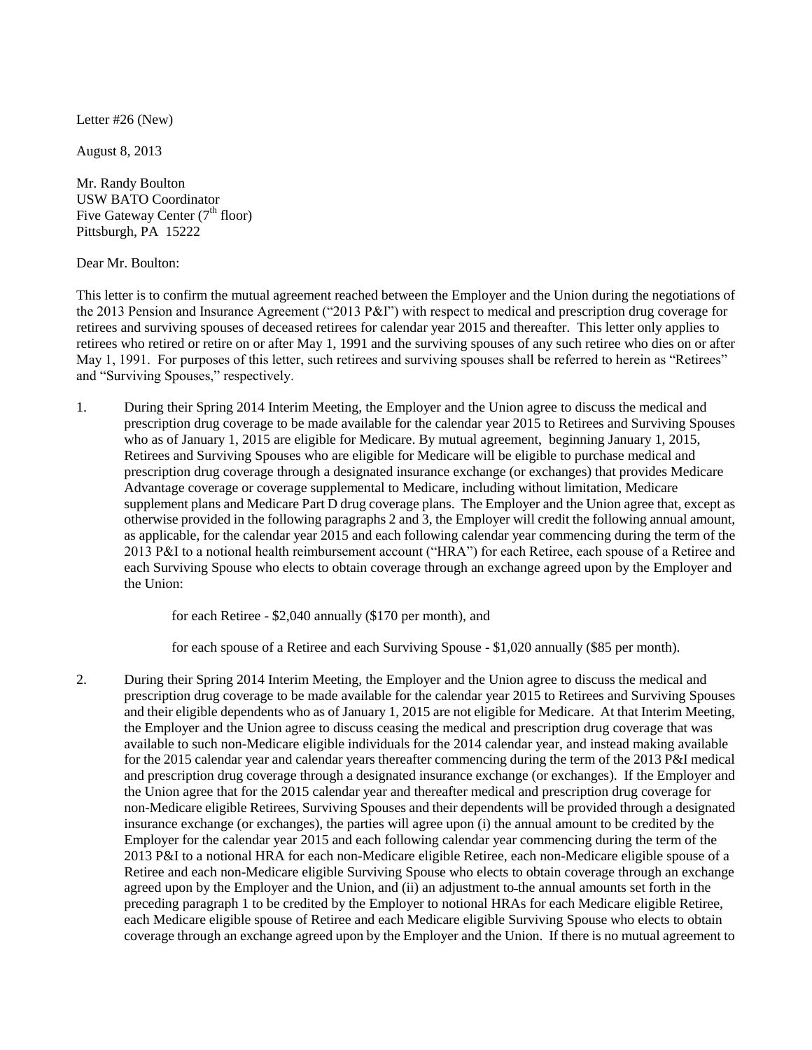Letter #26 (New)

August 8, 2013

Mr. Randy Boulton
USW BATO Coordinator
Five Gateway Center (7th floor)
Pittsburgh, PA 15222

Dear Mr. Boulton:

This letter is to confirm the mutual agreement reached between the Employer and the Union during the negotiations of the 2013 Pension and Insurance Agreement ("2013 P&I") with respect to medical and prescription drug coverage for retirees and surviving spouses of deceased retirees for calendar year 2015 and thereafter. This letter only applies to retirees who retired or retire on or after May 1, 1991 and the surviving spouses of any such retiree who dies on or after May 1, 1991. For purposes of this letter, such retirees and surviving spouses shall be referred to herein as "Retirees" and "Surviving Spouses," respectively.

1. During their Spring 2014 Interim Meeting, the Employer and the Union agree to discuss the medical and prescription drug coverage to be made available for the calendar year 2015 to Retirees and Surviving Spouses who as of January 1, 2015 are eligible for Medicare. By mutual agreement, beginning January 1, 2015, Retirees and Surviving Spouses who are eligible for Medicare will be eligible to purchase medical and prescription drug coverage through a designated insurance exchange (or exchanges) that provides Medicare Advantage coverage or coverage supplemental to Medicare, including without limitation, Medicare supplement plans and Medicare Part D drug coverage plans. The Employer and the Union agree that, except as otherwise provided in the following paragraphs 2 and 3, the Employer will credit the following annual amount, as applicable, for the calendar year 2015 and each following calendar year commencing during the term of the 2013 P&I to a notional health reimbursement account ("HRA") for each Retiree, each spouse of a Retiree and each Surviving Spouse who elects to obtain coverage through an exchange agreed upon by the Employer and the Union:

   for each Retiree - $2,040 annually ($170 per month), and

   for each spouse of a Retiree and each Surviving Spouse - $1,020 annually ($85 per month).

2. During their Spring 2014 Interim Meeting, the Employer and the Union agree to discuss the medical and prescription drug coverage to be made available for the calendar year 2015 to Retirees and Surviving Spouses and their eligible dependents who as of January 1, 2015 are not eligible for Medicare. At that Interim Meeting, the Employer and the Union agree to discuss ceasing the medical and prescription drug coverage that was available to such non-Medicare eligible individuals for the 2014 calendar year, and instead making available for the 2015 calendar year and calendar years thereafter commencing during the term of the 2013 P&I medical and prescription drug coverage through a designated insurance exchange (or exchanges). If the Employer and the Union agree that for the 2015 calendar year and thereafter medical and prescription drug coverage for non-Medicare eligible Retirees, Surviving Spouses and their dependents will be provided through a designated insurance exchange (or exchanges), the parties will agree upon (i) the annual amount to be credited by the Employer for the calendar year 2015 and each following calendar year commencing during the term of the 2013 P&I to a notional HRA for each non-Medicare eligible Retiree, each non-Medicare eligible spouse of a Retiree and each non-Medicare eligible Surviving Spouse who elects to obtain coverage through an exchange agreed upon by the Employer and the Union, and (ii) an adjustment to the annual amounts set forth in the preceding paragraph 1 to be credited by the Employer to notional HRAs for each Medicare eligible Retiree, each Medicare eligible spouse of Retiree and each Medicare eligible Surviving Spouse who elects to obtain coverage through an exchange agreed upon by the Employer and the Union. If there is no mutual agreement to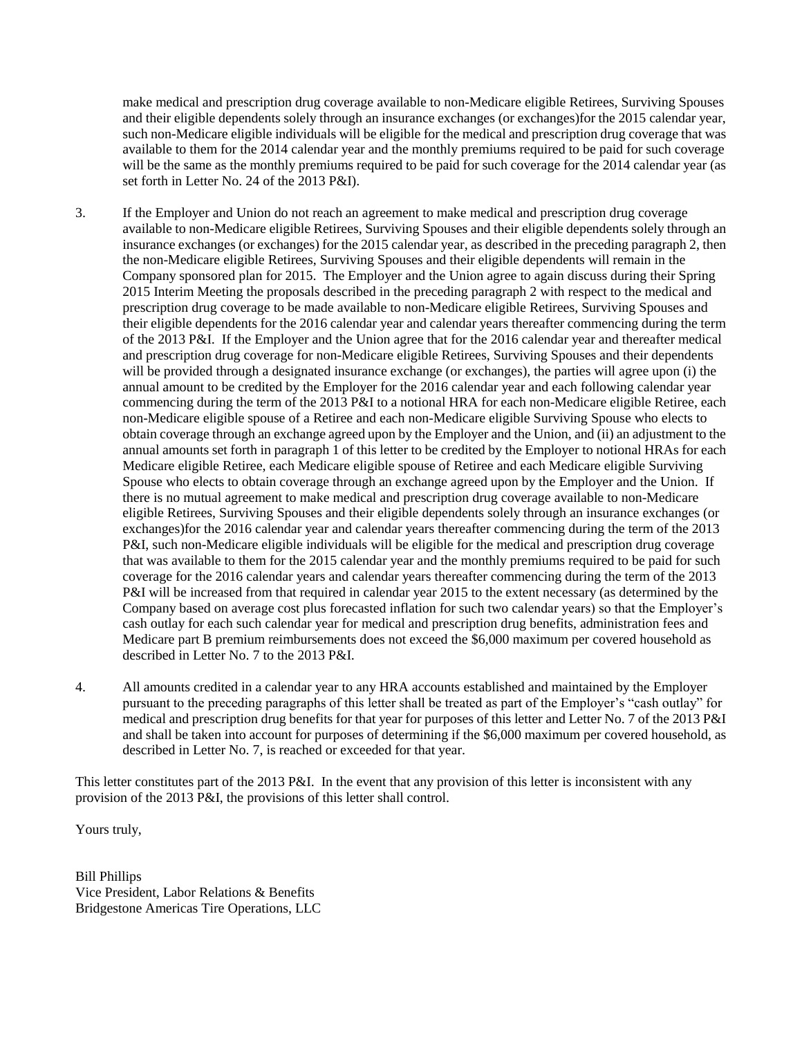make medical and prescription drug coverage available to non-Medicare eligible Retirees, Surviving Spouses and their eligible dependents solely through an insurance exchanges (or exchanges)for the 2015 calendar year, such non-Medicare eligible individuals will be eligible for the medical and prescription drug coverage that was available to them for the 2014 calendar year and the monthly premiums required to be paid for such coverage will be the same as the monthly premiums required to be paid for such coverage for the 2014 calendar year (as set forth in Letter No. 24 of the 2013 P&I).

3. If the Employer and Union do not reach an agreement to make medical and prescription drug coverage available to non-Medicare eligible Retirees, Surviving Spouses and their eligible dependents solely through an insurance exchanges (or exchanges) for the 2015 calendar year, as described in the preceding paragraph 2, then the non-Medicare eligible Retirees, Surviving Spouses and their eligible dependents will remain in the Company sponsored plan for 2015. The Employer and the Union agree to again discuss during their Spring 2015 Interim Meeting the proposals described in the preceding paragraph 2 with respect to the medical and prescription drug coverage to be made available to non-Medicare eligible Retirees, Surviving Spouses and their eligible dependents for the 2016 calendar year and calendar years thereafter commencing during the term of the 2013 P&I. If the Employer and the Union agree that for the 2016 calendar year and thereafter medical and prescription drug coverage for non-Medicare eligible Retirees, Surviving Spouses and their dependents will be provided through a designated insurance exchange (or exchanges), the parties will agree upon (i) the annual amount to be credited by the Employer for the 2016 calendar year and each following calendar year commencing during the term of the 2013 P&I to a notional HRA for each non-Medicare eligible Retiree, each non-Medicare eligible spouse of a Retiree and each non-Medicare eligible Surviving Spouse who elects to obtain coverage through an exchange agreed upon by the Employer and the Union, and (ii) an adjustment to the annual amounts set forth in paragraph 1 of this letter to be credited by the Employer to notional HRAs for each Medicare eligible Retiree, each Medicare eligible spouse of Retiree and each Medicare eligible Surviving Spouse who elects to obtain coverage through an exchange agreed upon by the Employer and the Union. If there is no mutual agreement to make medical and prescription drug coverage available to non-Medicare eligible Retirees, Surviving Spouses and their eligible dependents solely through an insurance exchanges (or exchanges)for the 2016 calendar year and calendar years thereafter commencing during the term of the 2013 P&I, such non-Medicare eligible individuals will be eligible for the medical and prescription drug coverage that was available to them for the 2015 calendar year and the monthly premiums required to be paid for such coverage for the 2016 calendar years and calendar years thereafter commencing during the term of the 2013 P&I will be increased from that required in calendar year 2015 to the extent necessary (as determined by the Company based on average cost plus forecasted inflation for such two calendar years) so that the Employer's cash outlay for each such calendar year for medical and prescription drug benefits, administration fees and Medicare part B premium reimbursements does not exceed the $6,000 maximum per covered household as described in Letter No. 7 to the 2013 P&I.

4. All amounts credited in a calendar year to any HRA accounts established and maintained by the Employer pursuant to the preceding paragraphs of this letter shall be treated as part of the Employer's "cash outlay" for medical and prescription drug benefits for that year for purposes of this letter and Letter No. 7 of the 2013 P&I and shall be taken into account for purposes of determining if the $6,000 maximum per covered household, as described in Letter No. 7, is reached or exceeded for that year.

This letter constitutes part of the 2013 P&I. In the event that any provision of this letter is inconsistent with any provision of the 2013 P&I, the provisions of this letter shall control.

Yours truly,

Bill Phillips
Vice President, Labor Relations & Benefits
Bridgestone Americas Tire Operations, LLC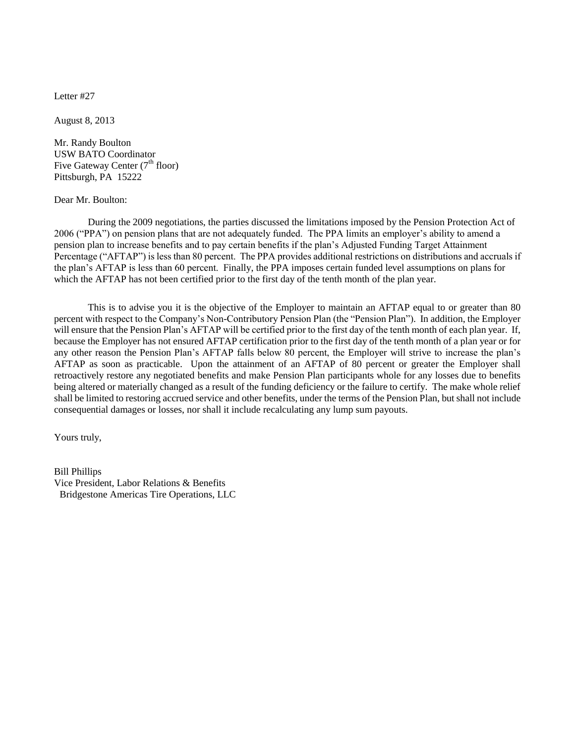Letter #27

August 8, 2013

Mr. Randy Boulton
USW BATO Coordinator
Five Gateway Center (7th floor)
Pittsburgh, PA 15222

Dear Mr. Boulton:

During the 2009 negotiations, the parties discussed the limitations imposed by the Pension Protection Act of 2006 ("PPA") on pension plans that are not adequately funded. The PPA limits an employer's ability to amend a pension plan to increase benefits and to pay certain benefits if the plan's Adjusted Funding Target Attainment Percentage ("AFTAP") is less than 80 percent. The PPA provides additional restrictions on distributions and accruals if the plan's AFTAP is less than 60 percent. Finally, the PPA imposes certain funded level assumptions on plans for which the AFTAP has not been certified prior to the first day of the tenth month of the plan year.

This is to advise you it is the objective of the Employer to maintain an AFTAP equal to or greater than 80 percent with respect to the Company's Non-Contributory Pension Plan (the "Pension Plan"). In addition, the Employer will ensure that the Pension Plan's AFTAP will be certified prior to the first day of the tenth month of each plan year. If, because the Employer has not ensured AFTAP certification prior to the first day of the tenth month of a plan year or for any other reason the Pension Plan's AFTAP falls below 80 percent, the Employer will strive to increase the plan's AFTAP as soon as practicable. Upon the attainment of an AFTAP of 80 percent or greater the Employer shall retroactively restore any negotiated benefits and make Pension Plan participants whole for any losses due to benefits being altered or materially changed as a result of the funding deficiency or the failure to certify. The make whole relief shall be limited to restoring accrued service and other benefits, under the terms of the Pension Plan, but shall not include consequential damages or losses, nor shall it include recalculating any lump sum payouts.

Yours truly,

Bill Phillips
Vice President, Labor Relations & Benefits
Bridgestone Americas Tire Operations, LLC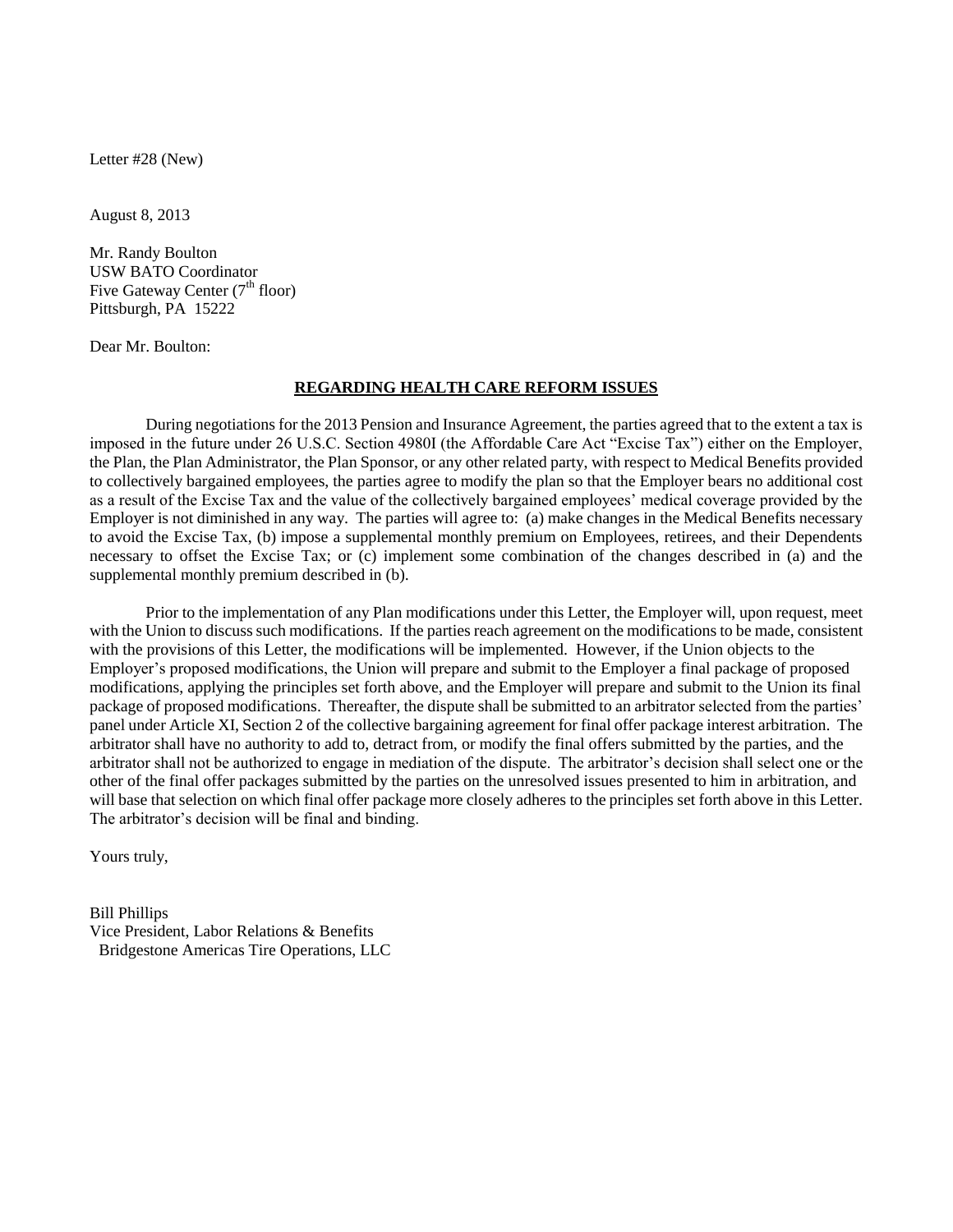Letter #28 (New)

August 8, 2013

Mr. Randy Boulton
USW BATO Coordinator
Five Gateway Center (7th floor)
Pittsburgh, PA 15222

Dear Mr. Boulton:

**REGARDING HEALTH CARE REFORM ISSUES**

During negotiations for the 2013 Pension and Insurance Agreement, the parties agreed that to the extent a tax is imposed in the future under 26 U.S.C. Section 4980I (the Affordable Care Act "Excise Tax") either on the Employer, the Plan, the Plan Administrator, the Plan Sponsor, or any other related party, with respect to Medical Benefits provided to collectively bargained employees, the parties agree to modify the plan so that the Employer bears no additional cost as a result of the Excise Tax and the value of the collectively bargained employees' medical coverage provided by the Employer is not diminished in any way. The parties will agree to: (a) make changes in the Medical Benefits necessary to avoid the Excise Tax, (b) impose a supplemental monthly premium on Employees, retirees, and their Dependents necessary to offset the Excise Tax; or (c) implement some combination of the changes described in (a) and the supplemental monthly premium described in (b).

Prior to the implementation of any Plan modifications under this Letter, the Employer will, upon request, meet with the Union to discuss such modifications. If the parties reach agreement on the modifications to be made, consistent with the provisions of this Letter, the modifications will be implemented. However, if the Union objects to the Employer's proposed modifications, the Union will prepare and submit to the Employer a final package of proposed modifications, applying the principles set forth above, and the Employer will prepare and submit to the Union its final package of proposed modifications. Thereafter, the dispute shall be submitted to an arbitrator selected from the parties' panel under Article XI, Section 2 of the collective bargaining agreement for final offer package interest arbitration. The arbitrator shall have no authority to add to, detract from, or modify the final offers submitted by the parties, and the arbitrator shall not be authorized to engage in mediation of the dispute. The arbitrator's decision shall select one or the other of the final offer packages submitted by the parties on the unresolved issues presented to him in arbitration, and will base that selection on which final offer package more closely adheres to the principles set forth above in this Letter. The arbitrator's decision will be final and binding.

Yours truly,

Bill Phillips
Vice President, Labor Relations & Benefits
Bridgestone Americas Tire Operations, LLC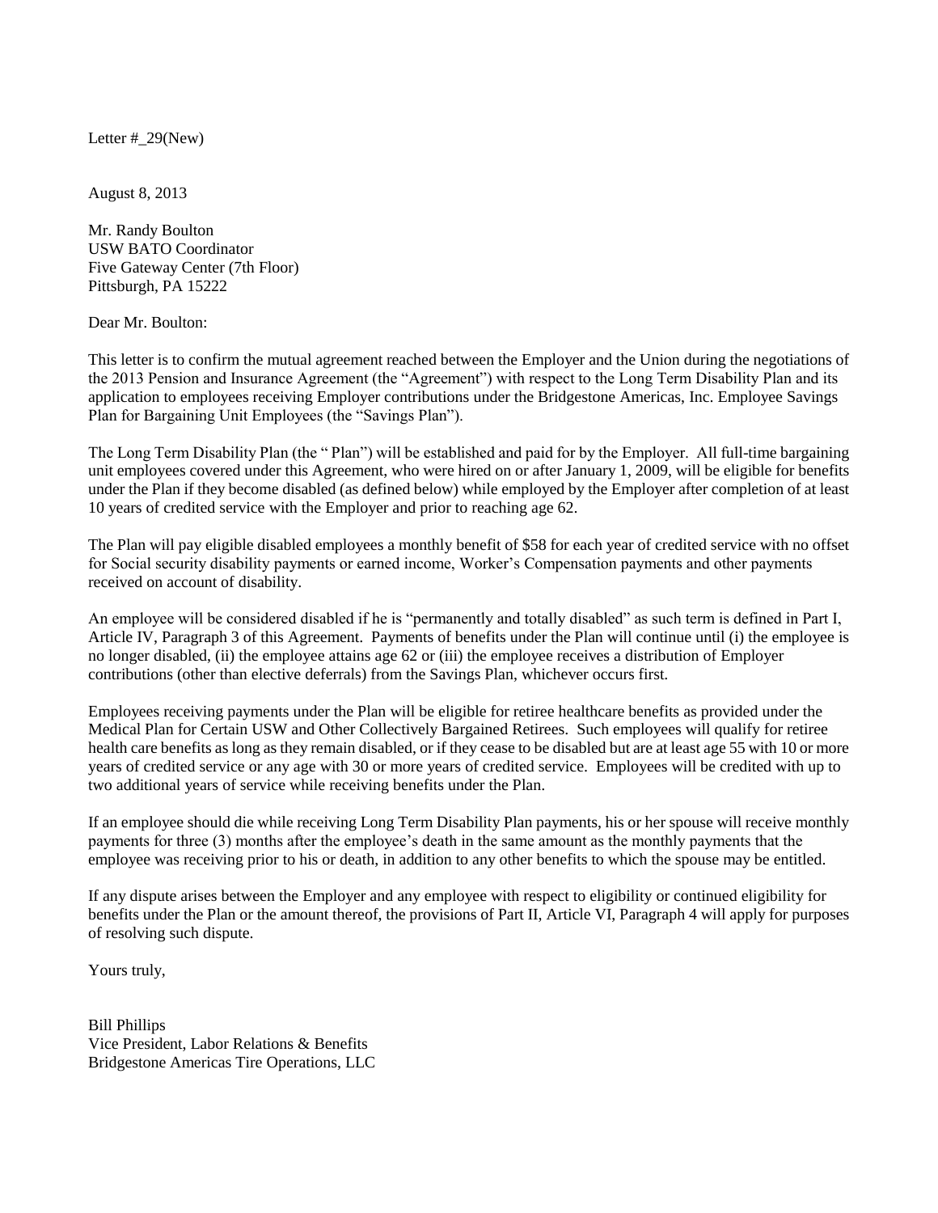Letter #_29(New)

August 8, 2013

Mr. Randy Boulton
USW BATO Coordinator
Five Gateway Center (7th Floor)
Pittsburgh, PA 15222

Dear Mr. Boulton:

This letter is to confirm the mutual agreement reached between the Employer and the Union during the negotiations of the 2013 Pension and Insurance Agreement (the "Agreement") with respect to the Long Term Disability Plan and its application to employees receiving Employer contributions under the Bridgestone Americas, Inc. Employee Savings Plan for Bargaining Unit Employees (the "Savings Plan").

The Long Term Disability Plan (the " Plan") will be established and paid for by the Employer. All full-time bargaining unit employees covered under this Agreement, who were hired on or after January 1, 2009, will be eligible for benefits under the Plan if they become disabled (as defined below) while employed by the Employer after completion of at least 10 years of credited service with the Employer and prior to reaching age 62.

The Plan will pay eligible disabled employees a monthly benefit of $58 for each year of credited service with no offset for Social security disability payments or earned income, Worker's Compensation payments and other payments received on account of disability.

An employee will be considered disabled if he is "permanently and totally disabled" as such term is defined in Part I, Article IV, Paragraph 3 of this Agreement. Payments of benefits under the Plan will continue until (i) the employee is no longer disabled, (ii) the employee attains age 62 or (iii) the employee receives a distribution of Employer contributions (other than elective deferrals) from the Savings Plan, whichever occurs first.

Employees receiving payments under the Plan will be eligible for retiree healthcare benefits as provided under the Medical Plan for Certain USW and Other Collectively Bargained Retirees. Such employees will qualify for retiree health care benefits as long as they remain disabled, or if they cease to be disabled but are at least age 55 with 10 or more years of credited service or any age with 30 or more years of credited service. Employees will be credited with up to two additional years of service while receiving benefits under the Plan.

If an employee should die while receiving Long Term Disability Plan payments, his or her spouse will receive monthly payments for three (3) months after the employee's death in the same amount as the monthly payments that the employee was receiving prior to his or death, in addition to any other benefits to which the spouse may be entitled.

If any dispute arises between the Employer and any employee with respect to eligibility or continued eligibility for benefits under the Plan or the amount thereof, the provisions of Part II, Article VI, Paragraph 4 will apply for purposes of resolving such dispute.

Yours truly,

Bill Phillips
Vice President, Labor Relations & Benefits
Bridgestone Americas Tire Operations, LLC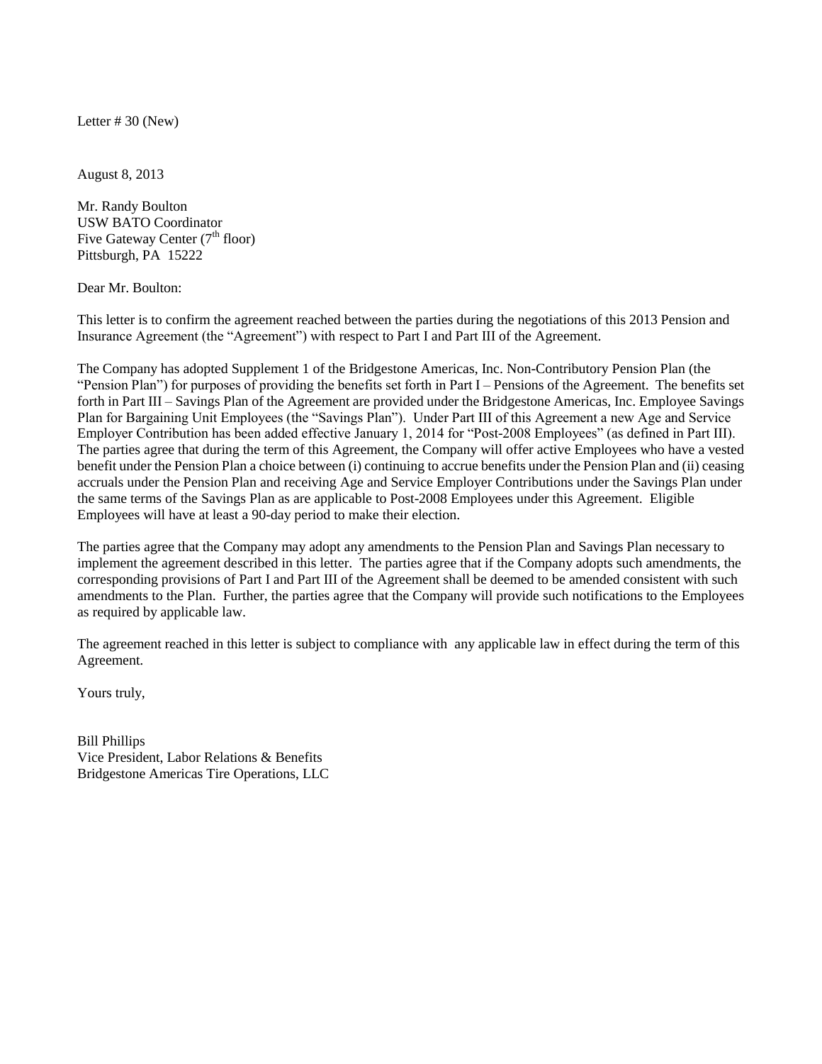Letter # 30 (New)

August 8, 2013

Mr. Randy Boulton
USW BATO Coordinator
Five Gateway Center (7th floor)
Pittsburgh, PA 15222

Dear Mr. Boulton:

This letter is to confirm the agreement reached between the parties during the negotiations of this 2013 Pension and Insurance Agreement (the "Agreement") with respect to Part I and Part III of the Agreement.

The Company has adopted Supplement 1 of the Bridgestone Americas, Inc. Non-Contributory Pension Plan (the "Pension Plan") for purposes of providing the benefits set forth in Part I – Pensions of the Agreement. The benefits set forth in Part III – Savings Plan of the Agreement are provided under the Bridgestone Americas, Inc. Employee Savings Plan for Bargaining Unit Employees (the "Savings Plan"). Under Part III of this Agreement a new Age and Service Employer Contribution has been added effective January 1, 2014 for "Post-2008 Employees" (as defined in Part III). The parties agree that during the term of this Agreement, the Company will offer active Employees who have a vested benefit under the Pension Plan a choice between (i) continuing to accrue benefits under the Pension Plan and (ii) ceasing accruals under the Pension Plan and receiving Age and Service Employer Contributions under the Savings Plan under the same terms of the Savings Plan as are applicable to Post-2008 Employees under this Agreement. Eligible Employees will have at least a 90-day period to make their election.

The parties agree that the Company may adopt any amendments to the Pension Plan and Savings Plan necessary to implement the agreement described in this letter. The parties agree that if the Company adopts such amendments, the corresponding provisions of Part I and Part III of the Agreement shall be deemed to be amended consistent with such amendments to the Plan. Further, the parties agree that the Company will provide such notifications to the Employees as required by applicable law.

The agreement reached in this letter is subject to compliance with any applicable law in effect during the term of this Agreement.

Yours truly,

Bill Phillips
Vice President, Labor Relations & Benefits
Bridgestone Americas Tire Operations, LLC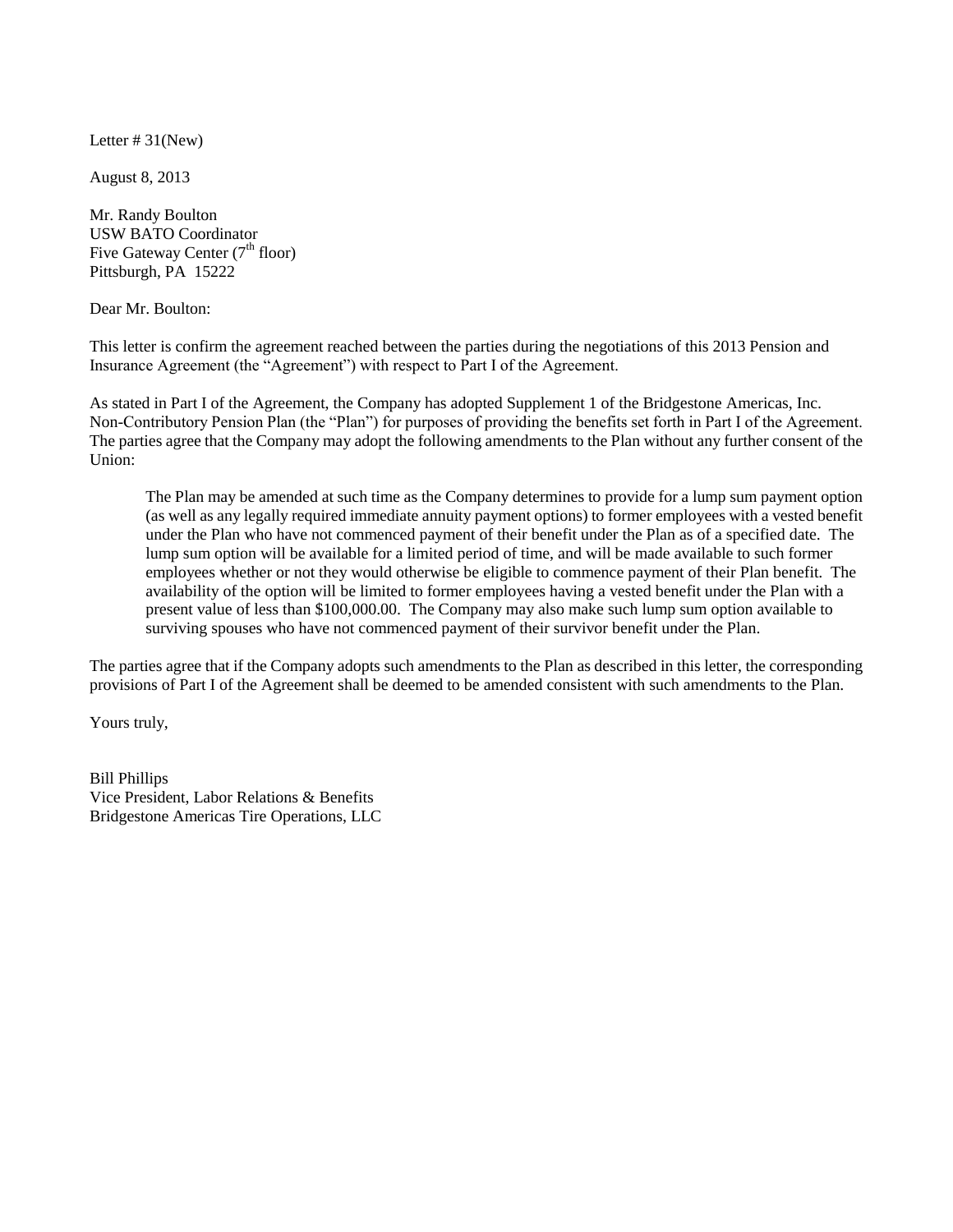Letter # 31(New)

August 8, 2013

Mr. Randy Boulton
USW BATO Coordinator
Five Gateway Center (7th floor)
Pittsburgh, PA 15222

Dear Mr. Boulton:

This letter is confirm the agreement reached between the parties during the negotiations of this 2013 Pension and Insurance Agreement (the "Agreement") with respect to Part I of the Agreement.

As stated in Part I of the Agreement, the Company has adopted Supplement 1 of the Bridgestone Americas, Inc. Non-Contributory Pension Plan (the "Plan") for purposes of providing the benefits set forth in Part I of the Agreement. The parties agree that the Company may adopt the following amendments to the Plan without any further consent of the Union:

> The Plan may be amended at such time as the Company determines to provide for a lump sum payment option (as well as any legally required immediate annuity payment options) to former employees with a vested benefit under the Plan who have not commenced payment of their benefit under the Plan as of a specified date. The lump sum option will be available for a limited period of time, and will be made available to such former employees whether or not they would otherwise be eligible to commence payment of their Plan benefit. The availability of the option will be limited to former employees having a vested benefit under the Plan with a present value of less than $100,000.00. The Company may also make such lump sum option available to surviving spouses who have not commenced payment of their survivor benefit under the Plan.

The parties agree that if the Company adopts such amendments to the Plan as described in this letter, the corresponding provisions of Part I of the Agreement shall be deemed to be amended consistent with such amendments to the Plan.

Yours truly,

Bill Phillips
Vice President, Labor Relations & Benefits
Bridgestone Americas Tire Operations, LLC